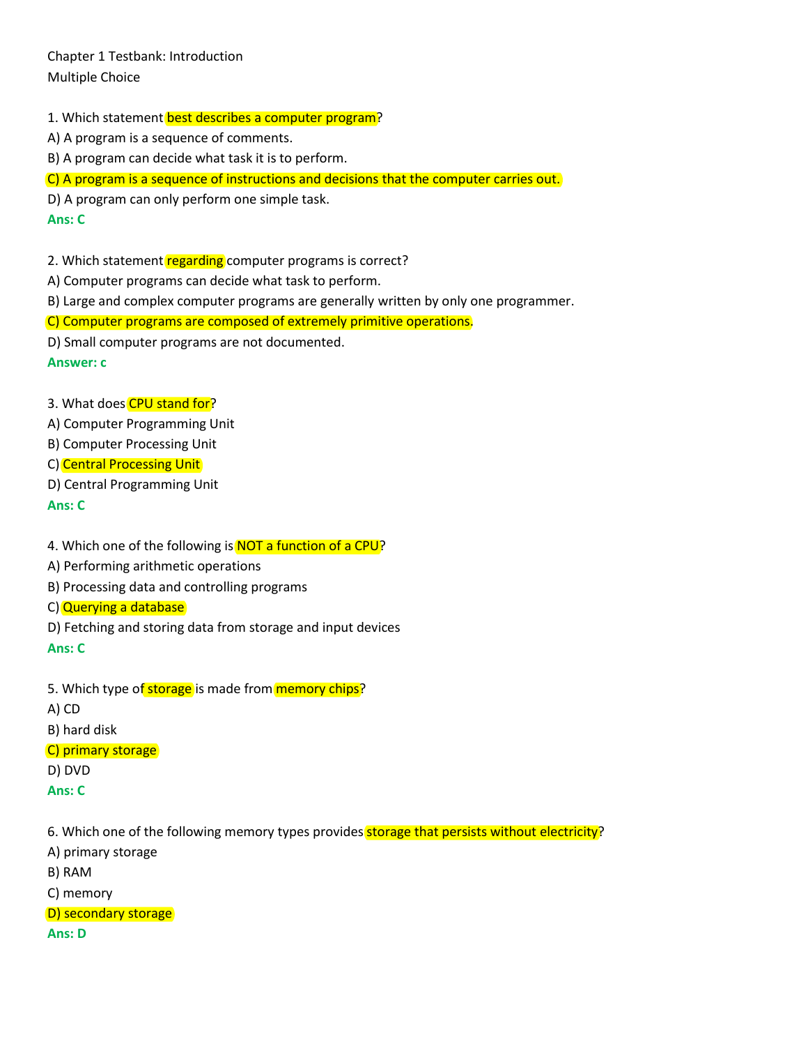Chapter 1 Testbank: Introduction

Multiple Choice

1. Which statement best describes a computer program?

A) A program is a sequence of comments.

B) A program can decide what task it is to perform.

C) A program is a sequence of instructions and decisions that the computer carries out.

D) A program can only perform one simple task.

**Ans: C**

2. Which statement regarding computer programs is correct?

A) Computer programs can decide what task to perform.

B) Large and complex computer programs are generally written by only one programmer.

C) Computer programs are composed of extremely primitive operations.

D) Small computer programs are not documented.

**Answer: c**

3. What does CPU stand for?

A) Computer Programming Unit

B) Computer Processing Unit

C) Central Processing Unit

D) Central Programming Unit

**Ans: C**

4. Which one of the following is NOT a function of a CPU?

A) Performing arithmetic operations

B) Processing data and controlling programs

C) Querying a database

D) Fetching and storing data from storage and input devices

**Ans: C**

5. Which type of storage is made from memory chips?

A) CD

B) hard disk

C) primary storage

D) DVD

**Ans: C**

6. Which one of the following memory types provides storage that persists without electricity?

A) primary storage

B) RAM

C) memory

D) secondary storage

**Ans: D**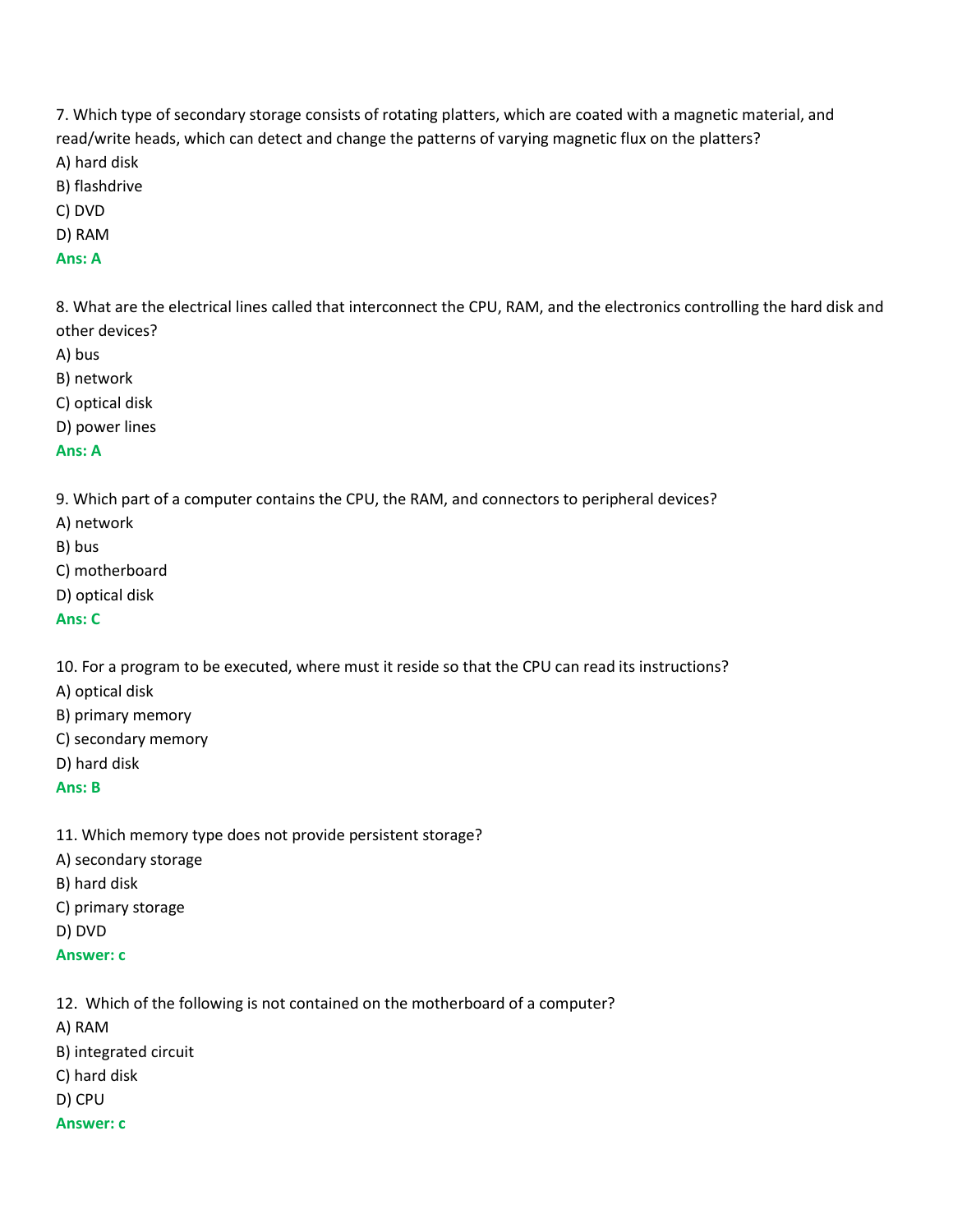7. Which type of secondary storage consists of rotating platters, which are coated with a magnetic material, and read/write heads, which can detect and change the patterns of varying magnetic flux on the platters?

A) hard disk

B) flashdrive

C) DVD

D) RAM

**Ans: A**

8. What are the electrical lines called that interconnect the CPU, RAM, and the electronics controlling the hard disk and other devices?

A) bus

B) network

C) optical disk

D) power lines

**Ans: A**

9. Which part of a computer contains the CPU, the RAM, and connectors to peripheral devices?

A) network

B) bus

C) motherboard

D) optical disk

**Ans: C**

10. For a program to be executed, where must it reside so that the CPU can read its instructions?

A) optical disk

B) primary memory

C) secondary memory

D) hard disk

**Ans: B**

11. Which memory type does not provide persistent storage?

A) secondary storage

B) hard disk

C) primary storage

D) DVD

**Answer: c**

12. Which of the following is not contained on the motherboard of a computer?

A) RAM

B) integrated circuit

C) hard disk

D) CPU

**Answer: c**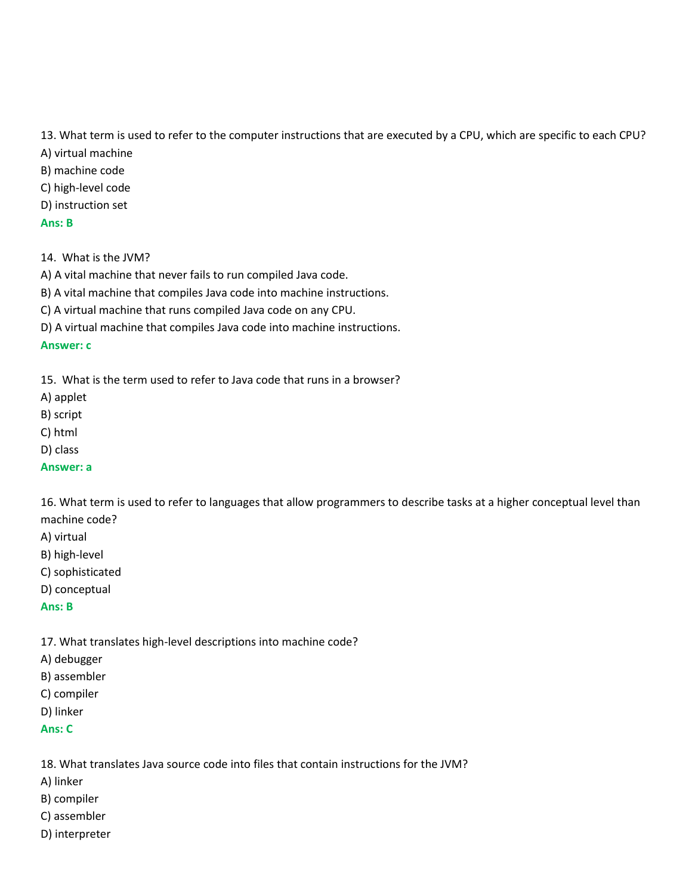13. What term is used to refer to the computer instructions that are executed by a CPU, which are specific to each CPU?

A) virtual machine

B) machine code

C) high-level code

D) instruction set

**Ans: B**

14. What is the JVM?

A) A vital machine that never fails to run compiled Java code.

B) A vital machine that compiles Java code into machine instructions.

C) A virtual machine that runs compiled Java code on any CPU.

D) A virtual machine that compiles Java code into machine instructions.

**Answer: c**

15. What is the term used to refer to Java code that runs in a browser?

A) applet

B) script

C) html

D) class

**Answer: a**

16. What term is used to refer to languages that allow programmers to describe tasks at a higher conceptual level than machine code?

A) virtual

B) high-level

C) sophisticated

D) conceptual

**Ans: B**

17. What translates high-level descriptions into machine code?

A) debugger

B) assembler

C) compiler

D) linker

**Ans: C**

18. What translates Java source code into files that contain instructions for the JVM?

A) linker

B) compiler

C) assembler

D) interpreter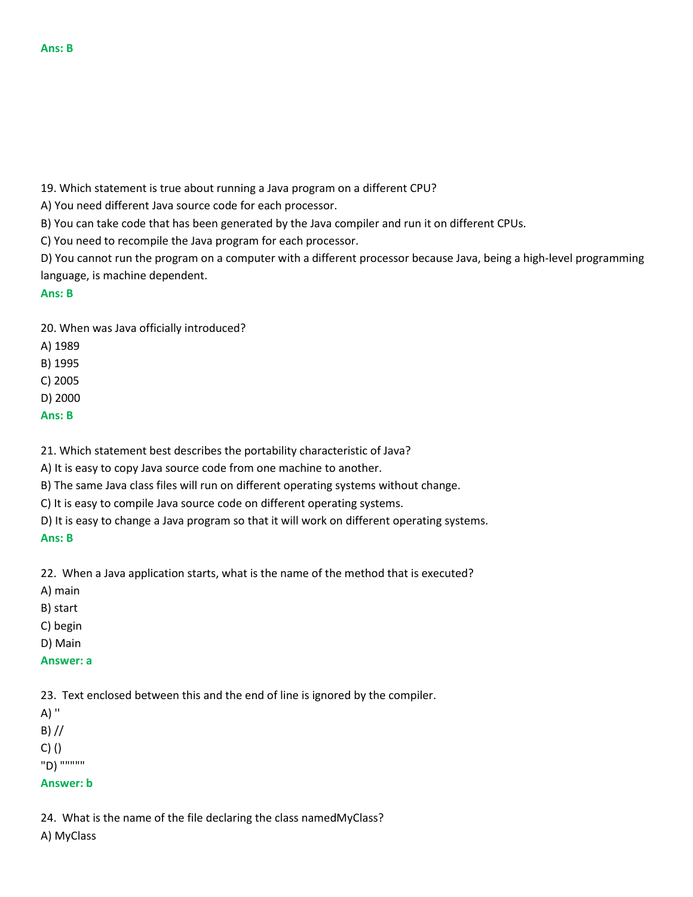**Ans: B**

19. Which statement is true about running a Java program on a different CPU?

A) You need different Java source code for each processor.

B) You can take code that has been generated by the Java compiler and run it on different CPUs.

C) You need to recompile the Java program for each processor.

D) You cannot run the program on a computer with a different processor because Java, being a high-level programming language, is machine dependent.

**Ans: B**

20. When was Java officially introduced?

A) 1989

B) 1995

C) 2005

D) 2000

**Ans: B**

21. Which statement best describes the portability characteristic of Java?

A) It is easy to copy Java source code from one machine to another.

B) The same Java class files will run on different operating systems without change.

C) It is easy to compile Java source code on different operating systems.

D) It is easy to change a Java program so that it will work on different operating systems.

**Ans: B**

22. When a Java application starts, what is the name of the method that is executed?

A) main

B) start

C) begin

D) Main

**Answer: a**

23. Text enclosed between this and the end of line is ignored by the compiler.

A) ''

B) //

C) ()

"D) """"""

**Answer: b**

24. What is the name of the file declaring the class namedMyClass?

A) MyClass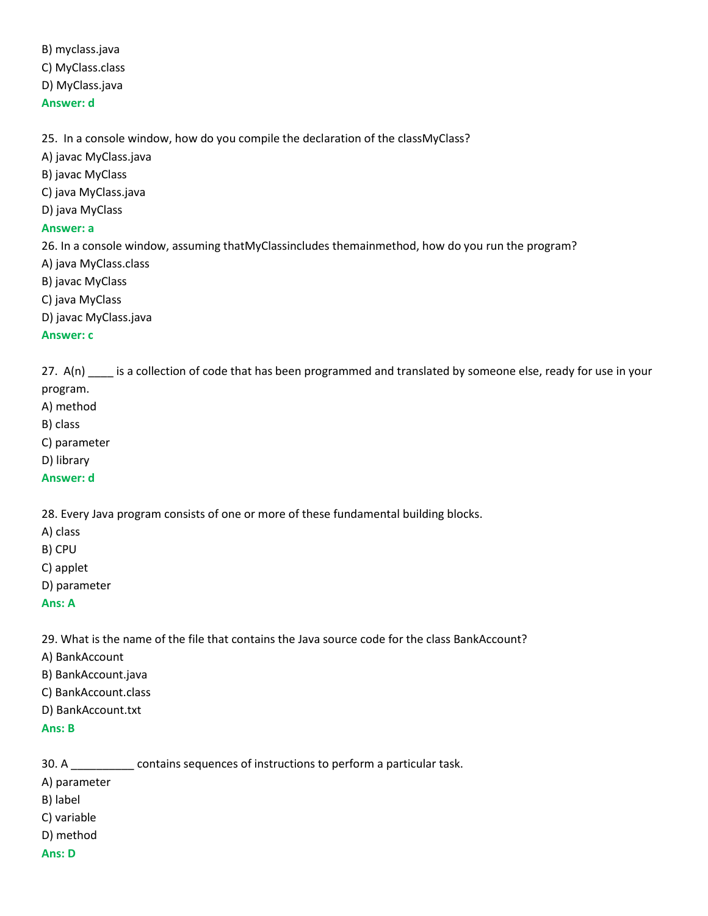B) myclass.java

C) MyClass.class

D) MyClass.java

**Answer: d**

25. In a console window, how do you compile the declaration of the classMyClass?

A) javac MyClass.java

B) javac MyClass

C) java MyClass.java

D) java MyClass

**Answer: a**

26. In a console window, assuming thatMyClassincludes themainmethod, how do you run the program?

A) java MyClass.class

B) javac MyClass

C) java MyClass

D) javac MyClass.java

**Answer: c**

27. A(n) ____ is a collection of code that has been programmed and translated by someone else, ready for use in your program.

A) method

B) class

C) parameter

D) library

**Answer: d**

28. Every Java program consists of one or more of these fundamental building blocks.

A) class

B) CPU

C) applet

D) parameter

**Ans: A**

29. What is the name of the file that contains the Java source code for the class BankAccount?

A) BankAccount

B) BankAccount.java

C) BankAccount.class

D) BankAccount.txt

**Ans: B**

30. A __________ contains sequences of instructions to perform a particular task.

A) parameter

B) label

C) variable

D) method

**Ans: D**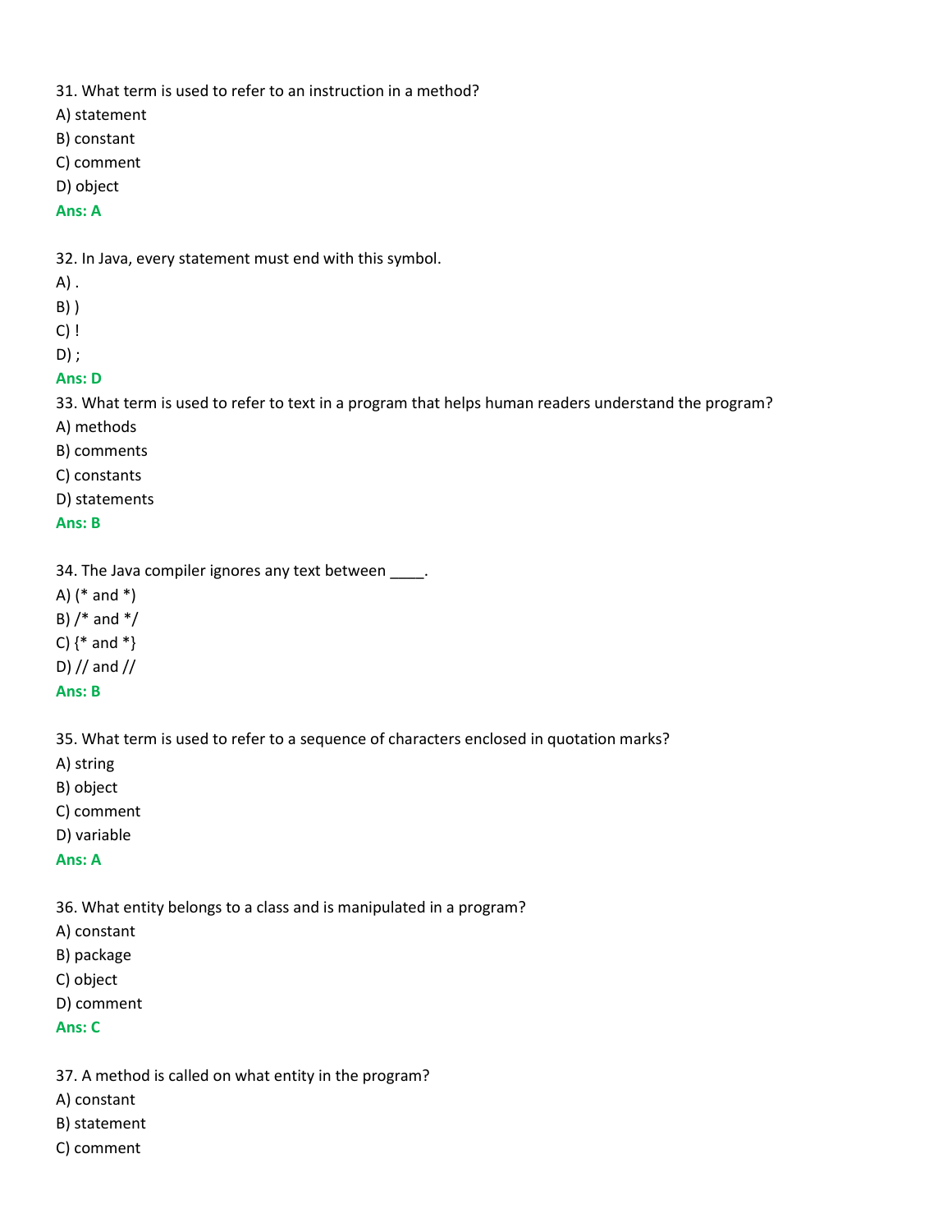31. What term is used to refer to an instruction in a method?

A) statement

B) constant

C) comment

D) object

**Ans: A**

32. In Java, every statement must end with this symbol.

A) .

B) )

C) !

D) ;

**Ans: D**

33. What term is used to refer to text in a program that helps human readers understand the program?

A) methods

B) comments

C) constants

D) statements

**Ans: B**

34. The Java compiler ignores any text between ____.

A) (* and *)

B) /* and */

C) {* and *}

D) // and //

**Ans: B**

35. What term is used to refer to a sequence of characters enclosed in quotation marks?

A) string

B) object

C) comment

D) variable

**Ans: A**

36. What entity belongs to a class and is manipulated in a program?

A) constant

B) package

C) object

D) comment

**Ans: C**

37. A method is called on what entity in the program?

A) constant

B) statement

C) comment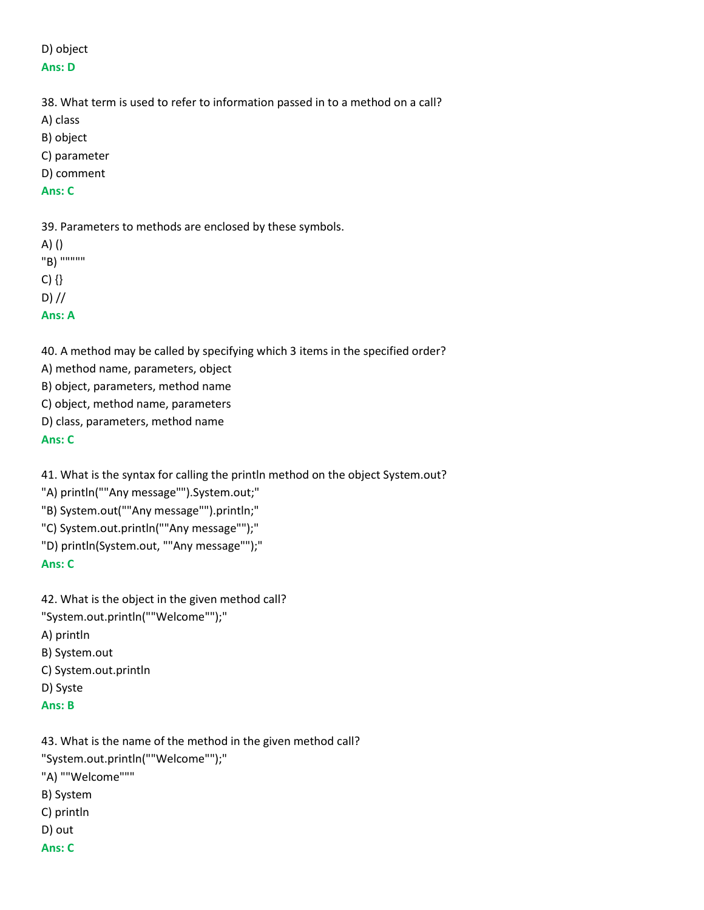D) object

**Ans: D**

38. What term is used to refer to information passed in to a method on a call?

A) class

B) object

C) parameter

D) comment

**Ans: C**

39. Parameters to methods are enclosed by these symbols.

A) ()

"B) """"""

C) {}

D) //

**Ans: A**

40. A method may be called by specifying which 3 items in the specified order?

A) method name, parameters, object

B) object, parameters, method name

C) object, method name, parameters

D) class, parameters, method name

**Ans: C**

41. What is the syntax for calling the println method on the object System.out?

"A) println(""Any message"").System.out;"

"B) System.out(""Any message"").println;"

"C) System.out.println(""Any message"");"

"D) println(System.out, ""Any message"");"

**Ans: C**

42. What is the object in the given method call?

"System.out.println(""Welcome"");"

A) println

B) System.out

C) System.out.println

D) Syste

**Ans: B**

43. What is the name of the method in the given method call?

"System.out.println(""Welcome"");"

"A) ""Welcome"""

B) System

C) println

D) out

**Ans: C**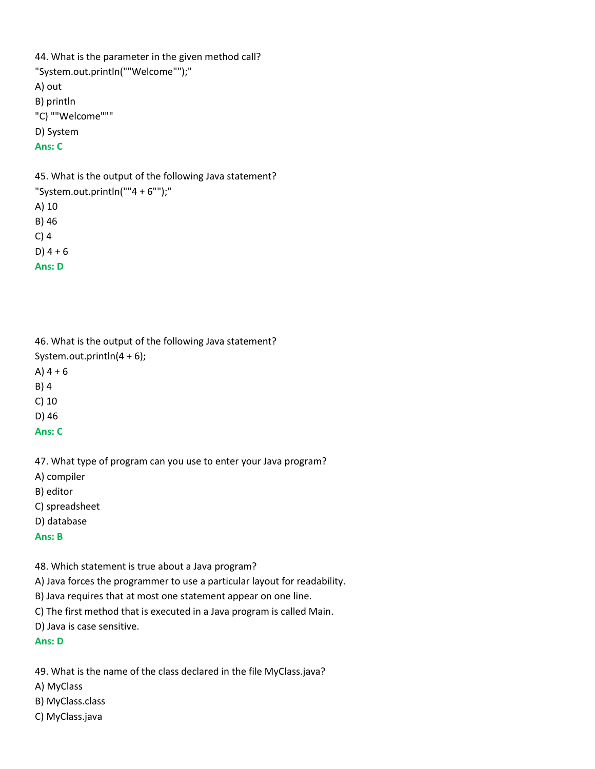44. What is the parameter in the given method call?
"System.out.println(""Welcome"");"
A) out
B) println
"C) ""Welcome"""
D) System
**Ans: C**

45. What is the output of the following Java statement?
"System.out.println(""4 + 6"");"
A) 10
B) 46
C) 4
D) 4 + 6
**Ans: D**

46. What is the output of the following Java statement?
System.out.println(4 + 6);
A) 4 + 6
B) 4
C) 10
D) 46
**Ans: C**

47. What type of program can you use to enter your Java program?
A) compiler
B) editor
C) spreadsheet
D) database
**Ans: B**

48. Which statement is true about a Java program?
A) Java forces the programmer to use a particular layout for readability.
B) Java requires that at most one statement appear on one line.
C) The first method that is executed in a Java program is called Main.
D) Java is case sensitive.
**Ans: D**

49. What is the name of the class declared in the file MyClass.java?
A) MyClass
B) MyClass.class
C) MyClass.java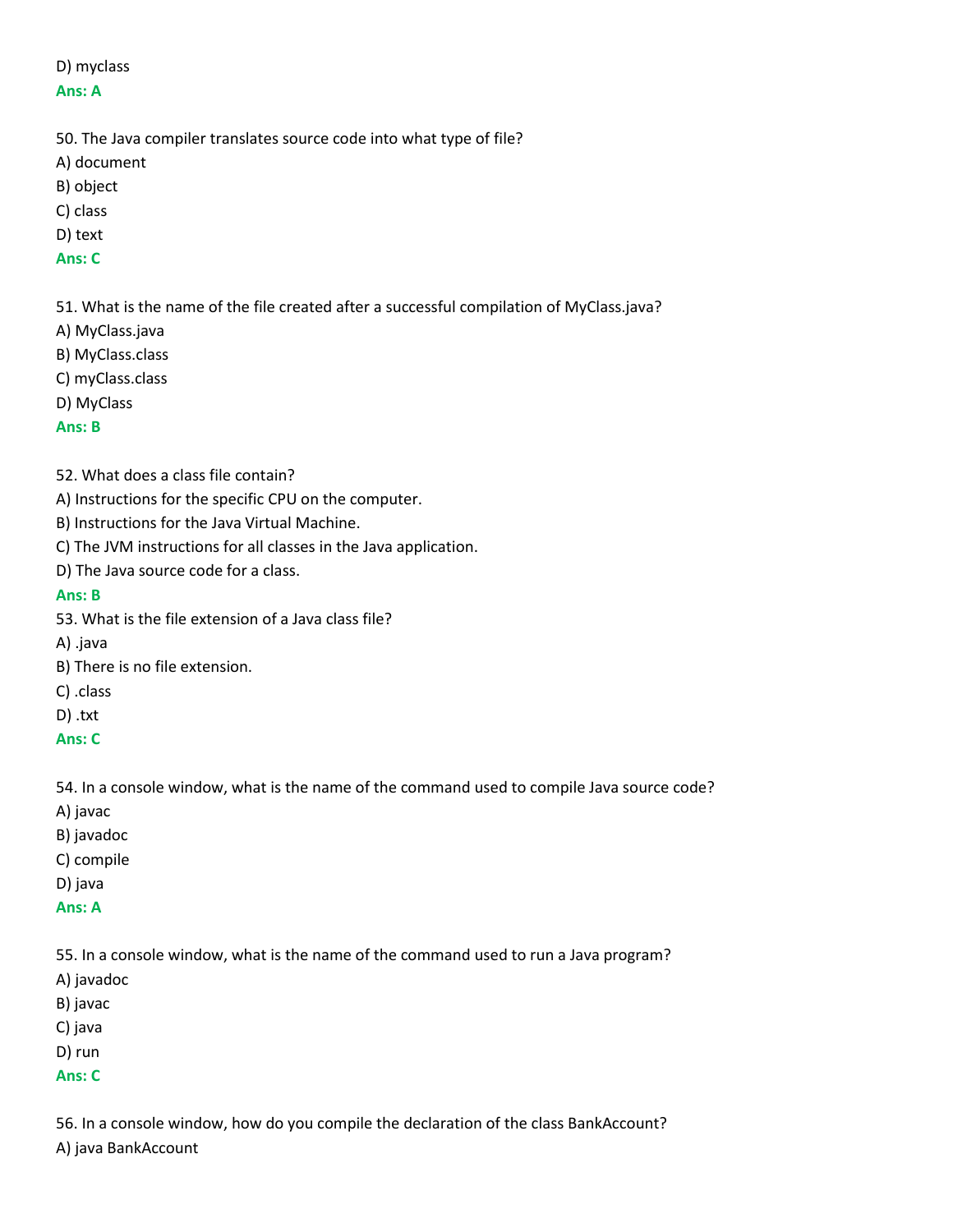D) myclass

**Ans: A**

50. The Java compiler translates source code into what type of file?

A) document

B) object

C) class

D) text

**Ans: C**

51. What is the name of the file created after a successful compilation of MyClass.java?

A) MyClass.java

B) MyClass.class

C) myClass.class

D) MyClass

**Ans: B**

52. What does a class file contain?

A) Instructions for the specific CPU on the computer.

B) Instructions for the Java Virtual Machine.

C) The JVM instructions for all classes in the Java application.

D) The Java source code for a class.

**Ans: B**

53. What is the file extension of a Java class file?

A) .java

B) There is no file extension.

C) .class

D) .txt

**Ans: C**

54. In a console window, what is the name of the command used to compile Java source code?

A) javac

B) javadoc

C) compile

D) java

**Ans: A**

55. In a console window, what is the name of the command used to run a Java program?

A) javadoc

B) javac

C) java

D) run

**Ans: C**

56. In a console window, how do you compile the declaration of the class BankAccount?

A) java BankAccount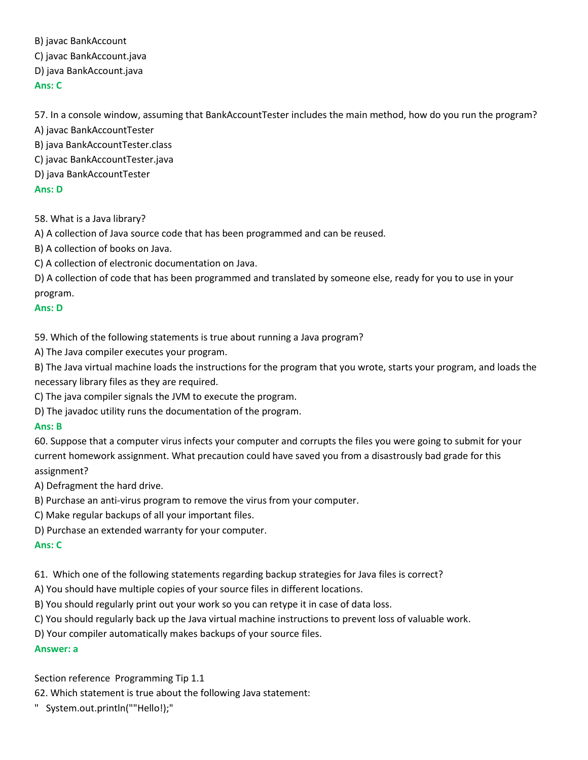B) javac BankAccount

C) javac BankAccount.java

D) java BankAccount.java

**Ans: C**

57. In a console window, assuming that BankAccountTester includes the main method, how do you run the program?

A) javac BankAccountTester

B) java BankAccountTester.class

C) javac BankAccountTester.java

D) java BankAccountTester

**Ans: D**

58. What is a Java library?

A) A collection of Java source code that has been programmed and can be reused.

B) A collection of books on Java.

C) A collection of electronic documentation on Java.

D) A collection of code that has been programmed and translated by someone else, ready for you to use in your program.

**Ans: D**

59. Which of the following statements is true about running a Java program?

A) The Java compiler executes your program.

B) The Java virtual machine loads the instructions for the program that you wrote, starts your program, and loads the necessary library files as they are required.

C) The java compiler signals the JVM to execute the program.

D) The javadoc utility runs the documentation of the program.

**Ans: B**

60. Suppose that a computer virus infects your computer and corrupts the files you were going to submit for your current homework assignment. What precaution could have saved you from a disastrously bad grade for this assignment?

A) Defragment the hard drive.

B) Purchase an anti-virus program to remove the virus from your computer.

C) Make regular backups of all your important files.

D) Purchase an extended warranty for your computer.

**Ans: C**

61. Which one of the following statements regarding backup strategies for Java files is correct?

A) You should have multiple copies of your source files in different locations.

B) You should regularly print out your work so you can retype it in case of data loss.

C) You should regularly back up the Java virtual machine instructions to prevent loss of valuable work.

D) Your compiler automatically makes backups of your source files.

**Answer: a**

Section reference Programming Tip 1.1

62. Which statement is true about the following Java statement:

" System.out.println(""Hello!);"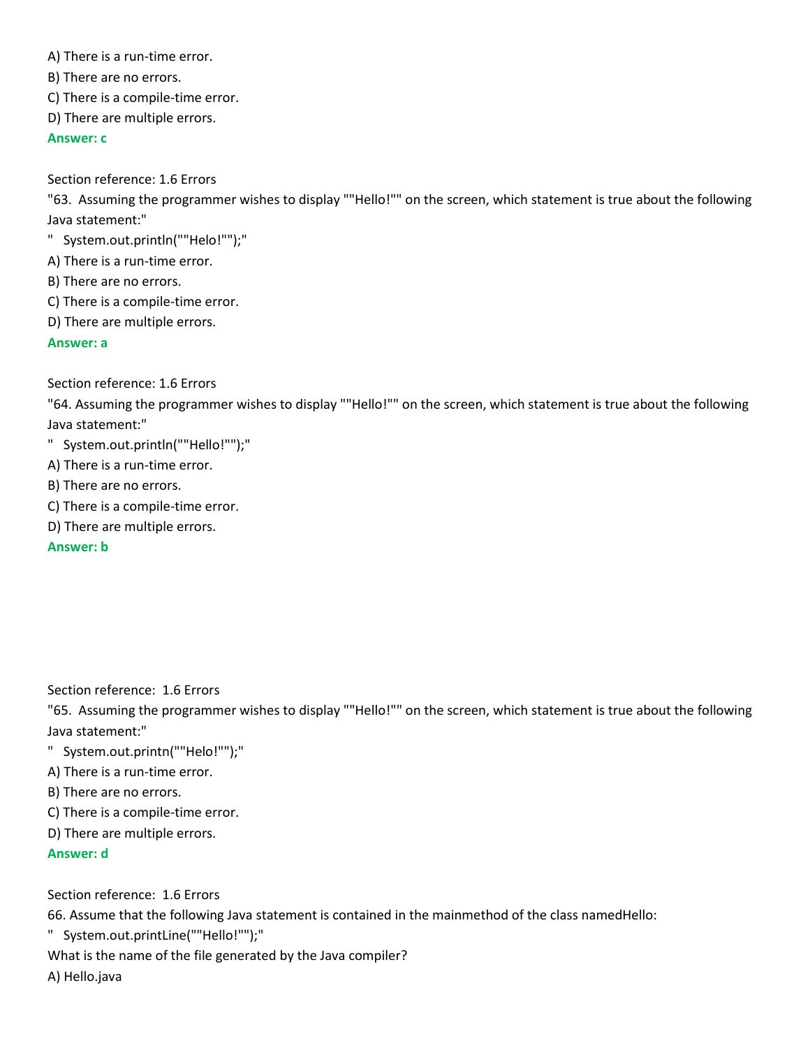A) There is a run-time error.

B) There are no errors.

C) There is a compile-time error.

D) There are multiple errors.

**Answer: c**

Section reference: 1.6 Errors

"63.  Assuming the programmer wishes to display ""Hello!"" on the screen, which statement is true about the following Java statement:"

"   System.out.println(""Helo!"");"

A) There is a run-time error.

B) There are no errors.

C) There is a compile-time error.

D) There are multiple errors.

**Answer: a**

Section reference: 1.6 Errors

"64. Assuming the programmer wishes to display ""Hello!"" on the screen, which statement is true about the following Java statement:"

"   System.out.println(""Hello!"");"

A) There is a run-time error.

B) There are no errors.

C) There is a compile-time error.

D) There are multiple errors.

**Answer: b**

Section reference:  1.6 Errors

"65.  Assuming the programmer wishes to display ""Hello!"" on the screen, which statement is true about the following Java statement:"

"   System.out.printn(""Helo!"");"

A) There is a run-time error.

B) There are no errors.

C) There is a compile-time error.

D) There are multiple errors.

**Answer: d**

Section reference:  1.6 Errors

66. Assume that the following Java statement is contained in the mainmethod of the class namedHello:

"   System.out.printLine(""Hello!"");"

What is the name of the file generated by the Java compiler?

A) Hello.java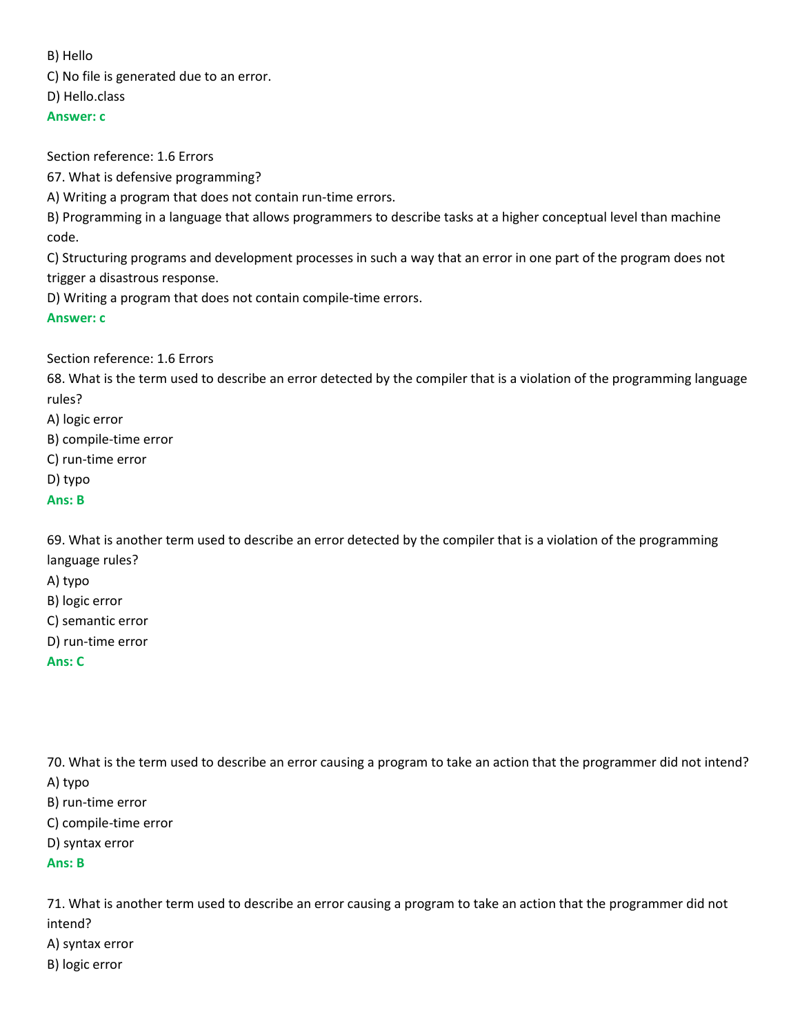B) Hello

C) No file is generated due to an error.

D) Hello.class

**Answer: c**

Section reference: 1.6 Errors

67. What is defensive programming?

A) Writing a program that does not contain run-time errors.

B) Programming in a language that allows programmers to describe tasks at a higher conceptual level than machine code.

C) Structuring programs and development processes in such a way that an error in one part of the program does not trigger a disastrous response.

D) Writing a program that does not contain compile-time errors.

**Answer: c**

Section reference: 1.6 Errors

68. What is the term used to describe an error detected by the compiler that is a violation of the programming language rules?

A) logic error

B) compile-time error

C) run-time error

D) typo

**Ans: B**

69. What is another term used to describe an error detected by the compiler that is a violation of the programming language rules?

A) typo

B) logic error

C) semantic error

D) run-time error

**Ans: C**

70. What is the term used to describe an error causing a program to take an action that the programmer did not intend?

A) typo

B) run-time error

C) compile-time error

D) syntax error

**Ans: B**

71. What is another term used to describe an error causing a program to take an action that the programmer did not intend?

A) syntax error

B) logic error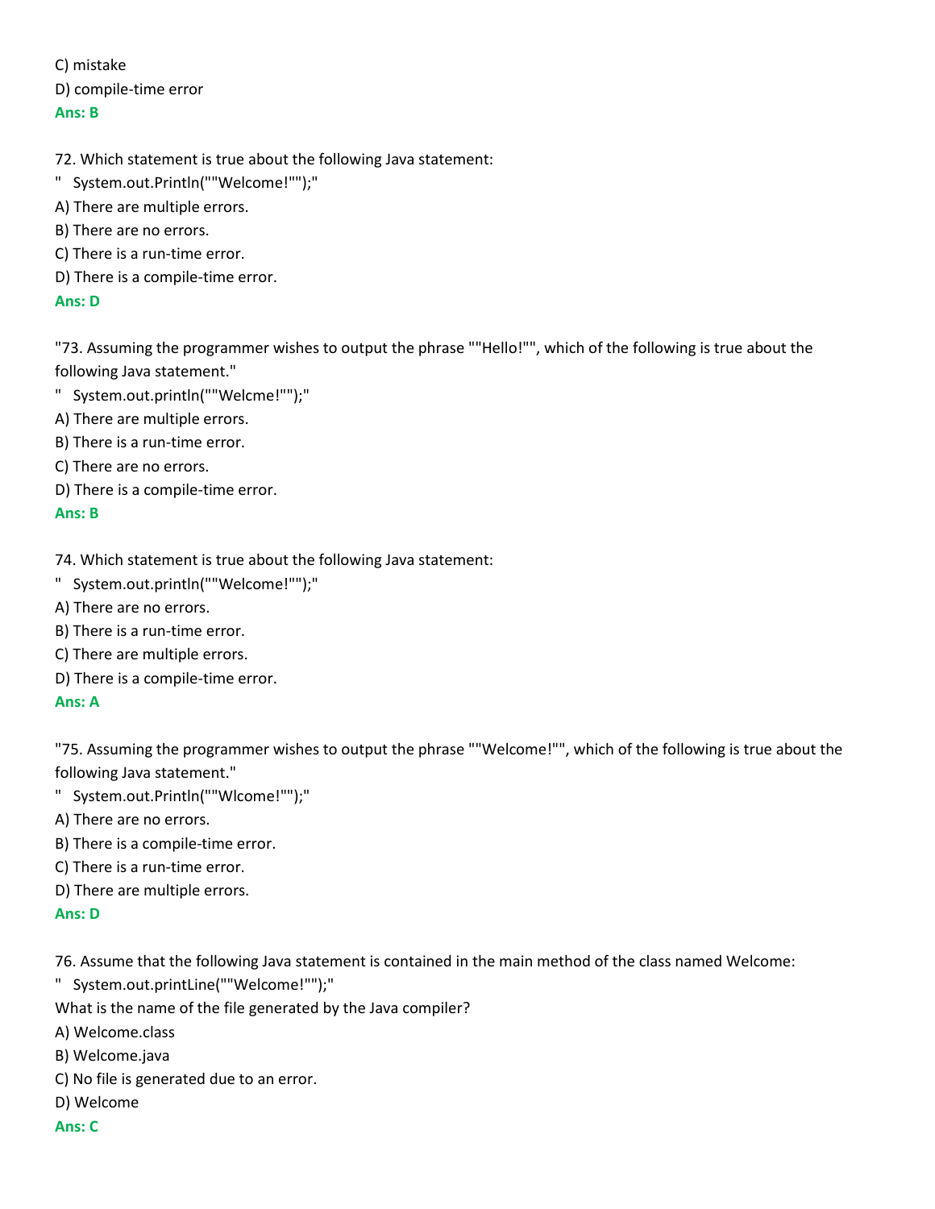C) mistake

D) compile-time error

**Ans: B**

72. Which statement is true about the following Java statement:

"   System.out.Println(""Welcome!"");"

A) There are multiple errors.

B) There are no errors.

C) There is a run-time error.

D) There is a compile-time error.

**Ans: D**

"73. Assuming the programmer wishes to output the phrase ""Hello!"", which of the following is true about the following Java statement."

"   System.out.println(""Welcme!"");"

A) There are multiple errors.

B) There is a run-time error.

C) There are no errors.

D) There is a compile-time error.

**Ans: B**

74. Which statement is true about the following Java statement:

"   System.out.println(""Welcome!"");"

A) There are no errors.

B) There is a run-time error.

C) There are multiple errors.

D) There is a compile-time error.

**Ans: A**

"75. Assuming the programmer wishes to output the phrase ""Welcome!"", which of the following is true about the following Java statement."

"   System.out.Println(""Wlcome!"");"

A) There are no errors.

B) There is a compile-time error.

C) There is a run-time error.

D) There are multiple errors.

**Ans: D**

76. Assume that the following Java statement is contained in the main method of the class named Welcome:

"   System.out.printLine(""Welcome!"");"

What is the name of the file generated by the Java compiler?

A) Welcome.class

B) Welcome.java

C) No file is generated due to an error.

D) Welcome

**Ans: C**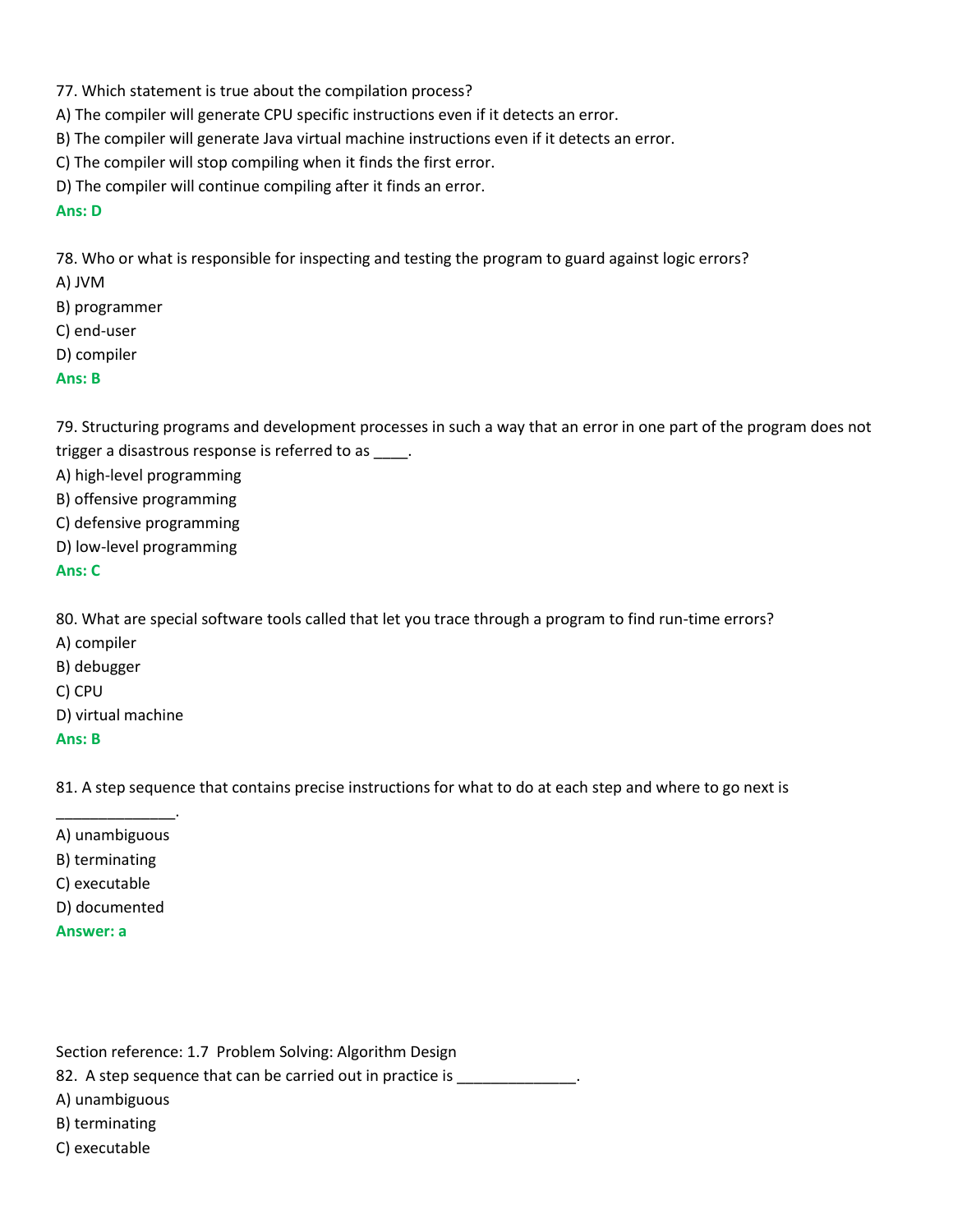77. Which statement is true about the compilation process?

A) The compiler will generate CPU specific instructions even if it detects an error.

B) The compiler will generate Java virtual machine instructions even if it detects an error.

C) The compiler will stop compiling when it finds the first error.

D) The compiler will continue compiling after it finds an error.

**Ans: D**

78. Who or what is responsible for inspecting and testing the program to guard against logic errors?

A) JVM

B) programmer

C) end-user

D) compiler

**Ans: B**

79. Structuring programs and development processes in such a way that an error in one part of the program does not trigger a disastrous response is referred to as ____.

A) high-level programming

B) offensive programming

C) defensive programming

D) low-level programming

**Ans: C**

80. What are special software tools called that let you trace through a program to find run-time errors?

A) compiler

B) debugger

C) CPU

D) virtual machine

**Ans: B**

81. A step sequence that contains precise instructions for what to do at each step and where to go next is ______________.

A) unambiguous

B) terminating

C) executable

D) documented

**Answer: a**

Section reference: 1.7 Problem Solving: Algorithm Design

82. A step sequence that can be carried out in practice is ______________.

A) unambiguous

B) terminating

C) executable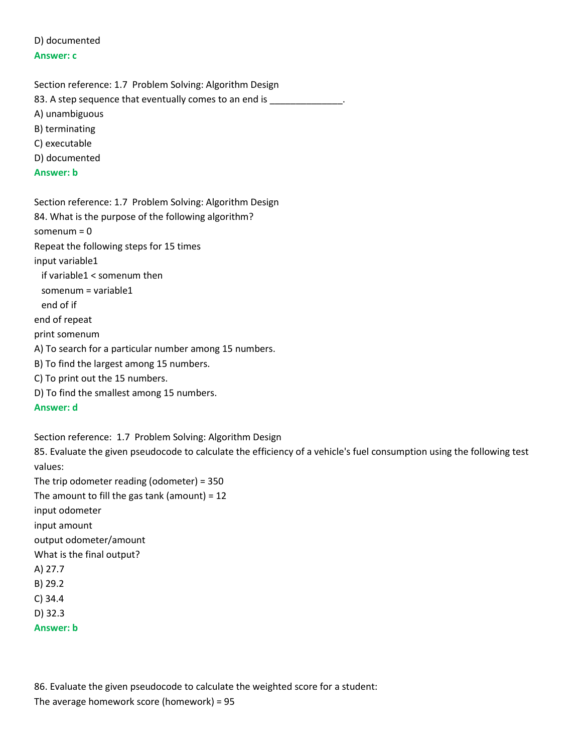D) documented

**Answer: c**

Section reference: 1.7 Problem Solving: Algorithm Design

83. A step sequence that eventually comes to an end is ______________.

A) unambiguous

B) terminating

C) executable

D) documented

**Answer: b**

Section reference: 1.7 Problem Solving: Algorithm Design

84. What is the purpose of the following algorithm?

```
somenum = 0
Repeat the following steps for 15 times
input variable1
  if variable1 < somenum then
  somenum = variable1
  end of if
end of repeat
print somenum
```

A) To search for a particular number among 15 numbers.

B) To find the largest among 15 numbers.

C) To print out the 15 numbers.

D) To find the smallest among 15 numbers.

**Answer: d**

Section reference: 1.7 Problem Solving: Algorithm Design

85. Evaluate the given pseudocode to calculate the efficiency of a vehicle's fuel consumption using the following test values:

The trip odometer reading (odometer) = 350

The amount to fill the gas tank (amount) = 12

```
input odometer
input amount
output odometer/amount
```

What is the final output?

A) 27.7

B) 29.2

C) 34.4

D) 32.3

**Answer: b**

86. Evaluate the given pseudocode to calculate the weighted score for a student:

The average homework score (homework) = 95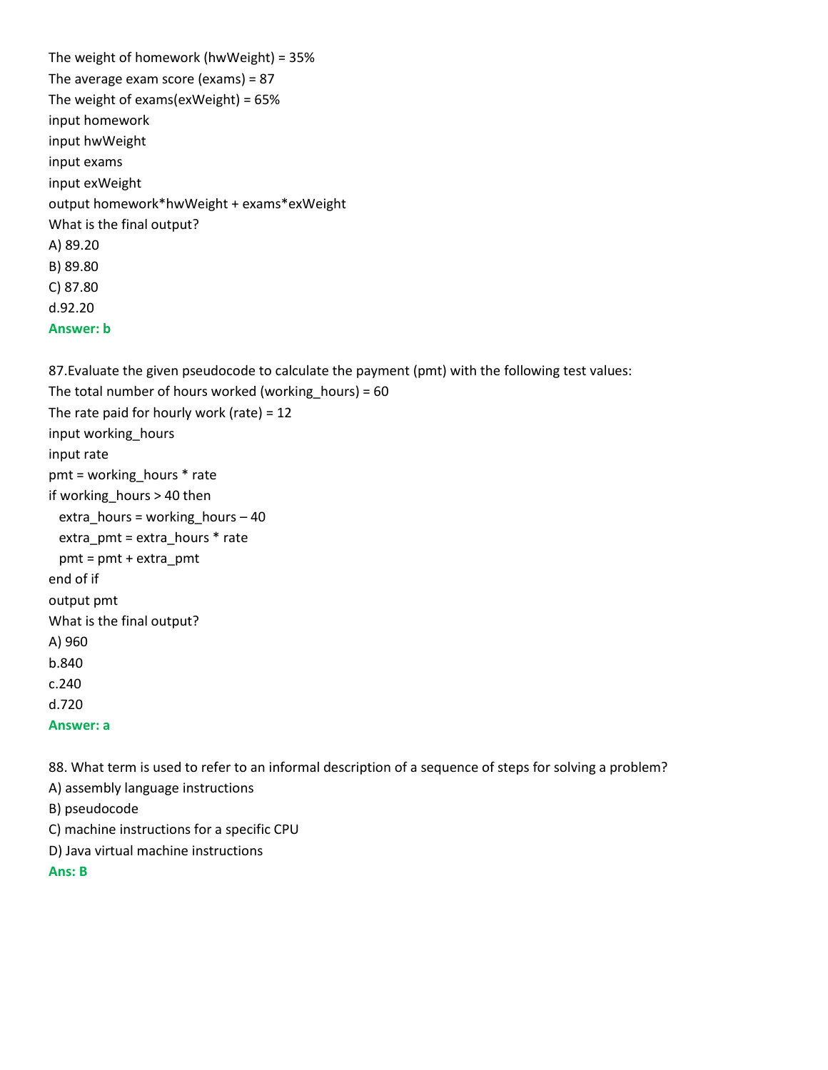The weight of homework (hwWeight) = 35%

The average exam score (exams) = 87

The weight of exams(exWeight) = 65%

input homework

input hwWeight

input exams

input exWeight

output homework*hwWeight + exams*exWeight

What is the final output?

A) 89.20

B) 89.80

C) 87.80

d.92.20

**Answer: b**

87.Evaluate the given pseudocode to calculate the payment (pmt) with the following test values:

The total number of hours worked (working_hours) = 60

The rate paid for hourly work (rate) = 12

```
input working_hours
input rate
pmt = working_hours * rate
if working_hours > 40 then
  extra_hours = working_hours – 40
  extra_pmt = extra_hours * rate
  pmt = pmt + extra_pmt
end of if
output pmt
```

What is the final output?

A) 960

b.840

c.240

d.720

**Answer: a**

88. What term is used to refer to an informal description of a sequence of steps for solving a problem?

A) assembly language instructions

B) pseudocode

C) machine instructions for a specific CPU

D) Java virtual machine instructions

**Ans: B**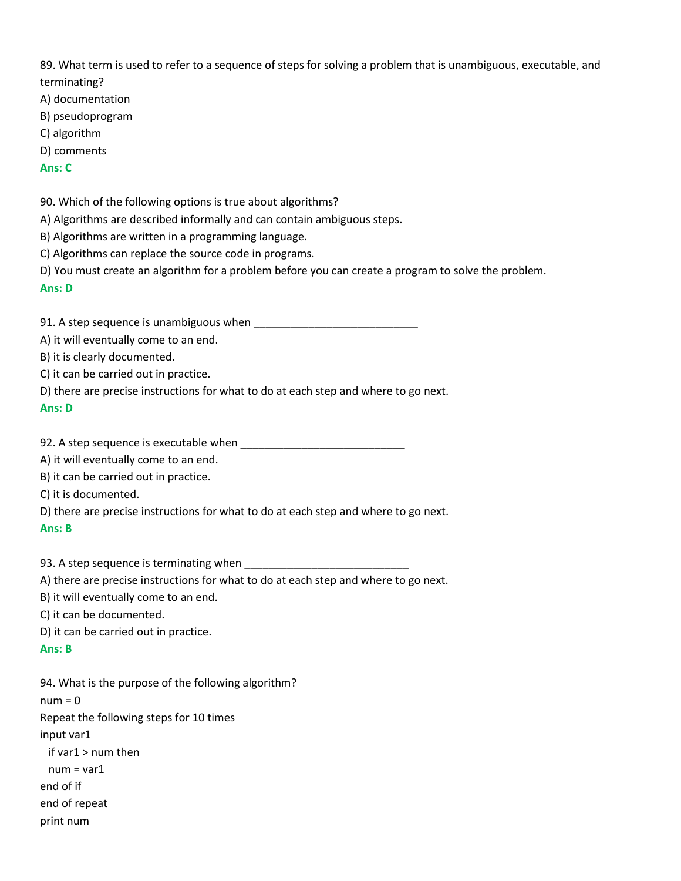89. What term is used to refer to a sequence of steps for solving a problem that is unambiguous, executable, and terminating?

A) documentation

B) pseudoprogram

C) algorithm

D) comments

**Ans: C**

90. Which of the following options is true about algorithms?

A) Algorithms are described informally and can contain ambiguous steps.

B) Algorithms are written in a programming language.

C) Algorithms can replace the source code in programs.

D) You must create an algorithm for a problem before you can create a program to solve the problem.

**Ans: D**

91. A step sequence is unambiguous when ____________________________

A) it will eventually come to an end.

B) it is clearly documented.

C) it can be carried out in practice.

D) there are precise instructions for what to do at each step and where to go next.

**Ans: D**

92. A step sequence is executable when ____________________________

A) it will eventually come to an end.

B) it can be carried out in practice.

C) it is documented.

D) there are precise instructions for what to do at each step and where to go next.

**Ans: B**

93. A step sequence is terminating when ____________________________

A) there are precise instructions for what to do at each step and where to go next.

B) it will eventually come to an end.

C) it can be documented.

D) it can be carried out in practice.

**Ans: B**

94. What is the purpose of the following algorithm?

```
num = 0
Repeat the following steps for 10 times
input var1
  if var1 > num then
  num = var1
end of if
end of repeat
print num
```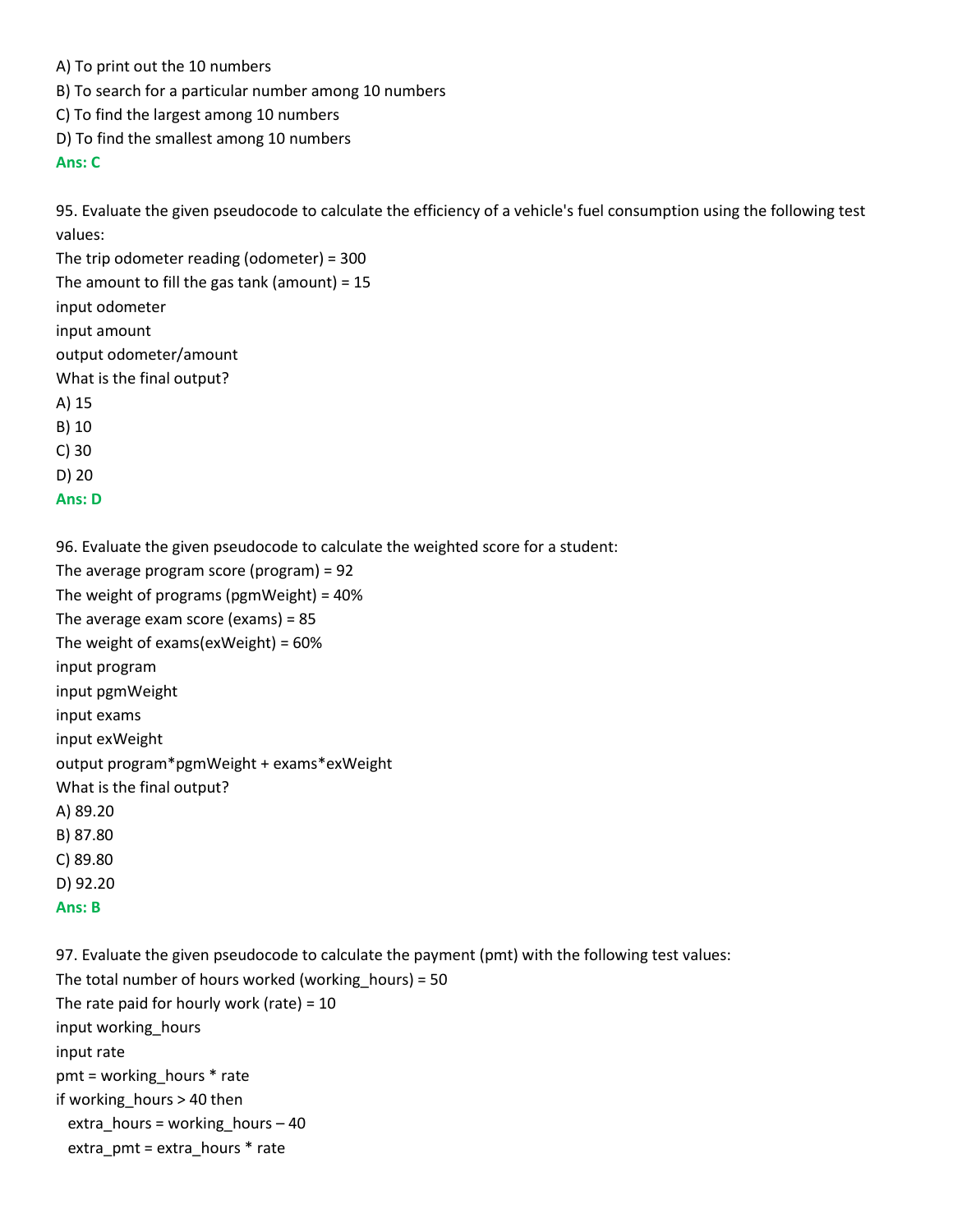A) To print out the 10 numbers
B) To search for a particular number among 10 numbers
C) To find the largest among 10 numbers
D) To find the smallest among 10 numbers
**Ans: C**

95. Evaluate the given pseudocode to calculate the efficiency of a vehicle's fuel consumption using the following test values:
The trip odometer reading (odometer) = 300
The amount to fill the gas tank (amount) = 15
input odometer
input amount
output odometer/amount
What is the final output?
A) 15
B) 10
C) 30
D) 20
**Ans: D**

96. Evaluate the given pseudocode to calculate the weighted score for a student:
The average program score (program) = 92
The weight of programs (pgmWeight) = 40%
The average exam score (exams) = 85
The weight of exams(exWeight) = 60%
input program
input pgmWeight
input exams
input exWeight
output program*pgmWeight + exams*exWeight
What is the final output?
A) 89.20
B) 87.80
C) 89.80
D) 92.20
**Ans: B**

97. Evaluate the given pseudocode to calculate the payment (pmt) with the following test values:
The total number of hours worked (working_hours) = 50
The rate paid for hourly work (rate) = 10
input working_hours
input rate
pmt = working_hours * rate
if working_hours > 40 then
  extra_hours = working_hours – 40
  extra_pmt = extra_hours * rate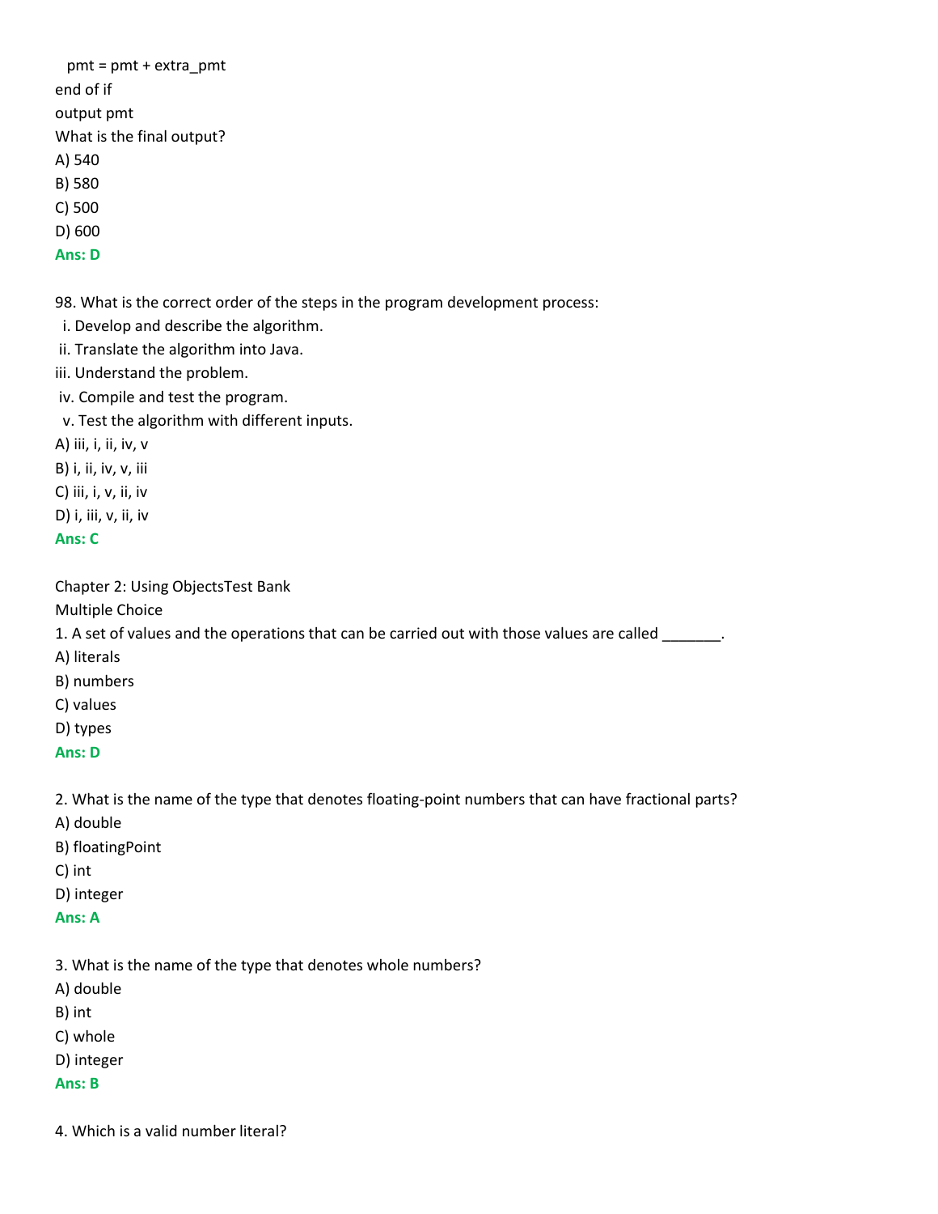```
  pmt = pmt + extra_pmt
end of if
output pmt
```

What is the final output?

A) 540

B) 580

C) 500

D) 600

**Ans: D**

98. What is the correct order of the steps in the program development process:

i. Develop and describe the algorithm.

ii. Translate the algorithm into Java.

iii. Understand the problem.

iv. Compile and test the program.

v. Test the algorithm with different inputs.

A) iii, i, ii, iv, v

B) i, ii, iv, v, iii

C) iii, i, v, ii, iv

D) i, iii, v, ii, iv

**Ans: C**

Chapter 2: Using ObjectsTest Bank

Multiple Choice

1. A set of values and the operations that can be carried out with those values are called _______.

A) literals

B) numbers

C) values

D) types

**Ans: D**

2. What is the name of the type that denotes floating-point numbers that can have fractional parts?

A) double

B) floatingPoint

C) int

D) integer

**Ans: A**

3. What is the name of the type that denotes whole numbers?

A) double

B) int

C) whole

D) integer

**Ans: B**

4. Which is a valid number literal?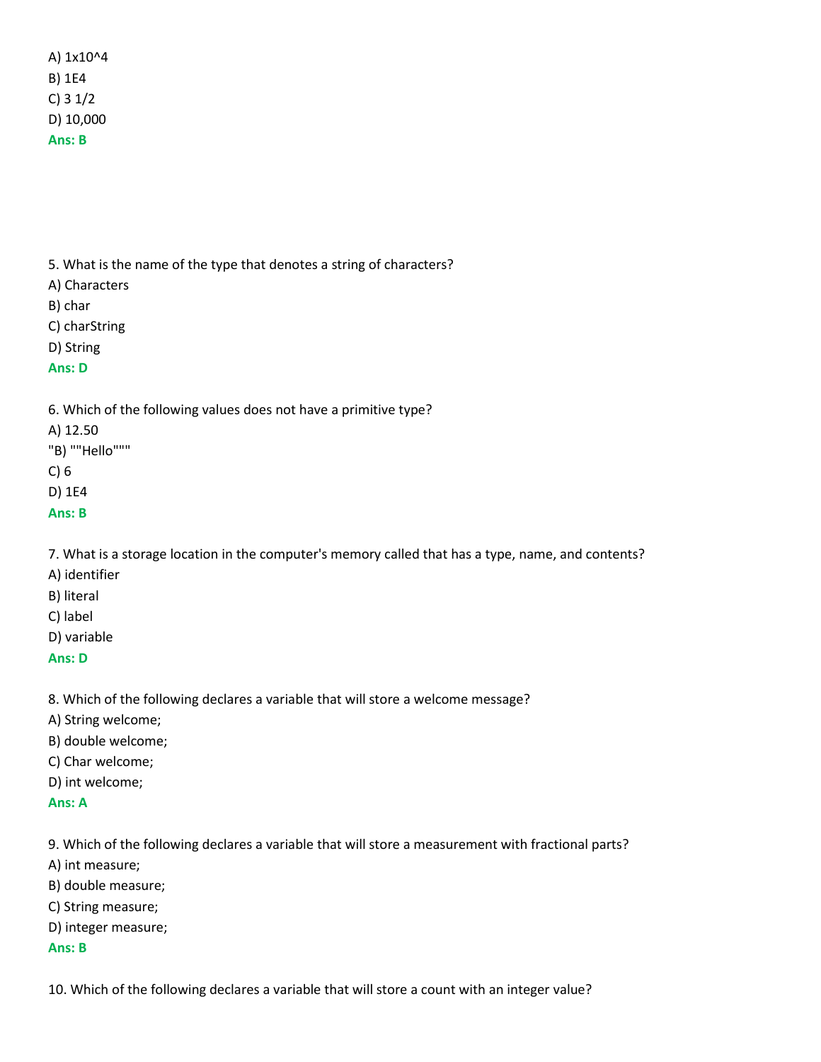A) 1x10^4

B) 1E4

C) 3 1/2

D) 10,000

**Ans: B**

5. What is the name of the type that denotes a string of characters?

A) Characters

B) char

C) charString

D) String

**Ans: D**

6. Which of the following values does not have a primitive type?

A) 12.50

"B) ""Hello"""

C) 6

D) 1E4

**Ans: B**

7. What is a storage location in the computer's memory called that has a type, name, and contents?

A) identifier

B) literal

C) label

D) variable

**Ans: D**

8. Which of the following declares a variable that will store a welcome message?

A) String welcome;

B) double welcome;

C) Char welcome;

D) int welcome;

**Ans: A**

9. Which of the following declares a variable that will store a measurement with fractional parts?

A) int measure;

B) double measure;

C) String measure;

D) integer measure;

**Ans: B**

10. Which of the following declares a variable that will store a count with an integer value?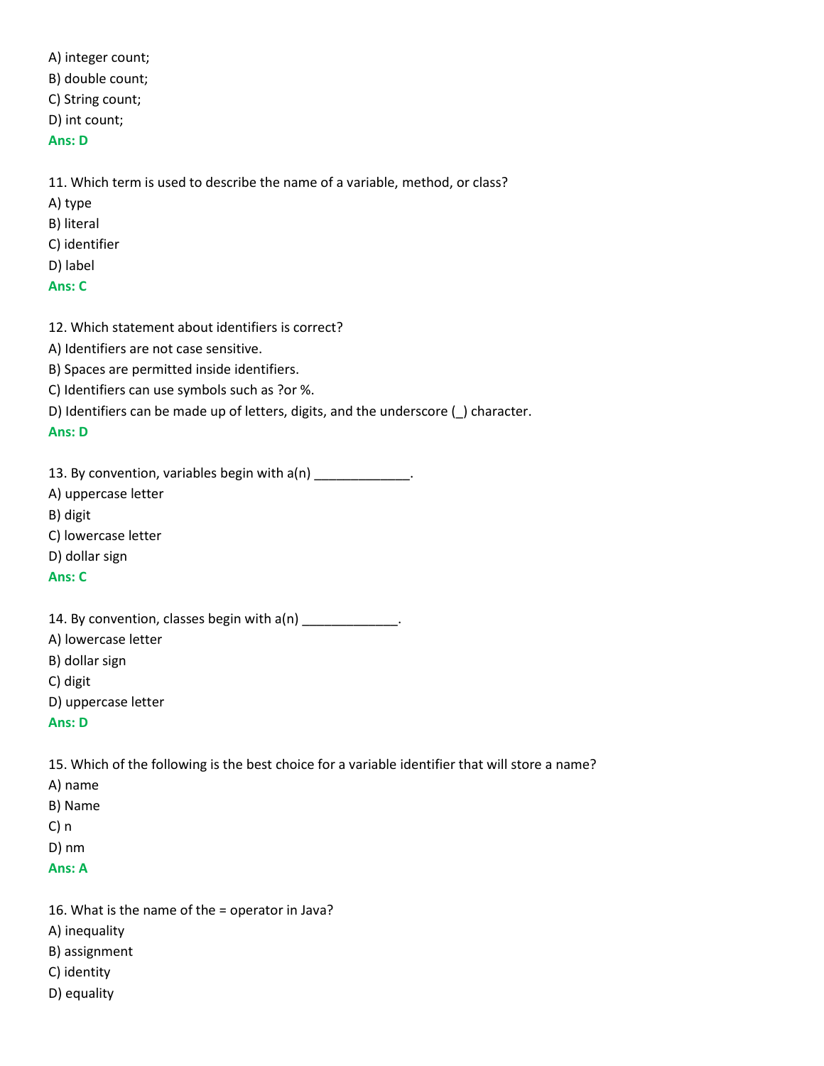A) integer count;
B) double count;
C) String count;
D) int count;
**Ans: D**

11. Which term is used to describe the name of a variable, method, or class?
A) type
B) literal
C) identifier
D) label
**Ans: C**

12. Which statement about identifiers is correct?
A) Identifiers are not case sensitive.
B) Spaces are permitted inside identifiers.
C) Identifiers can use symbols such as ?or %.
D) Identifiers can be made up of letters, digits, and the underscore (_) character.
**Ans: D**

13. By convention, variables begin with a(n) _____________.
A) uppercase letter
B) digit
C) lowercase letter
D) dollar sign
**Ans: C**

14. By convention, classes begin with a(n) _____________.
A) lowercase letter
B) dollar sign
C) digit
D) uppercase letter
**Ans: D**

15. Which of the following is the best choice for a variable identifier that will store a name?
A) name
B) Name
C) n
D) nm
**Ans: A**

16. What is the name of the = operator in Java?
A) inequality
B) assignment
C) identity
D) equality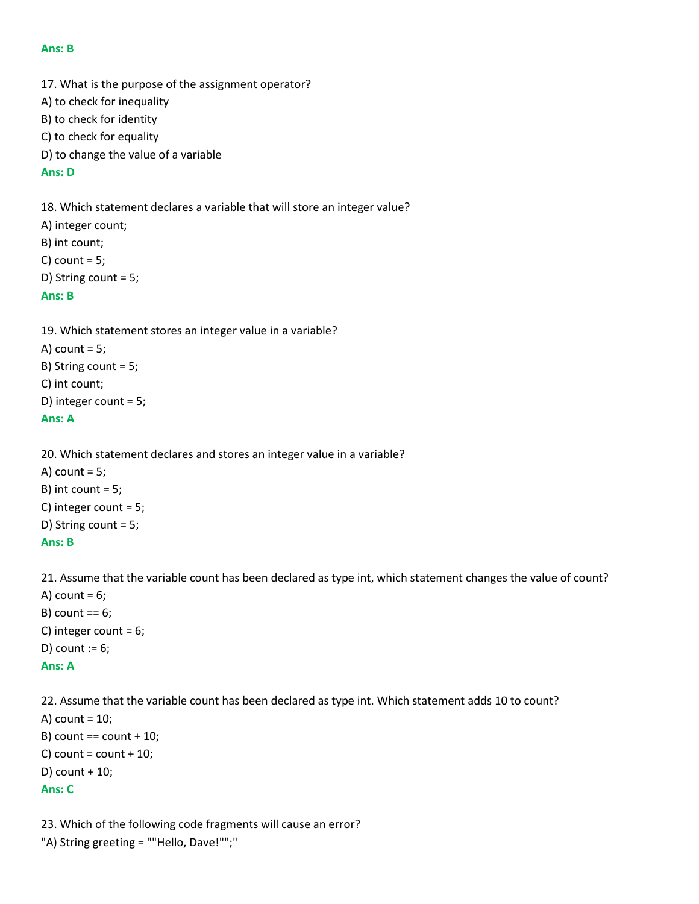**Ans: B**

17. What is the purpose of the assignment operator?
A) to check for inequality
B) to check for identity
C) to check for equality
D) to change the value of a variable
**Ans: D**

18. Which statement declares a variable that will store an integer value?
A) integer count;
B) int count;
C) count = 5;
D) String count = 5;
**Ans: B**

19. Which statement stores an integer value in a variable?
A) count = 5;
B) String count = 5;
C) int count;
D) integer count = 5;
**Ans: A**

20. Which statement declares and stores an integer value in a variable?
A) count = 5;
B) int count = 5;
C) integer count = 5;
D) String count = 5;
**Ans: B**

21. Assume that the variable count has been declared as type int, which statement changes the value of count?
A) count = 6;
B) count == 6;
C) integer count = 6;
D) count := 6;
**Ans: A**

22. Assume that the variable count has been declared as type int. Which statement adds 10 to count?
A) count = 10;
B) count == count + 10;
C) count = count + 10;
D) count + 10;
**Ans: C**

23. Which of the following code fragments will cause an error?
"A) String greeting = ""Hello, Dave!"";"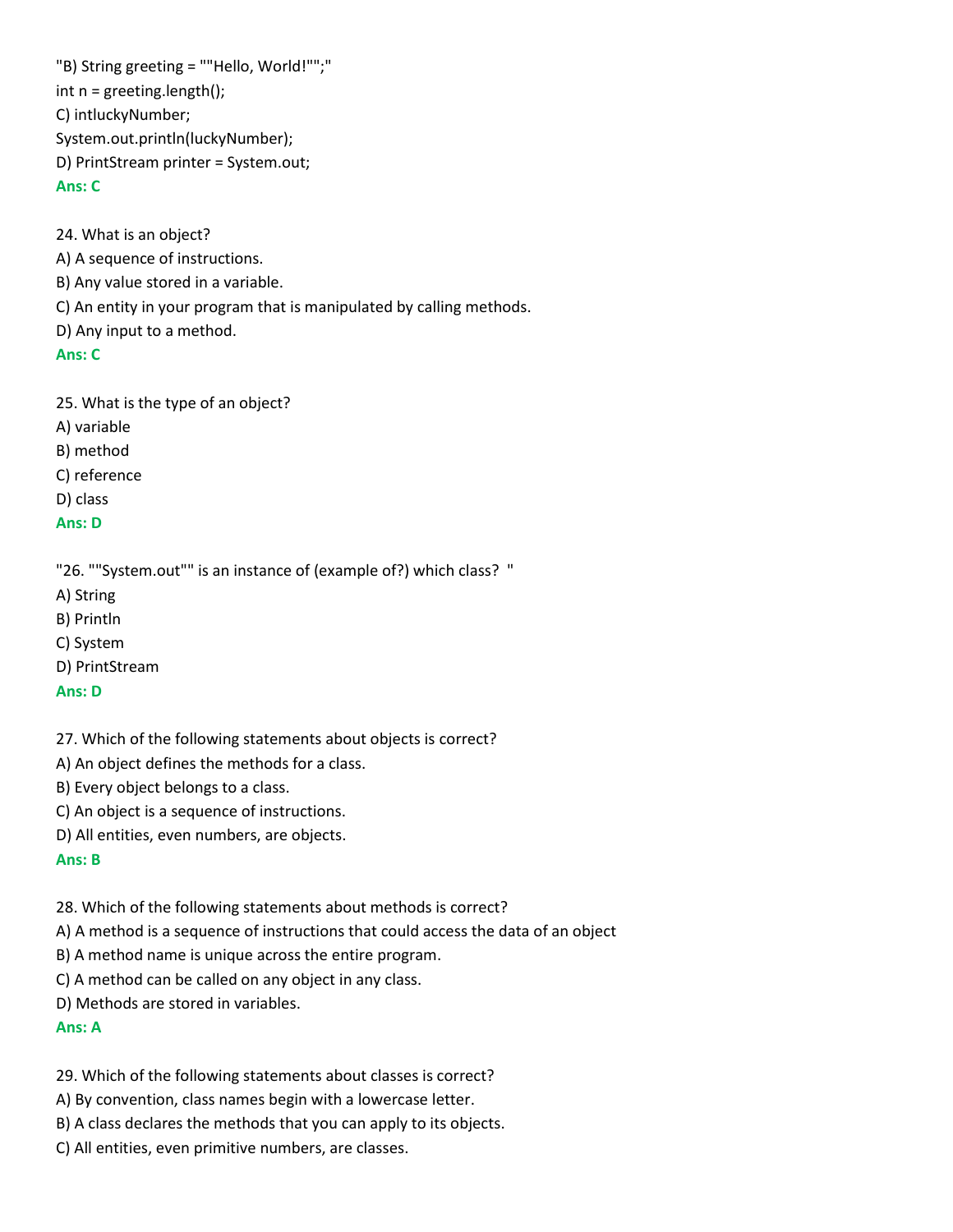"B) String greeting = ""Hello, World!"";"
int n = greeting.length();
C) intluckyNumber;
System.out.println(luckyNumber);
D) PrintStream printer = System.out;
**Ans: C**

24. What is an object?
A) A sequence of instructions.
B) Any value stored in a variable.
C) An entity in your program that is manipulated by calling methods.
D) Any input to a method.
**Ans: C**

25. What is the type of an object?
A) variable
B) method
C) reference
D) class
**Ans: D**

"26. ""System.out"" is an instance of (example of?) which class? "
A) String
B) Println
C) System
D) PrintStream
**Ans: D**

27. Which of the following statements about objects is correct?
A) An object defines the methods for a class.
B) Every object belongs to a class.
C) An object is a sequence of instructions.
D) All entities, even numbers, are objects.
**Ans: B**

28. Which of the following statements about methods is correct?
A) A method is a sequence of instructions that could access the data of an object
B) A method name is unique across the entire program.
C) A method can be called on any object in any class.
D) Methods are stored in variables.
**Ans: A**

29. Which of the following statements about classes is correct?
A) By convention, class names begin with a lowercase letter.
B) A class declares the methods that you can apply to its objects.
C) All entities, even primitive numbers, are classes.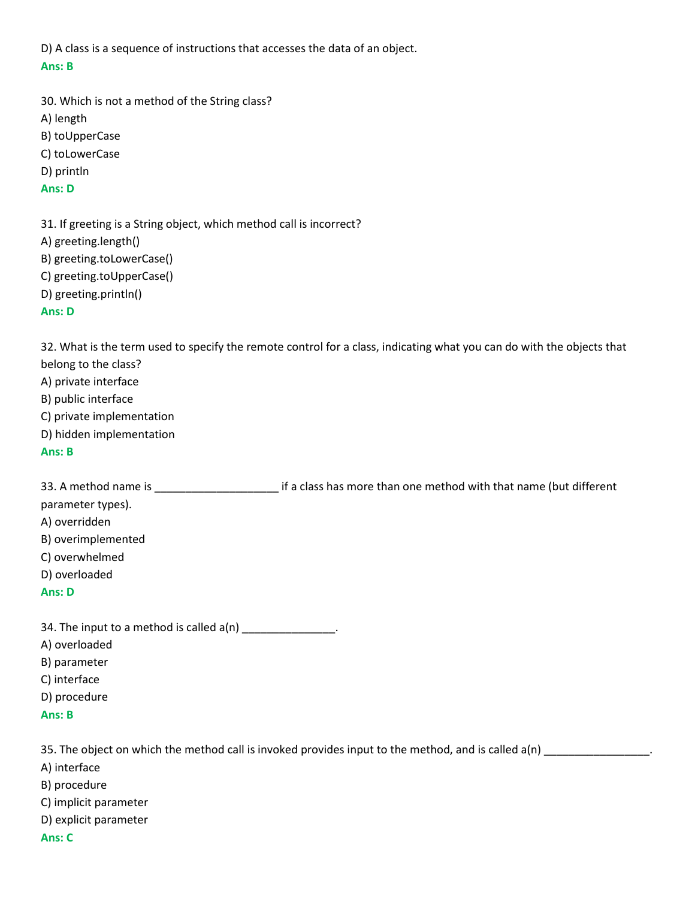D) A class is a sequence of instructions that accesses the data of an object.

**Ans: B**

30. Which is not a method of the String class?

A) length

B) toUpperCase

C) toLowerCase

D) println

**Ans: D**

31. If greeting is a String object, which method call is incorrect?

A) greeting.length()

B) greeting.toLowerCase()

C) greeting.toUpperCase()

D) greeting.println()

**Ans: D**

32. What is the term used to specify the remote control for a class, indicating what you can do with the objects that belong to the class?

A) private interface

B) public interface

C) private implementation

D) hidden implementation

**Ans: B**

33. A method name is ____________________ if a class has more than one method with that name (but different parameter types).

A) overridden

B) overimplemented

C) overwhelmed

D) overloaded

**Ans: D**

34. The input to a method is called a(n) _______________.

A) overloaded

B) parameter

C) interface

D) procedure

**Ans: B**

35. The object on which the method call is invoked provides input to the method, and is called a(n) _________________.

A) interface

B) procedure

C) implicit parameter

D) explicit parameter

**Ans: C**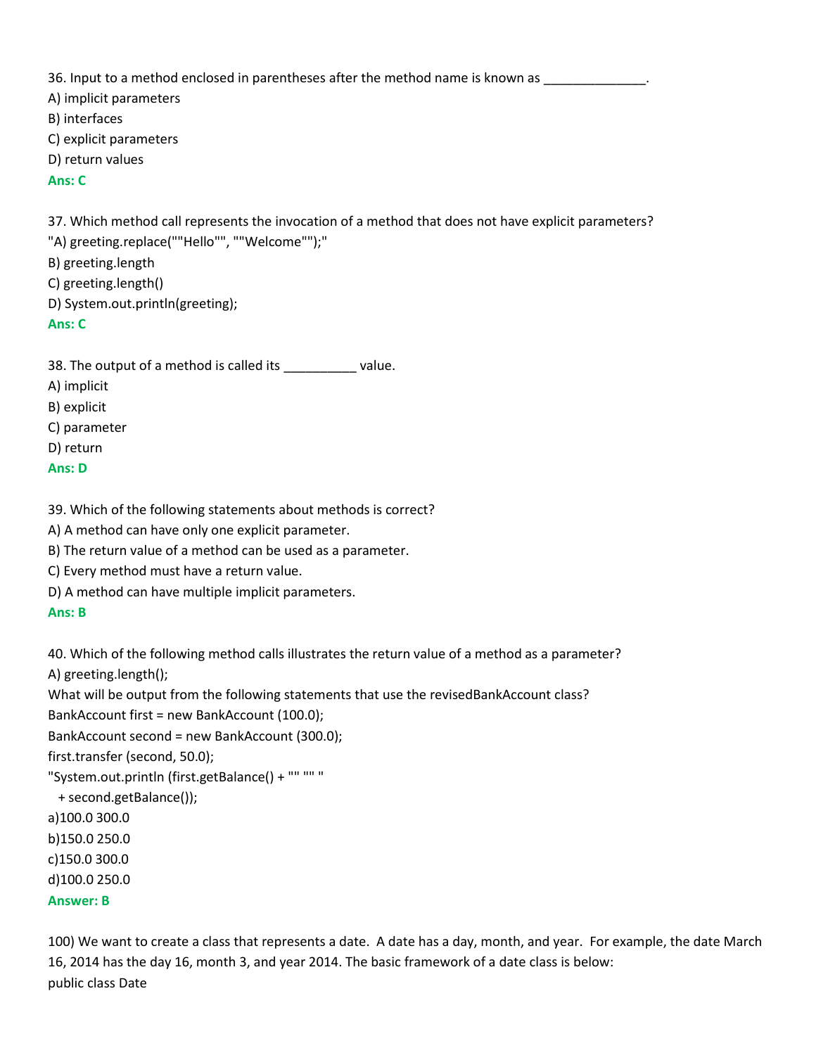36. Input to a method enclosed in parentheses after the method name is known as ______________.

A) implicit parameters

B) interfaces

C) explicit parameters

D) return values

**Ans: C**

37. Which method call represents the invocation of a method that does not have explicit parameters?

"A) greeting.replace(""Hello"", ""Welcome"");"

B) greeting.length

C) greeting.length()

D) System.out.println(greeting);

**Ans: C**

38. The output of a method is called its __________ value.

A) implicit

B) explicit

C) parameter

D) return

**Ans: D**

39. Which of the following statements about methods is correct?

A) A method can have only one explicit parameter.

B) The return value of a method can be used as a parameter.

C) Every method must have a return value.

D) A method can have multiple implicit parameters.

**Ans: B**

40. Which of the following method calls illustrates the return value of a method as a parameter?

A) greeting.length();

What will be output from the following statements that use the revisedBankAccount class?

```
BankAccount first = new BankAccount (100.0);
BankAccount second = new BankAccount (300.0);
first.transfer (second, 50.0);
"System.out.println (first.getBalance() + "" "" "
  + second.getBalance());
```

a)100.0 300.0

b)150.0 250.0

c)150.0 300.0

d)100.0 250.0

**Answer: B**

100) We want to create a class that represents a date. A date has a day, month, and year. For example, the date March 16, 2014 has the day 16, month 3, and year 2014. The basic framework of a date class is below:

public class Date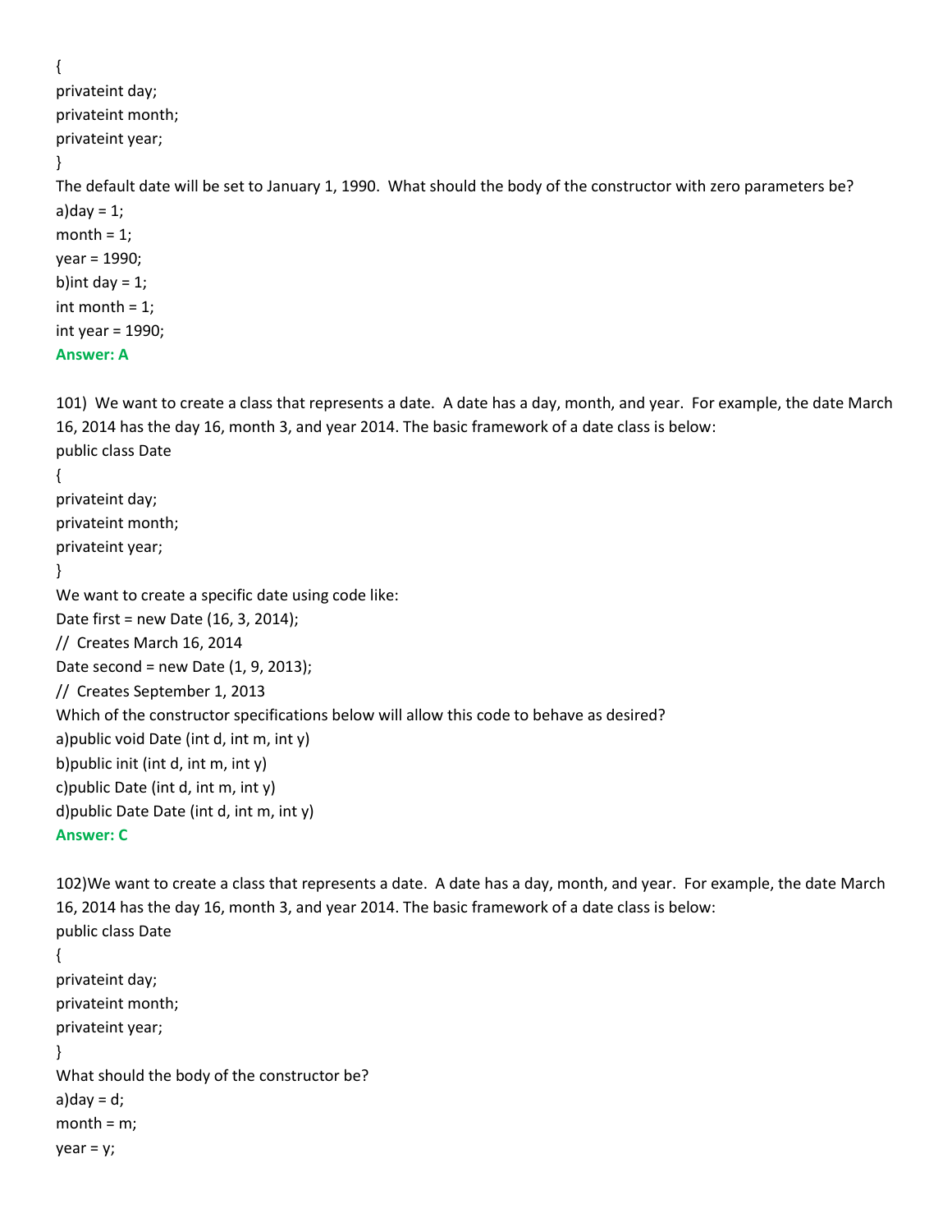{
privateint day;
privateint month;
privateint year;
}

The default date will be set to January 1, 1990.  What should the body of the constructor with zero parameters be?

a)day = 1;
month = 1;
year = 1990;

b)int day = 1;
int month = 1;
int year = 1990;

**Answer: A**

101)  We want to create a class that represents a date.  A date has a day, month, and year.  For example, the date March 16, 2014 has the day 16, month 3, and year 2014. The basic framework of a date class is below:

public class Date
{
privateint day;
privateint month;
privateint year;
}

We want to create a specific date using code like:

Date first = new Date (16, 3, 2014);
//  Creates March 16, 2014
Date second = new Date (1, 9, 2013);
//  Creates September 1, 2013

Which of the constructor specifications below will allow this code to behave as desired?

a)public void Date (int d, int m, int y)
b)public init (int d, int m, int y)
c)public Date (int d, int m, int y)
d)public Date Date (int d, int m, int y)

**Answer: C**

102)We want to create a class that represents a date.  A date has a day, month, and year.  For example, the date March 16, 2014 has the day 16, month 3, and year 2014. The basic framework of a date class is below:

public class Date
{
privateint day;
privateint month;
privateint year;
}

What should the body of the constructor be?

a)day = d;
month = m;
year = y;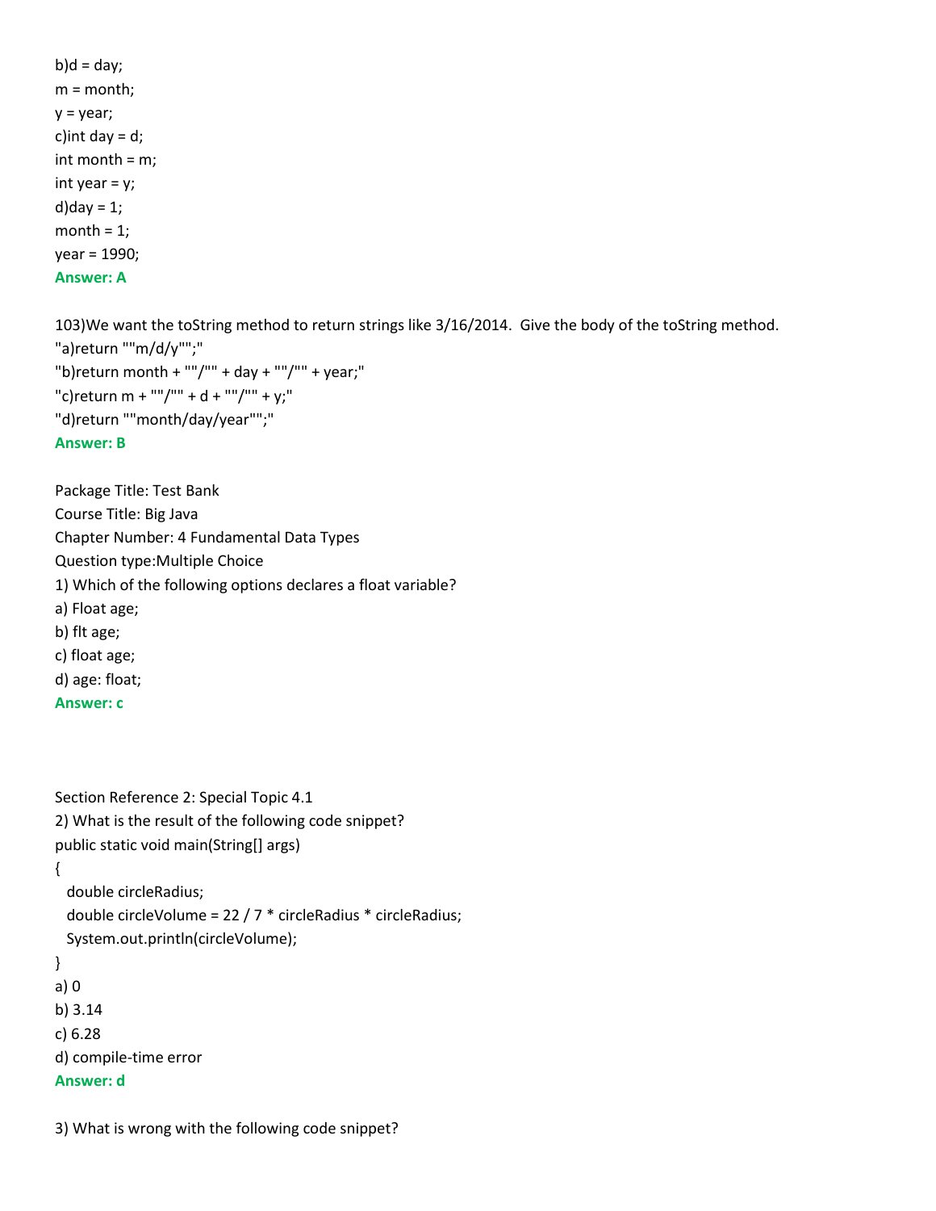b)d = day;
m = month;
y = year;
c)int day = d;
int month = m;
int year = y;
d)day = 1;
month = 1;
year = 1990;
**Answer: A**

103)We want the toString method to return strings like 3/16/2014. Give the body of the toString method.
"a)return ""m/d/y"";"
"b)return month + ""/"" + day + ""/"" + year;"
"c)return m + ""/"" + d + ""/"" + y;"
"d)return ""month/day/year"";"
**Answer: B**

Package Title: Test Bank
Course Title: Big Java
Chapter Number: 4 Fundamental Data Types
Question type:Multiple Choice
1) Which of the following options declares a float variable?
a) Float age;
b) flt age;
c) float age;
d) age: float;
**Answer: c**

Section Reference 2: Special Topic 4.1
2) What is the result of the following code snippet?

```
public static void main(String[] args)
{
  double circleRadius;
  double circleVolume = 22 / 7 * circleRadius * circleRadius;
  System.out.println(circleVolume);
}
```

a) 0
b) 3.14
c) 6.28
d) compile-time error
**Answer: d**

3) What is wrong with the following code snippet?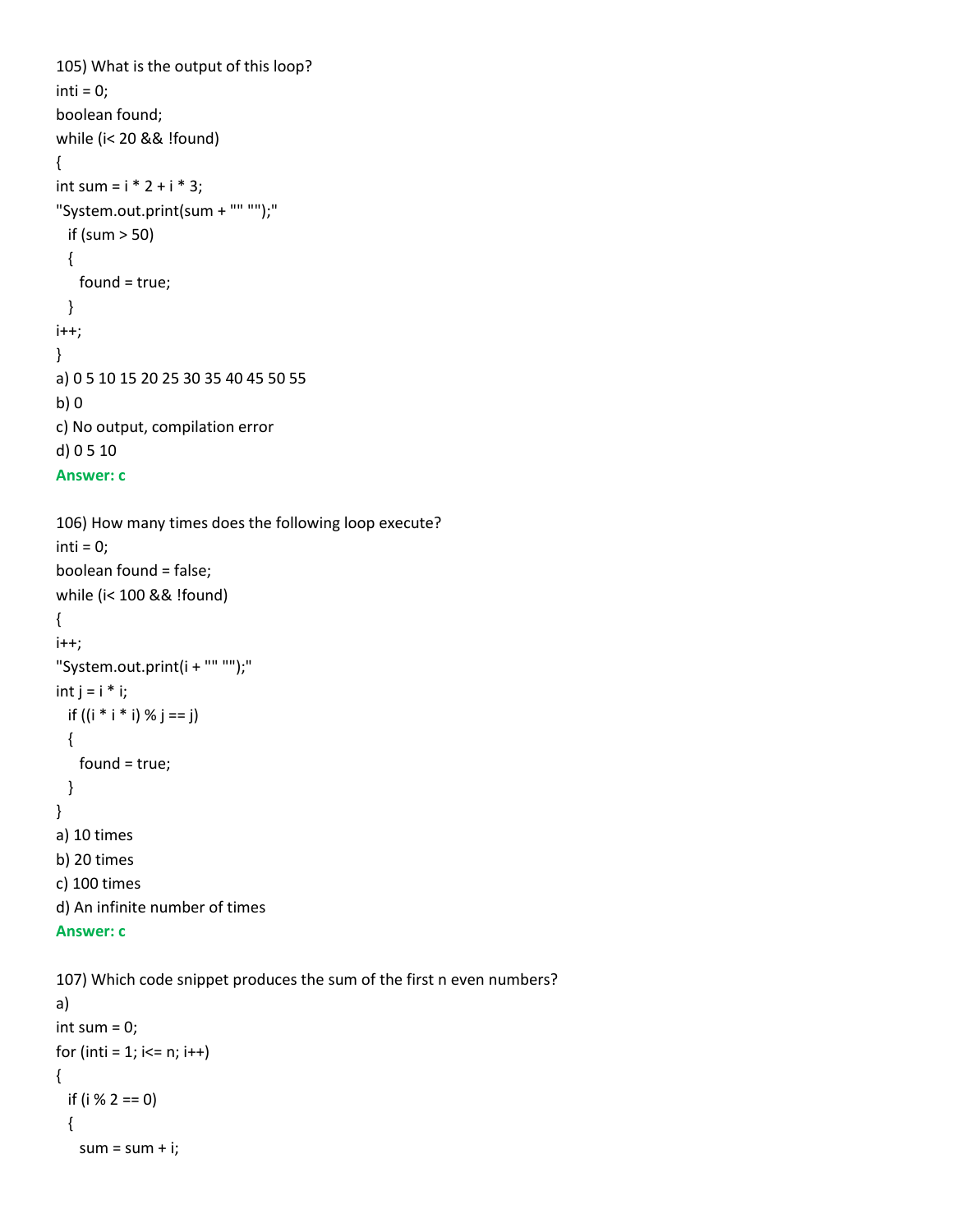105) What is the output of this loop?

```
inti = 0;
boolean found;
while (i< 20 && !found)
{
int sum = i * 2 + i * 3;
"System.out.print(sum + "" "");"
  if (sum > 50)
  {
    found = true;
  }
i++;
}
```

a) 0 5 10 15 20 25 30 35 40 45 50 55

b) 0

c) No output, compilation error

d) 0 5 10

**Answer: c**

106) How many times does the following loop execute?

```
inti = 0;
boolean found = false;
while (i< 100 && !found)
{
i++;
"System.out.print(i + "" "");"
int j = i * i;
  if ((i * i * i) % j == j)
  {
    found = true;
  }
}
```

a) 10 times

b) 20 times

c) 100 times

d) An infinite number of times

**Answer: c**

107) Which code snippet produces the sum of the first n even numbers?

a)

```
int sum = 0;
for (inti = 1; i<= n; i++)
{
  if (i % 2 == 0)
  {
    sum = sum + i;
```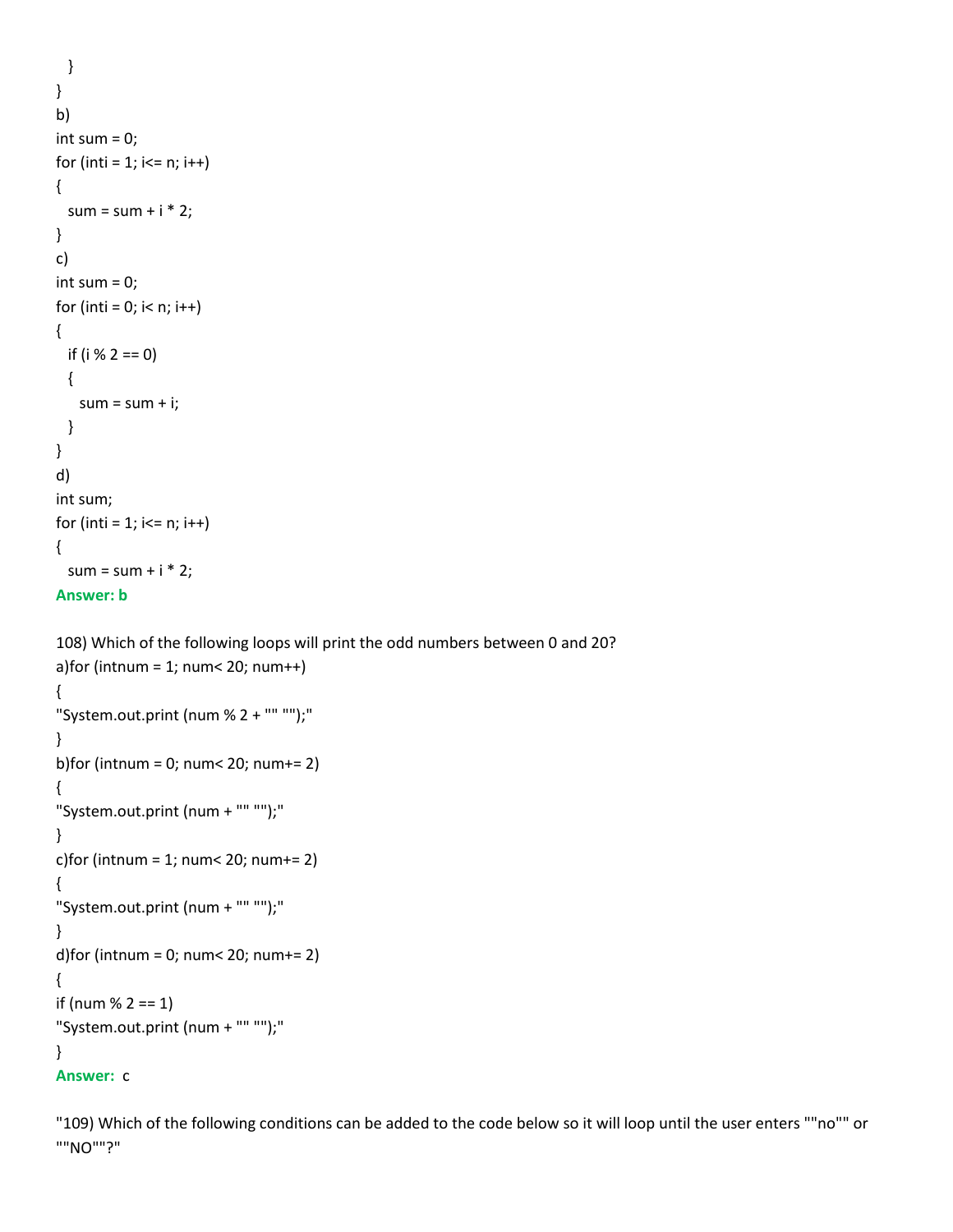```
  }
}
```

b)

```
int sum = 0;
for (inti = 1; i<= n; i++)
{
  sum = sum + i * 2;
}
```

c)

```
int sum = 0;
for (inti = 0; i< n; i++)
{
  if (i % 2 == 0)
  {
    sum = sum + i;
  }
}
```

d)

```
int sum;
for (inti = 1; i<= n; i++)
{
  sum = sum + i * 2;
```

**Answer: b**

108) Which of the following loops will print the odd numbers between 0 and 20?

a)

```
for (intnum = 1; num< 20; num++)
{
"System.out.print (num % 2 + "" "");"
}
```

b)

```
for (intnum = 0; num< 20; num+= 2)
{
"System.out.print (num + "" "");"
}
```

c)

```
for (intnum = 1; num< 20; num+= 2)
{
"System.out.print (num + "" "");"
}
```

d)

```
for (intnum = 0; num< 20; num+= 2)
{
if (num % 2 == 1)
"System.out.print (num + "" "");"
}
```

**Answer:** c

"109) Which of the following conditions can be added to the code below so it will loop until the user enters ""no"" or ""NO""?"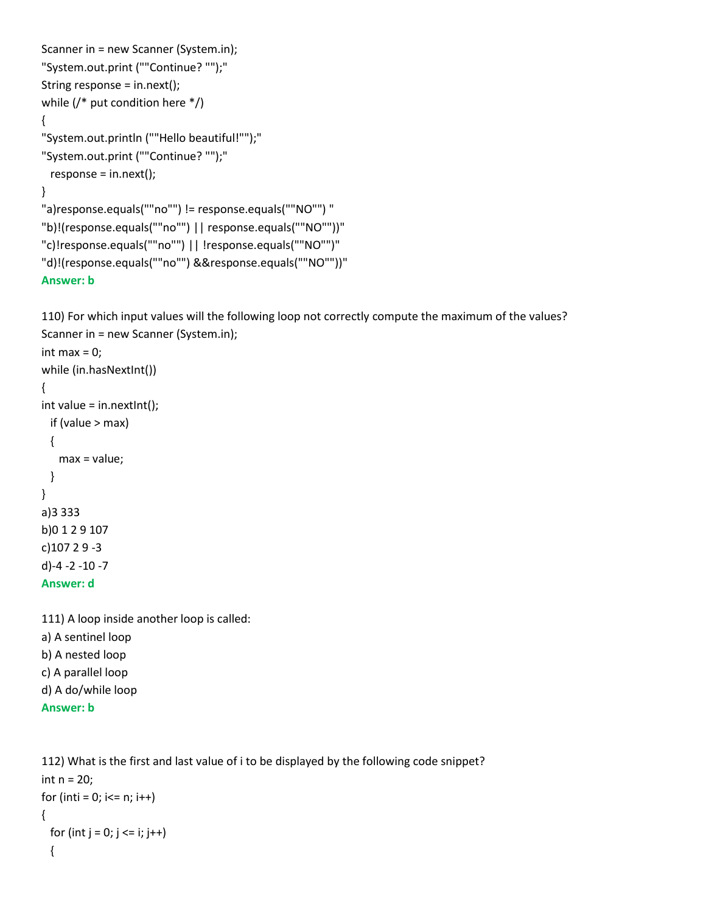```
Scanner in = new Scanner (System.in);
"System.out.print (""Continue? "");"
String response = in.next();
while (/* put condition here */)
{
"System.out.println (""Hello beautiful!"");"
"System.out.print (""Continue? "");"
  response = in.next();
}
```

"a)response.equals(""no"") != response.equals(""NO"") "
"b)!(response.equals(""no"") || response.equals(""NO""))"
"c)!response.equals(""no"") || !response.equals(""NO"")"
"d)!(response.equals(""no"") &&response.equals(""NO""))"

**Answer: b**

110) For which input values will the following loop not correctly compute the maximum of the values?

```
Scanner in = new Scanner (System.in);
int max = 0;
while (in.hasNextInt())
{
int value = in.nextInt();
  if (value > max)
  {
    max = value;
  }
}
```

a)3 333
b)0 1 2 9 107
c)107 2 9 -3
d)-4 -2 -10 -7

**Answer: d**

111) A loop inside another loop is called:

a) A sentinel loop
b) A nested loop
c) A parallel loop
d) A do/while loop

**Answer: b**

112) What is the first and last value of i to be displayed by the following code snippet?

```
int n = 20;
for (inti = 0; i<= n; i++)
{
  for (int j = 0; j <= i; j++)
  {
```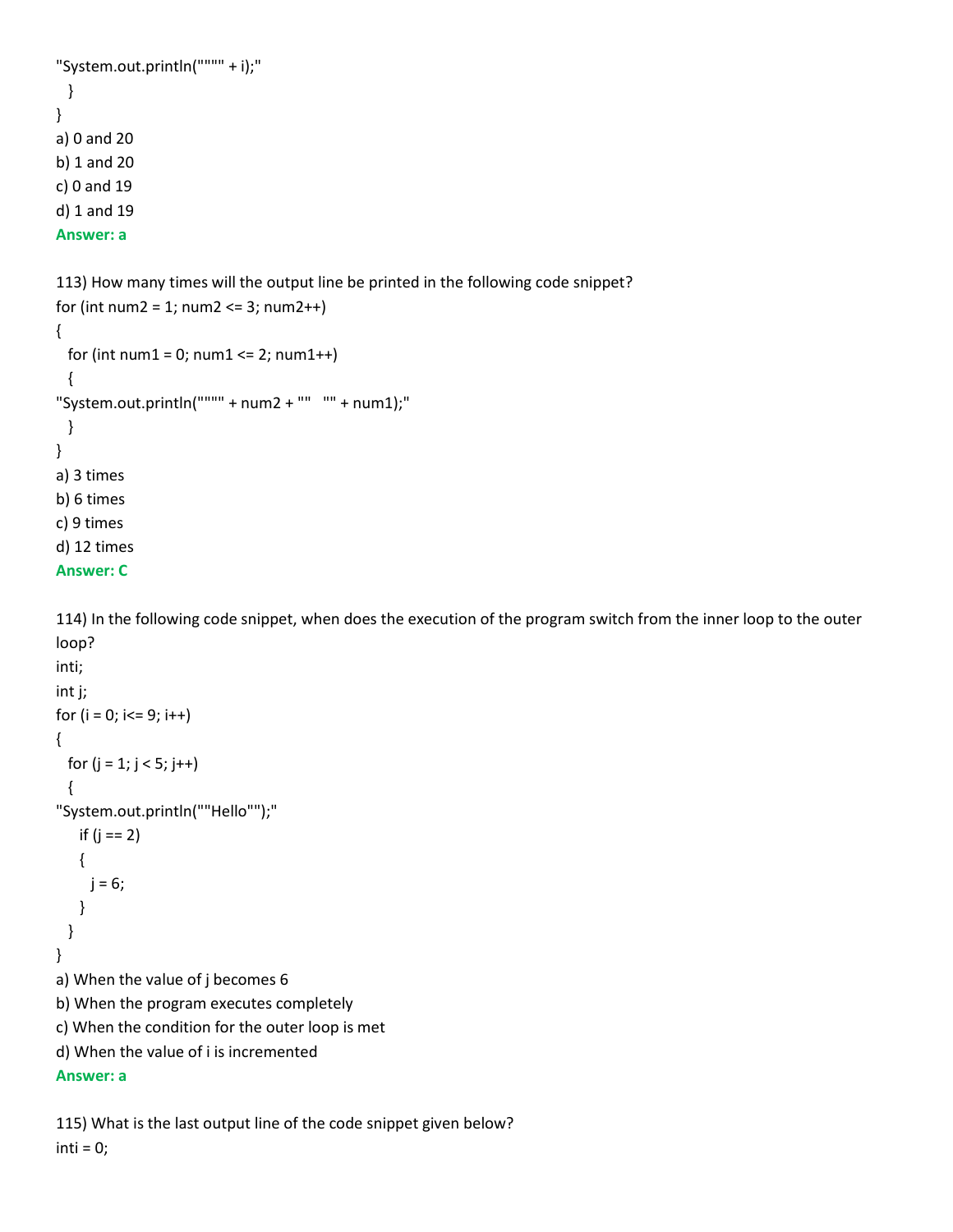```
"System.out.println("""" + i);"
  }
}
```

a) 0 and 20
b) 1 and 20
c) 0 and 19
d) 1 and 19

**Answer: a**

113) How many times will the output line be printed in the following code snippet?

```
for (int num2 = 1; num2 <= 3; num2++)
{
  for (int num1 = 0; num1 <= 2; num1++)
  {
"System.out.println("""" + num2 + ""   "" + num1);"
  }
}
```

a) 3 times
b) 6 times
c) 9 times
d) 12 times

**Answer: C**

114) In the following code snippet, when does the execution of the program switch from the inner loop to the outer loop?

```
inti;
int j;
for (i = 0; i<= 9; i++)
{
  for (j = 1; j < 5; j++)
  {
"System.out.println(""Hello"");"
    if (j == 2)
    {
      j = 6;
    }
  }
}
```

a) When the value of j becomes 6
b) When the program executes completely
c) When the condition for the outer loop is met
d) When the value of i is incremented

**Answer: a**

115) What is the last output line of the code snippet given below?

```
inti = 0;
```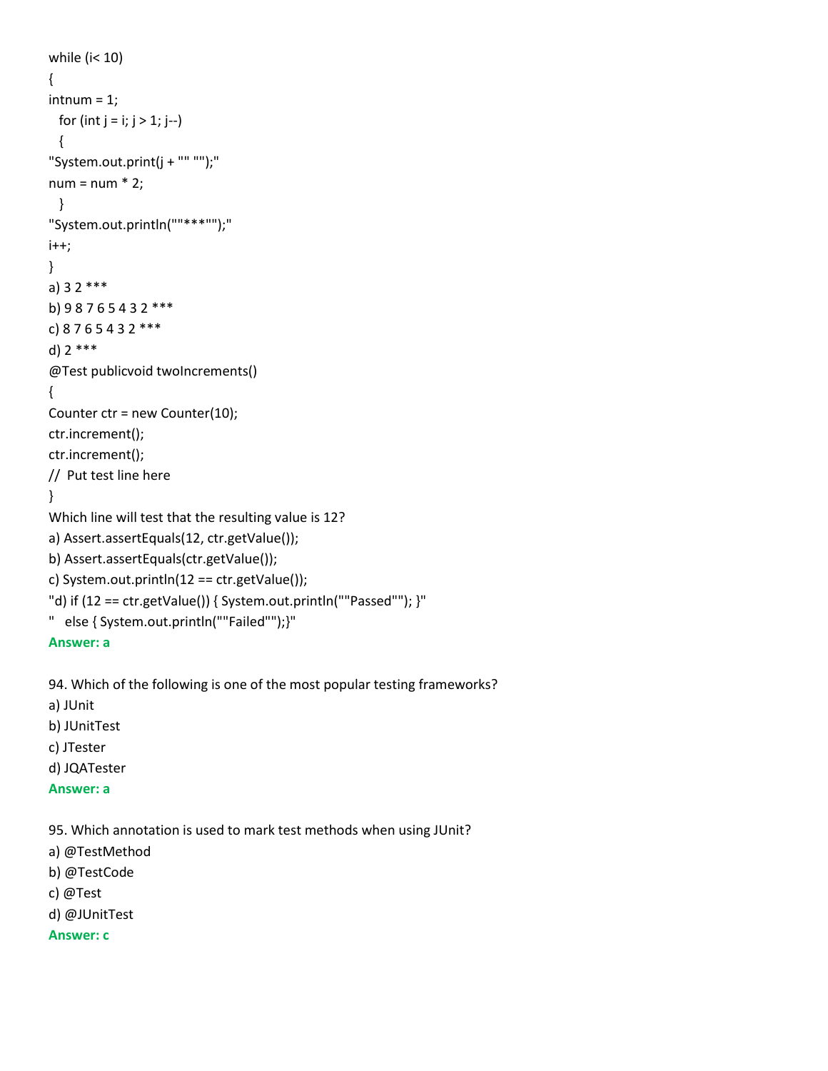```
while (i< 10)
{
intnum = 1;
  for (int j = i; j > 1; j--)
  {
"System.out.print(j + "" "");"
num = num * 2;
  }
"System.out.println(""***"");"
i++;
}
```

a) 3 2 ***
b) 9 8 7 6 5 4 3 2 ***
c) 8 7 6 5 4 3 2 ***
d) 2 ***

```
@Test publicvoid twoIncrements()
{
Counter ctr = new Counter(10);
ctr.increment();
ctr.increment();
//  Put test line here
}
```

Which line will test that the resulting value is 12?
a) Assert.assertEquals(12, ctr.getValue());
b) Assert.assertEquals(ctr.getValue());
c) System.out.println(12 == ctr.getValue());
"d) if (12 == ctr.getValue()) { System.out.println(""Passed""); }"
"   else { System.out.println(""Failed"");}"

**Answer: a**

94. Which of the following is one of the most popular testing frameworks?
a) JUnit
b) JUnitTest
c) JTester
d) JQATester

**Answer: a**

95. Which annotation is used to mark test methods when using JUnit?
a) @TestMethod
b) @TestCode
c) @Test
d) @JUnitTest

**Answer: c**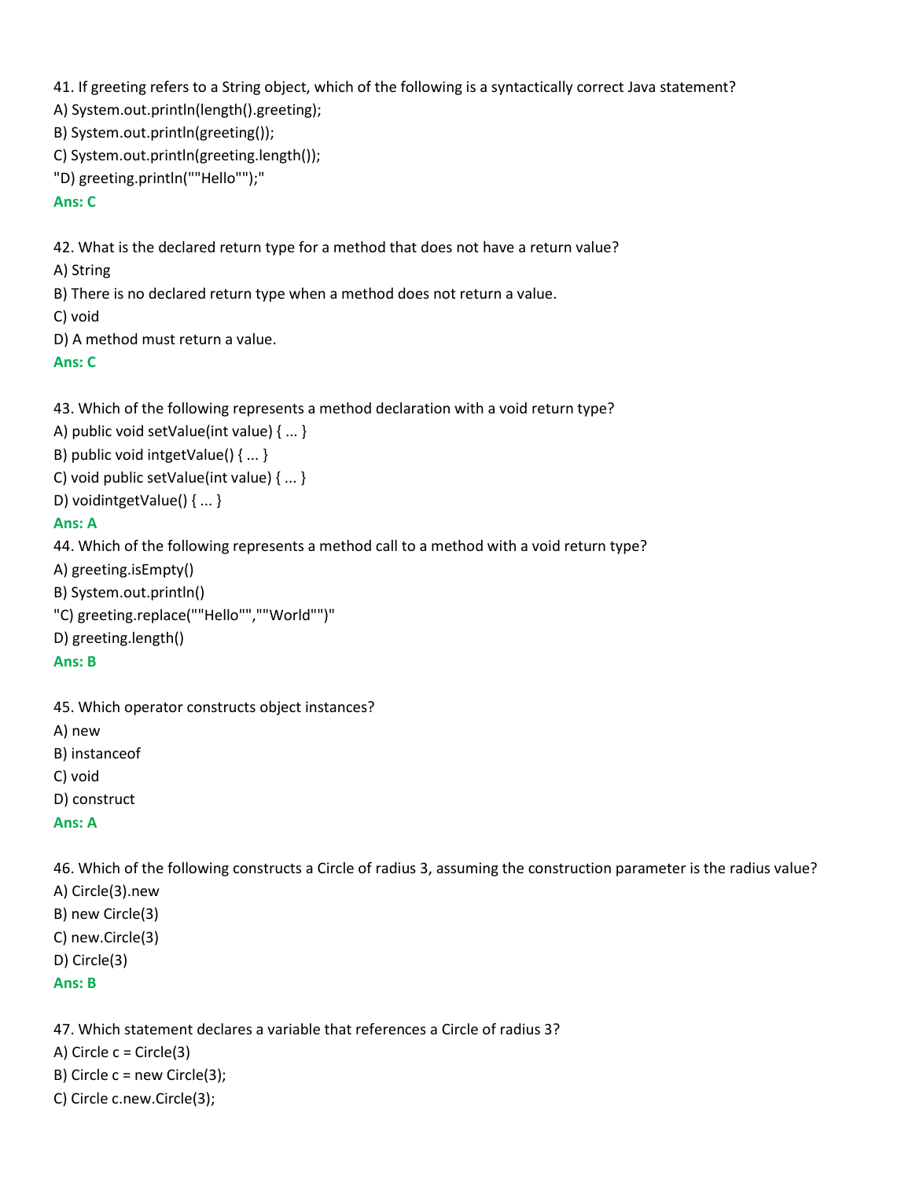41. If greeting refers to a String object, which of the following is a syntactically correct Java statement?

A) System.out.println(length().greeting);

B) System.out.println(greeting());

C) System.out.println(greeting.length());

"D) greeting.println(""Hello"");"

**Ans: C**

42. What is the declared return type for a method that does not have a return value?

A) String

B) There is no declared return type when a method does not return a value.

C) void

D) A method must return a value.

**Ans: C**

43. Which of the following represents a method declaration with a void return type?

A) public void setValue(int value) { ... }

B) public void intgetValue() { ... }

C) void public setValue(int value) { ... }

D) voidintgetValue() { ... }

**Ans: A**

44. Which of the following represents a method call to a method with a void return type?

A) greeting.isEmpty()

B) System.out.println()

"C) greeting.replace(""Hello"",""World"")"

D) greeting.length()

**Ans: B**

45. Which operator constructs object instances?

A) new

B) instanceof

C) void

D) construct

**Ans: A**

46. Which of the following constructs a Circle of radius 3, assuming the construction parameter is the radius value?

A) Circle(3).new

B) new Circle(3)

C) new.Circle(3)

D) Circle(3)

**Ans: B**

47. Which statement declares a variable that references a Circle of radius 3?

A) Circle c = Circle(3)

B) Circle c = new Circle(3);

C) Circle c.new.Circle(3);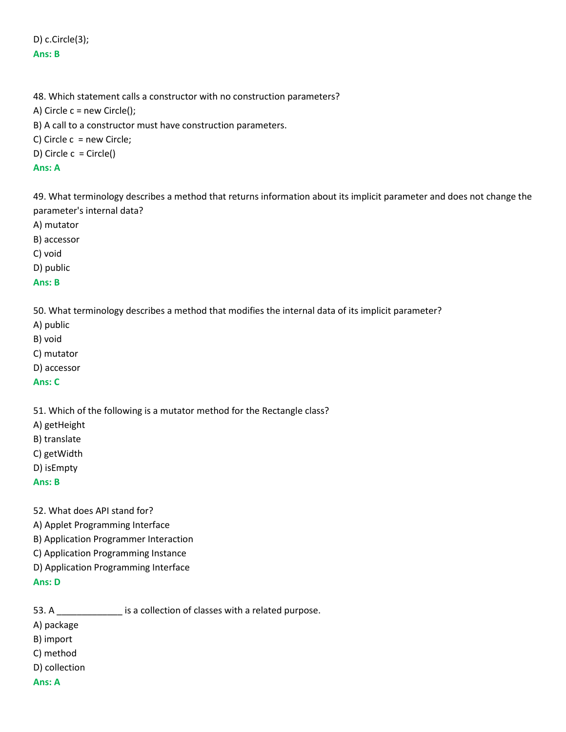D) c.Circle(3);

**Ans: B**

48. Which statement calls a constructor with no construction parameters?

A) Circle c = new Circle();

B) A call to a constructor must have construction parameters.

C) Circle c  = new Circle;

D) Circle c  = Circle()

**Ans: A**

49. What terminology describes a method that returns information about its implicit parameter and does not change the parameter's internal data?

A) mutator

B) accessor

C) void

D) public

**Ans: B**

50. What terminology describes a method that modifies the internal data of its implicit parameter?

A) public

B) void

C) mutator

D) accessor

**Ans: C**

51. Which of the following is a mutator method for the Rectangle class?

A) getHeight

B) translate

C) getWidth

D) isEmpty

**Ans: B**

52. What does API stand for?

A) Applet Programming Interface

B) Application Programmer Interaction

C) Application Programming Instance

D) Application Programming Interface

**Ans: D**

53. A _____________ is a collection of classes with a related purpose.

A) package

B) import

C) method

D) collection

**Ans: A**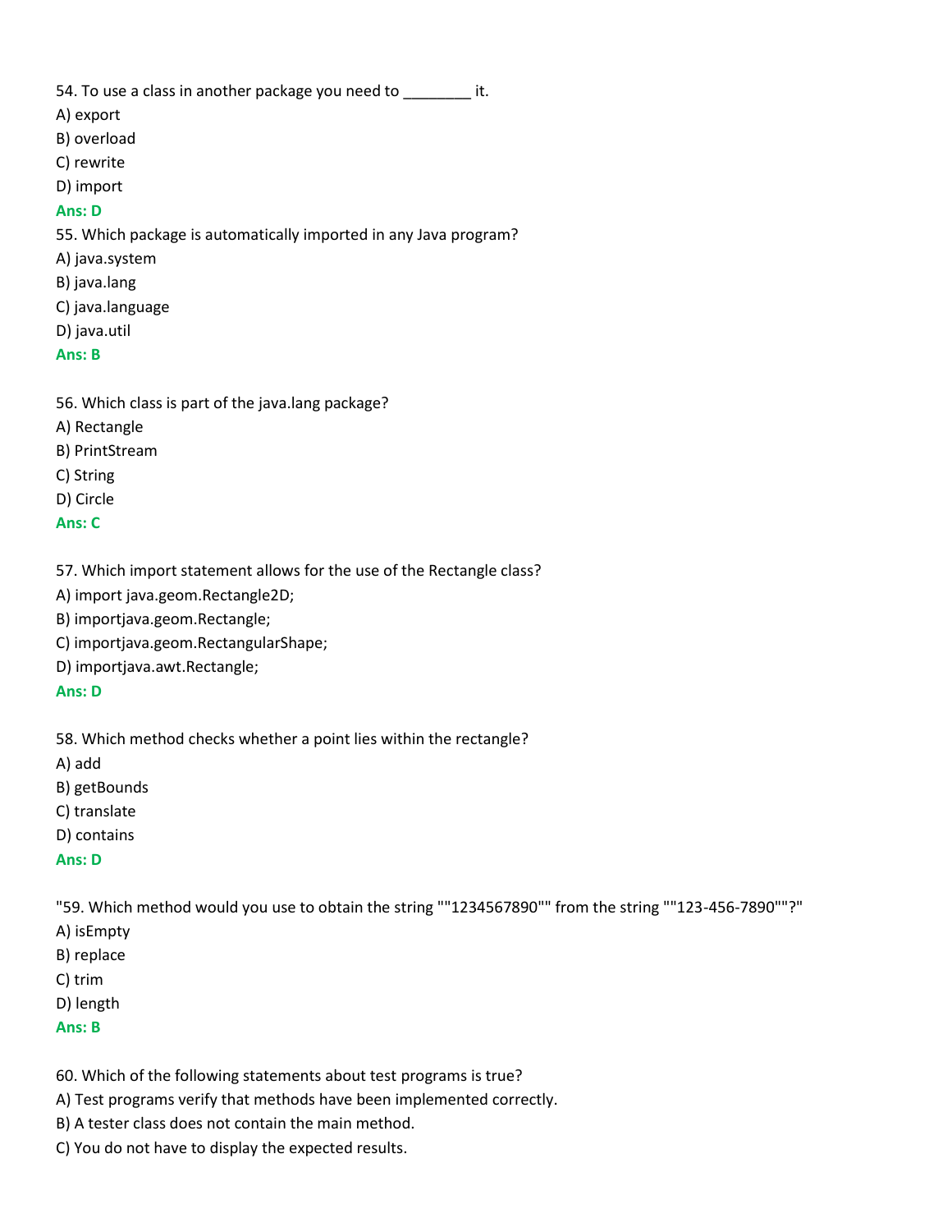54. To use a class in another package you need to ________ it.
A) export
B) overload
C) rewrite
D) import
**Ans: D**
55. Which package is automatically imported in any Java program?
A) java.system
B) java.lang
C) java.language
D) java.util
**Ans: B**

56. Which class is part of the java.lang package?
A) Rectangle
B) PrintStream
C) String
D) Circle
**Ans: C**

57. Which import statement allows for the use of the Rectangle class?
A) import java.geom.Rectangle2D;
B) importjava.geom.Rectangle;
C) importjava.geom.RectangularShape;
D) importjava.awt.Rectangle;
**Ans: D**

58. Which method checks whether a point lies within the rectangle?
A) add
B) getBounds
C) translate
D) contains
**Ans: D**

"59. Which method would you use to obtain the string ""1234567890"" from the string ""123-456-7890""?"
A) isEmpty
B) replace
C) trim
D) length
**Ans: B**

60. Which of the following statements about test programs is true?
A) Test programs verify that methods have been implemented correctly.
B) A tester class does not contain the main method.
C) You do not have to display the expected results.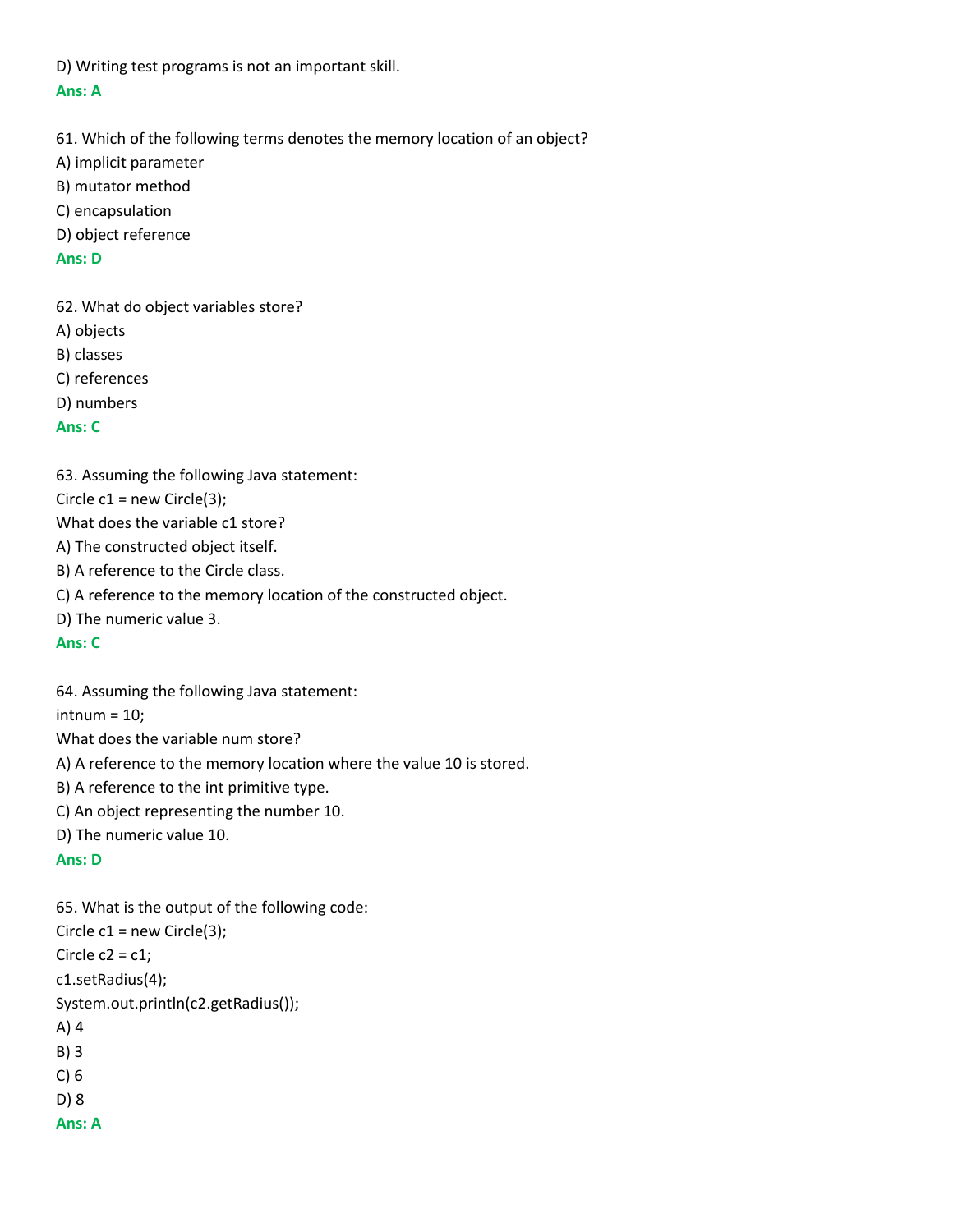D) Writing test programs is not an important skill.

**Ans: A**

61. Which of the following terms denotes the memory location of an object?

A) implicit parameter

B) mutator method

C) encapsulation

D) object reference

**Ans: D**

62. What do object variables store?

A) objects

B) classes

C) references

D) numbers

**Ans: C**

63. Assuming the following Java statement:

Circle c1 = new Circle(3);

What does the variable c1 store?

A) The constructed object itself.

B) A reference to the Circle class.

C) A reference to the memory location of the constructed object.

D) The numeric value 3.

**Ans: C**

64. Assuming the following Java statement:

intnum = 10;

What does the variable num store?

A) A reference to the memory location where the value 10 is stored.

B) A reference to the int primitive type.

C) An object representing the number 10.

D) The numeric value 10.

**Ans: D**

65. What is the output of the following code:

Circle c1 = new Circle(3);

Circle c2 = c1;

c1.setRadius(4);

System.out.println(c2.getRadius());

A) 4

B) 3

C) 6

D) 8

**Ans: A**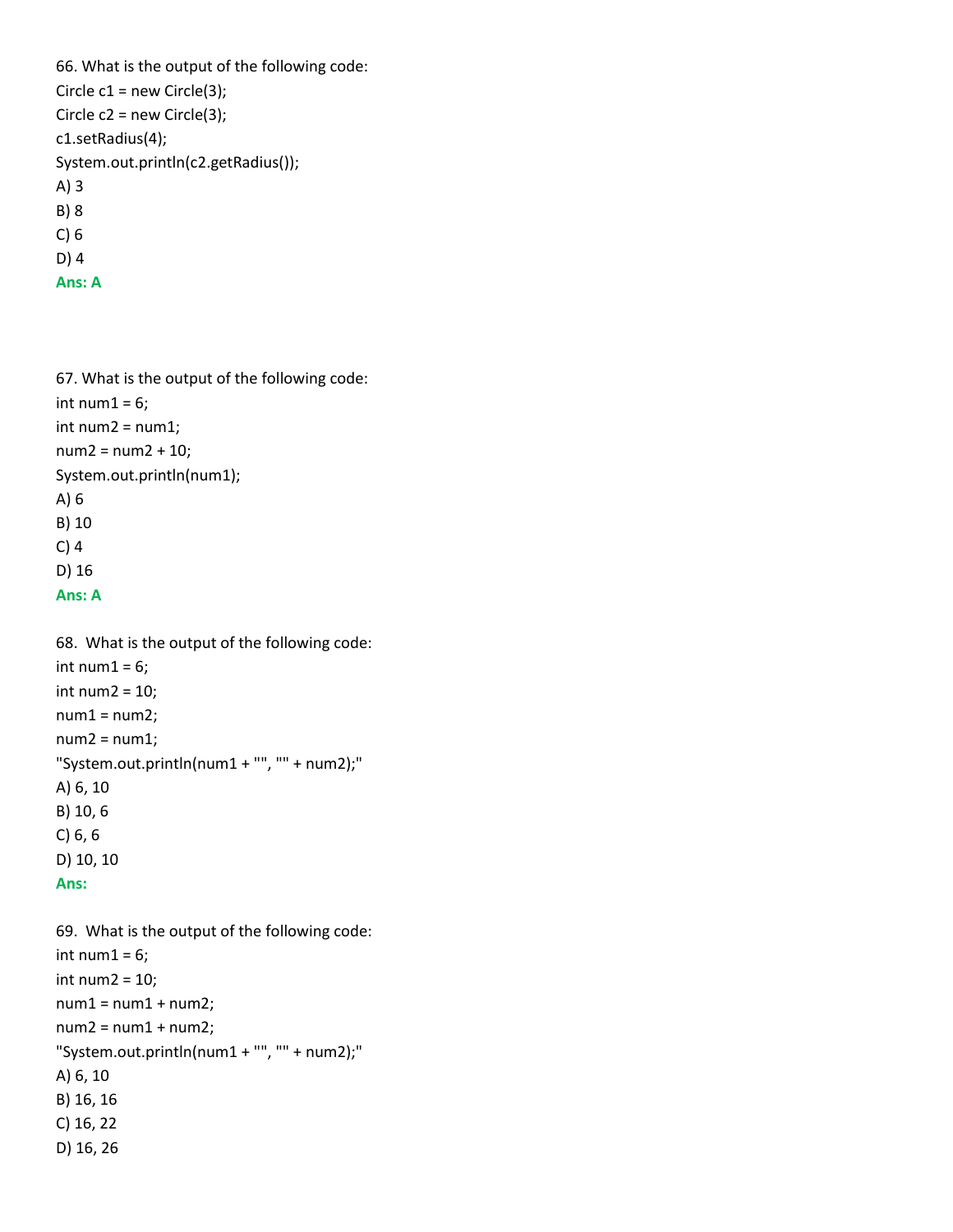66. What is the output of the following code:

Circle c1 = new Circle(3);

Circle c2 = new Circle(3);

c1.setRadius(4);

System.out.println(c2.getRadius());

A) 3

B) 8

C) 6

D) 4

**Ans: A**

67. What is the output of the following code:

int num1 = 6;

int num2 = num1;

num2 = num2 + 10;

System.out.println(num1);

A) 6

B) 10

C) 4

D) 16

**Ans: A**

68. What is the output of the following code:

int num1 = 6;

int num2 = 10;

num1 = num2;

num2 = num1;

"System.out.println(num1 + "", "" + num2);"

A) 6, 10

B) 10, 6

C) 6, 6

D) 10, 10

**Ans:**

69. What is the output of the following code:

int num1 = 6;

int num2 = 10;

num1 = num1 + num2;

num2 = num1 + num2;

"System.out.println(num1 + "", "" + num2);"

A) 6, 10

B) 16, 16

C) 16, 22

D) 16, 26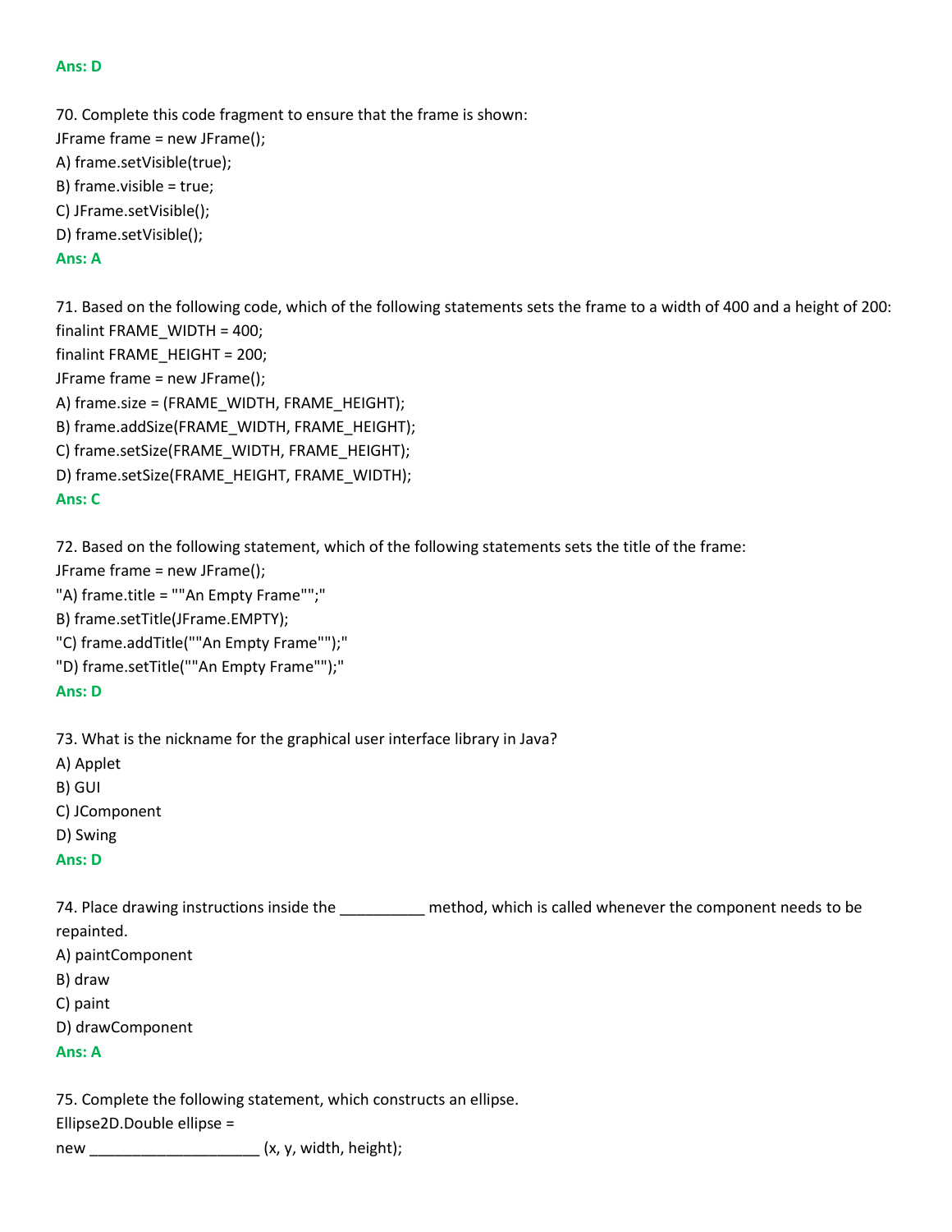**Ans: D**

70. Complete this code fragment to ensure that the frame is shown:
JFrame frame = new JFrame();
A) frame.setVisible(true);
B) frame.visible = true;
C) JFrame.setVisible();
D) frame.setVisible();
**Ans: A**

71. Based on the following code, which of the following statements sets the frame to a width of 400 and a height of 200:
finalint FRAME_WIDTH = 400;
finalint FRAME_HEIGHT = 200;
JFrame frame = new JFrame();
A) frame.size = (FRAME_WIDTH, FRAME_HEIGHT);
B) frame.addSize(FRAME_WIDTH, FRAME_HEIGHT);
C) frame.setSize(FRAME_WIDTH, FRAME_HEIGHT);
D) frame.setSize(FRAME_HEIGHT, FRAME_WIDTH);
**Ans: C**

72. Based on the following statement, which of the following statements sets the title of the frame:
JFrame frame = new JFrame();
"A) frame.title = ""An Empty Frame"";"
B) frame.setTitle(JFrame.EMPTY);
"C) frame.addTitle(""An Empty Frame"");"
"D) frame.setTitle(""An Empty Frame"");"
**Ans: D**

73. What is the nickname for the graphical user interface library in Java?
A) Applet
B) GUI
C) JComponent
D) Swing
**Ans: D**

74. Place drawing instructions inside the __________ method, which is called whenever the component needs to be repainted.
A) paintComponent
B) draw
C) paint
D) drawComponent
**Ans: A**

75. Complete the following statement, which constructs an ellipse.
Ellipse2D.Double ellipse =
new ____________________ (x, y, width, height);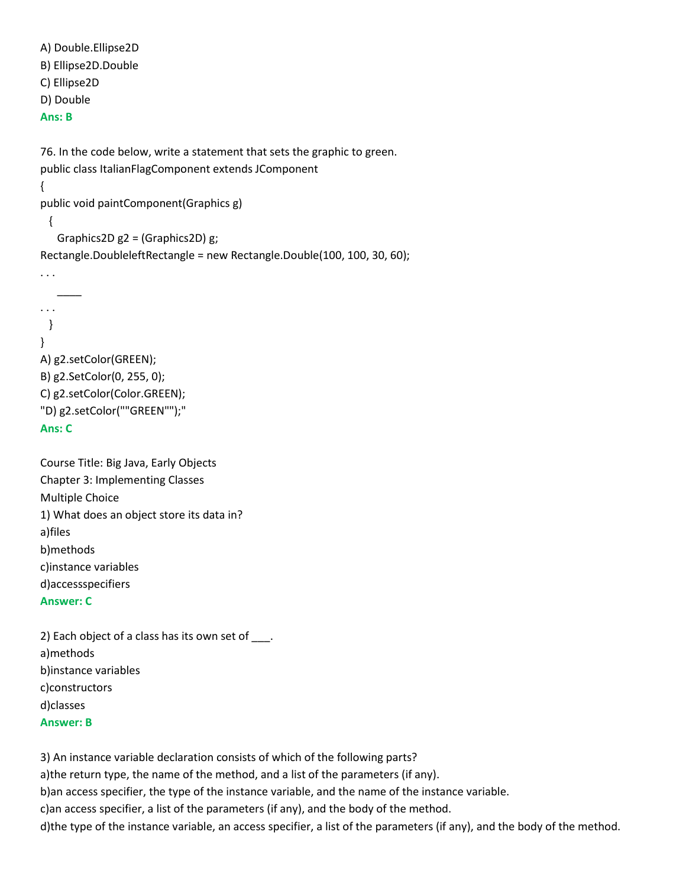A) Double.Ellipse2D
B) Ellipse2D.Double
C) Ellipse2D
D) Double
**Ans: B**

76. In the code below, write a statement that sets the graphic to green.

```
public class ItalianFlagComponent extends JComponent
{
public void paintComponent(Graphics g)
  {
    Graphics2D g2 = (Graphics2D) g;
Rectangle.DoubleleftRectangle = new Rectangle.Double(100, 100, 30, 60);
. . .
    ____
. . .
  }
}
```

A) g2.setColor(GREEN);
B) g2.SetColor(0, 255, 0);
C) g2.setColor(Color.GREEN);
"D) g2.setColor(""GREEN"");"
**Ans: C**

Course Title: Big Java, Early Objects
Chapter 3: Implementing Classes
Multiple Choice

1) What does an object store its data in?
a)files
b)methods
c)instance variables
d)accessspecifiers
**Answer: C**

2) Each object of a class has its own set of ___.
a)methods
b)instance variables
c)constructors
d)classes
**Answer: B**

3) An instance variable declaration consists of which of the following parts?
a)the return type, the name of the method, and a list of the parameters (if any).
b)an access specifier, the type of the instance variable, and the name of the instance variable.
c)an access specifier, a list of the parameters (if any), and the body of the method.
d)the type of the instance variable, an access specifier, a list of the parameters (if any), and the body of the method.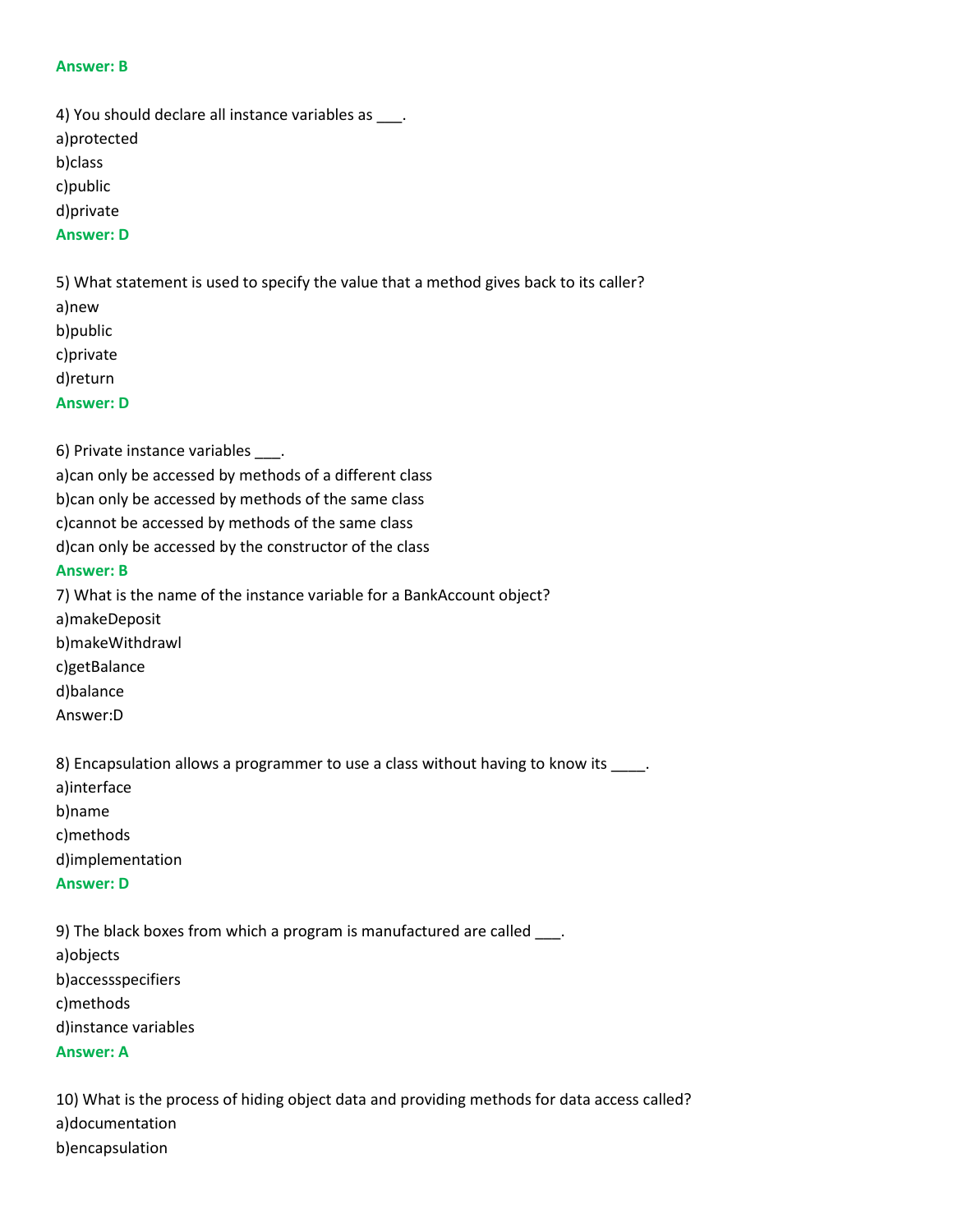**Answer: B**

4) You should declare all instance variables as ___.
a)protected
b)class
c)public
d)private
**Answer: D**

5) What statement is used to specify the value that a method gives back to its caller?
a)new
b)public
c)private
d)return
**Answer: D**

6) Private instance variables ___.
a)can only be accessed by methods of a different class
b)can only be accessed by methods of the same class
c)cannot be accessed by methods of the same class
d)can only be accessed by the constructor of the class
**Answer: B**

7) What is the name of the instance variable for a BankAccount object?
a)makeDeposit
b)makeWithdrawl
c)getBalance
d)balance
Answer:D

8) Encapsulation allows a programmer to use a class without having to know its ____.
a)interface
b)name
c)methods
d)implementation
**Answer: D**

9) The black boxes from which a program is manufactured are called ___.
a)objects
b)accessspecifiers
c)methods
d)instance variables
**Answer: A**

10) What is the process of hiding object data and providing methods for data access called?
a)documentation
b)encapsulation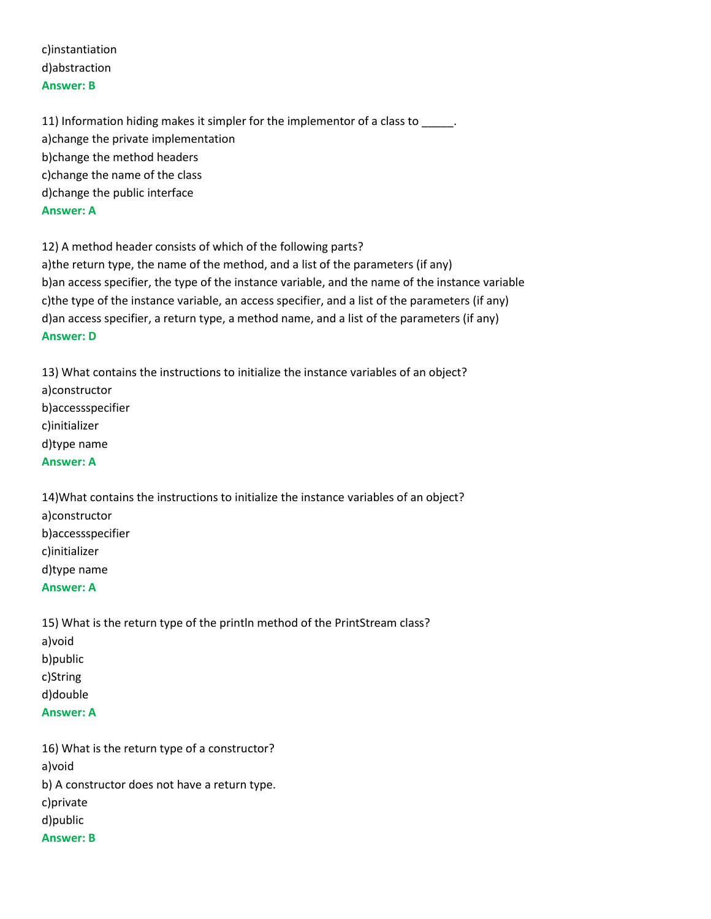c)instantiation
d)abstraction
**Answer: B**

11) Information hiding makes it simpler for the implementor of a class to _____.
a)change the private implementation
b)change the method headers
c)change the name of the class
d)change the public interface
**Answer: A**

12) A method header consists of which of the following parts?
a)the return type, the name of the method, and a list of the parameters (if any)
b)an access specifier, the type of the instance variable, and the name of the instance variable
c)the type of the instance variable, an access specifier, and a list of the parameters (if any)
d)an access specifier, a return type, a method name, and a list of the parameters (if any)
**Answer: D**

13) What contains the instructions to initialize the instance variables of an object?
a)constructor
b)accessspecifier
c)initializer
d)type name
**Answer: A**

14)What contains the instructions to initialize the instance variables of an object?
a)constructor
b)accessspecifier
c)initializer
d)type name
**Answer: A**

15) What is the return type of the println method of the PrintStream class?
a)void
b)public
c)String
d)double
**Answer: A**

16) What is the return type of a constructor?
a)void
b) A constructor does not have a return type.
c)private
d)public
**Answer: B**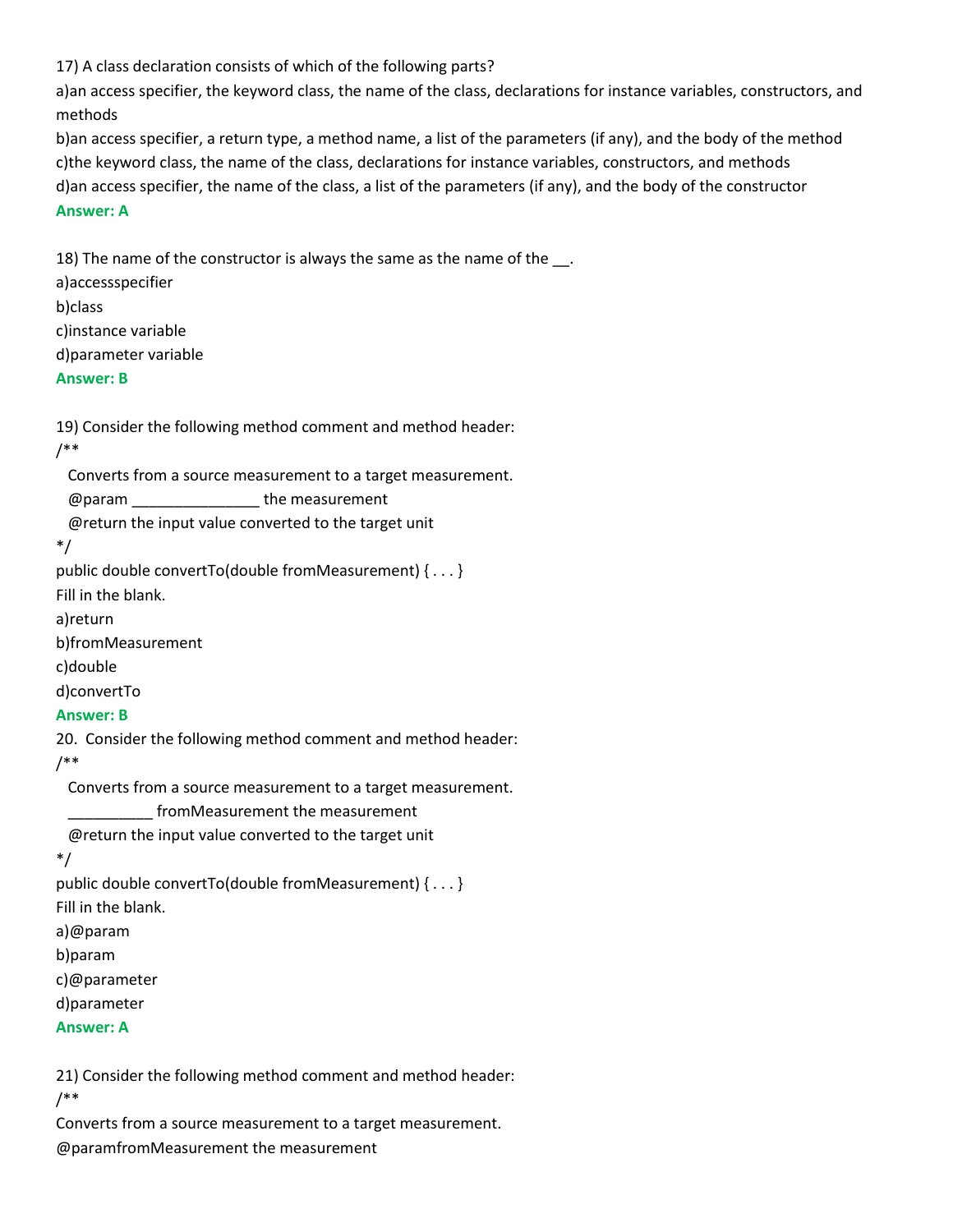17) A class declaration consists of which of the following parts?

a)an access specifier, the keyword class, the name of the class, declarations for instance variables, constructors, and methods

b)an access specifier, a return type, a method name, a list of the parameters (if any), and the body of the method

c)the keyword class, the name of the class, declarations for instance variables, constructors, and methods

d)an access specifier, the name of the class, a list of the parameters (if any), and the body of the constructor

**Answer: A**

18) The name of the constructor is always the same as the name of the __.

a)accessspecifier

b)class

c)instance variable

d)parameter variable

**Answer: B**

19) Consider the following method comment and method header:

```
/**
  Converts from a source measurement to a target measurement.
  @param _______________ the measurement
  @return the input value converted to the target unit
*/
public double convertTo(double fromMeasurement) { . . . }
```

Fill in the blank.

a)return

b)fromMeasurement

c)double

d)convertTo

**Answer: B**

20. Consider the following method comment and method header:

```
/**
  __________ fromMeasurement the measurement
  Converts from a source measurement to a target measurement.
  @return the input value converted to the target unit
*/
public double convertTo(double fromMeasurement) { . . . }
```

Fill in the blank.

a)@param

b)param

c)@parameter

d)parameter

**Answer: A**

21) Consider the following method comment and method header:

```
/**
Converts from a source measurement to a target measurement.
@paramfromMeasurement the measurement
```

17) A class declaration consists of which of the following parts?

a)an access specifier, the keyword class, the name of the class, declarations for instance variables, constructors, and methods

b)an access specifier, a return type, a method name, a list of the parameters (if any), and the body of the method

c)the keyword class, the name of the class, declarations for instance variables, constructors, and methods

d)an access specifier, the name of the class, a list of the parameters (if any), and the body of the constructor

**Answer: A**

18) The name of the constructor is always the same as the name of the __.

a)accessspecifier

b)class

c)instance variable

d)parameter variable

**Answer: B**

19) Consider the following method comment and method header:

```
/**
  Converts from a source measurement to a target measurement.
  @param _______________ the measurement
  @return the input value converted to the target unit
*/
public double convertTo(double fromMeasurement) { . . . }
```

Fill in the blank.

a)return

b)fromMeasurement

c)double

d)convertTo

**Answer: B**

20. Consider the following method comment and method header:

```
/**
  Converts from a source measurement to a target measurement.
  __________ fromMeasurement the measurement
  @return the input value converted to the target unit
*/
public double convertTo(double fromMeasurement) { . . . }
```

Fill in the blank.

a)@param

b)param

c)@parameter

d)parameter

**Answer: A**

21) Consider the following method comment and method header:

```
/**
Converts from a source measurement to a target measurement.
@paramfromMeasurement the measurement
```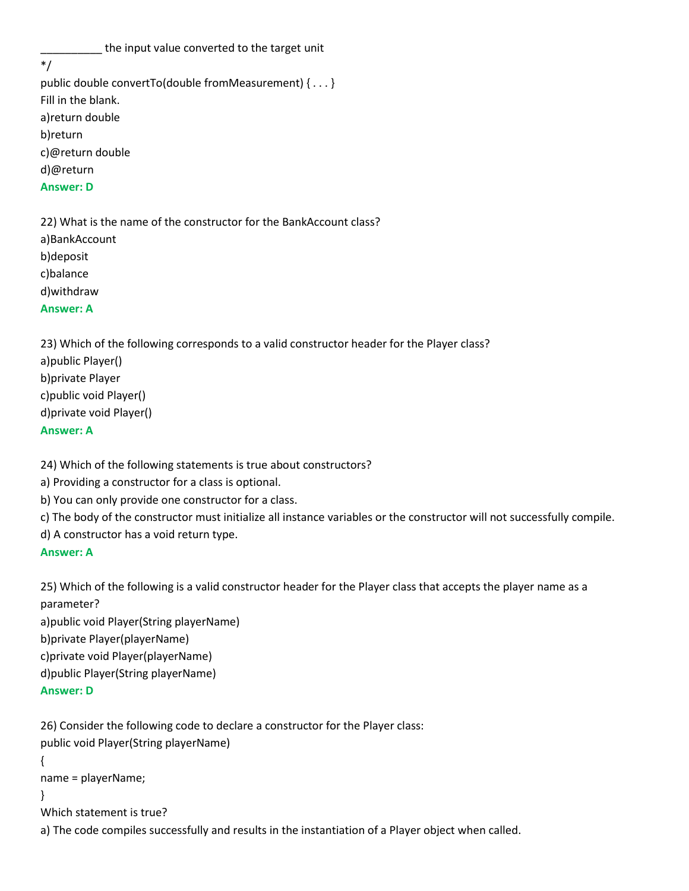__________ the input value converted to the target unit

*/

public double convertTo(double fromMeasurement) { . . . }

Fill in the blank.

a)return double

b)return

c)@return double

d)@return

**Answer: D**

22) What is the name of the constructor for the BankAccount class?

a)BankAccount

b)deposit

c)balance

d)withdraw

**Answer: A**

23) Which of the following corresponds to a valid constructor header for the Player class?

a)public Player()

b)private Player

c)public void Player()

d)private void Player()

**Answer: A**

24) Which of the following statements is true about constructors?

a) Providing a constructor for a class is optional.

b) You can only provide one constructor for a class.

c) The body of the constructor must initialize all instance variables or the constructor will not successfully compile.

d) A constructor has a void return type.

**Answer: A**

25) Which of the following is a valid constructor header for the Player class that accepts the player name as a parameter?

a)public void Player(String playerName)

b)private Player(playerName)

c)private void Player(playerName)

d)public Player(String playerName)

**Answer: D**

26) Consider the following code to declare a constructor for the Player class:

```
public void Player(String playerName)
{
name = playerName;
}
```

Which statement is true?

a) The code compiles successfully and results in the instantiation of a Player object when called.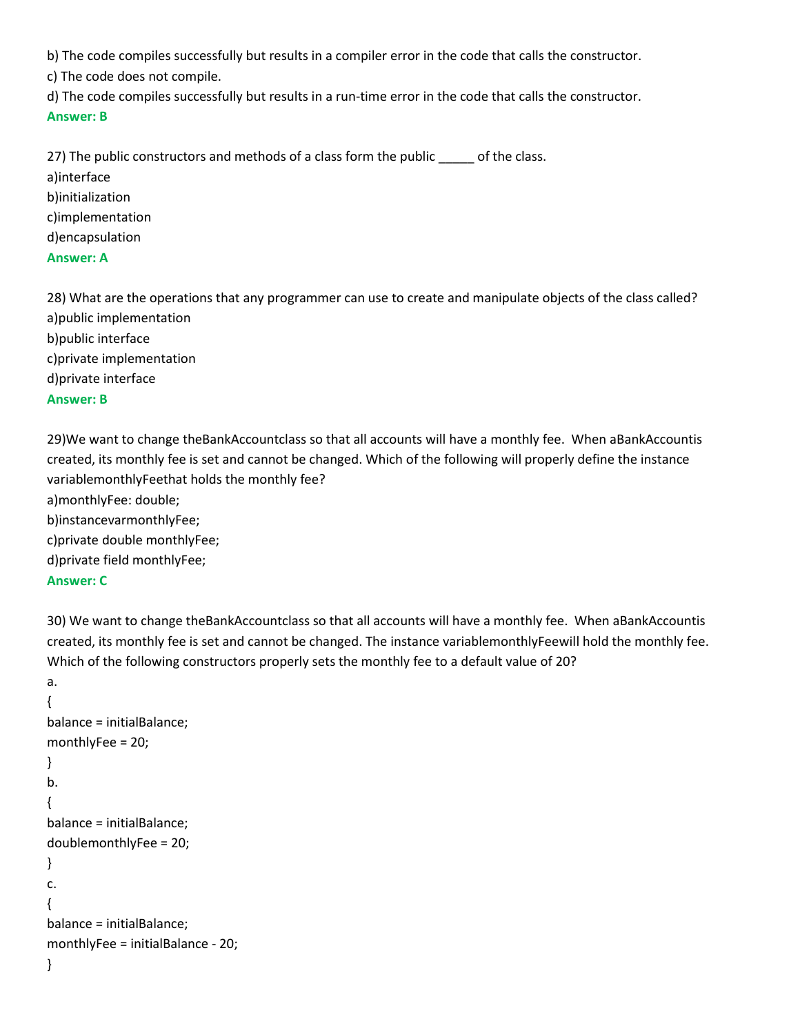b) The code compiles successfully but results in a compiler error in the code that calls the constructor.
c) The code does not compile.
d) The code compiles successfully but results in a run-time error in the code that calls the constructor.
**Answer: B**

27) The public constructors and methods of a class form the public _____ of the class.
a)interface
b)initialization
c)implementation
d)encapsulation
**Answer: A**

28) What are the operations that any programmer can use to create and manipulate objects of the class called?
a)public implementation
b)public interface
c)private implementation
d)private interface
**Answer: B**

29)We want to change theBankAccountclass so that all accounts will have a monthly fee. When aBankAccountis created, its monthly fee is set and cannot be changed. Which of the following will properly define the instance variablemonthlyFeethat holds the monthly fee?
a)monthlyFee: double;
b)instancevarmonthlyFee;
c)private double monthlyFee;
d)private field monthlyFee;
**Answer: C**

30) We want to change theBankAccountclass so that all accounts will have a monthly fee. When aBankAccountis created, its monthly fee is set and cannot be changed. The instance variablemonthlyFeewill hold the monthly fee. Which of the following constructors properly sets the monthly fee to a default value of 20?

a.
```
{
balance = initialBalance;
monthlyFee = 20;
}
```
b.
```
{
balance = initialBalance;
doublemonthlyFee = 20;
}
```
c.
```
{
balance = initialBalance;
monthlyFee = initialBalance - 20;
}
```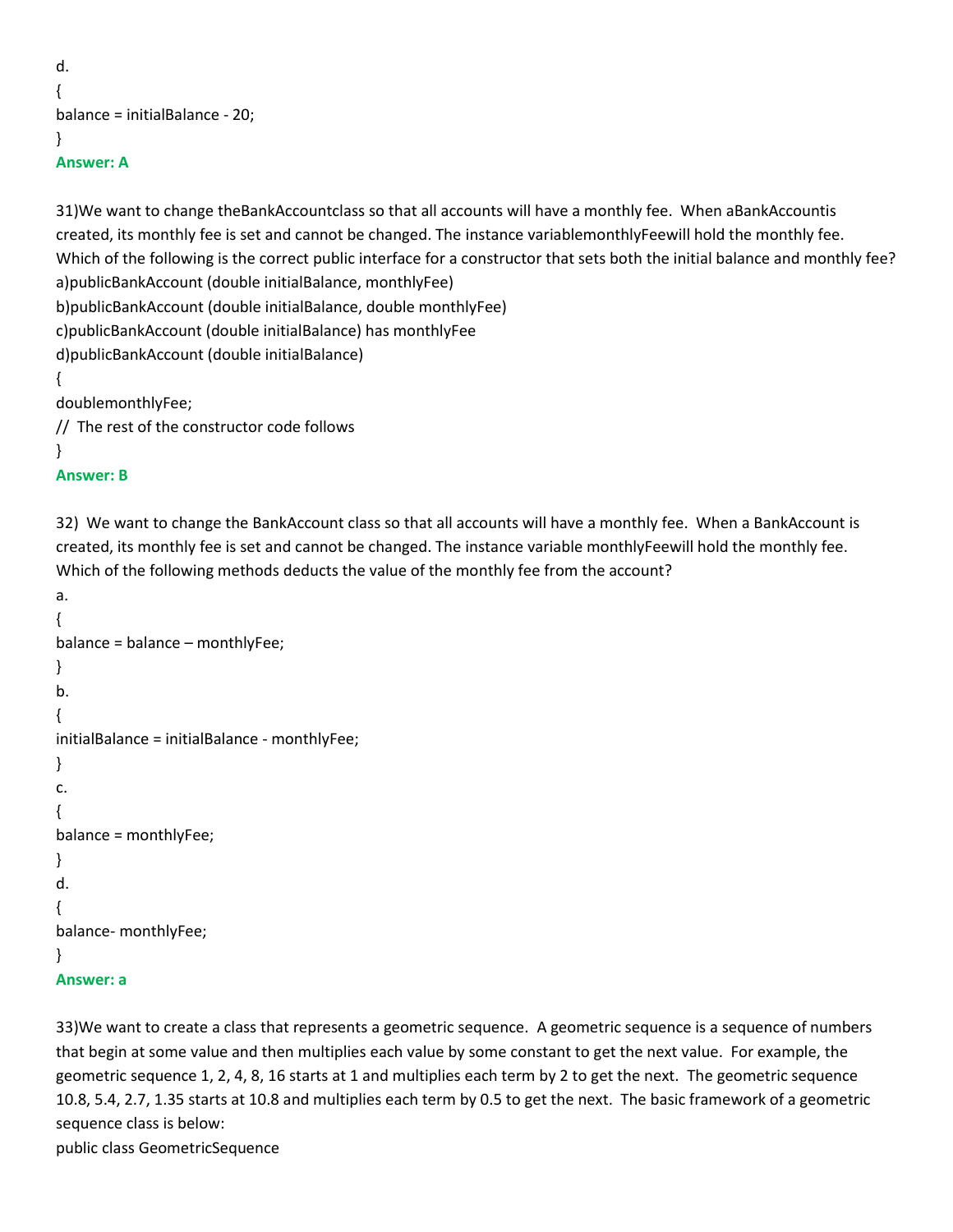d.

{

balance = initialBalance - 20;

}

**Answer: A**

31)We want to change theBankAccountclass so that all accounts will have a monthly fee. When aBankAccountis created, its monthly fee is set and cannot be changed. The instance variablemonthlyFeewill hold the monthly fee. Which of the following is the correct public interface for a constructor that sets both the initial balance and monthly fee?

a)publicBankAccount (double initialBalance, monthlyFee)

b)publicBankAccount (double initialBalance, double monthlyFee)

c)publicBankAccount (double initialBalance) has monthlyFee

d)publicBankAccount (double initialBalance)

{

doublemonthlyFee;

// The rest of the constructor code follows

}

**Answer: B**

32) We want to change the BankAccount class so that all accounts will have a monthly fee. When a BankAccount is created, its monthly fee is set and cannot be changed. The instance variable monthlyFeewill hold the monthly fee. Which of the following methods deducts the value of the monthly fee from the account?

a.

{

balance = balance – monthlyFee;

}

b.

{

initialBalance = initialBalance - monthlyFee;

}

c.

{

balance = monthlyFee;

}

d.

{

balance- monthlyFee;

}

**Answer: a**

33)We want to create a class that represents a geometric sequence. A geometric sequence is a sequence of numbers that begin at some value and then multiplies each value by some constant to get the next value. For example, the geometric sequence 1, 2, 4, 8, 16 starts at 1 and multiplies each term by 2 to get the next. The geometric sequence 10.8, 5.4, 2.7, 1.35 starts at 10.8 and multiplies each term by 0.5 to get the next. The basic framework of a geometric sequence class is below:

public class GeometricSequence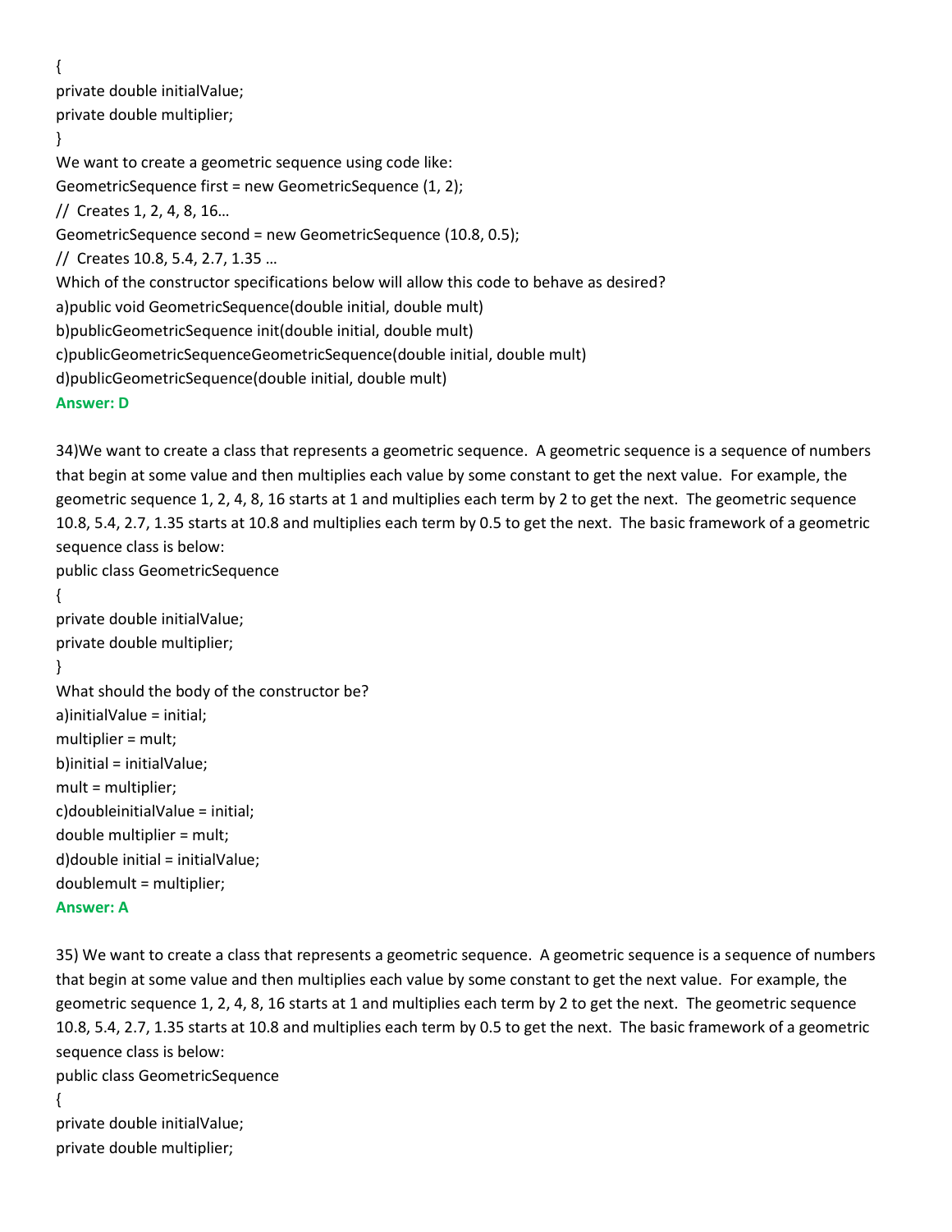```
{
private double initialValue;
private double multiplier;
}
```

We want to create a geometric sequence using code like:

```
GeometricSequence first = new GeometricSequence (1, 2);
// Creates 1, 2, 4, 8, 16…
GeometricSequence second = new GeometricSequence (10.8, 0.5);
// Creates 10.8, 5.4, 2.7, 1.35 …
```

Which of the constructor specifications below will allow this code to behave as desired?

a)public void GeometricSequence(double initial, double mult)

b)publicGeometricSequence init(double initial, double mult)

c)publicGeometricSequenceGeometricSequence(double initial, double mult)

d)publicGeometricSequence(double initial, double mult)

**Answer: D**

34)We want to create a class that represents a geometric sequence. A geometric sequence is a sequence of numbers that begin at some value and then multiplies each value by some constant to get the next value. For example, the geometric sequence 1, 2, 4, 8, 16 starts at 1 and multiplies each term by 2 to get the next. The geometric sequence 10.8, 5.4, 2.7, 1.35 starts at 10.8 and multiplies each term by 0.5 to get the next. The basic framework of a geometric sequence class is below:

```
public class GeometricSequence
{
private double initialValue;
private double multiplier;
}
```

What should the body of the constructor be?

a)initialValue = initial;
multiplier = mult;

b)initial = initialValue;
mult = multiplier;

c)doubleinitialValue = initial;
double multiplier = mult;

d)double initial = initialValue;
doublemult = multiplier;

**Answer: A**

35) We want to create a class that represents a geometric sequence. A geometric sequence is a sequence of numbers that begin at some value and then multiplies each value by some constant to get the next value. For example, the geometric sequence 1, 2, 4, 8, 16 starts at 1 and multiplies each term by 2 to get the next. The geometric sequence 10.8, 5.4, 2.7, 1.35 starts at 10.8 and multiplies each term by 0.5 to get the next. The basic framework of a geometric sequence class is below:

```
public class GeometricSequence
{
private double initialValue;
private double multiplier;
```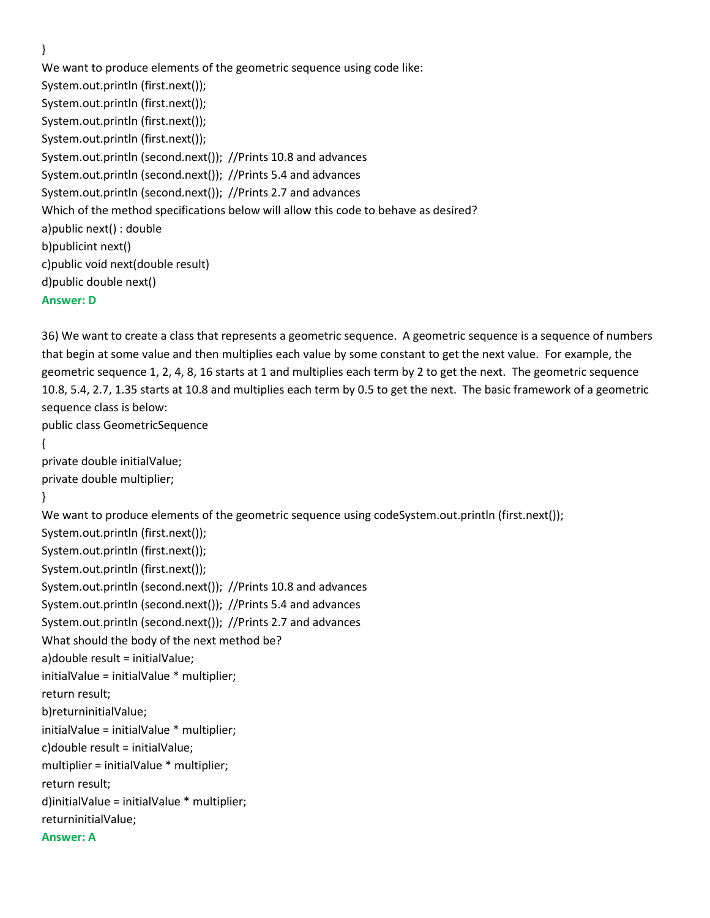}

We want to produce elements of the geometric sequence using code like:

System.out.println (first.next());
System.out.println (first.next());
System.out.println (first.next());
System.out.println (first.next());
System.out.println (second.next()); //Prints 10.8 and advances
System.out.println (second.next()); //Prints 5.4 and advances
System.out.println (second.next()); //Prints 2.7 and advances

Which of the method specifications below will allow this code to behave as desired?

a)public next() : double
b)publicint next()
c)public void next(double result)
d)public double next()

**Answer: D**

36) We want to create a class that represents a geometric sequence. A geometric sequence is a sequence of numbers that begin at some value and then multiplies each value by some constant to get the next value. For example, the geometric sequence 1, 2, 4, 8, 16 starts at 1 and multiplies each term by 2 to get the next. The geometric sequence 10.8, 5.4, 2.7, 1.35 starts at 10.8 and multiplies each term by 0.5 to get the next. The basic framework of a geometric sequence class is below:

public class GeometricSequence
{
private double initialValue;
private double multiplier;
}

We want to produce elements of the geometric sequence using codeSystem.out.println (first.next());
System.out.println (first.next());
System.out.println (first.next());
System.out.println (first.next());
System.out.println (second.next()); //Prints 10.8 and advances
System.out.println (second.next()); //Prints 5.4 and advances
System.out.println (second.next()); //Prints 2.7 and advances

What should the body of the next method be?

a)double result = initialValue;
initialValue = initialValue * multiplier;
return result;
b)returninitialValue;
initialValue = initialValue * multiplier;
c)double result = initialValue;
multiplier = initialValue * multiplier;
return result;
d)initialValue = initialValue * multiplier;
returninitialValue;

**Answer: A**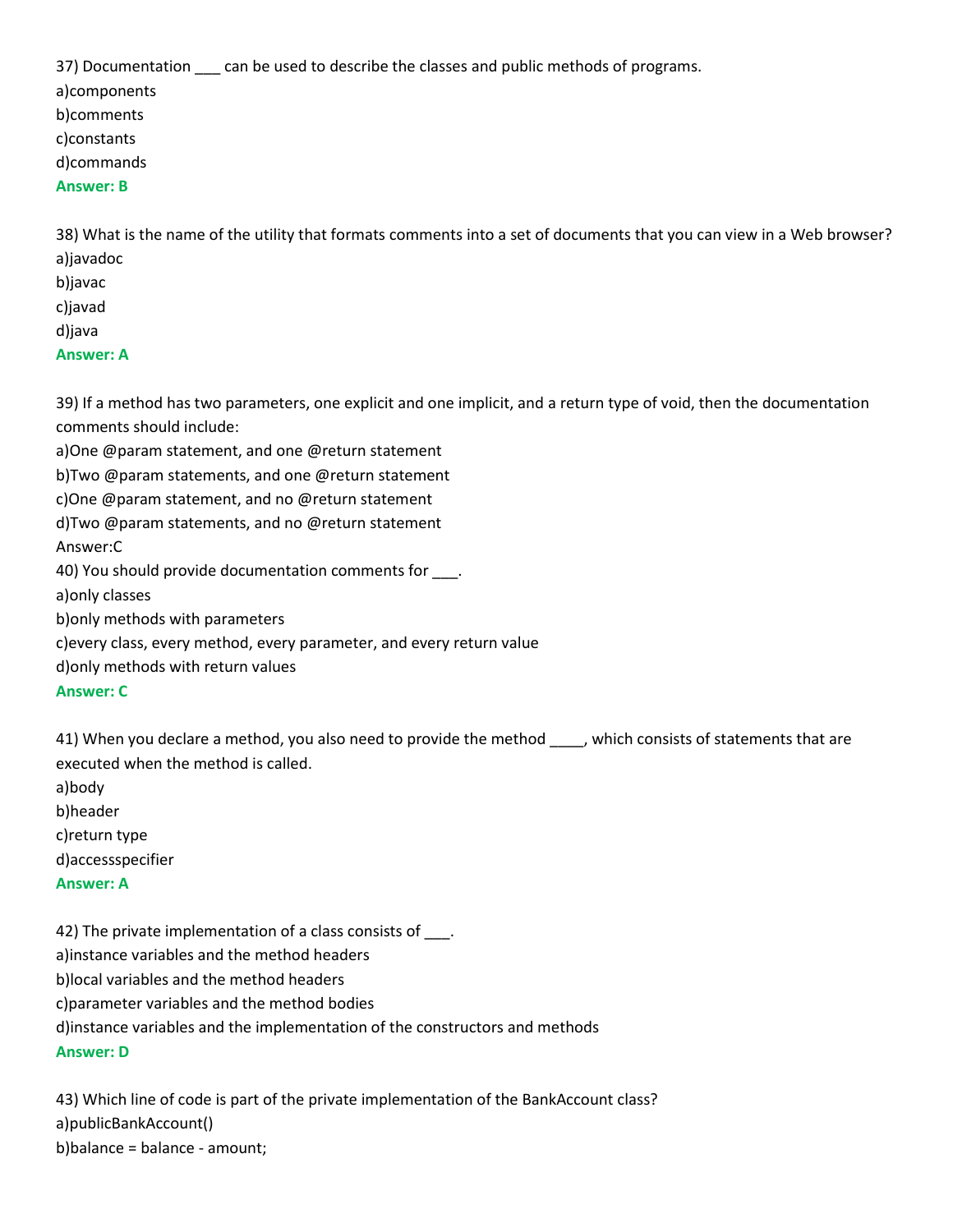37) Documentation ___ can be used to describe the classes and public methods of programs.

a)components

b)comments

c)constants

d)commands

**Answer: B**

38) What is the name of the utility that formats comments into a set of documents that you can view in a Web browser?

a)javadoc

b)javac

c)javad

d)java

**Answer: A**

39) If a method has two parameters, one explicit and one implicit, and a return type of void, then the documentation comments should include:

a)One @param statement, and one @return statement

b)Two @param statements, and one @return statement

c)One @param statement, and no @return statement

d)Two @param statements, and no @return statement

Answer:C

40) You should provide documentation comments for ___.

a)only classes

b)only methods with parameters

c)every class, every method, every parameter, and every return value

d)only methods with return values

**Answer: C**

41) When you declare a method, you also need to provide the method ____, which consists of statements that are executed when the method is called.

a)body

b)header

c)return type

d)accessspecifier

**Answer: A**

42) The private implementation of a class consists of ___.

a)instance variables and the method headers

b)local variables and the method headers

c)parameter variables and the method bodies

d)instance variables and the implementation of the constructors and methods

**Answer: D**

43) Which line of code is part of the private implementation of the BankAccount class?

a)publicBankAccount()

b)balance = balance - amount;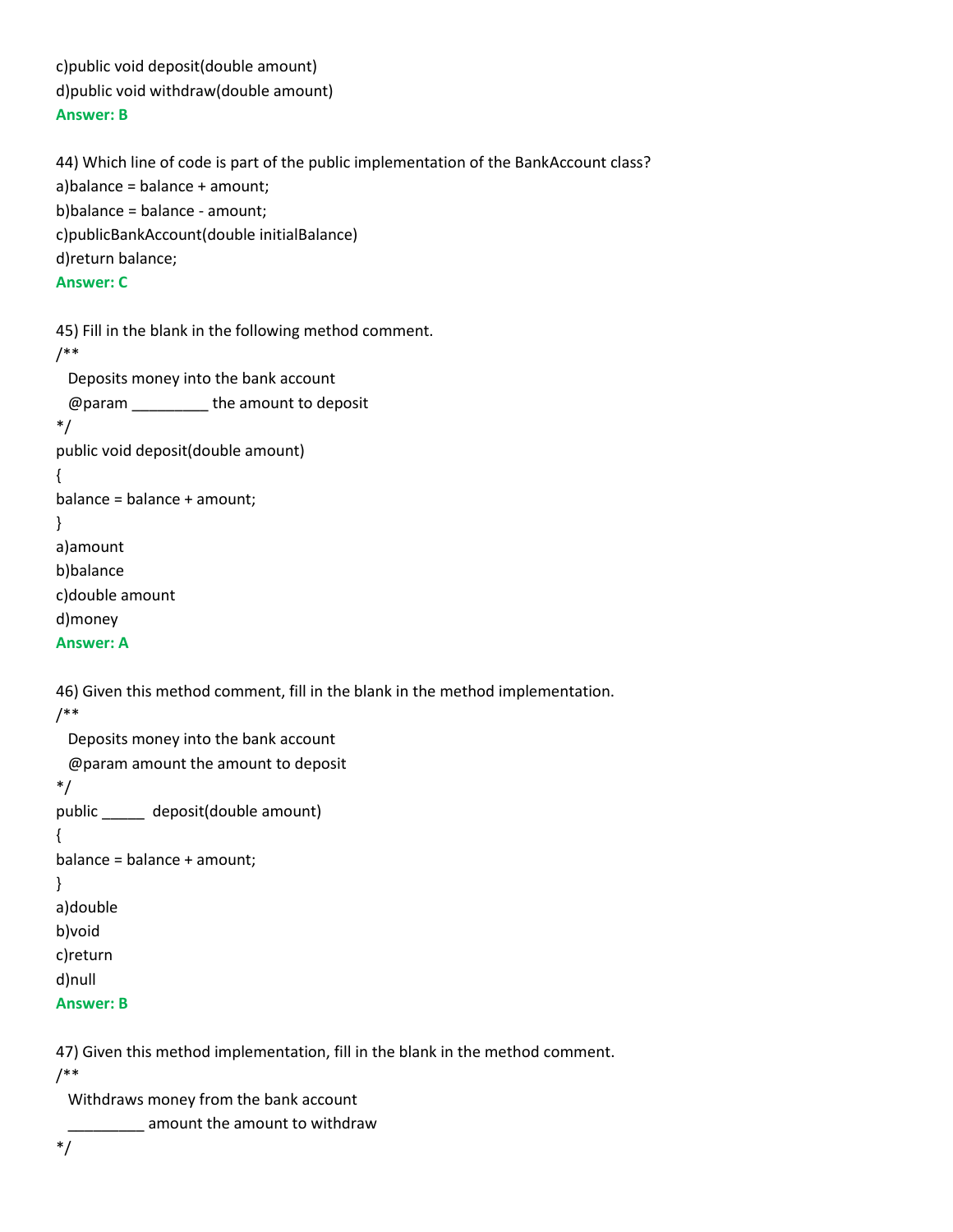c)public void deposit(double amount)

d)public void withdraw(double amount)

**Answer: B**

44) Which line of code is part of the public implementation of the BankAccount class?

a)balance = balance + amount;

b)balance = balance - amount;

c)publicBankAccount(double initialBalance)

d)return balance;

**Answer: C**

45) Fill in the blank in the following method comment.

```
/**
  Deposits money into the bank account
  @param _________ the amount to deposit
*/
public void deposit(double amount)
{
balance = balance + amount;
}
```

a)amount

b)balance

c)double amount

d)money

**Answer: A**

46) Given this method comment, fill in the blank in the method implementation.

```
/**
  Deposits money into the bank account
  @param amount the amount to deposit
*/
public _____  deposit(double amount)
{
balance = balance + amount;
}
```

a)double

b)void

c)return

d)null

**Answer: B**

47) Given this method implementation, fill in the blank in the method comment.

```
/**
  Withdraws money from the bank account
  _________ amount the amount to withdraw
*/
```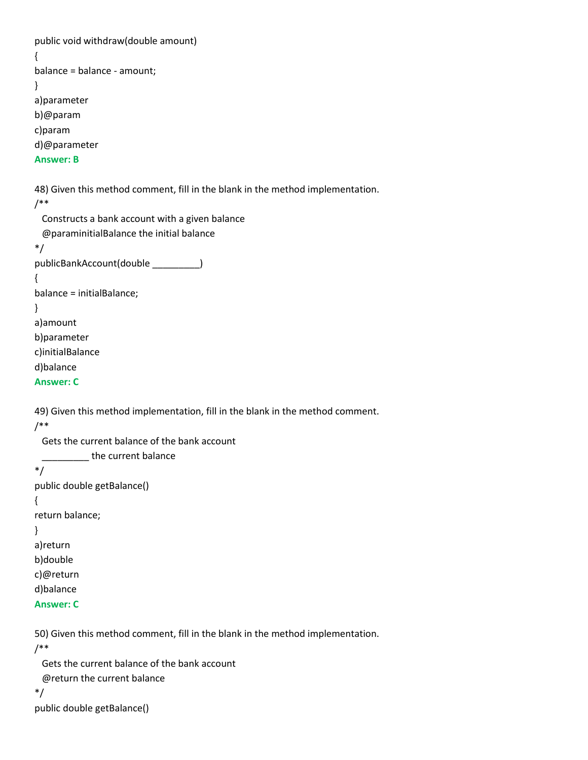```
public void withdraw(double amount)
{
balance = balance - amount;
}
```

a)parameter

b)@param

c)param

d)@parameter

**Answer: B**

48) Given this method comment, fill in the blank in the method implementation.

```
/**
  Constructs a bank account with a given balance
  @paraminitialBalance the initial balance
*/
publicBankAccount(double _________)
{
balance = initialBalance;
}
```

a)amount

b)parameter

c)initialBalance

d)balance

**Answer: C**

49) Given this method implementation, fill in the blank in the method comment.

```
/**
  Gets the current balance of the bank account
  _________ the current balance
*/
public double getBalance()
{
return balance;
}
```

a)return

b)double

c)@return

d)balance

**Answer: C**

50) Given this method comment, fill in the blank in the method implementation.

```
/**
  Gets the current balance of the bank account
  @return the current balance
*/
public double getBalance()
```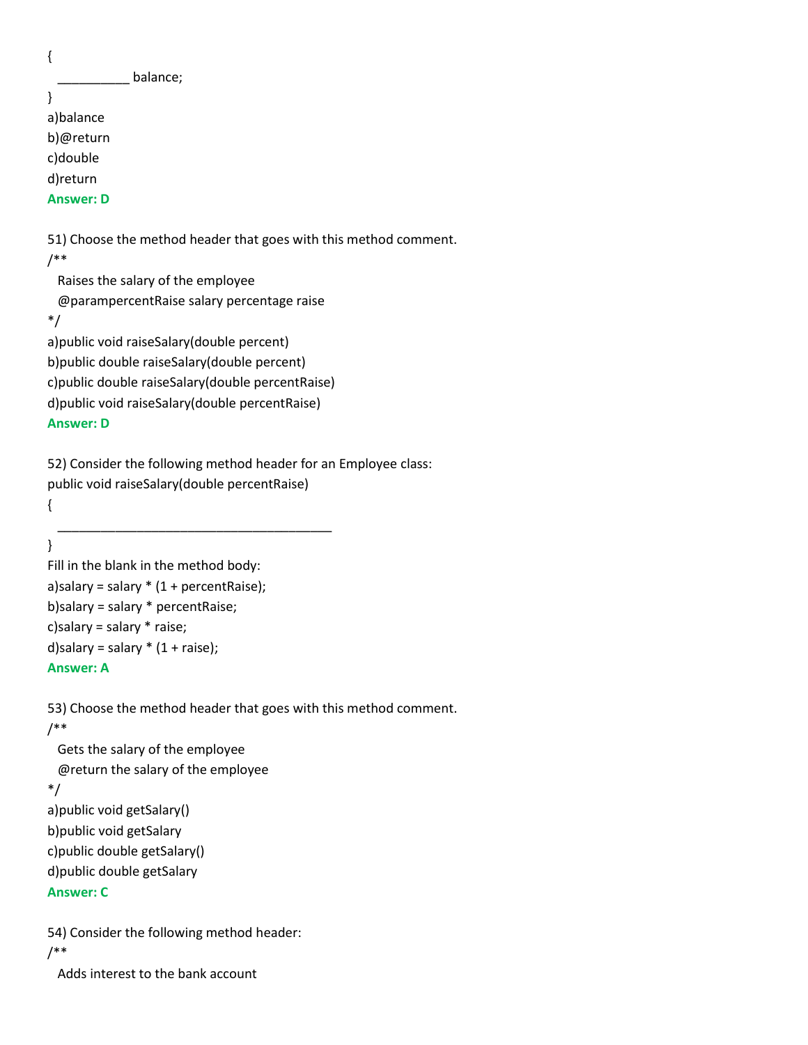{
  __________ balance;
}

a)balance

b)@return

c)double

d)return

**Answer: D**

51) Choose the method header that goes with this method comment.

```
/**
  Raises the salary of the employee
  @parampercentRaise salary percentage raise
*/
```

a)public void raiseSalary(double percent)

b)public double raiseSalary(double percent)

c)public double raiseSalary(double percentRaise)

d)public void raiseSalary(double percentRaise)

**Answer: D**

52) Consider the following method header for an Employee class:

```
public void raiseSalary(double percentRaise)
{
  ______________________________________
}
```

Fill in the blank in the method body:

a)salary = salary * (1 + percentRaise);

b)salary = salary * percentRaise;

c)salary = salary * raise;

d)salary = salary * (1 + raise);

**Answer: A**

53) Choose the method header that goes with this method comment.

```
/**
  Gets the salary of the employee
  @return the salary of the employee
*/
```

a)public void getSalary()

b)public void getSalary

c)public double getSalary()

d)public double getSalary

**Answer: C**

54) Consider the following method header:

```
/**
  Adds interest to the bank account
```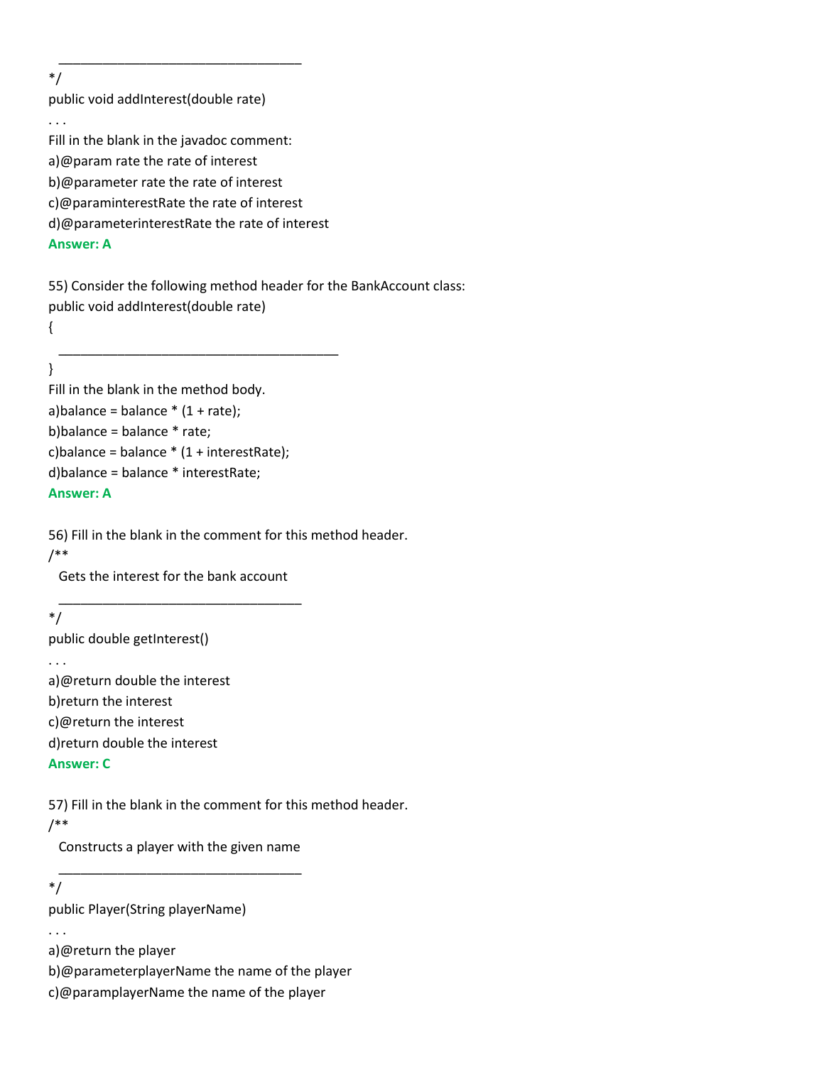\_\_\_\_\_\_\_\_\_\_\_\_\_\_\_\_\_\_\_\_\_\_\_\_\_\_\_\_\_\_\_\_\_\_

```
*/
public void addInterest(double rate)
. . .
```

Fill in the blank in the javadoc comment:

a)@param rate the rate of interest

b)@parameter rate the rate of interest

c)@paraminterestRate the rate of interest

d)@parameterinterestRate the rate of interest

**Answer: A**

55) Consider the following method header for the BankAccount class:

```
public void addInterest(double rate)
{
  ________________________________________
}
```

Fill in the blank in the method body.

a)balance = balance * (1 + rate);

b)balance = balance * rate;

c)balance = balance * (1 + interestRate);

d)balance = balance * interestRate;

**Answer: A**

56) Fill in the blank in the comment for this method header.

```
/**
  Gets the interest for the bank account
  __________________________________
*/
public double getInterest()
. . .
```

a)@return double the interest

b)return the interest

c)@return the interest

d)return double the interest

**Answer: C**

57) Fill in the blank in the comment for this method header.

```
/**
  Constructs a player with the given name
  __________________________________
*/
public Player(String playerName)
. . .
```

a)@return the player

b)@parameterplayerName the name of the player

c)@paramplayerName the name of the player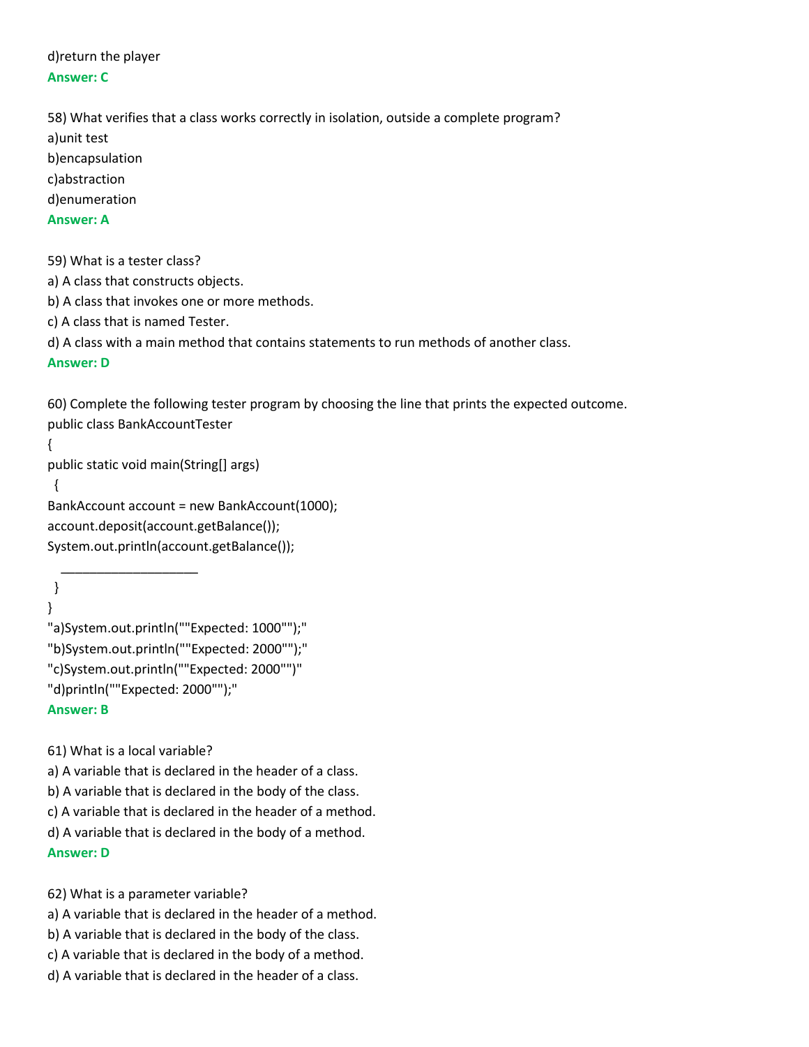d)return the player

**Answer: C**

58) What verifies that a class works correctly in isolation, outside a complete program?
a)unit test
b)encapsulation
c)abstraction
d)enumeration

**Answer: A**

59) What is a tester class?
a) A class that constructs objects.
b) A class that invokes one or more methods.
c) A class that is named Tester.
d) A class with a main method that contains statements to run methods of another class.

**Answer: D**

60) Complete the following tester program by choosing the line that prints the expected outcome.

```
public class BankAccountTester
{
public static void main(String[] args)
  {
BankAccount account = new BankAccount(1000);
account.deposit(account.getBalance());
System.out.println(account.getBalance());
    ___________________
  }
}
```

"a)System.out.println(""Expected: 1000"");"
"b)System.out.println(""Expected: 2000"");"
"c)System.out.println(""Expected: 2000"")"
"d)println(""Expected: 2000"");"

**Answer: B**

61) What is a local variable?
a) A variable that is declared in the header of a class.
b) A variable that is declared in the body of the class.
c) A variable that is declared in the header of a method.
d) A variable that is declared in the body of a method.

**Answer: D**

62) What is a parameter variable?
a) A variable that is declared in the header of a method.
b) A variable that is declared in the body of the class.
c) A variable that is declared in the body of a method.
d) A variable that is declared in the header of a class.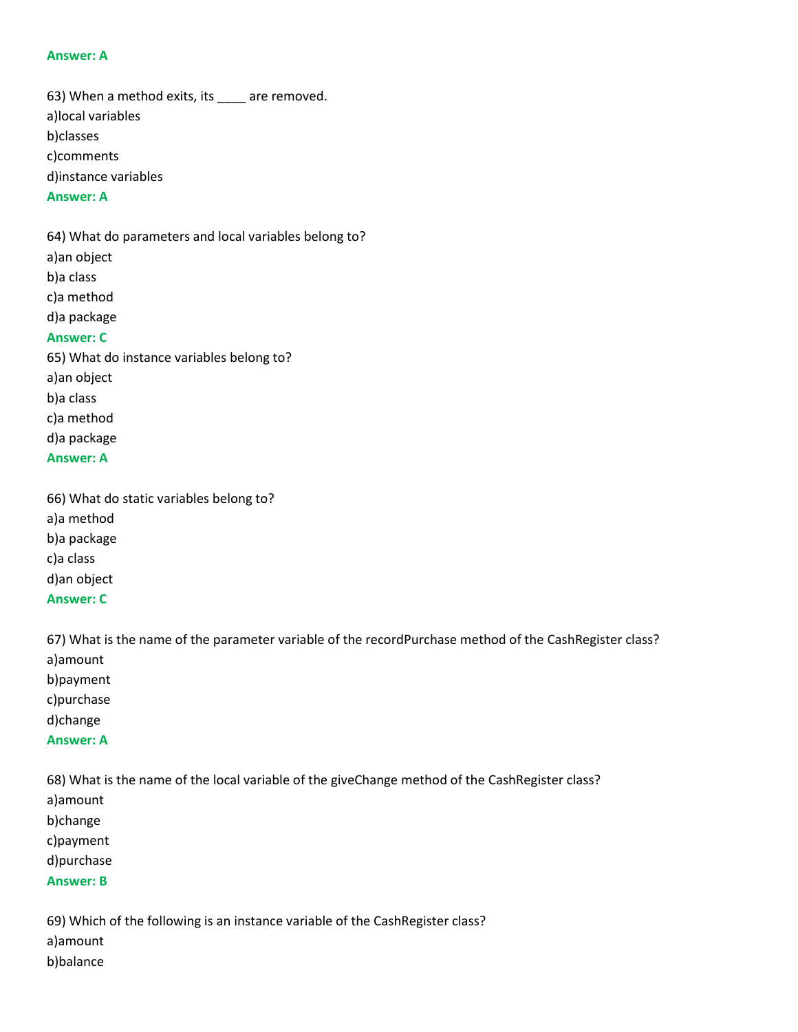**Answer: A**

63) When a method exits, its ____ are removed.
a)local variables
b)classes
c)comments
d)instance variables
**Answer: A**

64) What do parameters and local variables belong to?
a)an object
b)a class
c)a method
d)a package
**Answer: C**
65) What do instance variables belong to?
a)an object
b)a class
c)a method
d)a package
**Answer: A**

66) What do static variables belong to?
a)a method
b)a package
c)a class
d)an object
**Answer: C**

67) What is the name of the parameter variable of the recordPurchase method of the CashRegister class?
a)amount
b)payment
c)purchase
d)change
**Answer: A**

68) What is the name of the local variable of the giveChange method of the CashRegister class?
a)amount
b)change
c)payment
d)purchase
**Answer: B**

69) Which of the following is an instance variable of the CashRegister class?
a)amount
b)balance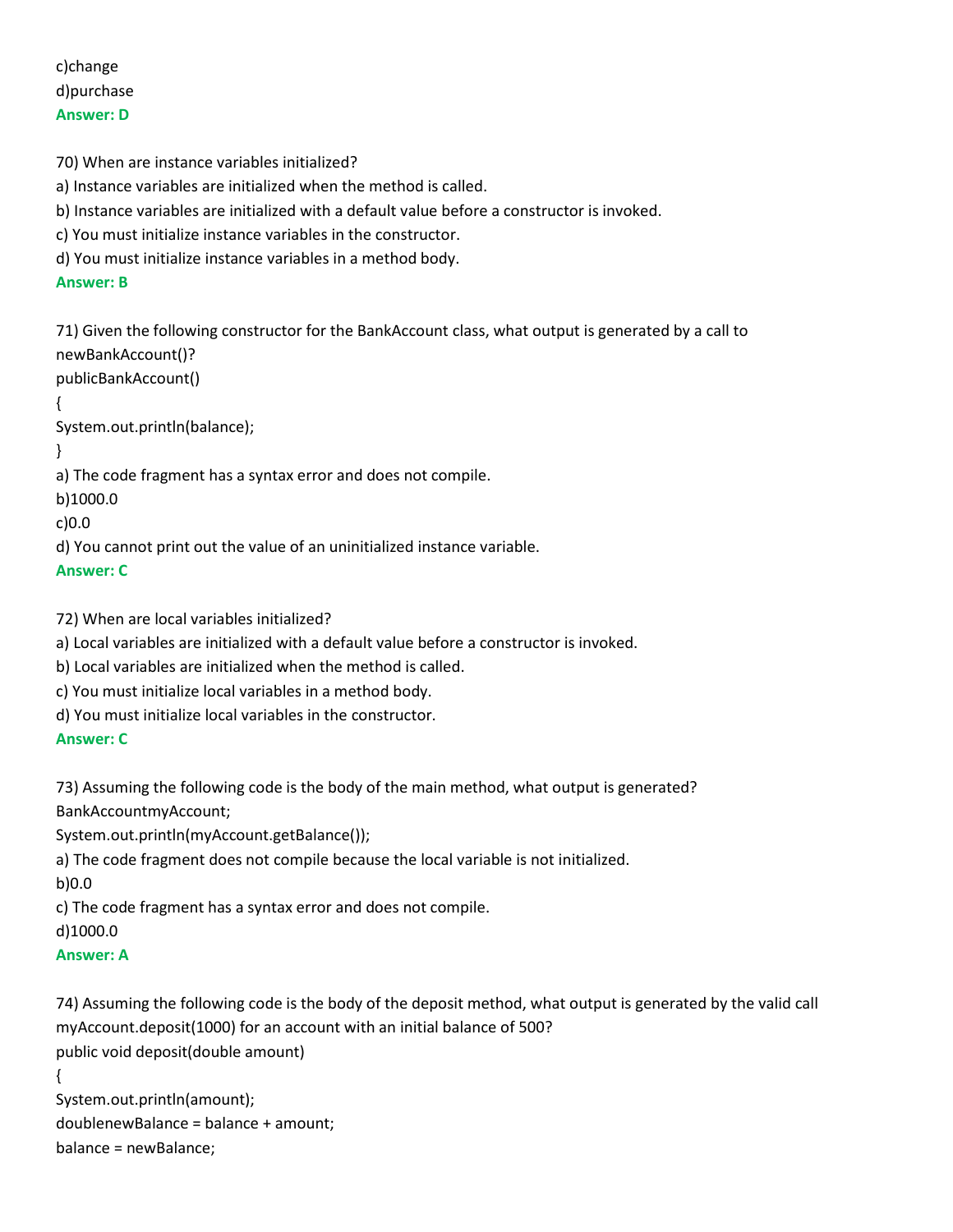c)change

d)purchase

**Answer: D**

70) When are instance variables initialized?

a) Instance variables are initialized when the method is called.

b) Instance variables are initialized with a default value before a constructor is invoked.

c) You must initialize instance variables in the constructor.

d) You must initialize instance variables in a method body.

**Answer: B**

71) Given the following constructor for the BankAccount class, what output is generated by a call to newBankAccount()?

```
publicBankAccount()
{
System.out.println(balance);
}
```

a) The code fragment has a syntax error and does not compile.

b)1000.0

c)0.0

d) You cannot print out the value of an uninitialized instance variable.

**Answer: C**

72) When are local variables initialized?

a) Local variables are initialized with a default value before a constructor is invoked.

b) Local variables are initialized when the method is called.

c) You must initialize local variables in a method body.

d) You must initialize local variables in the constructor.

**Answer: C**

73) Assuming the following code is the body of the main method, what output is generated?

```
BankAccountmyAccount;
System.out.println(myAccount.getBalance());
```

a) The code fragment does not compile because the local variable is not initialized.

b)0.0

c) The code fragment has a syntax error and does not compile.

d)1000.0

**Answer: A**

74) Assuming the following code is the body of the deposit method, what output is generated by the valid call myAccount.deposit(1000) for an account with an initial balance of 500?

```
public void deposit(double amount)
{
System.out.println(amount);
doublenewBalance = balance + amount;
balance = newBalance;
```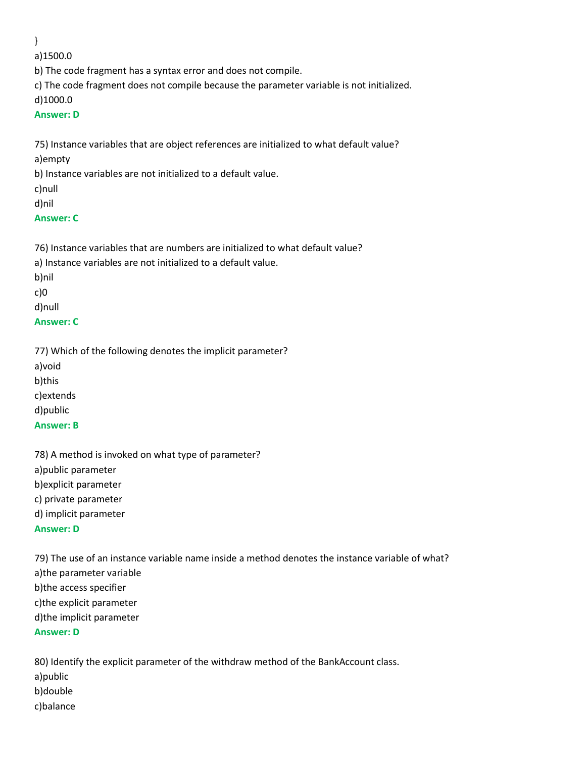}

a)1500.0

b) The code fragment has a syntax error and does not compile.

c) The code fragment does not compile because the parameter variable is not initialized.

d)1000.0

**Answer: D**

75) Instance variables that are object references are initialized to what default value?

a)empty

b) Instance variables are not initialized to a default value.

c)null

d)nil

**Answer: C**

76) Instance variables that are numbers are initialized to what default value?

a) Instance variables are not initialized to a default value.

b)nil

c)0

d)null

**Answer: C**

77) Which of the following denotes the implicit parameter?

a)void

b)this

c)extends

d)public

**Answer: B**

78) A method is invoked on what type of parameter?

a)public parameter

b)explicit parameter

c) private parameter

d) implicit parameter

**Answer: D**

79) The use of an instance variable name inside a method denotes the instance variable of what?

a)the parameter variable

b)the access specifier

c)the explicit parameter

d)the implicit parameter

**Answer: D**

80) Identify the explicit parameter of the withdraw method of the BankAccount class.

a)public

b)double

c)balance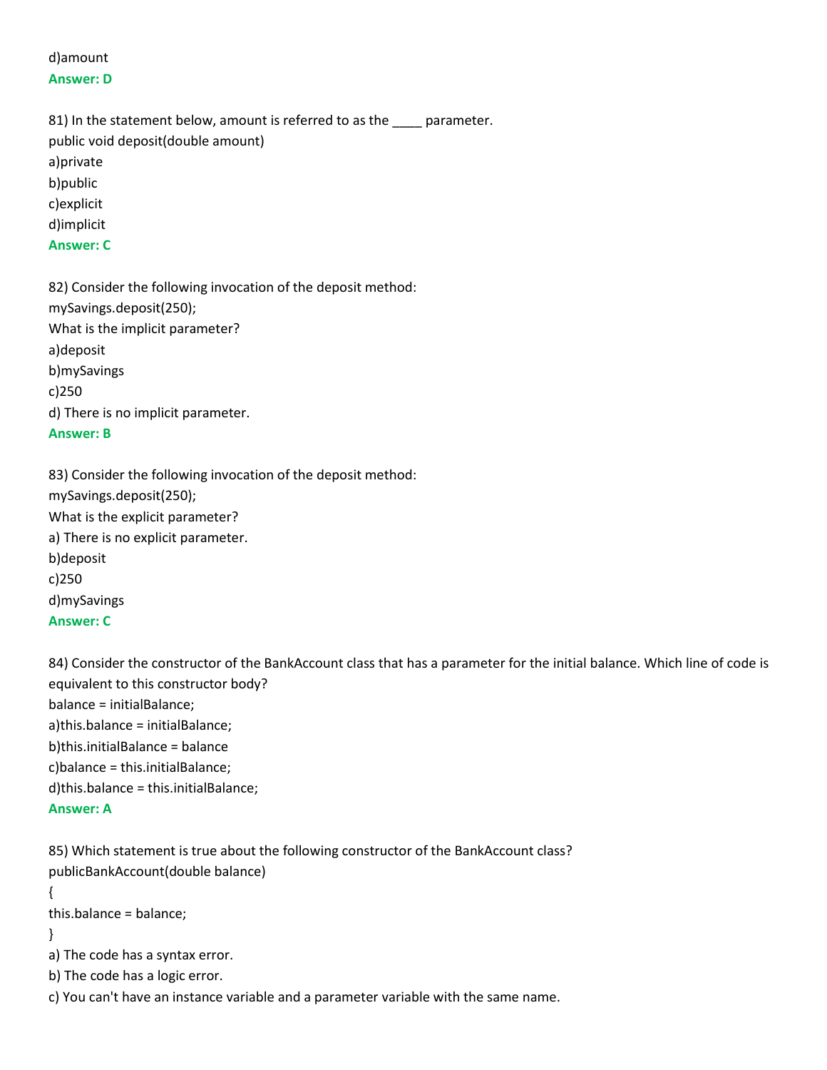d)amount

**Answer: D**

81) In the statement below, amount is referred to as the ____ parameter.

public void deposit(double amount)

a)private

b)public

c)explicit

d)implicit

**Answer: C**

82) Consider the following invocation of the deposit method:

mySavings.deposit(250);

What is the implicit parameter?

a)deposit

b)mySavings

c)250

d) There is no implicit parameter.

**Answer: B**

83) Consider the following invocation of the deposit method:

mySavings.deposit(250);

What is the explicit parameter?

a) There is no explicit parameter.

b)deposit

c)250

d)mySavings

**Answer: C**

84) Consider the constructor of the BankAccount class that has a parameter for the initial balance. Which line of code is equivalent to this constructor body?

balance = initialBalance;

a)this.balance = initialBalance;

b)this.initialBalance = balance

c)balance = this.initialBalance;

d)this.balance = this.initialBalance;

**Answer: A**

85) Which statement is true about the following constructor of the BankAccount class?

```
publicBankAccount(double balance)
{
this.balance = balance;
}
```

a) The code has a syntax error.

b) The code has a logic error.

c) You can't have an instance variable and a parameter variable with the same name.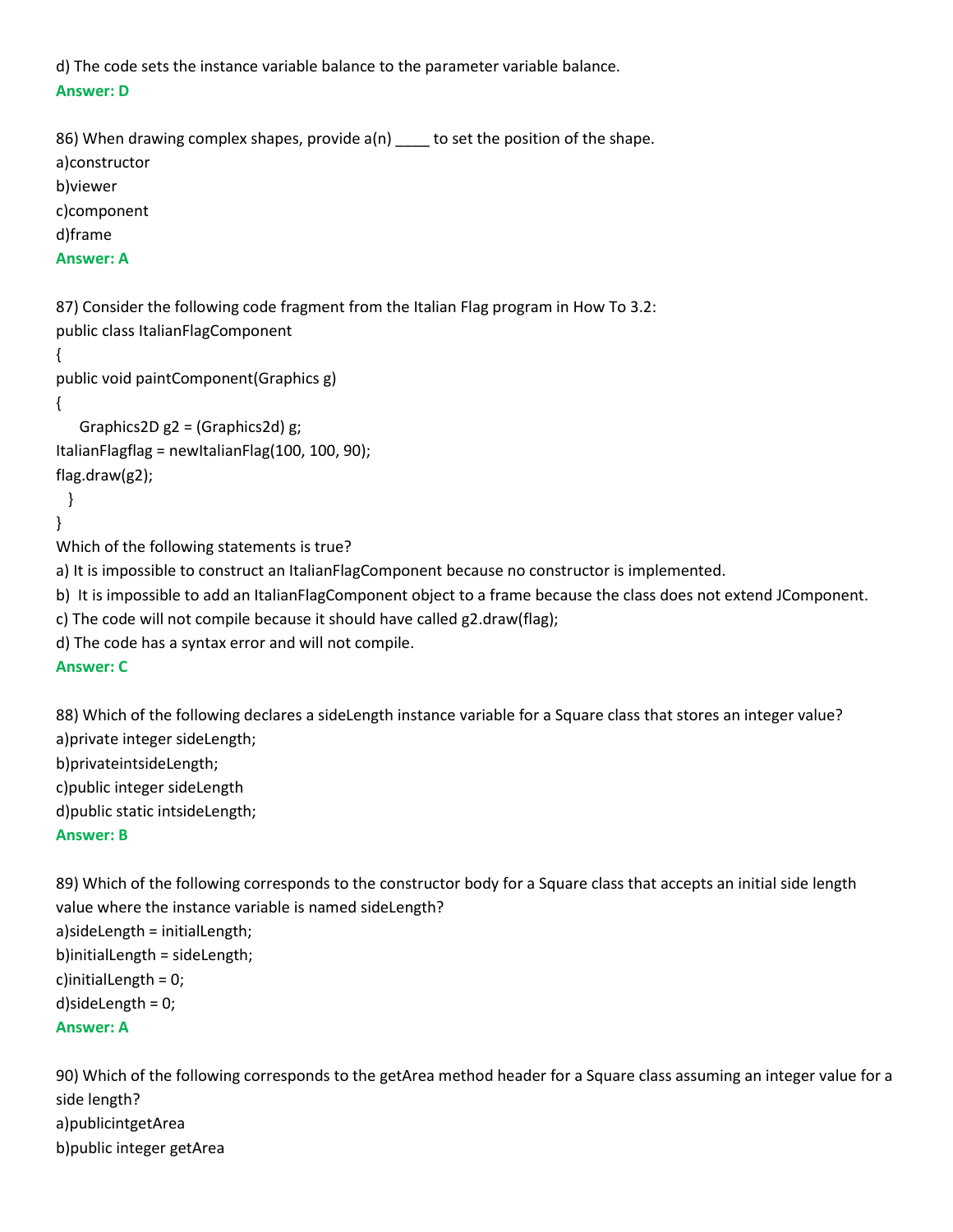d) The code sets the instance variable balance to the parameter variable balance.

**Answer: D**

86) When drawing complex shapes, provide a(n) ____ to set the position of the shape.

a)constructor

b)viewer

c)component

d)frame

**Answer: A**

87) Consider the following code fragment from the Italian Flag program in How To 3.2:

```
public class ItalianFlagComponent
{
public void paintComponent(Graphics g)
{
    Graphics2D g2 = (Graphics2d) g;
ItalianFlagflag = newItalianFlag(100, 100, 90);
flag.draw(g2);
  }
}
```

Which of the following statements is true?

a) It is impossible to construct an ItalianFlagComponent because no constructor is implemented.

b) It is impossible to add an ItalianFlagComponent object to a frame because the class does not extend JComponent.

c) The code will not compile because it should have called g2.draw(flag);

d) The code has a syntax error and will not compile.

**Answer: C**

88) Which of the following declares a sideLength instance variable for a Square class that stores an integer value?

a)private integer sideLength;

b)privateintsideLength;

c)public integer sideLength

d)public static intsideLength;

**Answer: B**

89) Which of the following corresponds to the constructor body for a Square class that accepts an initial side length value where the instance variable is named sideLength?

a)sideLength = initialLength;

b)initialLength = sideLength;

c)initialLength = 0;

d)sideLength = 0;

**Answer: A**

90) Which of the following corresponds to the getArea method header for a Square class assuming an integer value for a side length?

a)publicintgetArea

b)public integer getArea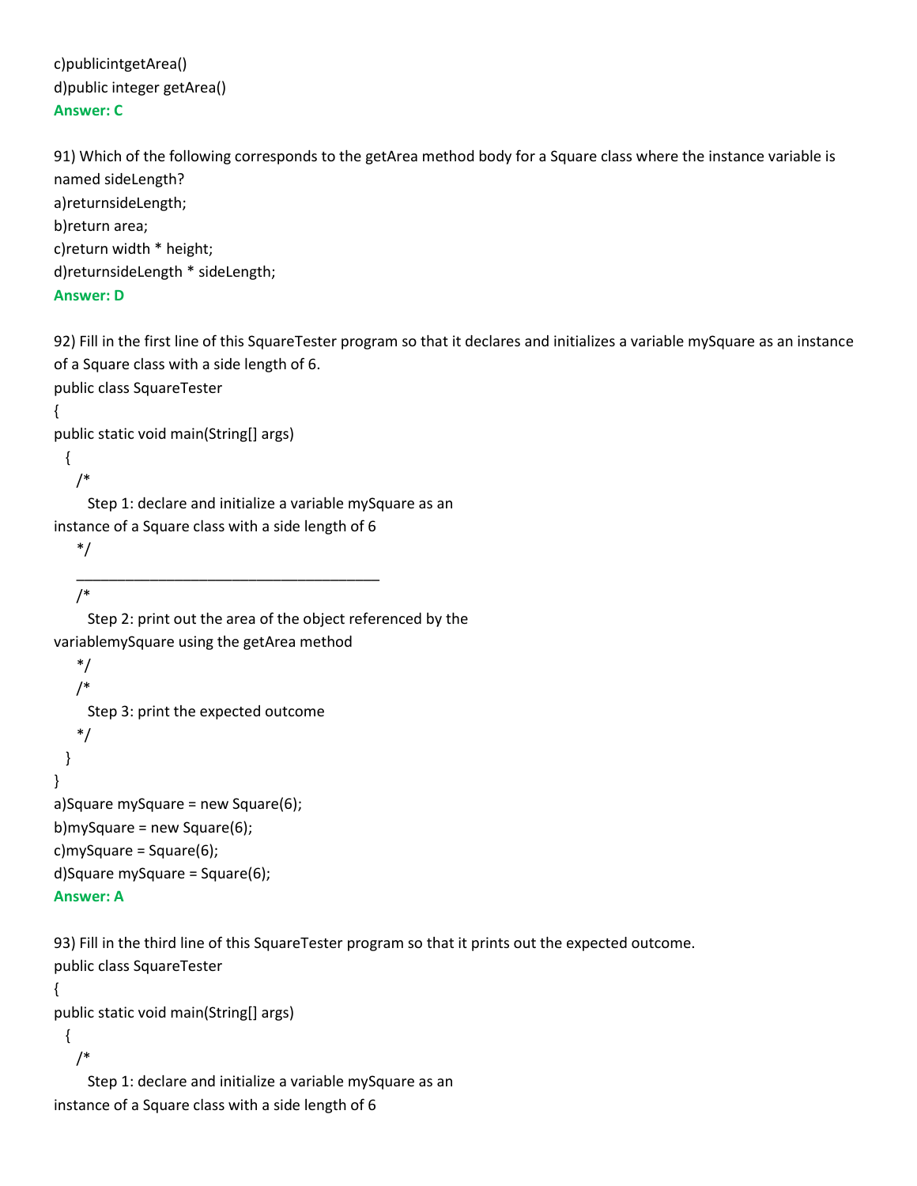c)publicintgetArea()
d)public integer getArea()
**Answer: C**

91) Which of the following corresponds to the getArea method body for a Square class where the instance variable is named sideLength?
a)returnsideLength;
b)return area;
c)return width * height;
d)returnsideLength * sideLength;
**Answer: D**

92) Fill in the first line of this SquareTester program so that it declares and initializes a variable mySquare as an instance of a Square class with a side length of 6.

```
public class SquareTester
{
public static void main(String[] args)
  {
    /*
      Step 1: declare and initialize a variable mySquare as an
instance of a Square class with a side length of 6
    */
    _______________________________________
    /*
      Step 2: print out the area of the object referenced by the
variablemySquare using the getArea method
    */
    /*
      Step 3: print the expected outcome
    */
  }
}
```

a)Square mySquare = new Square(6);
b)mySquare = new Square(6);
c)mySquare = Square(6);
d)Square mySquare = Square(6);
**Answer: A**

93) Fill in the third line of this SquareTester program so that it prints out the expected outcome.

```
public class SquareTester
{
public static void main(String[] args)
  {
    /*
      Step 1: declare and initialize a variable mySquare as an
instance of a Square class with a side length of 6
```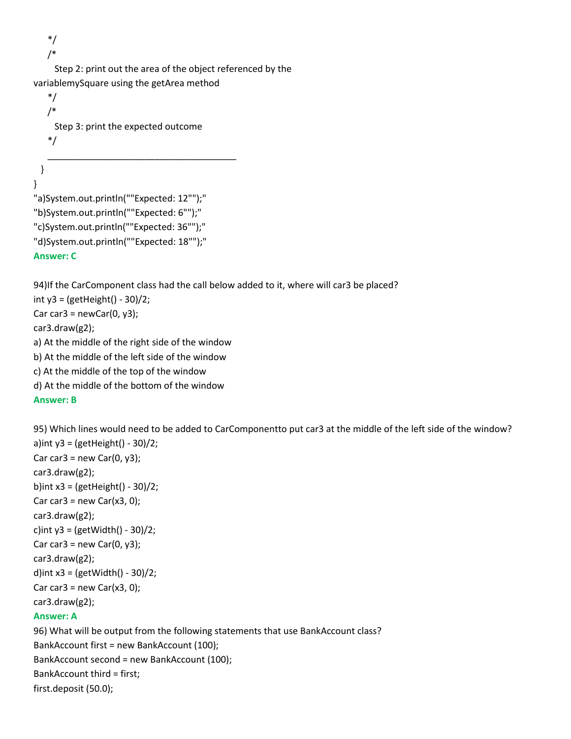```
    */
    /*
      Step 2: print out the area of the object referenced by the
variablemySquare using the getArea method
    */
    /*
      Step 3: print the expected outcome
    */
    ____________________________________
  }
}
```

"a)System.out.println(""Expected: 12"");"
"b)System.out.println(""Expected: 6"");"
"c)System.out.println(""Expected: 36"");"
"d)System.out.println(""Expected: 18"");"

**Answer: C**

94)If the CarComponent class had the call below added to it, where will car3 be placed?

```
int y3 = (getHeight() - 30)/2;
Car car3 = newCar(0, y3);
car3.draw(g2);
```

a) At the middle of the right side of the window
b) At the middle of the left side of the window
c) At the middle of the top of the window
d) At the middle of the bottom of the window

**Answer: B**

95) Which lines would need to be added to CarComponentto put car3 at the middle of the left side of the window?

a)
```
int y3 = (getHeight() - 30)/2;
Car car3 = new Car(0, y3);
car3.draw(g2);
```
b)
```
int x3 = (getHeight() - 30)/2;
Car car3 = new Car(x3, 0);
car3.draw(g2);
```
c)
```
int y3 = (getWidth() - 30)/2;
Car car3 = new Car(0, y3);
car3.draw(g2);
```
d)
```
int x3 = (getWidth() - 30)/2;
Car car3 = new Car(x3, 0);
car3.draw(g2);
```

**Answer: A**

96) What will be output from the following statements that use BankAccount class?

```
BankAccount first = new BankAccount (100);
BankAccount second = new BankAccount (100);
BankAccount third = first;
first.deposit (50.0);
```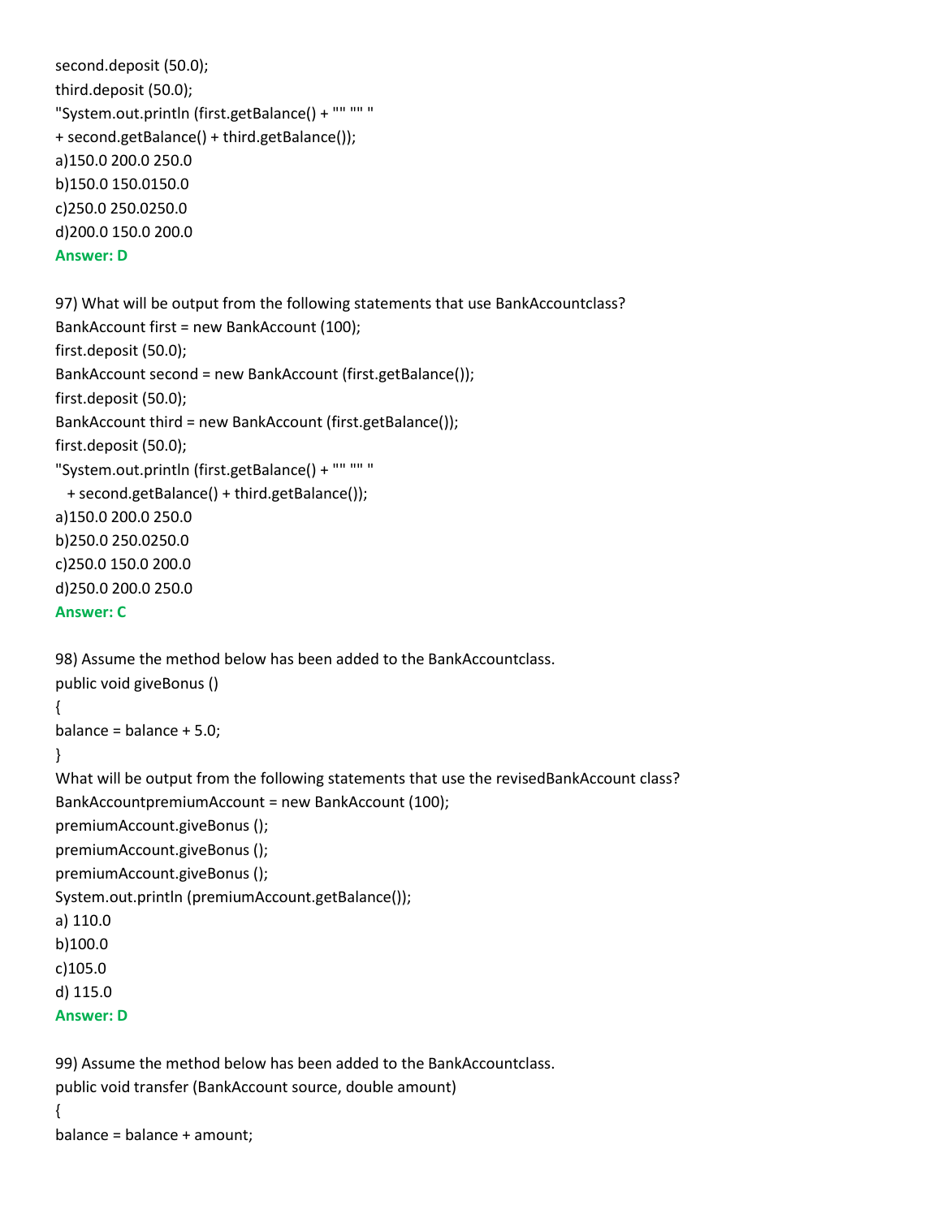second.deposit (50.0);
third.deposit (50.0);
"System.out.println (first.getBalance() + "" "" "
+ second.getBalance() + third.getBalance());
a)150.0 200.0 250.0
b)150.0 150.0150.0
c)250.0 250.0250.0
d)200.0 150.0 200.0
**Answer: D**

97) What will be output from the following statements that use BankAccountclass?
BankAccount first = new BankAccount (100);
first.deposit (50.0);
BankAccount second = new BankAccount (first.getBalance());
first.deposit (50.0);
BankAccount third = new BankAccount (first.getBalance());
first.deposit (50.0);
"System.out.println (first.getBalance() + "" "" "
+ second.getBalance() + third.getBalance());
a)150.0 200.0 250.0
b)250.0 250.0250.0
c)250.0 150.0 200.0
d)250.0 200.0 250.0
**Answer: C**

98) Assume the method below has been added to the BankAccountclass.
public void giveBonus ()
{
balance = balance + 5.0;
}
What will be output from the following statements that use the revisedBankAccount class?
BankAccountpremiumAccount = new BankAccount (100);
premiumAccount.giveBonus ();
premiumAccount.giveBonus ();
premiumAccount.giveBonus ();
System.out.println (premiumAccount.getBalance());
a) 110.0
b)100.0
c)105.0
d) 115.0
**Answer: D**

99) Assume the method below has been added to the BankAccountclass.
public void transfer (BankAccount source, double amount)
{
balance = balance + amount;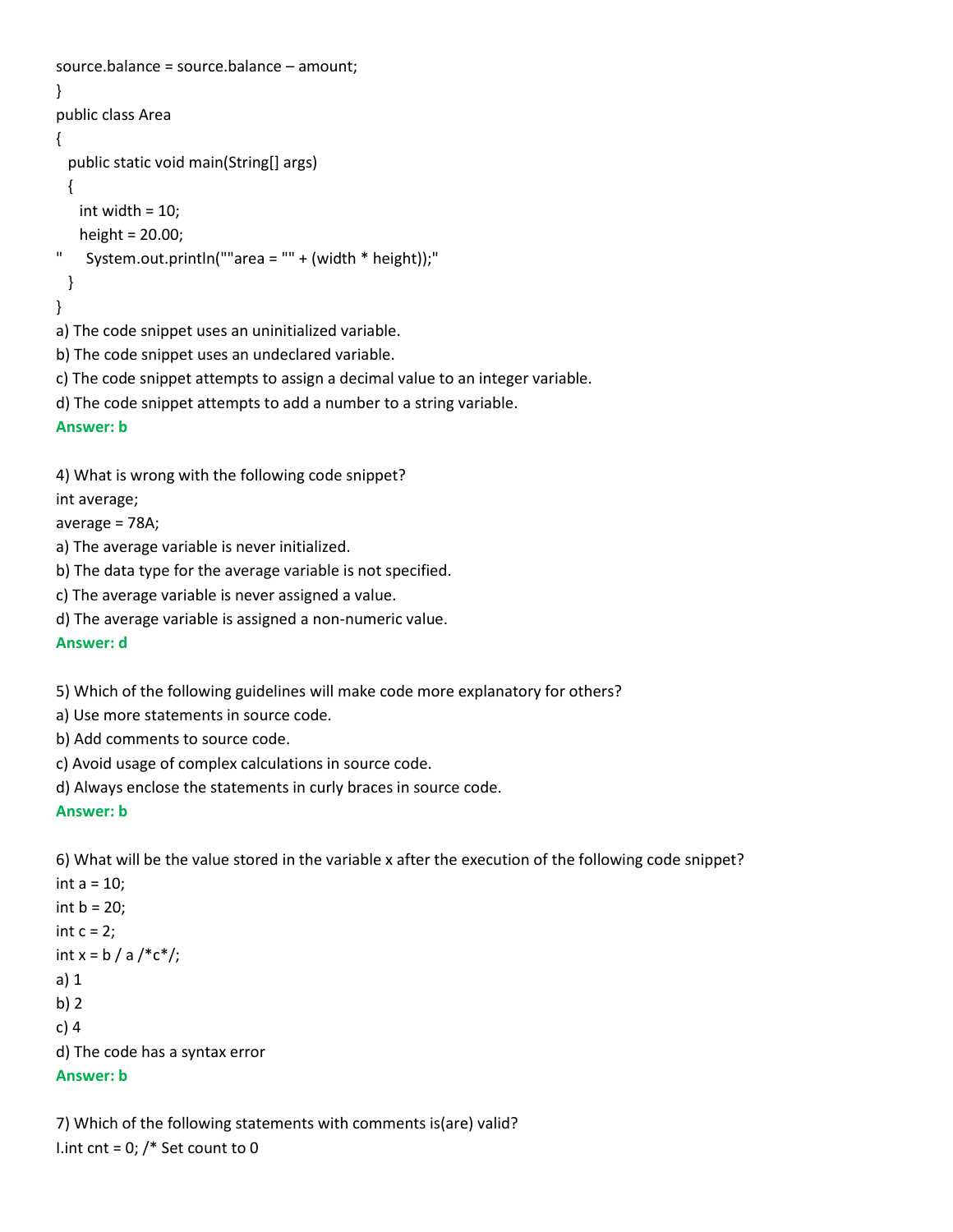```
source.balance = source.balance – amount;
}
public class Area
{
  public static void main(String[] args)
  {
    int width = 10;
    height = 20.00;
"    System.out.println(""area = "" + (width * height));"
  }
}
```

a) The code snippet uses an uninitialized variable.

b) The code snippet uses an undeclared variable.

c) The code snippet attempts to assign a decimal value to an integer variable.

d) The code snippet attempts to add a number to a string variable.

**Answer: b**

4) What is wrong with the following code snippet?

```
int average;
average = 78A;
```

a) The average variable is never initialized.

b) The data type for the average variable is not specified.

c) The average variable is never assigned a value.

d) The average variable is assigned a non-numeric value.

**Answer: d**

5) Which of the following guidelines will make code more explanatory for others?

a) Use more statements in source code.

b) Add comments to source code.

c) Avoid usage of complex calculations in source code.

d) Always enclose the statements in curly braces in source code.

**Answer: b**

6) What will be the value stored in the variable x after the execution of the following code snippet?

```
int a = 10;
int b = 20;
int c = 2;
int x = b / a /*c*/;
```

a) 1

b) 2

c) 4

d) The code has a syntax error

**Answer: b**

7) Which of the following statements with comments is(are) valid?

I.int cnt = 0; /* Set count to 0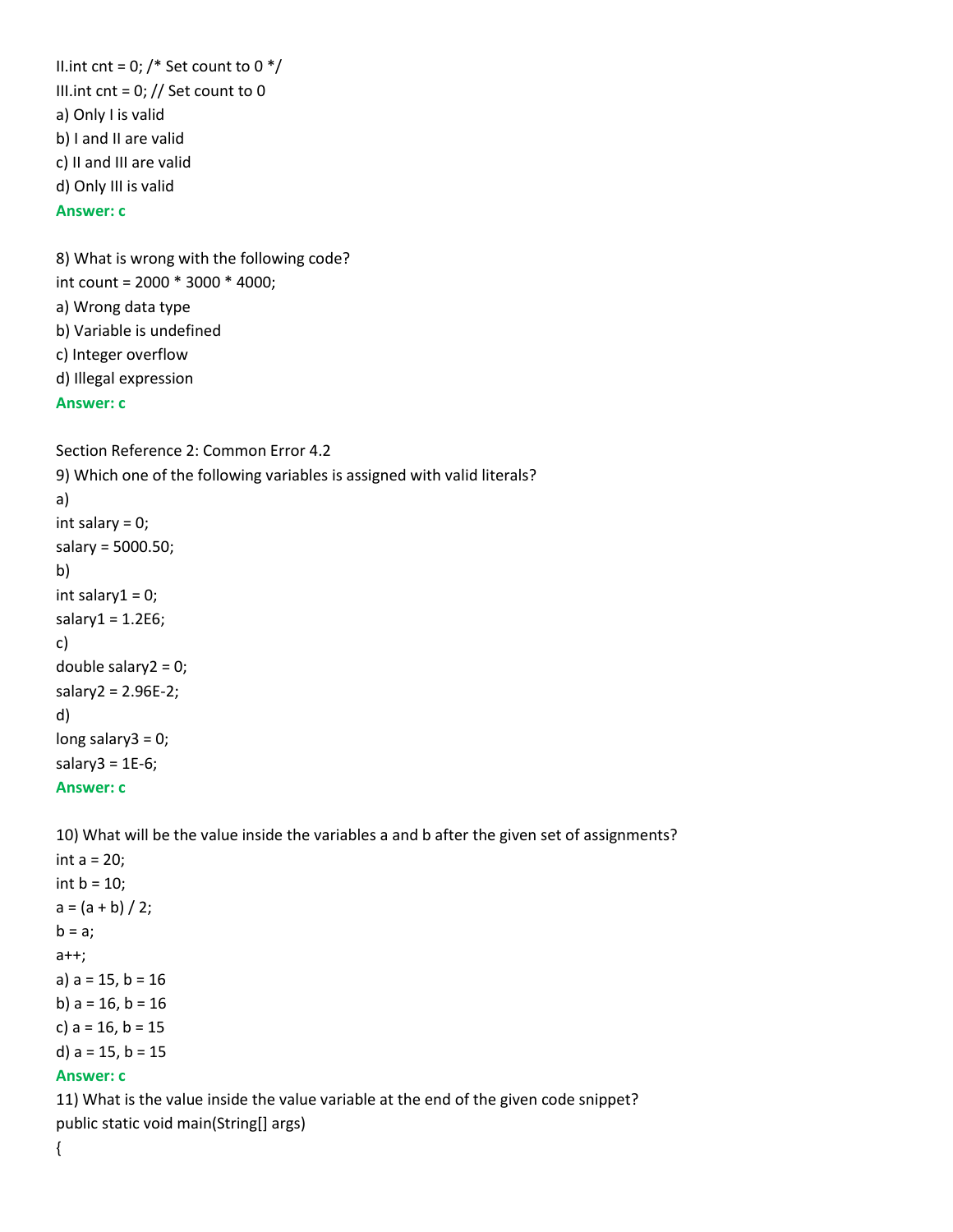II.int cnt = 0; /* Set count to 0 */

III.int cnt = 0; // Set count to 0

a) Only I is valid

b) I and II are valid

c) II and III are valid

d) Only III is valid

**Answer: c**

8) What is wrong with the following code?

```
int count = 2000 * 3000 * 4000;
```

a) Wrong data type

b) Variable is undefined

c) Integer overflow

d) Illegal expression

**Answer: c**

Section Reference 2: Common Error 4.2

9) Which one of the following variables is assigned with valid literals?

a)

```
int salary = 0;
salary = 5000.50;
```

b)

```
int salary1 = 0;
salary1 = 1.2E6;
```

c)

```
double salary2 = 0;
salary2 = 2.96E-2;
```

d)

```
long salary3 = 0;
salary3 = 1E-6;
```

**Answer: c**

10) What will be the value inside the variables a and b after the given set of assignments?

```
int a = 20;
int b = 10;
a = (a + b) / 2;
b = a;
a++;
```

a) a = 15, b = 16

b) a = 16, b = 16

c) a = 16, b = 15

d) a = 15, b = 15

**Answer: c**

11) What is the value inside the value variable at the end of the given code snippet?

```
public static void main(String[] args)
{
```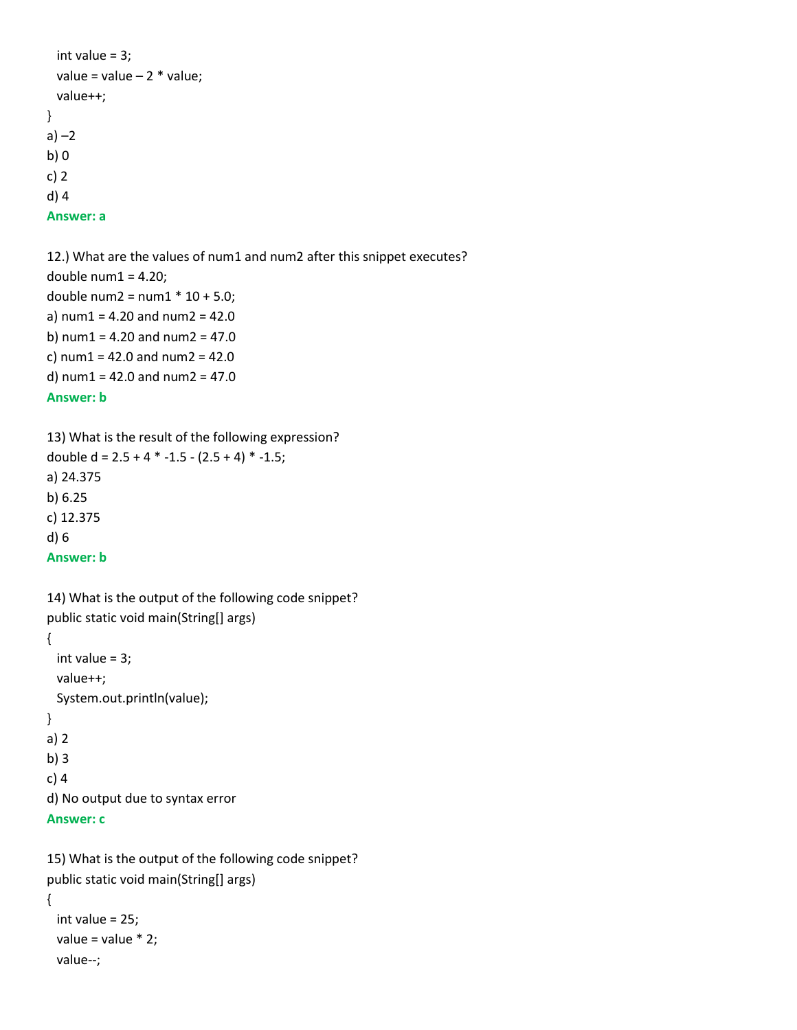```
  int value = 3;
  value = value – 2 * value;
  value++;
}
```

a) –2
b) 0
c) 2
d) 4
**Answer: a**

12.) What are the values of num1 and num2 after this snippet executes?

```
double num1 = 4.20;
double num2 = num1 * 10 + 5.0;
```

a) num1 = 4.20 and num2 = 42.0
b) num1 = 4.20 and num2 = 47.0
c) num1 = 42.0 and num2 = 42.0
d) num1 = 42.0 and num2 = 47.0
**Answer: b**

13) What is the result of the following expression?

```
double d = 2.5 + 4 * -1.5 - (2.5 + 4) * -1.5;
```

a) 24.375
b) 6.25
c) 12.375
d) 6
**Answer: b**

14) What is the output of the following code snippet?

```
public static void main(String[] args)
{
  int value = 3;
  value++;
  System.out.println(value);
}
```

a) 2
b) 3
c) 4
d) No output due to syntax error
**Answer: c**

15) What is the output of the following code snippet?

```
public static void main(String[] args)
{
  int value = 25;
  value = value * 2;
  value--;
```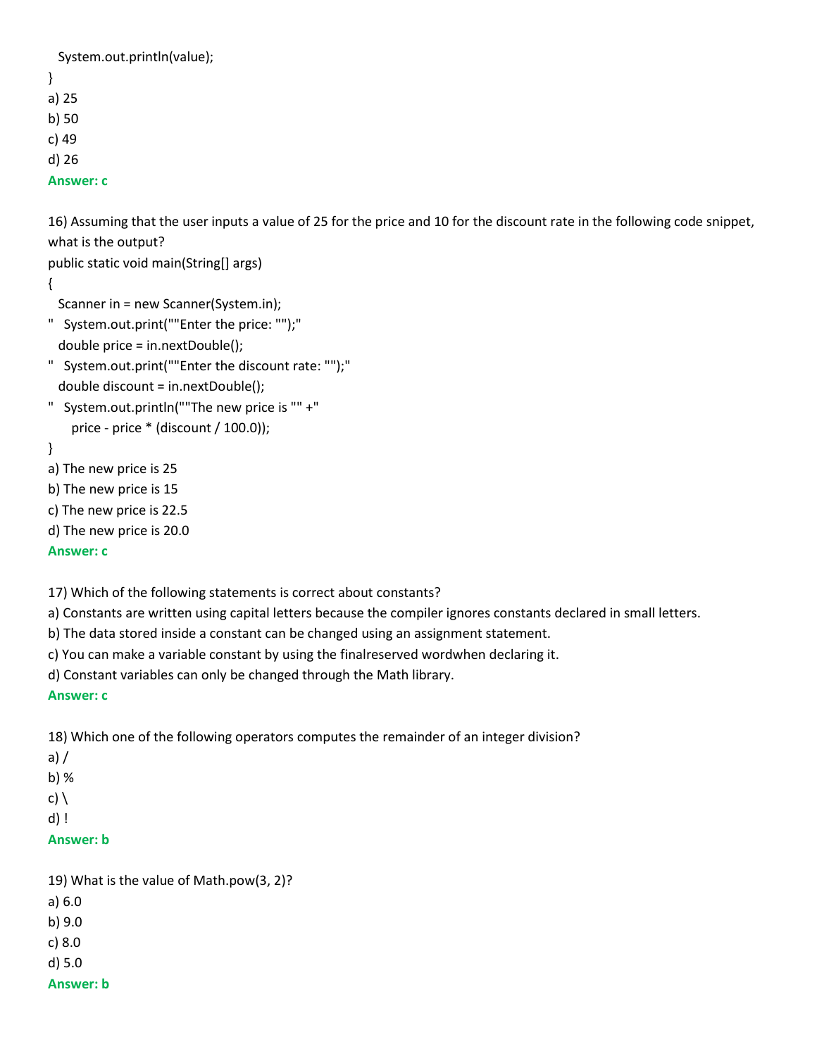```
  System.out.println(value);
}
```

a) 25
b) 50
c) 49
d) 26

**Answer: c**

16) Assuming that the user inputs a value of 25 for the price and 10 for the discount rate in the following code snippet, what is the output?

```
public static void main(String[] args)
{
  Scanner in = new Scanner(System.in);
"   System.out.print(""Enter the price: "");"
  double price = in.nextDouble();
"   System.out.print(""Enter the discount rate: "");"
  double discount = in.nextDouble();
"   System.out.println(""The new price is "" +"
     price - price * (discount / 100.0));
}
```

a) The new price is 25
b) The new price is 15
c) The new price is 22.5
d) The new price is 20.0

**Answer: c**

17) Which of the following statements is correct about constants?

a) Constants are written using capital letters because the compiler ignores constants declared in small letters.
b) The data stored inside a constant can be changed using an assignment statement.
c) You can make a variable constant by using the finalreserved wordwhen declaring it.
d) Constant variables can only be changed through the Math library.

**Answer: c**

18) Which one of the following operators computes the remainder of an integer division?

a) /
b) %
c) \
d) !

**Answer: b**

19) What is the value of Math.pow(3, 2)?

a) 6.0
b) 9.0
c) 8.0
d) 5.0

**Answer: b**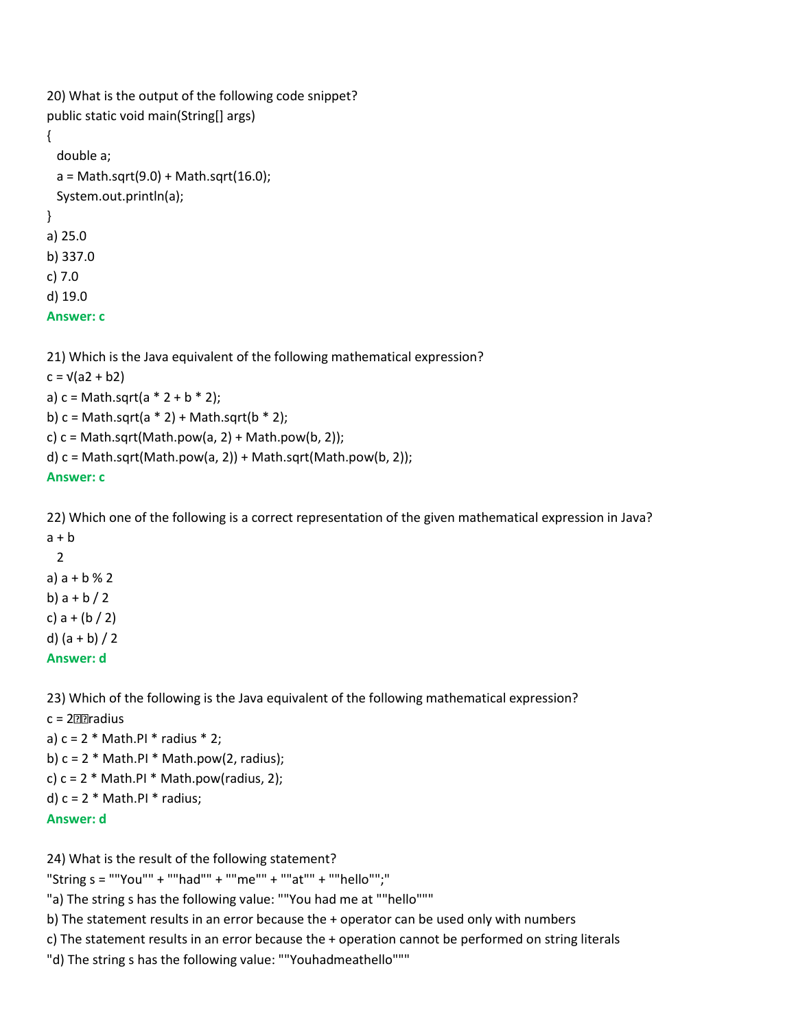20) What is the output of the following code snippet?

```
public static void main(String[] args)
{
  double a;
  a = Math.sqrt(9.0) + Math.sqrt(16.0);
  System.out.println(a);
}
```

a) 25.0
b) 337.0
c) 7.0
d) 19.0

**Answer: c**

21) Which is the Java equivalent of the following mathematical expression?

c = √(a2 + b2)

a) c = Math.sqrt(a * 2 + b * 2);
b) c = Math.sqrt(a * 2) + Math.sqrt(b * 2);
c) c = Math.sqrt(Math.pow(a, 2) + Math.pow(b, 2));
d) c = Math.sqrt(Math.pow(a, 2)) + Math.sqrt(Math.pow(b, 2));

**Answer: c**

22) Which one of the following is a correct representation of the given mathematical expression in Java?

a + b
  2

a) a + b % 2
b) a + b / 2
c) a + (b / 2)
d) (a + b) / 2

**Answer: d**

23) Which of the following is the Java equivalent of the following mathematical expression?

c = 2��radius

a) c = 2 * Math.PI * radius * 2;
b) c = 2 * Math.PI * Math.pow(2, radius);
c) c = 2 * Math.PI * Math.pow(radius, 2);
d) c = 2 * Math.PI * radius;

**Answer: d**

24) What is the result of the following statement?

"String s = ""You"" + ""had"" + ""me"" + ""at"" + ""hello"";"

"a) The string s has the following value: ""You had me at ""hello"""
b) The statement results in an error because the + operator can be used only with numbers
c) The statement results in an error because the + operation cannot be performed on string literals
"d) The string s has the following value: ""Youhadmeathello"""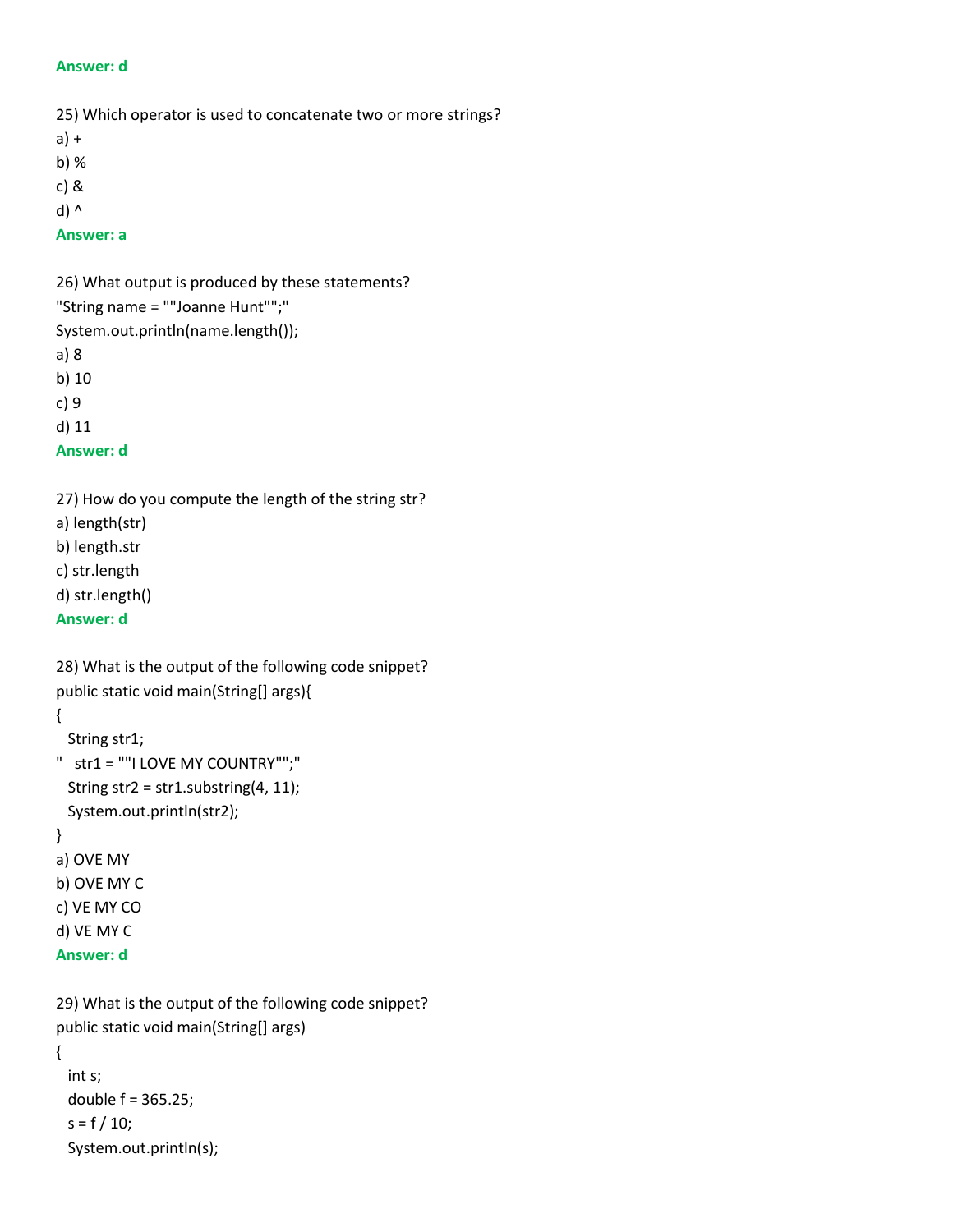**Answer: d**

25) Which operator is used to concatenate two or more strings?

a) +

b) %

c) &

d) ^

**Answer: a**

26) What output is produced by these statements?

"String name = ""Joanne Hunt"";"

System.out.println(name.length());

a) 8

b) 10

c) 9

d) 11

**Answer: d**

27) How do you compute the length of the string str?

a) length(str)

b) length.str

c) str.length

d) str.length()

**Answer: d**

28) What is the output of the following code snippet?

```
public static void main(String[] args){
{
  String str1;
"   str1 = ""I LOVE MY COUNTRY"";"
  String str2 = str1.substring(4, 11);
  System.out.println(str2);
}
```

a) OVE MY

b) OVE MY C

c) VE MY CO

d) VE MY C

**Answer: d**

29) What is the output of the following code snippet?

```
public static void main(String[] args)
{
  int s;
  double f = 365.25;
  s = f / 10;
  System.out.println(s);
```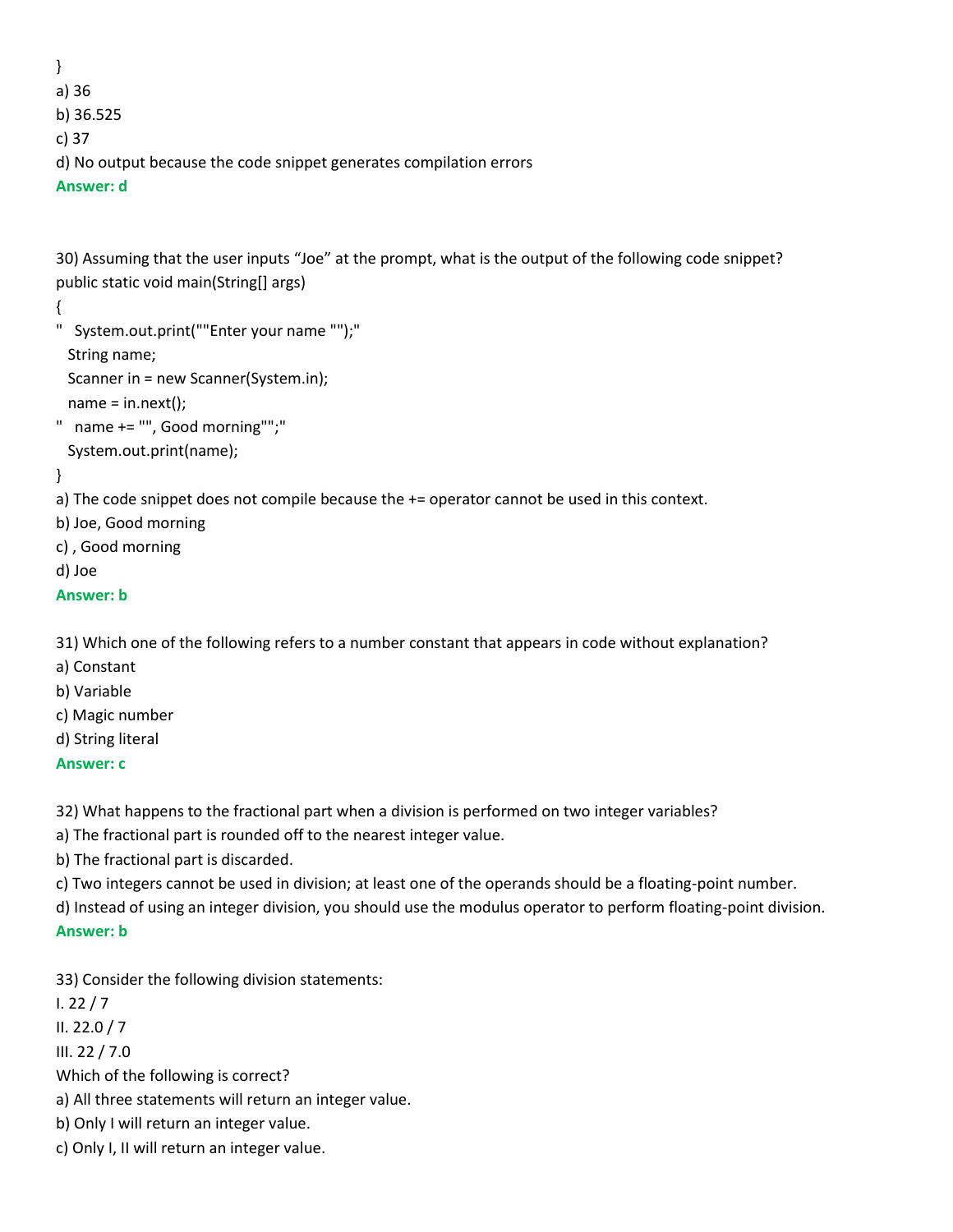}

a) 36

b) 36.525

c) 37

d) No output because the code snippet generates compilation errors

**Answer: d**

30) Assuming that the user inputs “Joe” at the prompt, what is the output of the following code snippet?

```
public static void main(String[] args)
{
"   System.out.print(""Enter your name "");"
   String name;
   Scanner in = new Scanner(System.in);
   name = in.next();
"   name += "", Good morning"";"
   System.out.print(name);
}
```

a) The code snippet does not compile because the += operator cannot be used in this context.

b) Joe, Good morning

c) , Good morning

d) Joe

**Answer: b**

31) Which one of the following refers to a number constant that appears in code without explanation?

a) Constant

b) Variable

c) Magic number

d) String literal

**Answer: c**

32) What happens to the fractional part when a division is performed on two integer variables?

a) The fractional part is rounded off to the nearest integer value.

b) The fractional part is discarded.

c) Two integers cannot be used in division; at least one of the operands should be a floating-point number.

d) Instead of using an integer division, you should use the modulus operator to perform floating-point division.

**Answer: b**

33) Consider the following division statements:

I. 22 / 7

II. 22.0 / 7

III. 22 / 7.0

Which of the following is correct?

a) All three statements will return an integer value.

b) Only I will return an integer value.

c) Only I, II will return an integer value.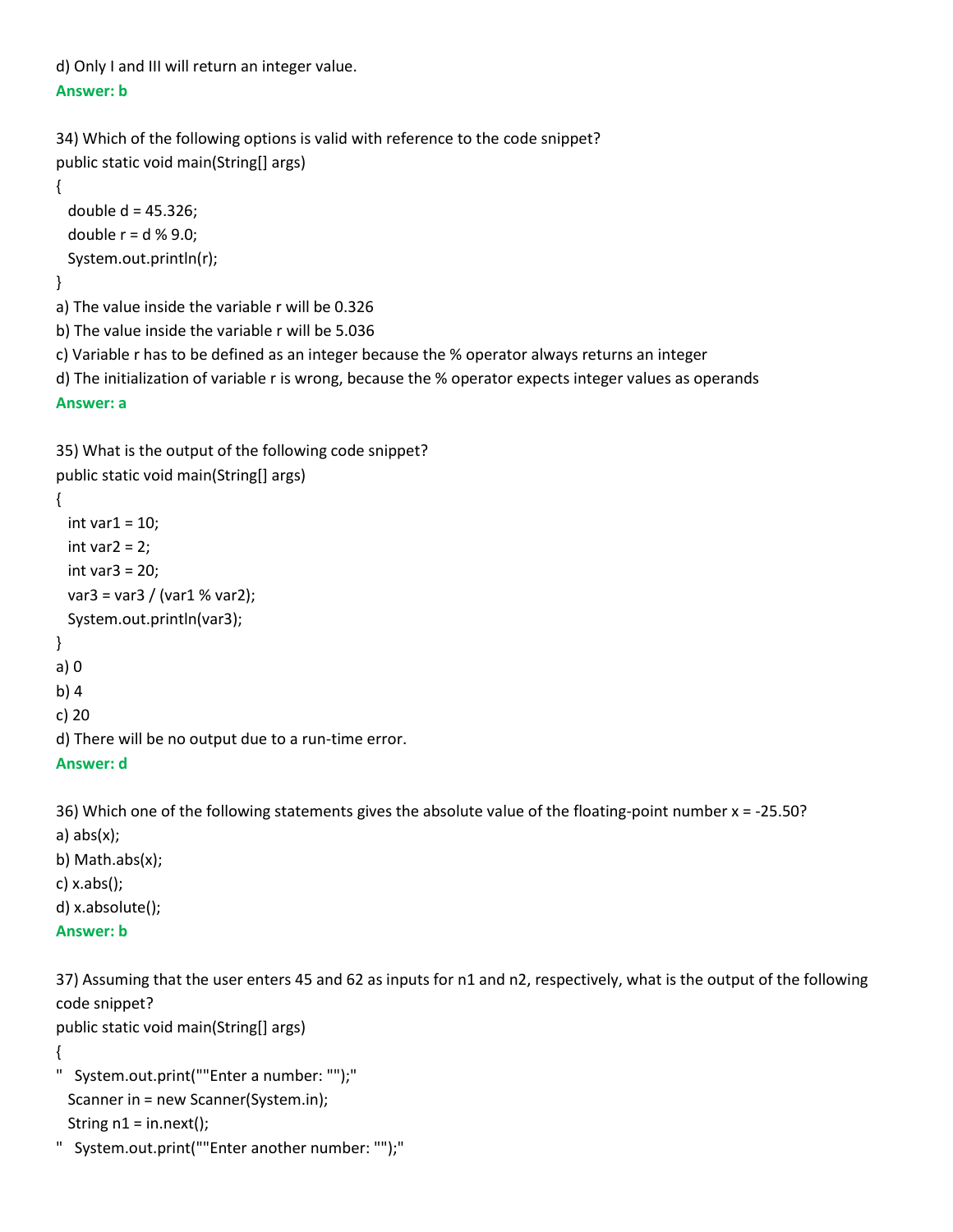d) Only I and III will return an integer value.

**Answer: b**

34) Which of the following options is valid with reference to the code snippet?

```
public static void main(String[] args)
{
  double d = 45.326;
  double r = d % 9.0;
  System.out.println(r);
}
```

a) The value inside the variable r will be 0.326

b) The value inside the variable r will be 5.036

c) Variable r has to be defined as an integer because the % operator always returns an integer

d) The initialization of variable r is wrong, because the % operator expects integer values as operands

**Answer: a**

35) What is the output of the following code snippet?

```
public static void main(String[] args)
{
  int var1 = 10;
  int var2 = 2;
  int var3 = 20;
  var3 = var3 / (var1 % var2);
  System.out.println(var3);
}
```

a) 0

b) 4

c) 20

d) There will be no output due to a run-time error.

**Answer: d**

36) Which one of the following statements gives the absolute value of the floating-point number x = -25.50?

a) abs(x);

b) Math.abs(x);

c) x.abs();

d) x.absolute();

**Answer: b**

37) Assuming that the user enters 45 and 62 as inputs for n1 and n2, respectively, what is the output of the following code snippet?

```
public static void main(String[] args)
{
"   System.out.print(""Enter a number: "");"
  Scanner in = new Scanner(System.in);
  String n1 = in.next();
"   System.out.print(""Enter another number: "");"
```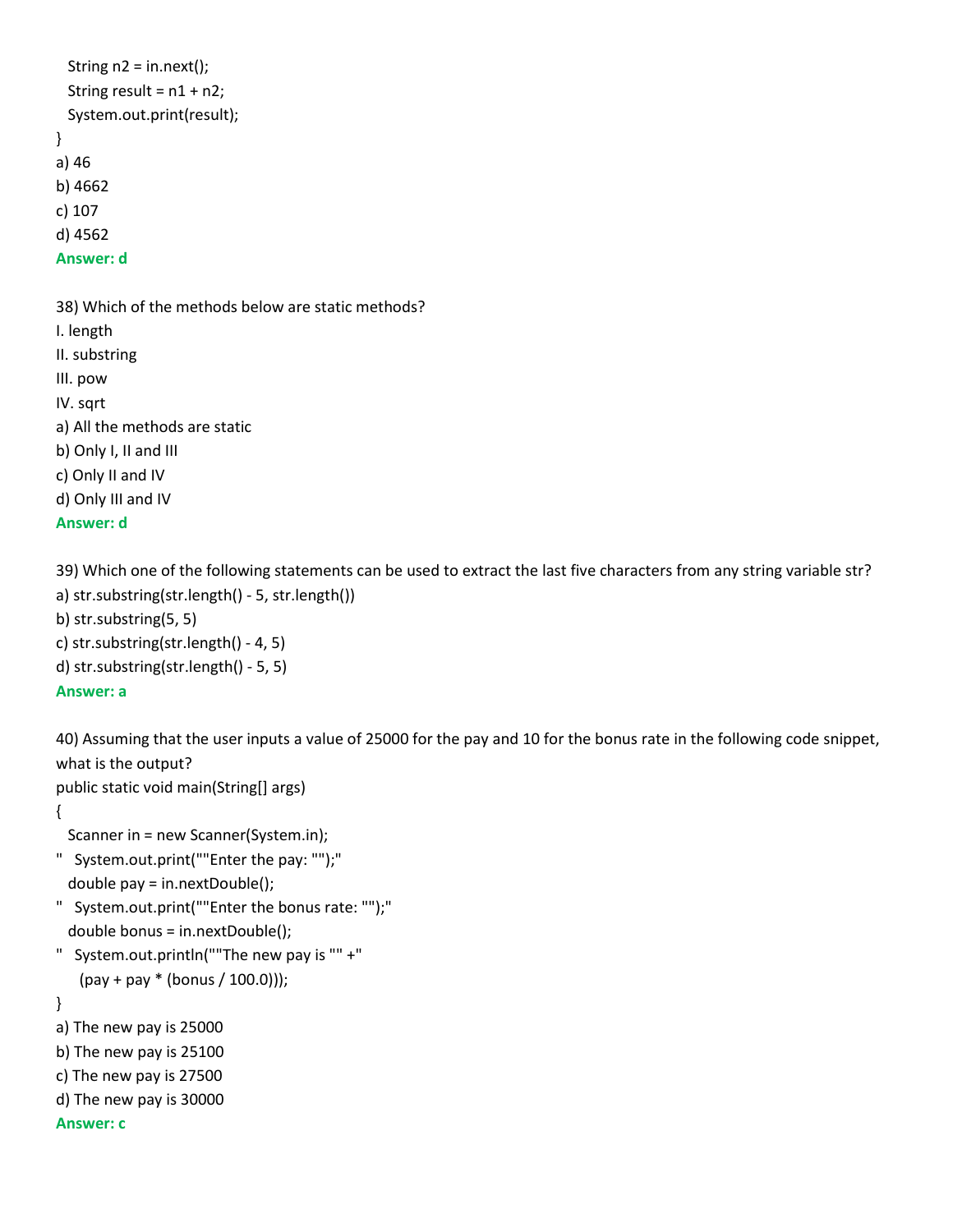```
  String n2 = in.next();
  String result = n1 + n2;
  System.out.print(result);
}
```

a) 46
b) 4662
c) 107
d) 4562
**Answer: d**

38) Which of the methods below are static methods?
I. length
II. substring
III. pow
IV. sqrt
a) All the methods are static
b) Only I, II and III
c) Only II and IV
d) Only III and IV
**Answer: d**

39) Which one of the following statements can be used to extract the last five characters from any string variable str?
a) str.substring(str.length() - 5, str.length())
b) str.substring(5, 5)
c) str.substring(str.length() - 4, 5)
d) str.substring(str.length() - 5, 5)
**Answer: a**

40) Assuming that the user inputs a value of 25000 for the pay and 10 for the bonus rate in the following code snippet, what is the output?

```
public static void main(String[] args)
{
  Scanner in = new Scanner(System.in);
"  System.out.print(""Enter the pay: "");"
  double pay = in.nextDouble();
"  System.out.print(""Enter the bonus rate: "");"
  double bonus = in.nextDouble();
"  System.out.println(""The new pay is "" +"
    (pay + pay * (bonus / 100.0)));
}
```

a) The new pay is 25000
b) The new pay is 25100
c) The new pay is 27500
d) The new pay is 30000
**Answer: c**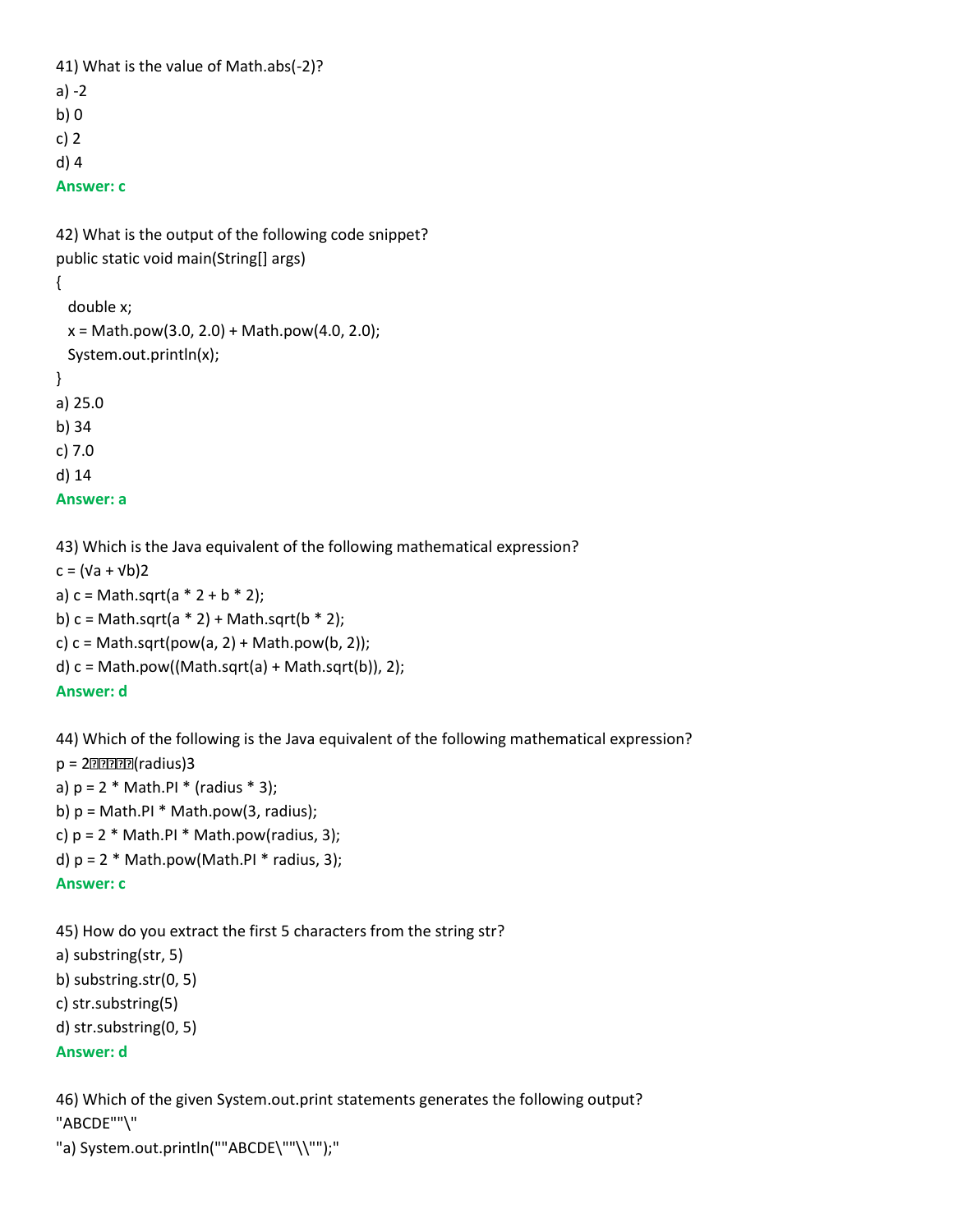41) What is the value of Math.abs(-2)?

a) -2

b) 0

c) 2

d) 4

**Answer: c**

42) What is the output of the following code snippet?

```
public static void main(String[] args)
{
  double x;
  x = Math.pow(3.0, 2.0) + Math.pow(4.0, 2.0);
  System.out.println(x);
}
```

a) 25.0

b) 34

c) 7.0

d) 14

**Answer: a**

43) Which is the Java equivalent of the following mathematical expression?

c = (√a + √b)2

a) c = Math.sqrt(a * 2 + b * 2);

b) c = Math.sqrt(a * 2) + Math.sqrt(b * 2);

c) c = Math.sqrt(pow(a, 2) + Math.pow(b, 2));

d) c = Math.pow((Math.sqrt(a) + Math.sqrt(b)), 2);

**Answer: d**

44) Which of the following is the Java equivalent of the following mathematical expression?

p = 2�����(radius)3

a) p = 2 * Math.PI * (radius * 3);

b) p = Math.PI * Math.pow(3, radius);

c) p = 2 * Math.PI * Math.pow(radius, 3);

d) p = 2 * Math.pow(Math.PI * radius, 3);

**Answer: c**

45) How do you extract the first 5 characters from the string str?

a) substring(str, 5)

b) substring.str(0, 5)

c) str.substring(5)

d) str.substring(0, 5)

**Answer: d**

46) Which of the given System.out.print statements generates the following output?

"ABCDE""\"

"a) System.out.println(""ABCDE\""\\"");"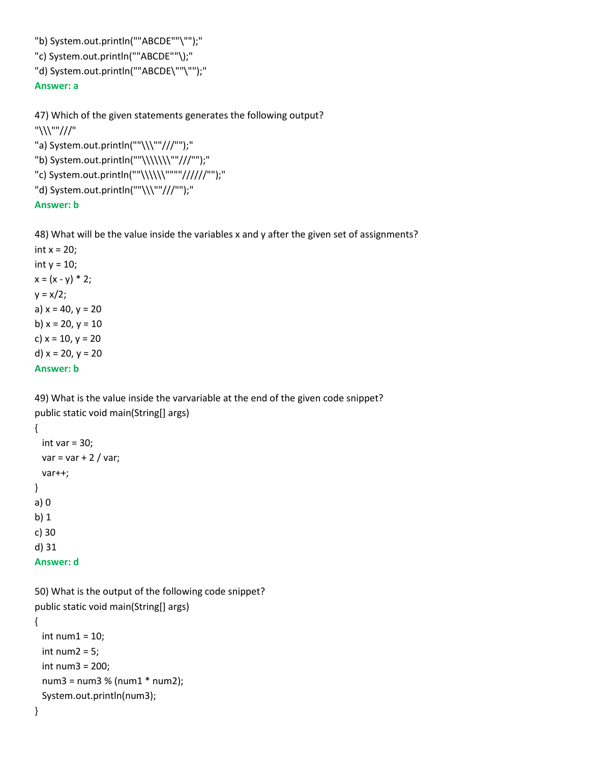"b) System.out.println(""ABCDE""\"");"
"c) System.out.println(""ABCDE""\);"
"d) System.out.println(""ABCDE\""\"");"
**Answer: a**

47) Which of the given statements generates the following output?
"\\\""///"
"a) System.out.println(""\\\""///"");"
"b) System.out.println(""\\\\\\\""///"");"
"c) System.out.println(""\\\\\\""""//////"");"
"d) System.out.println(""\\\""///"");"
**Answer: b**

48) What will be the value inside the variables x and y after the given set of assignments?

```
int x = 20;
int y = 10;
x = (x - y) * 2;
y = x/2;
```

a) x = 40, y = 20
b) x = 20, y = 10
c) x = 10, y = 20
d) x = 20, y = 20
**Answer: b**

49) What is the value inside the varvariable at the end of the given code snippet?

```
public static void main(String[] args)
{
  int var = 30;
  var = var + 2 / var;
  var++;
}
```

a) 0
b) 1
c) 30
d) 31
**Answer: d**

50) What is the output of the following code snippet?

```
public static void main(String[] args)
{
  int num1 = 10;
  int num2 = 5;
  int num3 = 200;
  num3 = num3 % (num1 * num2);
  System.out.println(num3);
}
```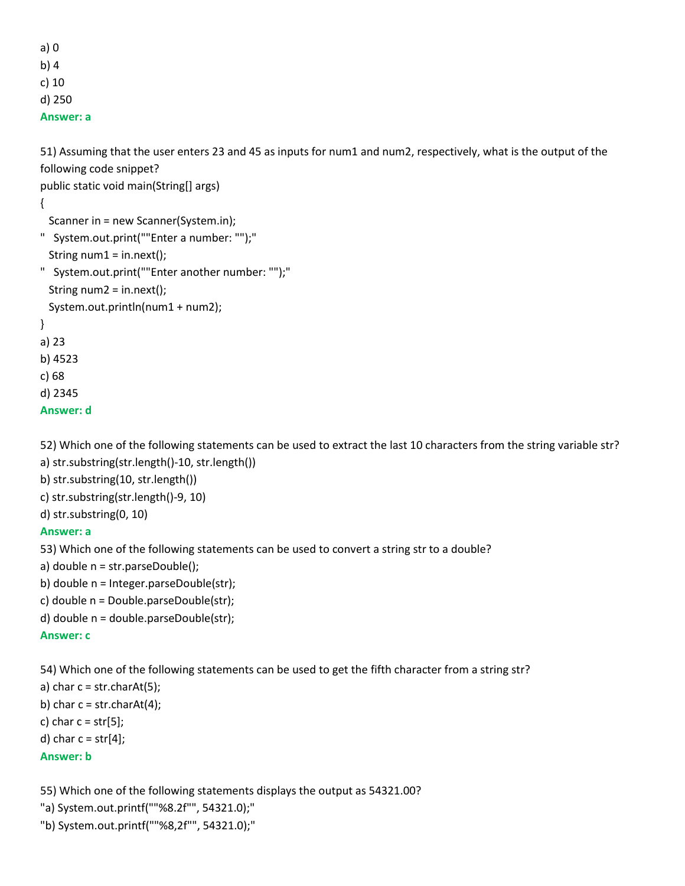a) 0

b) 4

c) 10

d) 250

**Answer: a**

51) Assuming that the user enters 23 and 45 as inputs for num1 and num2, respectively, what is the output of the following code snippet?

```
public static void main(String[] args)
{
  Scanner in = new Scanner(System.in);
"   System.out.print(""Enter a number: "");"
  String num1 = in.next();
"   System.out.print(""Enter another number: "");"
  String num2 = in.next();
  System.out.println(num1 + num2);
}
```

a) 23

b) 4523

c) 68

d) 2345

**Answer: d**

52) Which one of the following statements can be used to extract the last 10 characters from the string variable str?

a) str.substring(str.length()-10, str.length())

b) str.substring(10, str.length())

c) str.substring(str.length()-9, 10)

d) str.substring(0, 10)

**Answer: a**

53) Which one of the following statements can be used to convert a string str to a double?

a) double n = str.parseDouble();

b) double n = Integer.parseDouble(str);

c) double n = Double.parseDouble(str);

d) double n = double.parseDouble(str);

**Answer: c**

54) Which one of the following statements can be used to get the fifth character from a string str?

a) char c = str.charAt(5);

b) char c = str.charAt(4);

c) char c = str[5];

d) char c = str[4];

**Answer: b**

55) Which one of the following statements displays the output as 54321.00?

"a) System.out.printf(""%8.2f"", 54321.0);"

"b) System.out.printf(""%8,2f"", 54321.0);"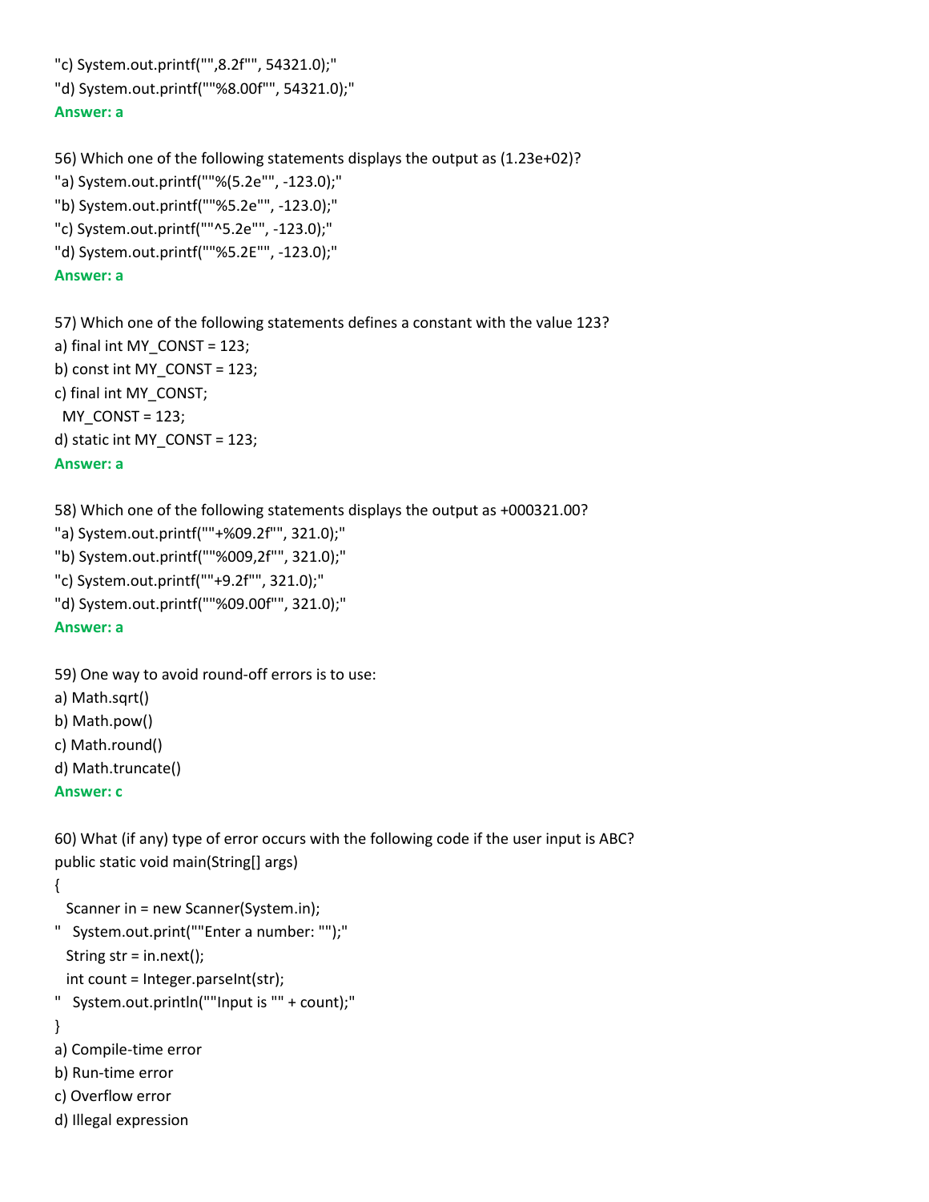"c) System.out.printf("",8.2f"", 54321.0);"
"d) System.out.printf(""%8.00f"", 54321.0);"
**Answer: a**

56) Which one of the following statements displays the output as (1.23e+02)?
"a) System.out.printf(""%(5.2e"", -123.0);"
"b) System.out.printf(""%5.2e"", -123.0);"
"c) System.out.printf(""^5.2e"", -123.0);"
"d) System.out.printf(""%5.2E"", -123.0);"
**Answer: a**

57) Which one of the following statements defines a constant with the value 123?
a) final int MY_CONST = 123;
b) const int MY_CONST = 123;
c) final int MY_CONST;
  MY_CONST = 123;
d) static int MY_CONST = 123;
**Answer: a**

58) Which one of the following statements displays the output as +000321.00?
"a) System.out.printf(""+%09.2f"", 321.0);"
"b) System.out.printf(""%009,2f"", 321.0);"
"c) System.out.printf(""+9.2f"", 321.0);"
"d) System.out.printf(""%09.00f"", 321.0);"
**Answer: a**

59) One way to avoid round-off errors is to use:
a) Math.sqrt()
b) Math.pow()
c) Math.round()
d) Math.truncate()
**Answer: c**

60) What (if any) type of error occurs with the following code if the user input is ABC?

```
public static void main(String[] args)
{
  Scanner in = new Scanner(System.in);
"   System.out.print(""Enter a number: "");"
  String str = in.next();
  int count = Integer.parseInt(str);
"   System.out.println(""Input is "" + count);"
}
```

a) Compile-time error
b) Run-time error
c) Overflow error
d) Illegal expression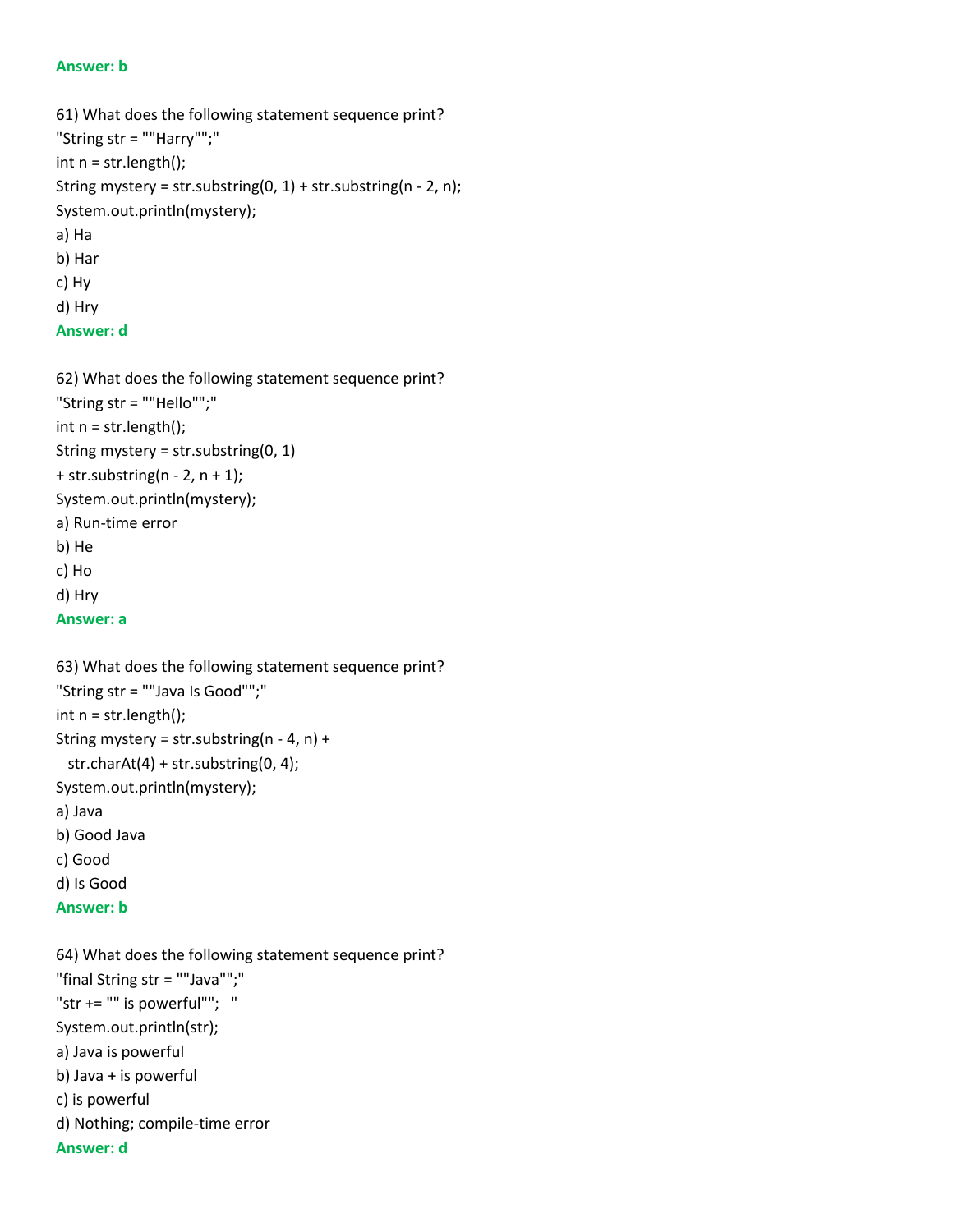**Answer: b**

61) What does the following statement sequence print?

```
"String str = ""Harry"";"
int n = str.length();
String mystery = str.substring(0, 1) + str.substring(n - 2, n);
System.out.println(mystery);
```

a) Ha
b) Har
c) Hy
d) Hry

**Answer: d**

62) What does the following statement sequence print?

```
"String str = ""Hello"";"
int n = str.length();
String mystery = str.substring(0, 1)
+ str.substring(n - 2, n + 1);
System.out.println(mystery);
```

a) Run-time error
b) He
c) Ho
d) Hry

**Answer: a**

63) What does the following statement sequence print?

```
"String str = ""Java Is Good"";"
int n = str.length();
String mystery = str.substring(n - 4, n) +
  str.charAt(4) + str.substring(0, 4);
System.out.println(mystery);
```

a) Java
b) Good Java
c) Good
d) Is Good

**Answer: b**

64) What does the following statement sequence print?

```
"final String str = ""Java"";"
"str += "" is powerful"";   "
System.out.println(str);
```

a) Java is powerful
b) Java + is powerful
c) is powerful
d) Nothing; compile-time error

**Answer: d**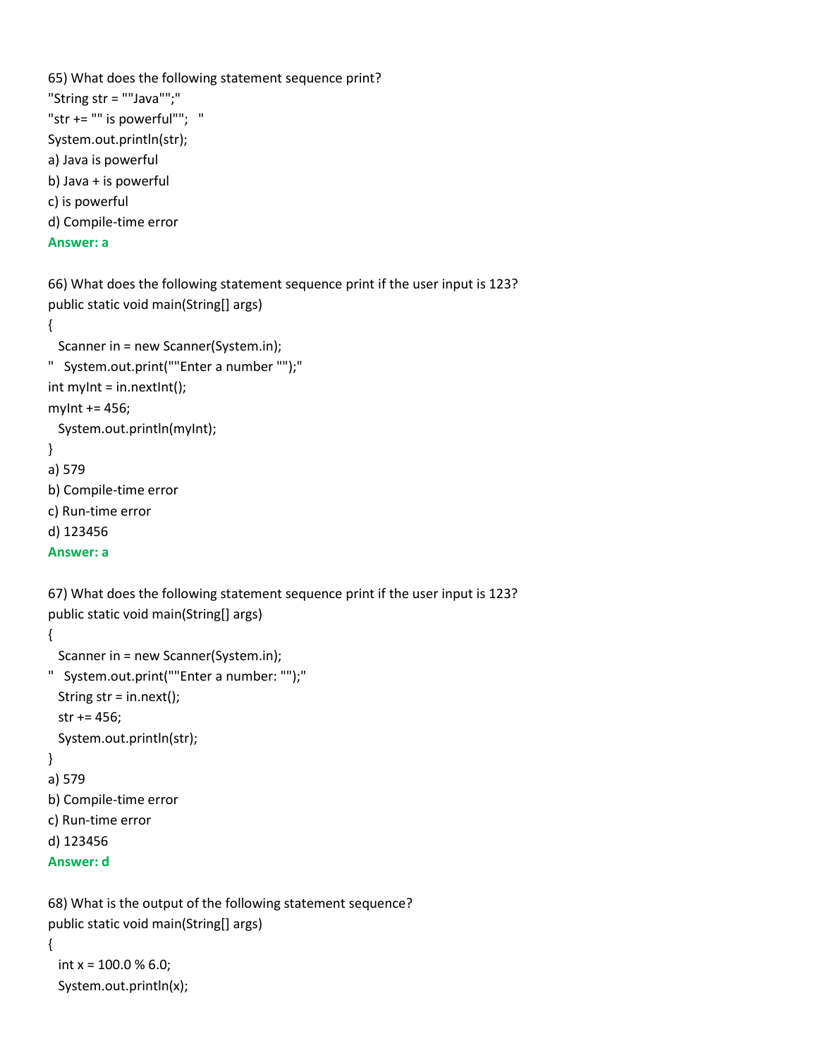65) What does the following statement sequence print?

```
"String str = ""Java"";"
"str += "" is powerful"";   "
System.out.println(str);
```

a) Java is powerful

b) Java + is powerful

c) is powerful

d) Compile-time error

**Answer: a**

66) What does the following statement sequence print if the user input is 123?

```
public static void main(String[] args)
{
  Scanner in = new Scanner(System.in);
"   System.out.print(""Enter a number "");"
int myInt = in.nextInt();
myInt += 456;
  System.out.println(myInt);
}
```

a) 579

b) Compile-time error

c) Run-time error

d) 123456

**Answer: a**

67) What does the following statement sequence print if the user input is 123?

```
public static void main(String[] args)
{
  Scanner in = new Scanner(System.in);
"   System.out.print(""Enter a number: "");"
  String str = in.next();
  str += 456;
  System.out.println(str);
}
```

a) 579

b) Compile-time error

c) Run-time error

d) 123456

**Answer: d**

68) What is the output of the following statement sequence?

```
public static void main(String[] args)
{
  int x = 100.0 % 6.0;
  System.out.println(x);
```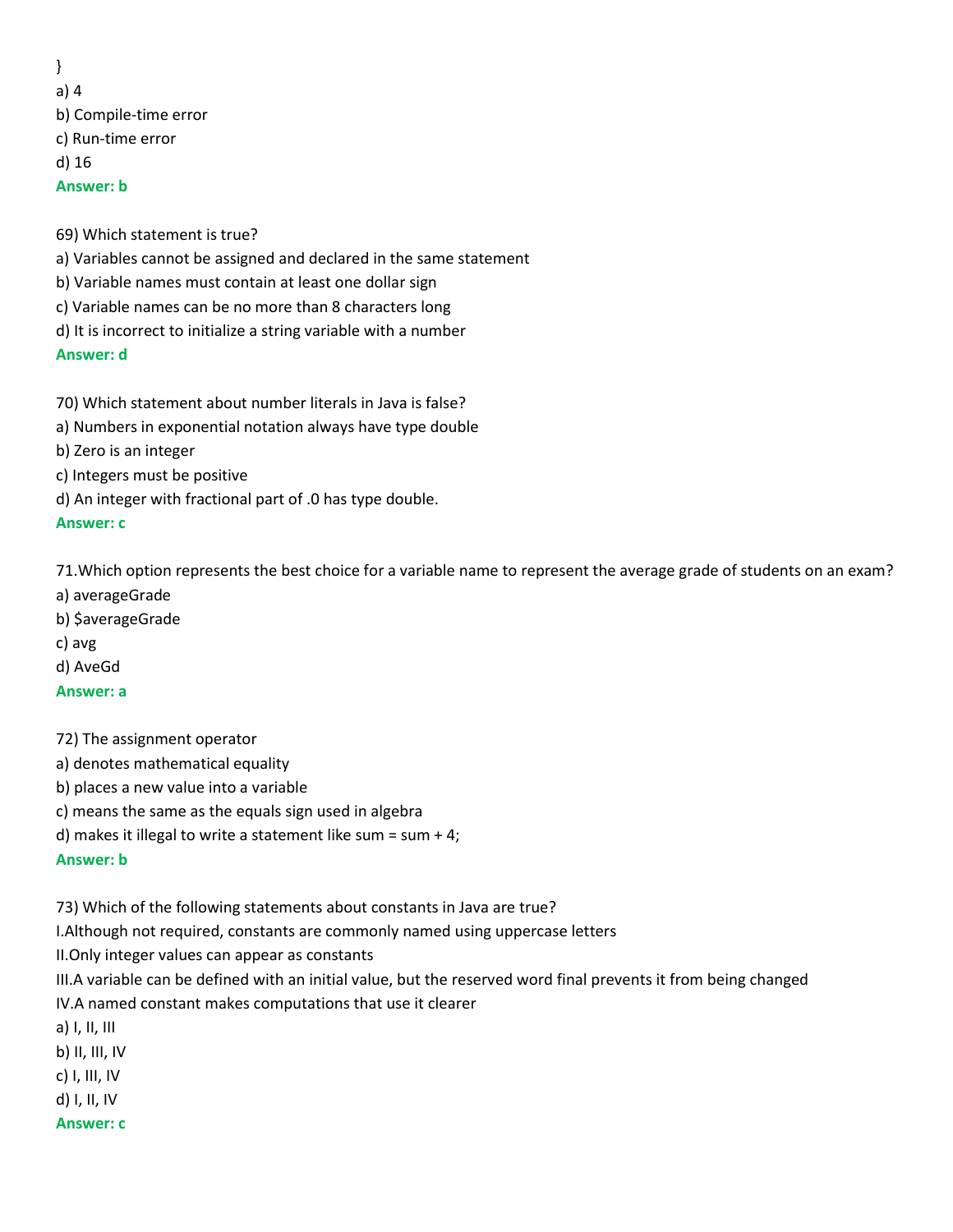}

a) 4

b) Compile-time error

c) Run-time error

d) 16

**Answer: b**

69) Which statement is true?

a) Variables cannot be assigned and declared in the same statement

b) Variable names must contain at least one dollar sign

c) Variable names can be no more than 8 characters long

d) It is incorrect to initialize a string variable with a number

**Answer: d**

70) Which statement about number literals in Java is false?

a) Numbers in exponential notation always have type double

b) Zero is an integer

c) Integers must be positive

d) An integer with fractional part of .0 has type double.

**Answer: c**

71.Which option represents the best choice for a variable name to represent the average grade of students on an exam?

a) averageGrade

b) $averageGrade

c) avg

d) AveGd

**Answer: a**

72) The assignment operator

a) denotes mathematical equality

b) places a new value into a variable

c) means the same as the equals sign used in algebra

d) makes it illegal to write a statement like sum = sum + 4;

**Answer: b**

73) Which of the following statements about constants in Java are true?

I.Although not required, constants are commonly named using uppercase letters

II.Only integer values can appear as constants

III.A variable can be defined with an initial value, but the reserved word final prevents it from being changed

IV.A named constant makes computations that use it clearer

a) I, II, III

b) II, III, IV

c) I, III, IV

d) I, II, IV

**Answer: c**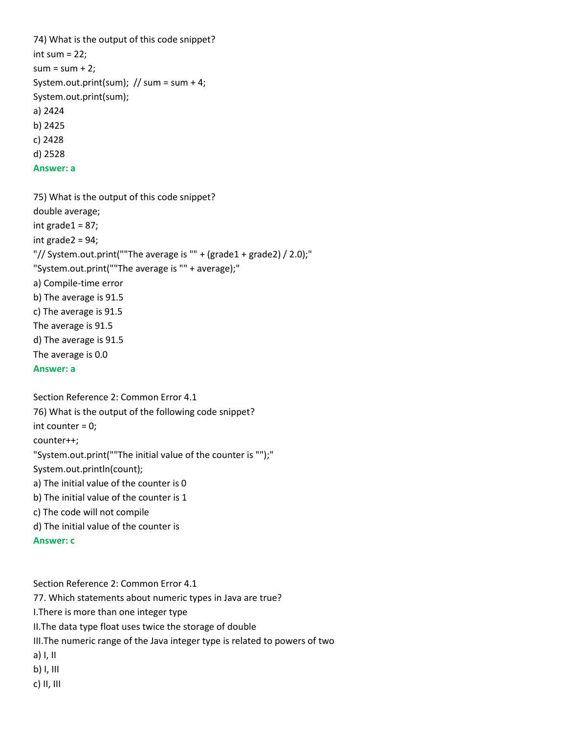74) What is the output of this code snippet?

int sum = 22;

sum = sum + 2;

System.out.print(sum); // sum = sum + 4;

System.out.print(sum);

a) 2424

b) 2425

c) 2428

d) 2528

**Answer: a**

75) What is the output of this code snippet?

double average;

int grade1 = 87;

int grade2 = 94;

"// System.out.print(""The average is "" + (grade1 + grade2) / 2.0);"

"System.out.print(""The average is "" + average);"

a) Compile-time error

b) The average is 91.5

c) The average is 91.5

The average is 91.5

d) The average is 91.5

The average is 0.0

**Answer: a**

Section Reference 2: Common Error 4.1

76) What is the output of the following code snippet?

int counter = 0;

counter++;

"System.out.print(""The initial value of the counter is "");"

System.out.println(count);

a) The initial value of the counter is 0

b) The initial value of the counter is 1

c) The code will not compile

d) The initial value of the counter is

**Answer: c**

Section Reference 2: Common Error 4.1

77. Which statements about numeric types in Java are true?

I.There is more than one integer type

II.The data type float uses twice the storage of double

III.The numeric range of the Java integer type is related to powers of two

a) I, II

b) I, III

c) II, III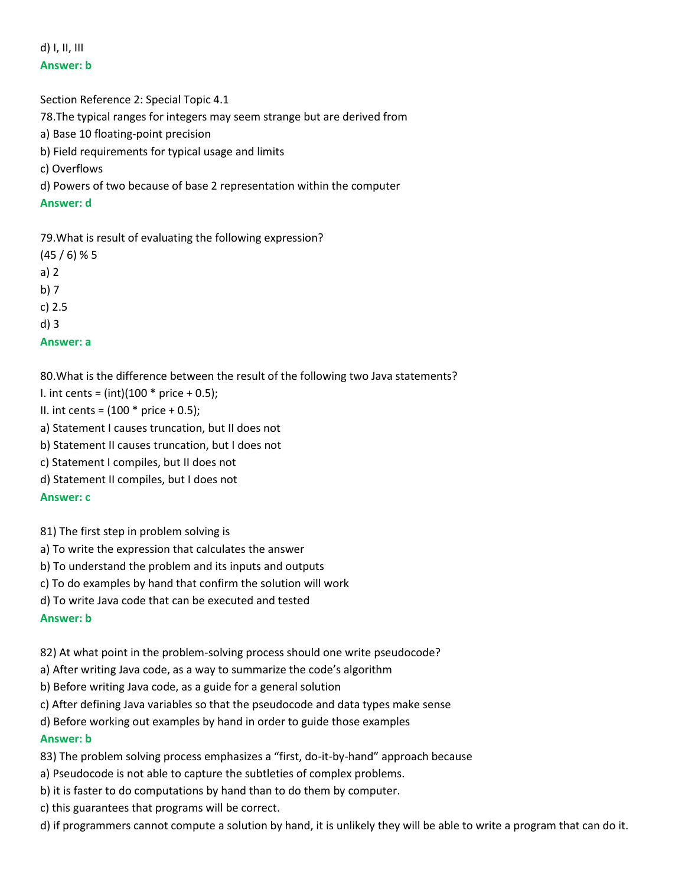d) I, II, III

**Answer: b**

Section Reference 2: Special Topic 4.1

78.The typical ranges for integers may seem strange but are derived from

a) Base 10 floating-point precision

b) Field requirements for typical usage and limits

c) Overflows

d) Powers of two because of base 2 representation within the computer

**Answer: d**

79.What is result of evaluating the following expression?

(45 / 6) % 5

a) 2

b) 7

c) 2.5

d) 3

**Answer: a**

80.What is the difference between the result of the following two Java statements?

I. int cents = (int)(100 * price + 0.5);

II. int cents = (100 * price + 0.5);

a) Statement I causes truncation, but II does not

b) Statement II causes truncation, but I does not

c) Statement I compiles, but II does not

d) Statement II compiles, but I does not

**Answer: c**

81) The first step in problem solving is

a) To write the expression that calculates the answer

b) To understand the problem and its inputs and outputs

c) To do examples by hand that confirm the solution will work

d) To write Java code that can be executed and tested

**Answer: b**

82) At what point in the problem-solving process should one write pseudocode?

a) After writing Java code, as a way to summarize the code's algorithm

b) Before writing Java code, as a guide for a general solution

c) After defining Java variables so that the pseudocode and data types make sense

d) Before working out examples by hand in order to guide those examples

**Answer: b**

83) The problem solving process emphasizes a "first, do-it-by-hand" approach because

a) Pseudocode is not able to capture the subtleties of complex problems.

b) it is faster to do computations by hand than to do them by computer.

c) this guarantees that programs will be correct.

d) if programmers cannot compute a solution by hand, it is unlikely they will be able to write a program that can do it.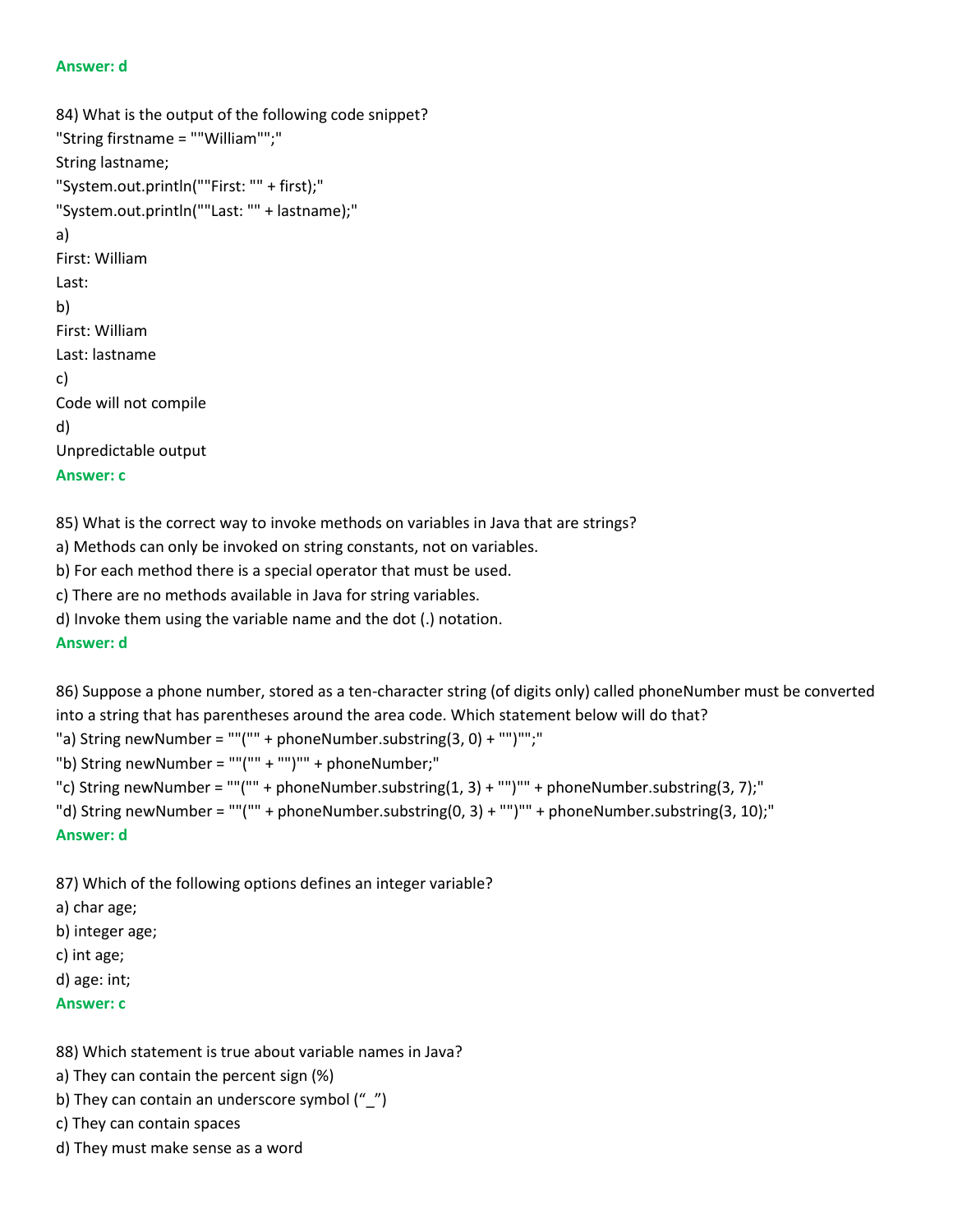**Answer: d**

84) What is the output of the following code snippet?

"String firstname = ""William"";"

String lastname;

"System.out.println(""First: "" + first);"

"System.out.println(""Last: "" + lastname);"

a)

First: William

Last:

b)

First: William

Last: lastname

c)

Code will not compile

d)

Unpredictable output

**Answer: c**

85) What is the correct way to invoke methods on variables in Java that are strings?

a) Methods can only be invoked on string constants, not on variables.

b) For each method there is a special operator that must be used.

c) There are no methods available in Java for string variables.

d) Invoke them using the variable name and the dot (.) notation.

**Answer: d**

86) Suppose a phone number, stored as a ten-character string (of digits only) called phoneNumber must be converted into a string that has parentheses around the area code. Which statement below will do that?

"a) String newNumber = ""("" + phoneNumber.substring(3, 0) + "")"";"

"b) String newNumber = ""("" + "")"" + phoneNumber;"

"c) String newNumber = ""("" + phoneNumber.substring(1, 3) + "")"" + phoneNumber.substring(3, 7);"

"d) String newNumber = ""("" + phoneNumber.substring(0, 3) + "")"" + phoneNumber.substring(3, 10);"

**Answer: d**

87) Which of the following options defines an integer variable?

a) char age;

b) integer age;

c) int age;

d) age: int;

**Answer: c**

88) Which statement is true about variable names in Java?

a) They can contain the percent sign (%)

b) They can contain an underscore symbol (“_”)

c) They can contain spaces

d) They must make sense as a word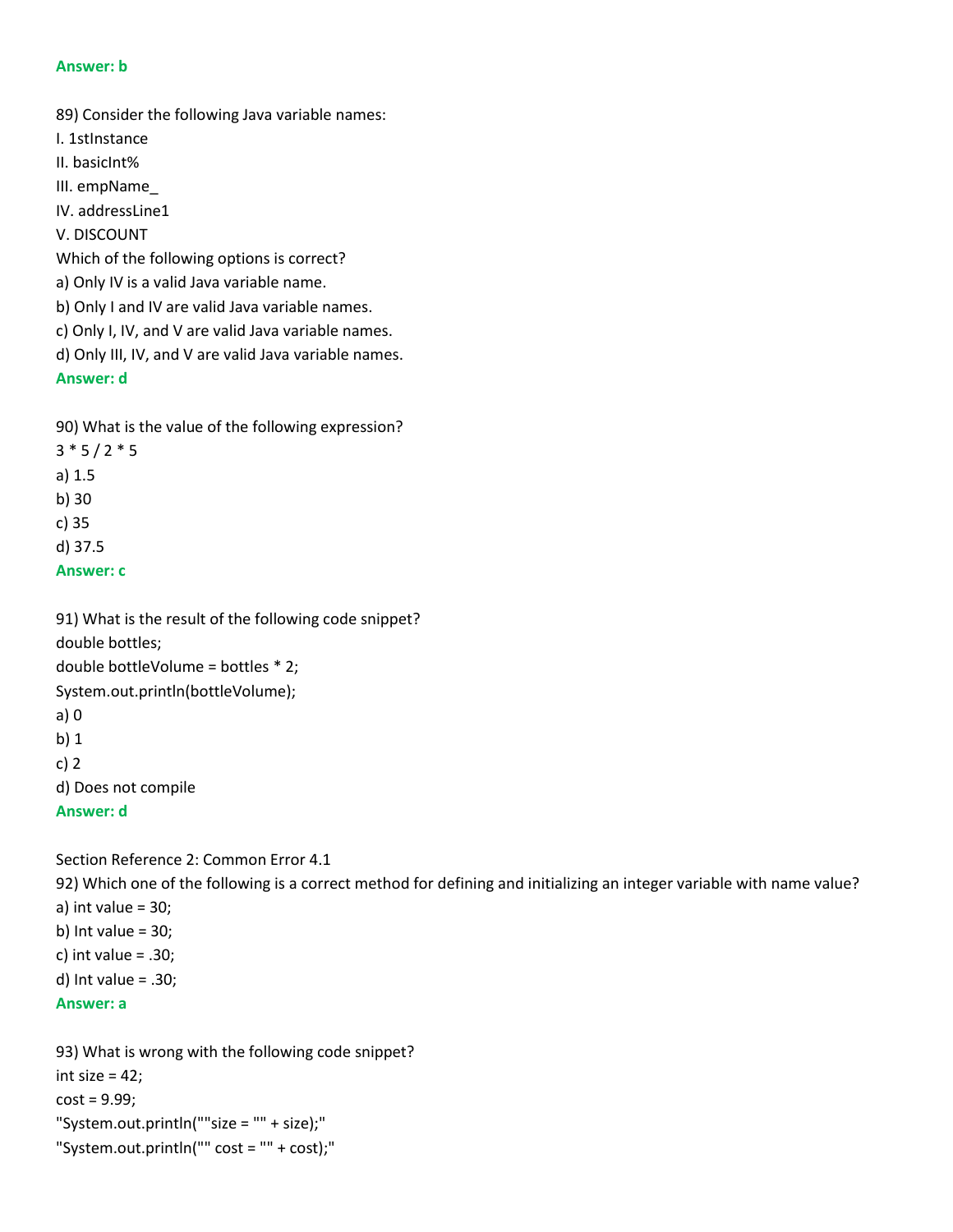**Answer: b**

89) Consider the following Java variable names:
I. 1stInstance
II. basicInt%
III. empName_
IV. addressLine1
V. DISCOUNT
Which of the following options is correct?
a) Only IV is a valid Java variable name.
b) Only I and IV are valid Java variable names.
c) Only I, IV, and V are valid Java variable names.
d) Only III, IV, and V are valid Java variable names.
**Answer: d**

90) What is the value of the following expression?
3 * 5 / 2 * 5
a) 1.5
b) 30
c) 35
d) 37.5
**Answer: c**

91) What is the result of the following code snippet?
```
double bottles;
double bottleVolume = bottles * 2;
System.out.println(bottleVolume);
```
a) 0
b) 1
c) 2
d) Does not compile
**Answer: d**

Section Reference 2: Common Error 4.1
92) Which one of the following is a correct method for defining and initializing an integer variable with name value?
a) int value = 30;
b) Int value = 30;
c) int value = .30;
d) Int value = .30;
**Answer: a**

93) What is wrong with the following code snippet?
```
int size = 42;
cost = 9.99;
"System.out.println(""size = "" + size);"
"System.out.println("" cost = "" + cost);"
```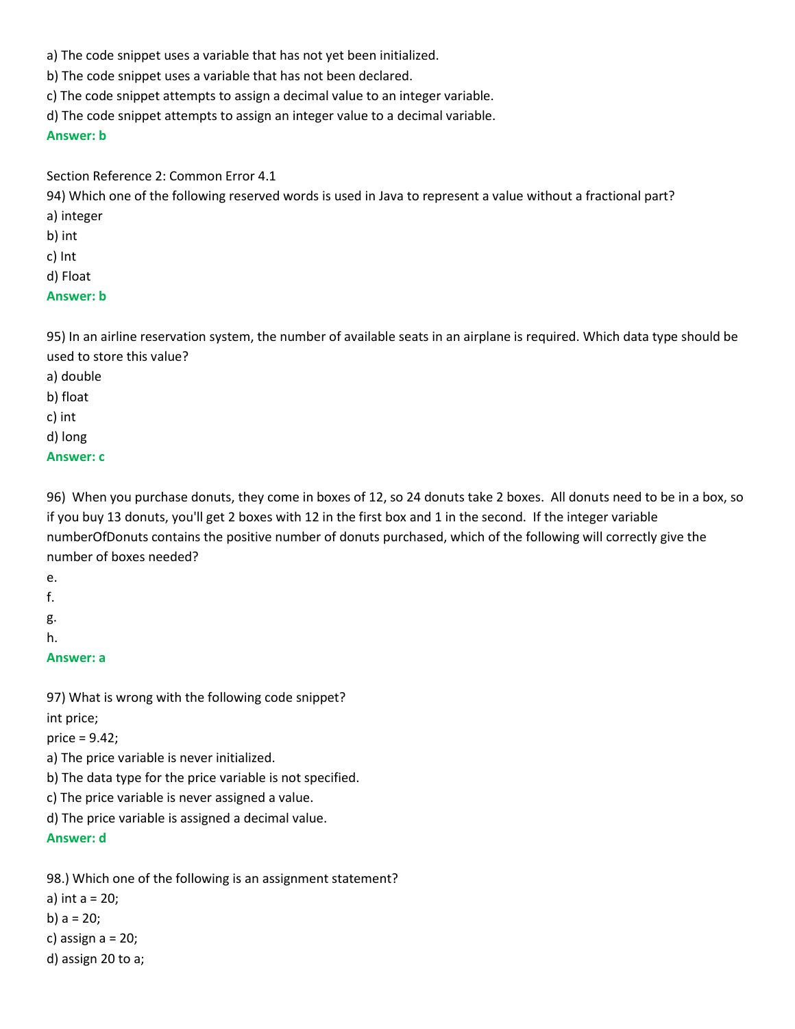a) The code snippet uses a variable that has not yet been initialized.

b) The code snippet uses a variable that has not been declared.

c) The code snippet attempts to assign a decimal value to an integer variable.

d) The code snippet attempts to assign an integer value to a decimal variable.

**Answer: b**

Section Reference 2: Common Error 4.1

94) Which one of the following reserved words is used in Java to represent a value without a fractional part?

a) integer

b) int

c) Int

d) Float

**Answer: b**

95) In an airline reservation system, the number of available seats in an airplane is required. Which data type should be used to store this value?

a) double

b) float

c) int

d) long

**Answer: c**

96) When you purchase donuts, they come in boxes of 12, so 24 donuts take 2 boxes. All donuts need to be in a box, so if you buy 13 donuts, you'll get 2 boxes with 12 in the first box and 1 in the second. If the integer variable numberOfDonuts contains the positive number of donuts purchased, which of the following will correctly give the number of boxes needed?

e.

f.

g.

h.

**Answer: a**

97) What is wrong with the following code snippet?

```
int price;
price = 9.42;
```

a) The price variable is never initialized.

b) The data type for the price variable is not specified.

c) The price variable is never assigned a value.

d) The price variable is assigned a decimal value.

**Answer: d**

98.) Which one of the following is an assignment statement?

a) int a = 20;

b) a = 20;

c) assign a = 20;

d) assign 20 to a;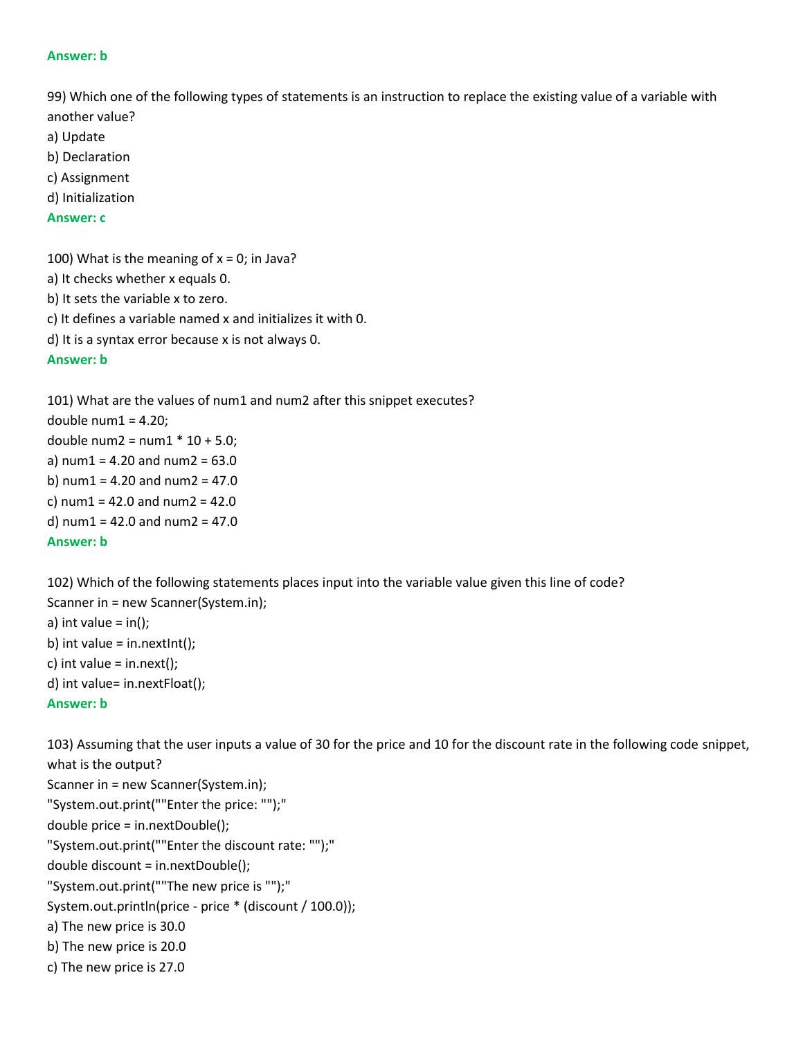**Answer: b**

99) Which one of the following types of statements is an instruction to replace the existing value of a variable with another value?

a) Update

b) Declaration

c) Assignment

d) Initialization

**Answer: c**

100) What is the meaning of x = 0; in Java?

a) It checks whether x equals 0.

b) It sets the variable x to zero.

c) It defines a variable named x and initializes it with 0.

d) It is a syntax error because x is not always 0.

**Answer: b**

101) What are the values of num1 and num2 after this snippet executes?

```
double num1 = 4.20;
double num2 = num1 * 10 + 5.0;
```

a) num1 = 4.20 and num2 = 63.0

b) num1 = 4.20 and num2 = 47.0

c) num1 = 42.0 and num2 = 42.0

d) num1 = 42.0 and num2 = 47.0

**Answer: b**

102) Which of the following statements places input into the variable value given this line of code?

```
Scanner in = new Scanner(System.in);
```

a) int value = in();

b) int value = in.nextInt();

c) int value = in.next();

d) int value= in.nextFloat();

**Answer: b**

103) Assuming that the user inputs a value of 30 for the price and 10 for the discount rate in the following code snippet, what is the output?

```
Scanner in = new Scanner(System.in);
"System.out.print(""Enter the price: "");"
double price = in.nextDouble();
"System.out.print(""Enter the discount rate: "");"
double discount = in.nextDouble();
"System.out.print(""The new price is "");"
System.out.println(price - price * (discount / 100.0));
```

a) The new price is 30.0

b) The new price is 20.0

c) The new price is 27.0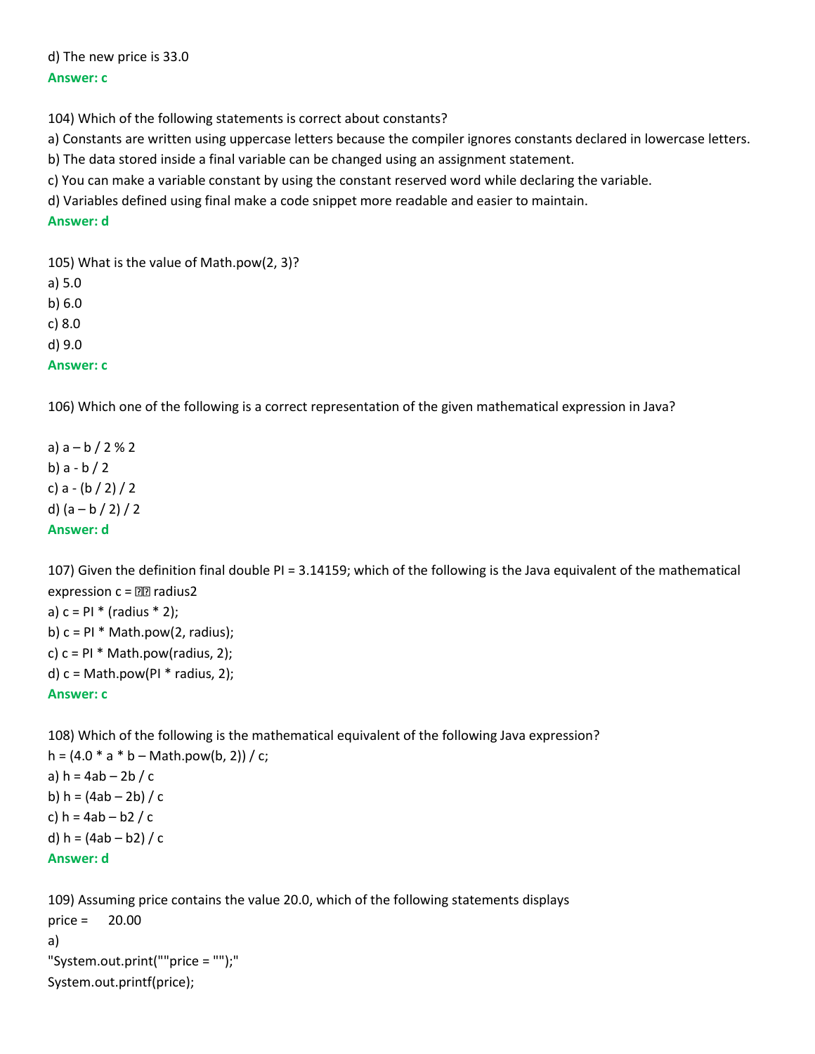d) The new price is 33.0

**Answer: c**

104) Which of the following statements is correct about constants?

a) Constants are written using uppercase letters because the compiler ignores constants declared in lowercase letters.

b) The data stored inside a final variable can be changed using an assignment statement.

c) You can make a variable constant by using the constant reserved word while declaring the variable.

d) Variables defined using final make a code snippet more readable and easier to maintain.

**Answer: d**

105) What is the value of Math.pow(2, 3)?

a) 5.0

b) 6.0

c) 8.0

d) 9.0

**Answer: c**

106) Which one of the following is a correct representation of the given mathematical expression in Java?

a) a – b / 2 % 2

b) a - b / 2

c) a - (b / 2) / 2

d) (a – b / 2) / 2

**Answer: d**

107) Given the definition final double PI = 3.14159; which of the following is the Java equivalent of the mathematical expression c = �� radius2

a) c = PI * (radius * 2);

b) c = PI * Math.pow(2, radius);

c) c = PI * Math.pow(radius, 2);

d) c = Math.pow(PI * radius, 2);

**Answer: c**

108) Which of the following is the mathematical equivalent of the following Java expression?

h = (4.0 * a * b – Math.pow(b, 2)) / c;

a) h = 4ab – 2b / c

b) h = (4ab – 2b) / c

c) h = 4ab – b2 / c

d) h = (4ab – b2) / c

**Answer: d**

109) Assuming price contains the value 20.0, which of the following statements displays

price = 20.00

a)

"System.out.print(""price = "");"

System.out.printf(price);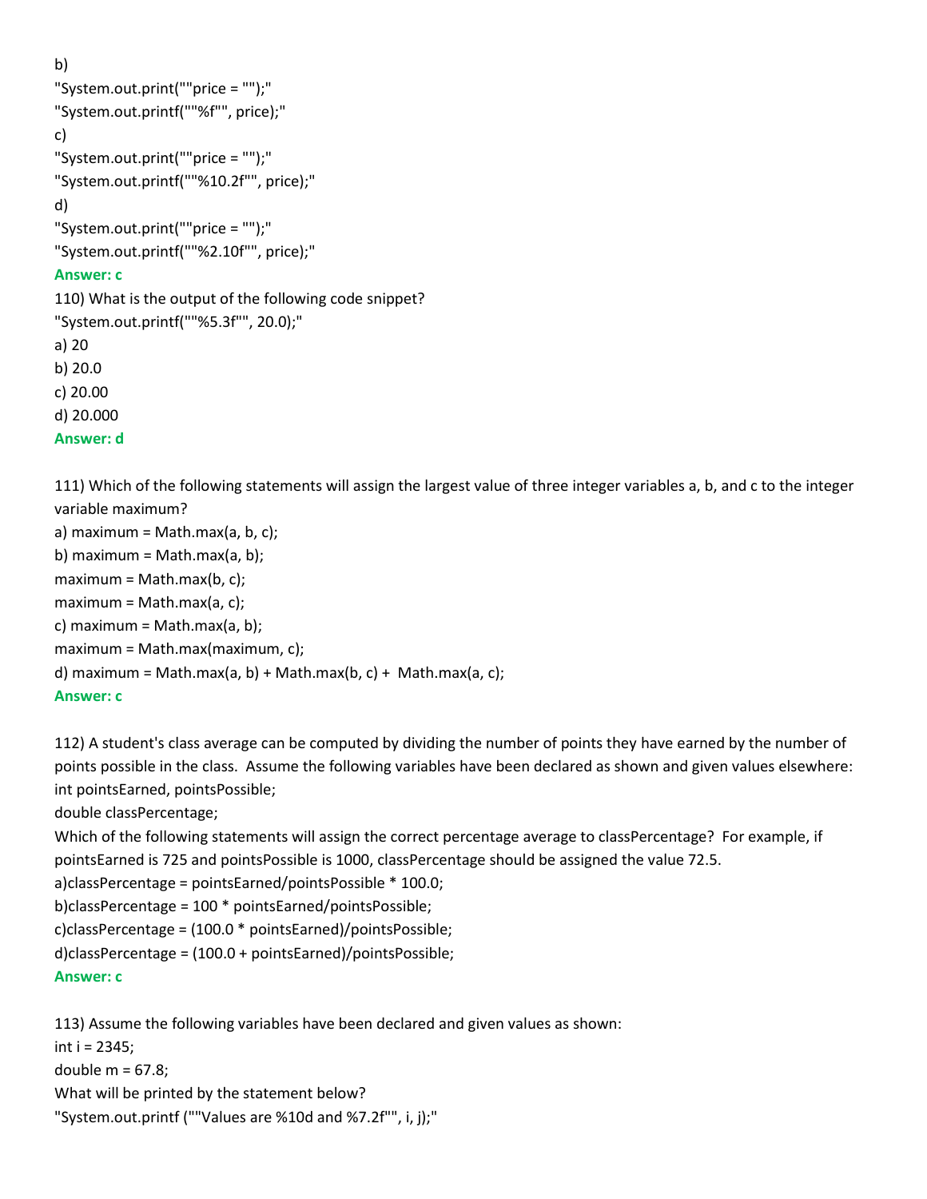b)
"System.out.print(""price = "");"
"System.out.printf(""%f"", price);"
c)
"System.out.print(""price = "");"
"System.out.printf(""%10.2f"", price);"
d)
"System.out.print(""price = "");"
"System.out.printf(""%2.10f"", price);"

**Answer: c**

110) What is the output of the following code snippet?
"System.out.printf(""%5.3f"", 20.0);"
a) 20
b) 20.0
c) 20.00
d) 20.000

**Answer: d**

111) Which of the following statements will assign the largest value of three integer variables a, b, and c to the integer variable maximum?
a) maximum = Math.max(a, b, c);
b) maximum = Math.max(a, b);
maximum = Math.max(b, c);
maximum = Math.max(a, c);
c) maximum = Math.max(a, b);
maximum = Math.max(maximum, c);
d) maximum = Math.max(a, b) + Math.max(b, c) + Math.max(a, c);

**Answer: c**

112) A student's class average can be computed by dividing the number of points they have earned by the number of points possible in the class. Assume the following variables have been declared as shown and given values elsewhere:
int pointsEarned, pointsPossible;
double classPercentage;
Which of the following statements will assign the correct percentage average to classPercentage? For example, if pointsEarned is 725 and pointsPossible is 1000, classPercentage should be assigned the value 72.5.
a)classPercentage = pointsEarned/pointsPossible * 100.0;
b)classPercentage = 100 * pointsEarned/pointsPossible;
c)classPercentage = (100.0 * pointsEarned)/pointsPossible;
d)classPercentage = (100.0 + pointsEarned)/pointsPossible;

**Answer: c**

113) Assume the following variables have been declared and given values as shown:
int i = 2345;
double m = 67.8;
What will be printed by the statement below?
"System.out.printf (""Values are %10d and %7.2f"", i, j);"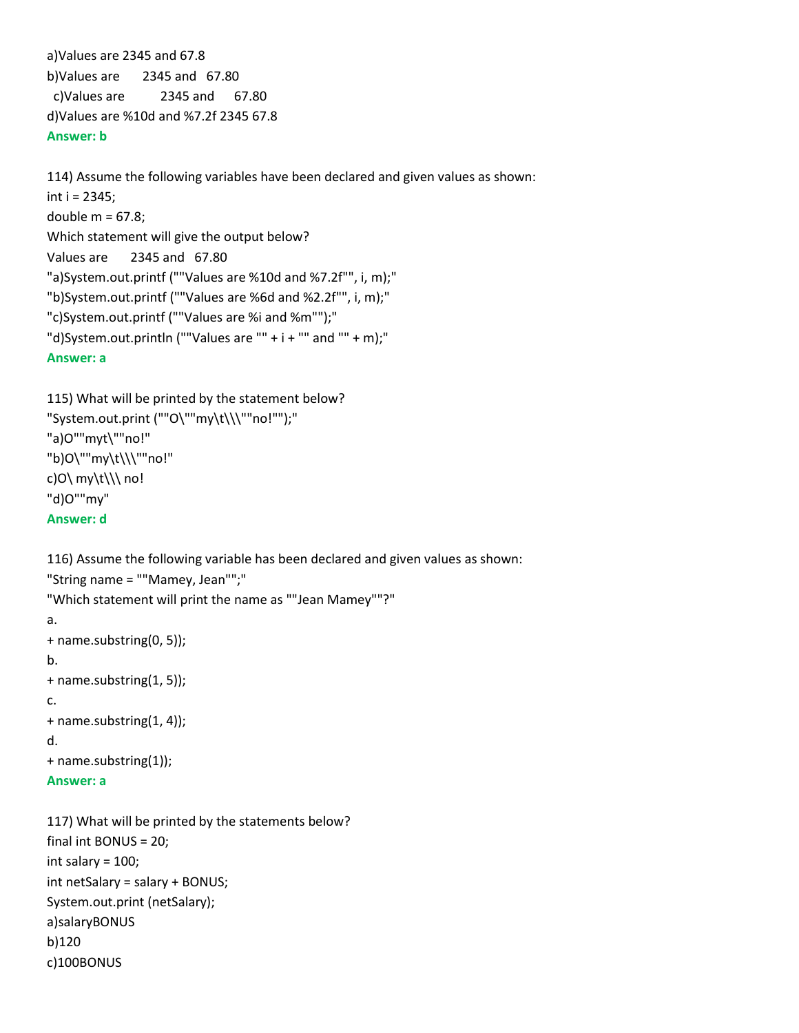a)Values are 2345 and 67.8
b)Values are       2345 and   67.80
c)Values are         2345 and      67.80
d)Values are %10d and %7.2f 2345 67.8
**Answer: b**

114) Assume the following variables have been declared and given values as shown:
int i = 2345;
double m = 67.8;
Which statement will give the output below?
Values are       2345 and   67.80
"a)System.out.printf (""Values are %10d and %7.2f"", i, m);"
"b)System.out.printf (""Values are %6d and %2.2f"", i, m);"
"c)System.out.printf (""Values are %i and %m"");"
"d)System.out.println (""Values are "" + i + "" and "" + m);"
**Answer: a**

115) What will be printed by the statement below?
"System.out.print (""O\""my\t\\\""no!"");"
"a)O""myt\""no!"
"b)O\""my\t\\\""no!"
c)O\ my\t\\\ no!
"d)O""my"
**Answer: d**

116) Assume the following variable has been declared and given values as shown:
"String name = ""Mamey, Jean"";"
"Which statement will print the name as ""Jean Mamey""?"
a.
+ name.substring(0, 5));
b.
+ name.substring(1, 5));
c.
+ name.substring(1, 4));
d.
+ name.substring(1));
**Answer: a**

117) What will be printed by the statements below?
final int BONUS = 20;
int salary = 100;
int netSalary = salary + BONUS;
System.out.print (netSalary);
a)salaryBONUS
b)120
c)100BONUS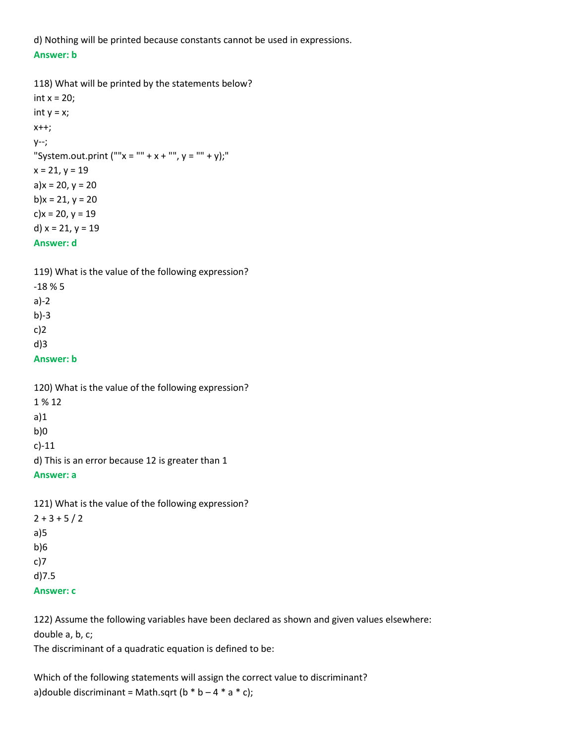d) Nothing will be printed because constants cannot be used in expressions.

**Answer: b**

118) What will be printed by the statements below?

int x = 20;

int y = x;

x++;

y--;

"System.out.print (""x = "" + x + "", y = "" + y);"

x = 21, y = 19

a)x = 20, y = 20

b)x = 21, y = 20

c)x = 20, y = 19

d) x = 21, y = 19

**Answer: d**

119) What is the value of the following expression?

-18 % 5

a)-2

b)-3

c)2

d)3

**Answer: b**

120) What is the value of the following expression?

1 % 12

a)1

b)0

c)-11

d) This is an error because 12 is greater than 1

**Answer: a**

121) What is the value of the following expression?

2 + 3 + 5 / 2

a)5

b)6

c)7

d)7.5

**Answer: c**

122) Assume the following variables have been declared as shown and given values elsewhere:

double a, b, c;

The discriminant of a quadratic equation is defined to be:

Which of the following statements will assign the correct value to discriminant?

a)double discriminant = Math.sqrt (b * b – 4 * a * c);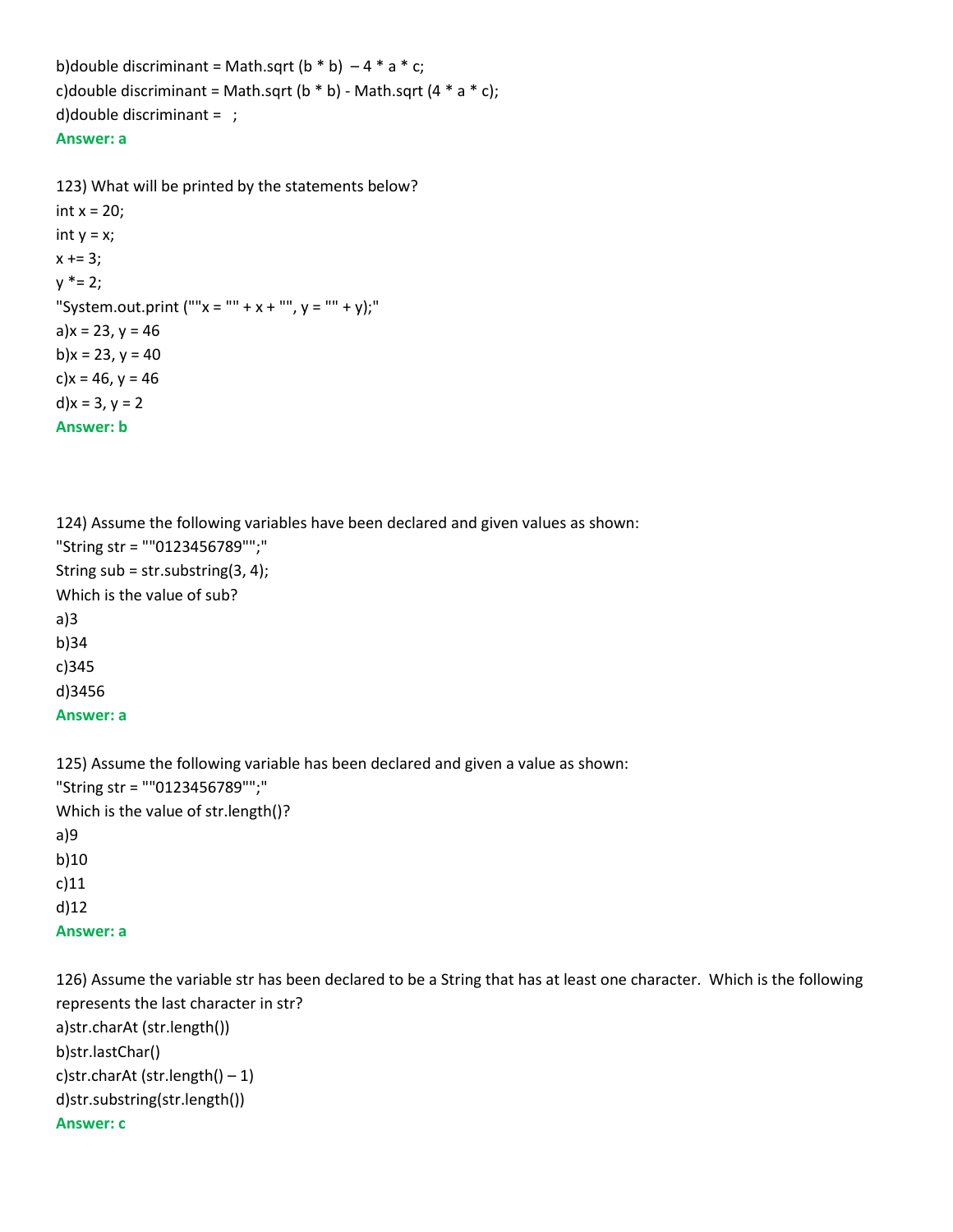b)double discriminant = Math.sqrt (b * b)  – 4 * a * c;
c)double discriminant = Math.sqrt (b * b) - Math.sqrt (4 * a * c);
d)double discriminant =   ;
**Answer: a**

123) What will be printed by the statements below?
int x = 20;
int y = x;
x += 3;
y *= 2;
"System.out.print (""x = "" + x + "", y = "" + y);"
a)x = 23, y = 46
b)x = 23, y = 40
c)x = 46, y = 46
d)x = 3, y = 2
**Answer: b**

124) Assume the following variables have been declared and given values as shown:
"String str = ""0123456789"";"
String sub = str.substring(3, 4);
Which is the value of sub?
a)3
b)34
c)345
d)3456
**Answer: a**

125) Assume the following variable has been declared and given a value as shown:
"String str = ""0123456789"";"
Which is the value of str.length()?
a)9
b)10
c)11
d)12
**Answer: a**

126) Assume the variable str has been declared to be a String that has at least one character.  Which is the following represents the last character in str?
a)str.charAt (str.length())
b)str.lastChar()
c)str.charAt (str.length() – 1)
d)str.substring(str.length())
**Answer: c**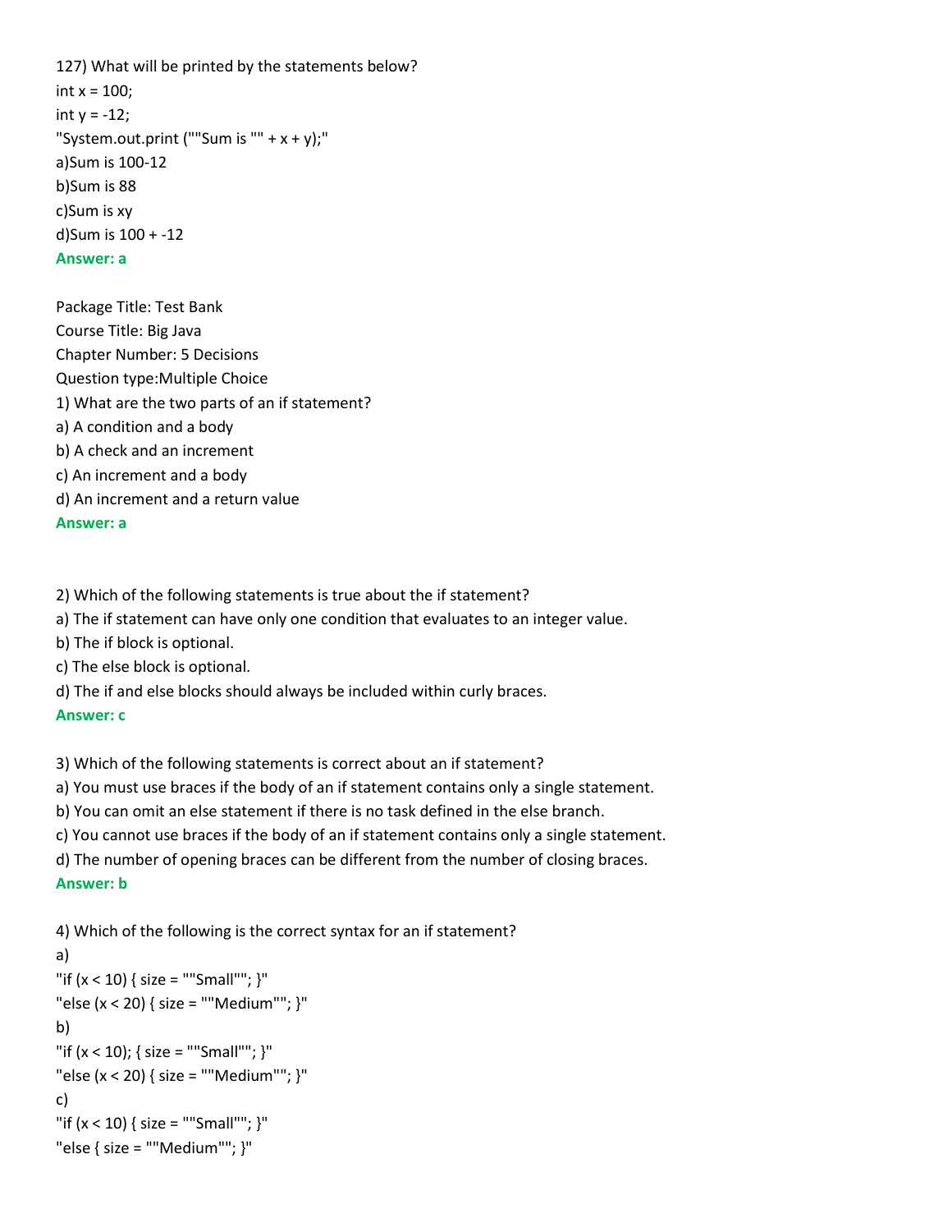127) What will be printed by the statements below?

int x = 100;

int y = -12;

"System.out.print (""Sum is "" + x + y);"

a)Sum is 100-12

b)Sum is 88

c)Sum is xy

d)Sum is 100 + -12

**Answer: a**

Package Title: Test Bank

Course Title: Big Java

Chapter Number: 5 Decisions

Question type:Multiple Choice

1) What are the two parts of an if statement?

a) A condition and a body

b) A check and an increment

c) An increment and a body

d) An increment and a return value

**Answer: a**

2) Which of the following statements is true about the if statement?

a) The if statement can have only one condition that evaluates to an integer value.

b) The if block is optional.

c) The else block is optional.

d) The if and else blocks should always be included within curly braces.

**Answer: c**

3) Which of the following statements is correct about an if statement?

a) You must use braces if the body of an if statement contains only a single statement.

b) You can omit an else statement if there is no task defined in the else branch.

c) You cannot use braces if the body of an if statement contains only a single statement.

d) The number of opening braces can be different from the number of closing braces.

**Answer: b**

4) Which of the following is the correct syntax for an if statement?

a)

"if (x < 10) { size = ""Small""; }"

"else (x < 20) { size = ""Medium""; }"

b)

"if (x < 10); { size = ""Small""; }"

"else (x < 20) { size = ""Medium""; }"

c)

"if (x < 10) { size = ""Small""; }"

"else { size = ""Medium""; }"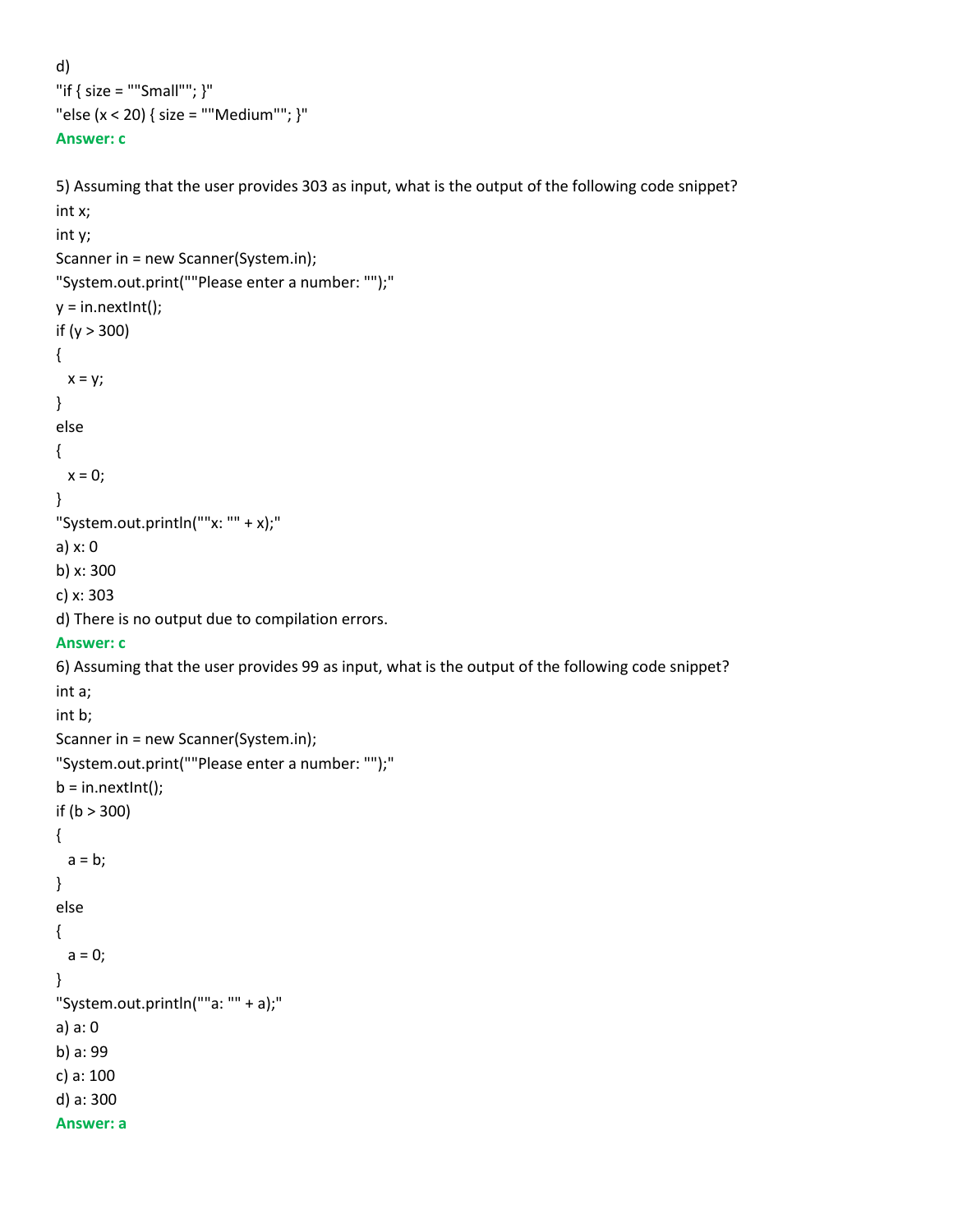d)
"if { size = ""Small""; }"
"else (x < 20) { size = ""Medium""; }"
**Answer: c**

5) Assuming that the user provides 303 as input, what is the output of the following code snippet?

```
int x;
int y;
Scanner in = new Scanner(System.in);
"System.out.print(""Please enter a number: "");"
y = in.nextInt();
if (y > 300)
{
  x = y;
}
else
{
  x = 0;
}
"System.out.println(""x: "" + x);"
```

a) x: 0
b) x: 300
c) x: 303
d) There is no output due to compilation errors.
**Answer: c**

6) Assuming that the user provides 99 as input, what is the output of the following code snippet?

```
int a;
int b;
Scanner in = new Scanner(System.in);
"System.out.print(""Please enter a number: "");"
b = in.nextInt();
if (b > 300)
{
  a = b;
}
else
{
  a = 0;
}
"System.out.println(""a: "" + a);"
```

a) a: 0
b) a: 99
c) a: 100
d) a: 300
**Answer: a**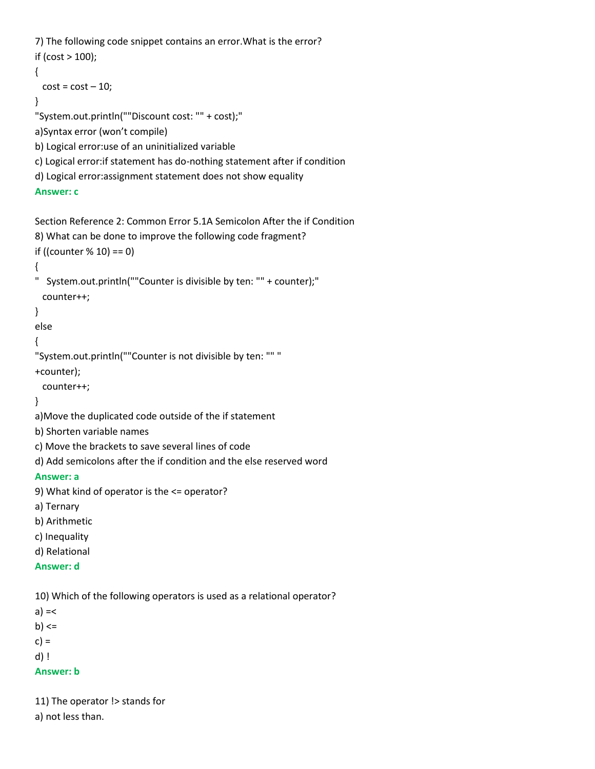7) The following code snippet contains an error.What is the error?

```
if (cost > 100);
{
  cost = cost – 10;
}
"System.out.println(""Discount cost: "" + cost);"
```

a)Syntax error (won't compile)

b) Logical error:use of an uninitialized variable

c) Logical error:if statement has do-nothing statement after if condition

d) Logical error:assignment statement does not show equality

**Answer: c**

Section Reference 2: Common Error 5.1A Semicolon After the if Condition

8) What can be done to improve the following code fragment?

```
if ((counter % 10) == 0)
{
"   System.out.println(""Counter is divisible by ten: "" + counter);"
  counter++;
}
else
{
"System.out.println(""Counter is not divisible by ten: "" "
+counter);
  counter++;
}
```

a)Move the duplicated code outside of the if statement

b) Shorten variable names

c) Move the brackets to save several lines of code

d) Add semicolons after the if condition and the else reserved word

**Answer: a**

9) What kind of operator is the <= operator?

a) Ternary

b) Arithmetic

c) Inequality

d) Relational

**Answer: d**

10) Which of the following operators is used as a relational operator?

a) =<

b) <=

c) =

d) !

**Answer: b**

11) The operator !> stands for

a) not less than.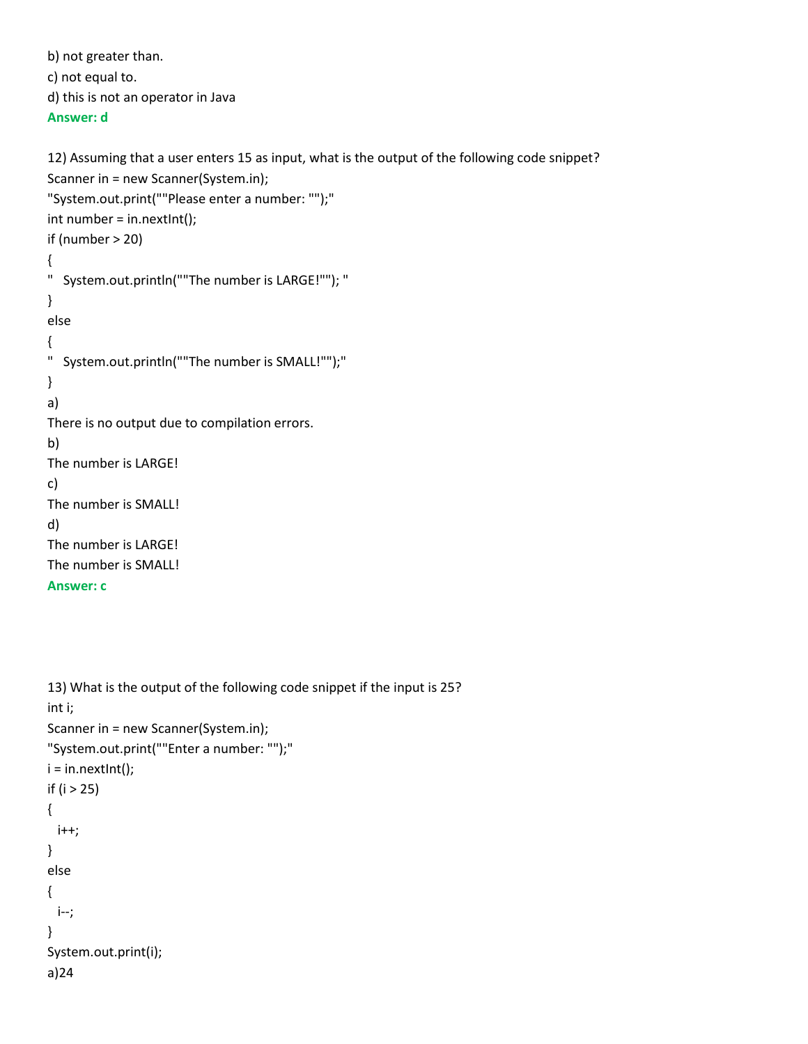b) not greater than.

c) not equal to.

d) this is not an operator in Java

**Answer: d**

12) Assuming that a user enters 15 as input, what is the output of the following code snippet?

```
Scanner in = new Scanner(System.in);
"System.out.print(""Please enter a number: "");"
int number = in.nextInt();
if (number > 20)
{
"   System.out.println(""The number is LARGE!""); "
}
else
{
"   System.out.println(""The number is SMALL!"");"
}
```

a)

There is no output due to compilation errors.

b)

The number is LARGE!

c)

The number is SMALL!

d)

The number is LARGE!

The number is SMALL!

**Answer: c**

13) What is the output of the following code snippet if the input is 25?

```
int i;
Scanner in = new Scanner(System.in);
"System.out.print(""Enter a number: "");"
i = in.nextInt();
if (i > 25)
{
  i++;
}
else
{
  i--;
}
System.out.print(i);
```

a)24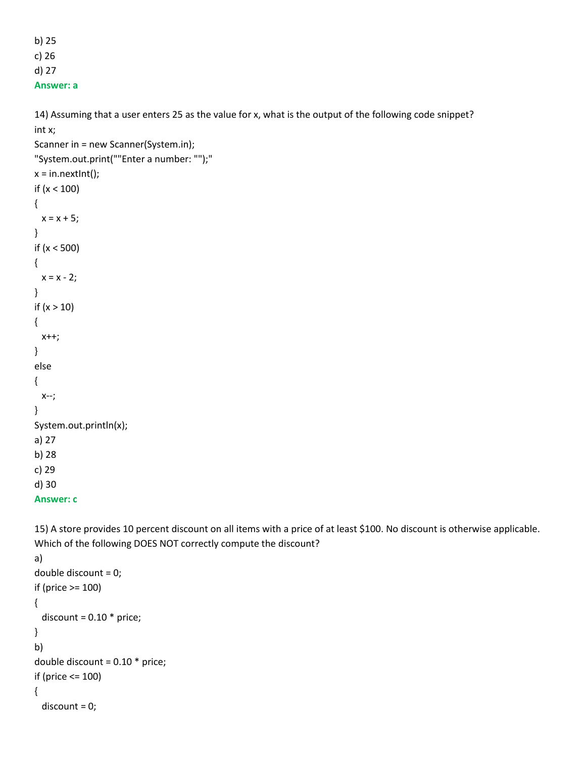b) 25
c) 26
d) 27
**Answer: a**

14) Assuming that a user enters 25 as the value for x, what is the output of the following code snippet?

```
int x;
Scanner in = new Scanner(System.in);
"System.out.print(""Enter a number: "");"
x = in.nextInt();
if (x < 100)
{
  x = x + 5;
}
if (x < 500)
{
  x = x - 2;
}
if (x > 10)
{
  x++;
}
else
{
  x--;
}
System.out.println(x);
```

a) 27
b) 28
c) 29
d) 30
**Answer: c**

15) A store provides 10 percent discount on all items with a price of at least $100. No discount is otherwise applicable. Which of the following DOES NOT correctly compute the discount?

a)
```
double discount = 0;
if (price >= 100)
{
  discount = 0.10 * price;
}
```
b)
```
double discount = 0.10 * price;
if (price <= 100)
{
  discount = 0;
```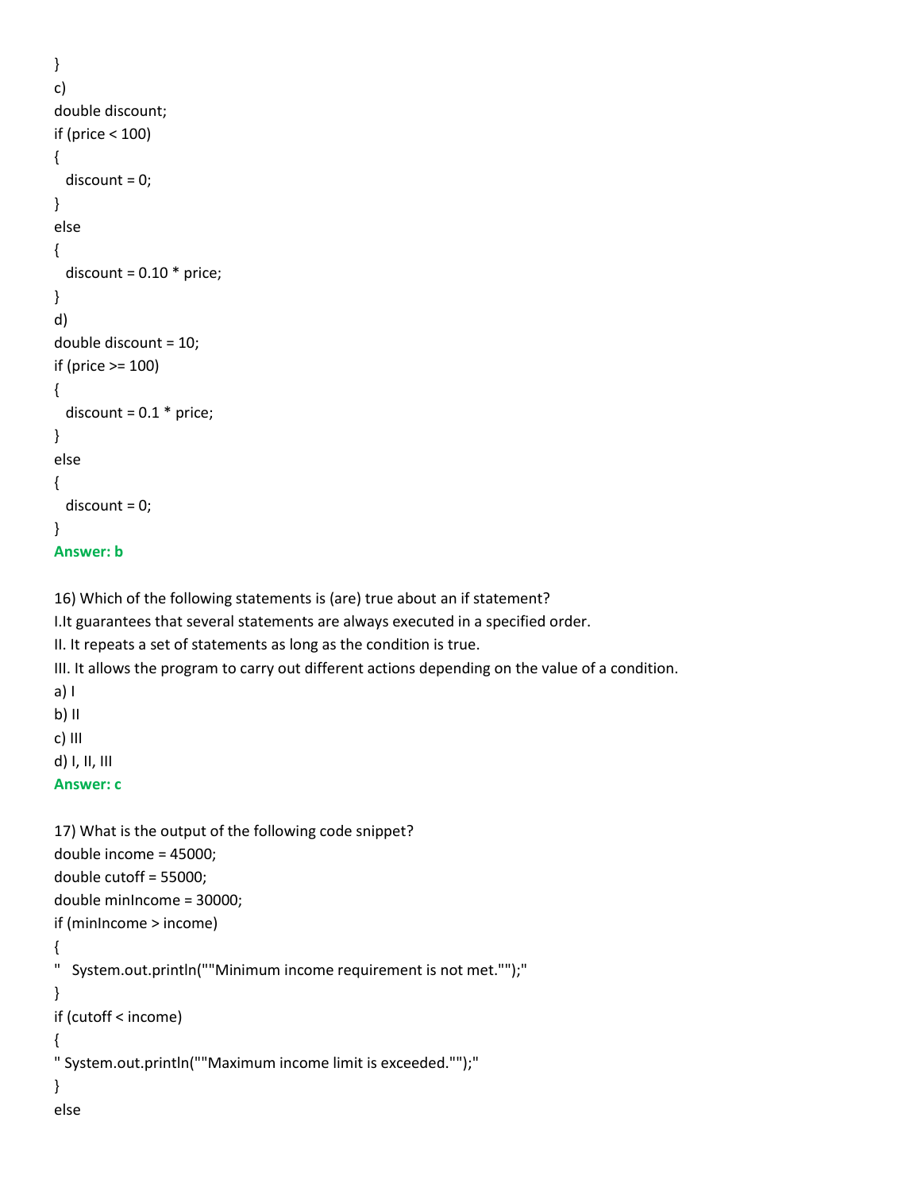```
}
```

c)

```
double discount;
if (price < 100)
{
  discount = 0;
}
else
{
  discount = 0.10 * price;
}
```

d)

```
double discount = 10;
if (price >= 100)
{
  discount = 0.1 * price;
}
else
{
  discount = 0;
}
```

**Answer: b**

16) Which of the following statements is (are) true about an if statement?
I.It guarantees that several statements are always executed in a specified order.
II. It repeats a set of statements as long as the condition is true.
III. It allows the program to carry out different actions depending on the value of a condition.

a) I
b) II
c) III
d) I, II, III

**Answer: c**

17) What is the output of the following code snippet?

```
double income = 45000;
double cutoff = 55000;
double minIncome = 30000;
if (minIncome > income)
{
"   System.out.println(""Minimum income requirement is not met."");"
}
if (cutoff < income)
{
" System.out.println(""Maximum income limit is exceeded."");"
}
else
```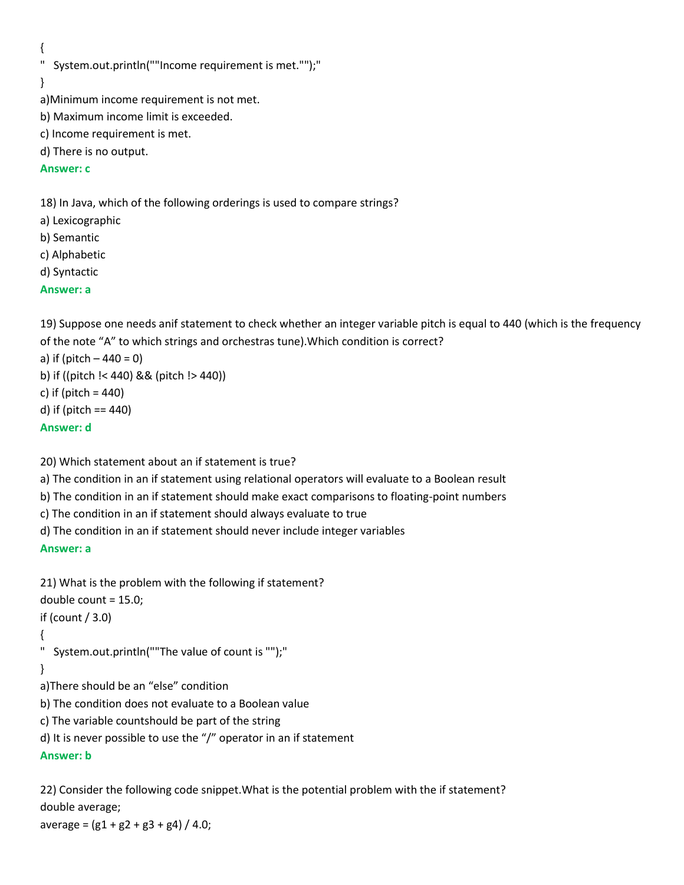{
"   System.out.println(""Income requirement is met."");"
}

a)Minimum income requirement is not met.

b) Maximum income limit is exceeded.

c) Income requirement is met.

d) There is no output.

**Answer: c**

18) In Java, which of the following orderings is used to compare strings?

a) Lexicographic

b) Semantic

c) Alphabetic

d) Syntactic

**Answer: a**

19) Suppose one needs anif statement to check whether an integer variable pitch is equal to 440 (which is the frequency of the note “A” to which strings and orchestras tune).Which condition is correct?

a) if (pitch – 440 = 0)

b) if ((pitch !< 440) && (pitch !> 440))

c) if (pitch = 440)

d) if (pitch == 440)

**Answer: d**

20) Which statement about an if statement is true?

a) The condition in an if statement using relational operators will evaluate to a Boolean result

b) The condition in an if statement should make exact comparisons to floating-point numbers

c) The condition in an if statement should always evaluate to true

d) The condition in an if statement should never include integer variables

**Answer: a**

21) What is the problem with the following if statement?

```
double count = 15.0;
if (count / 3.0)
{
"   System.out.println(""The value of count is "");"
}
```

a)There should be an “else” condition

b) The condition does not evaluate to a Boolean value

c) The variable countshould be part of the string

d) It is never possible to use the “/” operator in an if statement

**Answer: b**

22) Consider the following code snippet.What is the potential problem with the if statement?

```
double average;
average = (g1 + g2 + g3 + g4) / 4.0;
```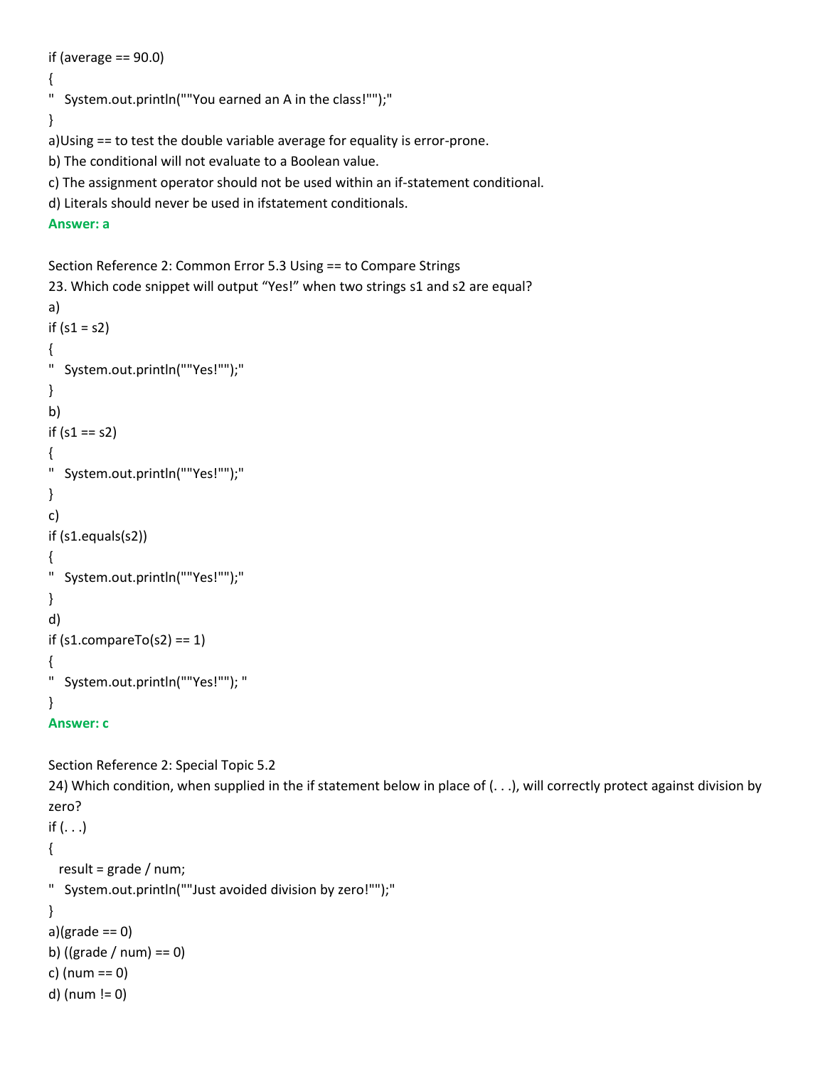```
if (average == 90.0)
{
"   System.out.println(""You earned an A in the class!"");"
}
```

a)Using == to test the double variable average for equality is error-prone.

b) The conditional will not evaluate to a Boolean value.

c) The assignment operator should not be used within an if-statement conditional.

d) Literals should never be used in ifstatement conditionals.

**Answer: a**

Section Reference 2: Common Error 5.3 Using == to Compare Strings

23. Which code snippet will output “Yes!” when two strings s1 and s2 are equal?

a)

```
if (s1 = s2)
{
"   System.out.println(""Yes!"");"
}
```

b)

```
if (s1 == s2)
{
"   System.out.println(""Yes!"");"
}
```

c)

```
if (s1.equals(s2))
{
"   System.out.println(""Yes!"");"
}
```

d)

```
if (s1.compareTo(s2) == 1)
{
"   System.out.println(""Yes!""); "
}
```

**Answer: c**

Section Reference 2: Special Topic 5.2

24) Which condition, when supplied in the if statement below in place of (. . .), will correctly protect against division by zero?

```
if (. . .)
{
   result = grade / num;
"   System.out.println(""Just avoided division by zero!"");"
}
```

a)(grade == 0)

b) ((grade / num) == 0)

c) (num == 0)

d) (num != 0)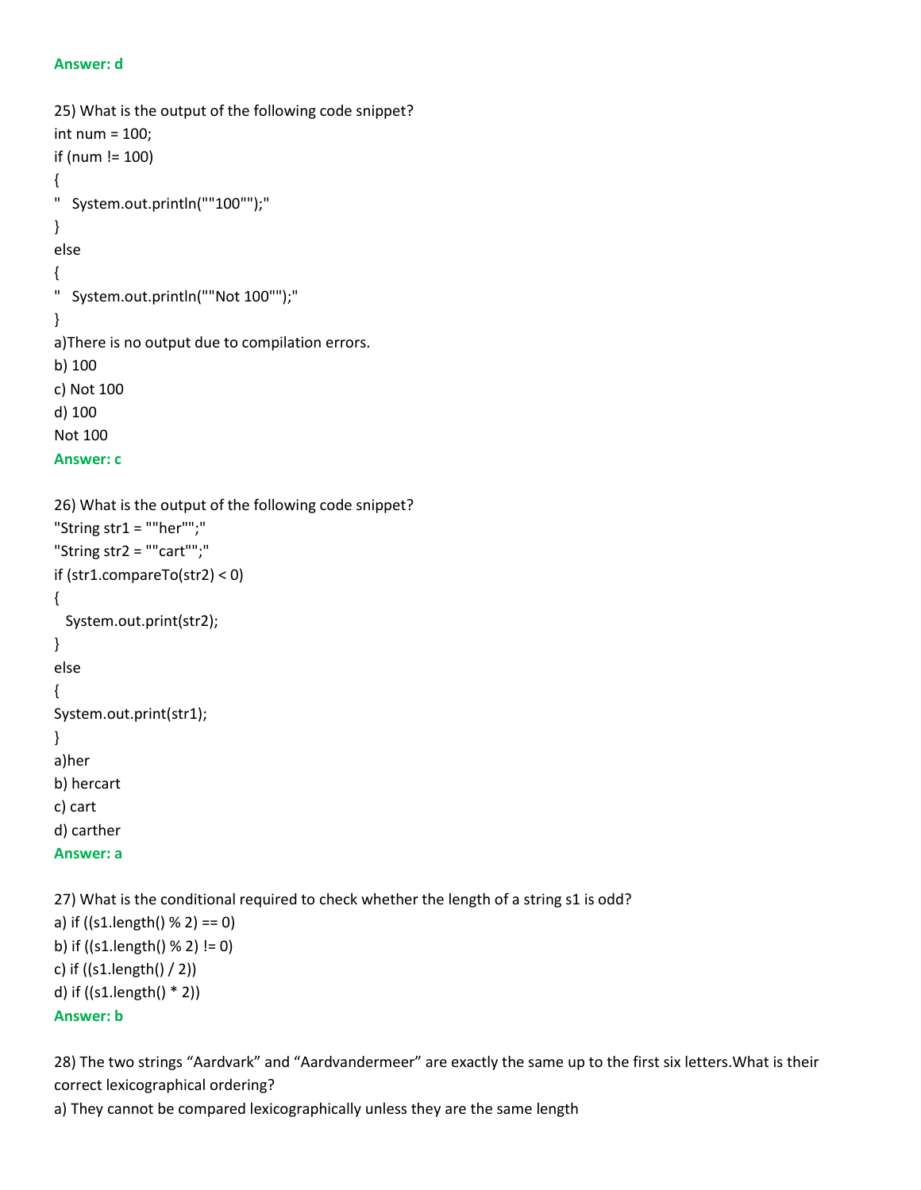**Answer: d**

25) What is the output of the following code snippet?

```
int num = 100;
if (num != 100)
{
"   System.out.println(""100"");"
}
else
{
"   System.out.println(""Not 100"");"
}
```

a)There is no output due to compilation errors.

b) 100

c) Not 100

d) 100

Not 100

**Answer: c**

26) What is the output of the following code snippet?

```
"String str1 = ""her"";"
"String str2 = ""cart"";"
if (str1.compareTo(str2) < 0)
{
  System.out.print(str2);
}
else
{
System.out.print(str1);
}
```

a)her

b) hercart

c) cart

d) carther

**Answer: a**

27) What is the conditional required to check whether the length of a string s1 is odd?

a) if ((s1.length() % 2) == 0)

b) if ((s1.length() % 2) != 0)

c) if ((s1.length() / 2))

d) if ((s1.length() * 2))

**Answer: b**

28) The two strings "Aardvark" and "Aardvandermeer" are exactly the same up to the first six letters.What is their correct lexicographical ordering?

a) They cannot be compared lexicographically unless they are the same length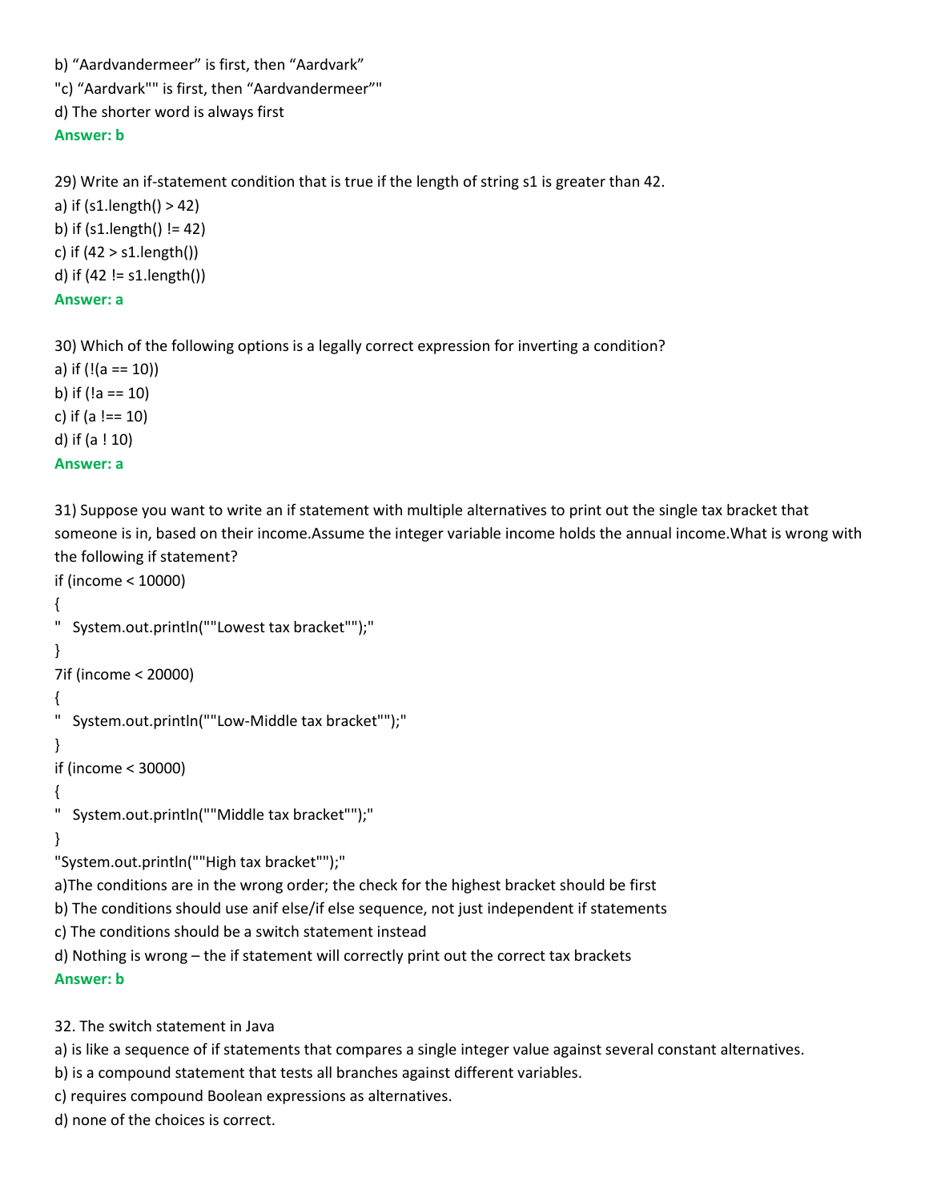b) “Aardvandermeer” is first, then “Aardvark”

"c) “Aardvark"" is first, then “Aardvandermeer”"

d) The shorter word is always first

**Answer: b**

29) Write an if-statement condition that is true if the length of string s1 is greater than 42.

a) if (s1.length() > 42)

b) if (s1.length() != 42)

c) if (42 > s1.length())

d) if (42 != s1.length())

**Answer: a**

30) Which of the following options is a legally correct expression for inverting a condition?

a) if (!(a == 10))

b) if (!a == 10)

c) if (a !== 10)

d) if (a ! 10)

**Answer: a**

31) Suppose you want to write an if statement with multiple alternatives to print out the single tax bracket that someone is in, based on their income.Assume the integer variable income holds the annual income.What is wrong with the following if statement?

```
if (income < 10000)
{
"   System.out.println(""Lowest tax bracket"");"
}
7if (income < 20000)
{
"   System.out.println(""Low-Middle tax bracket"");"
}
if (income < 30000)
{
"   System.out.println(""Middle tax bracket"");"
}
"System.out.println(""High tax bracket"");"
```

a)The conditions are in the wrong order; the check for the highest bracket should be first

b) The conditions should use anif else/if else sequence, not just independent if statements

c) The conditions should be a switch statement instead

d) Nothing is wrong – the if statement will correctly print out the correct tax brackets

**Answer: b**

32. The switch statement in Java

a) is like a sequence of if statements that compares a single integer value against several constant alternatives.

b) is a compound statement that tests all branches against different variables.

c) requires compound Boolean expressions as alternatives.

d) none of the choices is correct.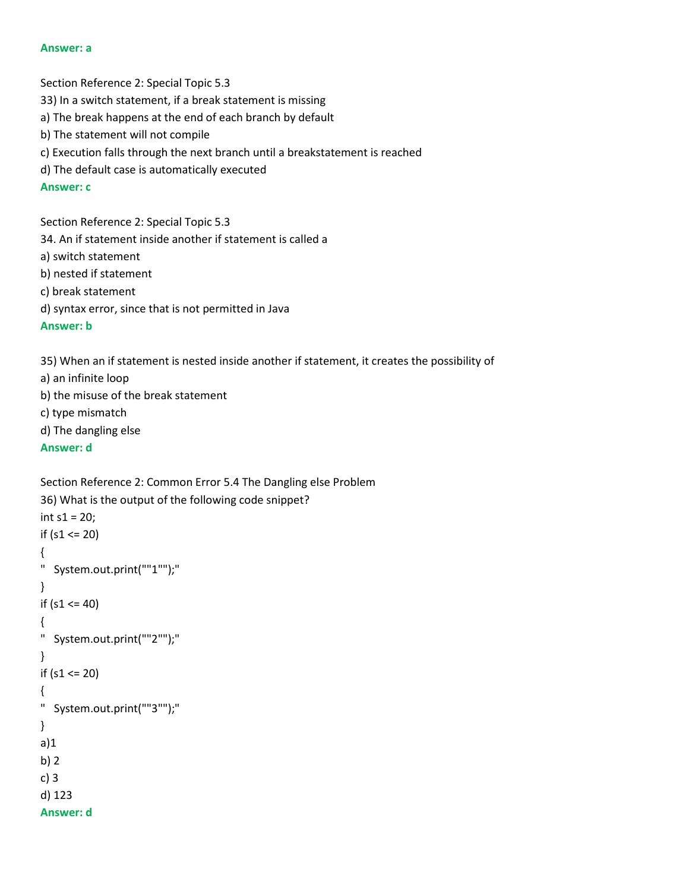**Answer: a**

Section Reference 2: Special Topic 5.3

33) In a switch statement, if a break statement is missing

a) The break happens at the end of each branch by default

b) The statement will not compile

c) Execution falls through the next branch until a breakstatement is reached

d) The default case is automatically executed

**Answer: c**

Section Reference 2: Special Topic 5.3

34. An if statement inside another if statement is called a

a) switch statement

b) nested if statement

c) break statement

d) syntax error, since that is not permitted in Java

**Answer: b**

35) When an if statement is nested inside another if statement, it creates the possibility of

a) an infinite loop

b) the misuse of the break statement

c) type mismatch

d) The dangling else

**Answer: d**

Section Reference 2: Common Error 5.4 The Dangling else Problem

36) What is the output of the following code snippet?

```
int s1 = 20;
if (s1 <= 20)
{
"   System.out.print(""1"");"
}
if (s1 <= 40)
{
"   System.out.print(""2"");"
}
if (s1 <= 20)
{
"   System.out.print(""3"");"
}
```

a)1

b) 2

c) 3

d) 123

**Answer: d**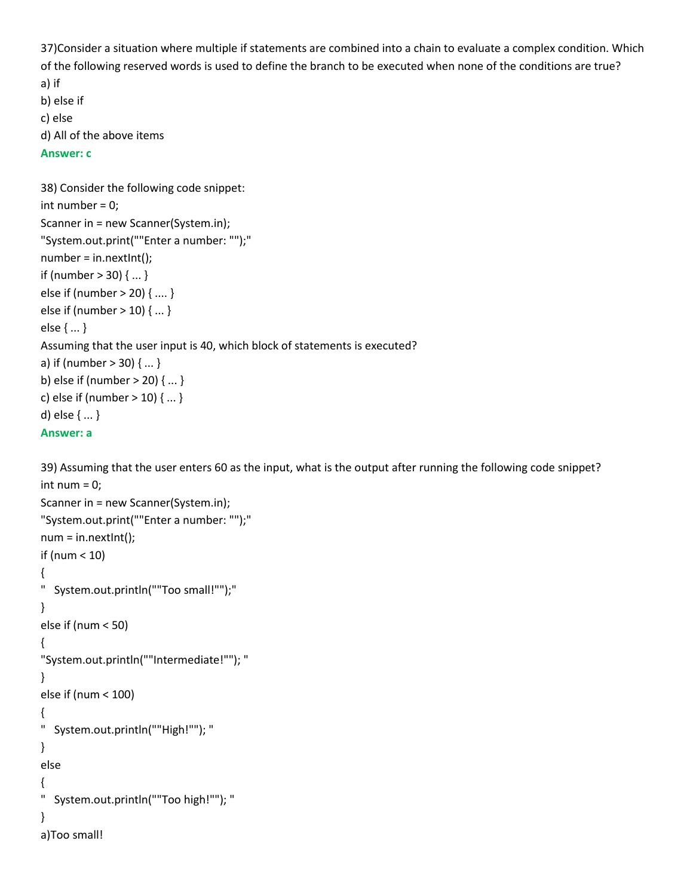37)Consider a situation where multiple if statements are combined into a chain to evaluate a complex condition. Which of the following reserved words is used to define the branch to be executed when none of the conditions are true?

a) if

b) else if

c) else

d) All of the above items

**Answer: c**

38) Consider the following code snippet:

```
int number = 0;
Scanner in = new Scanner(System.in);
"System.out.print(""Enter a number: "");"
number = in.nextInt();
if (number > 30) { ... }
else if (number > 20) { .... }
else if (number > 10) { ... }
else { ... }
```

Assuming that the user input is 40, which block of statements is executed?

a) if (number > 30) { ... }

b) else if (number > 20) { ... }

c) else if (number > 10) { ... }

d) else { ... }

**Answer: a**

39) Assuming that the user enters 60 as the input, what is the output after running the following code snippet?

```
int num = 0;
Scanner in = new Scanner(System.in);
"System.out.print(""Enter a number: "");"
num = in.nextInt();
if (num < 10)
{
"   System.out.println(""Too small!"");"
}
else if (num < 50)
{
"System.out.println(""Intermediate!""); "
}
else if (num < 100)
{
"   System.out.println(""High!""); "
}
else
{
"   System.out.println(""Too high!""); "
}
```

a)Too small!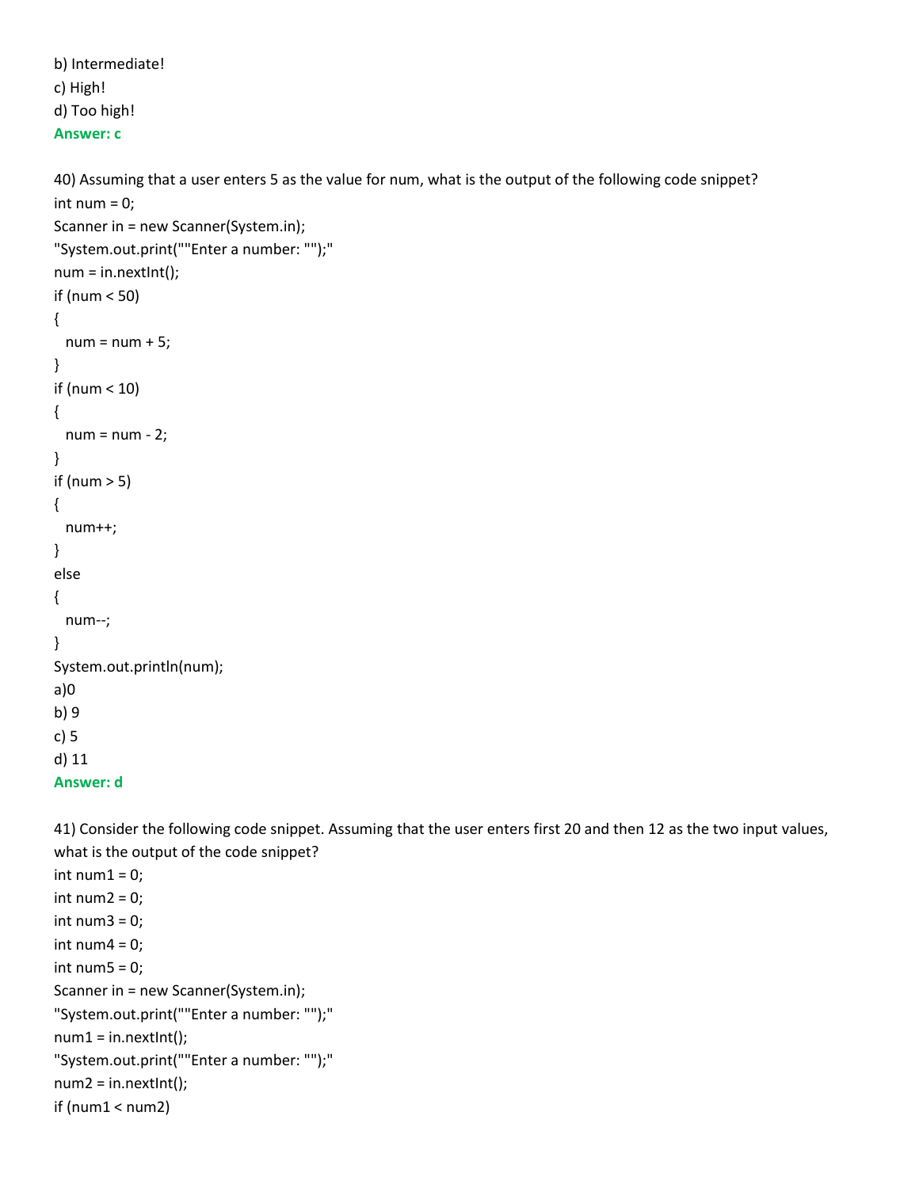b) Intermediate!

c) High!

d) Too high!

**Answer: c**

40) Assuming that a user enters 5 as the value for num, what is the output of the following code snippet?

```
int num = 0;
Scanner in = new Scanner(System.in);
"System.out.print(""Enter a number: "");"
num = in.nextInt();
if (num < 50)
{
  num = num + 5;
}
if (num < 10)
{
  num = num - 2;
}
if (num > 5)
{
  num++;
}
else
{
  num--;
}
System.out.println(num);
```

a)0

b) 9

c) 5

d) 11

**Answer: d**

41) Consider the following code snippet. Assuming that the user enters first 20 and then 12 as the two input values, what is the output of the code snippet?

```
int num1 = 0;
int num2 = 0;
int num3 = 0;
int num4 = 0;
int num5 = 0;
Scanner in = new Scanner(System.in);
"System.out.print(""Enter a number: "");"
num1 = in.nextInt();
"System.out.print(""Enter a number: "");"
num2 = in.nextInt();
if (num1 < num2)
```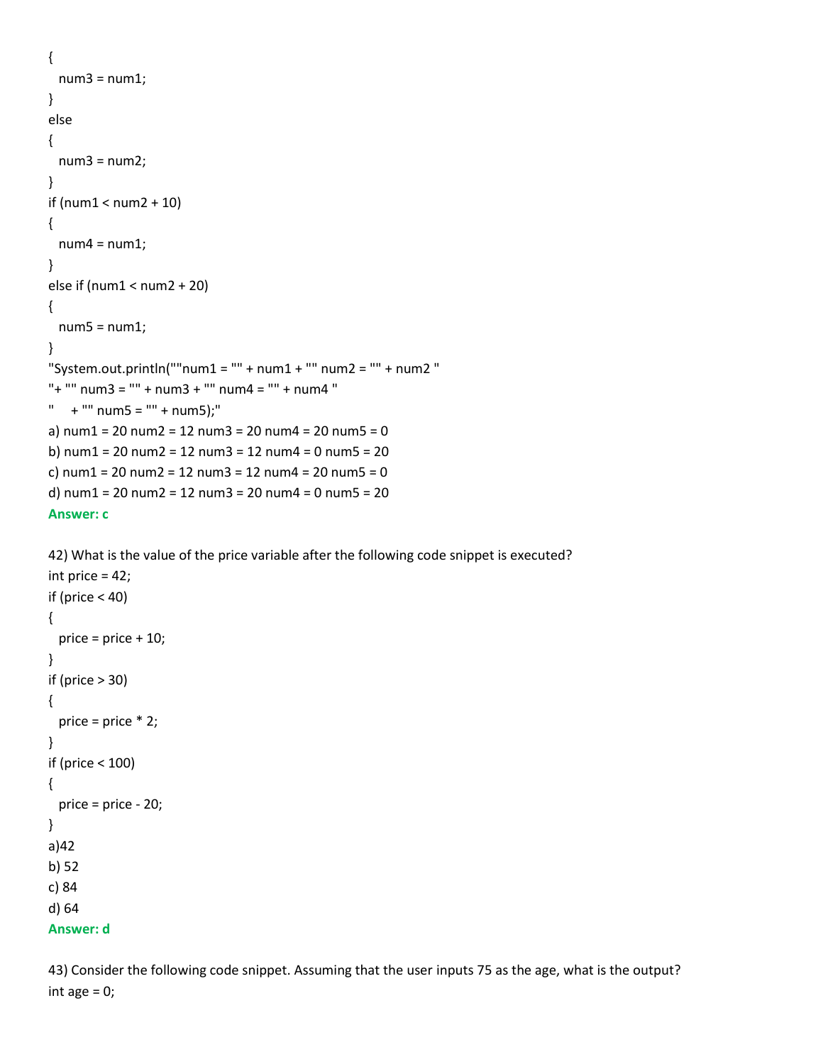```
{
  num3 = num1;
}
else
{
  num3 = num2;
}
if (num1 < num2 + 10)
{
  num4 = num1;
}
else if (num1 < num2 + 20)
{
  num5 = num1;
}
"System.out.println(""num1 = "" + num1 + "" num2 = "" + num2 "
"+ "" num3 = "" + num3 + "" num4 = "" + num4 "
"    + "" num5 = "" + num5);"
```

a) num1 = 20 num2 = 12 num3 = 20 num4 = 20 num5 = 0

b) num1 = 20 num2 = 12 num3 = 12 num4 = 0 num5 = 20

c) num1 = 20 num2 = 12 num3 = 12 num4 = 20 num5 = 0

d) num1 = 20 num2 = 12 num3 = 20 num4 = 0 num5 = 20

**Answer: c**

42) What is the value of the price variable after the following code snippet is executed?

```
int price = 42;
if (price < 40)
{
  price = price + 10;
}
if (price > 30)
{
  price = price * 2;
}
if (price < 100)
{
  price = price - 20;
}
```

a)42

b) 52

c) 84

d) 64

**Answer: d**

43) Consider the following code snippet. Assuming that the user inputs 75 as the age, what is the output?

```
int age = 0;
```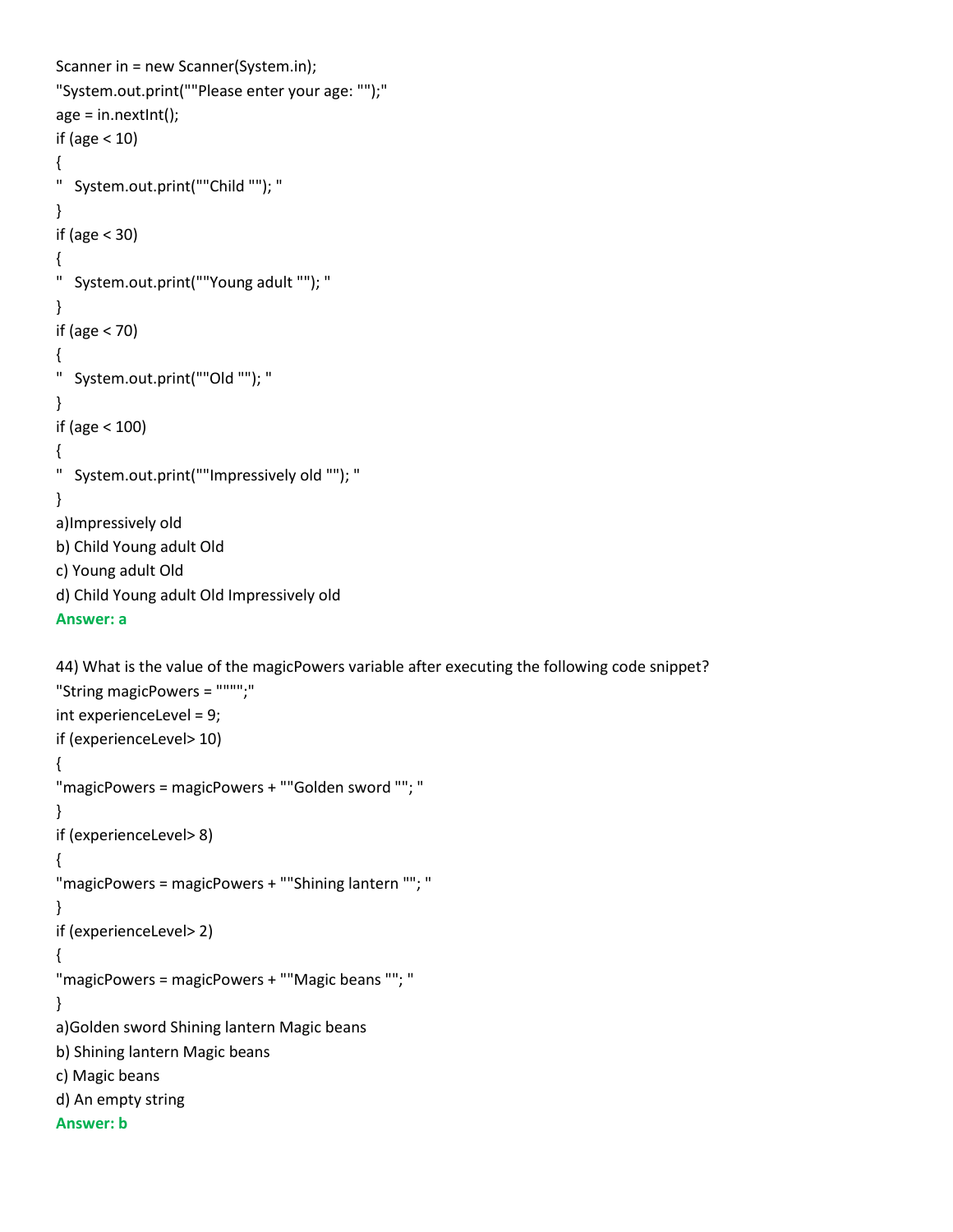```
Scanner in = new Scanner(System.in);
"System.out.print(""Please enter your age: "");"
age = in.nextInt();
if (age < 10)
{
"   System.out.print(""Child ""); "
}
if (age < 30)
{
"   System.out.print(""Young adult ""); "
}
if (age < 70)
{
"   System.out.print(""Old ""); "
}
if (age < 100)
{
"   System.out.print(""Impressively old ""); "
}
```

a)Impressively old
b) Child Young adult Old
c) Young adult Old
d) Child Young adult Old Impressively old

**Answer: a**

44) What is the value of the magicPowers variable after executing the following code snippet?

```
"String magicPowers = """";"
int experienceLevel = 9;
if (experienceLevel> 10)
{
"magicPowers = magicPowers + ""Golden sword ""; "
}
if (experienceLevel> 8)
{
"magicPowers = magicPowers + ""Shining lantern ""; "
}
if (experienceLevel> 2)
{
"magicPowers = magicPowers + ""Magic beans ""; "
}
```

a)Golden sword Shining lantern Magic beans
b) Shining lantern Magic beans
c) Magic beans
d) An empty string

**Answer: b**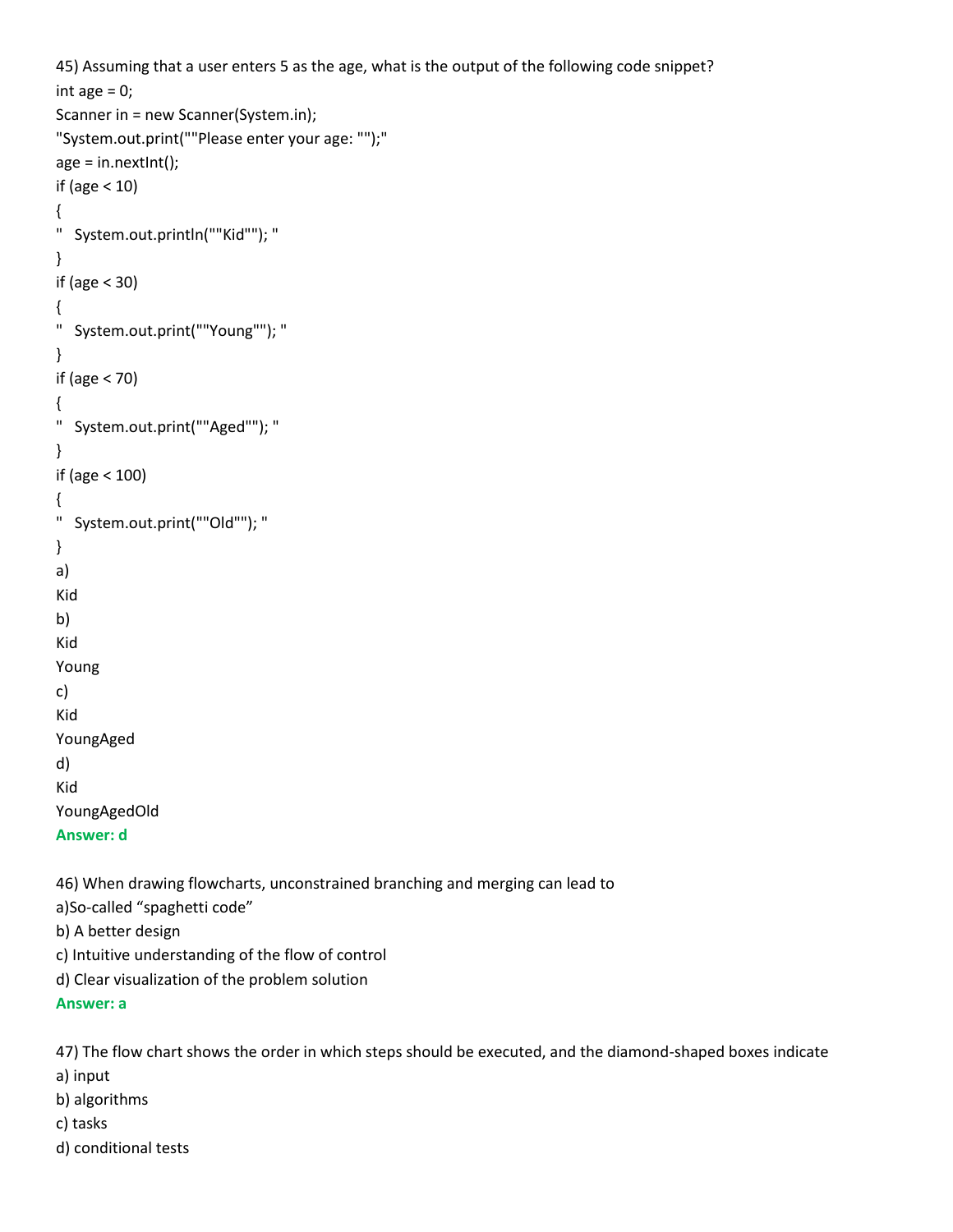45) Assuming that a user enters 5 as the age, what is the output of the following code snippet?

```
int age = 0;
Scanner in = new Scanner(System.in);
"System.out.print(""Please enter your age: "");"
age = in.nextInt();
if (age < 10)
{
"   System.out.println(""Kid""); "
}
if (age < 30)
{
"   System.out.print(""Young""); "
}
if (age < 70)
{
"   System.out.print(""Aged""); "
}
if (age < 100)
{
"   System.out.print(""Old""); "
}
```

a)  
Kid  
b)  
Kid  
Young  
c)  
Kid  
YoungAged  
d)  
Kid  
YoungAgedOld  
**Answer: d**

46) When drawing flowcharts, unconstrained branching and merging can lead to  
a)So-called “spaghetti code”  
b) A better design  
c) Intuitive understanding of the flow of control  
d) Clear visualization of the problem solution  
**Answer: a**

47) The flow chart shows the order in which steps should be executed, and the diamond-shaped boxes indicate  
a) input  
b) algorithms  
c) tasks  
d) conditional tests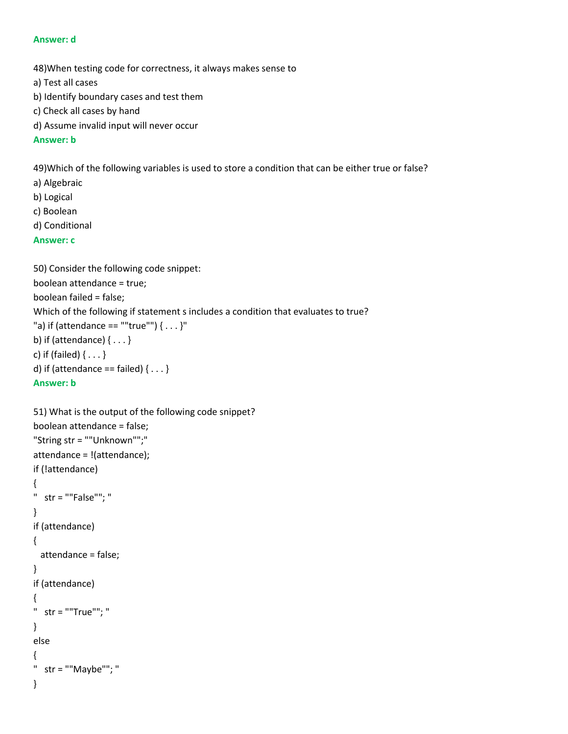**Answer: d**

48)When testing code for correctness, it always makes sense to

a) Test all cases

b) Identify boundary cases and test them

c) Check all cases by hand

d) Assume invalid input will never occur

**Answer: b**

49)Which of the following variables is used to store a condition that can be either true or false?

a) Algebraic

b) Logical

c) Boolean

d) Conditional

**Answer: c**

50) Consider the following code snippet:

```
boolean attendance = true;
boolean failed = false;
```

Which of the following if statement s includes a condition that evaluates to true?

"a) if (attendance == ""true"") { . . . }"

b) if (attendance) { . . . }

c) if (failed) { . . . }

d) if (attendance == failed) { . . . }

**Answer: b**

51) What is the output of the following code snippet?

```
boolean attendance = false;
"String str = ""Unknown"";"
attendance = !(attendance);
if (!attendance)
{
"   str = ""False""; "
}
if (attendance)
{
  attendance = false;
}
if (attendance)
{
"   str = ""True""; "
}
else
{
"   str = ""Maybe""; "
}
```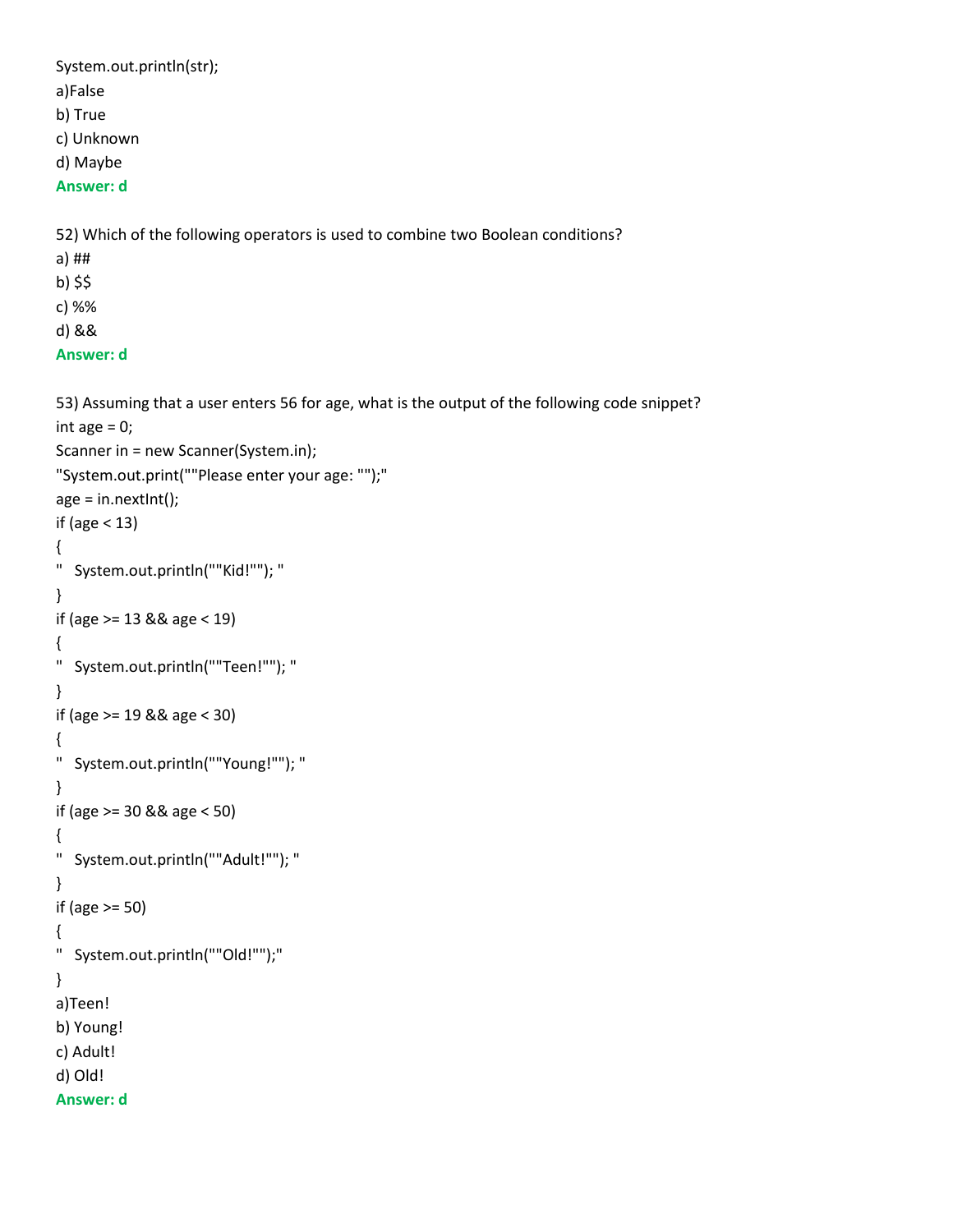```
System.out.println(str);
```

a)False
b) True
c) Unknown
d) Maybe
**Answer: d**

52) Which of the following operators is used to combine two Boolean conditions?
a) ##
b) $$
c) %%
d) &&
**Answer: d**

53) Assuming that a user enters 56 for age, what is the output of the following code snippet?

```
int age = 0;
Scanner in = new Scanner(System.in);
"System.out.print(""Please enter your age: "");"
age = in.nextInt();
if (age < 13)
{
"   System.out.println(""Kid!""); "
}
if (age >= 13 && age < 19)
{
"   System.out.println(""Teen!""); "
}
if (age >= 19 && age < 30)
{
"   System.out.println(""Young!""); "
}
if (age >= 30 && age < 50)
{
"   System.out.println(""Adult!""); "
}
if (age >= 50)
{
"   System.out.println(""Old!"");"
}
```

a)Teen!
b) Young!
c) Adult!
d) Old!
**Answer: d**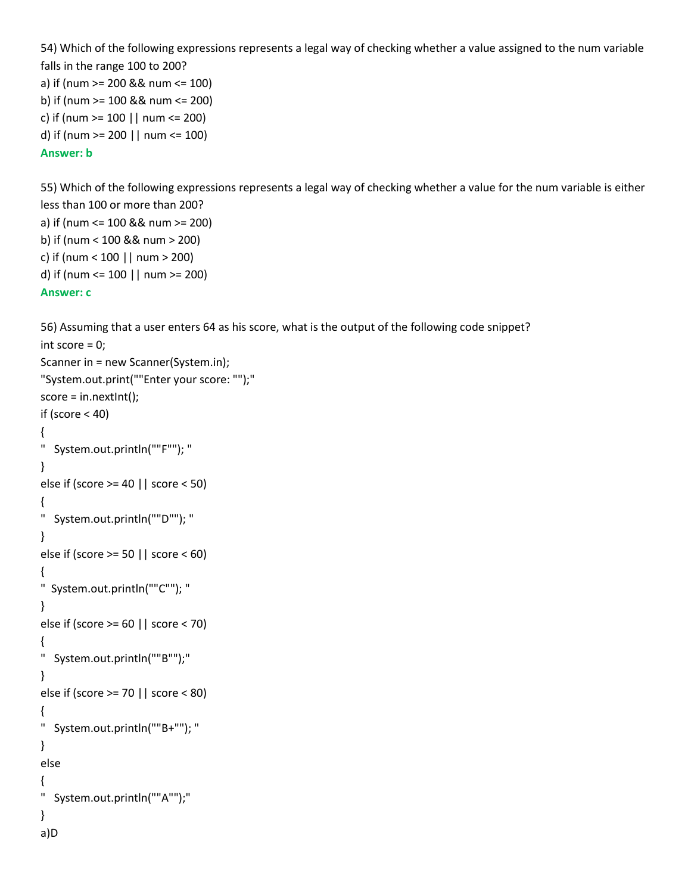54) Which of the following expressions represents a legal way of checking whether a value assigned to the num variable falls in the range 100 to 200?

a) if (num >= 200 && num <= 100)
b) if (num >= 100 && num <= 200)
c) if (num >= 100 || num <= 200)
d) if (num >= 200 || num <= 100)

**Answer: b**

55) Which of the following expressions represents a legal way of checking whether a value for the num variable is either less than 100 or more than 200?

a) if (num <= 100 && num >= 200)
b) if (num < 100 && num > 200)
c) if (num < 100 || num > 200)
d) if (num <= 100 || num >= 200)

**Answer: c**

56) Assuming that a user enters 64 as his score, what is the output of the following code snippet?

```
int score = 0;
Scanner in = new Scanner(System.in);
"System.out.print(""Enter your score: "");"
score = in.nextInt();
if (score < 40)
{
"   System.out.println(""F""); "
}
else if (score >= 40 || score < 50)
{
"   System.out.println(""D""); "
}
else if (score >= 50 || score < 60)
{
"  System.out.println(""C""); "
}
else if (score >= 60 || score < 70)
{
"   System.out.println(""B"");"
}
else if (score >= 70 || score < 80)
{
"   System.out.println(""B+""); "
}
else
{
"   System.out.println(""A"");"
}
```

a)D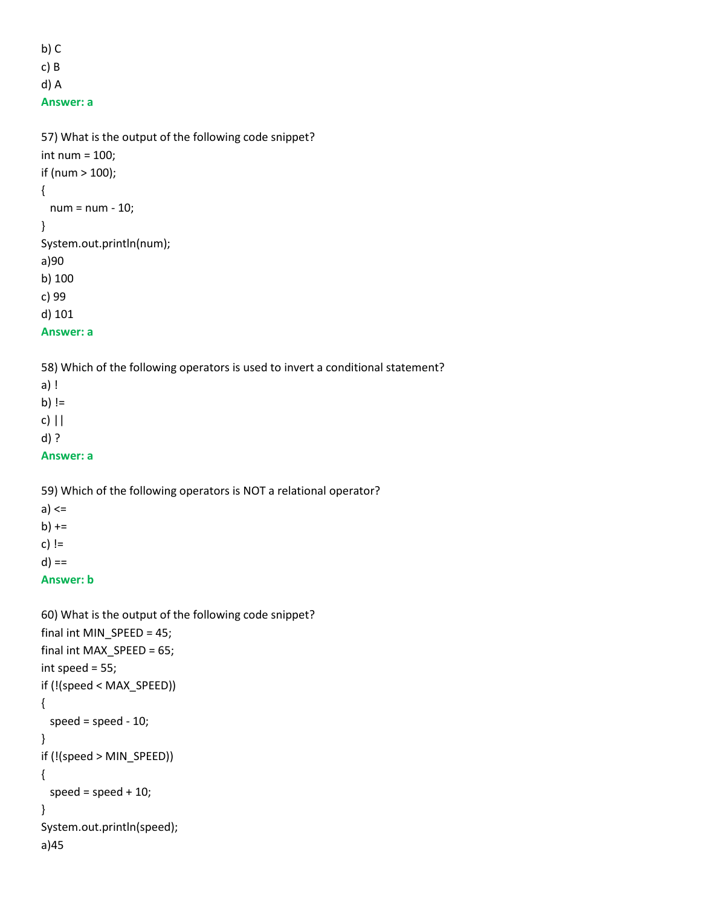b) C
c) B
d) A
**Answer: a**

57) What is the output of the following code snippet?

```
int num = 100;
if (num > 100);
{
  num = num - 10;
}
System.out.println(num);
```

a)90
b) 100
c) 99
d) 101
**Answer: a**

58) Which of the following operators is used to invert a conditional statement?
a) !
b) !=
c) ||
d) ?
**Answer: a**

59) Which of the following operators is NOT a relational operator?
a) <=
b) +=
c) !=
d) ==
**Answer: b**

60) What is the output of the following code snippet?

```
final int MIN_SPEED = 45;
final int MAX_SPEED = 65;
int speed = 55;
if (!(speed < MAX_SPEED))
{
  speed = speed - 10;
}
if (!(speed > MIN_SPEED))
{
  speed = speed + 10;
}
System.out.println(speed);
```

a)45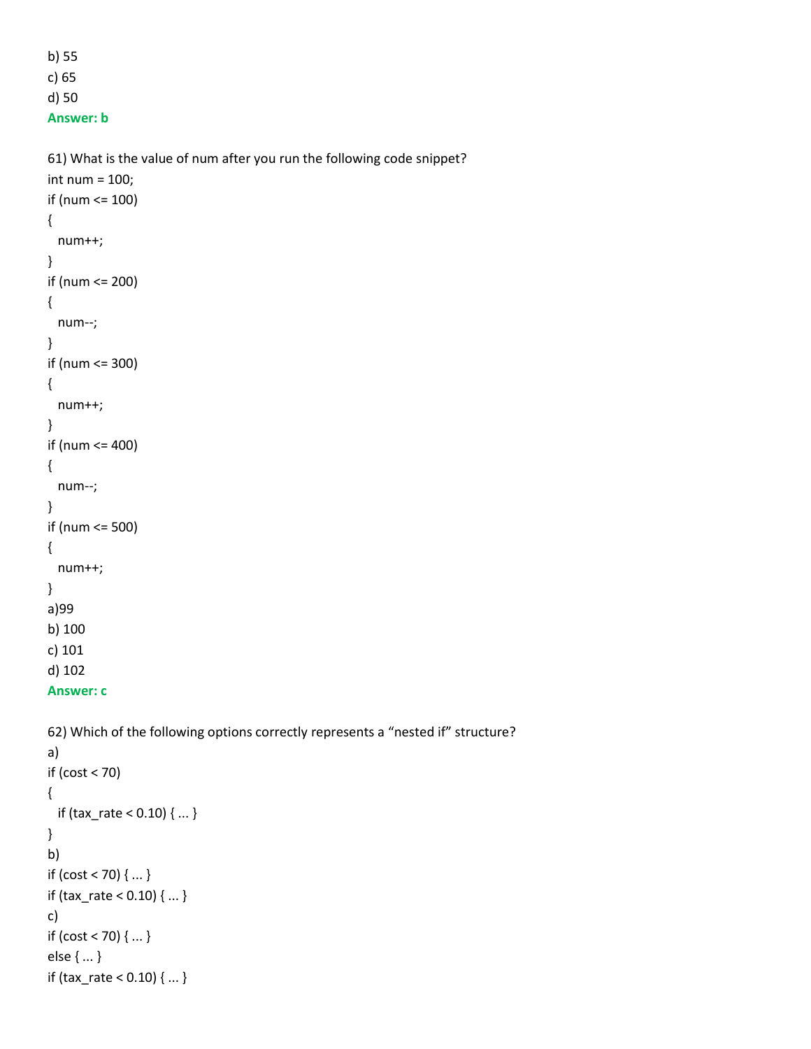b) 55
c) 65
d) 50
**Answer: b**

61) What is the value of num after you run the following code snippet?

```
int num = 100;
if (num <= 100)
{
  num++;
}
if (num <= 200)
{
  num--;
}
if (num <= 300)
{
  num++;
}
if (num <= 400)
{
  num--;
}
if (num <= 500)
{
  num++;
}
```

a)99
b) 100
c) 101
d) 102
**Answer: c**

62) Which of the following options correctly represents a "nested if" structure?

a)

```
if (cost < 70)
{
  if (tax_rate < 0.10) { ... }
}
```

b)

```
if (cost < 70) { ... }
if (tax_rate < 0.10) { ... }
```

c)

```
if (cost < 70) { ... }
else { ... }
if (tax_rate < 0.10) { ... }
```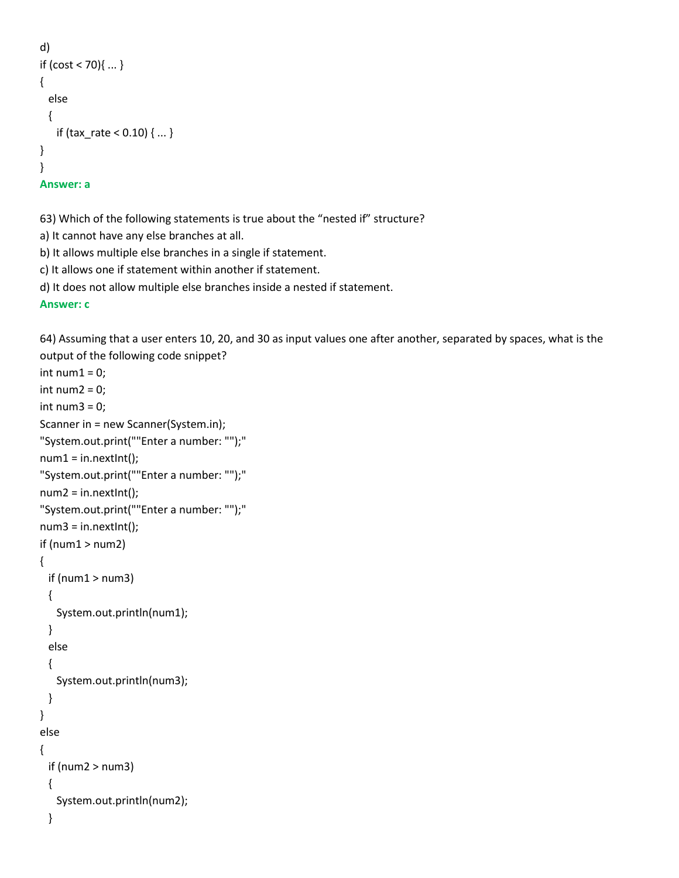d)

```
if (cost < 70){ ... }
{
  else
  {
    if (tax_rate < 0.10) { ... }
}
}
```

**Answer: a**

63) Which of the following statements is true about the “nested if” structure?

a) It cannot have any else branches at all.

b) It allows multiple else branches in a single if statement.

c) It allows one if statement within another if statement.

d) It does not allow multiple else branches inside a nested if statement.

**Answer: c**

64) Assuming that a user enters 10, 20, and 30 as input values one after another, separated by spaces, what is the output of the following code snippet?

```
int num1 = 0;
int num2 = 0;
int num3 = 0;
Scanner in = new Scanner(System.in);
"System.out.print(""Enter a number: "");"
num1 = in.nextInt();
"System.out.print(""Enter a number: "");"
num2 = in.nextInt();
"System.out.print(""Enter a number: "");"
num3 = in.nextInt();
if (num1 > num2)
{
  if (num1 > num3)
  {
    System.out.println(num1);
  }
  else
  {
    System.out.println(num3);
  }
}
else
{
  if (num2 > num3)
  {
    System.out.println(num2);
  }
```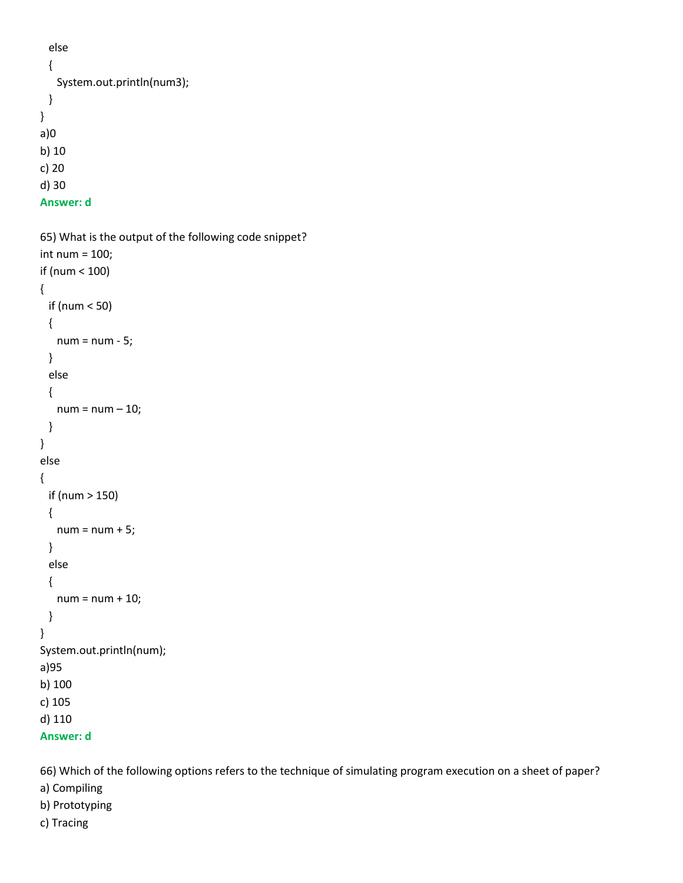```
  else
  {
    System.out.println(num3);
  }
}
```

a)0
b) 10
c) 20
d) 30
**Answer: d**

65) What is the output of the following code snippet?

```
int num = 100;
if (num < 100)
{
  if (num < 50)
  {
    num = num - 5;
  }
  else
  {
    num = num – 10;
  }
}
else
{
  if (num > 150)
  {
    num = num + 5;
  }
  else
  {
    num = num + 10;
  }
}
System.out.println(num);
```

a)95
b) 100
c) 105
d) 110
**Answer: d**

66) Which of the following options refers to the technique of simulating program execution on a sheet of paper?
a) Compiling
b) Prototyping
c) Tracing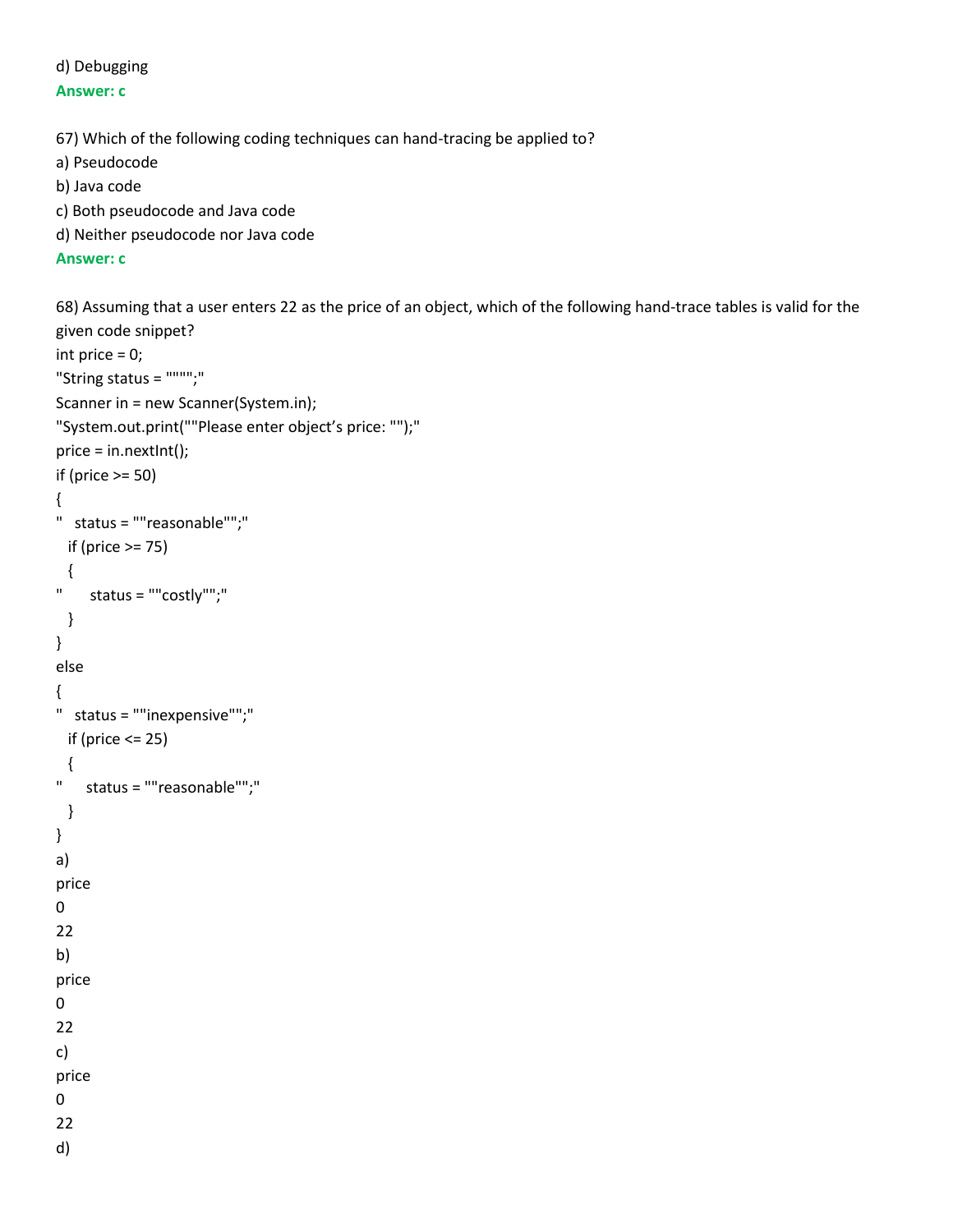d) Debugging

**Answer: c**

67) Which of the following coding techniques can hand-tracing be applied to?

a) Pseudocode

b) Java code

c) Both pseudocode and Java code

d) Neither pseudocode nor Java code

**Answer: c**

68) Assuming that a user enters 22 as the price of an object, which of the following hand-trace tables is valid for the given code snippet?

```
int price = 0;
"String status = """";"
Scanner in = new Scanner(System.in);
"System.out.print(""Please enter object's price: "");"
price = in.nextInt();
if (price >= 50)
{
"   status = ""reasonable"";"
   if (price >= 75)
   {
"      status = ""costly"";"
   }
}
else
{
"   status = ""inexpensive"";"
   if (price <= 25)
   {
"     status = ""reasonable"";"
   }
}
```

a)

price

0

22

b)

price

0

22

c)

price

0

22

d)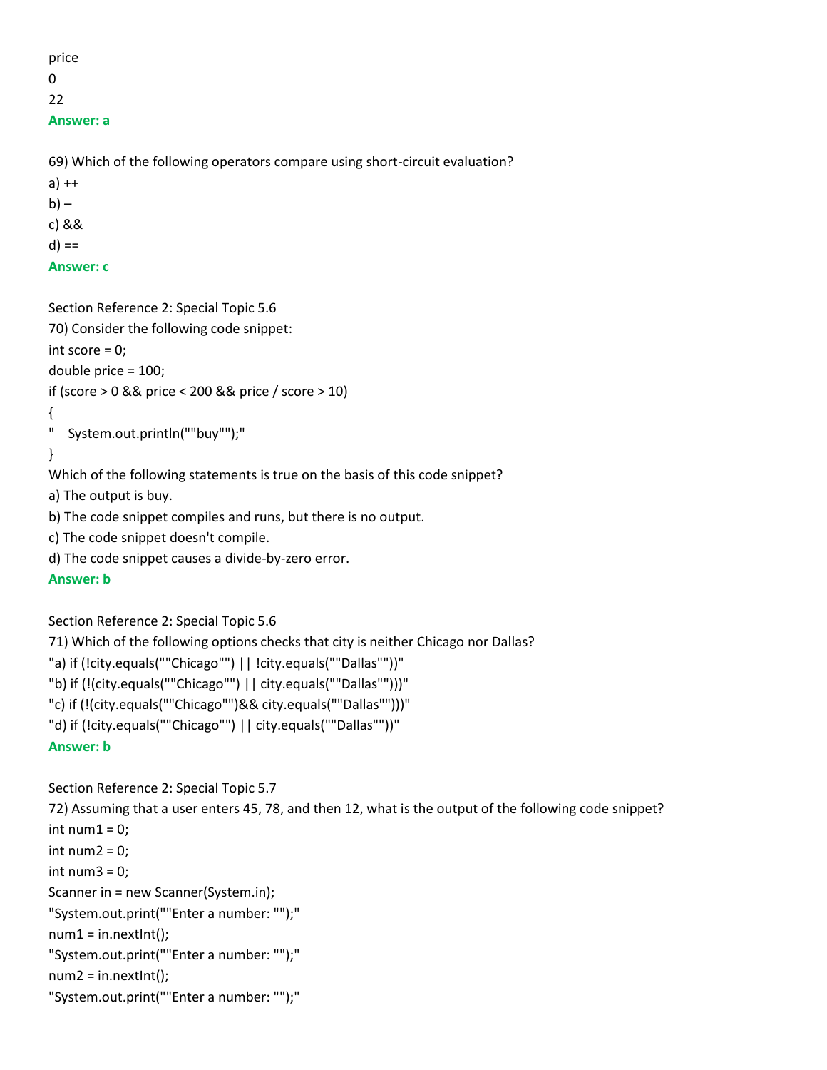price

0

22

**Answer: a**

69) Which of the following operators compare using short-circuit evaluation?

a) ++

b) –

c) &&

d) ==

**Answer: c**

Section Reference 2: Special Topic 5.6

70) Consider the following code snippet:

```
int score = 0;
double price = 100;
if (score > 0 && price < 200 && price / score > 10)
{
"    System.out.println(""buy"");"
}
```

Which of the following statements is true on the basis of this code snippet?

a) The output is buy.

b) The code snippet compiles and runs, but there is no output.

c) The code snippet doesn't compile.

d) The code snippet causes a divide-by-zero error.

**Answer: b**

Section Reference 2: Special Topic 5.6

71) Which of the following options checks that city is neither Chicago nor Dallas?

"a) if (!city.equals(""Chicago"") || !city.equals(""Dallas""))"

"b) if (!(city.equals(""Chicago"") || city.equals(""Dallas"")))"

"c) if (!(city.equals(""Chicago"")&& city.equals(""Dallas"")))"

"d) if (!city.equals(""Chicago"") || city.equals(""Dallas""))"

**Answer: b**

Section Reference 2: Special Topic 5.7

72) Assuming that a user enters 45, 78, and then 12, what is the output of the following code snippet?

```
int num1 = 0;
int num2 = 0;
int num3 = 0;
Scanner in = new Scanner(System.in);
"System.out.print(""Enter a number: "");"
num1 = in.nextInt();
"System.out.print(""Enter a number: "");"
num2 = in.nextInt();
"System.out.print(""Enter a number: "");"
```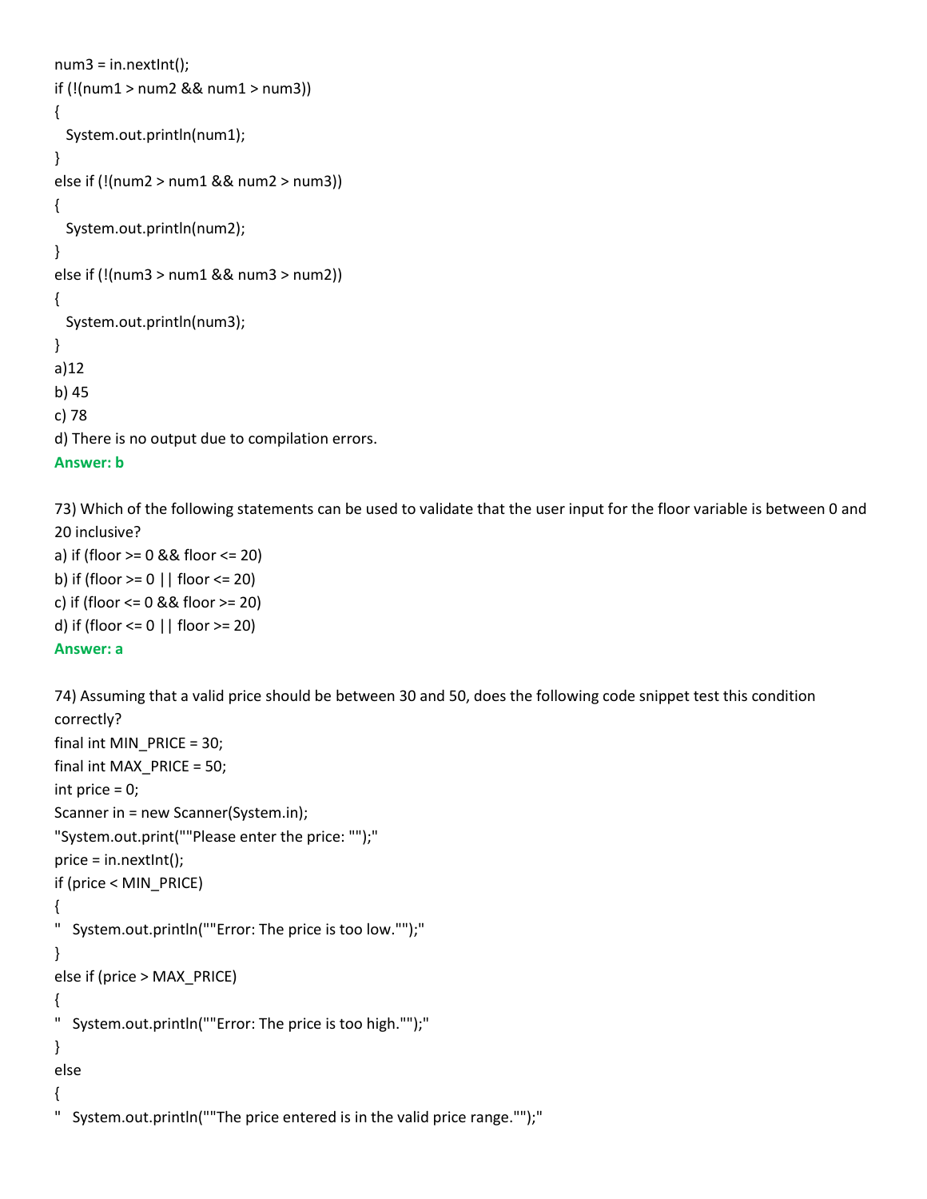```
num3 = in.nextInt();
if (!(num1 > num2 && num1 > num3))
{
  System.out.println(num1);
}
else if (!(num2 > num1 && num2 > num3))
{
  System.out.println(num2);
}
else if (!(num3 > num1 && num3 > num2))
{
  System.out.println(num3);
}
```

a)12

b) 45

c) 78

d) There is no output due to compilation errors.

**Answer: b**

73) Which of the following statements can be used to validate that the user input for the floor variable is between 0 and 20 inclusive?

a) if (floor >= 0 && floor <= 20)

b) if (floor >= 0 || floor <= 20)

c) if (floor <= 0 && floor >= 20)

d) if (floor <= 0 || floor >= 20)

**Answer: a**

74) Assuming that a valid price should be between 30 and 50, does the following code snippet test this condition correctly?

```
final int MIN_PRICE = 30;
final int MAX_PRICE = 50;
int price = 0;
Scanner in = new Scanner(System.in);
"System.out.print(""Please enter the price: "");"
price = in.nextInt();
if (price < MIN_PRICE)
{
"   System.out.println(""Error: The price is too low."");"
}
else if (price > MAX_PRICE)
{
"   System.out.println(""Error: The price is too high."");"
}
else
{
"   System.out.println(""The price entered is in the valid price range."");"
```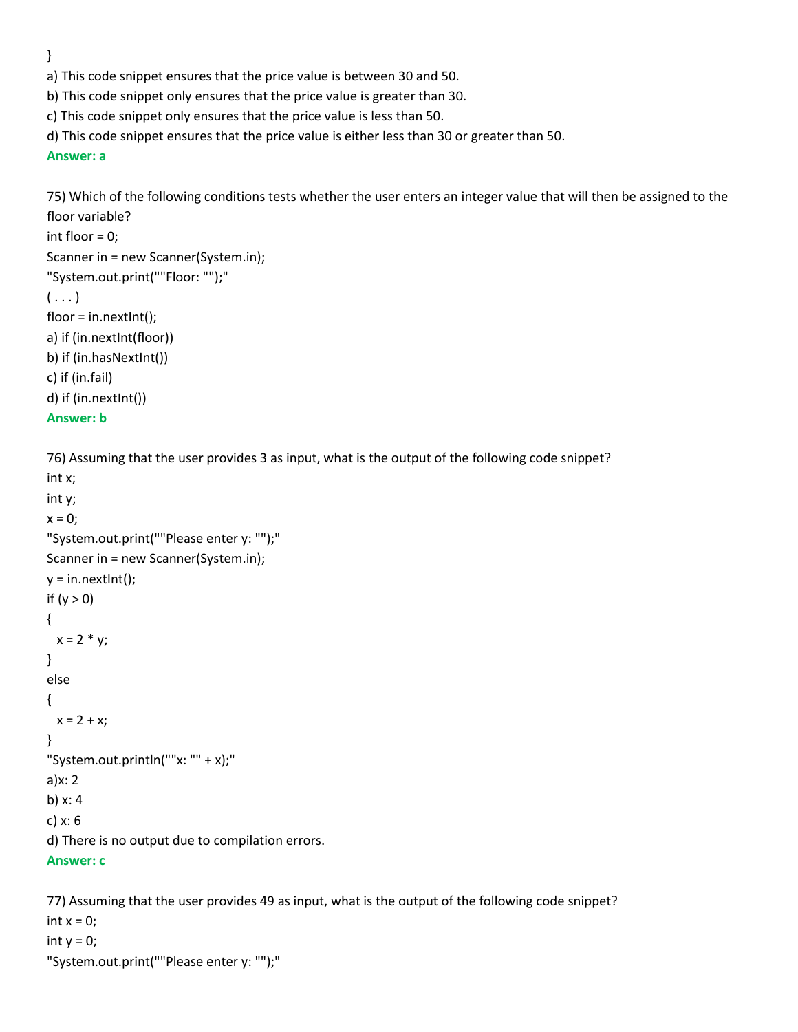}

a) This code snippet ensures that the price value is between 30 and 50.

b) This code snippet only ensures that the price value is greater than 30.

c) This code snippet only ensures that the price value is less than 50.

d) This code snippet ensures that the price value is either less than 30 or greater than 50.

**Answer: a**

75) Which of the following conditions tests whether the user enters an integer value that will then be assigned to the floor variable?

```
int floor = 0;
Scanner in = new Scanner(System.in);
"System.out.print(""Floor: "");"
( . . . )
floor = in.nextInt();
```

a) if (in.nextInt(floor))

b) if (in.hasNextInt())

c) if (in.fail)

d) if (in.nextInt())

**Answer: b**

76) Assuming that the user provides 3 as input, what is the output of the following code snippet?

```
int x;
int y;
x = 0;
"System.out.print(""Please enter y: "");"
Scanner in = new Scanner(System.in);
y = in.nextInt();
if (y > 0)
{
  x = 2 * y;
}
else
{
  x = 2 + x;
}
"System.out.println(""x: "" + x);"
```

a)x: 2

b) x: 4

c) x: 6

d) There is no output due to compilation errors.

**Answer: c**

77) Assuming that the user provides 49 as input, what is the output of the following code snippet?

```
int x = 0;
int y = 0;
"System.out.print(""Please enter y: "");"
```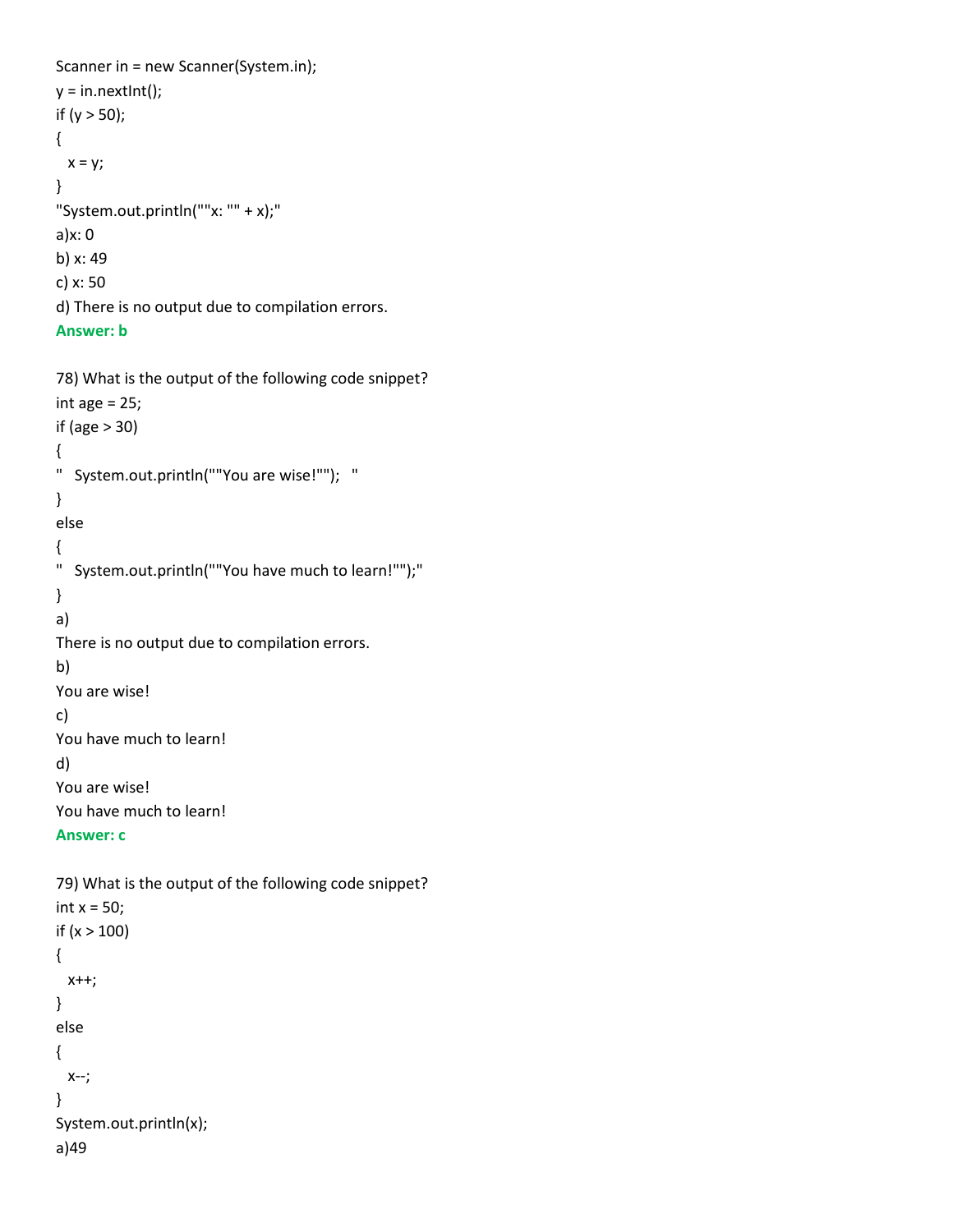```
Scanner in = new Scanner(System.in);
y = in.nextInt();
if (y > 50);
{
  x = y;
}
"System.out.println(""x: "" + x);"
```

a)x: 0

b) x: 49

c) x: 50

d) There is no output due to compilation errors.

**Answer: b**

78) What is the output of the following code snippet?

```
int age = 25;
if (age > 30)
{
"   System.out.println(""You are wise!"");   "
}
else
{
"   System.out.println(""You have much to learn!"");"
}
```

a)

There is no output due to compilation errors.

b)

You are wise!

c)

You have much to learn!

d)

You are wise!

You have much to learn!

**Answer: c**

79) What is the output of the following code snippet?

```
int x = 50;
if (x > 100)
{
  x++;
}
else
{
  x--;
}
System.out.println(x);
```

a)49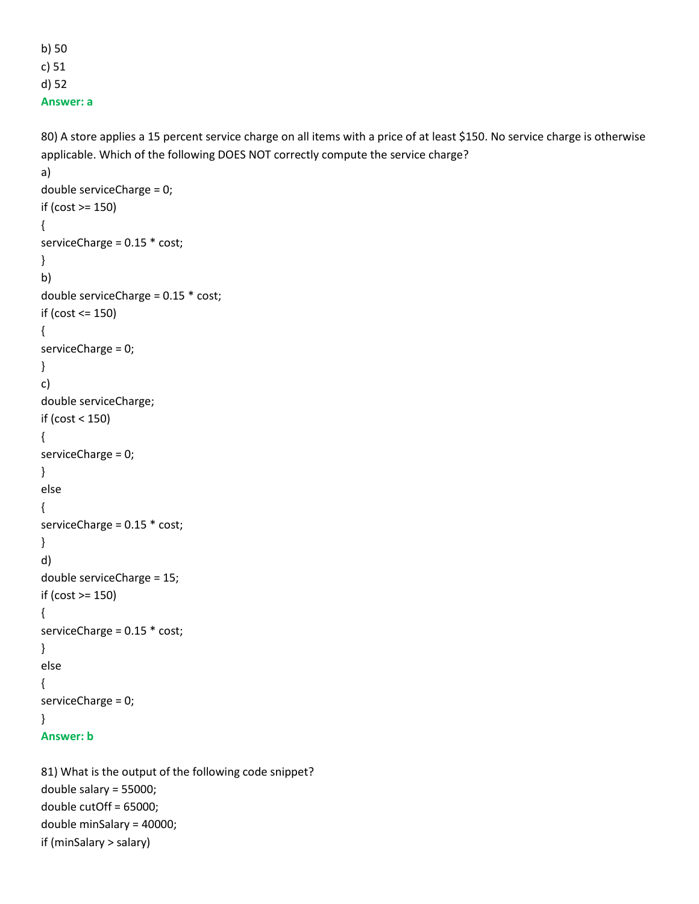b) 50
c) 51
d) 52
**Answer: a**

80) A store applies a 15 percent service charge on all items with a price of at least $150. No service charge is otherwise applicable. Which of the following DOES NOT correctly compute the service charge?

a)

```
double serviceCharge = 0;
if (cost >= 150)
{
serviceCharge = 0.15 * cost;
}
```

b)

```
double serviceCharge = 0.15 * cost;
if (cost <= 150)
{
serviceCharge = 0;
}
```

c)

```
double serviceCharge;
if (cost < 150)
{
serviceCharge = 0;
}
else
{
serviceCharge = 0.15 * cost;
}
```

d)

```
double serviceCharge = 15;
if (cost >= 150)
{
serviceCharge = 0.15 * cost;
}
else
{
serviceCharge = 0;
}
```

**Answer: b**

81) What is the output of the following code snippet?

```
double salary = 55000;
double cutOff = 65000;
double minSalary = 40000;
if (minSalary > salary)
```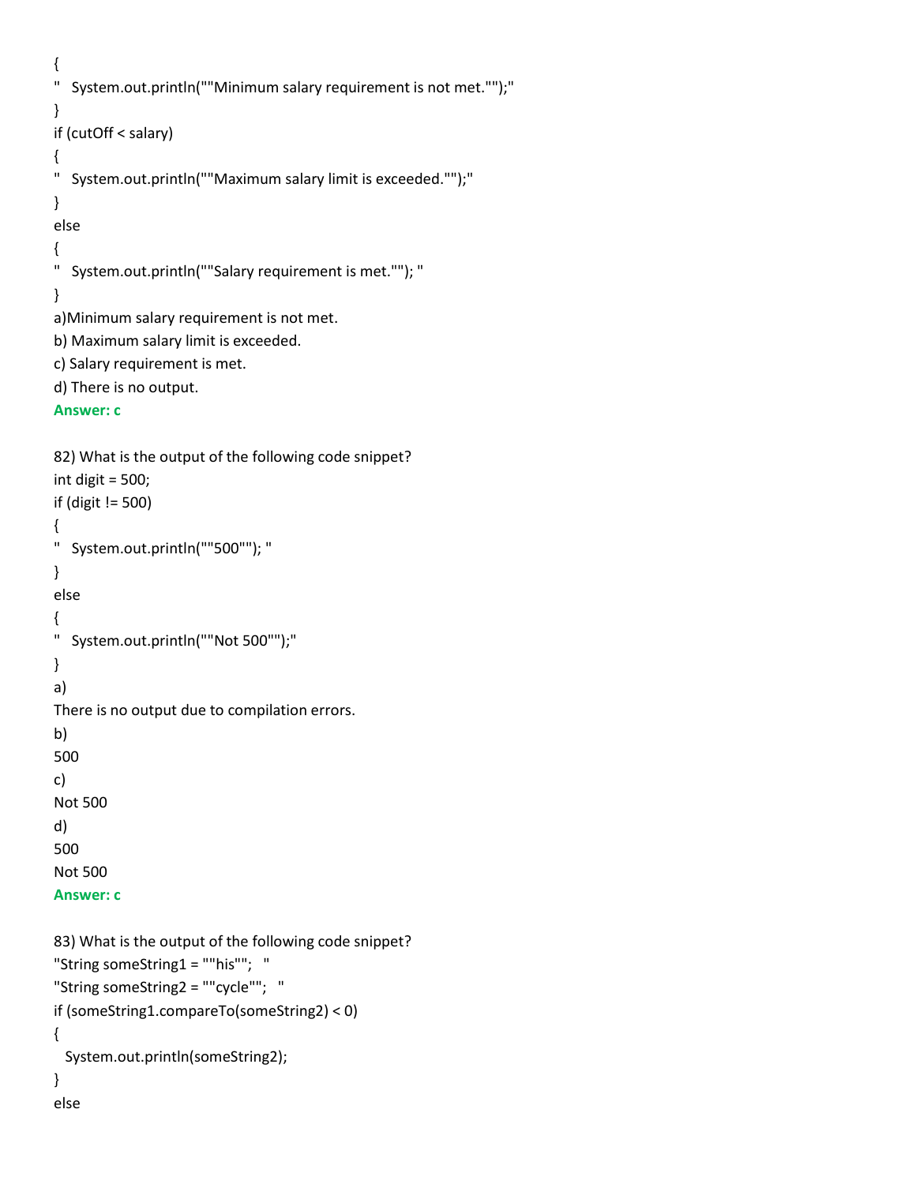```
{
"   System.out.println(""Minimum salary requirement is not met."");"
}
if (cutOff < salary)
{
"   System.out.println(""Maximum salary limit is exceeded."");"
}
else
{
"   System.out.println(""Salary requirement is met.""); "
}
```

a)Minimum salary requirement is not met.

b) Maximum salary limit is exceeded.

c) Salary requirement is met.

d) There is no output.

**Answer: c**

82) What is the output of the following code snippet?

```
int digit = 500;
if (digit != 500)
{
"   System.out.println(""500""); "
}
else
{
"   System.out.println(""Not 500"");"
}
```

a)

There is no output due to compilation errors.

b)

500

c)

Not 500

d)

500

Not 500

**Answer: c**

83) What is the output of the following code snippet?

```
"String someString1 = ""his"";   "
"String someString2 = ""cycle"";   "
if (someString1.compareTo(someString2) < 0)
{
  System.out.println(someString2);
}
else
```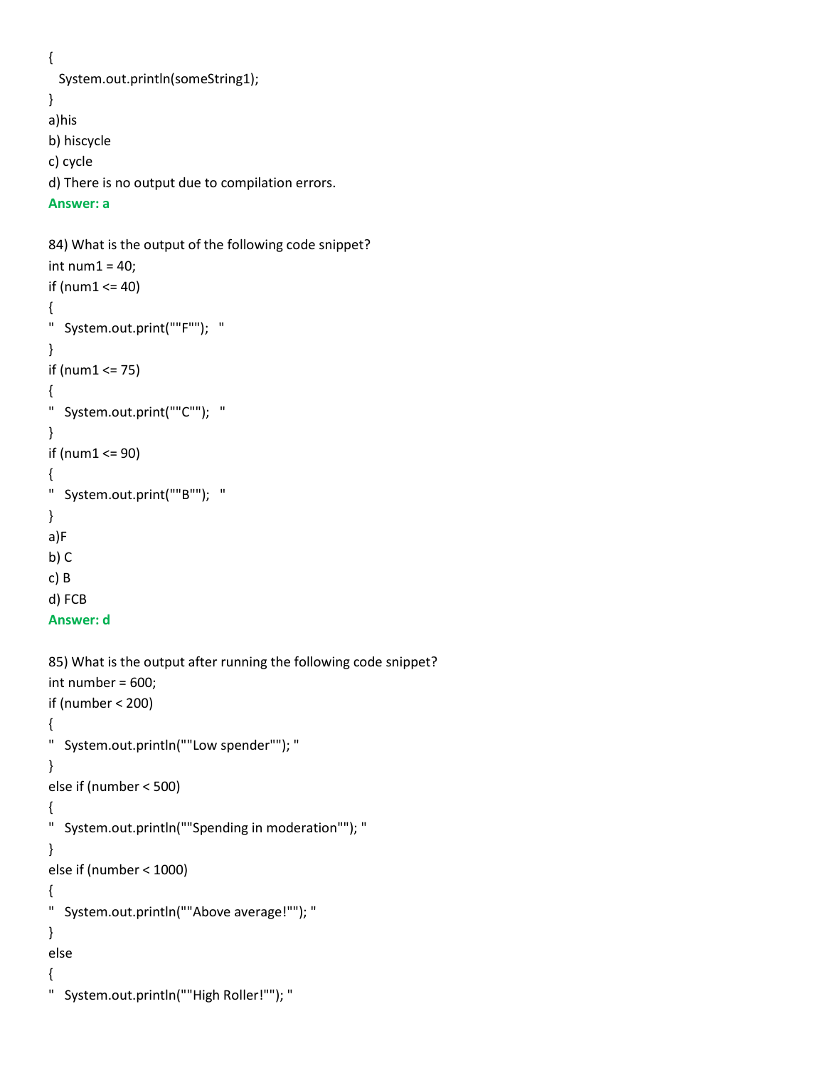```
{
  System.out.println(someString1);
}
```

a)his

b) hiscycle

c) cycle

d) There is no output due to compilation errors.

**Answer: a**

84) What is the output of the following code snippet?

```
int num1 = 40;
if (num1 <= 40)
{
"   System.out.print(""F"");   "
}
if (num1 <= 75)
{
"   System.out.print(""C"");   "
}
if (num1 <= 90)
{
"   System.out.print(""B"");   "
}
```

a)F

b) C

c) B

d) FCB

**Answer: d**

85) What is the output after running the following code snippet?

```
int number = 600;
if (number < 200)
{
"   System.out.println(""Low spender""); "
}
else if (number < 500)
{
"   System.out.println(""Spending in moderation""); "
}
else if (number < 1000)
{
"   System.out.println(""Above average!""); "
}
else
{
"   System.out.println(""High Roller!""); "
```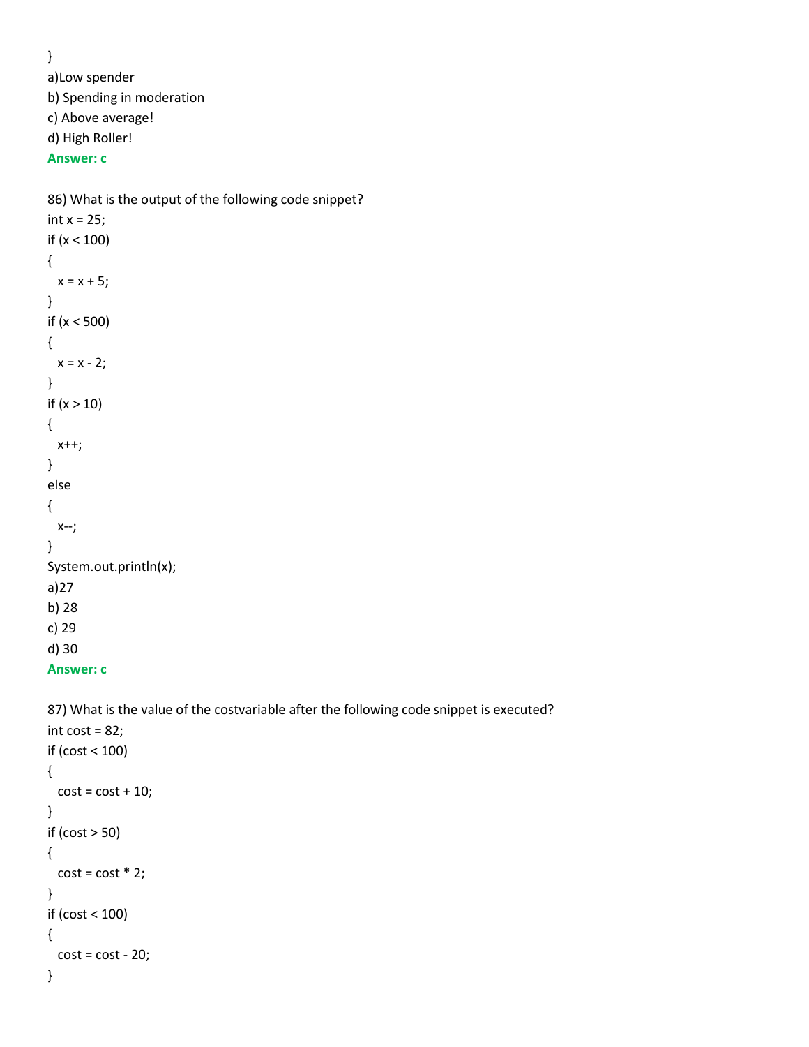```
}
```

a)Low spender
b) Spending in moderation
c) Above average!
d) High Roller!
**Answer: c**

86) What is the output of the following code snippet?

```
int x = 25;
if (x < 100)
{
  x = x + 5;
}
if (x < 500)
{
  x = x - 2;
}
if (x > 10)
{
  x++;
}
else
{
  x--;
}
System.out.println(x);
```

a)27
b) 28
c) 29
d) 30
**Answer: c**

87) What is the value of the costvariable after the following code snippet is executed?

```
int cost = 82;
if (cost < 100)
{
  cost = cost + 10;
}
if (cost > 50)
{
  cost = cost * 2;
}
if (cost < 100)
{
  cost = cost - 20;
}
```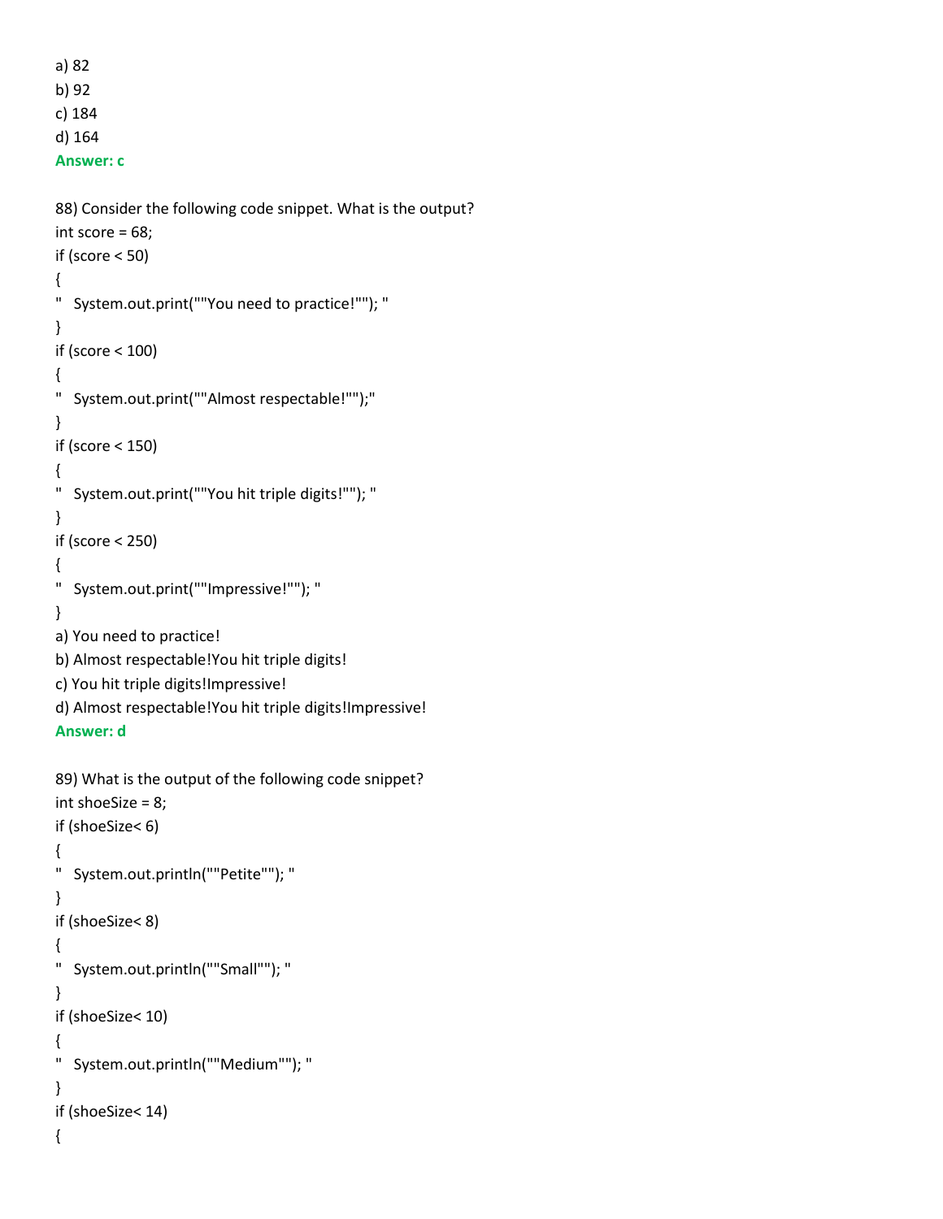a) 82
b) 92
c) 184
d) 164
**Answer: c**

88) Consider the following code snippet. What is the output?

```
int score = 68;
if (score < 50)
{
"   System.out.print(""You need to practice!""); "
}
if (score < 100)
{
"   System.out.print(""Almost respectable!"");"
}
if (score < 150)
{
"   System.out.print(""You hit triple digits!""); "
}
if (score < 250)
{
"   System.out.print(""Impressive!""); "
}
```

a) You need to practice!
b) Almost respectable!You hit triple digits!
c) You hit triple digits!Impressive!
d) Almost respectable!You hit triple digits!Impressive!
**Answer: d**

89) What is the output of the following code snippet?

```
int shoeSize = 8;
if (shoeSize< 6)
{
"   System.out.println(""Petite""); "
}
if (shoeSize< 8)
{
"   System.out.println(""Small""); "
}
if (shoeSize< 10)
{
"   System.out.println(""Medium""); "
}
if (shoeSize< 14)
{
```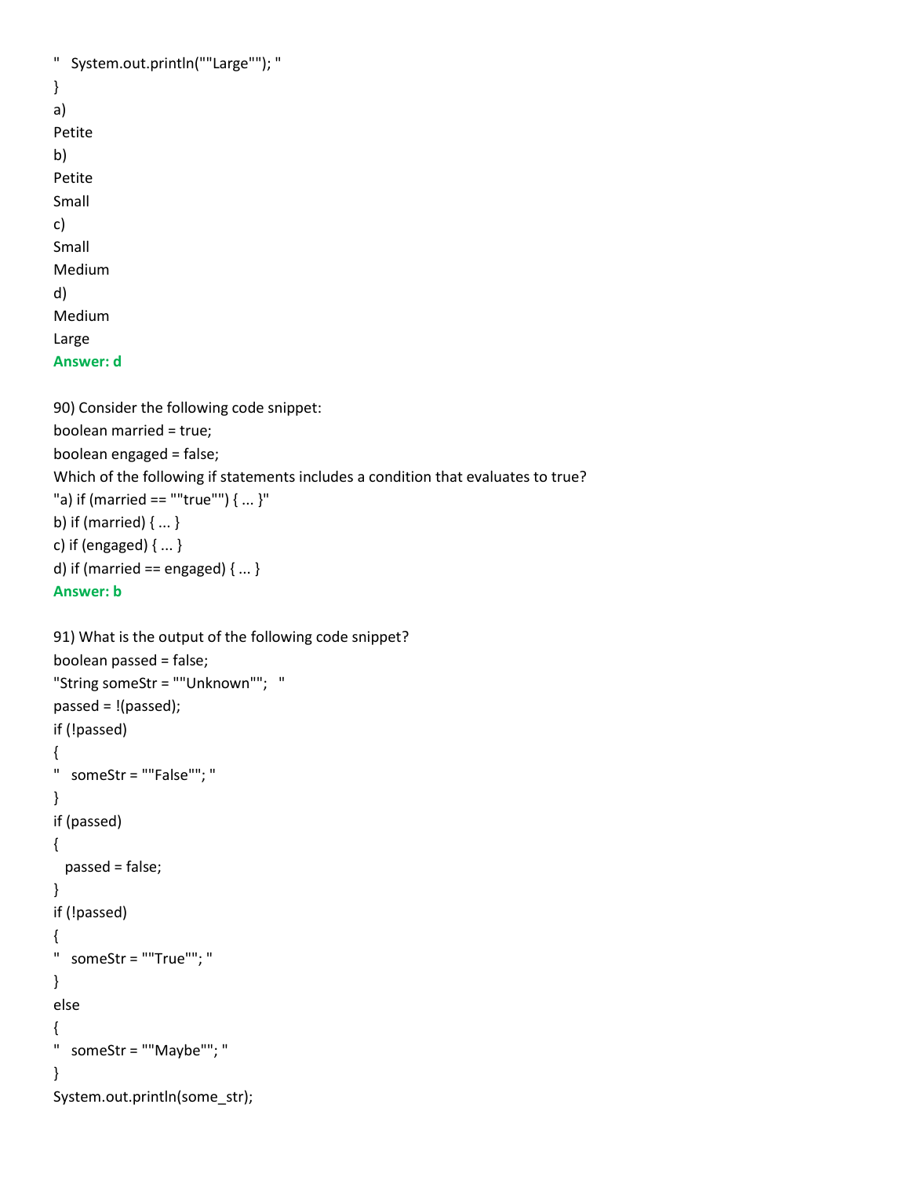"   System.out.println(""Large""); "
}
a)
Petite
b)
Petite
Small
c)
Small
Medium
d)
Medium
Large
**Answer: d**

90) Consider the following code snippet:
boolean married = true;
boolean engaged = false;
Which of the following if statements includes a condition that evaluates to true?
"a) if (married == ""true"") { ... }"
b) if (married) { ... }
c) if (engaged) { ... }
d) if (married == engaged) { ... }
**Answer: b**

91) What is the output of the following code snippet?
boolean passed = false;
"String someStr = ""Unknown"";   "
passed = !(passed);
if (!passed)
{
"   someStr = ""False""; "
}
if (passed)
{
   passed = false;
}
if (!passed)
{
"   someStr = ""True""; "
}
else
{
"   someStr = ""Maybe""; "
}
System.out.println(some_str);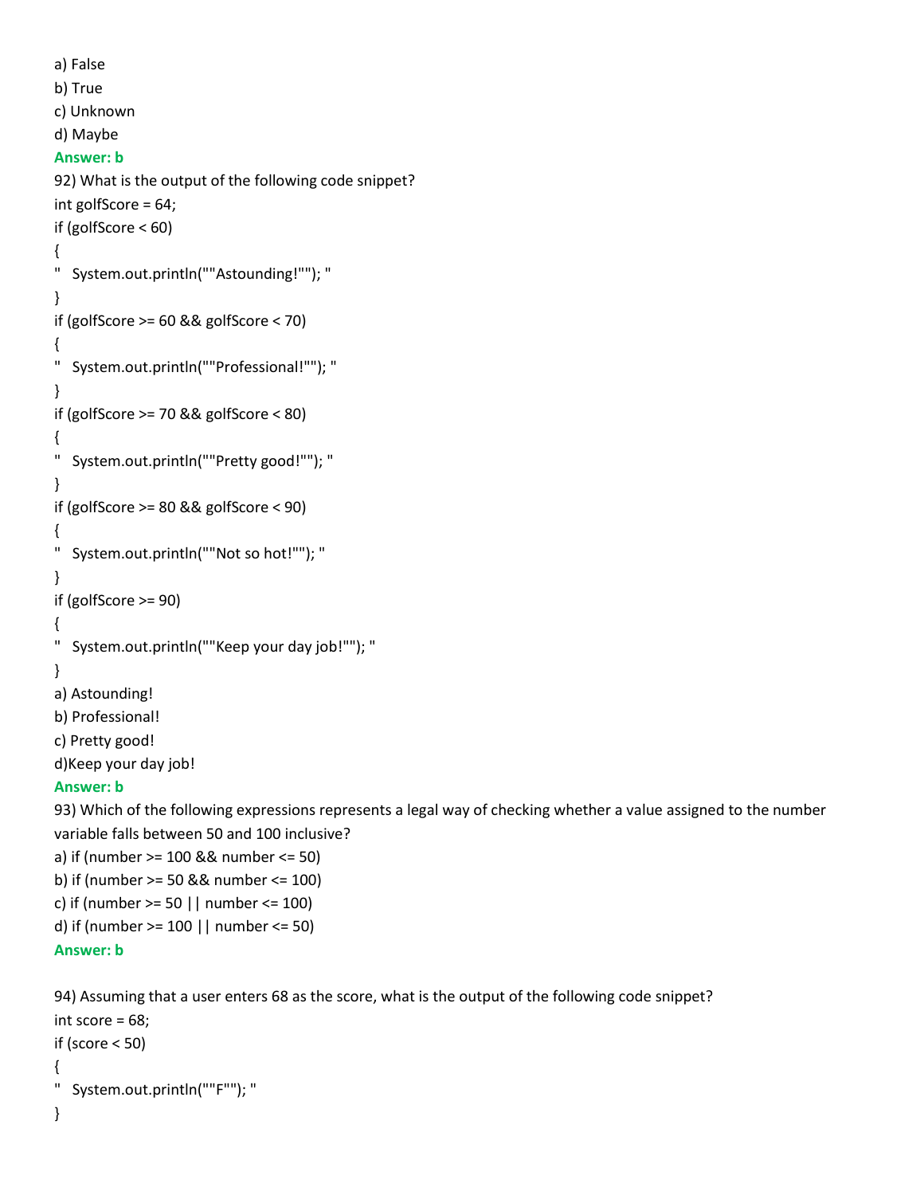a) False

b) True

c) Unknown

d) Maybe

**Answer: b**

92) What is the output of the following code snippet?

```
int golfScore = 64;
if (golfScore < 60)
{
"   System.out.println(""Astounding!""); "
}
if (golfScore >= 60 && golfScore < 70)
{
"   System.out.println(""Professional!""); "
}
if (golfScore >= 70 && golfScore < 80)
{
"   System.out.println(""Pretty good!""); "
}
if (golfScore >= 80 && golfScore < 90)
{
"   System.out.println(""Not so hot!""); "
}
if (golfScore >= 90)
{
"   System.out.println(""Keep your day job!""); "
}
```

a) Astounding!

b) Professional!

c) Pretty good!

d)Keep your day job!

**Answer: b**

93) Which of the following expressions represents a legal way of checking whether a value assigned to the number variable falls between 50 and 100 inclusive?

a) if (number >= 100 && number <= 50)

b) if (number >= 50 && number <= 100)

c) if (number >= 50 || number <= 100)

d) if (number >= 100 || number <= 50)

**Answer: b**

94) Assuming that a user enters 68 as the score, what is the output of the following code snippet?

```
int score = 68;
if (score < 50)
{
"   System.out.println(""F""); "
}
```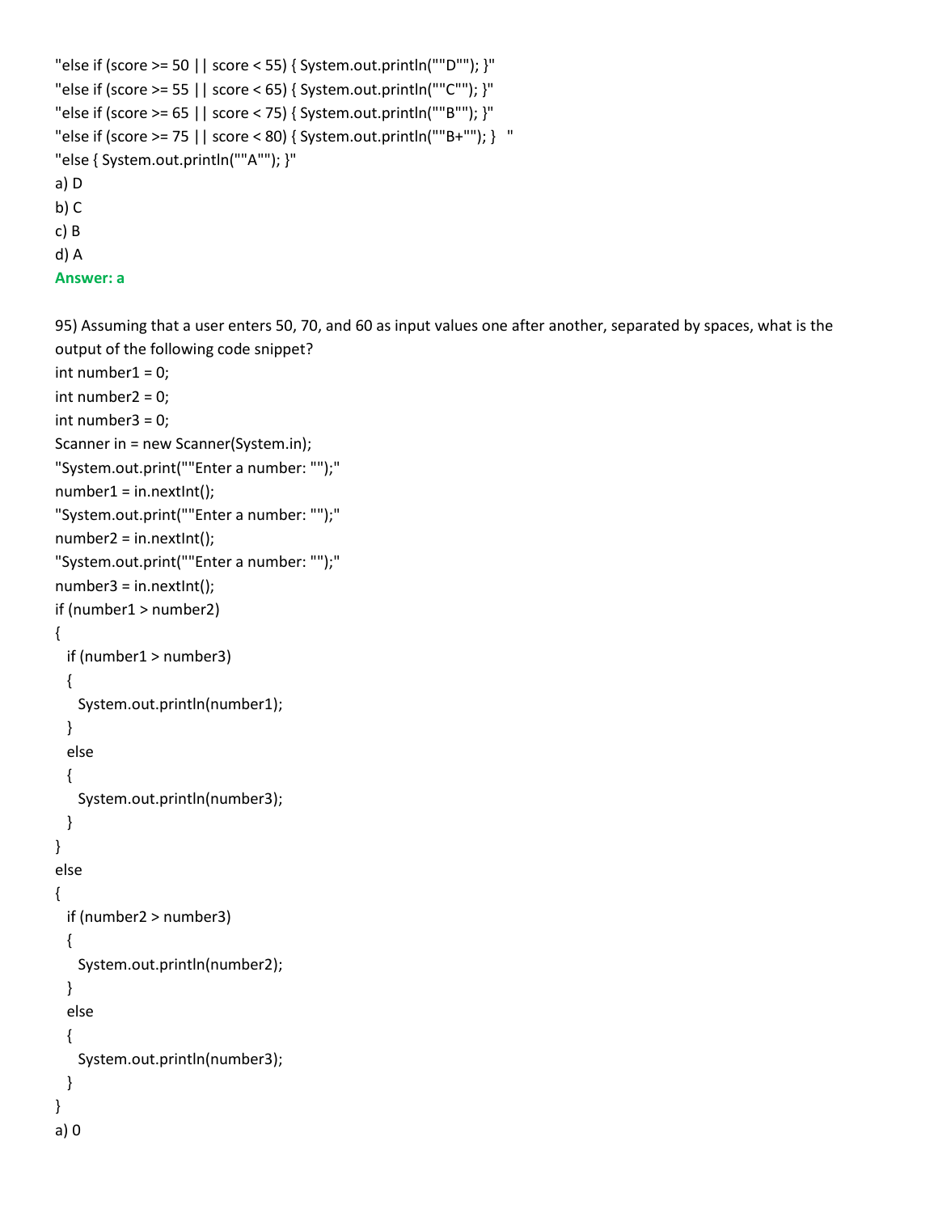"else if (score >= 50 || score < 55) { System.out.println(""D""); }"
"else if (score >= 55 || score < 65) { System.out.println(""C""); }"
"else if (score >= 65 || score < 75) { System.out.println(""B""); }"
"else if (score >= 75 || score < 80) { System.out.println(""B+""); }   "
"else { System.out.println(""A""); }"

a) D
b) C
c) B
d) A

**Answer: a**

95) Assuming that a user enters 50, 70, and 60 as input values one after another, separated by spaces, what is the output of the following code snippet?

```
int number1 = 0;
int number2 = 0;
int number3 = 0;
Scanner in = new Scanner(System.in);
"System.out.print(""Enter a number: "");"
number1 = in.nextInt();
"System.out.print(""Enter a number: "");"
number2 = in.nextInt();
"System.out.print(""Enter a number: "");"
number3 = in.nextInt();
if (number1 > number2)
{
  if (number1 > number3)
  {
    System.out.println(number1);
  }
  else
  {
    System.out.println(number3);
  }
}
else
{
  if (number2 > number3)
  {
    System.out.println(number2);
  }
  else
  {
    System.out.println(number3);
  }
}
```

a) 0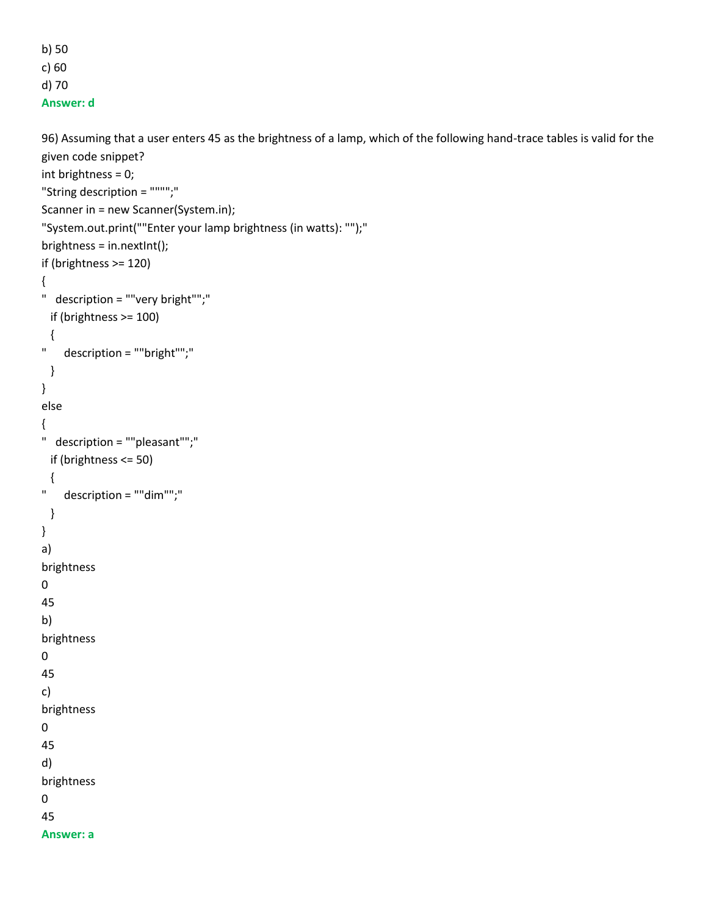b) 50
c) 60
d) 70
**Answer: d**

96) Assuming that a user enters 45 as the brightness of a lamp, which of the following hand-trace tables is valid for the given code snippet?

```
int brightness = 0;
"String description = """";"
Scanner in = new Scanner(System.in);
"System.out.print(""Enter your lamp brightness (in watts): "");"
brightness = in.nextInt();
if (brightness >= 120)
{
"  description = ""very bright"";"
   if (brightness >= 100)
   {
"     description = ""bright"";"
   }
}
else
{
"  description = ""pleasant"";"
   if (brightness <= 50)
   {
"     description = ""dim"";"
   }
}
```

a)
brightness
0
45
b)
brightness
0
45
c)
brightness
0
45
d)
brightness
0
45
**Answer: a**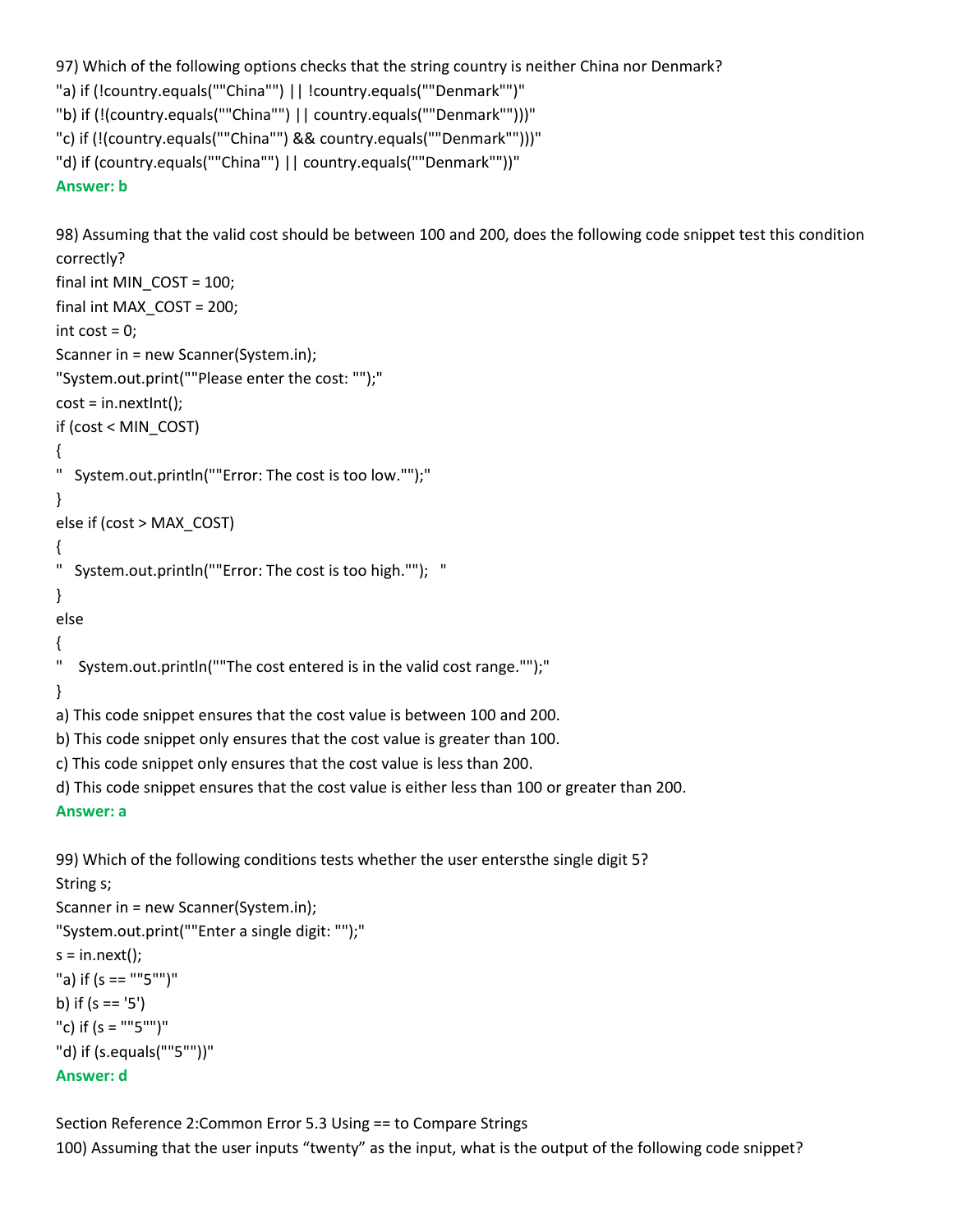97) Which of the following options checks that the string country is neither China nor Denmark?

"a) if (!country.equals(""China"") || !country.equals(""Denmark"")"

"b) if (!(country.equals(""China"") || country.equals(""Denmark"")))"

"c) if (!(country.equals(""China"") && country.equals(""Denmark"")))"

"d) if (country.equals(""China"") || country.equals(""Denmark""))"

**Answer: b**

98) Assuming that the valid cost should be between 100 and 200, does the following code snippet test this condition correctly?

```
final int MIN_COST = 100;
final int MAX_COST = 200;
int cost = 0;
Scanner in = new Scanner(System.in);
"System.out.print(""Please enter the cost: "");"
cost = in.nextInt();
if (cost < MIN_COST)
{
"   System.out.println(""Error: The cost is too low."");"
}
else if (cost > MAX_COST)
{
"   System.out.println(""Error: The cost is too high."");   "
}
else
{
"    System.out.println(""The cost entered is in the valid cost range."");"
}
```

a) This code snippet ensures that the cost value is between 100 and 200.

b) This code snippet only ensures that the cost value is greater than 100.

c) This code snippet only ensures that the cost value is less than 200.

d) This code snippet ensures that the cost value is either less than 100 or greater than 200.

**Answer: a**

99) Which of the following conditions tests whether the user entersthe single digit 5?

```
String s;
Scanner in = new Scanner(System.in);
"System.out.print(""Enter a single digit: "");"
s = in.next();
```

"a) if (s == ""5"")"

b) if (s == '5')

"c) if (s = ""5"")"

"d) if (s.equals(""5""))"

**Answer: d**

Section Reference 2:Common Error 5.3 Using == to Compare Strings

100) Assuming that the user inputs “twenty” as the input, what is the output of the following code snippet?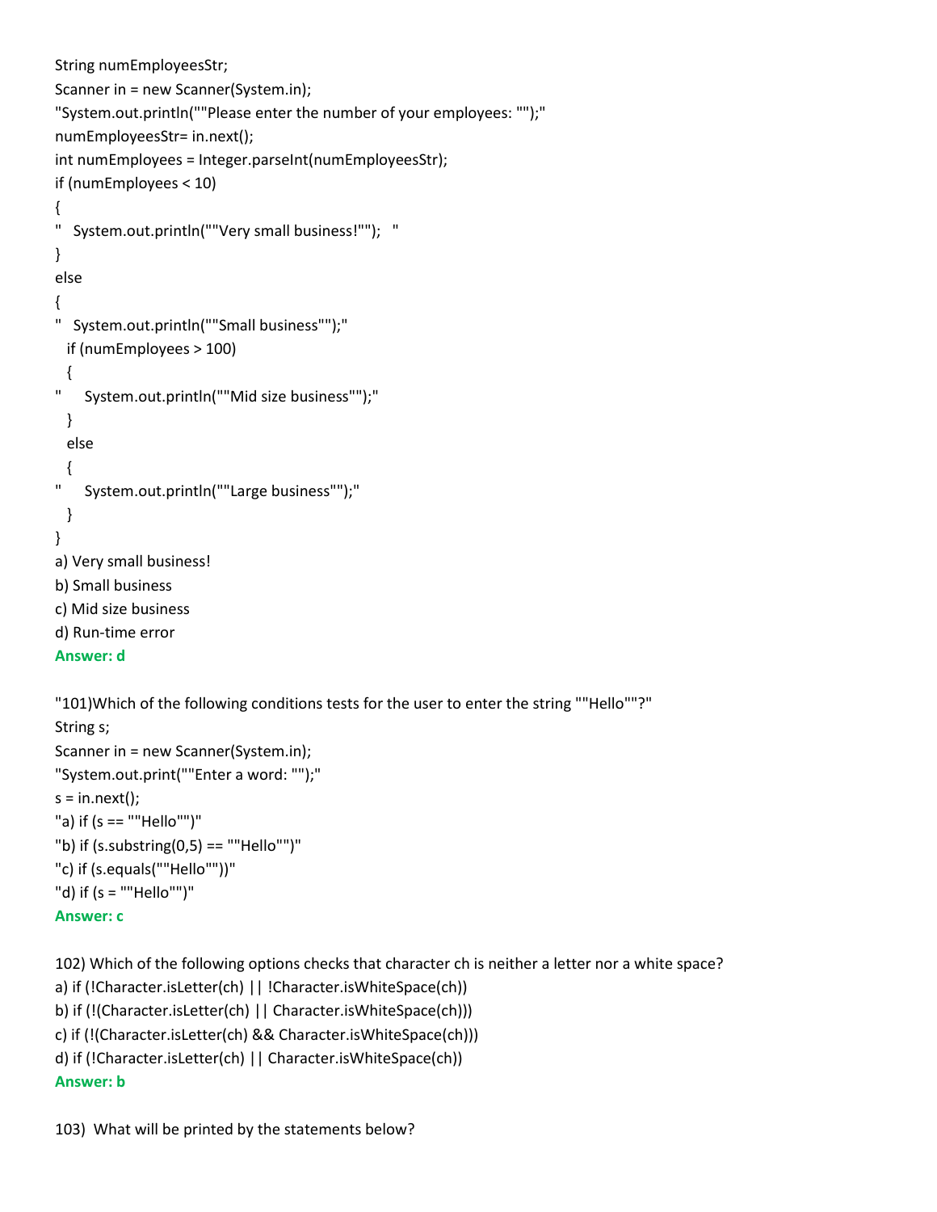```
String numEmployeesStr;
Scanner in = new Scanner(System.in);
"System.out.println(""Please enter the number of your employees: "");"
numEmployeesStr= in.next();
int numEmployees = Integer.parseInt(numEmployeesStr);
if (numEmployees < 10)
{
"   System.out.println(""Very small business!"");   "
}
else
{
"   System.out.println(""Small business"");"
   if (numEmployees > 100)
   {
"      System.out.println(""Mid size business"");"
   }
   else
   {
"      System.out.println(""Large business"");"
   }
}
```

a) Very small business!
b) Small business
c) Mid size business
d) Run-time error

**Answer: d**

"101)Which of the following conditions tests for the user to enter the string ""Hello""?"

```
String s;
Scanner in = new Scanner(System.in);
"System.out.print(""Enter a word: "");"
s = in.next();
```

"a) if (s == ""Hello"")"
"b) if (s.substring(0,5) == ""Hello"")"
"c) if (s.equals(""Hello""))"
"d) if (s = ""Hello"")"

**Answer: c**

102) Which of the following options checks that character ch is neither a letter nor a white space?

a) if (!Character.isLetter(ch) || !Character.isWhiteSpace(ch))
b) if (!(Character.isLetter(ch) || Character.isWhiteSpace(ch)))
c) if (!(Character.isLetter(ch) && Character.isWhiteSpace(ch)))
d) if (!Character.isLetter(ch) || Character.isWhiteSpace(ch))

**Answer: b**

103) What will be printed by the statements below?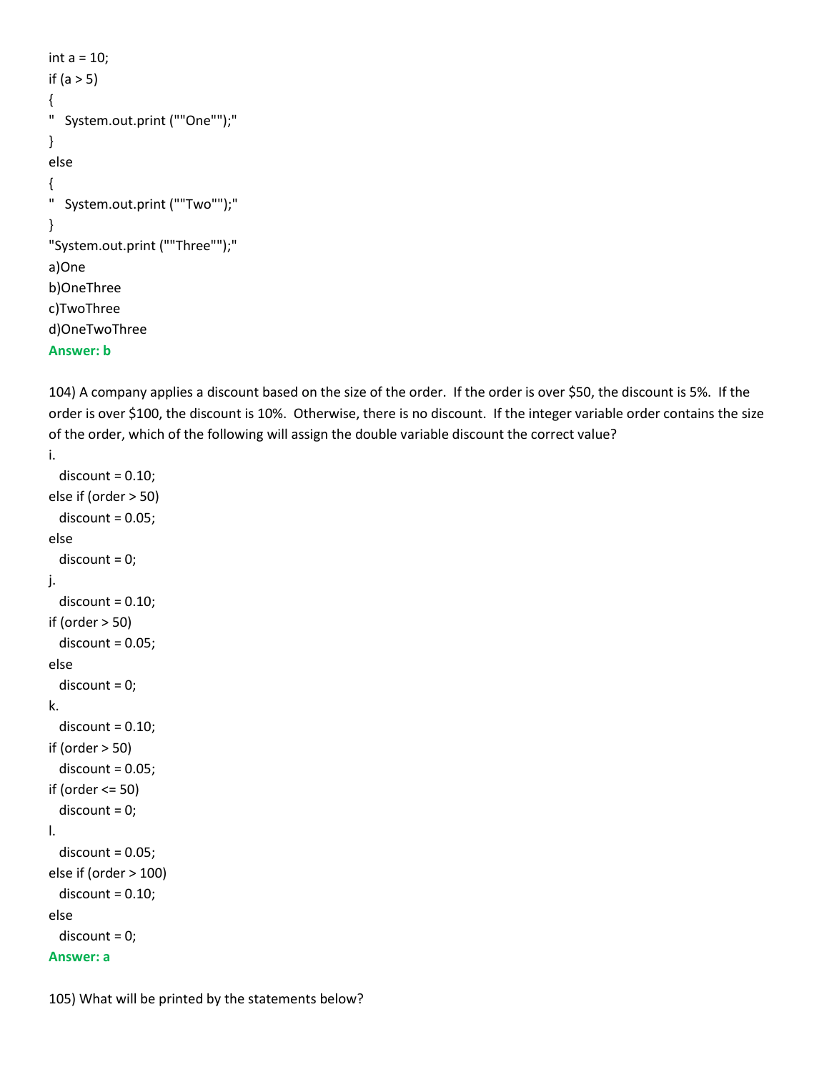int a = 10;
if (a > 5)
{
"   System.out.print (""One"");"
}
else
{
"   System.out.print (""Two"");"
}
"System.out.print (""Three"");"

a)One
b)OneThree
c)TwoThree
d)OneTwoThree

**Answer: b**

104) A company applies a discount based on the size of the order. If the order is over $50, the discount is 5%. If the order is over $100, the discount is 10%. Otherwise, there is no discount. If the integer variable order contains the size of the order, which of the following will assign the double variable discount the correct value?

i.
```
  discount = 0.10;
else if (order > 50)
  discount = 0.05;
else
  discount = 0;
```
j.
```
  discount = 0.10;
if (order > 50)
  discount = 0.05;
else
  discount = 0;
```
k.
```
  discount = 0.10;
if (order > 50)
  discount = 0.05;
if (order <= 50)
  discount = 0;
```
l.
```
  discount = 0.05;
else if (order > 100)
  discount = 0.10;
else
  discount = 0;
```

**Answer: a**

105) What will be printed by the statements below?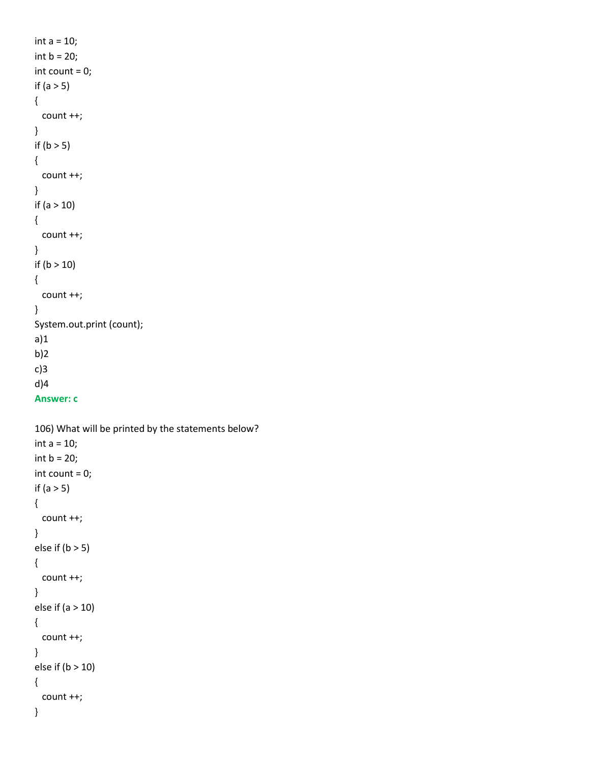```
int a = 10;
int b = 20;
int count = 0;
if (a > 5)
{
  count ++;
}
if (b > 5)
{
  count ++;
}
if (a > 10)
{
  count ++;
}
if (b > 10)
{
  count ++;
}
System.out.print (count);
```

a)1

b)2

c)3

d)4

**Answer: c**

106) What will be printed by the statements below?

```
int a = 10;
int b = 20;
int count = 0;
if (a > 5)
{
  count ++;
}
else if (b > 5)
{
  count ++;
}
else if (a > 10)
{
  count ++;
}
else if (b > 10)
{
  count ++;
}
```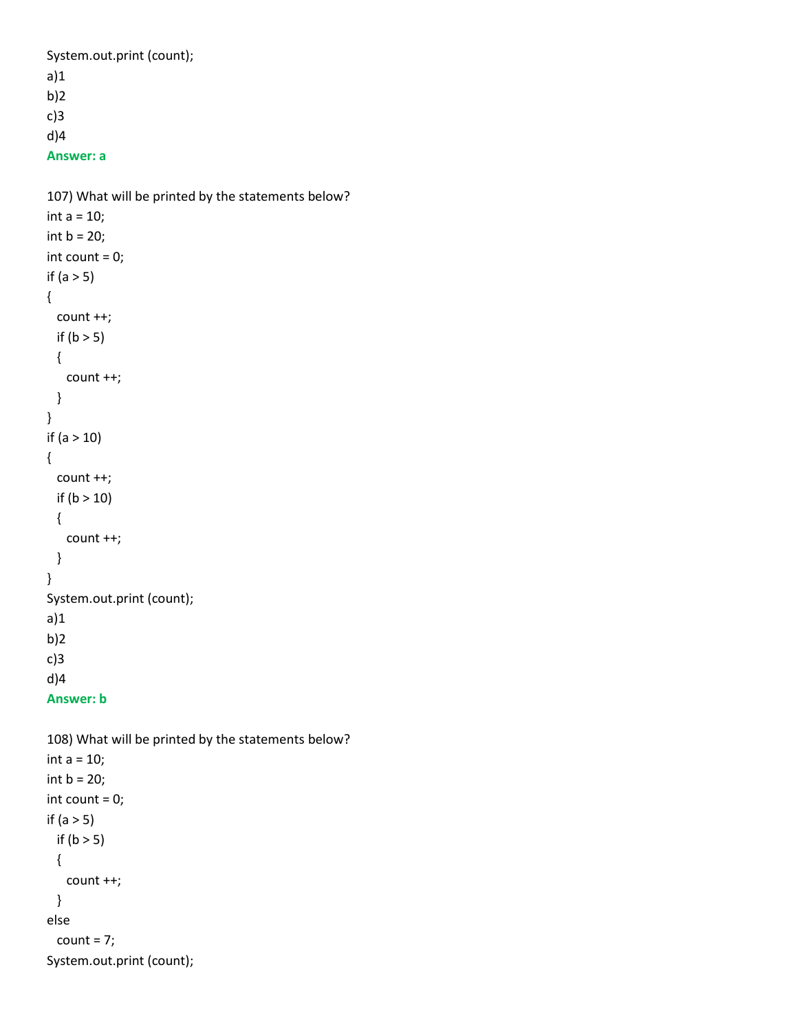```
System.out.print (count);
```

a)1
b)2
c)3
d)4

**Answer: a**

107) What will be printed by the statements below?

```
int a = 10;
int b = 20;
int count = 0;
if (a > 5)
{
  count ++;
  if (b > 5)
  {
    count ++;
  }
}
if (a > 10)
{
  count ++;
  if (b > 10)
  {
    count ++;
  }
}
System.out.print (count);
```

a)1
b)2
c)3
d)4

**Answer: b**

108) What will be printed by the statements below?

```
int a = 10;
int b = 20;
int count = 0;
if (a > 5)
  if (b > 5)
  {
    count ++;
  }
else
  count = 7;
System.out.print (count);
```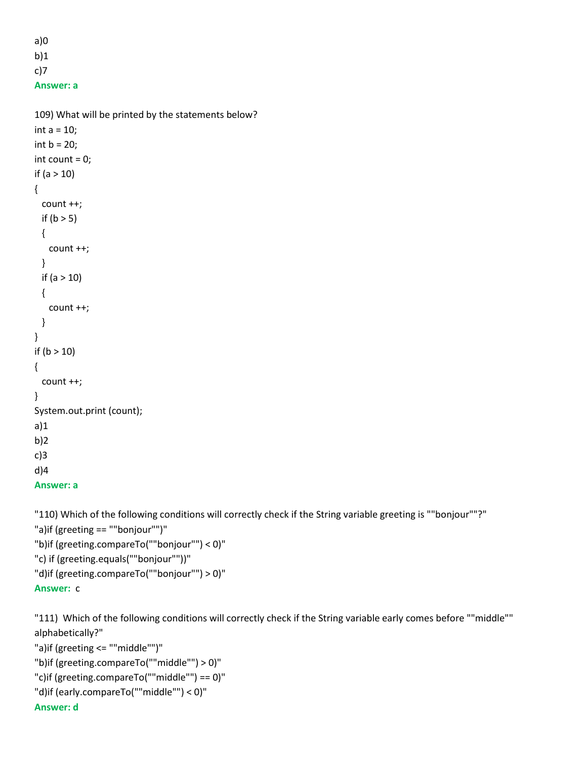a)0
b)1
c)7
**Answer: a**

109) What will be printed by the statements below?

```
int a = 10;
int b = 20;
int count = 0;
if (a > 10)
{
  count ++;
  if (b > 5)
  {
    count ++;
  }
  if (a > 10)
  {
    count ++;
  }
}
if (b > 10)
{
  count ++;
}
System.out.print (count);
```

a)1
b)2
c)3
d)4
**Answer: a**

"110) Which of the following conditions will correctly check if the String variable greeting is ""bonjour""?"
"a)if (greeting == ""bonjour"")"
"b)if (greeting.compareTo(""bonjour"") < 0)"
"c) if (greeting.equals(""bonjour""))"
"d)if (greeting.compareTo(""bonjour"") > 0)"
**Answer:** c

"111)  Which of the following conditions will correctly check if the String variable early comes before ""middle"" alphabetically?"
"a)if (greeting <= ""middle"")"
"b)if (greeting.compareTo(""middle"") > 0)"
"c)if (greeting.compareTo(""middle"") == 0)"
"d)if (early.compareTo(""middle"") < 0)"
**Answer: d**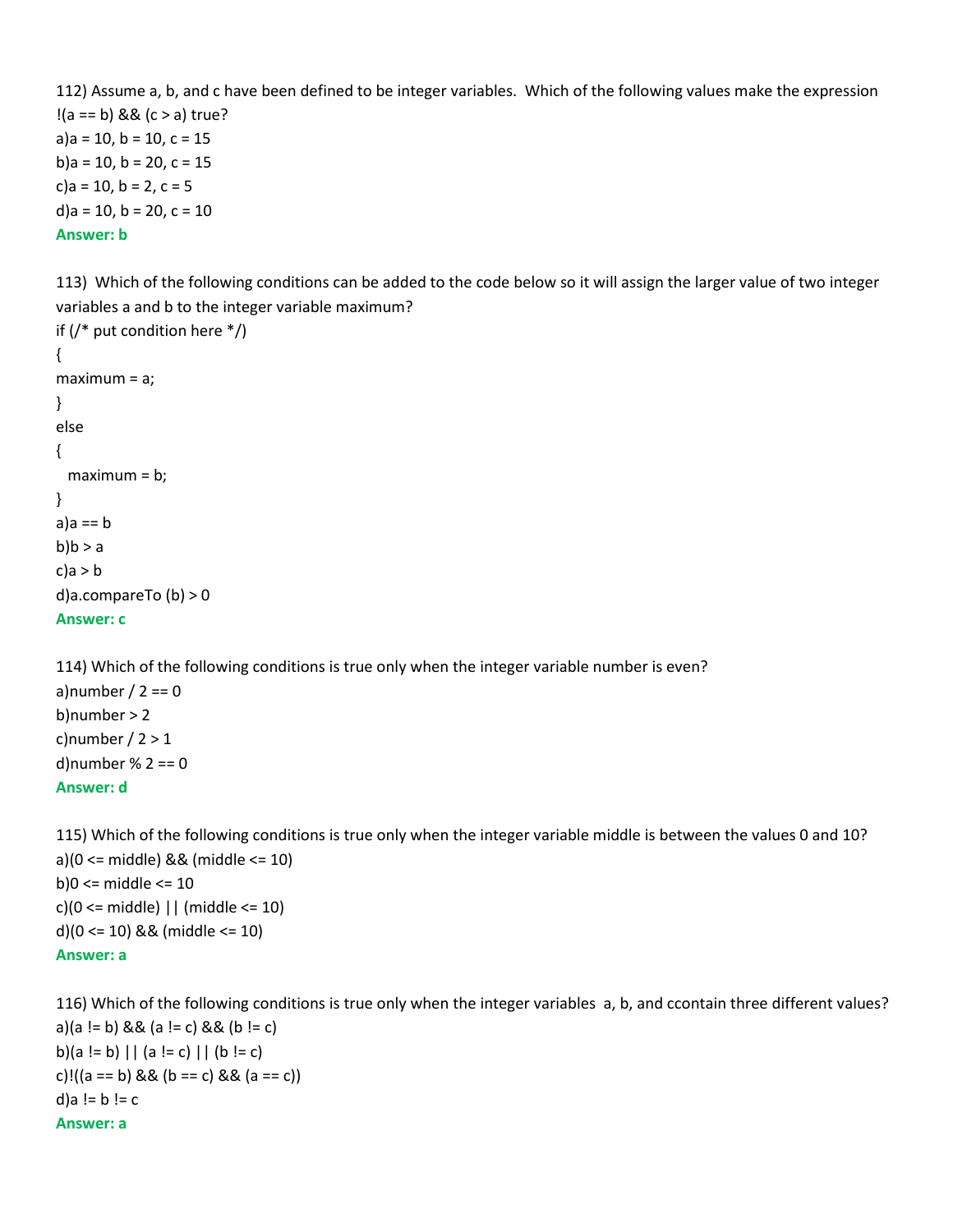112) Assume a, b, and c have been defined to be integer variables. Which of the following values make the expression !(a == b) && (c > a) true?

a)a = 10, b = 10, c = 15

b)a = 10, b = 20, c = 15

c)a = 10, b = 2, c = 5

d)a = 10, b = 20, c = 10

**Answer: b**

113) Which of the following conditions can be added to the code below so it will assign the larger value of two integer variables a and b to the integer variable maximum?

```
if (/* put condition here */)
{
maximum = a;
}
else
{
  maximum = b;
}
```

a)a == b

b)b > a

c)a > b

d)a.compareTo (b) > 0

**Answer: c**

114) Which of the following conditions is true only when the integer variable number is even?

a)number / 2 == 0

b)number > 2

c)number / 2 > 1

d)number % 2 == 0

**Answer: d**

115) Which of the following conditions is true only when the integer variable middle is between the values 0 and 10?

a)(0 <= middle) && (middle <= 10)

b)0 <= middle <= 10

c)(0 <= middle) || (middle <= 10)

d)(0 <= 10) && (middle <= 10)

**Answer: a**

116) Which of the following conditions is true only when the integer variables a, b, and ccontain three different values?

a)(a != b) && (a != c) && (b != c)

b)(a != b) || (a != c) || (b != c)

c)!((a == b) && (b == c) && (a == c))

d)a != b != c

**Answer: a**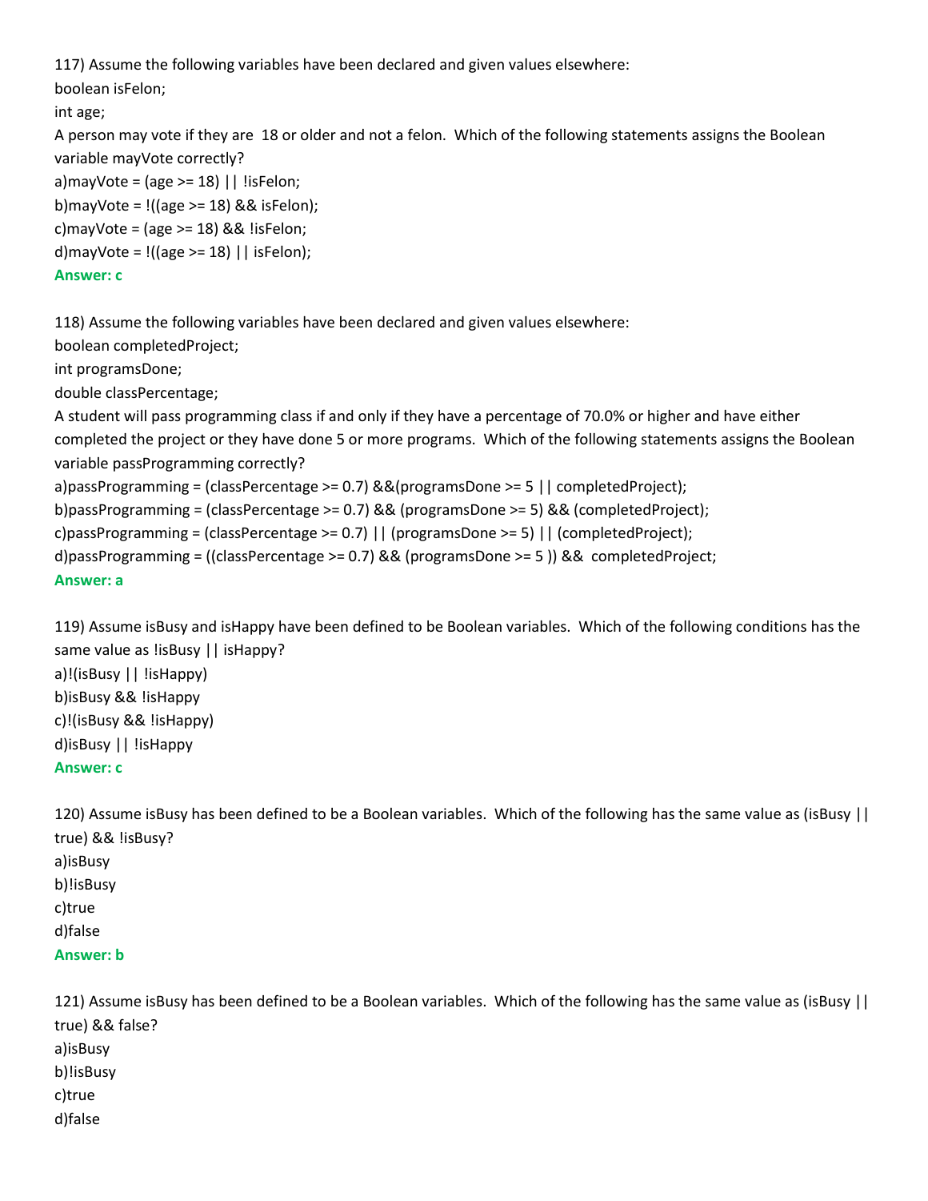117) Assume the following variables have been declared and given values elsewhere:

boolean isFelon;

int age;

A person may vote if they are 18 or older and not a felon. Which of the following statements assigns the Boolean variable mayVote correctly?

a)mayVote = (age >= 18) || !isFelon;

b)mayVote = !((age >= 18) && isFelon);

c)mayVote = (age >= 18) && !isFelon;

d)mayVote = !((age >= 18) || isFelon);

**Answer: c**

118) Assume the following variables have been declared and given values elsewhere:

boolean completedProject;

int programsDone;

double classPercentage;

A student will pass programming class if and only if they have a percentage of 70.0% or higher and have either completed the project or they have done 5 or more programs. Which of the following statements assigns the Boolean variable passProgramming correctly?

a)passProgramming = (classPercentage >= 0.7) &&(programsDone >= 5 || completedProject);

b)passProgramming = (classPercentage >= 0.7) && (programsDone >= 5) && (completedProject);

c)passProgramming = (classPercentage >= 0.7) || (programsDone >= 5) || (completedProject);

d)passProgramming = ((classPercentage >= 0.7) && (programsDone >= 5 )) && completedProject;

**Answer: a**

119) Assume isBusy and isHappy have been defined to be Boolean variables. Which of the following conditions has the same value as !isBusy || isHappy?

a)!(isBusy || !isHappy)

b)isBusy && !isHappy

c)!(isBusy && !isHappy)

d)isBusy || !isHappy

**Answer: c**

120) Assume isBusy has been defined to be a Boolean variables. Which of the following has the same value as (isBusy || true) && !isBusy?

a)isBusy

b)!isBusy

c)true

d)false

**Answer: b**

121) Assume isBusy has been defined to be a Boolean variables. Which of the following has the same value as (isBusy || true) && false?

a)isBusy

b)!isBusy

c)true

d)false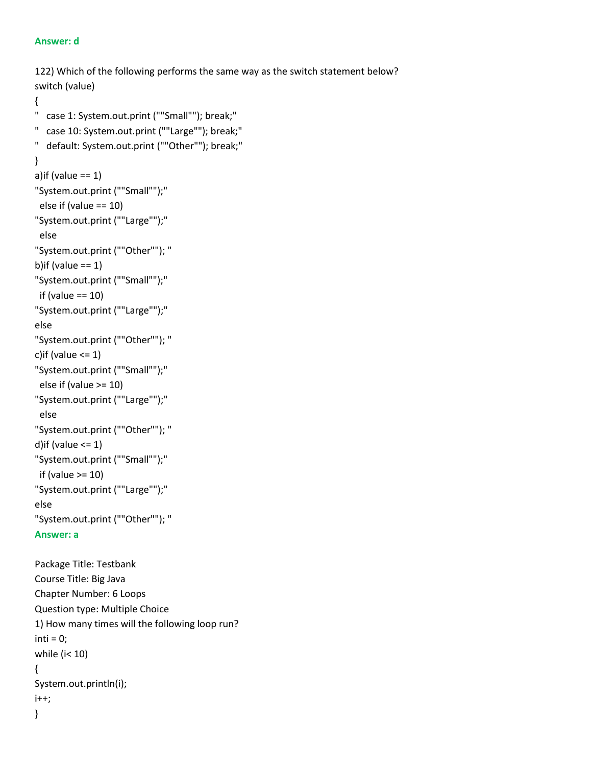**Answer: d**

122) Which of the following performs the same way as the switch statement below?

switch (value)

{

"   case 1: System.out.print (""Small""); break;"

"   case 10: System.out.print (""Large""); break;"

"   default: System.out.print (""Other""); break;"

}

a)if (value == 1)

"System.out.print (""Small"");"

  else if (value == 10)

"System.out.print (""Large"");"

  else

"System.out.print (""Other""); "

b)if (value == 1)

"System.out.print (""Small"");"

  if (value == 10)

"System.out.print (""Large"");"

else

"System.out.print (""Other""); "

c)if (value <= 1)

"System.out.print (""Small"");"

  else if (value >= 10)

"System.out.print (""Large"");"

  else

"System.out.print (""Other""); "

d)if (value <= 1)

"System.out.print (""Small"");"

  if (value >= 10)

"System.out.print (""Large"");"

else

"System.out.print (""Other""); "

**Answer: a**

Package Title: Testbank

Course Title: Big Java

Chapter Number: 6 Loops

Question type: Multiple Choice

1) How many times will the following loop run?

inti = 0;

while (i< 10)

{

System.out.println(i);

i++;

}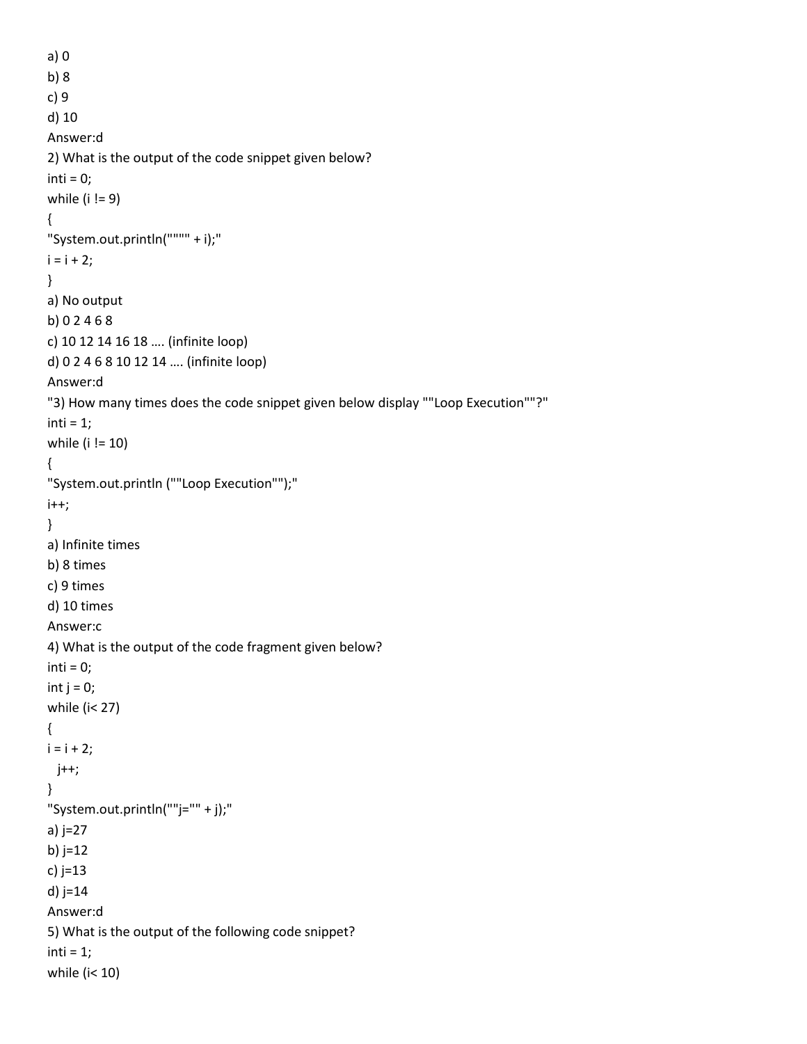a) 0
b) 8
c) 9
d) 10
Answer:d
2) What is the output of the code snippet given below?
```
inti = 0;
while (i != 9)
{
"System.out.println("""" + i);"
i = i + 2;
}
```
a) No output
b) 0 2 4 6 8
c) 10 12 14 16 18 .... (infinite loop)
d) 0 2 4 6 8 10 12 14 .... (infinite loop)
Answer:d
"3) How many times does the code snippet given below display ""Loop Execution""?"
```
inti = 1;
while (i != 10)
{
"System.out.println (""Loop Execution"");"
i++;
}
```
a) Infinite times
b) 8 times
c) 9 times
d) 10 times
Answer:c
4) What is the output of the code fragment given below?
```
inti = 0;
int j = 0;
while (i< 27)
{
i = i + 2;
  j++;
}
"System.out.println(""j="" + j);"
```
a) j=27
b) j=12
c) j=13
d) j=14
Answer:d
5) What is the output of the following code snippet?
```
inti = 1;
while (i< 10)
```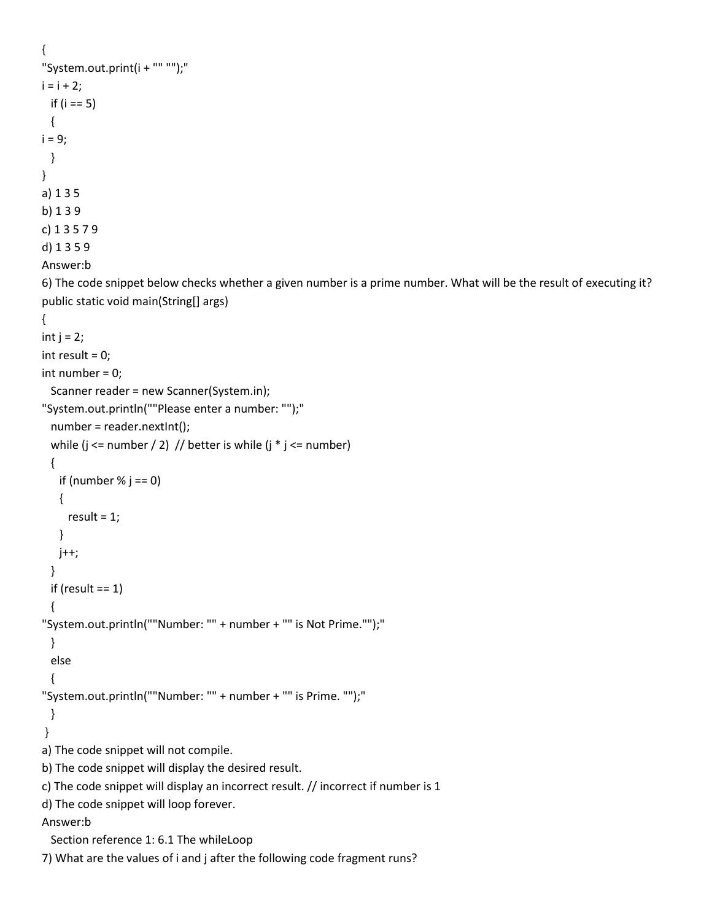```
{
"System.out.print(i + "" "");"
i = i + 2;
  if (i == 5)
  {
i = 9;
  }
}
```

a) 1 3 5

b) 1 3 9

c) 1 3 5 7 9

d) 1 3 5 9

Answer:b

6) The code snippet below checks whether a given number is a prime number. What will be the result of executing it?

```
public static void main(String[] args)
{
int j = 2;
int result = 0;
int number = 0;
  Scanner reader = new Scanner(System.in);
"System.out.println(""Please enter a number: "");"
  number = reader.nextInt();
  while (j <= number / 2)  // better is while (j * j <= number)
  {
    if (number % j == 0)
    {
      result = 1;
    }
    j++;
  }
  if (result == 1)
  {
"System.out.println(""Number: "" + number + "" is Not Prime."");"
  }
  else
  {
"System.out.println(""Number: "" + number + "" is Prime. "");"
  }
 }
```

a) The code snippet will not compile.

b) The code snippet will display the desired result.

c) The code snippet will display an incorrect result. // incorrect if number is 1

d) The code snippet will loop forever.

Answer:b

Section reference 1: 6.1 The whileLoop

7) What are the values of i and j after the following code fragment runs?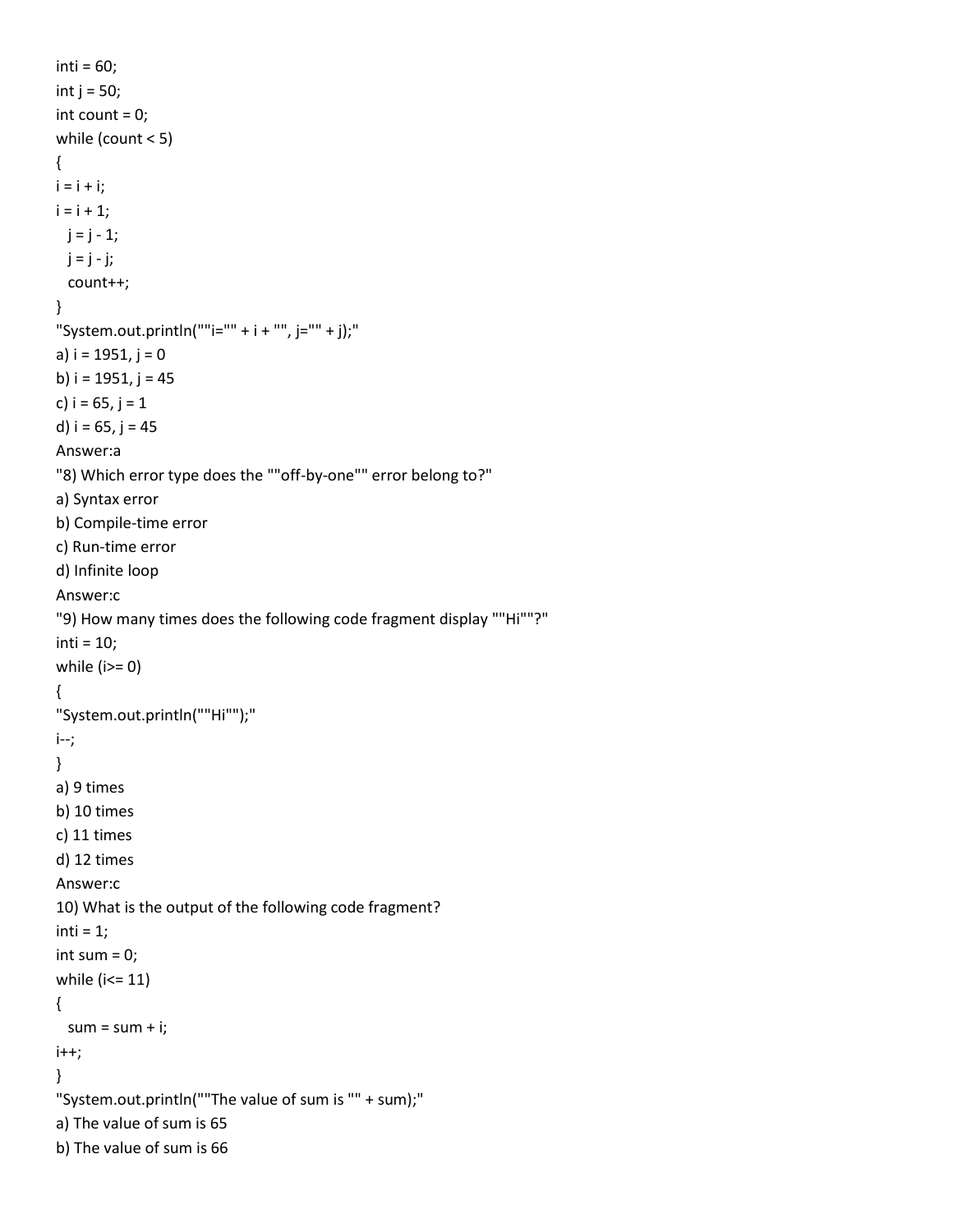```
inti = 60;
int j = 50;
int count = 0;
while (count < 5)
{
i = i + i;
i = i + 1;
  j = j - 1;
  j = j - j;
  count++;
}
"System.out.println(""i="" + i + "", j="" + j);"
```

a) i = 1951, j = 0

b) i = 1951, j = 45

c) i = 65, j = 1

d) i = 65, j = 45

Answer:a

"8) Which error type does the ""off-by-one"" error belong to?"

a) Syntax error

b) Compile-time error

c) Run-time error

d) Infinite loop

Answer:c

"9) How many times does the following code fragment display ""Hi""?"

```
inti = 10;
while (i>= 0)
{
"System.out.println(""Hi"");"
i--;
}
```

a) 9 times

b) 10 times

c) 11 times

d) 12 times

Answer:c

10) What is the output of the following code fragment?

```
inti = 1;
int sum = 0;
while (i<= 11)
{
  sum = sum + i;
i++;
}
"System.out.println(""The value of sum is "" + sum);"
```

a) The value of sum is 65

b) The value of sum is 66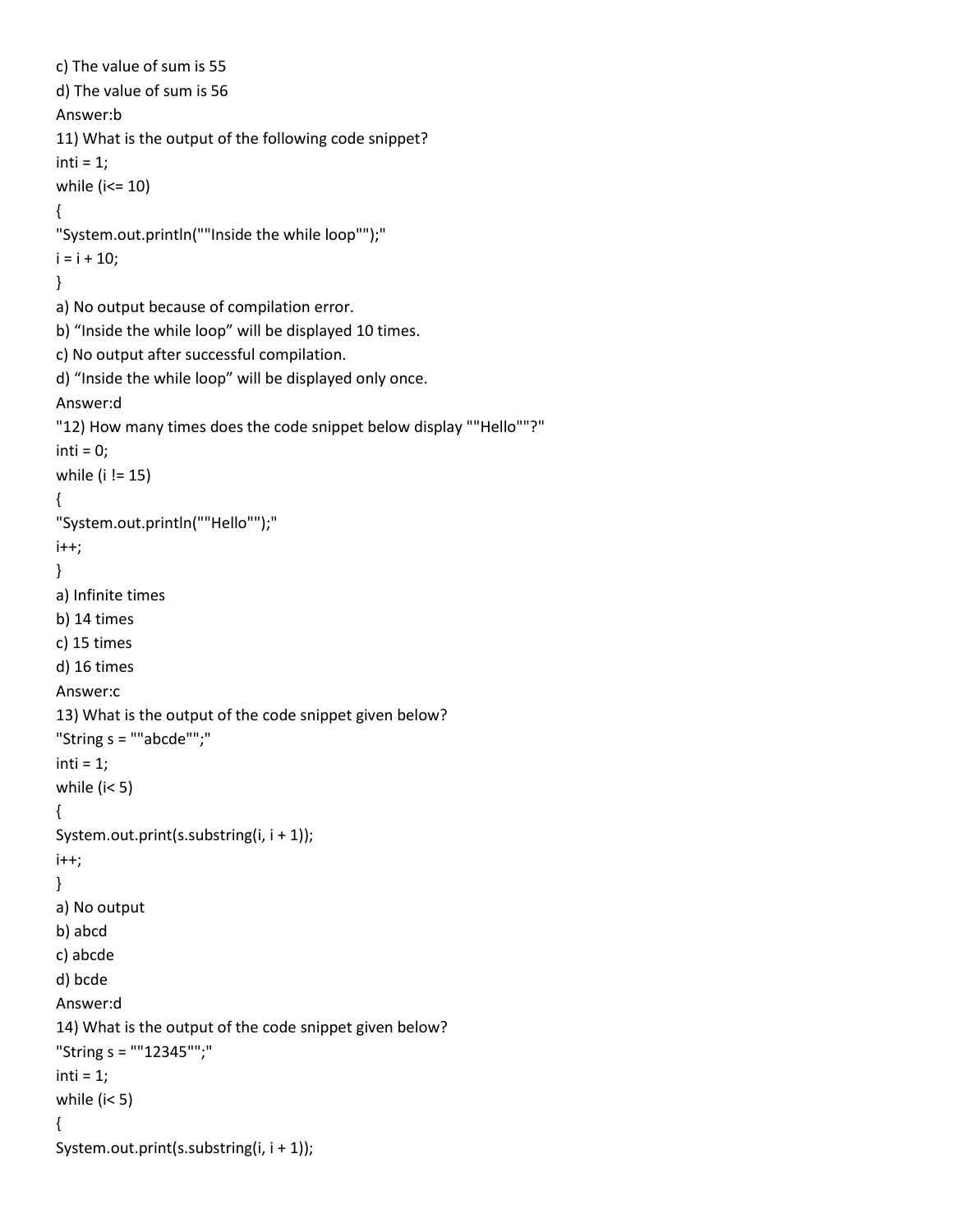c) The value of sum is 55

d) The value of sum is 56

Answer:b

11) What is the output of the following code snippet?

```
inti = 1;
while (i<= 10)
{
"System.out.println(""Inside the while loop"");"
i = i + 10;
}
```

a) No output because of compilation error.

b) “Inside the while loop” will be displayed 10 times.

c) No output after successful compilation.

d) “Inside the while loop” will be displayed only once.

Answer:d

"12) How many times does the code snippet below display ""Hello""?"

```
inti = 0;
while (i != 15)
{
"System.out.println(""Hello"");"
i++;
}
```

a) Infinite times

b) 14 times

c) 15 times

d) 16 times

Answer:c

13) What is the output of the code snippet given below?

```
"String s = ""abcde"";"
inti = 1;
while (i< 5)
{
System.out.print(s.substring(i, i + 1));
i++;
}
```

a) No output

b) abcd

c) abcde

d) bcde

Answer:d

14) What is the output of the code snippet given below?

```
"String s = ""12345"";"
inti = 1;
while (i< 5)
{
System.out.print(s.substring(i, i + 1));
```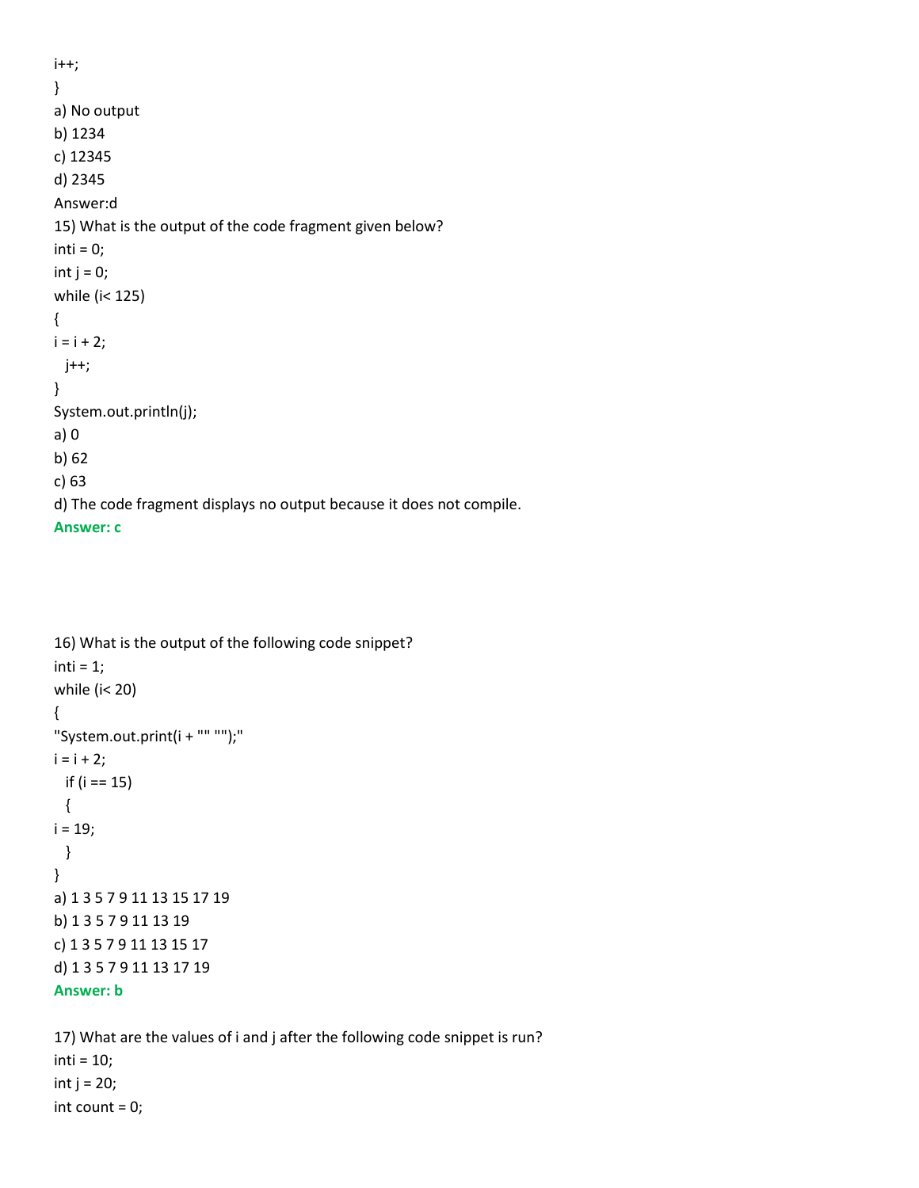i++;

}

a) No output

b) 1234

c) 12345

d) 2345

Answer:d

15) What is the output of the code fragment given below?

inti = 0;

int j = 0;

while (i< 125)

{

i = i + 2;

 j++;

}

System.out.println(j);

a) 0

b) 62

c) 63

d) The code fragment displays no output because it does not compile.

**Answer: c**

16) What is the output of the following code snippet?

inti = 1;

while (i< 20)

{

"System.out.print(i + "" "");"

i = i + 2;

 if (i == 15)

 {

i = 19;

 }

}

a) 1 3 5 7 9 11 13 15 17 19

b) 1 3 5 7 9 11 13 19

c) 1 3 5 7 9 11 13 15 17

d) 1 3 5 7 9 11 13 17 19

**Answer: b**

17) What are the values of i and j after the following code snippet is run?

inti = 10;

int j = 20;

int count = 0;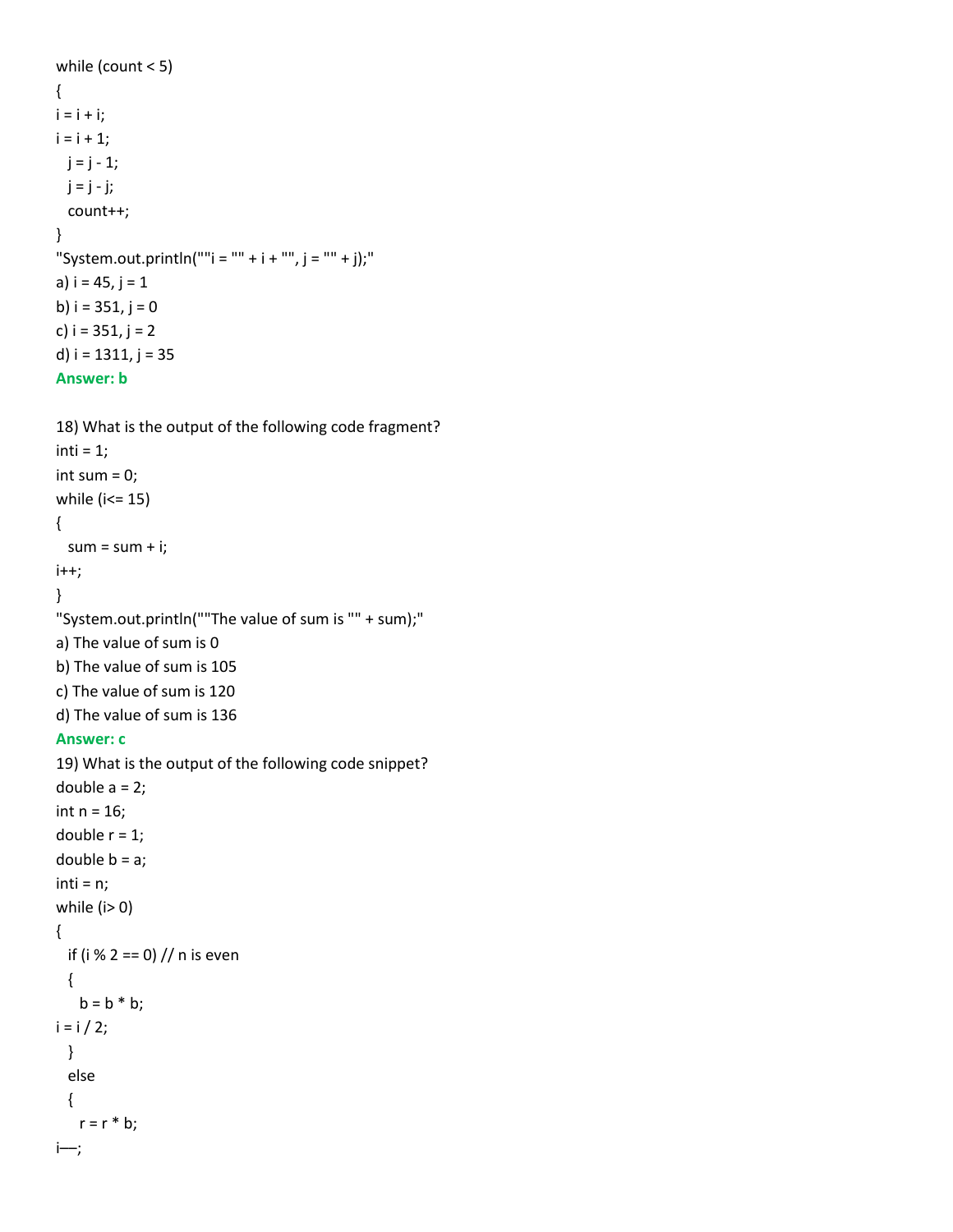```
while (count < 5)
{
i = i + i;
i = i + 1;
  j = j - 1;
  j = j - j;
  count++;
}
"System.out.println(""i = "" + i + "", j = "" + j);"
```

a) i = 45, j = 1

b) i = 351, j = 0

c) i = 351, j = 2

d) i = 1311, j = 35

**Answer: b**

18) What is the output of the following code fragment?

```
inti = 1;
int sum = 0;
while (i<= 15)
{
  sum = sum + i;
i++;
}
"System.out.println(""The value of sum is "" + sum);"
```

a) The value of sum is 0

b) The value of sum is 105

c) The value of sum is 120

d) The value of sum is 136

**Answer: c**

19) What is the output of the following code snippet?

```
double a = 2;
int n = 16;
double r = 1;
double b = a;
inti = n;
while (i> 0)
{
  if (i % 2 == 0) // n is even
  {
    b = b * b;
i = i / 2;
  }
  else
  {
    r = r * b;
i—;
```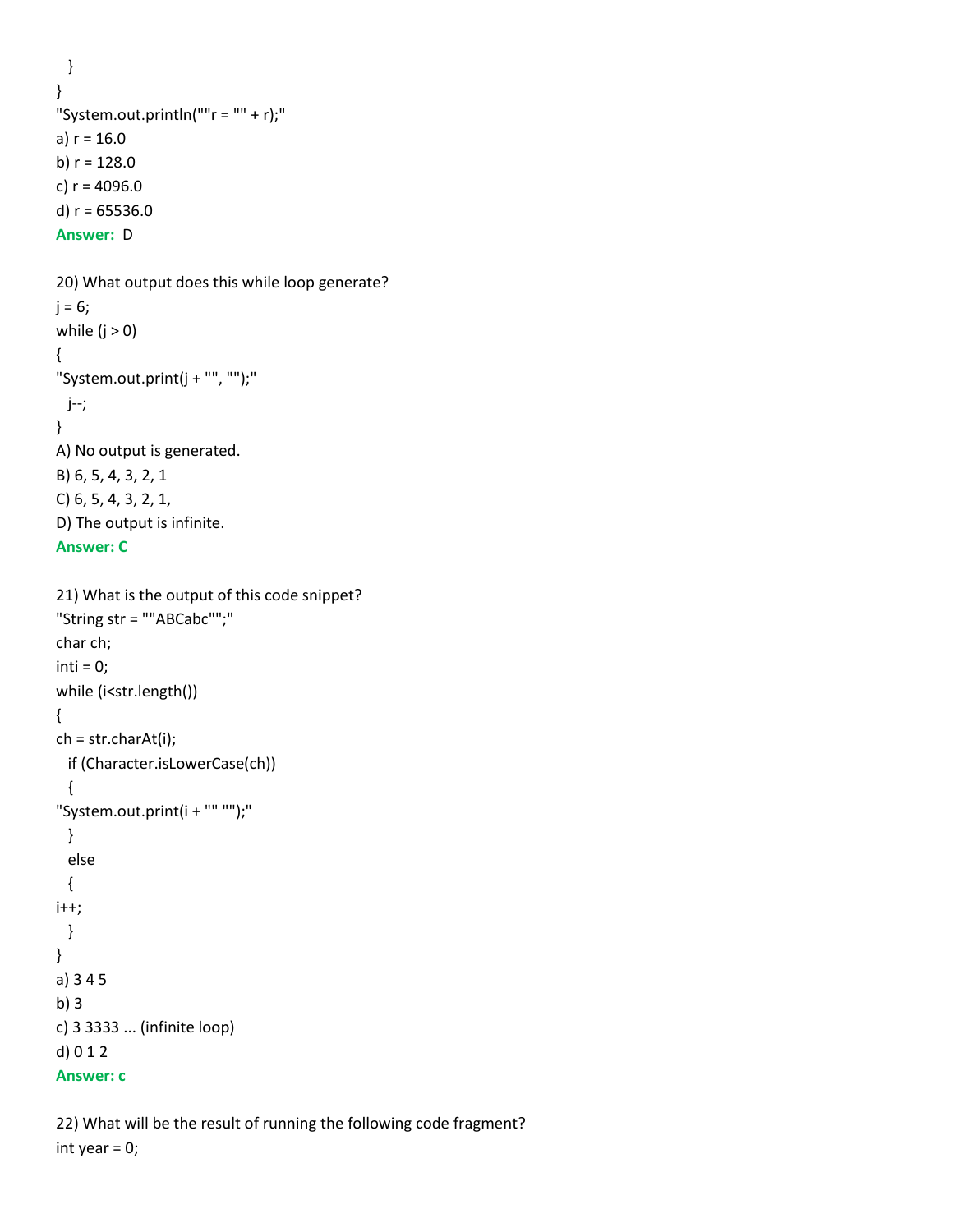```
  }
}
"System.out.println(""r = "" + r);"
```

a) r = 16.0
b) r = 128.0
c) r = 4096.0
d) r = 65536.0

**Answer:** D

20) What output does this while loop generate?

```
j = 6;
while (j > 0)
{
"System.out.print(j + "", "");"
  j--;
}
```

A) No output is generated.
B) 6, 5, 4, 3, 2, 1
C) 6, 5, 4, 3, 2, 1,
D) The output is infinite.

**Answer: C**

21) What is the output of this code snippet?

```
"String str = ""ABCabc"";"
char ch;
inti = 0;
while (i<str.length())
{
ch = str.charAt(i);
  if (Character.isLowerCase(ch))
  {
"System.out.print(i + "" "");"
  }
  else
  {
i++;
  }
}
```

a) 3 4 5
b) 3
c) 3 3333 ... (infinite loop)
d) 0 1 2

**Answer: c**

22) What will be the result of running the following code fragment?

```
int year = 0;
```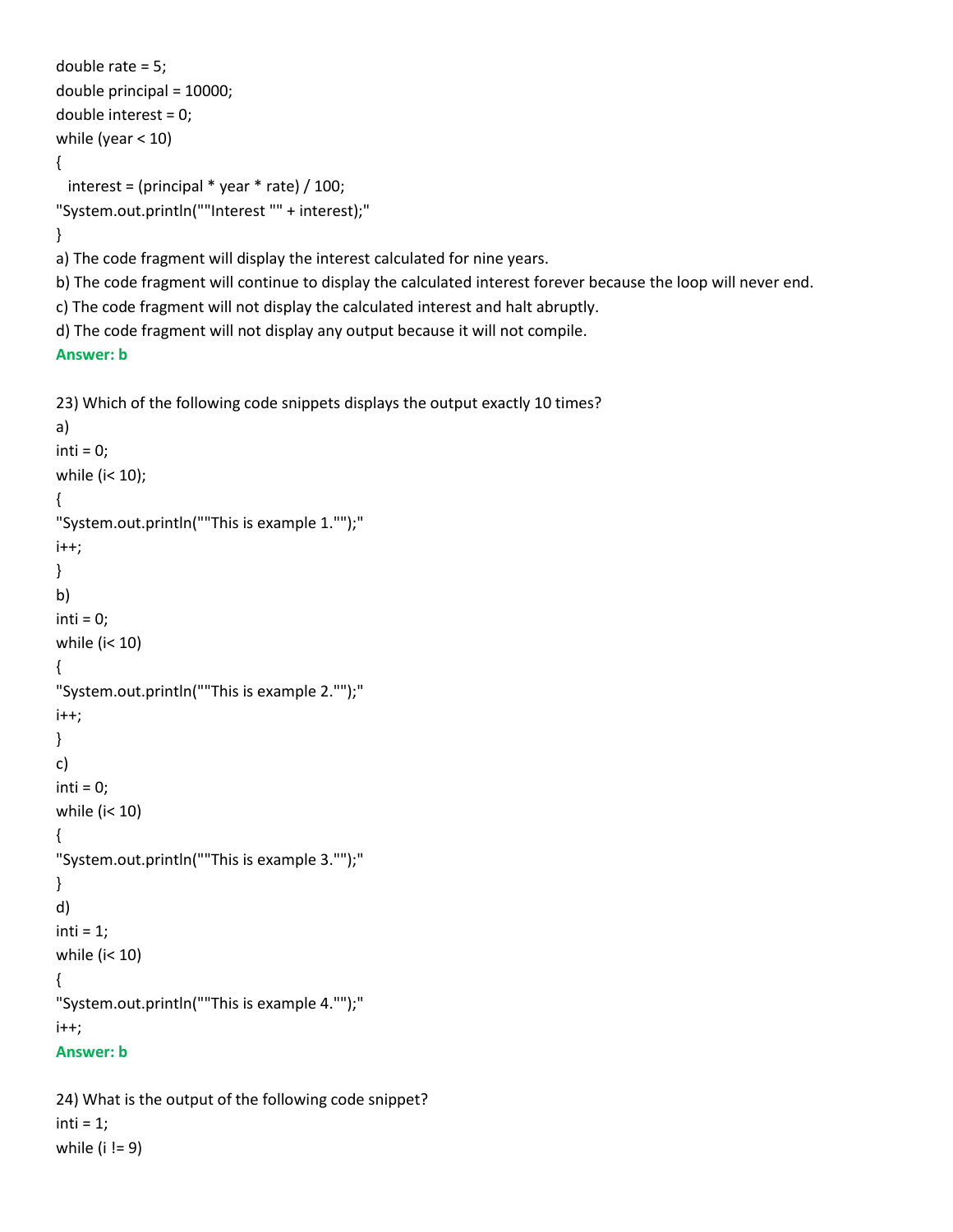```
double rate = 5;
double principal = 10000;
double interest = 0;
while (year < 10)
{
  interest = (principal * year * rate) / 100;
"System.out.println(""Interest "" + interest);"
}
```

a) The code fragment will display the interest calculated for nine years.

b) The code fragment will continue to display the calculated interest forever because the loop will never end.

c) The code fragment will not display the calculated interest and halt abruptly.

d) The code fragment will not display any output because it will not compile.

**Answer: b**

23) Which of the following code snippets displays the output exactly 10 times?

a)

```
inti = 0;
while (i< 10);
{
"System.out.println(""This is example 1."");"
i++;
}
```

b)

```
inti = 0;
while (i< 10)
{
"System.out.println(""This is example 2."");"
i++;
}
```

c)

```
inti = 0;
while (i< 10)
{
"System.out.println(""This is example 3."");"
}
```

d)

```
inti = 1;
while (i< 10)
{
"System.out.println(""This is example 4."");"
i++;
```

**Answer: b**

24) What is the output of the following code snippet?

```
inti = 1;
while (i != 9)
```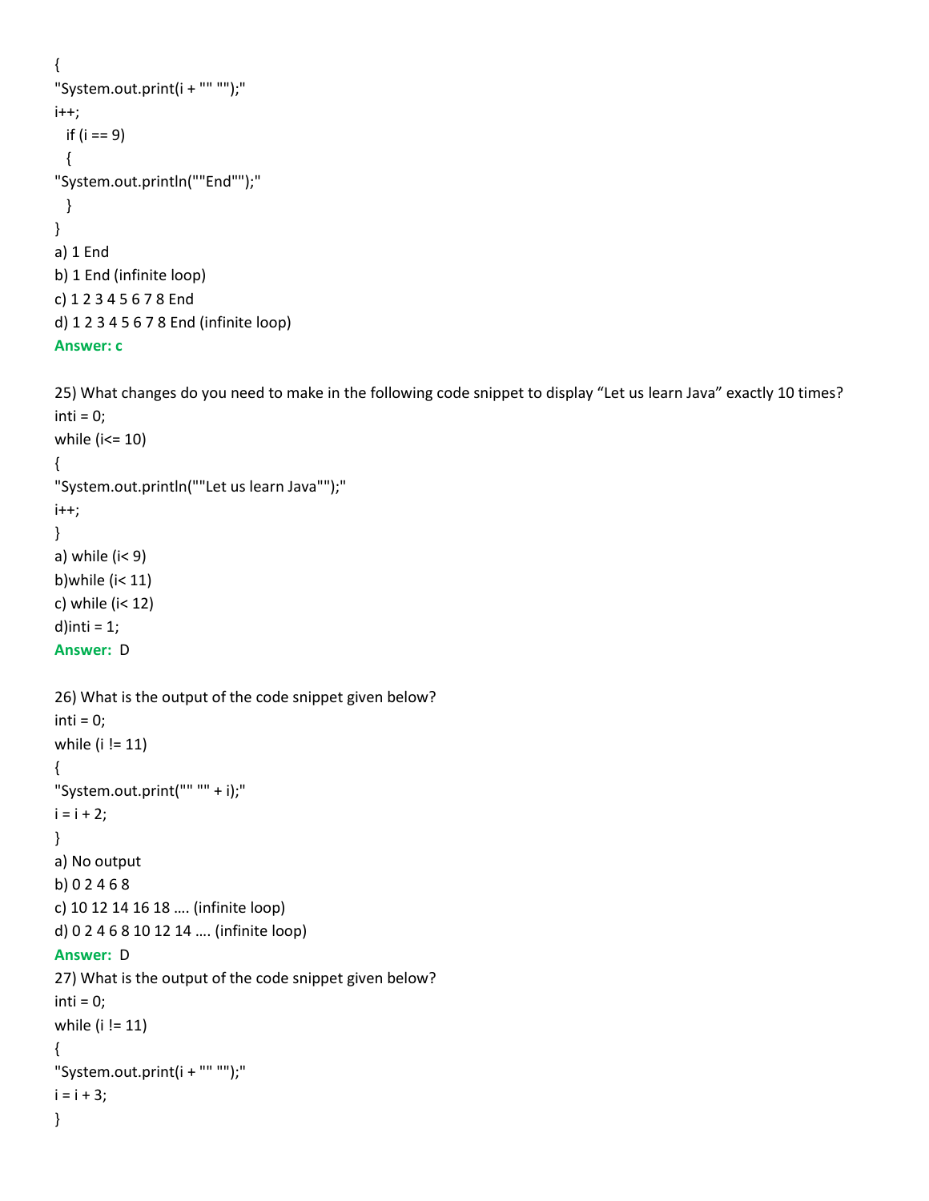```
{
"System.out.print(i + "" "");"
i++;
  if (i == 9)
  {
"System.out.println(""End"");"
  }
}
```

a) 1 End
b) 1 End (infinite loop)
c) 1 2 3 4 5 6 7 8 End
d) 1 2 3 4 5 6 7 8 End (infinite loop)

**Answer: c**

25) What changes do you need to make in the following code snippet to display "Let us learn Java" exactly 10 times?

```
inti = 0;
while (i<= 10)
{
"System.out.println(""Let us learn Java"");"
i++;
}
```

a) while (i< 9)
b)while (i< 11)
c) while (i< 12)
d)inti = 1;

**Answer:** D

26) What is the output of the code snippet given below?

```
inti = 0;
while (i != 11)
{
"System.out.print("" "" + i);"
i = i + 2;
}
```

a) No output
b) 0 2 4 6 8
c) 10 12 14 16 18 …. (infinite loop)
d) 0 2 4 6 8 10 12 14 …. (infinite loop)

**Answer:** D

27) What is the output of the code snippet given below?

```
inti = 0;
while (i != 11)
{
"System.out.print(i + "" "");"
i = i + 3;
}
```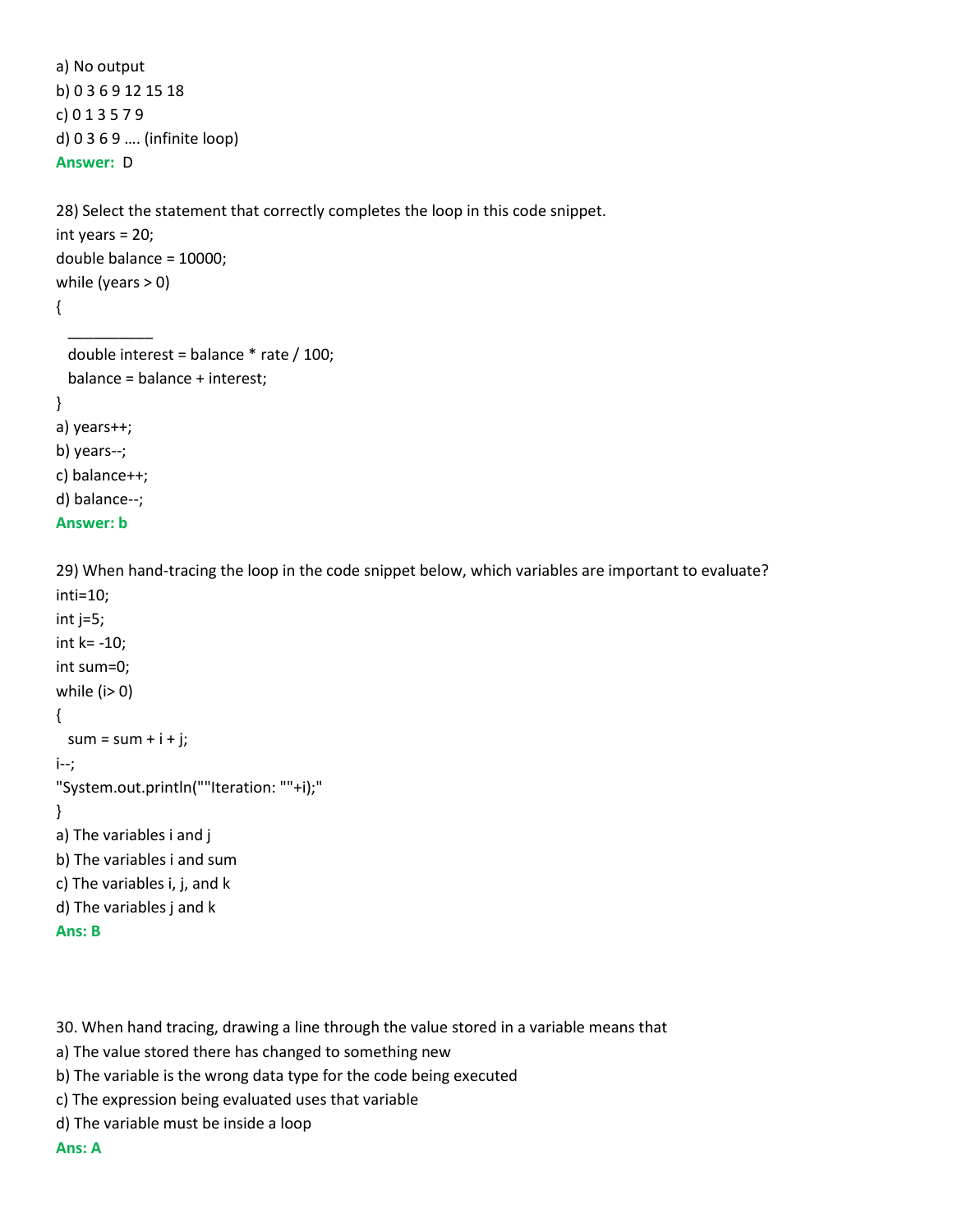a) No output

b) 0 3 6 9 12 15 18

c) 0 1 3 5 7 9

d) 0 3 6 9 …. (infinite loop)

**Answer:** D

28) Select the statement that correctly completes the loop in this code snippet.

```
int years = 20;
double balance = 10000;
while (years > 0)
{
  __________
  double interest = balance * rate / 100;
  balance = balance + interest;
}
```

a) years++;

b) years--;

c) balance++;

d) balance--;

**Answer: b**

29) When hand-tracing the loop in the code snippet below, which variables are important to evaluate?

```
inti=10;
int j=5;
int k= -10;
int sum=0;
while (i> 0)
{
  sum = sum + i + j;
i--;
"System.out.println(""Iteration: ""+i);"
}
```

a) The variables i and j

b) The variables i and sum

c) The variables i, j, and k

d) The variables j and k

**Ans: B**

30. When hand tracing, drawing a line through the value stored in a variable means that

a) The value stored there has changed to something new

b) The variable is the wrong data type for the code being executed

c) The expression being evaluated uses that variable

d) The variable must be inside a loop

**Ans: A**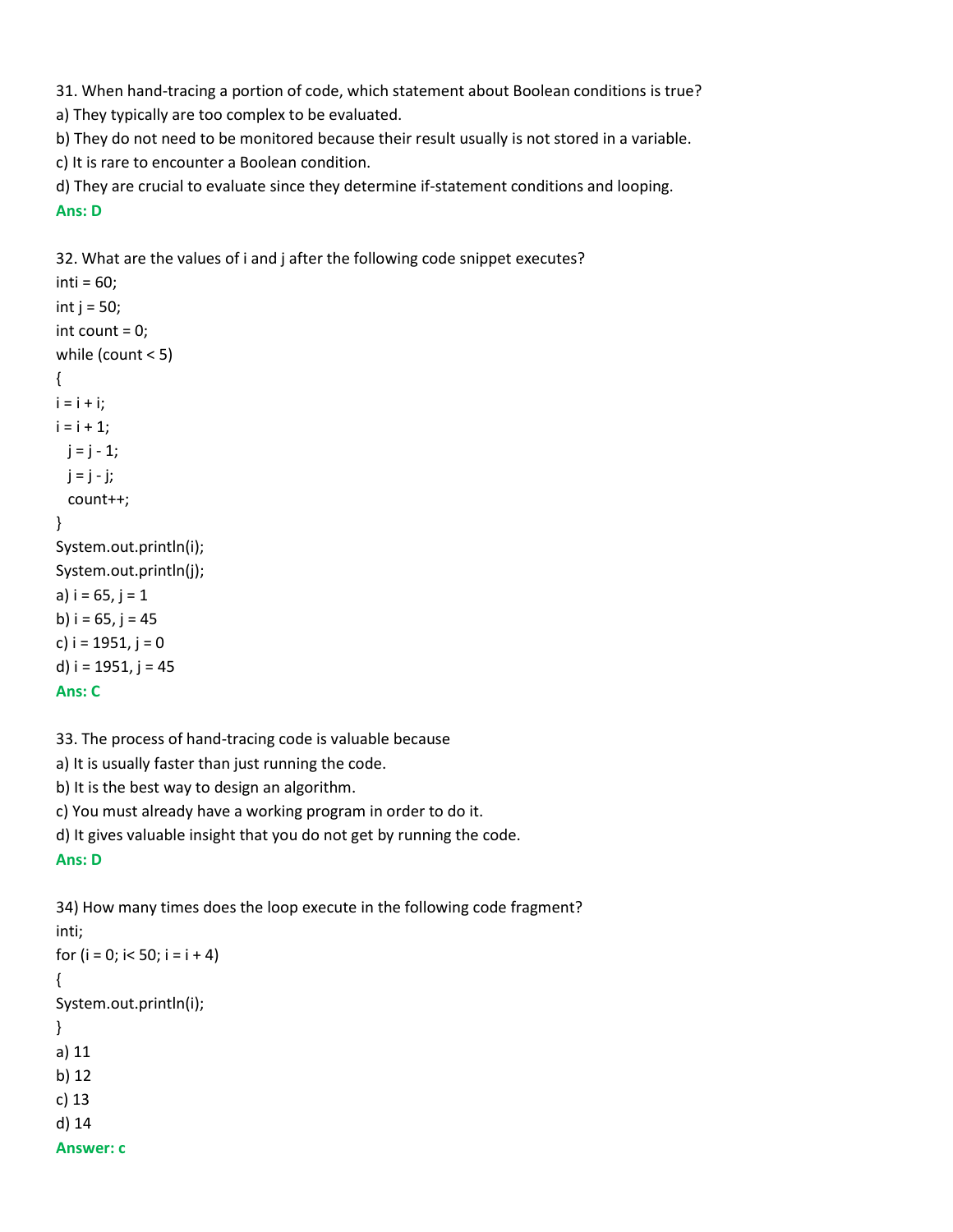31. When hand-tracing a portion of code, which statement about Boolean conditions is true?
a) They typically are too complex to be evaluated.
b) They do not need to be monitored because their result usually is not stored in a variable.
c) It is rare to encounter a Boolean condition.
d) They are crucial to evaluate since they determine if-statement conditions and looping.
**Ans: D**

32. What are the values of i and j after the following code snippet executes?

```
inti = 60;
int j = 50;
int count = 0;
while (count < 5)
{
i = i + i;
i = i + 1;
  j = j - 1;
  j = j - j;
  count++;
}
System.out.println(i);
System.out.println(j);
```

a) i = 65, j = 1
b) i = 65, j = 45
c) i = 1951, j = 0
d) i = 1951, j = 45
**Ans: C**

33. The process of hand-tracing code is valuable because
a) It is usually faster than just running the code.
b) It is the best way to design an algorithm.
c) You must already have a working program in order to do it.
d) It gives valuable insight that you do not get by running the code.
**Ans: D**

34) How many times does the loop execute in the following code fragment?

```
inti;
for (i = 0; i< 50; i = i + 4)
{
System.out.println(i);
}
```

a) 11
b) 12
c) 13
d) 14
**Answer: c**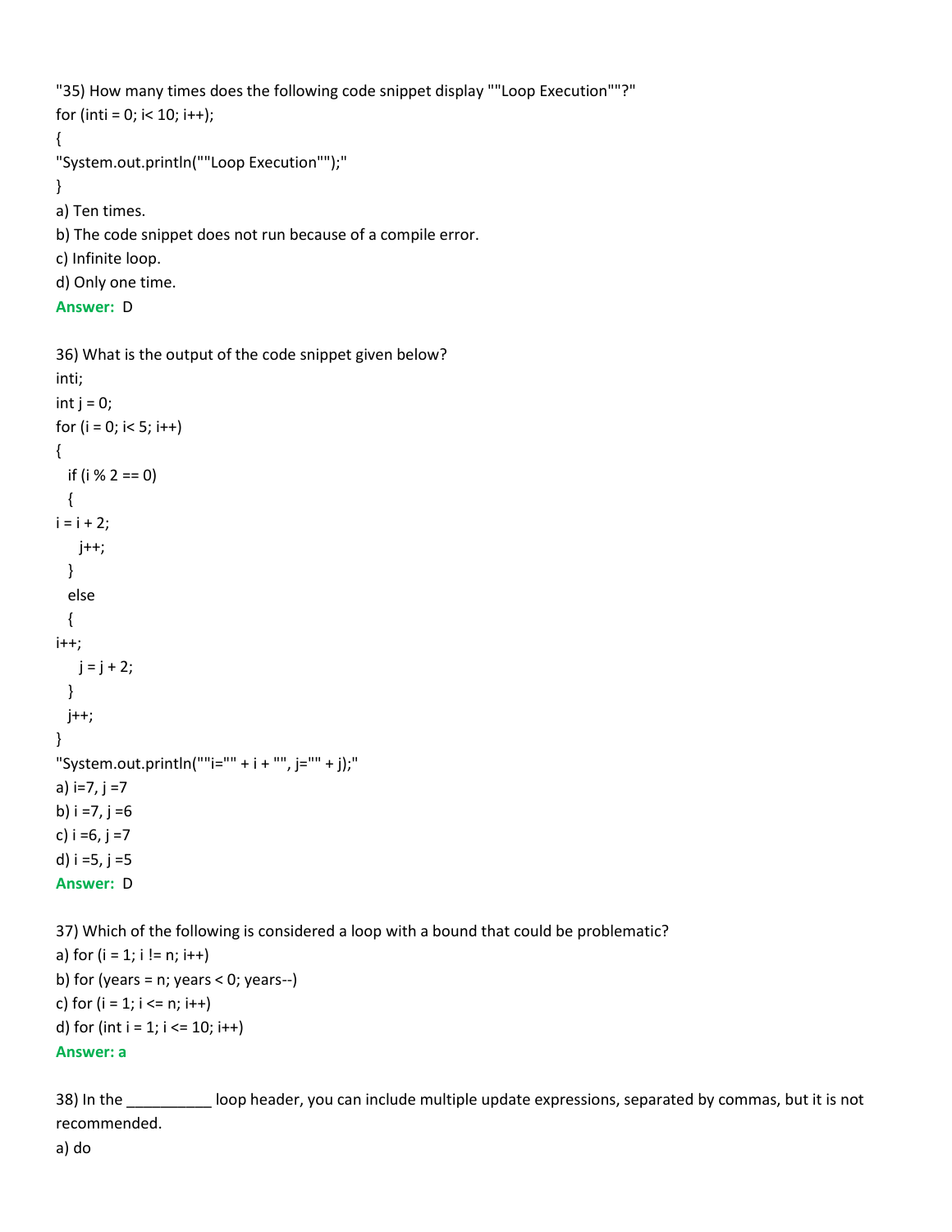"35) How many times does the following code snippet display ""Loop Execution""?"

```
for (inti = 0; i< 10; i++);
{
"System.out.println(""Loop Execution"");"
}
```

a) Ten times.
b) The code snippet does not run because of a compile error.
c) Infinite loop.
d) Only one time.

**Answer:** D

36) What is the output of the code snippet given below?

```
inti;
int j = 0;
for (i = 0; i< 5; i++)
{
  if (i % 2 == 0)
  {
i = i + 2;
    j++;
  }
  else
  {
i++;
    j = j + 2;
  }
  j++;
}
"System.out.println(""i="" + i + "", j="" + j);"
```

a) i=7, j =7
b) i =7, j =6
c) i =6, j =7
d) i =5, j =5

**Answer:** D

37) Which of the following is considered a loop with a bound that could be problematic?

a) for (i = 1; i != n; i++)
b) for (years = n; years < 0; years--)
c) for (i = 1; i <= n; i++)
d) for (int i = 1; i <= 10; i++)

**Answer: a**

38) In the __________ loop header, you can include multiple update expressions, separated by commas, but it is not recommended.

a) do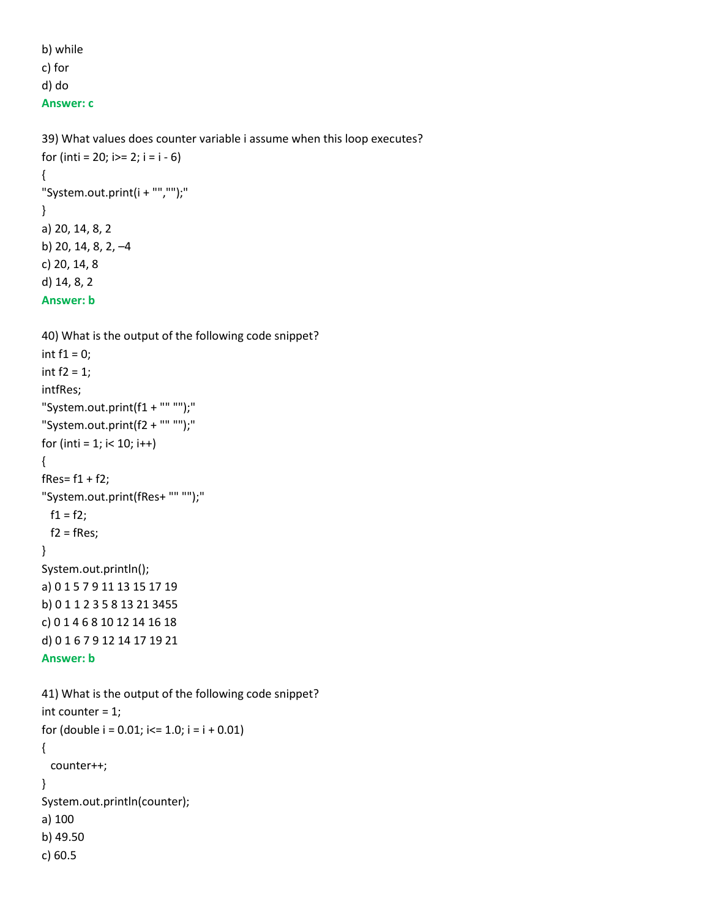b) while

c) for

d) do

**Answer: c**

39) What values does counter variable i assume when this loop executes?

```
for (inti = 20; i>= 2; i = i - 6)
{
"System.out.print(i + "","");"
}
```

a) 20, 14, 8, 2

b) 20, 14, 8, 2, –4

c) 20, 14, 8

d) 14, 8, 2

**Answer: b**

40) What is the output of the following code snippet?

```
int f1 = 0;
int f2 = 1;
intfRes;
"System.out.print(f1 + "" "");"
"System.out.print(f2 + "" "");"
for (inti = 1; i< 10; i++)
{
fRes= f1 + f2;
"System.out.print(fRes+ "" "");"
  f1 = f2;
  f2 = fRes;
}
System.out.println();
```

a) 0 1 5 7 9 11 13 15 17 19

b) 0 1 1 2 3 5 8 13 21 3455

c) 0 1 4 6 8 10 12 14 16 18

d) 0 1 6 7 9 12 14 17 19 21

**Answer: b**

41) What is the output of the following code snippet?

```
int counter = 1;
for (double i = 0.01; i<= 1.0; i = i + 0.01)
{
  counter++;
}
System.out.println(counter);
```

a) 100

b) 49.50

c) 60.5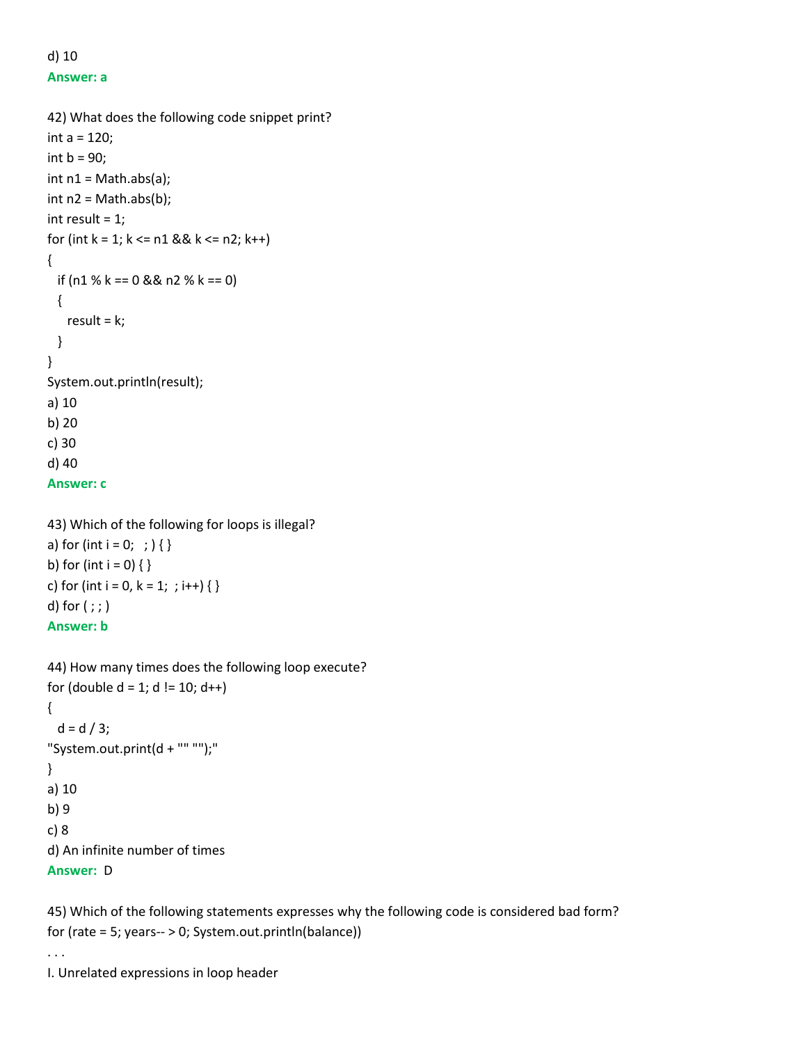d) 10

**Answer: a**

42) What does the following code snippet print?

```
int a = 120;
int b = 90;
int n1 = Math.abs(a);
int n2 = Math.abs(b);
int result = 1;
for (int k = 1; k <= n1 && k <= n2; k++)
{
  if (n1 % k == 0 && n2 % k == 0)
  {
    result = k;
  }
}
System.out.println(result);
```

a) 10

b) 20

c) 30

d) 40

**Answer: c**

43) Which of the following for loops is illegal?

a) for (int i = 0;   ; ) { }

b) for (int i = 0) { }

c) for (int i = 0, k = 1;  ; i++) { }

d) for ( ; ; )

**Answer: b**

44) How many times does the following loop execute?

```
for (double d = 1; d != 10; d++)
{
  d = d / 3;
"System.out.print(d + "" "");"
}
```

a) 10

b) 9

c) 8

d) An infinite number of times

**Answer:** D

45) Which of the following statements expresses why the following code is considered bad form?

```
for (rate = 5; years-- > 0; System.out.println(balance))
. . .
```

I. Unrelated expressions in loop header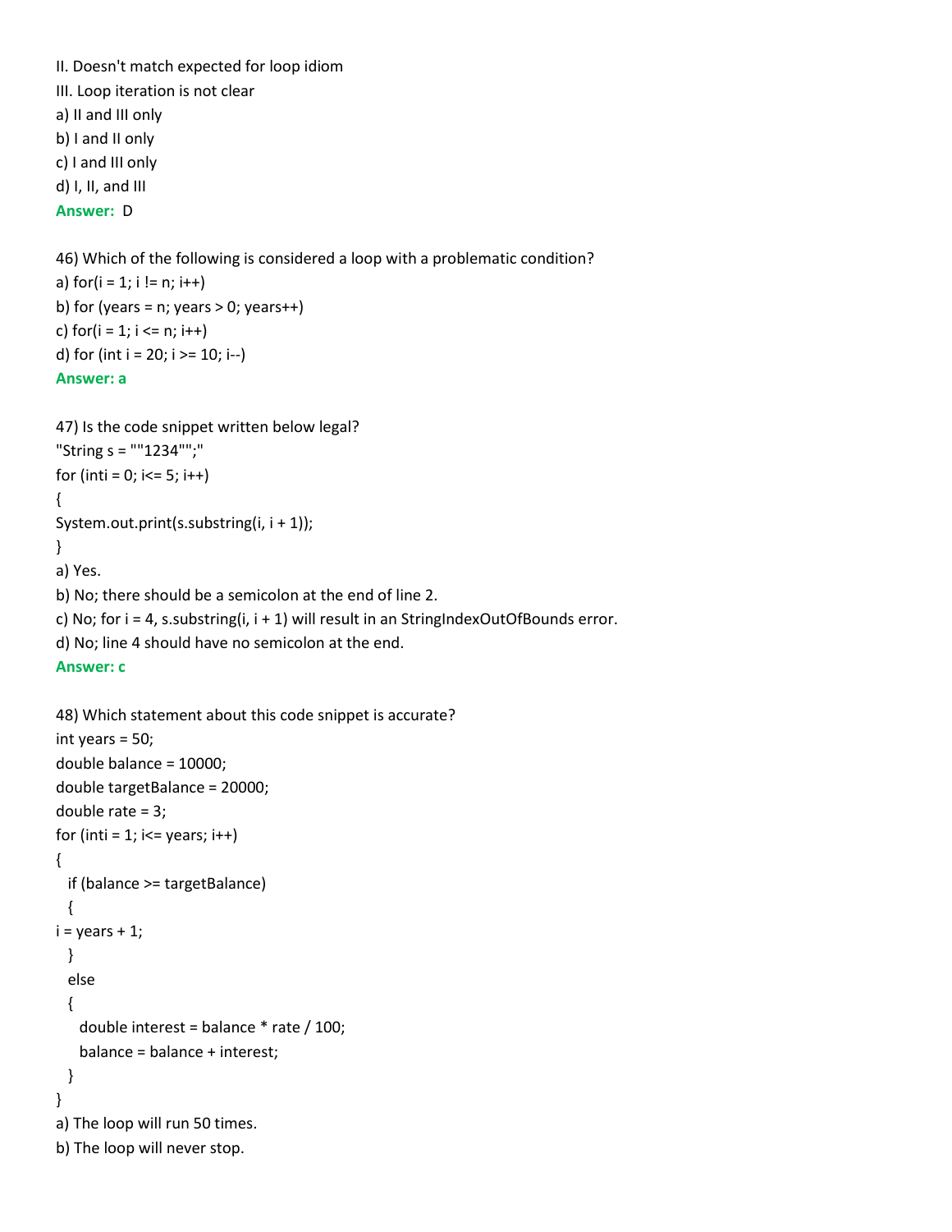II. Doesn't match expected for loop idiom

III. Loop iteration is not clear

a) II and III only

b) I and II only

c) I and III only

d) I, II, and III

**Answer:** D

46) Which of the following is considered a loop with a problematic condition?

a) for(i = 1; i != n; i++)

b) for (years = n; years > 0; years++)

c) for(i = 1; i <= n; i++)

d) for (int i = 20; i >= 10; i--)

**Answer: a**

47) Is the code snippet written below legal?

```
"String s = ""1234"";"
for (inti = 0; i<= 5; i++)
{
System.out.print(s.substring(i, i + 1));
}
```

a) Yes.

b) No; there should be a semicolon at the end of line 2.

c) No; for i = 4, s.substring(i, i + 1) will result in an StringIndexOutOfBounds error.

d) No; line 4 should have no semicolon at the end.

**Answer: c**

48) Which statement about this code snippet is accurate?

```
int years = 50;
double balance = 10000;
double targetBalance = 20000;
double rate = 3;
for (inti = 1; i<= years; i++)
{
  if (balance >= targetBalance)
  {
i = years + 1;
  }
  else
  {
    double interest = balance * rate / 100;
    balance = balance + interest;
  }
}
```

a) The loop will run 50 times.

b) The loop will never stop.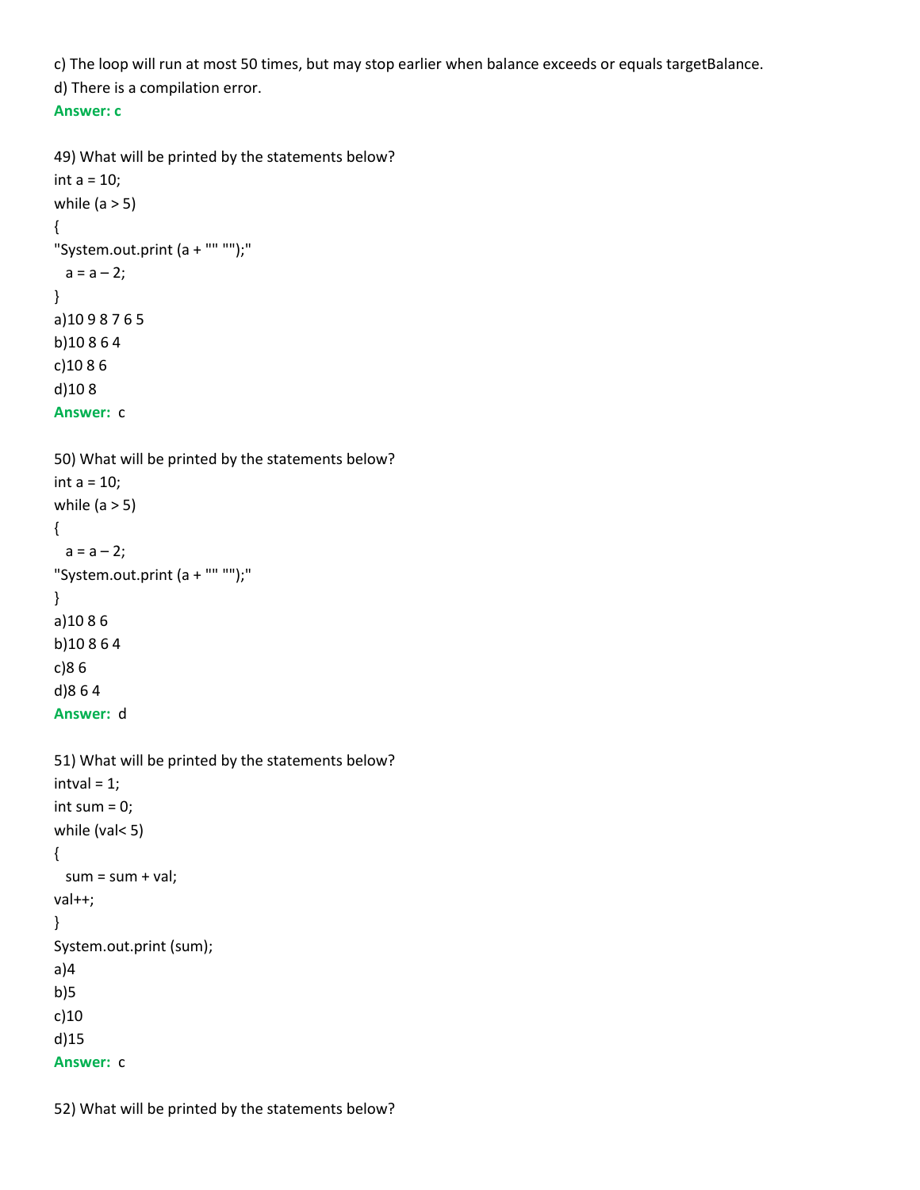c) The loop will run at most 50 times, but may stop earlier when balance exceeds or equals targetBalance.

d) There is a compilation error.

**Answer: c**

49) What will be printed by the statements below?

```
int a = 10;
while (a > 5)
{
"System.out.print (a + "" "");"
  a = a – 2;
}
```

a)10 9 8 7 6 5

b)10 8 6 4

c)10 8 6

d)10 8

**Answer:** c

50) What will be printed by the statements below?

```
int a = 10;
while (a > 5)
{
  a = a – 2;
"System.out.print (a + "" "");"
}
```

a)10 8 6

b)10 8 6 4

c)8 6

d)8 6 4

**Answer:** d

51) What will be printed by the statements below?

```
intval = 1;
int sum = 0;
while (val< 5)
{
  sum = sum + val;
val++;
}
System.out.print (sum);
```

a)4

b)5

c)10

d)15

**Answer:** c

52) What will be printed by the statements below?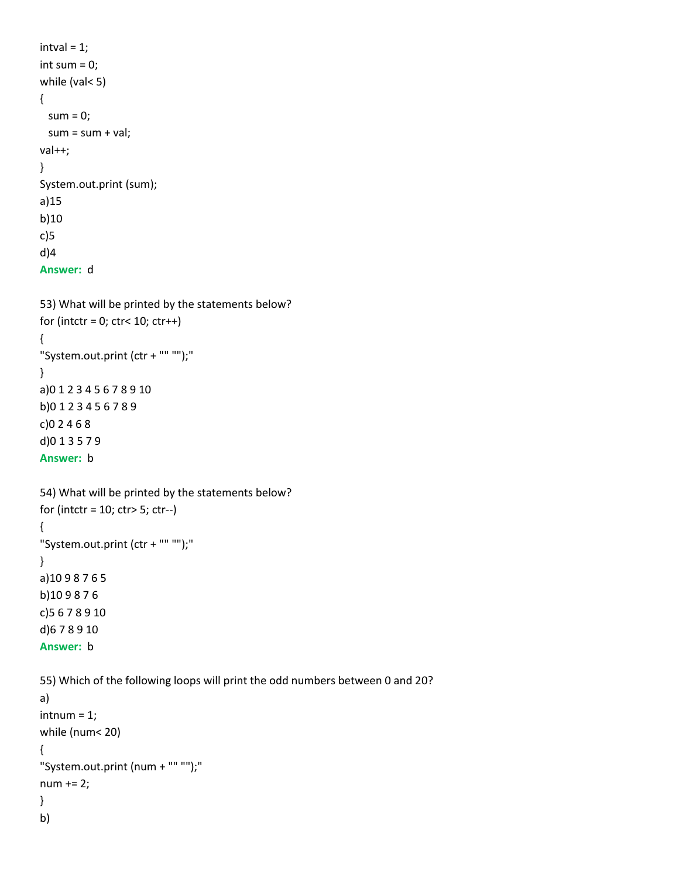```
intval = 1;
int sum = 0;
while (val< 5)
{
  sum = 0;
  sum = sum + val;
val++;
}
System.out.print (sum);
```

a)15

b)10

c)5

d)4

**Answer:** d

53) What will be printed by the statements below?

```
for (intctr = 0; ctr< 10; ctr++)
{
"System.out.print (ctr + "" "");"
}
```

a)0 1 2 3 4 5 6 7 8 9 10

b)0 1 2 3 4 5 6 7 8 9

c)0 2 4 6 8

d)0 1 3 5 7 9

**Answer:** b

54) What will be printed by the statements below?

```
for (intctr = 10; ctr> 5; ctr--)
{
"System.out.print (ctr + "" "");"
}
```

a)10 9 8 7 6 5

b)10 9 8 7 6

c)5 6 7 8 9 10

d)6 7 8 9 10

**Answer:** b

55) Which of the following loops will print the odd numbers between 0 and 20?

a)

```
intnum = 1;
while (num< 20)
{
"System.out.print (num + "" "");"
num += 2;
}
```

b)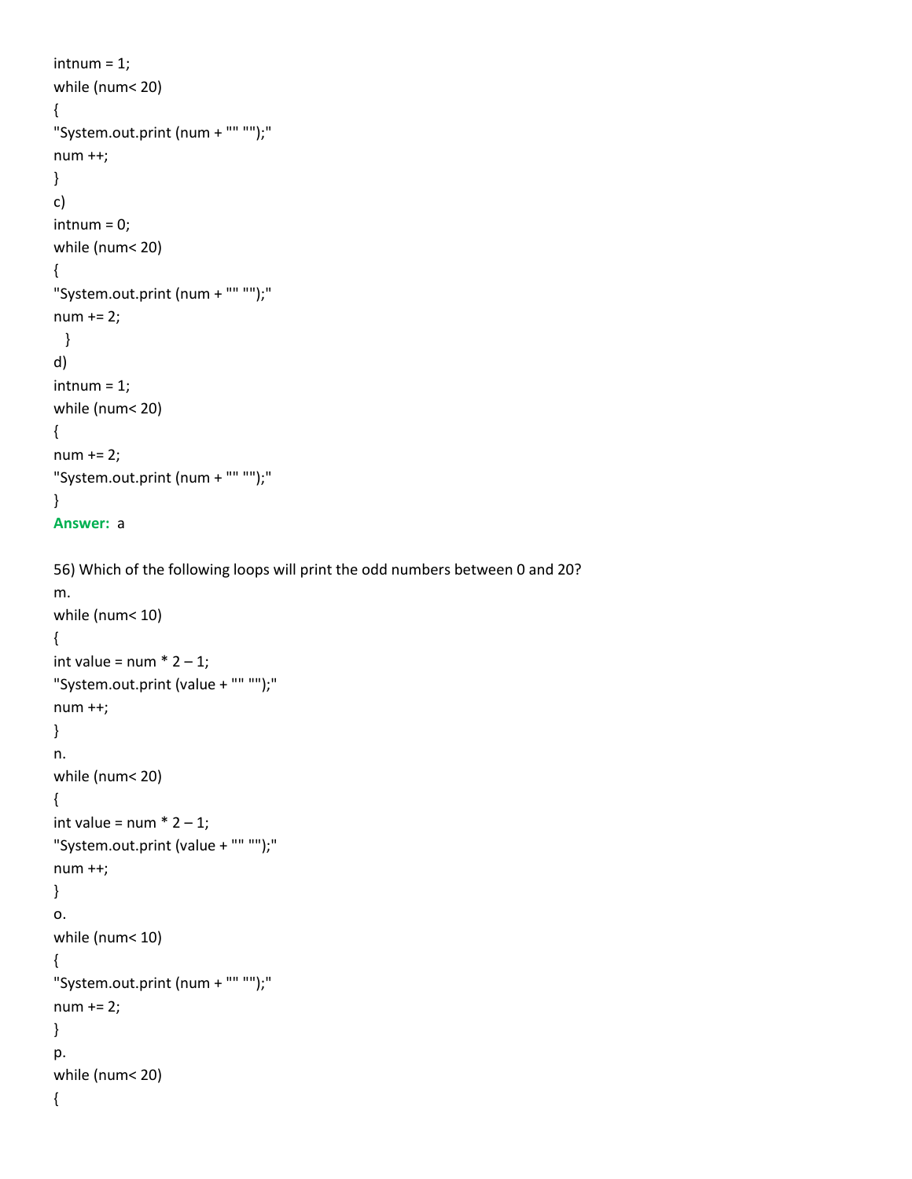```
intnum = 1;
while (num< 20)
{
"System.out.print (num + "" "");"
num ++;
}
```

c)

```
intnum = 0;
while (num< 20)
{
"System.out.print (num + "" "");"
num += 2;
  }
```

d)

```
intnum = 1;
while (num< 20)
{
num += 2;
"System.out.print (num + "" "");"
}
```

**Answer:** a

56) Which of the following loops will print the odd numbers between 0 and 20?

m.

```
while (num< 10)
{
int value = num * 2 – 1;
"System.out.print (value + "" "");"
num ++;
}
```

n.

```
while (num< 20)
{
int value = num * 2 – 1;
"System.out.print (value + "" "");"
num ++;
}
```

o.

```
while (num< 10)
{
"System.out.print (num + "" "");"
num += 2;
}
```

p.

```
while (num< 20)
{
```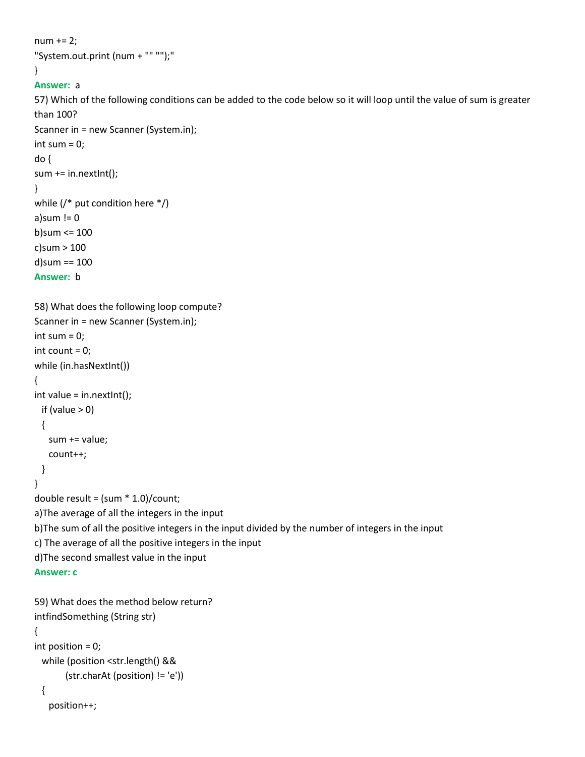```
num += 2;
"System.out.print (num + "" "");"
}
```

**Answer:** a

57) Which of the following conditions can be added to the code below so it will loop until the value of sum is greater than 100?

```
Scanner in = new Scanner (System.in);
int sum = 0;
do {
sum += in.nextInt();
}
while (/* put condition here */)
```

a)sum != 0

b)sum <= 100

c)sum > 100

d)sum == 100

**Answer:** b

58) What does the following loop compute?

```
Scanner in = new Scanner (System.in);
int sum = 0;
int count = 0;
while (in.hasNextInt())
{
int value = in.nextInt();
  if (value > 0)
  {
    sum += value;
    count++;
  }
}
double result = (sum * 1.0)/count;
```

a)The average of all the integers in the input

b)The sum of all the positive integers in the input divided by the number of integers in the input

c) The average of all the positive integers in the input

d)The second smallest value in the input

**Answer: c**

59) What does the method below return?

```
intfindSomething (String str)
{
int position = 0;
  while (position <str.length() &&
         (str.charAt (position) != 'e'))
  {
    position++;
```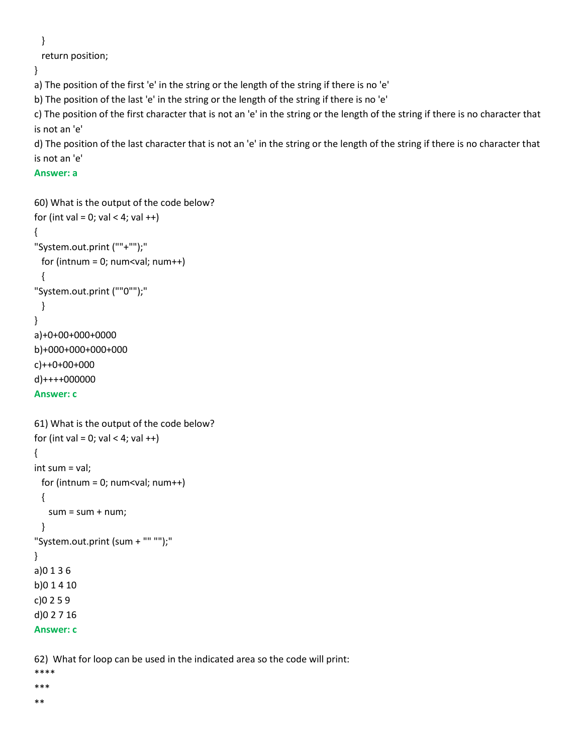```
  }
  return position;
}
```

a) The position of the first 'e' in the string or the length of the string if there is no 'e'

b) The position of the last 'e' in the string or the length of the string if there is no 'e'

c) The position of the first character that is not an 'e' in the string or the length of the string if there is no character that is not an 'e'

d) The position of the last character that is not an 'e' in the string or the length of the string if there is no character that is not an 'e'

**Answer: a**

60) What is the output of the code below?

```
for (int val = 0; val < 4; val ++)
{
"System.out.print (""+"");"
  for (intnum = 0; num<val; num++)
  {
"System.out.print (""0"");"
  }
}
```

a)+0+00+000+0000

b)+000+000+000+000

c)++0+00+000

d)++++000000

**Answer: c**

61) What is the output of the code below?

```
for (int val = 0; val < 4; val ++)
{
int sum = val;
  for (intnum = 0; num<val; num++)
  {
    sum = sum + num;
  }
"System.out.print (sum + "" "");"
}
```

a)0 1 3 6

b)0 1 4 10

c)0 2 5 9

d)0 2 7 16

**Answer: c**

62) What for loop can be used in the indicated area so the code will print:

```
****
***
**
```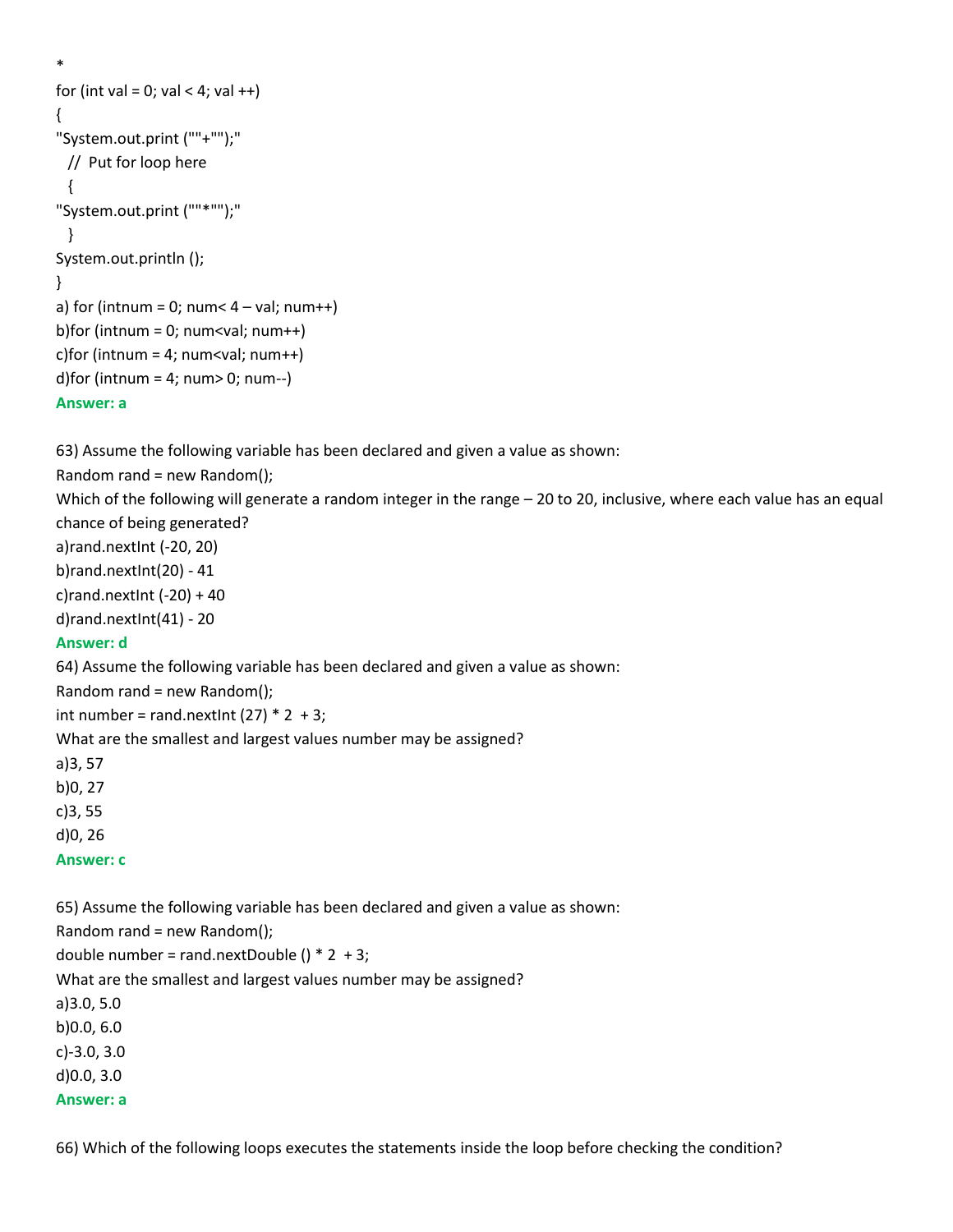*

```
for (int val = 0; val < 4; val ++)
{
"System.out.print (""+"");"
  //  Put for loop here
  {
"System.out.print (""*"");"
  }
System.out.println ();
}
```

a) for (intnum = 0; num< 4 – val; num++)

b)for (intnum = 0; num<val; num++)

c)for (intnum = 4; num<val; num++)

d)for (intnum = 4; num> 0; num--)

**Answer: a**

63) Assume the following variable has been declared and given a value as shown:

Random rand = new Random();

Which of the following will generate a random integer in the range – 20 to 20, inclusive, where each value has an equal chance of being generated?

a)rand.nextInt (-20, 20)

b)rand.nextInt(20) - 41

c)rand.nextInt (-20) + 40

d)rand.nextInt(41) - 20

**Answer: d**

64) Assume the following variable has been declared and given a value as shown:

Random rand = new Random();

int number = rand.nextInt (27) * 2  + 3;

What are the smallest and largest values number may be assigned?

a)3, 57

b)0, 27

c)3, 55

d)0, 26

**Answer: c**

65) Assume the following variable has been declared and given a value as shown:

Random rand = new Random();

double number = rand.nextDouble () * 2  + 3;

What are the smallest and largest values number may be assigned?

a)3.0, 5.0

b)0.0, 6.0

c)-3.0, 3.0

d)0.0, 3.0

**Answer: a**

66) Which of the following loops executes the statements inside the loop before checking the condition?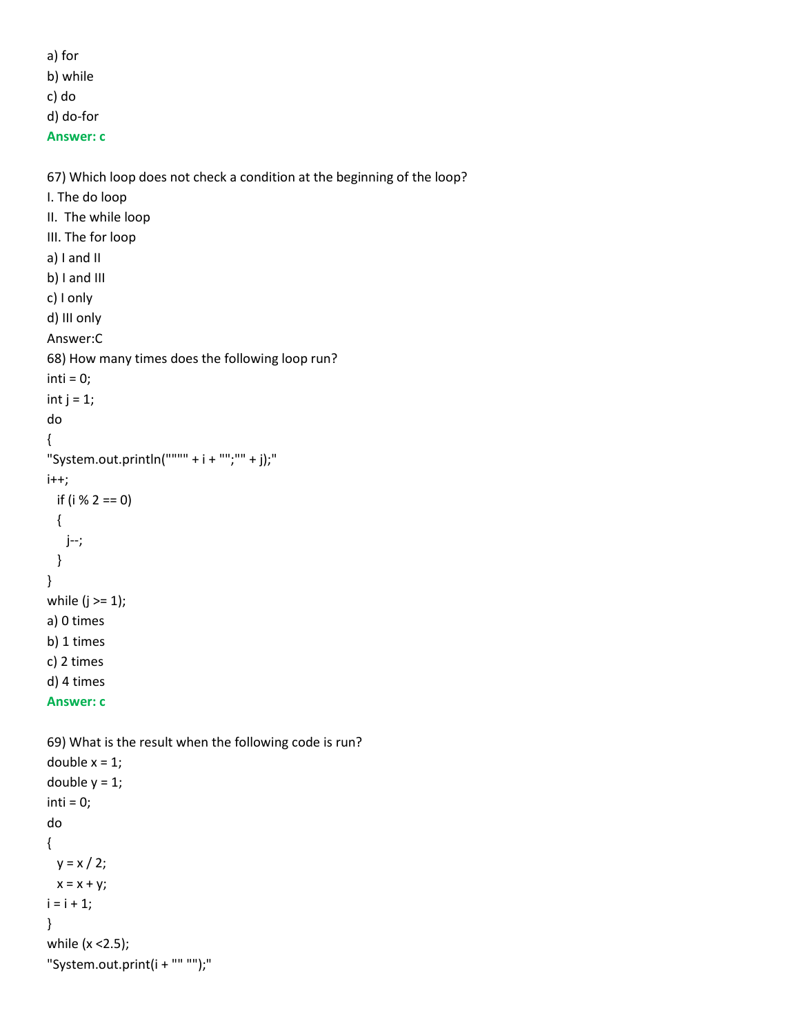a) for

b) while

c) do

d) do-for

**Answer: c**

67) Which loop does not check a condition at the beginning of the loop?

I. The do loop

II. The while loop

III. The for loop

a) I and II

b) I and III

c) I only

d) III only

Answer:C

68) How many times does the following loop run?

```
inti = 0;
int j = 1;
do
{
"System.out.println("""" + i + "";"" + j);"
i++;
  if (i % 2 == 0)
  {
    j--;
  }
}
while (j >= 1);
```

a) 0 times

b) 1 times

c) 2 times

d) 4 times

**Answer: c**

69) What is the result when the following code is run?

```
double x = 1;
double y = 1;
inti = 0;
do
{
  y = x / 2;
  x = x + y;
i = i + 1;
}
while (x <2.5);
"System.out.print(i + "" "");"
```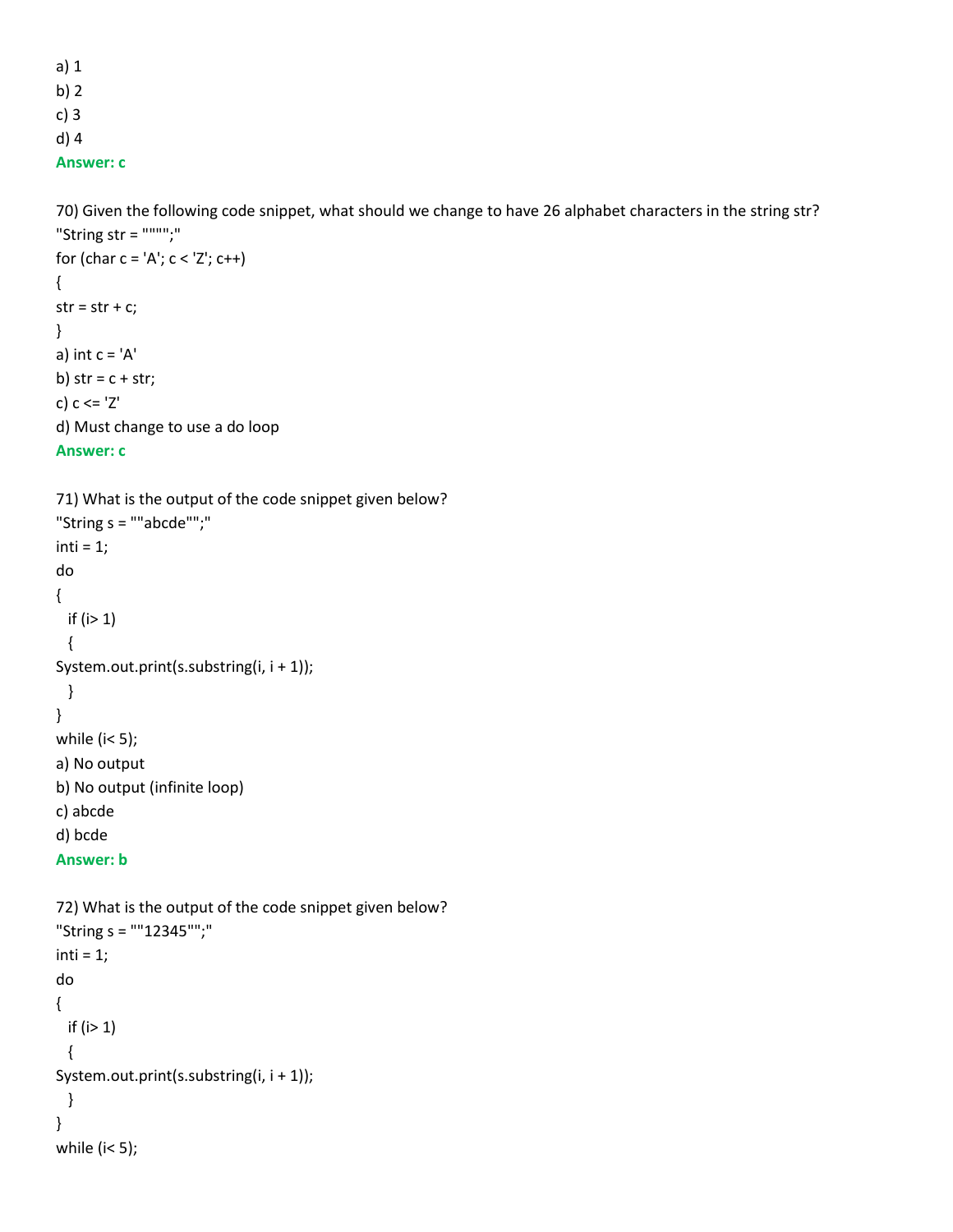a) 1
b) 2
c) 3
d) 4
**Answer: c**

70) Given the following code snippet, what should we change to have 26 alphabet characters in the string str?

```
"String str = """";"
for (char c = 'A'; c < 'Z'; c++)
{
str = str + c;
}
```

a) int c = 'A'
b) str = c + str;
c) c <= 'Z'
d) Must change to use a do loop
**Answer: c**

71) What is the output of the code snippet given below?

```
"String s = ""abcde"";"
inti = 1;
do
{
  if (i> 1)
  {
System.out.print(s.substring(i, i + 1));
  }
}
while (i< 5);
```

a) No output
b) No output (infinite loop)
c) abcde
d) bcde
**Answer: b**

72) What is the output of the code snippet given below?

```
"String s = ""12345"";"
inti = 1;
do
{
  if (i> 1)
  {
System.out.print(s.substring(i, i + 1));
  }
}
while (i< 5);
```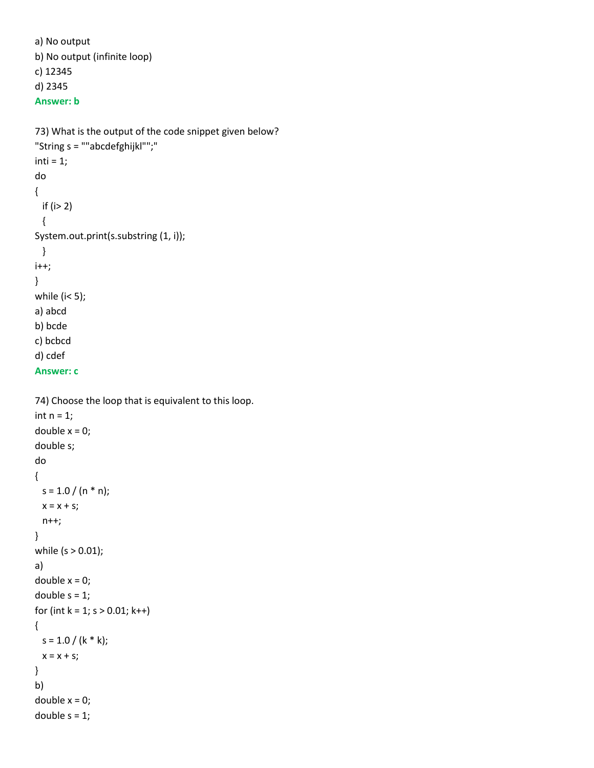a) No output

b) No output (infinite loop)

c) 12345

d) 2345

**Answer: b**

73) What is the output of the code snippet given below?

```
"String s = ""abcdefghijkl"";"
inti = 1;
do
{
  if (i> 2)
  {
System.out.print(s.substring (1, i));
  }
i++;
}
while (i< 5);
```

a) abcd

b) bcde

c) bcbcd

d) cdef

**Answer: c**

74) Choose the loop that is equivalent to this loop.

```
int n = 1;
double x = 0;
double s;
do
{
  s = 1.0 / (n * n);
  x = x + s;
  n++;
}
while (s > 0.01);
```

a)

```
double x = 0;
double s = 1;
for (int k = 1; s > 0.01; k++)
{
  s = 1.0 / (k * k);
  x = x + s;
}
```

b)

```
double x = 0;
double s = 1;
```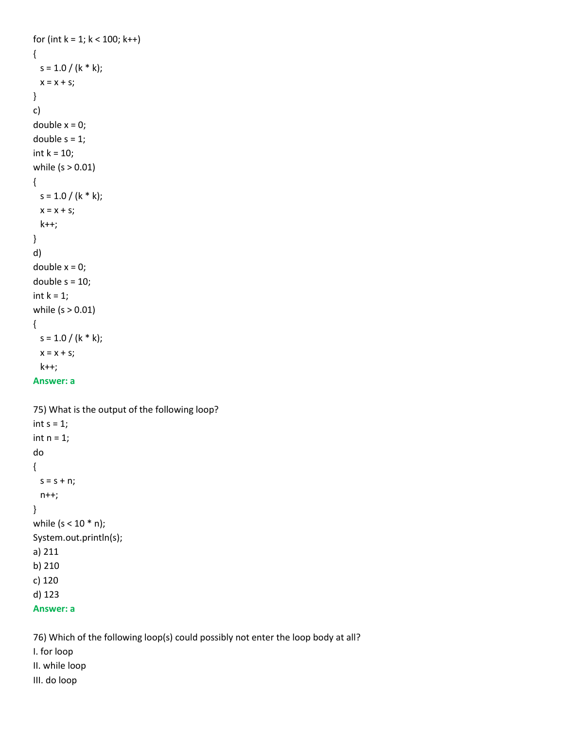```
for (int k = 1; k < 100; k++)
{
  s = 1.0 / (k * k);
  x = x + s;
}
```

c)

```
double x = 0;
double s = 1;
int k = 10;
while (s > 0.01)
{
  s = 1.0 / (k * k);
  x = x + s;
  k++;
}
```

d)

```
double x = 0;
double s = 10;
int k = 1;
while (s > 0.01)
{
  s = 1.0 / (k * k);
  x = x + s;
  k++;
```

**Answer: a**

75) What is the output of the following loop?

```
int s = 1;
int n = 1;
do
{
  s = s + n;
  n++;
}
while (s < 10 * n);
System.out.println(s);
```

a) 211
b) 210
c) 120
d) 123

**Answer: a**

76) Which of the following loop(s) could possibly not enter the loop body at all?

I. for loop
II. while loop
III. do loop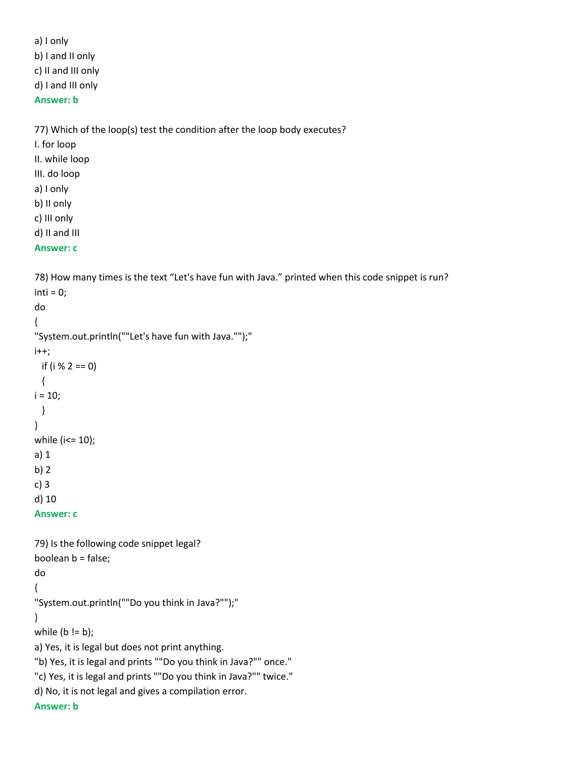a) I only
b) I and II only
c) II and III only
d) I and III only
**Answer: b**

77) Which of the loop(s) test the condition after the loop body executes?
I. for loop
II. while loop
III. do loop
a) I only
b) II only
c) III only
d) II and III
**Answer: c**

78) How many times is the text “Let's have fun with Java.” printed when this code snippet is run?

```
inti = 0;
do
{
"System.out.println(""Let's have fun with Java."");"
i++;
  if (i % 2 == 0)
  {
i = 10;
  }
}
while (i<= 10);
```

a) 1
b) 2
c) 3
d) 10
**Answer: c**

79) Is the following code snippet legal?

```
boolean b = false;
do
{
"System.out.println(""Do you think in Java?"");"
}
while (b != b);
```

a) Yes, it is legal but does not print anything.
"b) Yes, it is legal and prints ""Do you think in Java?"" once."
"c) Yes, it is legal and prints ""Do you think in Java?"" twice."
d) No, it is not legal and gives a compilation error.
**Answer: b**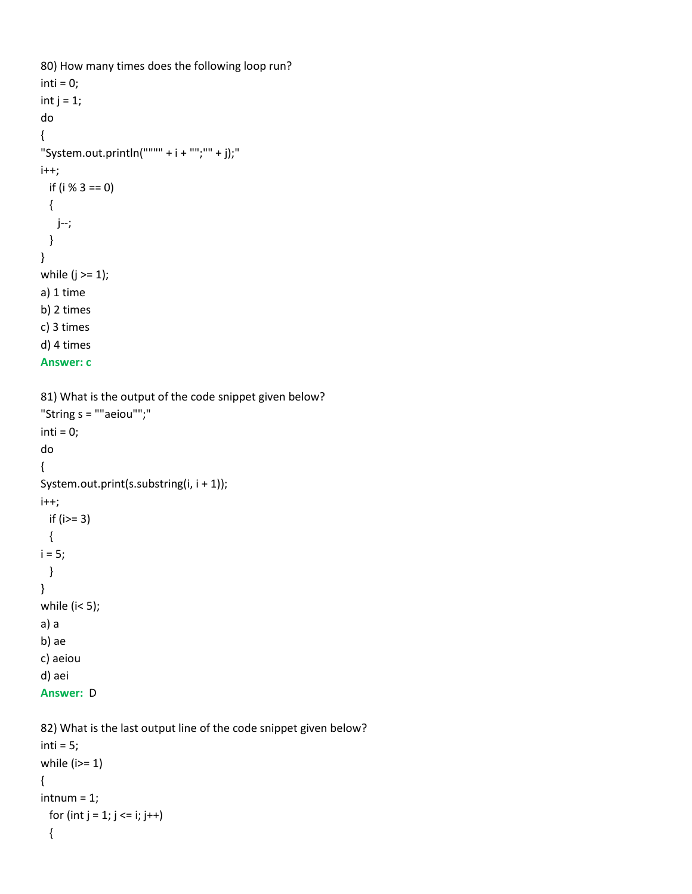80) How many times does the following loop run?

```
inti = 0;
int j = 1;
do
{
"System.out.println("""" + i + "";"" + j);"
i++;
  if (i % 3 == 0)
  {
    j--;
  }
}
while (j >= 1);
```

a) 1 time

b) 2 times

c) 3 times

d) 4 times

**Answer: c**

81) What is the output of the code snippet given below?

```
"String s = ""aeiou"";"
inti = 0;
do
{
System.out.print(s.substring(i, i + 1));
i++;
  if (i>= 3)
  {
i = 5;
  }
}
while (i< 5);
```

a) a

b) ae

c) aeiou

d) aei

**Answer:** D

82) What is the last output line of the code snippet given below?

```
inti = 5;
while (i>= 1)
{
intnum = 1;
  for (int j = 1; j <= i; j++)
  {
```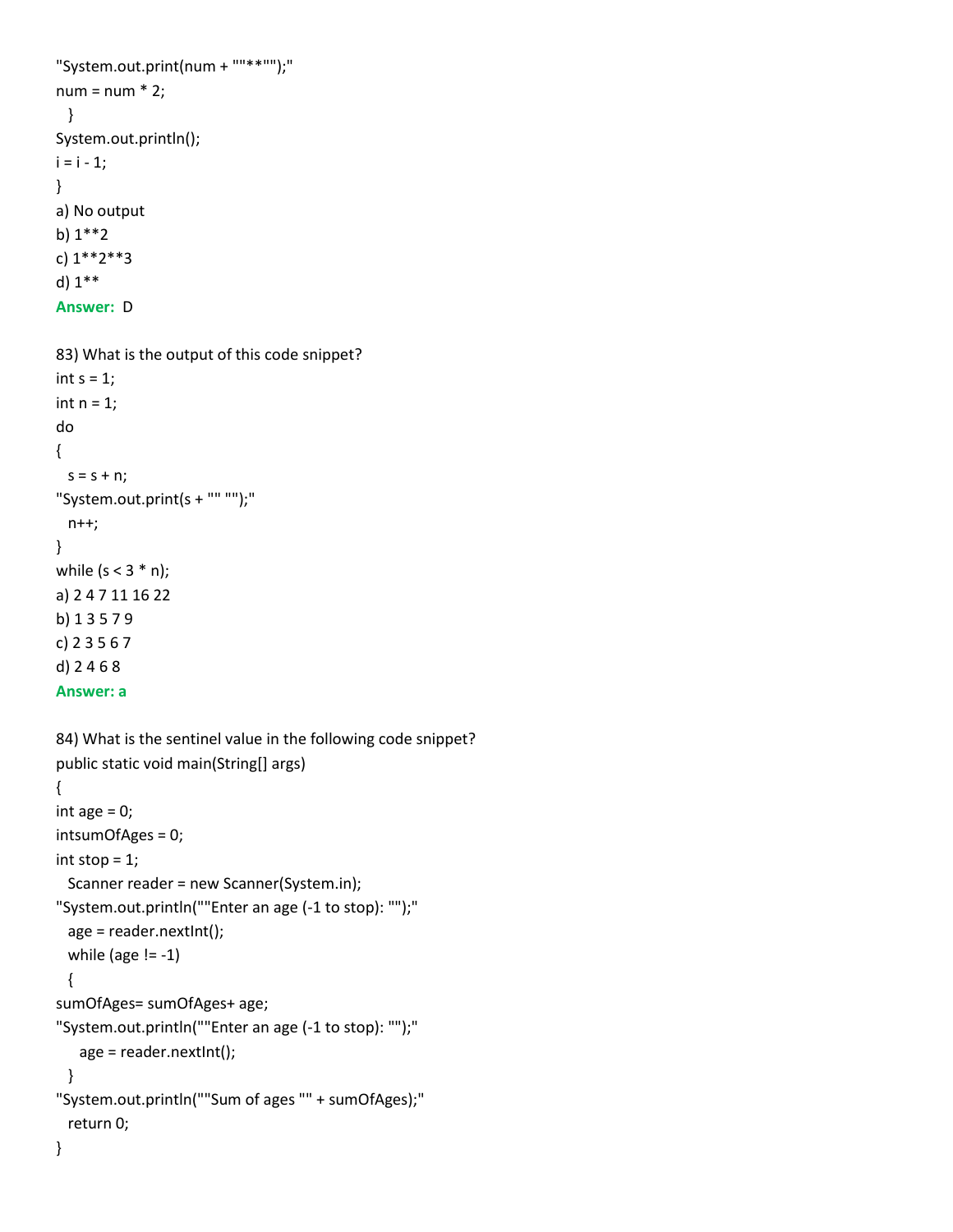```
"System.out.print(num + ""**"");"
num = num * 2;
  }
System.out.println();
i = i - 1;
}
```

a) No output
b) 1**2
c) 1**2**3
d) 1**

**Answer:** D

83) What is the output of this code snippet?

```
int s = 1;
int n = 1;
do
{
  s = s + n;
"System.out.print(s + "" "");"
  n++;
}
while (s < 3 * n);
```

a) 2 4 7 11 16 22
b) 1 3 5 7 9
c) 2 3 5 6 7
d) 2 4 6 8

**Answer: a**

84) What is the sentinel value in the following code snippet?

```
public static void main(String[] args)
{
int age = 0;
intsumOfAges = 0;
int stop = 1;
  Scanner reader = new Scanner(System.in);
"System.out.println(""Enter an age (-1 to stop): "");"
  age = reader.nextInt();
  while (age != -1)
  {
sumOfAges= sumOfAges+ age;
"System.out.println(""Enter an age (-1 to stop): "");"
    age = reader.nextInt();
  }
"System.out.println(""Sum of ages "" + sumOfAges);"
  return 0;
}
```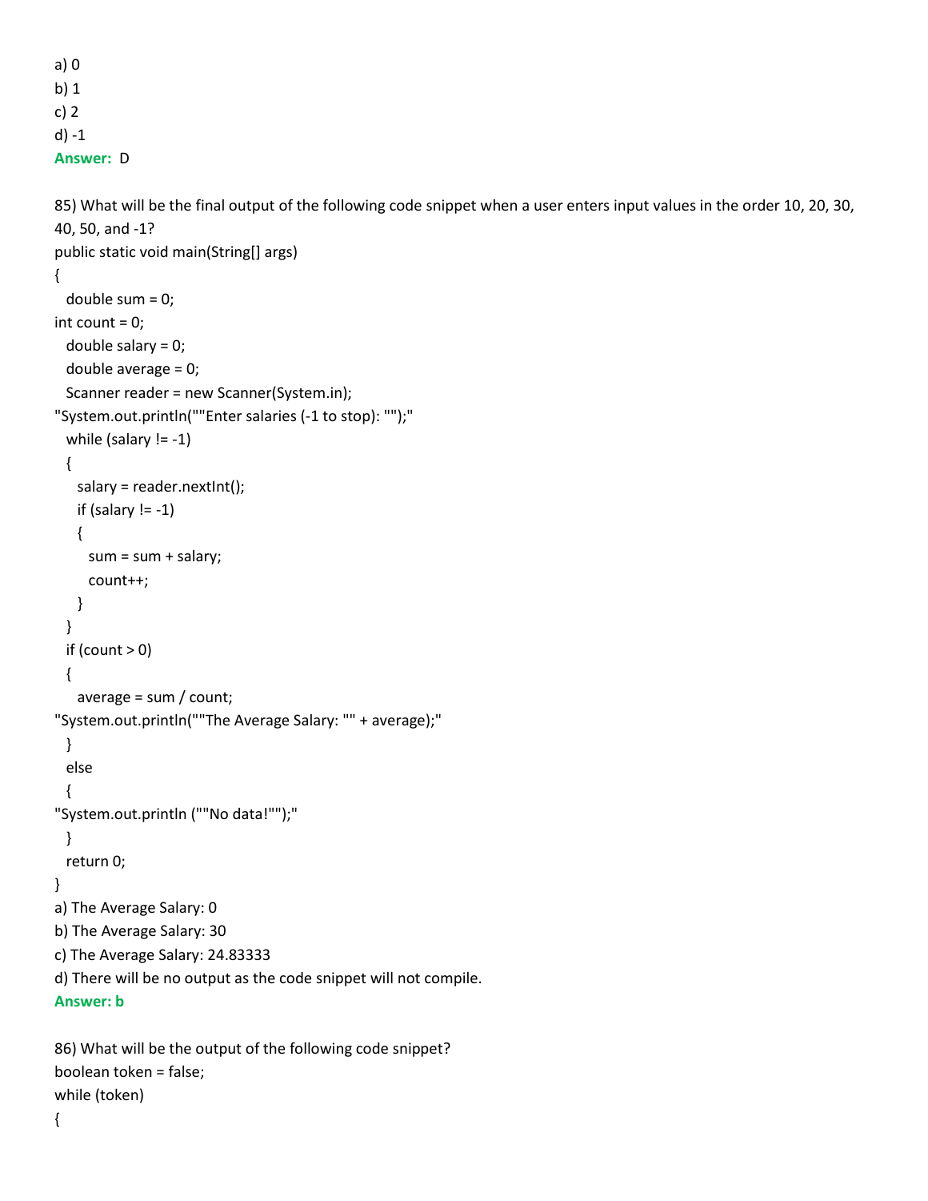a) 0
b) 1
c) 2
d) -1
**Answer:** D

85) What will be the final output of the following code snippet when a user enters input values in the order 10, 20, 30, 40, 50, and -1?

```
public static void main(String[] args)
{
  double sum = 0;
int count = 0;
  double salary = 0;
  double average = 0;
  Scanner reader = new Scanner(System.in);
"System.out.println(""Enter salaries (-1 to stop): "");"
  while (salary != -1)
  {
    salary = reader.nextInt();
    if (salary != -1)
    {
      sum = sum + salary;
      count++;
    }
  }
  if (count > 0)
  {
    average = sum / count;
"System.out.println(""The Average Salary: "" + average);"
  }
  else
  {
"System.out.println (""No data!"");"
  }
  return 0;
}
```

a) The Average Salary: 0
b) The Average Salary: 30
c) The Average Salary: 24.83333
d) There will be no output as the code snippet will not compile.
**Answer: b**

86) What will be the output of the following code snippet?

```
boolean token = false;
while (token)
{
```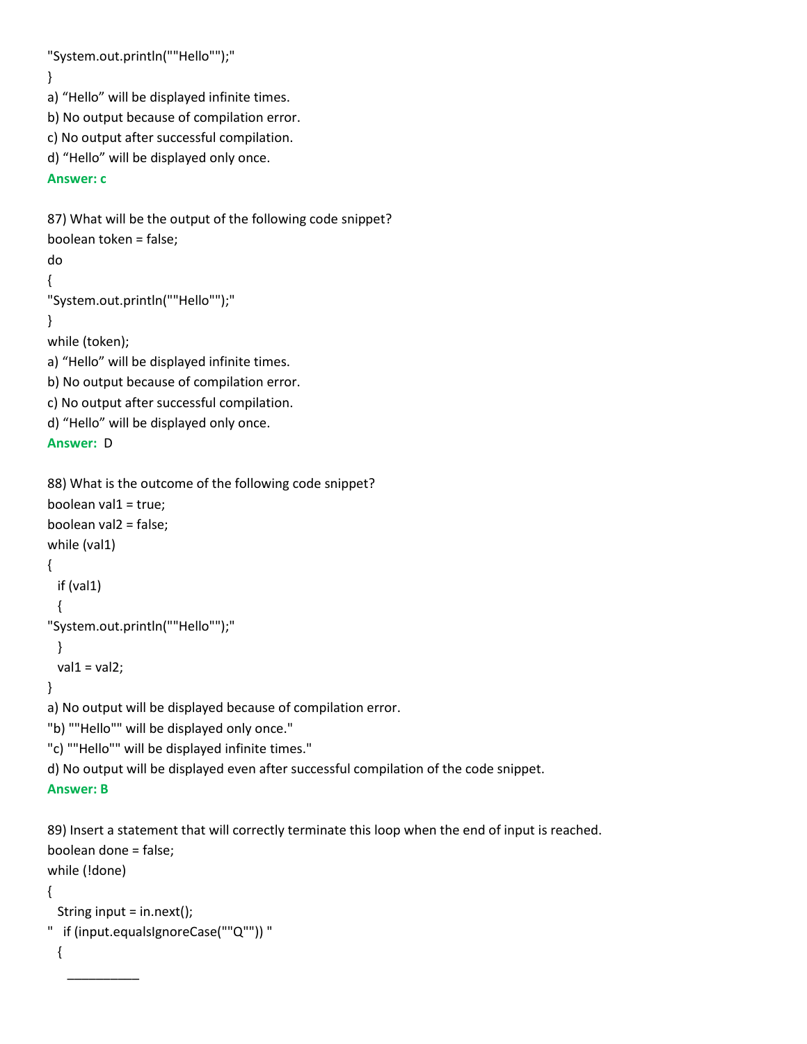"System.out.println(""Hello"");"
}

a) “Hello” will be displayed infinite times.
b) No output because of compilation error.
c) No output after successful compilation.
d) “Hello” will be displayed only once.

**Answer: c**

87) What will be the output of the following code snippet?

```
boolean token = false;
do
{
"System.out.println(""Hello"");"
}
while (token);
```

a) “Hello” will be displayed infinite times.
b) No output because of compilation error.
c) No output after successful compilation.
d) “Hello” will be displayed only once.

**Answer:** D

88) What is the outcome of the following code snippet?

```
boolean val1 = true;
boolean val2 = false;
while (val1)
{
  if (val1)
  {
"System.out.println(""Hello"");"
  }
  val1 = val2;
}
```

a) No output will be displayed because of compilation error.
"b) ""Hello"" will be displayed only once."
"c) ""Hello"" will be displayed infinite times."
d) No output will be displayed even after successful compilation of the code snippet.

**Answer: B**

89) Insert a statement that will correctly terminate this loop when the end of input is reached.

```
boolean done = false;
while (!done)
{
  String input = in.next();
"   if (input.equalsIgnoreCase(""Q"")) "
  {
    __________
```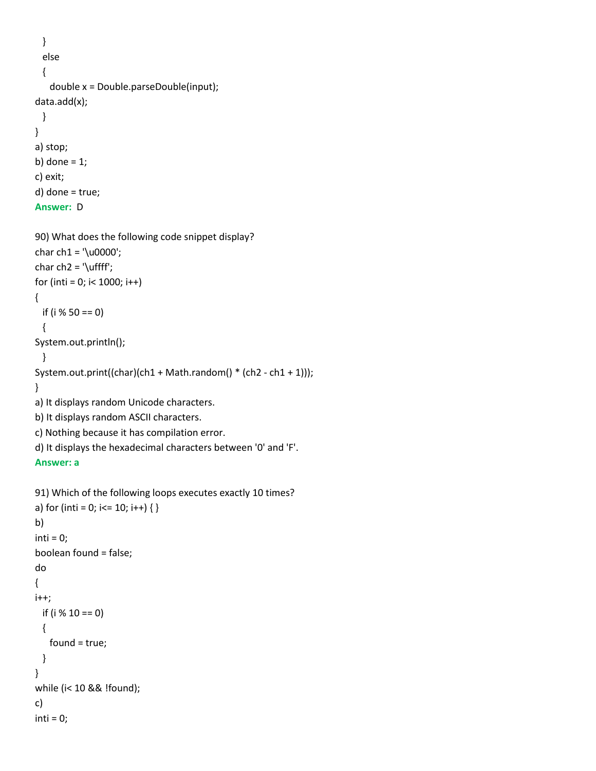```
  }
  else
  {
    double x = Double.parseDouble(input);
data.add(x);
  }
}
```

a) stop;
b) done = 1;
c) exit;
d) done = true;

**Answer:** D

90) What does the following code snippet display?

```
char ch1 = '\u0000';
char ch2 = '\uffff';
for (inti = 0; i< 1000; i++)
{
  if (i % 50 == 0)
  {
System.out.println();
  }
System.out.print((char)(ch1 + Math.random() * (ch2 - ch1 + 1)));
}
```

a) It displays random Unicode characters.
b) It displays random ASCII characters.
c) Nothing because it has compilation error.
d) It displays the hexadecimal characters between '0' and 'F'.

**Answer: a**

91) Which of the following loops executes exactly 10 times?

a) for (inti = 0; i<= 10; i++) { }

b)

```
inti = 0;
boolean found = false;
do
{
i++;
  if (i % 10 == 0)
  {
    found = true;
  }
}
while (i< 10 && !found);
```

c)

```
inti = 0;
```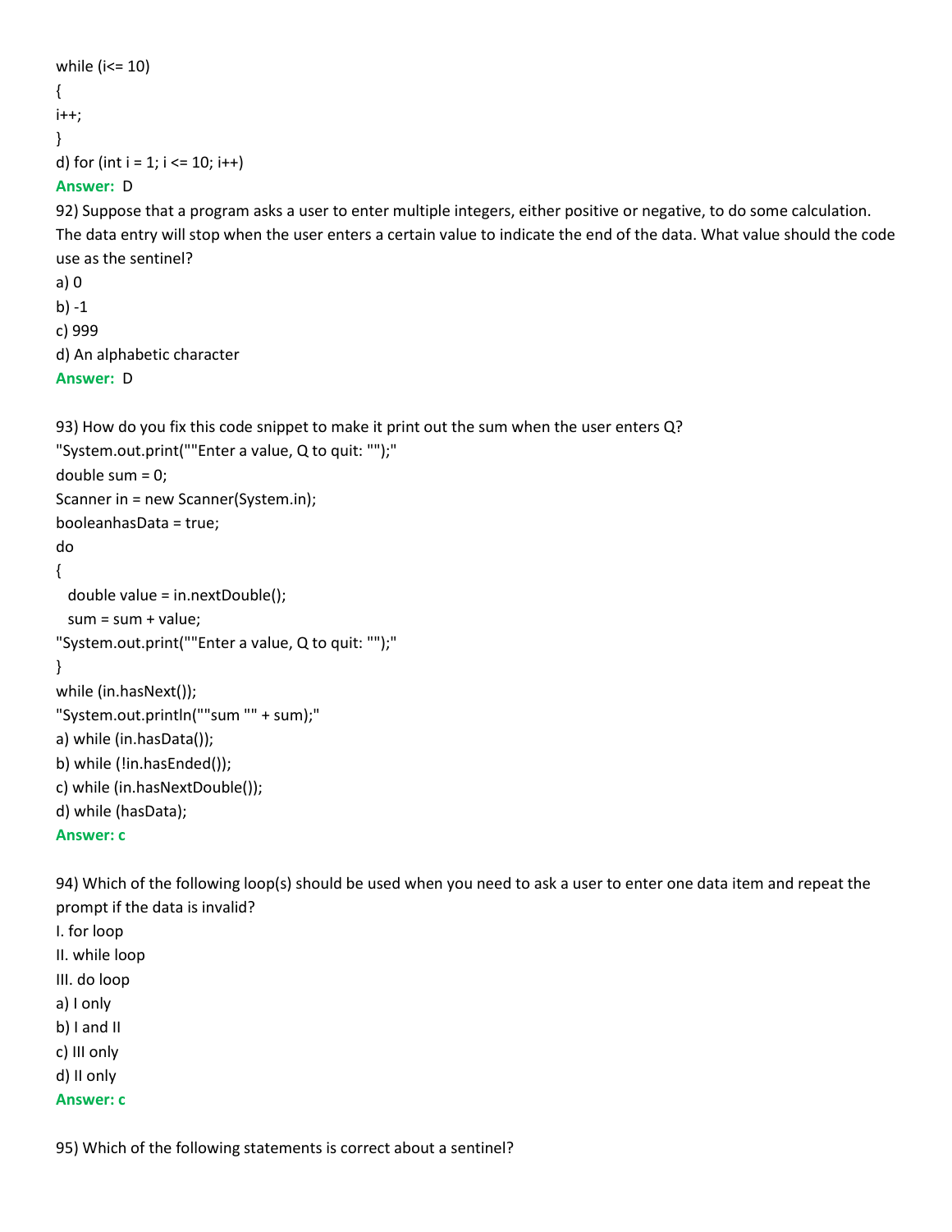```
while (i<= 10)
{
i++;
}
```

d) for (int i = 1; i <= 10; i++)

**Answer:** D

92) Suppose that a program asks a user to enter multiple integers, either positive or negative, to do some calculation. The data entry will stop when the user enters a certain value to indicate the end of the data. What value should the code use as the sentinel?

a) 0

b) -1

c) 999

d) An alphabetic character

**Answer:** D

93) How do you fix this code snippet to make it print out the sum when the user enters Q?

```
"System.out.print(""Enter a value, Q to quit: "");"
double sum = 0;
Scanner in = new Scanner(System.in);
booleanhasData = true;
do
{
  double value = in.nextDouble();
  sum = sum + value;
"System.out.print(""Enter a value, Q to quit: "");"
}
while (in.hasNext());
"System.out.println(""sum "" + sum);"
```

a) while (in.hasData());

b) while (!in.hasEnded());

c) while (in.hasNextDouble());

d) while (hasData);

**Answer: c**

94) Which of the following loop(s) should be used when you need to ask a user to enter one data item and repeat the prompt if the data is invalid?

I. for loop

II. while loop

III. do loop

a) I only

b) I and II

c) III only

d) II only

**Answer: c**

95) Which of the following statements is correct about a sentinel?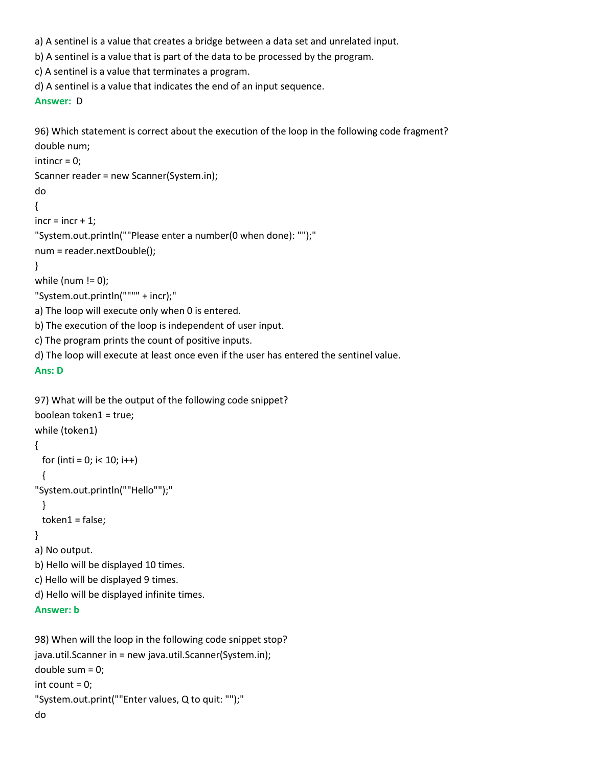a) A sentinel is a value that creates a bridge between a data set and unrelated input.

b) A sentinel is a value that is part of the data to be processed by the program.

c) A sentinel is a value that terminates a program.

d) A sentinel is a value that indicates the end of an input sequence.

**Answer:** D

96) Which statement is correct about the execution of the loop in the following code fragment?

```
double num;
intincr = 0;
Scanner reader = new Scanner(System.in);
do
{
incr = incr + 1;
"System.out.println(""Please enter a number(0 when done): "");"
num = reader.nextDouble();
}
while (num != 0);
"System.out.println("""" + incr);"
```

a) The loop will execute only when 0 is entered.

b) The execution of the loop is independent of user input.

c) The program prints the count of positive inputs.

d) The loop will execute at least once even if the user has entered the sentinel value.

**Ans: D**

97) What will be the output of the following code snippet?

```
boolean token1 = true;
while (token1)
{
  for (inti = 0; i< 10; i++)
  {
"System.out.println(""Hello"");"
  }
  token1 = false;
}
```

a) No output.

b) Hello will be displayed 10 times.

c) Hello will be displayed 9 times.

d) Hello will be displayed infinite times.

**Answer: b**

98) When will the loop in the following code snippet stop?

```
java.util.Scanner in = new java.util.Scanner(System.in);
double sum = 0;
int count = 0;
"System.out.print(""Enter values, Q to quit: "");"
do
```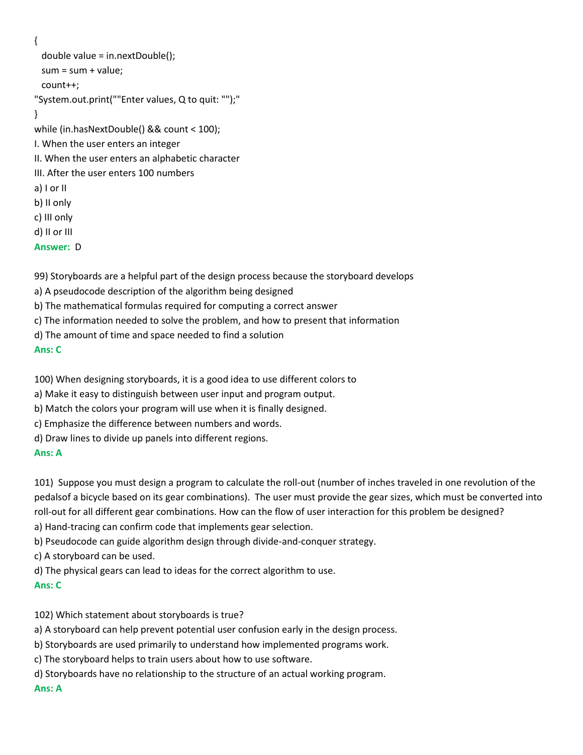```
{
  double value = in.nextDouble();
  sum = sum + value;
  count++;
"System.out.print(""Enter values, Q to quit: "");"
}
while (in.hasNextDouble() && count < 100);
```

I. When the user enters an integer

II. When the user enters an alphabetic character

III. After the user enters 100 numbers

a) I or II

b) II only

c) III only

d) II or III

**Answer:** D

99) Storyboards are a helpful part of the design process because the storyboard develops

a) A pseudocode description of the algorithm being designed

b) The mathematical formulas required for computing a correct answer

c) The information needed to solve the problem, and how to present that information

d) The amount of time and space needed to find a solution

**Ans: C**

100) When designing storyboards, it is a good idea to use different colors to

a) Make it easy to distinguish between user input and program output.

b) Match the colors your program will use when it is finally designed.

c) Emphasize the difference between numbers and words.

d) Draw lines to divide up panels into different regions.

**Ans: A**

101) Suppose you must design a program to calculate the roll-out (number of inches traveled in one revolution of the pedalsof a bicycle based on its gear combinations). The user must provide the gear sizes, which must be converted into roll-out for all different gear combinations. How can the flow of user interaction for this problem be designed?

a) Hand-tracing can confirm code that implements gear selection.

b) Pseudocode can guide algorithm design through divide-and-conquer strategy.

c) A storyboard can be used.

d) The physical gears can lead to ideas for the correct algorithm to use.

**Ans: C**

102) Which statement about storyboards is true?

a) A storyboard can help prevent potential user confusion early in the design process.

b) Storyboards are used primarily to understand how implemented programs work.

c) The storyboard helps to train users about how to use software.

d) Storyboards have no relationship to the structure of an actual working program.

**Ans: A**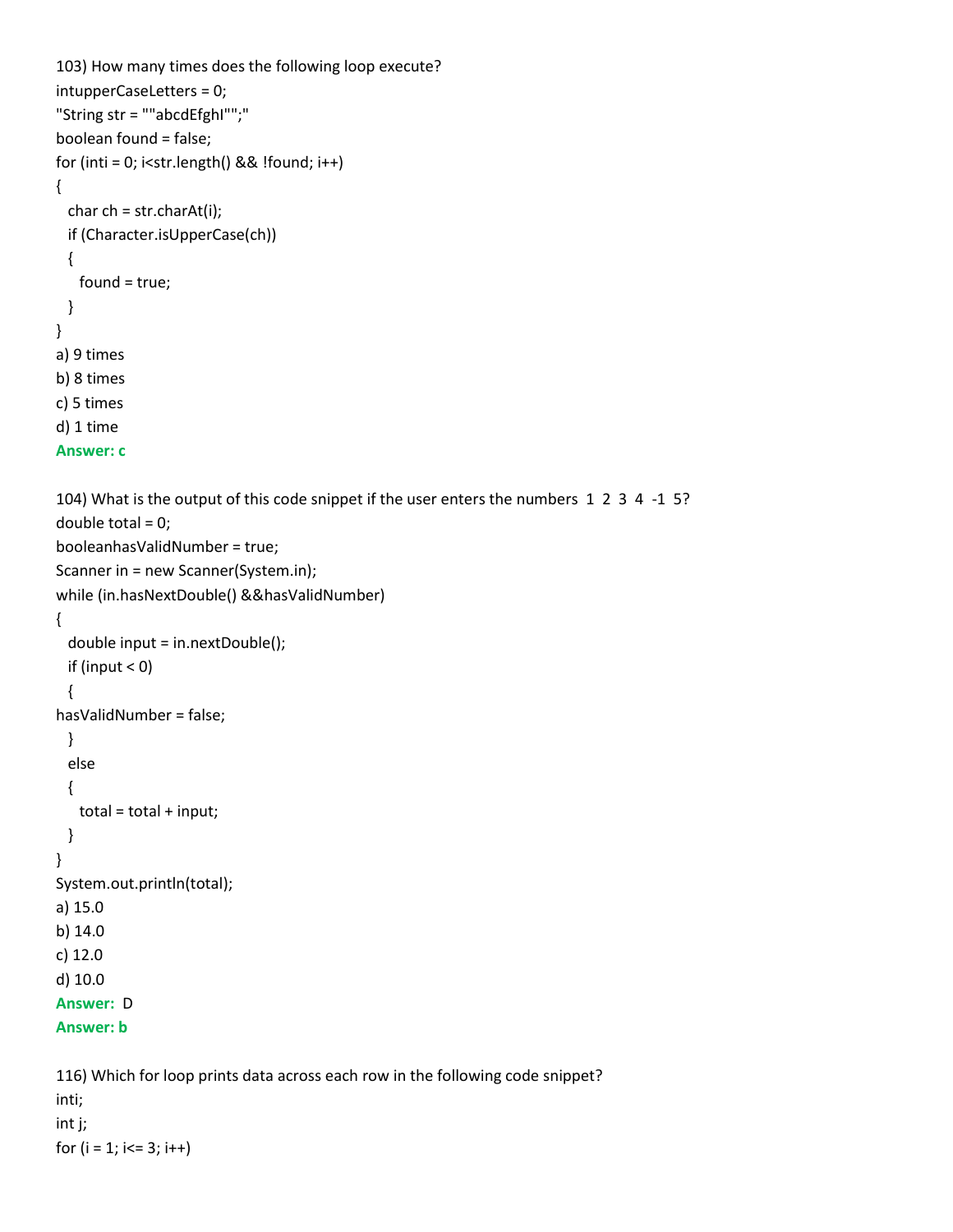103) How many times does the following loop execute?

```
intupperCaseLetters = 0;
"String str = ""abcdEfghI"";"
boolean found = false;
for (inti = 0; i<str.length() && !found; i++)
{
  char ch = str.charAt(i);
  if (Character.isUpperCase(ch))
  {
    found = true;
  }
}
```

a) 9 times

b) 8 times

c) 5 times

d) 1 time

**Answer: c**

104) What is the output of this code snippet if the user enters the numbers 1 2 3 4 -1 5?

```
double total = 0;
booleanhasValidNumber = true;
Scanner in = new Scanner(System.in);
while (in.hasNextDouble() &&hasValidNumber)
{
  double input = in.nextDouble();
  if (input < 0)
  {
hasValidNumber = false;
  }
  else
  {
    total = total + input;
  }
}
System.out.println(total);
```

a) 15.0

b) 14.0

c) 12.0

d) 10.0

**Answer:** D

**Answer: b**

116) Which for loop prints data across each row in the following code snippet?

```
inti;
int j;
for (i = 1; i<= 3; i++)
```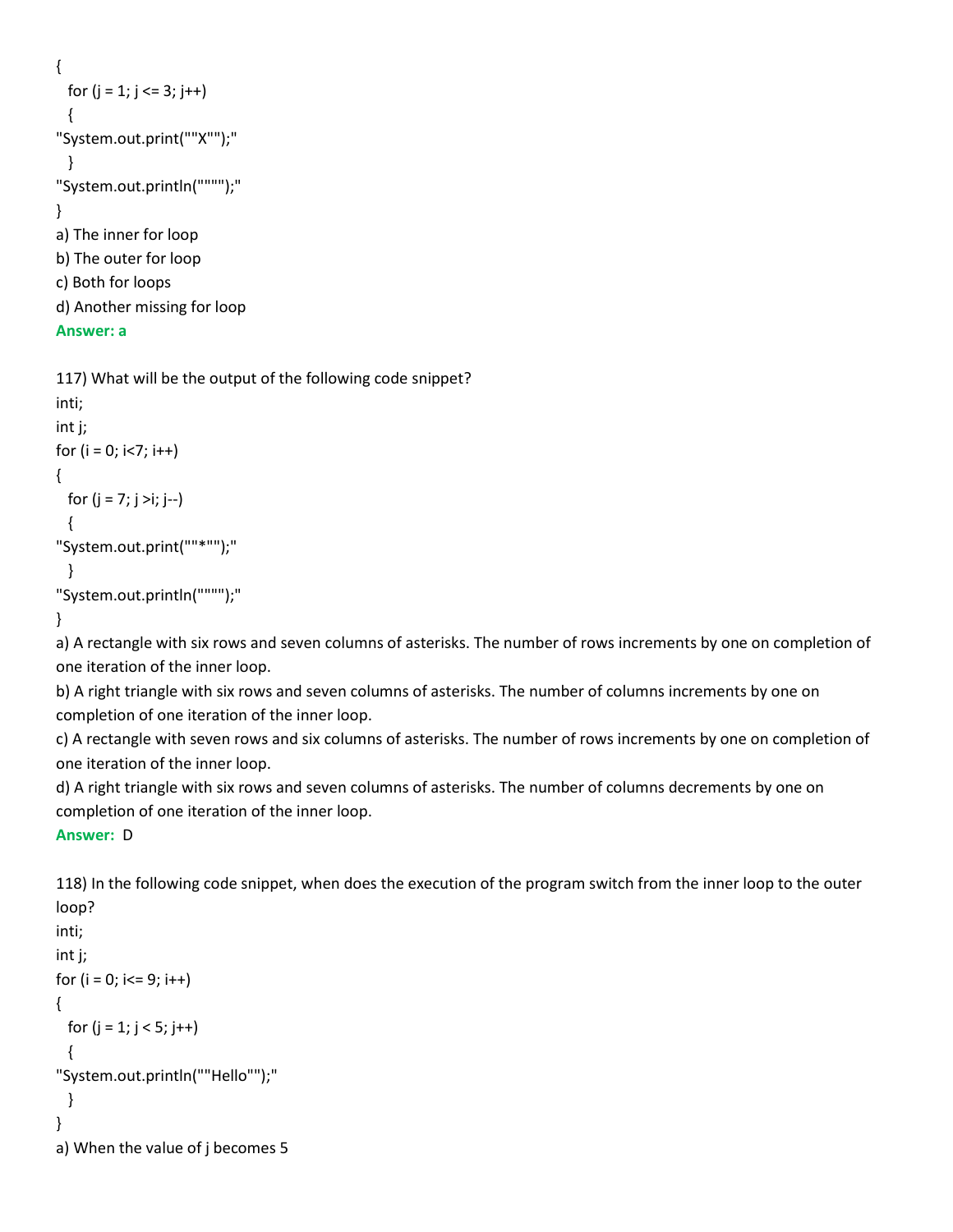```
{
  for (j = 1; j <= 3; j++)
  {
"System.out.print(""X"");"
  }
"System.out.println("""");"
}
```

a) The inner for loop
b) The outer for loop
c) Both for loops
d) Another missing for loop
**Answer: a**

117) What will be the output of the following code snippet?

```
inti;
int j;
for (i = 0; i<7; i++)
{
  for (j = 7; j >i; j--)
  {
"System.out.print(""*"");"
  }
"System.out.println("""");"
}
```

a) A rectangle with six rows and seven columns of asterisks. The number of rows increments by one on completion of one iteration of the inner loop.
b) A right triangle with six rows and seven columns of asterisks. The number of columns increments by one on completion of one iteration of the inner loop.
c) A rectangle with seven rows and six columns of asterisks. The number of rows increments by one on completion of one iteration of the inner loop.
d) A right triangle with six rows and seven columns of asterisks. The number of columns decrements by one on completion of one iteration of the inner loop.
**Answer:** D

118) In the following code snippet, when does the execution of the program switch from the inner loop to the outer loop?

```
inti;
int j;
for (i = 0; i<= 9; i++)
{
  for (j = 1; j < 5; j++)
  {
"System.out.println(""Hello"");"
  }
}
```

a) When the value of j becomes 5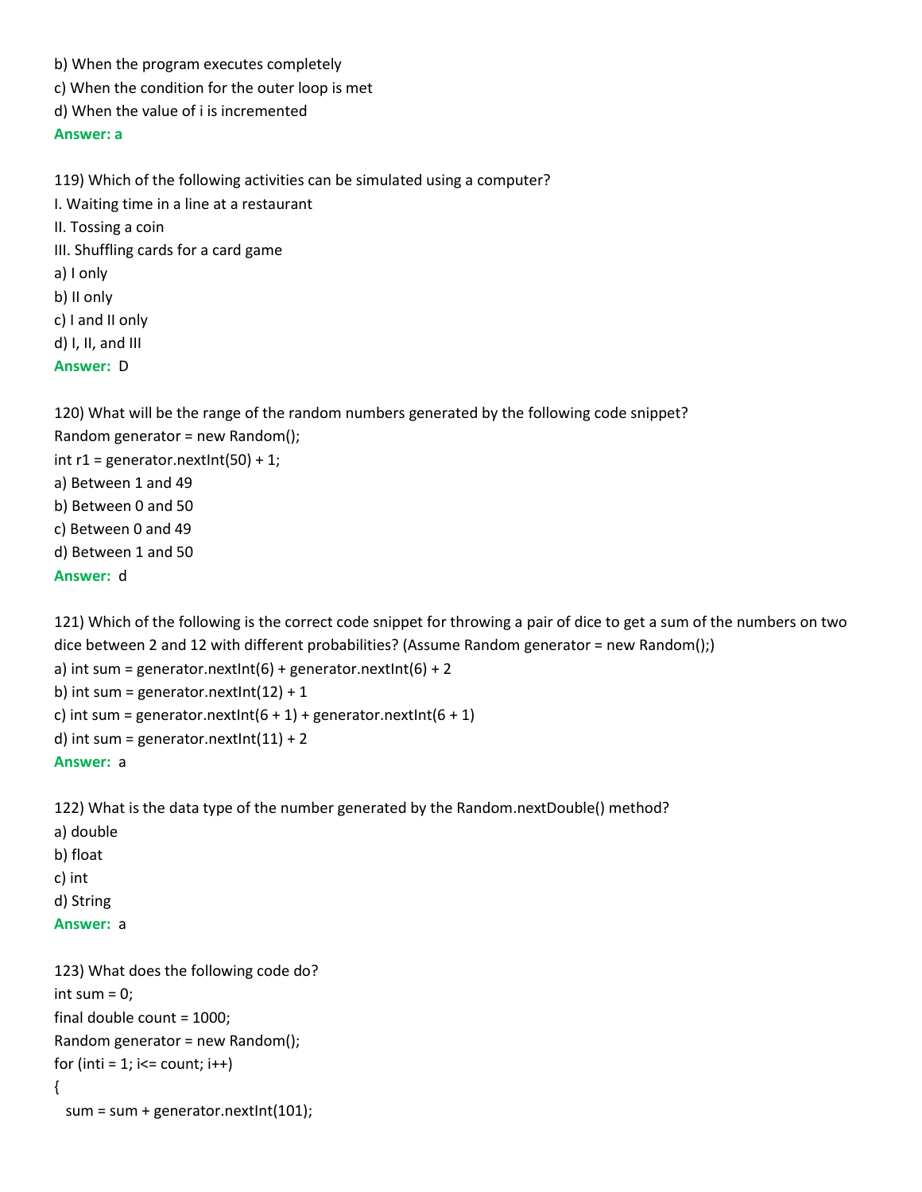b) When the program executes completely

c) When the condition for the outer loop is met

d) When the value of i is incremented

**Answer: a**

119) Which of the following activities can be simulated using a computer?

I. Waiting time in a line at a restaurant

II. Tossing a coin

III. Shuffling cards for a card game

a) I only

b) II only

c) I and II only

d) I, II, and III

**Answer:** D

120) What will be the range of the random numbers generated by the following code snippet?

```
Random generator = new Random();
int r1 = generator.nextInt(50) + 1;
```

a) Between 1 and 49

b) Between 0 and 50

c) Between 0 and 49

d) Between 1 and 50

**Answer:** d

121) Which of the following is the correct code snippet for throwing a pair of dice to get a sum of the numbers on two dice between 2 and 12 with different probabilities? (Assume Random generator = new Random();)

a) int sum = generator.nextInt(6) + generator.nextInt(6) + 2

b) int sum = generator.nextInt(12) + 1

c) int sum = generator.nextInt(6 + 1) + generator.nextInt(6 + 1)

d) int sum = generator.nextInt(11) + 2

**Answer:** a

122) What is the data type of the number generated by the Random.nextDouble() method?

a) double

b) float

c) int

d) String

**Answer:** a

123) What does the following code do?

```
int sum = 0;
final double count = 1000;
Random generator = new Random();
for (inti = 1; i<= count; i++)
{
  sum = sum + generator.nextInt(101);
```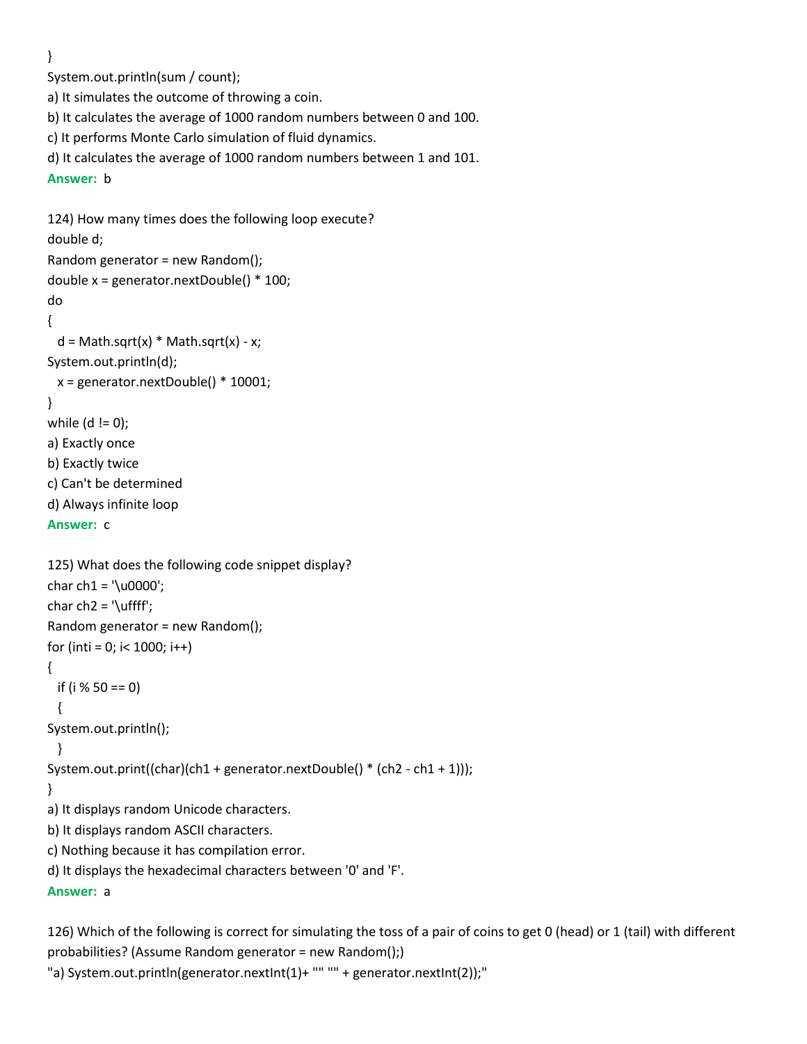```
}
System.out.println(sum / count);
```

a) It simulates the outcome of throwing a coin.
b) It calculates the average of 1000 random numbers between 0 and 100.
c) It performs Monte Carlo simulation of fluid dynamics.
d) It calculates the average of 1000 random numbers between 1 and 101.
**Answer:** b

124) How many times does the following loop execute?

```
double d;
Random generator = new Random();
double x = generator.nextDouble() * 100;
do
{
  d = Math.sqrt(x) * Math.sqrt(x) - x;
System.out.println(d);
  x = generator.nextDouble() * 10001;
}
while (d != 0);
```

a) Exactly once
b) Exactly twice
c) Can't be determined
d) Always infinite loop
**Answer:** c

125) What does the following code snippet display?

```
char ch1 = '\u0000';
char ch2 = '\uffff';
Random generator = new Random();
for (inti = 0; i< 1000; i++)
{
  if (i % 50 == 0)
  {
System.out.println();
  }
System.out.print((char)(ch1 + generator.nextDouble() * (ch2 - ch1 + 1)));
}
```

a) It displays random Unicode characters.
b) It displays random ASCII characters.
c) Nothing because it has compilation error.
d) It displays the hexadecimal characters between '0' and 'F'.
**Answer:** a

126) Which of the following is correct for simulating the toss of a pair of coins to get 0 (head) or 1 (tail) with different probabilities? (Assume Random generator = new Random();)
"a) System.out.println(generator.nextInt(1)+ "" "" + generator.nextInt(2));"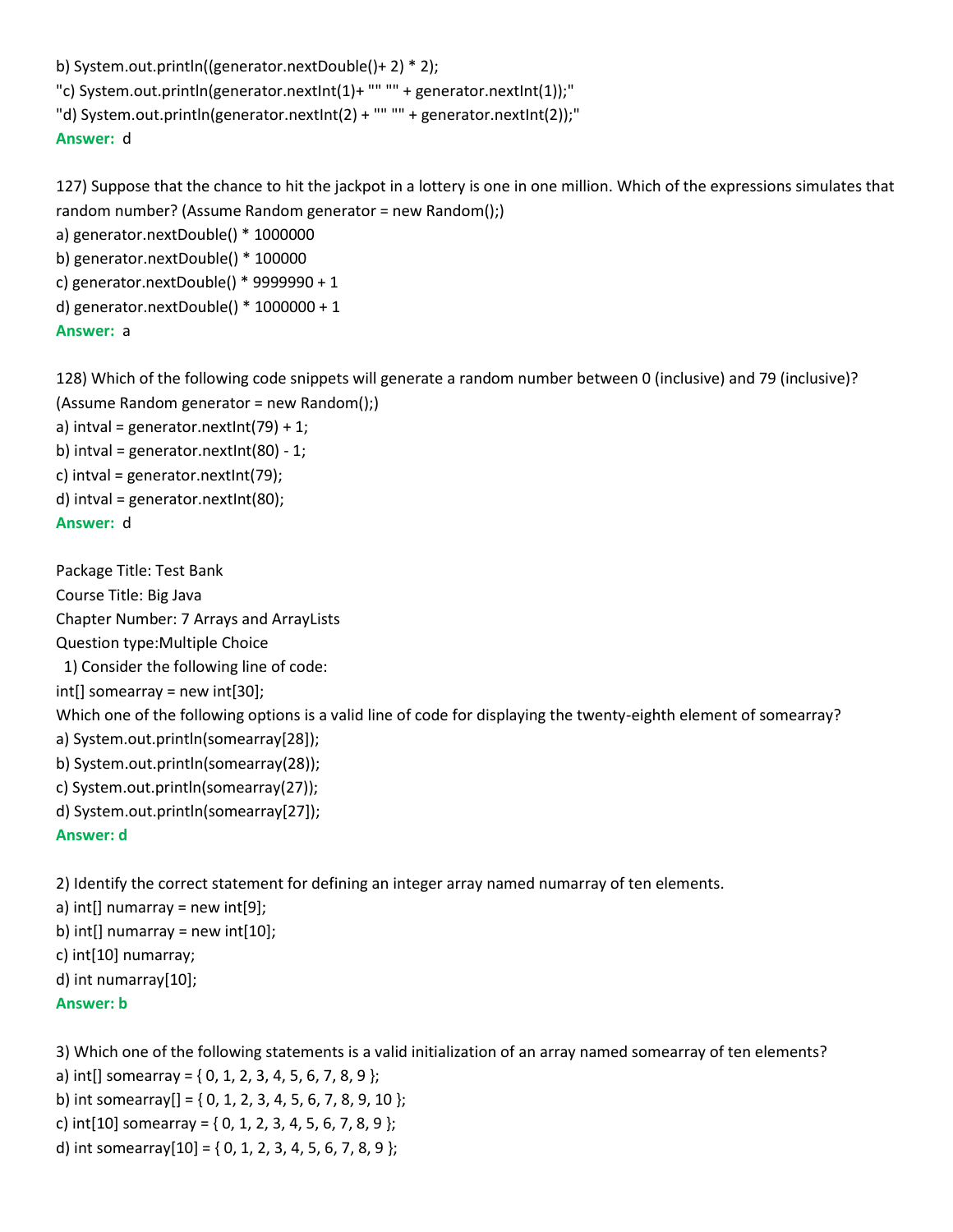b) System.out.println((generator.nextDouble()+ 2) * 2);

"c) System.out.println(generator.nextInt(1)+ "" "" + generator.nextInt(1));"

"d) System.out.println(generator.nextInt(2) + "" "" + generator.nextInt(2));"

**Answer:** d

127) Suppose that the chance to hit the jackpot in a lottery is one in one million. Which of the expressions simulates that random number? (Assume Random generator = new Random();)

a) generator.nextDouble() * 1000000

b) generator.nextDouble() * 100000

c) generator.nextDouble() * 9999990 + 1

d) generator.nextDouble() * 1000000 + 1

**Answer:** a

128) Which of the following code snippets will generate a random number between 0 (inclusive) and 79 (inclusive)? (Assume Random generator = new Random();)

a) intval = generator.nextInt(79) + 1;

b) intval = generator.nextInt(80) - 1;

c) intval = generator.nextInt(79);

d) intval = generator.nextInt(80);

**Answer:** d

Package Title: Test Bank

Course Title: Big Java

Chapter Number: 7 Arrays and ArrayLists

Question type:Multiple Choice

1) Consider the following line of code:

int[] somearray = new int[30];

Which one of the following options is a valid line of code for displaying the twenty-eighth element of somearray?

a) System.out.println(somearray[28]);

b) System.out.println(somearray(28));

c) System.out.println(somearray(27));

d) System.out.println(somearray[27]);

**Answer: d**

2) Identify the correct statement for defining an integer array named numarray of ten elements.

a) int[] numarray = new int[9];

b) int[] numarray = new int[10];

c) int[10] numarray;

d) int numarray[10];

**Answer: b**

3) Which one of the following statements is a valid initialization of an array named somearray of ten elements?

a) int[] somearray = { 0, 1, 2, 3, 4, 5, 6, 7, 8, 9 };

b) int somearray[] = { 0, 1, 2, 3, 4, 5, 6, 7, 8, 9, 10 };

c) int[10] somearray = { 0, 1, 2, 3, 4, 5, 6, 7, 8, 9 };

d) int somearray[10] = { 0, 1, 2, 3, 4, 5, 6, 7, 8, 9 };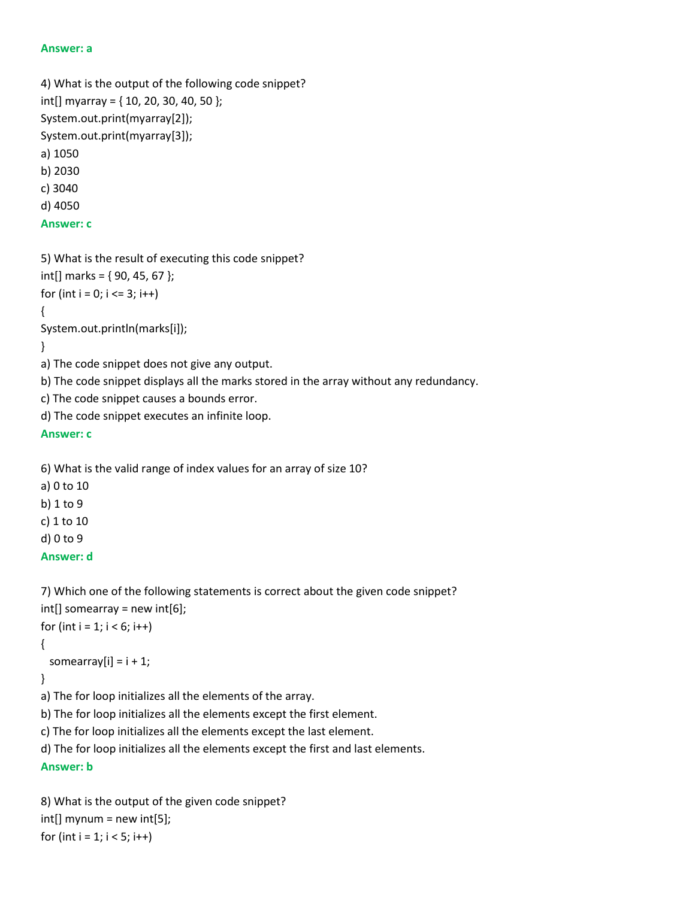**Answer: a**

4) What is the output of the following code snippet?

```
int[] myarray = { 10, 20, 30, 40, 50 };
System.out.print(myarray[2]);
System.out.print(myarray[3]);
```

a) 1050

b) 2030

c) 3040

d) 4050

**Answer: c**

5) What is the result of executing this code snippet?

```
int[] marks = { 90, 45, 67 };
for (int i = 0; i <= 3; i++)
{
System.out.println(marks[i]);
}
```

a) The code snippet does not give any output.

b) The code snippet displays all the marks stored in the array without any redundancy.

c) The code snippet causes a bounds error.

d) The code snippet executes an infinite loop.

**Answer: c**

6) What is the valid range of index values for an array of size 10?

a) 0 to 10

b) 1 to 9

c) 1 to 10

d) 0 to 9

**Answer: d**

7) Which one of the following statements is correct about the given code snippet?

```
int[] somearray = new int[6];
for (int i = 1; i < 6; i++)
{
  somearray[i] = i + 1;
}
```

a) The for loop initializes all the elements of the array.

b) The for loop initializes all the elements except the first element.

c) The for loop initializes all the elements except the last element.

d) The for loop initializes all the elements except the first and last elements.

**Answer: b**

8) What is the output of the given code snippet?

```
int[] mynum = new int[5];
for (int i = 1; i < 5; i++)
```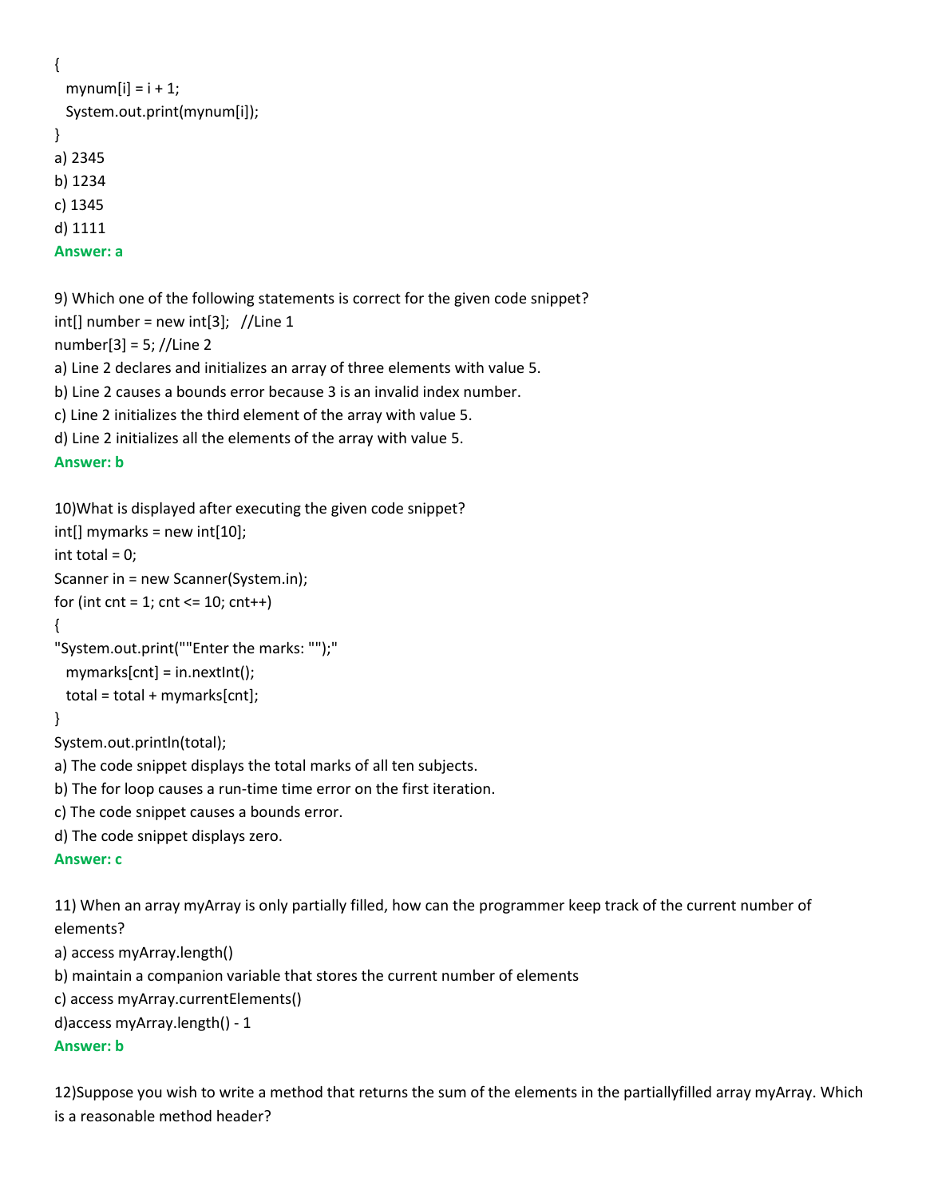```
{
  mynum[i] = i + 1;
  System.out.print(mynum[i]);
}
```

a) 2345
b) 1234
c) 1345
d) 1111

**Answer: a**

9) Which one of the following statements is correct for the given code snippet?

```
int[] number = new int[3];   //Line 1
number[3] = 5; //Line 2
```

a) Line 2 declares and initializes an array of three elements with value 5.
b) Line 2 causes a bounds error because 3 is an invalid index number.
c) Line 2 initializes the third element of the array with value 5.
d) Line 2 initializes all the elements of the array with value 5.

**Answer: b**

10)What is displayed after executing the given code snippet?

```
int[] mymarks = new int[10];
int total = 0;
Scanner in = new Scanner(System.in);
for (int cnt = 1; cnt <= 10; cnt++)
{
"System.out.print(""Enter the marks: "");"
  mymarks[cnt] = in.nextInt();
  total = total + mymarks[cnt];
}
System.out.println(total);
```

a) The code snippet displays the total marks of all ten subjects.
b) The for loop causes a run-time time error on the first iteration.
c) The code snippet causes a bounds error.
d) The code snippet displays zero.

**Answer: c**

11) When an array myArray is only partially filled, how can the programmer keep track of the current number of elements?

a) access myArray.length()
b) maintain a companion variable that stores the current number of elements
c) access myArray.currentElements()
d)access myArray.length() - 1

**Answer: b**

12)Suppose you wish to write a method that returns the sum of the elements in the partiallyfilled array myArray. Which is a reasonable method header?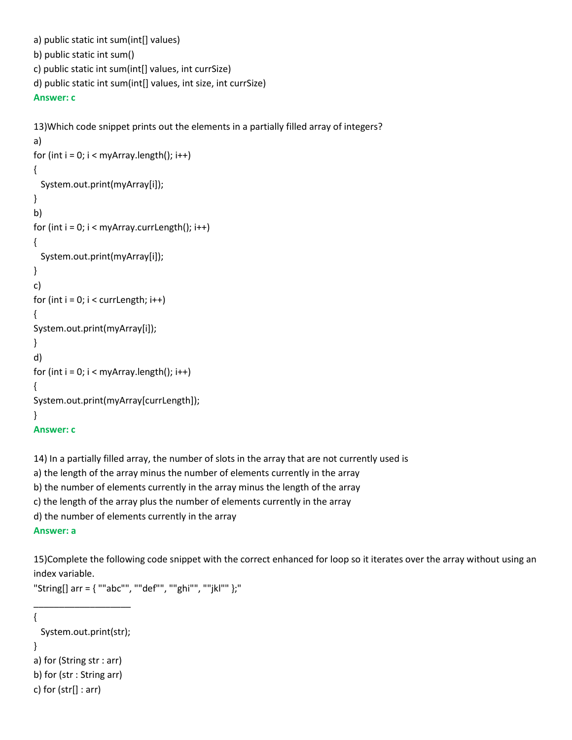a) public static int sum(int[] values)
b) public static int sum()
c) public static int sum(int[] values, int currSize)
d) public static int sum(int[] values, int size, int currSize)
**Answer: c**

13)Which code snippet prints out the elements in a partially filled array of integers?

a)
```
for (int i = 0; i < myArray.length(); i++)
{
  System.out.print(myArray[i]);
}
```
b)
```
for (int i = 0; i < myArray.currLength(); i++)
{
  System.out.print(myArray[i]);
}
```
c)
```
for (int i = 0; i < currLength; i++)
{
System.out.print(myArray[i]);
}
```
d)
```
for (int i = 0; i < myArray.length(); i++)
{
System.out.print(myArray[currLength]);
}
```
**Answer: c**

14) In a partially filled array, the number of slots in the array that are not currently used is
a) the length of the array minus the number of elements currently in the array
b) the number of elements currently in the array minus the length of the array
c) the length of the array plus the number of elements currently in the array
d) the number of elements currently in the array
**Answer: a**

15)Complete the following code snippet with the correct enhanced for loop so it iterates over the array without using an index variable.

```
"String[] arr = { ""abc"", ""def"", ""ghi"", ""jkl"" };"
___________________
{
  System.out.print(str);
}
```
a) for (String str : arr)
b) for (str : String arr)
c) for (str[] : arr)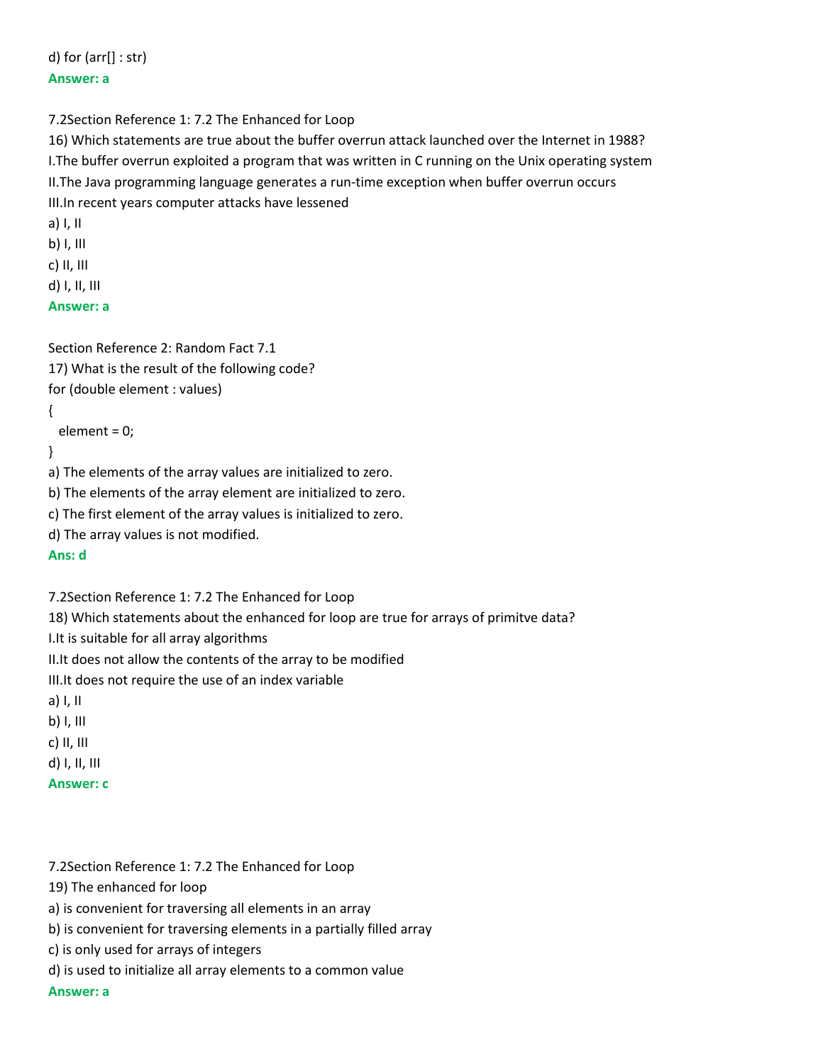d) for (arr[] : str)

**Answer: a**

7.2Section Reference 1: 7.2 The Enhanced for Loop

16) Which statements are true about the buffer overrun attack launched over the Internet in 1988?

I.The buffer overrun exploited a program that was written in C running on the Unix operating system

II.The Java programming language generates a run-time exception when buffer overrun occurs

III.In recent years computer attacks have lessened

a) I, II

b) I, III

c) II, III

d) I, II, III

**Answer: a**

Section Reference 2: Random Fact 7.1

17) What is the result of the following code?

```
for (double element : values)
{
  element = 0;
}
```

a) The elements of the array values are initialized to zero.

b) The elements of the array element are initialized to zero.

c) The first element of the array values is initialized to zero.

d) The array values is not modified.

**Ans: d**

7.2Section Reference 1: 7.2 The Enhanced for Loop

18) Which statements about the enhanced for loop are true for arrays of primitve data?

I.It is suitable for all array algorithms

II.It does not allow the contents of the array to be modified

III.It does not require the use of an index variable

a) I, II

b) I, III

c) II, III

d) I, II, III

**Answer: c**

7.2Section Reference 1: 7.2 The Enhanced for Loop

19) The enhanced for loop

a) is convenient for traversing all elements in an array

b) is convenient for traversing elements in a partially filled array

c) is only used for arrays of integers

d) is used to initialize all array elements to a common value

**Answer: a**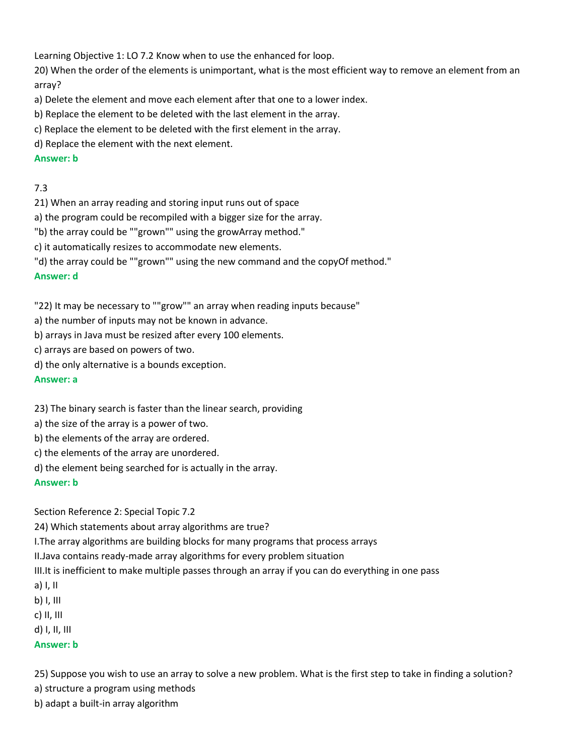Learning Objective 1: LO 7.2 Know when to use the enhanced for loop.

20) When the order of the elements is unimportant, what is the most efficient way to remove an element from an array?

a) Delete the element and move each element after that one to a lower index.

b) Replace the element to be deleted with the last element in the array.

c) Replace the element to be deleted with the first element in the array.

d) Replace the element with the next element.

**Answer: b**

7.3

21) When an array reading and storing input runs out of space

a) the program could be recompiled with a bigger size for the array.

"b) the array could be ""grown"" using the growArray method."

c) it automatically resizes to accommodate new elements.

"d) the array could be ""grown"" using the new command and the copyOf method."

**Answer: d**

"22) It may be necessary to ""grow"" an array when reading inputs because"

a) the number of inputs may not be known in advance.

b) arrays in Java must be resized after every 100 elements.

c) arrays are based on powers of two.

d) the only alternative is a bounds exception.

**Answer: a**

23) The binary search is faster than the linear search, providing

a) the size of the array is a power of two.

b) the elements of the array are ordered.

c) the elements of the array are unordered.

d) the element being searched for is actually in the array.

**Answer: b**

Section Reference 2: Special Topic 7.2

24) Which statements about array algorithms are true?

I.The array algorithms are building blocks for many programs that process arrays

II.Java contains ready-made array algorithms for every problem situation

III.It is inefficient to make multiple passes through an array if you can do everything in one pass

a) I, II

b) I, III

c) II, III

d) I, II, III

**Answer: b**

25) Suppose you wish to use an array to solve a new problem. What is the first step to take in finding a solution?

a) structure a program using methods

b) adapt a built-in array algorithm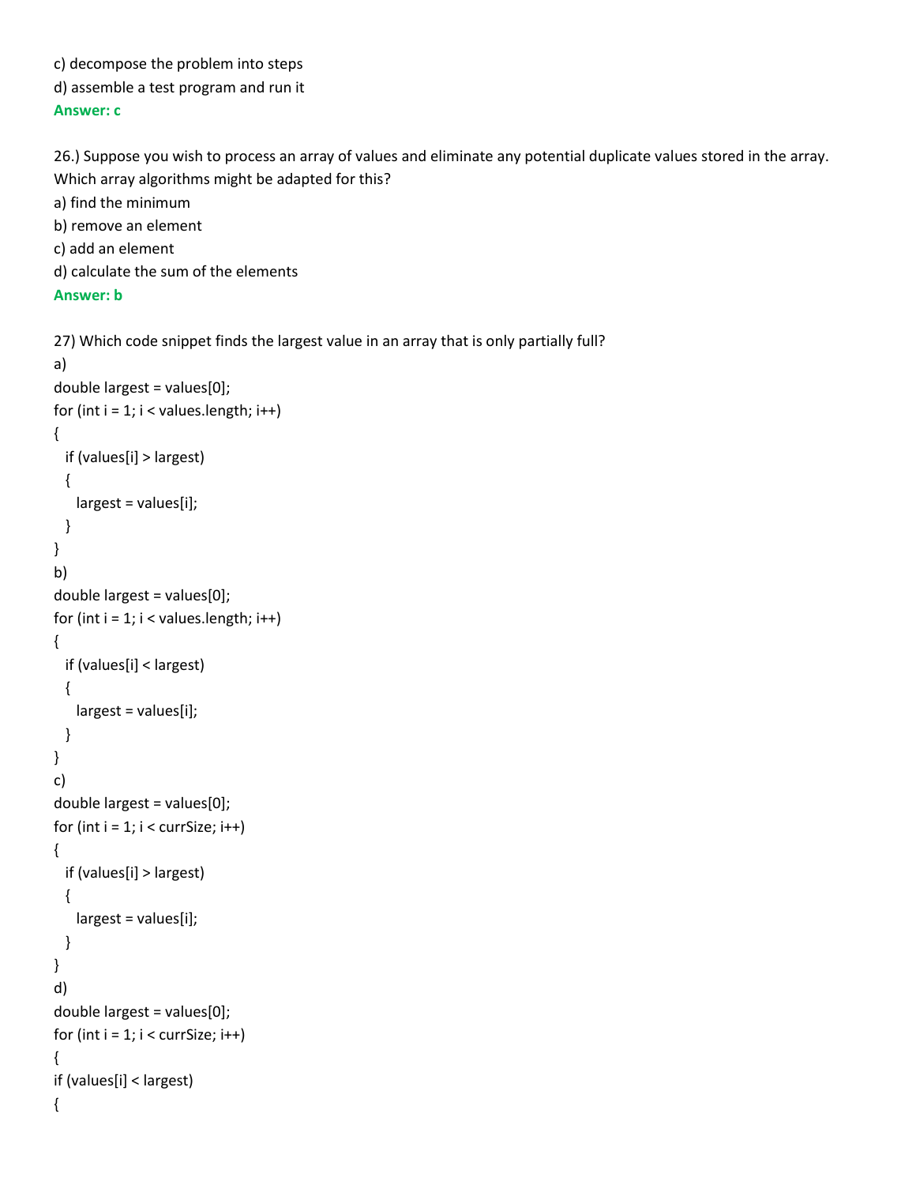c) decompose the problem into steps
d) assemble a test program and run it
**Answer: c**

26.) Suppose you wish to process an array of values and eliminate any potential duplicate values stored in the array. Which array algorithms might be adapted for this?
a) find the minimum
b) remove an element
c) add an element
d) calculate the sum of the elements
**Answer: b**

27) Which code snippet finds the largest value in an array that is only partially full?
a)
```
double largest = values[0];
for (int i = 1; i < values.length; i++)
{
  if (values[i] > largest)
  {
    largest = values[i];
  }
}
```
b)
```
double largest = values[0];
for (int i = 1; i < values.length; i++)
{
  if (values[i] < largest)
  {
    largest = values[i];
  }
}
```
c)
```
double largest = values[0];
for (int i = 1; i < currSize; i++)
{
  if (values[i] > largest)
  {
    largest = values[i];
  }
}
```
d)
```
double largest = values[0];
for (int i = 1; i < currSize; i++)
{
if (values[i] < largest)
{
```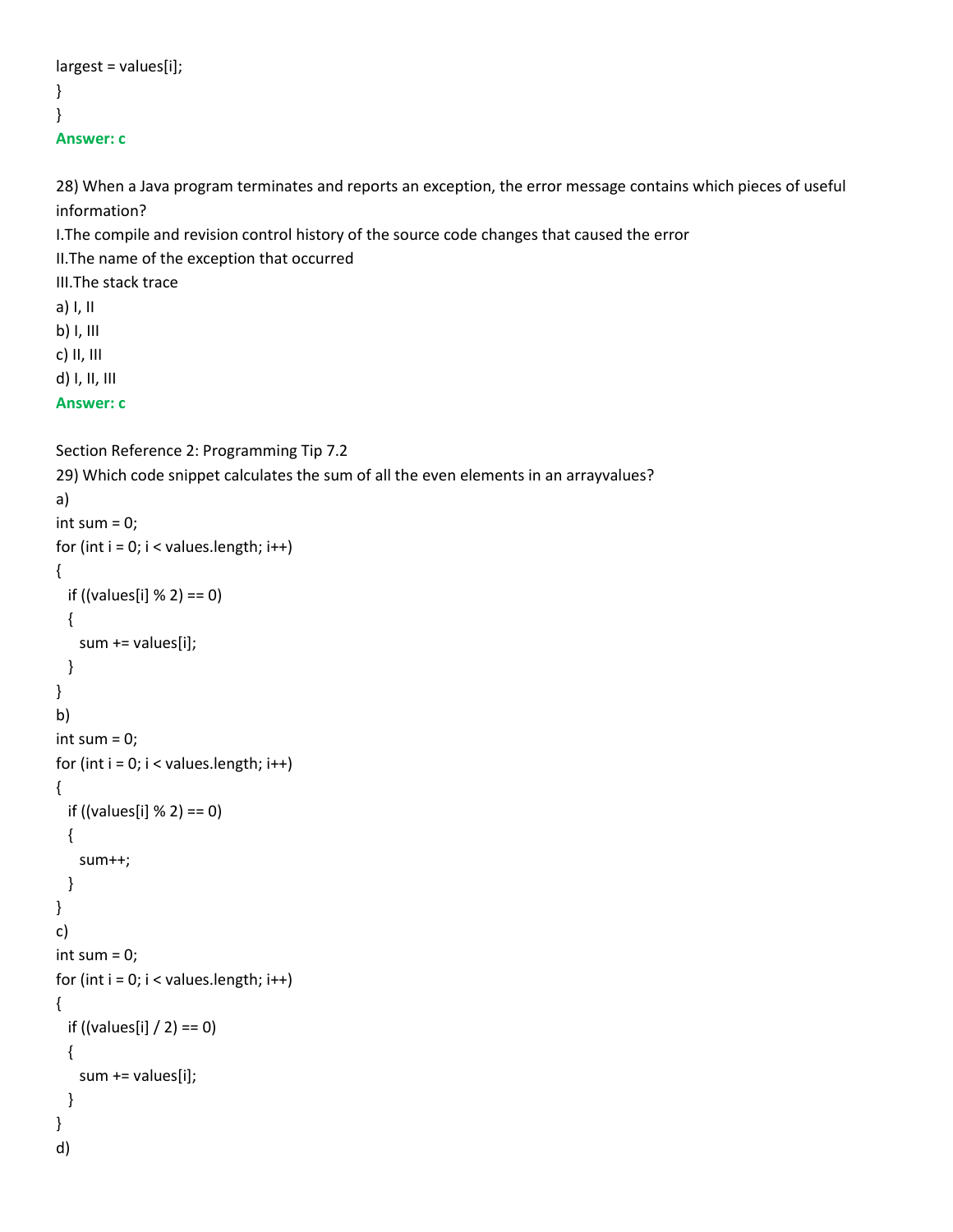```
largest = values[i];
}
}
```

**Answer: c**

28) When a Java program terminates and reports an exception, the error message contains which pieces of useful information?

I.The compile and revision control history of the source code changes that caused the error

II.The name of the exception that occurred

III.The stack trace

a) I, II

b) I, III

c) II, III

d) I, II, III

**Answer: c**

Section Reference 2: Programming Tip 7.2

29) Which code snippet calculates the sum of all the even elements in an arrayvalues?

a)

```
int sum = 0;
for (int i = 0; i < values.length; i++)
{
  if ((values[i] % 2) == 0)
  {
    sum += values[i];
  }
}
```

b)

```
int sum = 0;
for (int i = 0; i < values.length; i++)
{
  if ((values[i] % 2) == 0)
  {
    sum++;
  }
}
```

c)

```
int sum = 0;
for (int i = 0; i < values.length; i++)
{
  if ((values[i] / 2) == 0)
  {
    sum += values[i];
  }
}
```

d)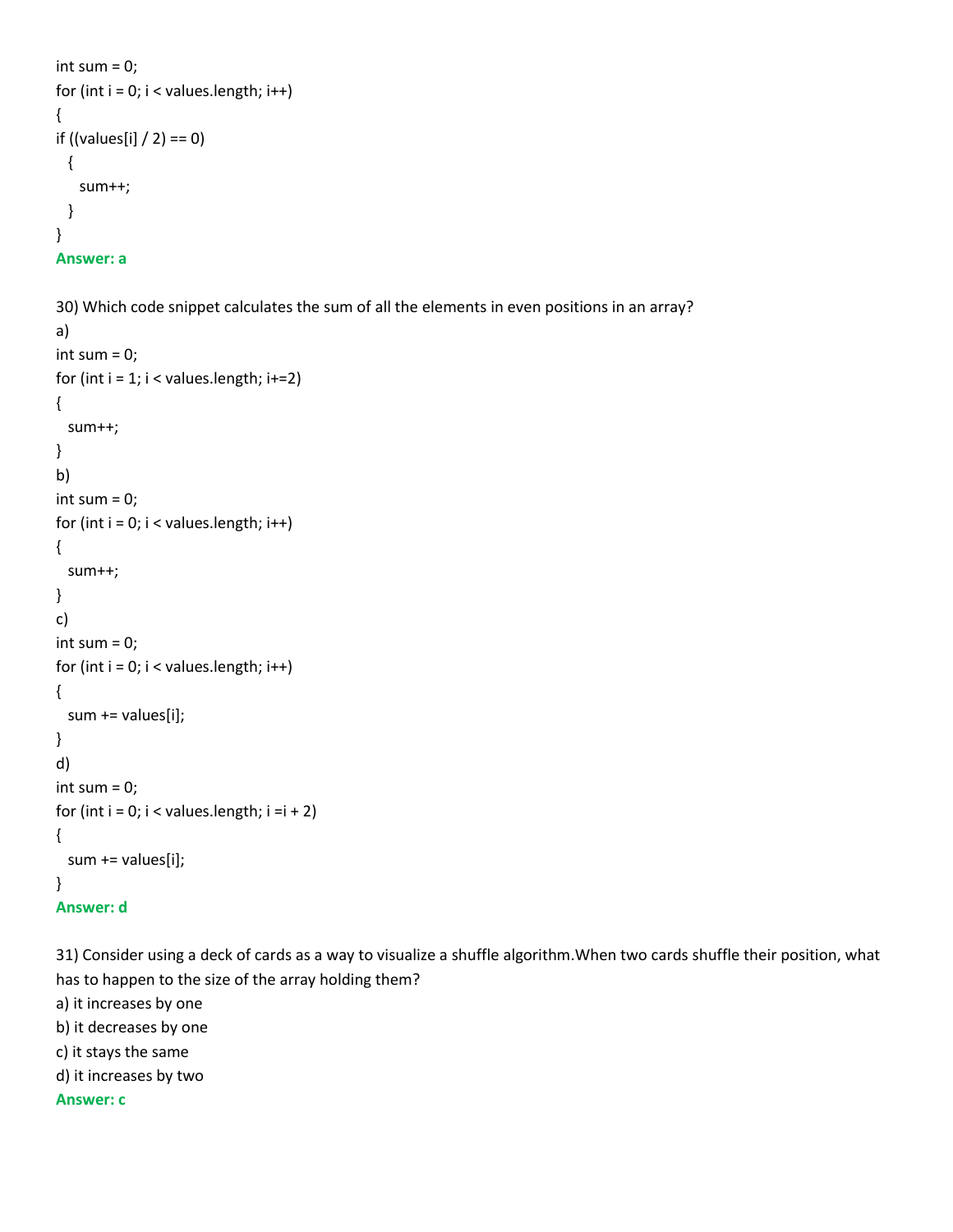```
int sum = 0;
for (int i = 0; i < values.length; i++)
{
if ((values[i] / 2) == 0)
  {
    sum++;
  }
}
```

**Answer: a**

30) Which code snippet calculates the sum of all the elements in even positions in an array?

a)

```
int sum = 0;
for (int i = 1; i < values.length; i+=2)
{
  sum++;
}
```

b)

```
int sum = 0;
for (int i = 0; i < values.length; i++)
{
  sum++;
}
```

c)

```
int sum = 0;
for (int i = 0; i < values.length; i++)
{
  sum += values[i];
}
```

d)

```
int sum = 0;
for (int i = 0; i < values.length; i =i + 2)
{
  sum += values[i];
}
```

**Answer: d**

31) Consider using a deck of cards as a way to visualize a shuffle algorithm.When two cards shuffle their position, what has to happen to the size of the array holding them?

a) it increases by one
b) it decreases by one
c) it stays the same
d) it increases by two

**Answer: c**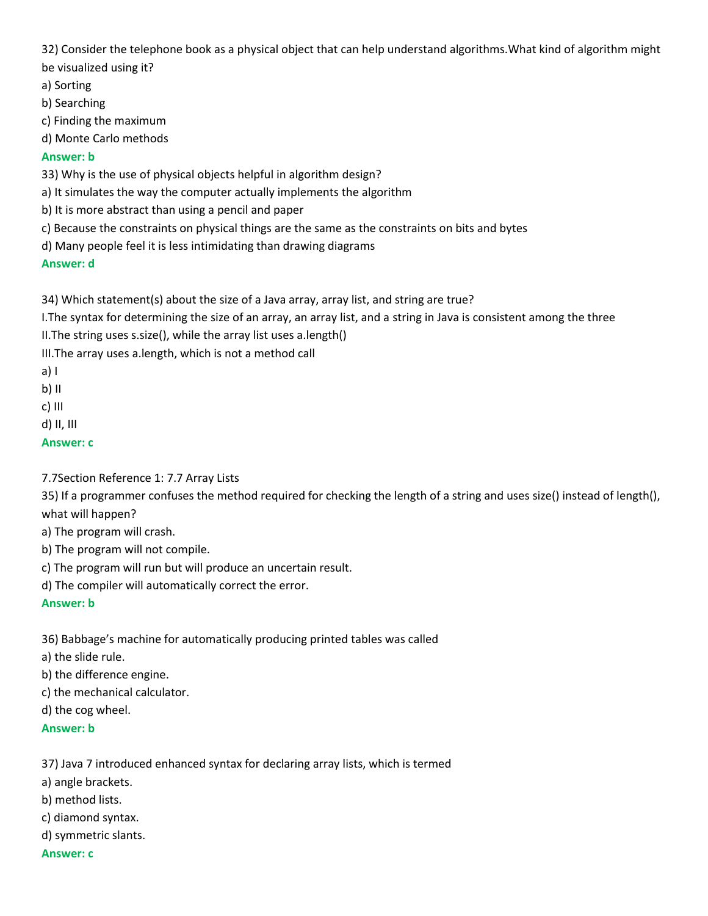32) Consider the telephone book as a physical object that can help understand algorithms.What kind of algorithm might be visualized using it?

a) Sorting

b) Searching

c) Finding the maximum

d) Monte Carlo methods

**Answer: b**

33) Why is the use of physical objects helpful in algorithm design?

a) It simulates the way the computer actually implements the algorithm

b) It is more abstract than using a pencil and paper

c) Because the constraints on physical things are the same as the constraints on bits and bytes

d) Many people feel it is less intimidating than drawing diagrams

**Answer: d**

34) Which statement(s) about the size of a Java array, array list, and string are true?

I.The syntax for determining the size of an array, an array list, and a string in Java is consistent among the three

II.The string uses s.size(), while the array list uses a.length()

III.The array uses a.length, which is not a method call

a) I

b) II

c) III

d) II, III

**Answer: c**

7.7Section Reference 1: 7.7 Array Lists

35) If a programmer confuses the method required for checking the length of a string and uses size() instead of length(), what will happen?

a) The program will crash.

b) The program will not compile.

c) The program will run but will produce an uncertain result.

d) The compiler will automatically correct the error.

**Answer: b**

36) Babbage's machine for automatically producing printed tables was called

a) the slide rule.

b) the difference engine.

c) the mechanical calculator.

d) the cog wheel.

**Answer: b**

37) Java 7 introduced enhanced syntax for declaring array lists, which is termed

a) angle brackets.

b) method lists.

c) diamond syntax.

d) symmetric slants.

**Answer: c**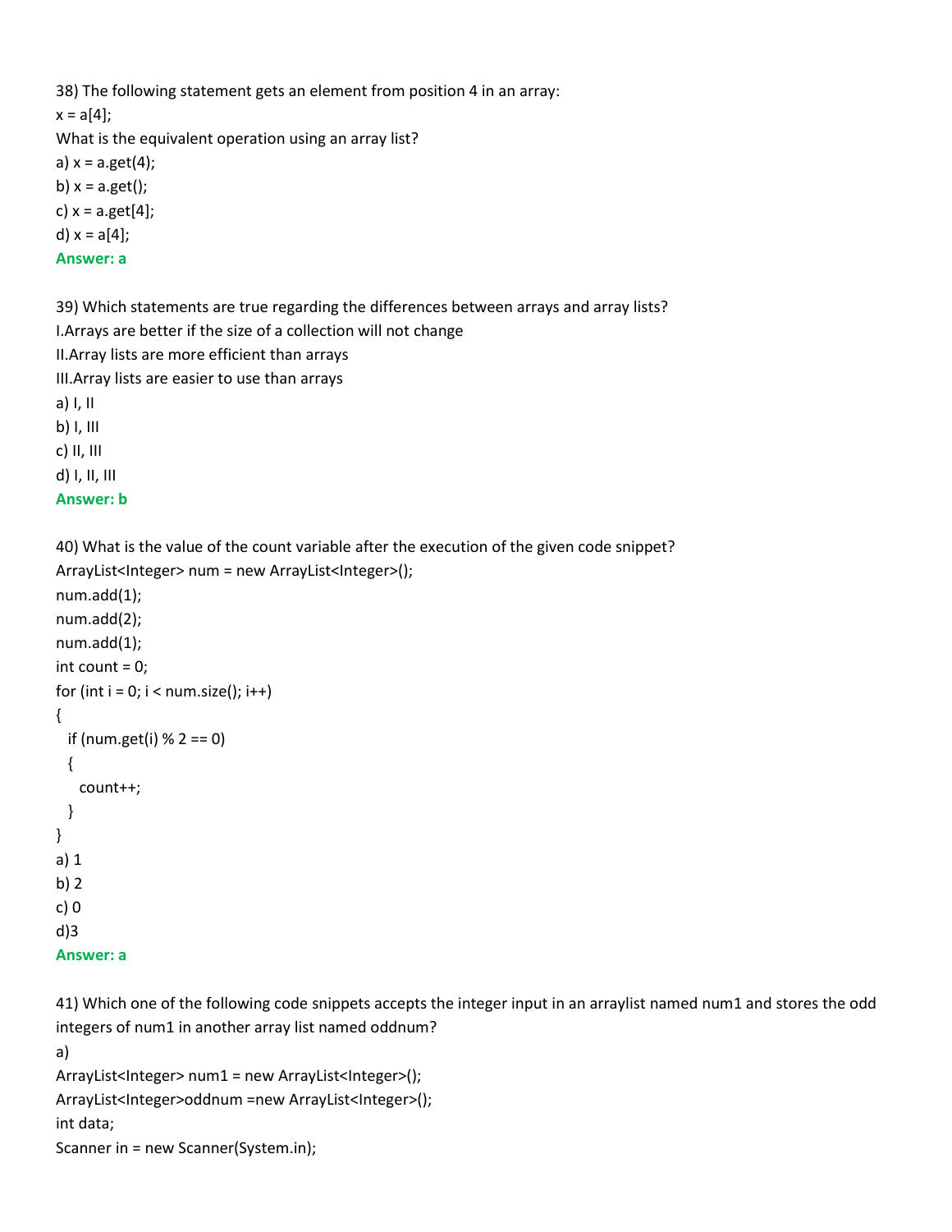38) The following statement gets an element from position 4 in an array:

x = a[4];

What is the equivalent operation using an array list?

a) x = a.get(4);

b) x = a.get();

c) x = a.get[4];

d) x = a[4];

**Answer: a**

39) Which statements are true regarding the differences between arrays and array lists?

I.Arrays are better if the size of a collection will not change

II.Array lists are more efficient than arrays

III.Array lists are easier to use than arrays

a) I, II

b) I, III

c) II, III

d) I, II, III

**Answer: b**

40) What is the value of the count variable after the execution of the given code snippet?

```
ArrayList<Integer> num = new ArrayList<Integer>();
num.add(1);
num.add(2);
num.add(1);
int count = 0;
for (int i = 0; i < num.size(); i++)
{
  if (num.get(i) % 2 == 0)
  {
    count++;
  }
}
```

a) 1

b) 2

c) 0

d)3

**Answer: a**

41) Which one of the following code snippets accepts the integer input in an arraylist named num1 and stores the odd integers of num1 in another array list named oddnum?

a)

```
ArrayList<Integer> num1 = new ArrayList<Integer>();
ArrayList<Integer>oddnum =new ArrayList<Integer>();
int data;
Scanner in = new Scanner(System.in);
```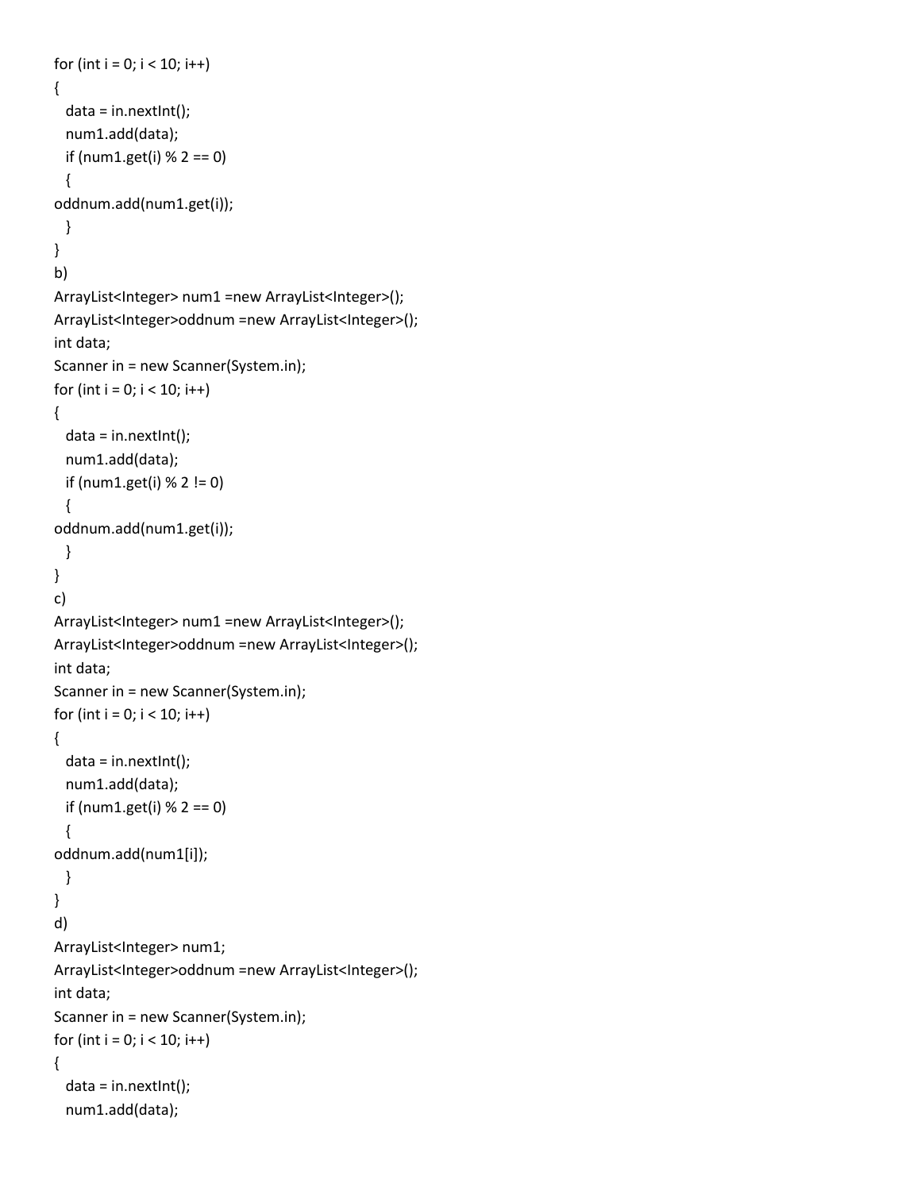```
for (int i = 0; i < 10; i++)
{
  data = in.nextInt();
  num1.add(data);
  if (num1.get(i) % 2 == 0)
  {
oddnum.add(num1.get(i));
  }
}
```

b)

```
ArrayList<Integer> num1 =new ArrayList<Integer>();
ArrayList<Integer>oddnum =new ArrayList<Integer>();
int data;
Scanner in = new Scanner(System.in);
for (int i = 0; i < 10; i++)
{
  data = in.nextInt();
  num1.add(data);
  if (num1.get(i) % 2 != 0)
  {
oddnum.add(num1.get(i));
  }
}
```

c)

```
ArrayList<Integer> num1 =new ArrayList<Integer>();
ArrayList<Integer>oddnum =new ArrayList<Integer>();
int data;
Scanner in = new Scanner(System.in);
for (int i = 0; i < 10; i++)
{
  data = in.nextInt();
  num1.add(data);
  if (num1.get(i) % 2 == 0)
  {
oddnum.add(num1[i]);
  }
}
```

d)

```
ArrayList<Integer> num1;
ArrayList<Integer>oddnum =new ArrayList<Integer>();
int data;
Scanner in = new Scanner(System.in);
for (int i = 0; i < 10; i++)
{
  data = in.nextInt();
  num1.add(data);
```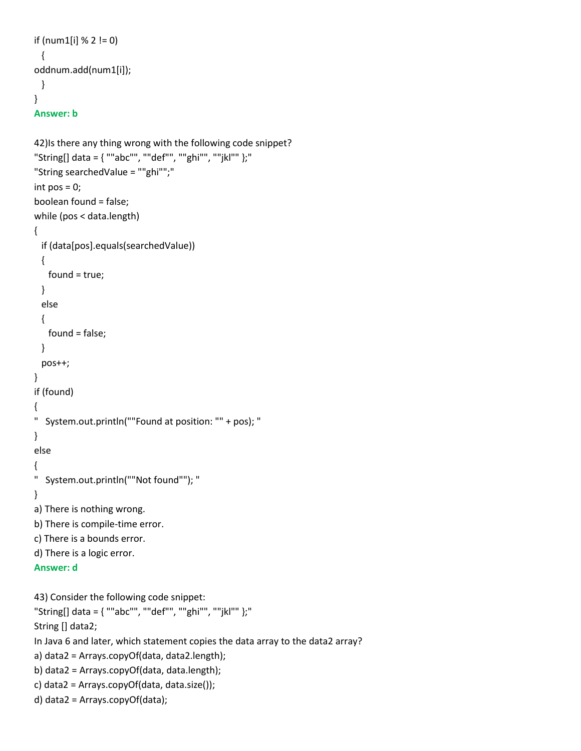```
if (num1[i] % 2 != 0)
  {
oddnum.add(num1[i]);
  }
}
```

**Answer: b**

42)Is there any thing wrong with the following code snippet?

```
"String[] data = { ""abc"", ""def"", ""ghi"", ""jkl"" };"
"String searchedValue = ""ghi"";"
int pos = 0;
boolean found = false;
while (pos < data.length)
{
  if (data[pos].equals(searchedValue))
  {
    found = true;
  }
  else
  {
    found = false;
  }
  pos++;
}
if (found)
{
"   System.out.println(""Found at position: "" + pos); "
}
else
{
"   System.out.println(""Not found""); "
}
```

a) There is nothing wrong.
b) There is compile-time error.
c) There is a bounds error.
d) There is a logic error.

**Answer: d**

43) Consider the following code snippet:

```
"String[] data = { ""abc"", ""def"", ""ghi"", ""jkl"" };"
String [] data2;
```

In Java 6 and later, which statement copies the data array to the data2 array?

a) data2 = Arrays.copyOf(data, data2.length);
b) data2 = Arrays.copyOf(data, data.length);
c) data2 = Arrays.copyOf(data, data.size());
d) data2 = Arrays.copyOf(data);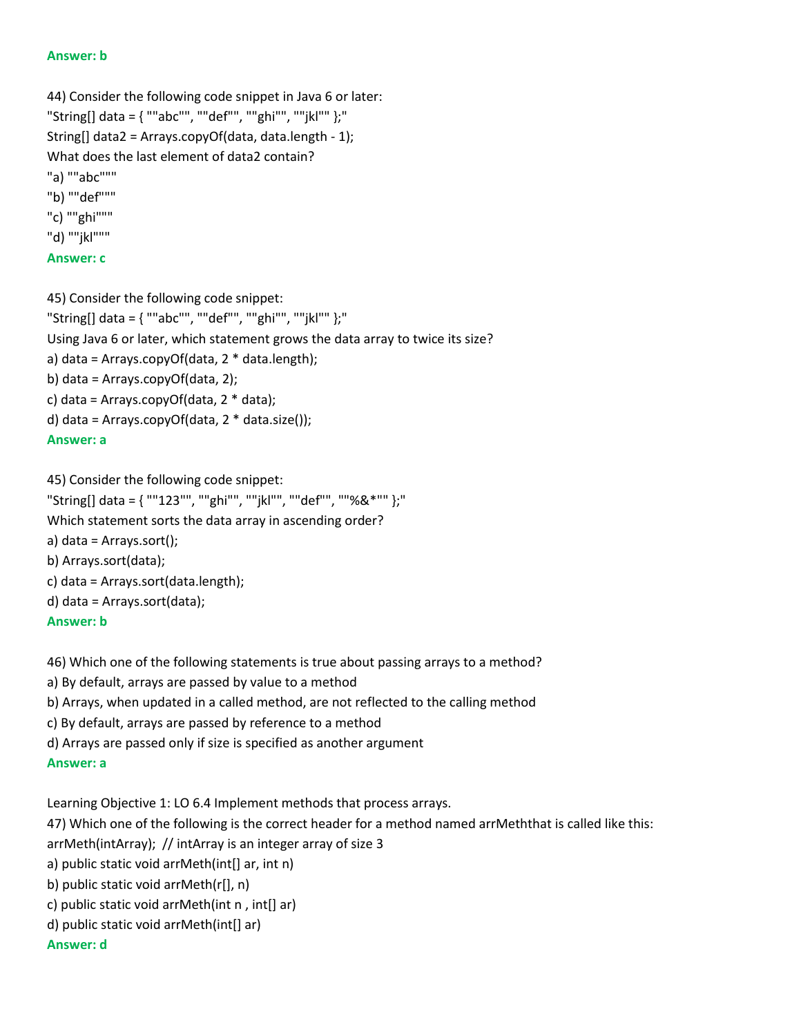**Answer: b**

44) Consider the following code snippet in Java 6 or later:
"String[] data = { ""abc"", ""def"", ""ghi"", ""jkl"" };"
String[] data2 = Arrays.copyOf(data, data.length - 1);
What does the last element of data2 contain?
"a) ""abc"""
"b) ""def"""
"c) ""ghi"""
"d) ""jkl"""
**Answer: c**

45) Consider the following code snippet:
"String[] data = { ""abc"", ""def"", ""ghi"", ""jkl"" };"
Using Java 6 or later, which statement grows the data array to twice its size?
a) data = Arrays.copyOf(data, 2 * data.length);
b) data = Arrays.copyOf(data, 2);
c) data = Arrays.copyOf(data, 2 * data);
d) data = Arrays.copyOf(data, 2 * data.size());
**Answer: a**

45) Consider the following code snippet:
"String[] data = { ""123"", ""ghi"", ""jkl"", ""def"", ""%&*"" };"
Which statement sorts the data array in ascending order?
a) data = Arrays.sort();
b) Arrays.sort(data);
c) data = Arrays.sort(data.length);
d) data = Arrays.sort(data);
**Answer: b**

46) Which one of the following statements is true about passing arrays to a method?
a) By default, arrays are passed by value to a method
b) Arrays, when updated in a called method, are not reflected to the calling method
c) By default, arrays are passed by reference to a method
d) Arrays are passed only if size is specified as another argument
**Answer: a**

Learning Objective 1: LO 6.4 Implement methods that process arrays.
47) Which one of the following is the correct header for a method named arrMeththat is called like this:
arrMeth(intArray); // intArray is an integer array of size 3
a) public static void arrMeth(int[] ar, int n)
b) public static void arrMeth(r[], n)
c) public static void arrMeth(int n , int[] ar)
d) public static void arrMeth(int[] ar)
**Answer: d**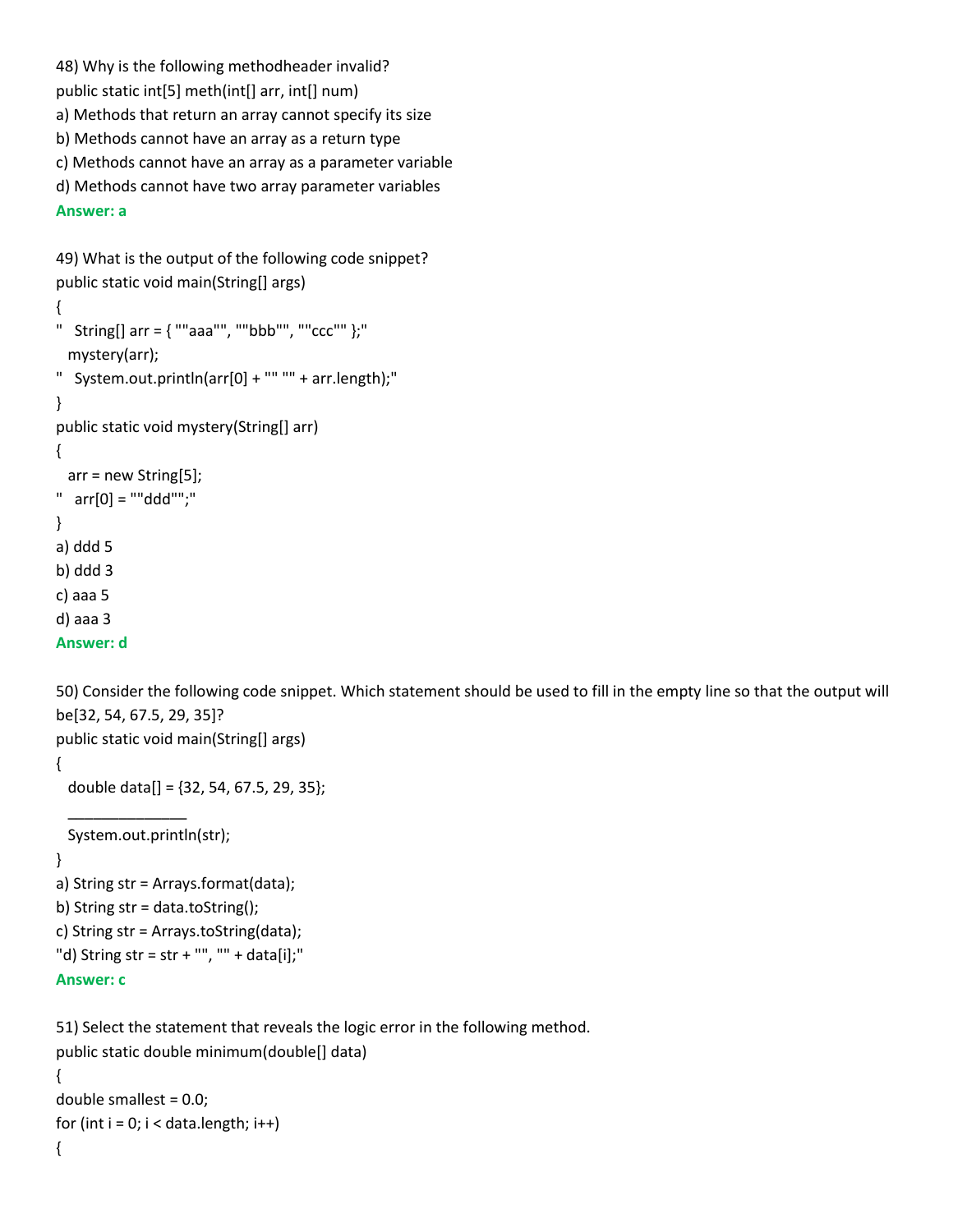48) Why is the following methodheader invalid?

public static int[5] meth(int[] arr, int[] num)

a) Methods that return an array cannot specify its size

b) Methods cannot have an array as a return type

c) Methods cannot have an array as a parameter variable

d) Methods cannot have two array parameter variables

**Answer: a**

49) What is the output of the following code snippet?

```
public static void main(String[] args)
{
"   String[] arr = { ""aaa"", ""bbb"", ""ccc"" };"
   mystery(arr);
"   System.out.println(arr[0] + "" "" + arr.length);"
}
public static void mystery(String[] arr)
{
   arr = new String[5];
"   arr[0] = ""ddd"";"
}
```

a) ddd 5

b) ddd 3

c) aaa 5

d) aaa 3

**Answer: d**

50) Consider the following code snippet. Which statement should be used to fill in the empty line so that the output will be[32, 54, 67.5, 29, 35]?

```
public static void main(String[] args)
{
   double data[] = {32, 54, 67.5, 29, 35};
   ______________
   System.out.println(str);
}
```

a) String str = Arrays.format(data);

b) String str = data.toString();

c) String str = Arrays.toString(data);

"d) String str = str + "", "" + data[i];"

**Answer: c**

51) Select the statement that reveals the logic error in the following method.

```
public static double minimum(double[] data)
{
double smallest = 0.0;
for (int i = 0; i < data.length; i++)
{
```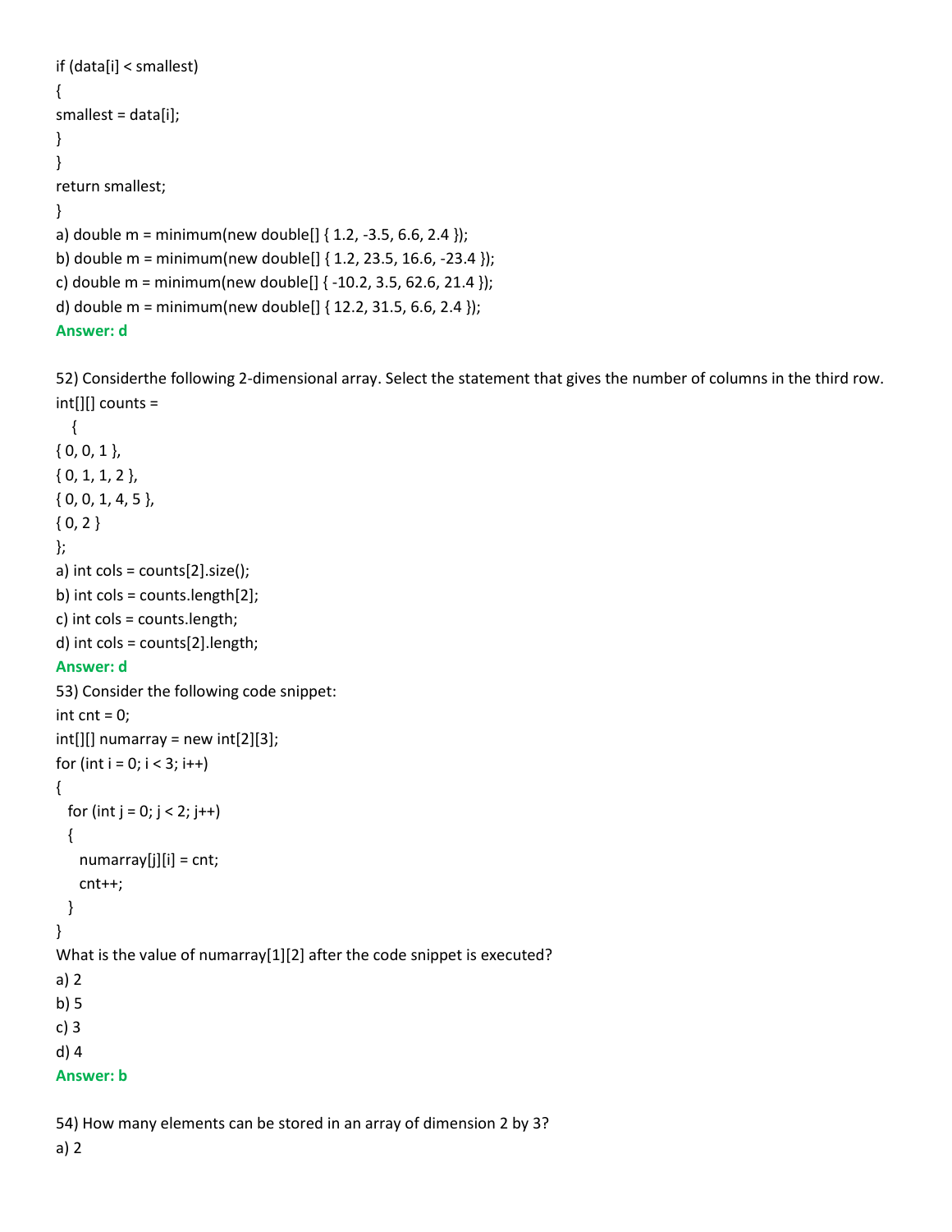```
if (data[i] < smallest)
{
smallest = data[i];
}
}
return smallest;
}
```

a) double m = minimum(new double[] { 1.2, -3.5, 6.6, 2.4 });

b) double m = minimum(new double[] { 1.2, 23.5, 16.6, -23.4 });

c) double m = minimum(new double[] { -10.2, 3.5, 62.6, 21.4 });

d) double m = minimum(new double[] { 12.2, 31.5, 6.6, 2.4 });

**Answer: d**

52) Considerthe following 2-dimensional array. Select the statement that gives the number of columns in the third row.

```
int[][] counts =
   {
{ 0, 0, 1 },
{ 0, 1, 1, 2 },
{ 0, 0, 1, 4, 5 },
{ 0, 2 }
};
```

a) int cols = counts[2].size();

b) int cols = counts.length[2];

c) int cols = counts.length;

d) int cols = counts[2].length;

**Answer: d**

53) Consider the following code snippet:

```
int cnt = 0;
int[][] numarray = new int[2][3];
for (int i = 0; i < 3; i++)
{
  for (int j = 0; j < 2; j++)
  {
    numarray[j][i] = cnt;
    cnt++;
  }
}
```

What is the value of numarray[1][2] after the code snippet is executed?

a) 2

b) 5

c) 3

d) 4

**Answer: b**

54) How many elements can be stored in an array of dimension 2 by 3?

a) 2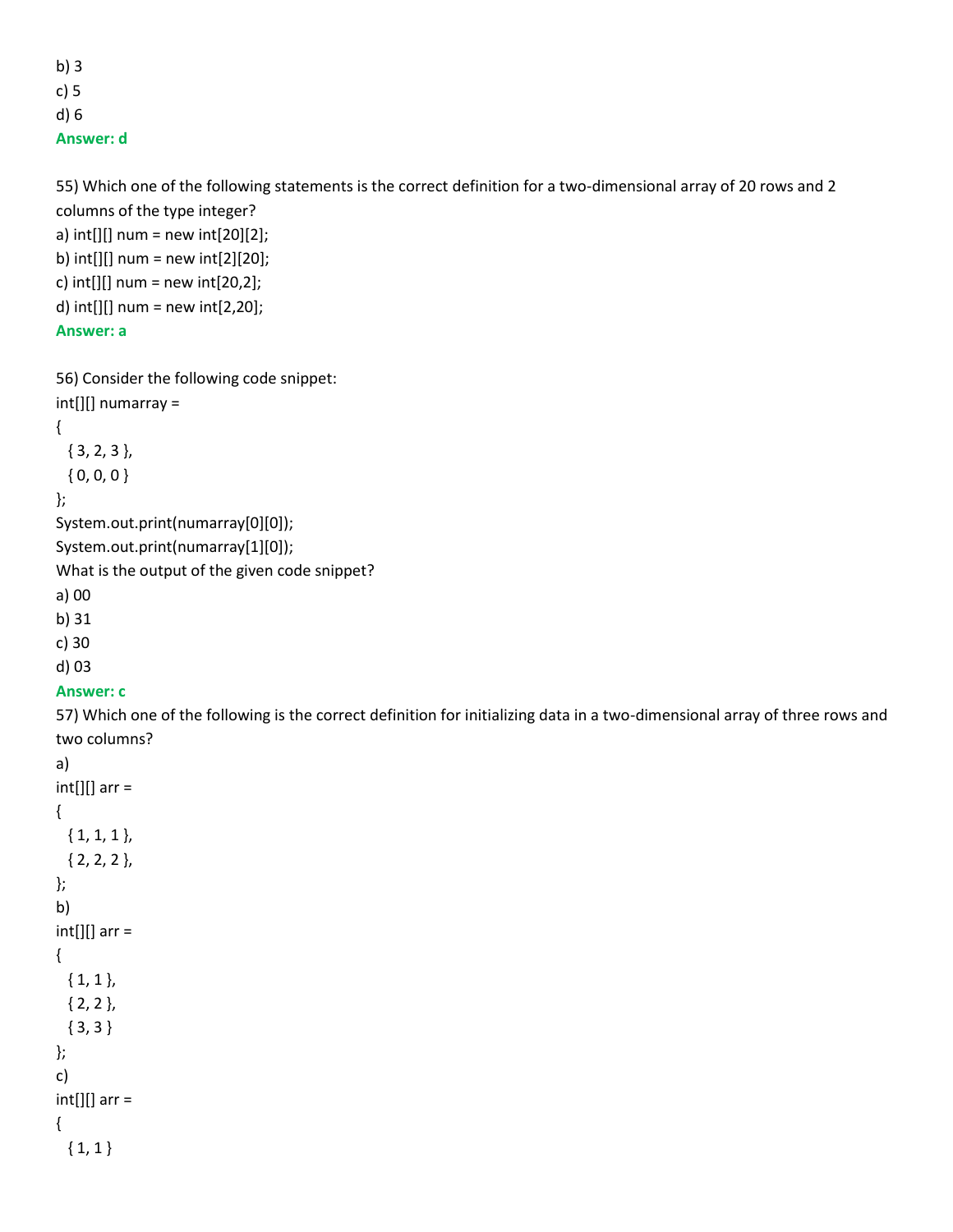b) 3
c) 5
d) 6
**Answer: d**

55) Which one of the following statements is the correct definition for a two-dimensional array of 20 rows and 2 columns of the type integer?
a) int[][] num = new int[20][2];
b) int[][] num = new int[2][20];
c) int[][] num = new int[20,2];
d) int[][] num = new int[2,20];
**Answer: a**

56) Consider the following code snippet:

```
int[][] numarray =
{
  { 3, 2, 3 },
  { 0, 0, 0 }
};
System.out.print(numarray[0][0]);
System.out.print(numarray[1][0]);
```

What is the output of the given code snippet?
a) 00
b) 31
c) 30
d) 03
**Answer: c**

57) Which one of the following is the correct definition for initializing data in a two-dimensional array of three rows and two columns?
a)

```
int[][] arr =
{
  { 1, 1, 1 },
  { 2, 2, 2 },
};
```

b)

```
int[][] arr =
{
  { 1, 1 },
  { 2, 2 },
  { 3, 3 }
};
```

c)

```
int[][] arr =
{
  { 1, 1 }
```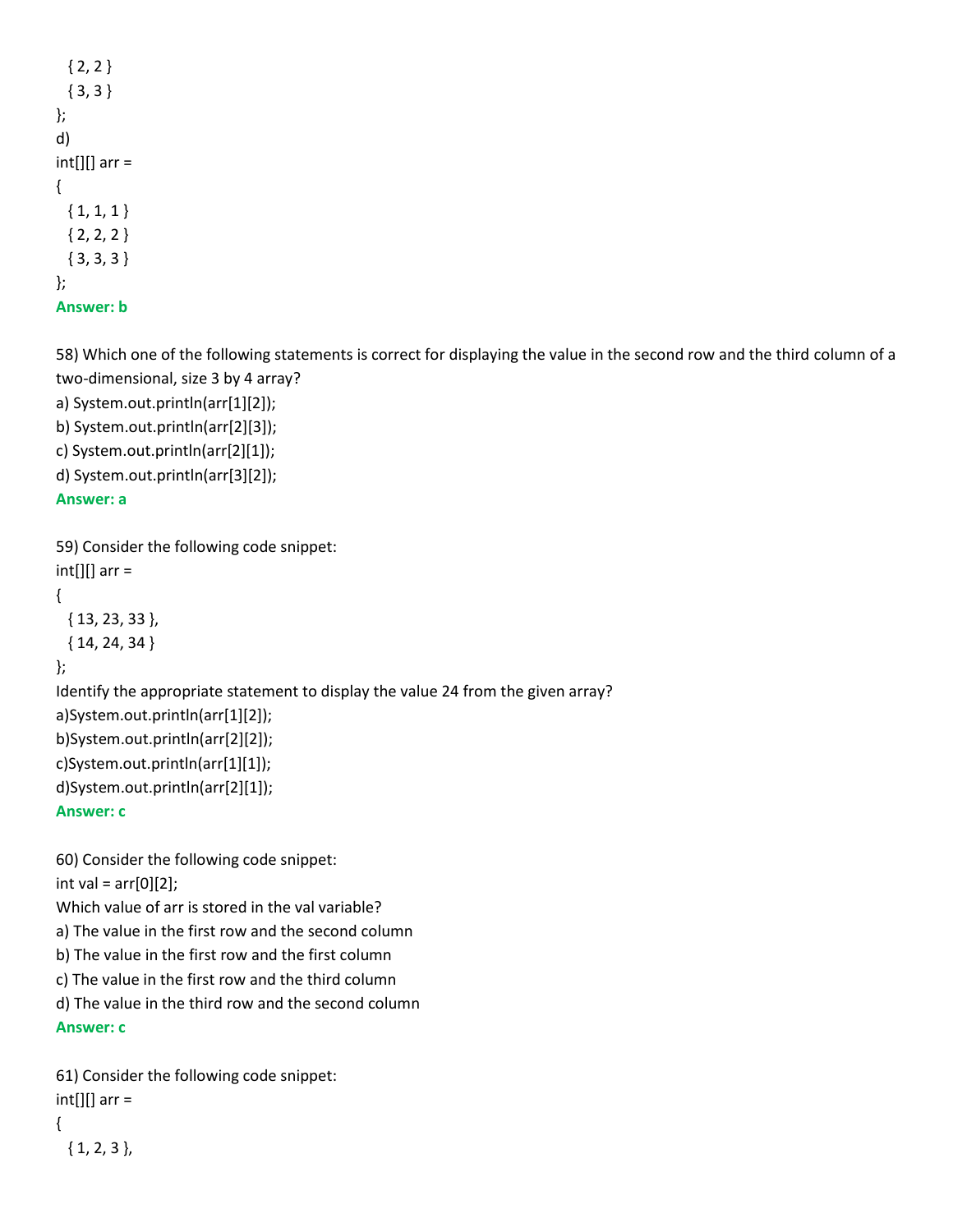```
  { 2, 2 }
  { 3, 3 }
};
```

d)

```
int[][] arr =
{
  { 1, 1, 1 }
  { 2, 2, 2 }
  { 3, 3, 3 }
};
```

**Answer: b**

58) Which one of the following statements is correct for displaying the value in the second row and the third column of a two-dimensional, size 3 by 4 array?

a) System.out.println(arr[1][2]);
b) System.out.println(arr[2][3]);
c) System.out.println(arr[2][1]);
d) System.out.println(arr[3][2]);

**Answer: a**

59) Consider the following code snippet:

```
int[][] arr =
{
  { 13, 23, 33 },
  { 14, 24, 34 }
};
```

Identify the appropriate statement to display the value 24 from the given array?

a)System.out.println(arr[1][2]);
b)System.out.println(arr[2][2]);
c)System.out.println(arr[1][1]);
d)System.out.println(arr[2][1]);

**Answer: c**

60) Consider the following code snippet:

```
int val = arr[0][2];
```

Which value of arr is stored in the val variable?

a) The value in the first row and the second column
b) The value in the first row and the first column
c) The value in the first row and the third column
d) The value in the third row and the second column

**Answer: c**

61) Consider the following code snippet:

```
int[][] arr =
{
  { 1, 2, 3 },
```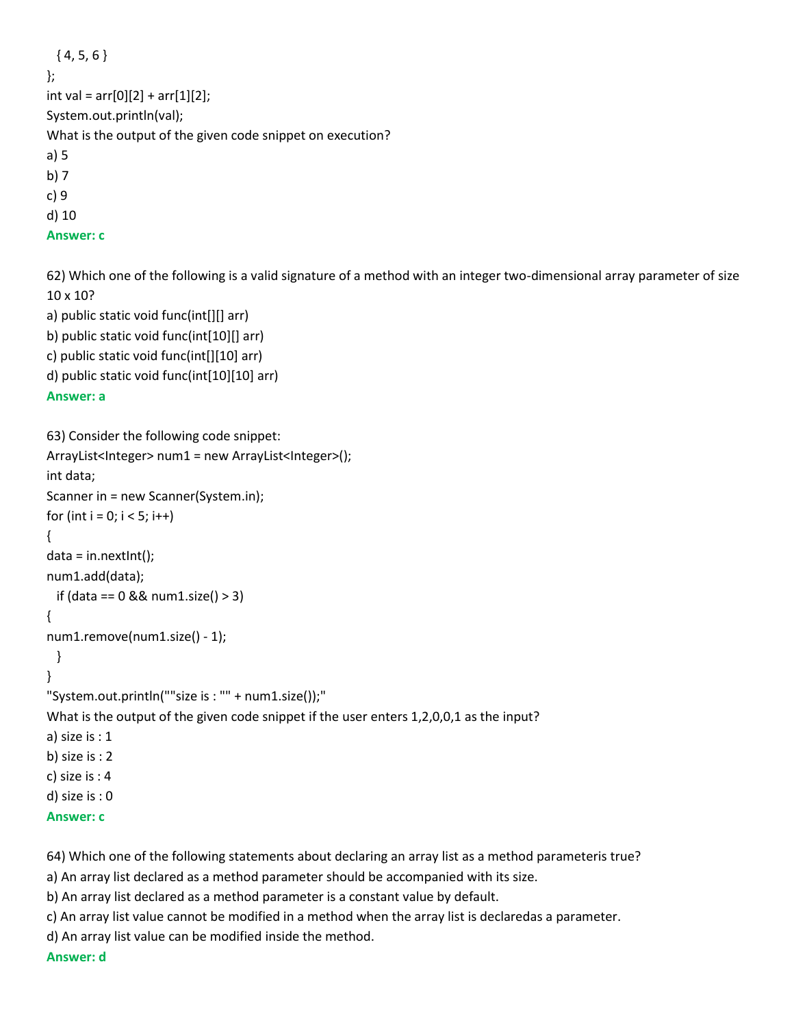```
  { 4, 5, 6 }
};
int val = arr[0][2] + arr[1][2];
System.out.println(val);
```

What is the output of the given code snippet on execution?

a) 5

b) 7

c) 9

d) 10

**Answer: c**

62) Which one of the following is a valid signature of a method with an integer two-dimensional array parameter of size 10 x 10?

a) public static void func(int[][] arr)

b) public static void func(int[10][] arr)

c) public static void func(int[][10] arr)

d) public static void func(int[10][10] arr)

**Answer: a**

63) Consider the following code snippet:

```
ArrayList<Integer> num1 = new ArrayList<Integer>();
int data;
Scanner in = new Scanner(System.in);
for (int i = 0; i < 5; i++)
{
data = in.nextInt();
num1.add(data);
  if (data == 0 && num1.size() > 3)
{
num1.remove(num1.size() - 1);
  }
}
"System.out.println(""size is : "" + num1.size());"
```

What is the output of the given code snippet if the user enters 1,2,0,0,1 as the input?

a) size is : 1

b) size is : 2

c) size is : 4

d) size is : 0

**Answer: c**

64) Which one of the following statements about declaring an array list as a method parameteris true?

a) An array list declared as a method parameter should be accompanied with its size.

b) An array list declared as a method parameter is a constant value by default.

c) An array list value cannot be modified in a method when the array list is declaredas a parameter.

d) An array list value can be modified inside the method.

**Answer: d**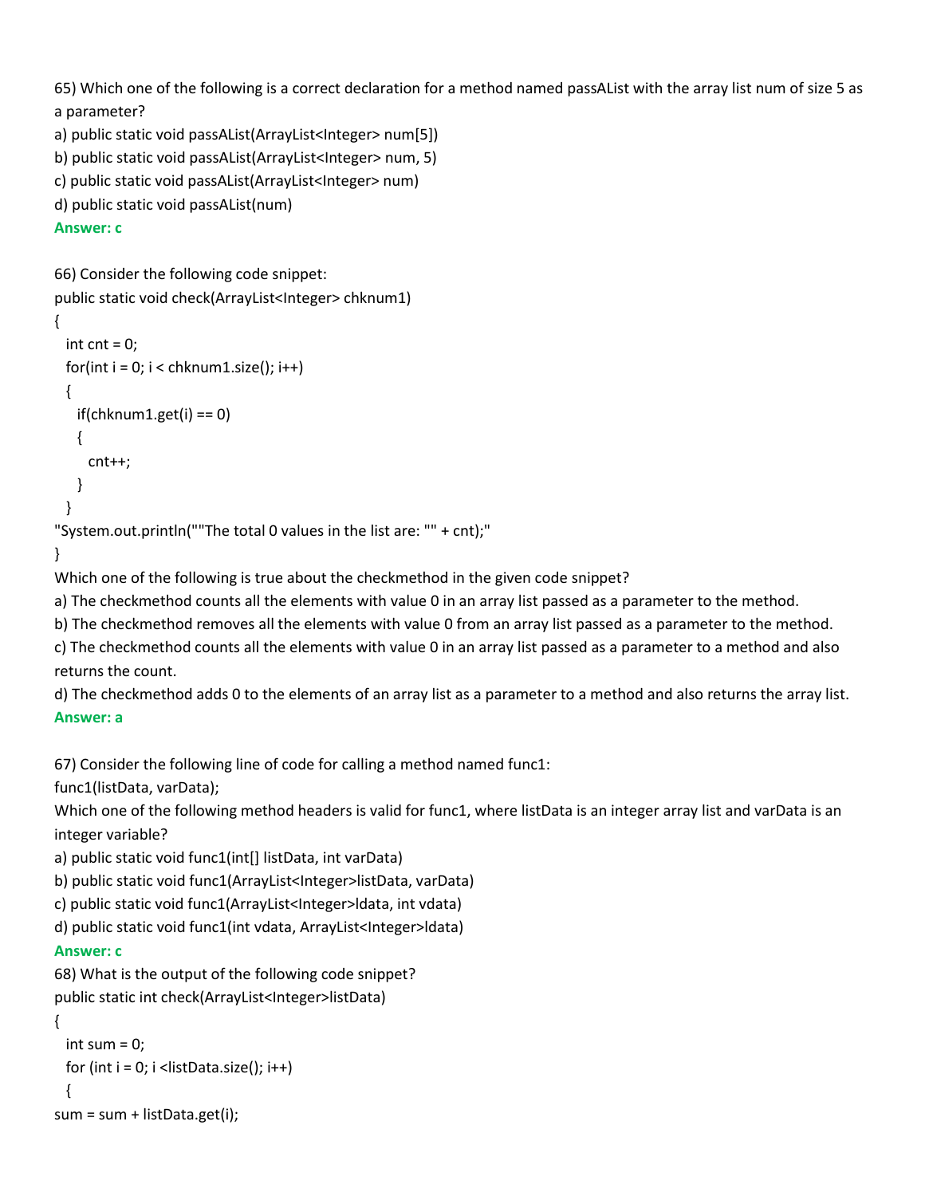65) Which one of the following is a correct declaration for a method named passAList with the array list num of size 5 as a parameter?

a) public static void passAList(ArrayList<Integer> num[5])

b) public static void passAList(ArrayList<Integer> num, 5)

c) public static void passAList(ArrayList<Integer> num)

d) public static void passAList(num)

**Answer: c**

66) Consider the following code snippet:

```
public static void check(ArrayList<Integer> chknum1)
{
  int cnt = 0;
  for(int i = 0; i < chknum1.size(); i++)
  {
    if(chknum1.get(i) == 0)
    {
      cnt++;
    }
  }
"System.out.println(""The total 0 values in the list are: "" + cnt);"
}
```

Which one of the following is true about the checkmethod in the given code snippet?

a) The checkmethod counts all the elements with value 0 in an array list passed as a parameter to the method.

b) The checkmethod removes all the elements with value 0 from an array list passed as a parameter to the method.

c) The checkmethod counts all the elements with value 0 in an array list passed as a parameter to a method and also returns the count.

d) The checkmethod adds 0 to the elements of an array list as a parameter to a method and also returns the array list.

**Answer: a**

67) Consider the following line of code for calling a method named func1:

func1(listData, varData);

Which one of the following method headers is valid for func1, where listData is an integer array list and varData is an integer variable?

a) public static void func1(int[] listData, int varData)

b) public static void func1(ArrayList<Integer>listData, varData)

c) public static void func1(ArrayList<Integer>ldata, int vdata)

d) public static void func1(int vdata, ArrayList<Integer>ldata)

**Answer: c**

68) What is the output of the following code snippet?

```
public static int check(ArrayList<Integer>listData)
{
  int sum = 0;
  for (int i = 0; i <listData.size(); i++)
  {
sum = sum + listData.get(i);
```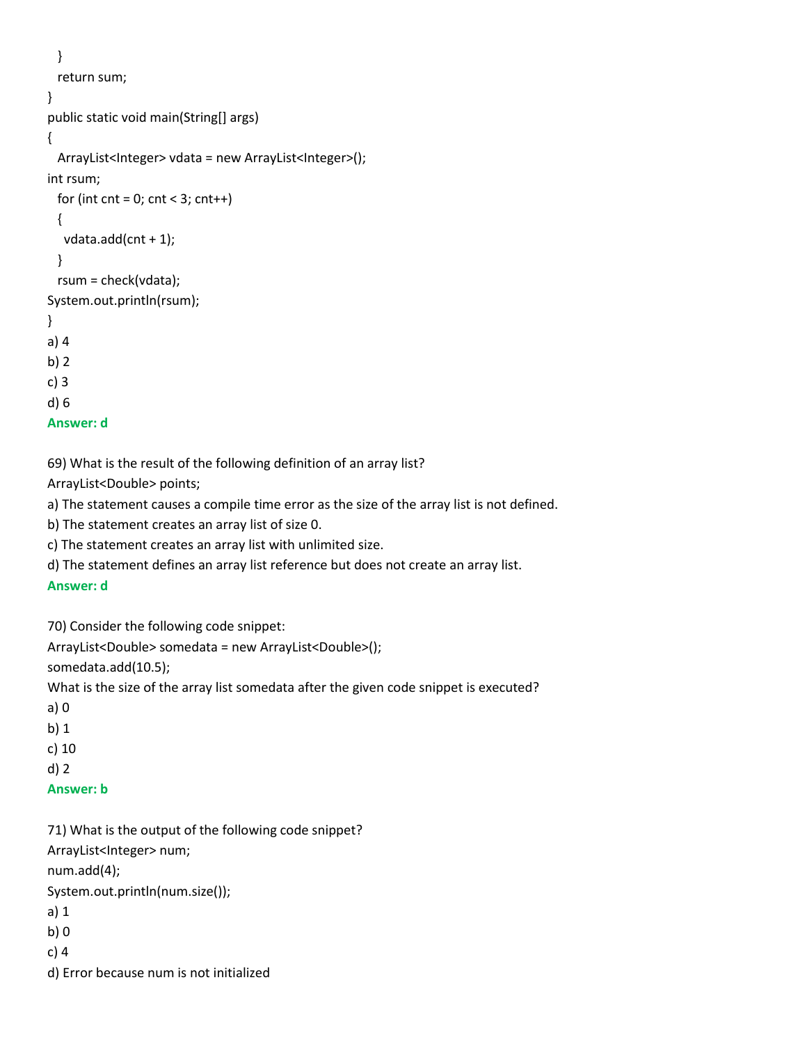```
  }
  return sum;
}
public static void main(String[] args)
{
  ArrayList<Integer> vdata = new ArrayList<Integer>();
int rsum;
  for (int cnt = 0; cnt < 3; cnt++)
  {
    vdata.add(cnt + 1);
  }
  rsum = check(vdata);
System.out.println(rsum);
}
```

a) 4

b) 2

c) 3

d) 6

**Answer: d**

69) What is the result of the following definition of an array list?

```
ArrayList<Double> points;
```

a) The statement causes a compile time error as the size of the array list is not defined.

b) The statement creates an array list of size 0.

c) The statement creates an array list with unlimited size.

d) The statement defines an array list reference but does not create an array list.

**Answer: d**

70) Consider the following code snippet:

```
ArrayList<Double> somedata = new ArrayList<Double>();
somedata.add(10.5);
```

What is the size of the array list somedata after the given code snippet is executed?

a) 0

b) 1

c) 10

d) 2

**Answer: b**

71) What is the output of the following code snippet?

```
ArrayList<Integer> num;
num.add(4);
System.out.println(num.size());
```

a) 1

b) 0

c) 4

d) Error because num is not initialized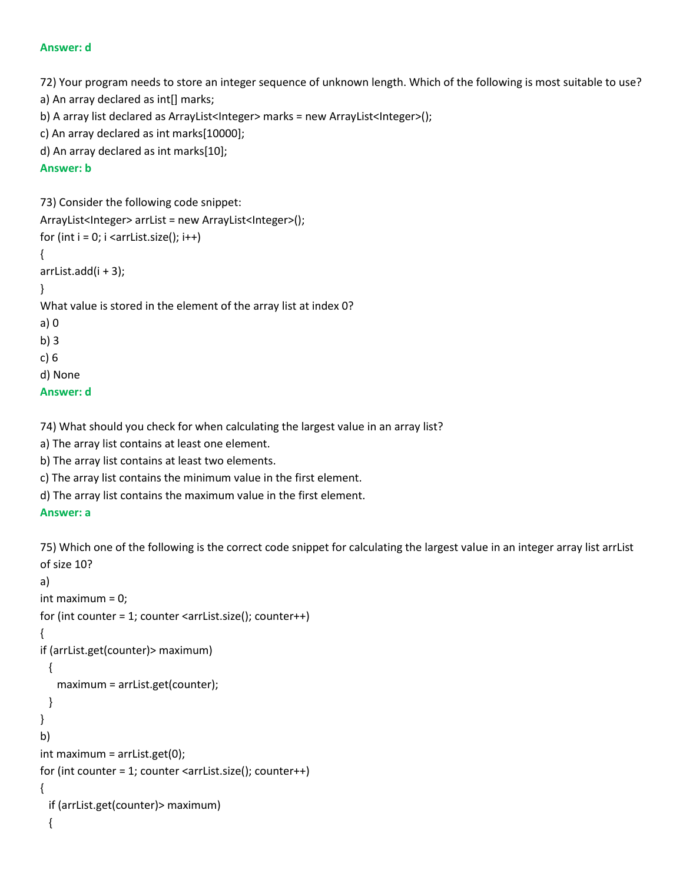**Answer: d**

72) Your program needs to store an integer sequence of unknown length. Which of the following is most suitable to use?

a) An array declared as int[] marks;

b) A array list declared as ArrayList<Integer> marks = new ArrayList<Integer>();

c) An array declared as int marks[10000];

d) An array declared as int marks[10];

**Answer: b**

73) Consider the following code snippet:

```
ArrayList<Integer> arrList = new ArrayList<Integer>();
for (int i = 0; i <arrList.size(); i++)
{
arrList.add(i + 3);
}
```

What value is stored in the element of the array list at index 0?

a) 0

b) 3

c) 6

d) None

**Answer: d**

74) What should you check for when calculating the largest value in an array list?

a) The array list contains at least one element.

b) The array list contains at least two elements.

c) The array list contains the minimum value in the first element.

d) The array list contains the maximum value in the first element.

**Answer: a**

75) Which one of the following is the correct code snippet for calculating the largest value in an integer array list arrList of size 10?

a)

```
int maximum = 0;
for (int counter = 1; counter <arrList.size(); counter++)
{
if (arrList.get(counter)> maximum)
  {
    maximum = arrList.get(counter);
  }
}
```

b)

```
int maximum = arrList.get(0);
for (int counter = 1; counter <arrList.size(); counter++)
{
  if (arrList.get(counter)> maximum)
  {
```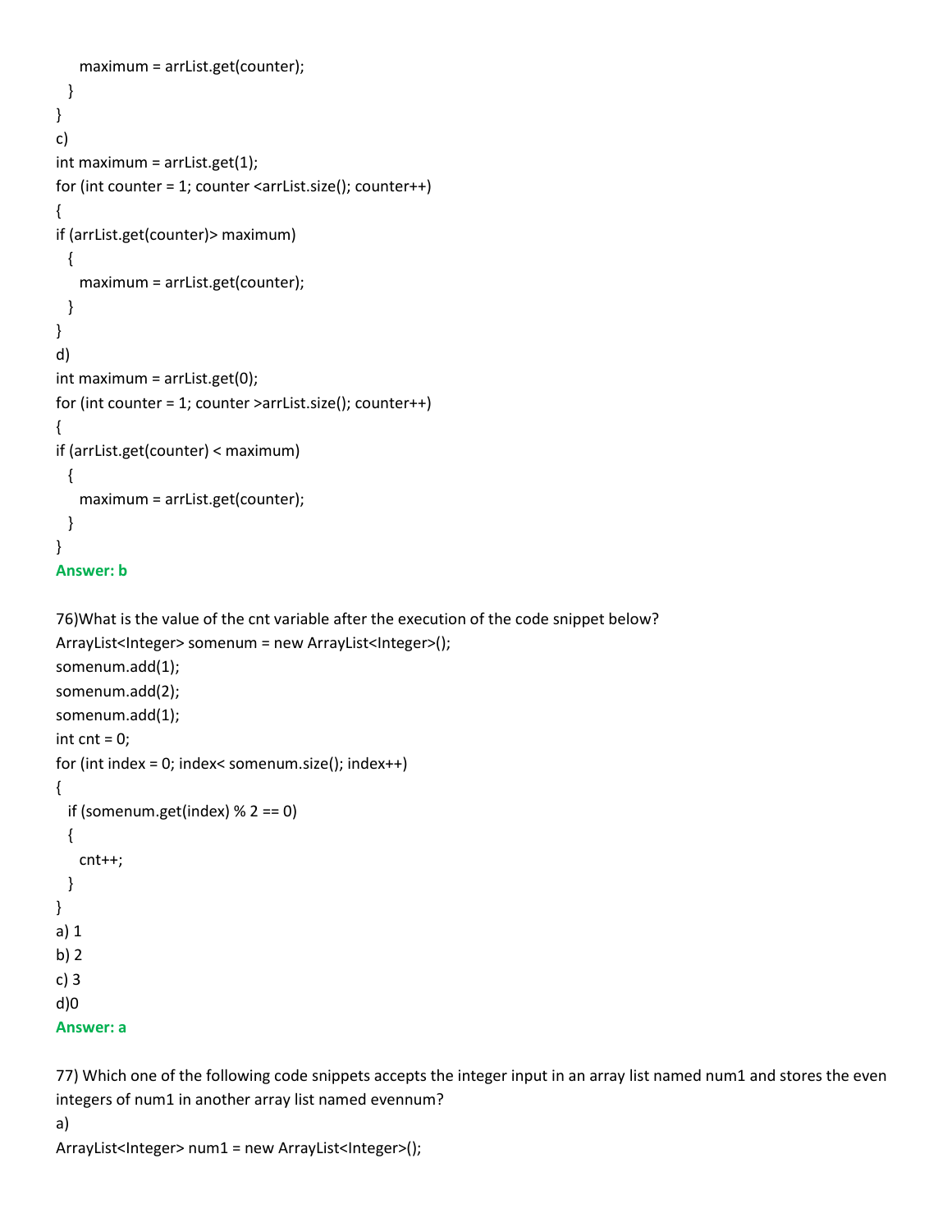```
    maximum = arrList.get(counter);
  }
}
```

c)

```
int maximum = arrList.get(1);
for (int counter = 1; counter <arrList.size(); counter++)
{
if (arrList.get(counter)> maximum)
  {
    maximum = arrList.get(counter);
  }
}
```

d)

```
int maximum = arrList.get(0);
for (int counter = 1; counter >arrList.size(); counter++)
{
if (arrList.get(counter) < maximum)
  {
    maximum = arrList.get(counter);
  }
}
```

**Answer: b**

76)What is the value of the cnt variable after the execution of the code snippet below?

```
ArrayList<Integer> somenum = new ArrayList<Integer>();
somenum.add(1);
somenum.add(2);
somenum.add(1);
int cnt = 0;
for (int index = 0; index< somenum.size(); index++)
{
  if (somenum.get(index) % 2 == 0)
  {
    cnt++;
  }
}
```

a) 1
b) 2
c) 3
d)0

**Answer: a**

77) Which one of the following code snippets accepts the integer input in an array list named num1 and stores the even integers of num1 in another array list named evennum?

a)

```
ArrayList<Integer> num1 = new ArrayList<Integer>();
```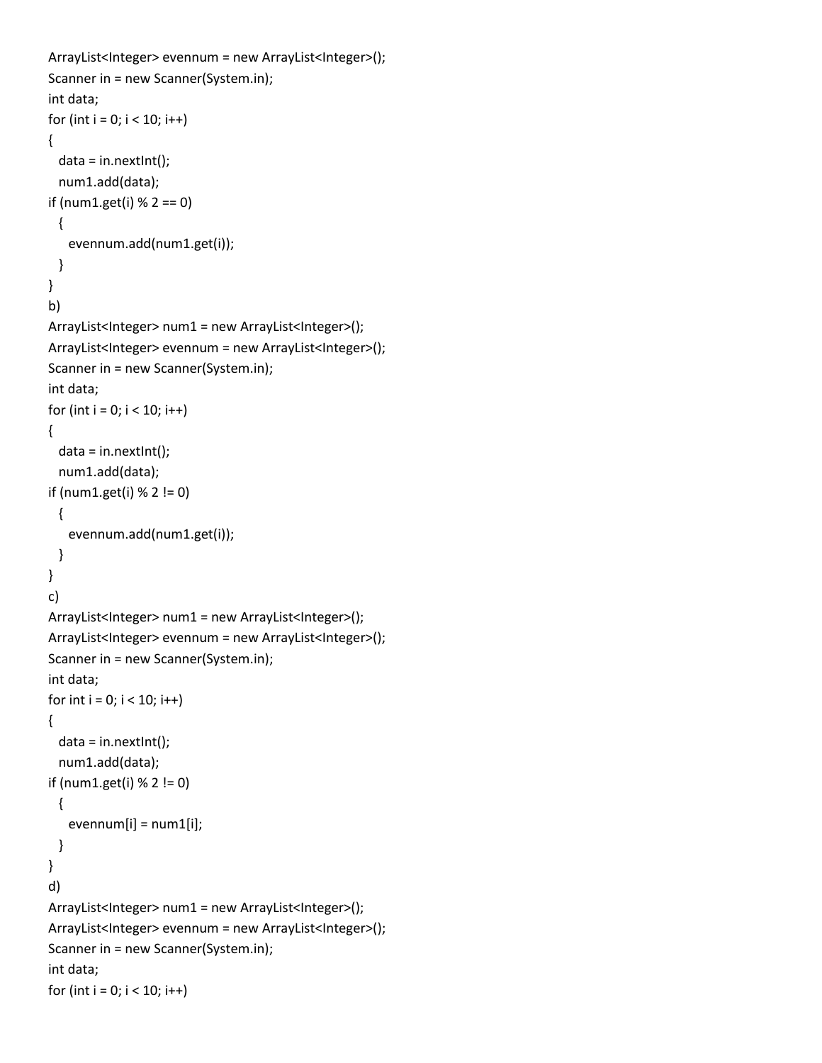```
ArrayList<Integer> evennum = new ArrayList<Integer>();
Scanner in = new Scanner(System.in);
int data;
for (int i = 0; i < 10; i++)
{
  data = in.nextInt();
  num1.add(data);
if (num1.get(i) % 2 == 0)
  {
    evennum.add(num1.get(i));
  }
}
```

b)

```
ArrayList<Integer> num1 = new ArrayList<Integer>();
ArrayList<Integer> evennum = new ArrayList<Integer>();
Scanner in = new Scanner(System.in);
int data;
for (int i = 0; i < 10; i++)
{
  data = in.nextInt();
  num1.add(data);
if (num1.get(i) % 2 != 0)
  {
    evennum.add(num1.get(i));
  }
}
```

c)

```
ArrayList<Integer> num1 = new ArrayList<Integer>();
ArrayList<Integer> evennum = new ArrayList<Integer>();
Scanner in = new Scanner(System.in);
int data;
for int i = 0; i < 10; i++)
{
  data = in.nextInt();
  num1.add(data);
if (num1.get(i) % 2 != 0)
  {
    evennum[i] = num1[i];
  }
}
```

d)

```
ArrayList<Integer> num1 = new ArrayList<Integer>();
ArrayList<Integer> evennum = new ArrayList<Integer>();
Scanner in = new Scanner(System.in);
int data;
for (int i = 0; i < 10; i++)
```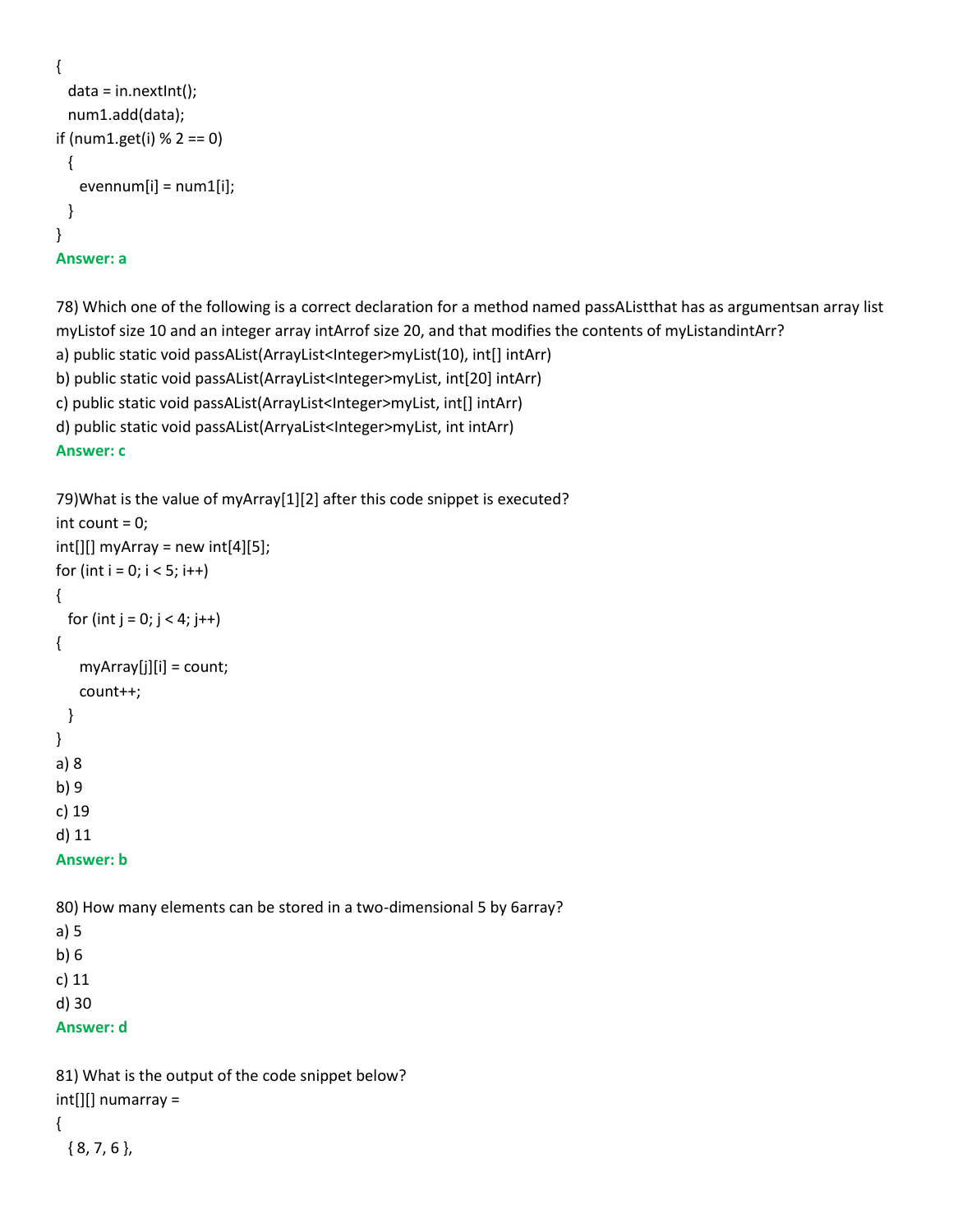```
{
  data = in.nextInt();
  num1.add(data);
if (num1.get(i) % 2 == 0)
  {
    evennum[i] = num1[i];
  }
}
```

**Answer: a**

78) Which one of the following is a correct declaration for a method named passAListthat has as argumentsan array list myListof size 10 and an integer array intArrof size 20, and that modifies the contents of myListandintArr?

a) public static void passAList(ArrayList<Integer>myList(10), int[] intArr)

b) public static void passAList(ArrayList<Integer>myList, int[20] intArr)

c) public static void passAList(ArrayList<Integer>myList, int[] intArr)

d) public static void passAList(ArryaList<Integer>myList, int intArr)

**Answer: c**

79)What is the value of myArray[1][2] after this code snippet is executed?

```
int count = 0;
int[][] myArray = new int[4][5];
for (int i = 0; i < 5; i++)
{
  for (int j = 0; j < 4; j++)
{
    myArray[j][i] = count;
    count++;
  }
}
```

a) 8

b) 9

c) 19

d) 11

**Answer: b**

80) How many elements can be stored in a two-dimensional 5 by 6array?

a) 5

b) 6

c) 11

d) 30

**Answer: d**

81) What is the output of the code snippet below?

```
int[][] numarray =
{
  { 8, 7, 6 },
```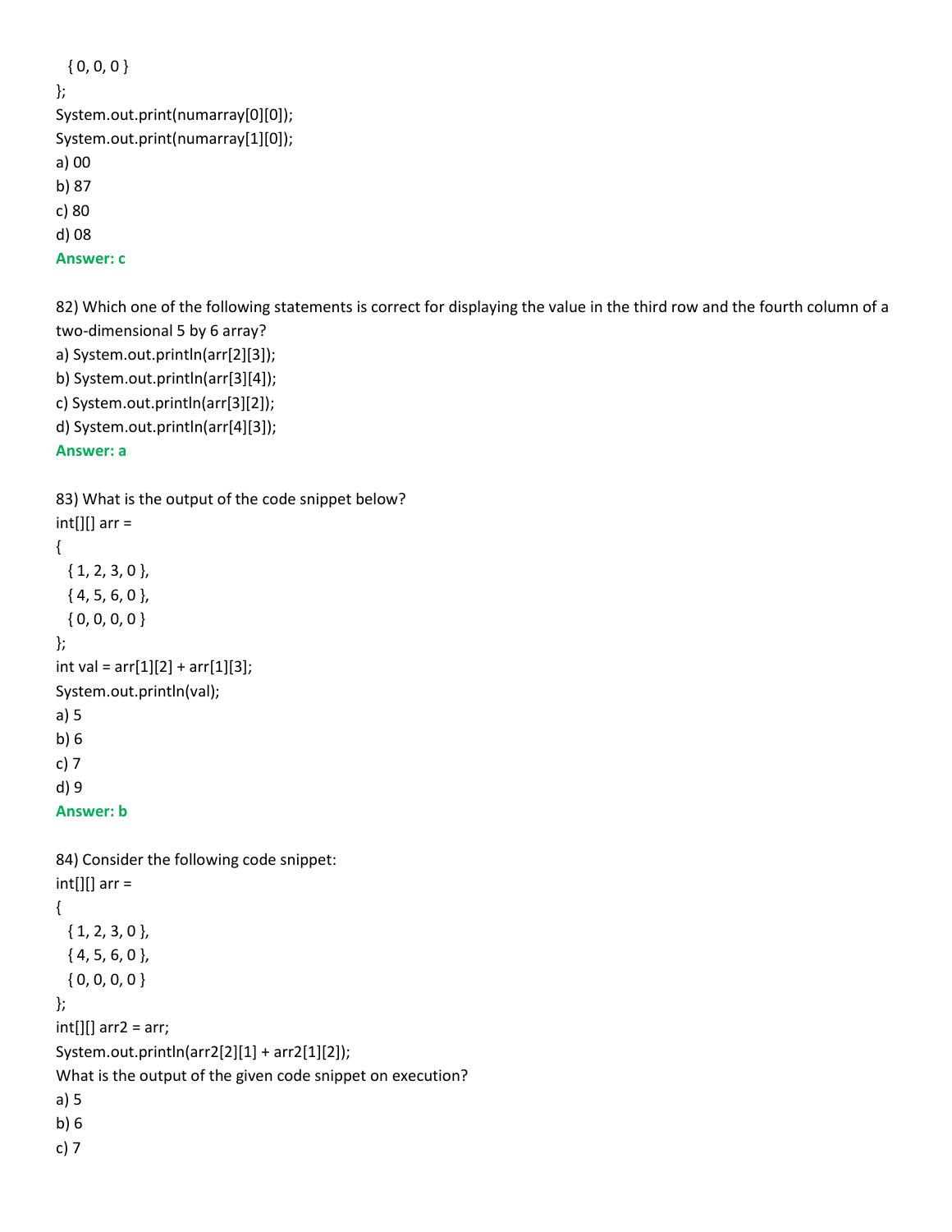```
  { 0, 0, 0 }
};
System.out.print(numarray[0][0]);
System.out.print(numarray[1][0]);
```

a) 00
b) 87
c) 80
d) 08

**Answer: c**

82) Which one of the following statements is correct for displaying the value in the third row and the fourth column of a two-dimensional 5 by 6 array?
a) System.out.println(arr[2][3]);
b) System.out.println(arr[3][4]);
c) System.out.println(arr[3][2]);
d) System.out.println(arr[4][3]);

**Answer: a**

83) What is the output of the code snippet below?

```
int[][] arr =
{
  { 1, 2, 3, 0 },
  { 4, 5, 6, 0 },
  { 0, 0, 0, 0 }
};
int val = arr[1][2] + arr[1][3];
System.out.println(val);
```

a) 5
b) 6
c) 7
d) 9

**Answer: b**

84) Consider the following code snippet:

```
int[][] arr =
{
  { 1, 2, 3, 0 },
  { 4, 5, 6, 0 },
  { 0, 0, 0, 0 }
};
int[][] arr2 = arr;
System.out.println(arr2[2][1] + arr2[1][2]);
```

What is the output of the given code snippet on execution?
a) 5
b) 6
c) 7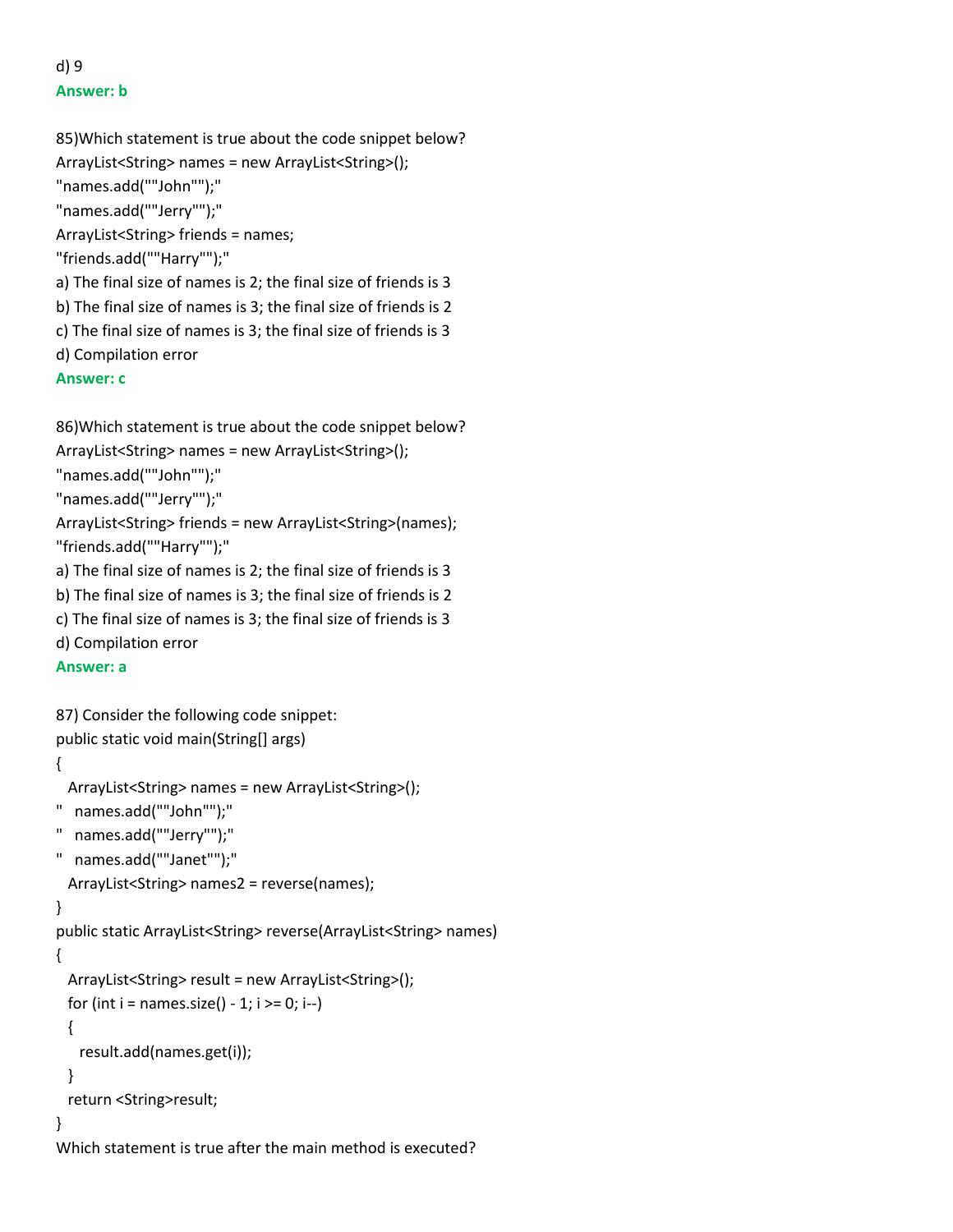d) 9

**Answer: b**

85)Which statement is true about the code snippet below?

```
ArrayList<String> names = new ArrayList<String>();
"names.add(""John"");"
"names.add(""Jerry"");"
ArrayList<String> friends = names;
"friends.add(""Harry"");"
```

a) The final size of names is 2; the final size of friends is 3

b) The final size of names is 3; the final size of friends is 2

c) The final size of names is 3; the final size of friends is 3

d) Compilation error

**Answer: c**

86)Which statement is true about the code snippet below?

```
ArrayList<String> names = new ArrayList<String>();
"names.add(""John"");"
"names.add(""Jerry"");"
ArrayList<String> friends = new ArrayList<String>(names);
"friends.add(""Harry"");"
```

a) The final size of names is 2; the final size of friends is 3

b) The final size of names is 3; the final size of friends is 2

c) The final size of names is 3; the final size of friends is 3

d) Compilation error

**Answer: a**

87) Consider the following code snippet:

```
public static void main(String[] args)
{
  ArrayList<String> names = new ArrayList<String>();
"   names.add(""John"");"
"   names.add(""Jerry"");"
"   names.add(""Janet"");"
  ArrayList<String> names2 = reverse(names);
}
public static ArrayList<String> reverse(ArrayList<String> names)
{
  ArrayList<String> result = new ArrayList<String>();
  for (int i = names.size() - 1; i >= 0; i--)
  {
    result.add(names.get(i));
  }
  return <String>result;
}
```

Which statement is true after the main method is executed?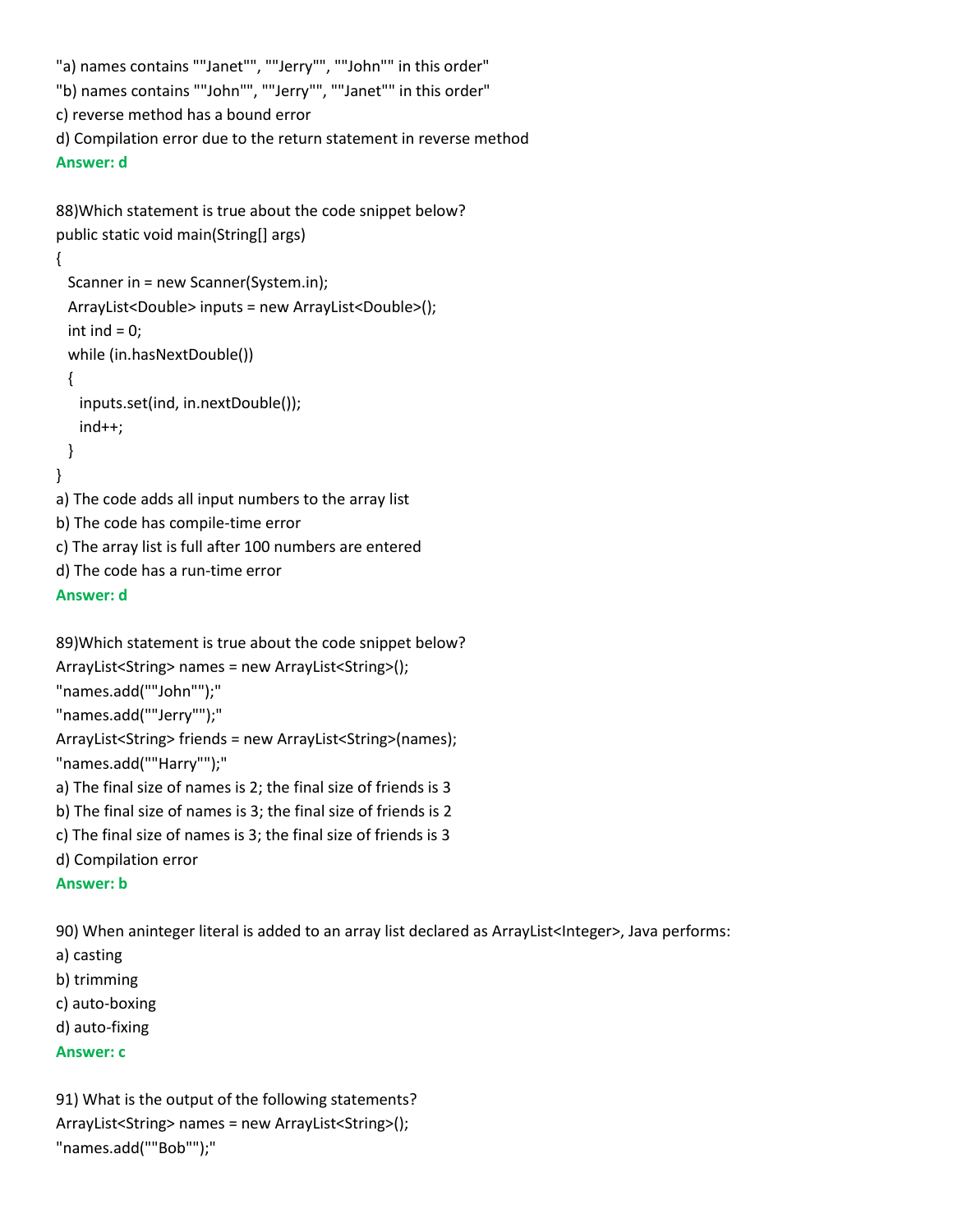"a) names contains ""Janet"", ""Jerry"", ""John"" in this order"
"b) names contains ""John"", ""Jerry"", ""Janet"" in this order"
c) reverse method has a bound error
d) Compilation error due to the return statement in reverse method
**Answer: d**

88)Which statement is true about the code snippet below?

```
public static void main(String[] args)
{
  Scanner in = new Scanner(System.in);
  ArrayList<Double> inputs = new ArrayList<Double>();
  int ind = 0;
  while (in.hasNextDouble())
  {
    inputs.set(ind, in.nextDouble());
    ind++;
  }
}
```

a) The code adds all input numbers to the array list
b) The code has compile-time error
c) The array list is full after 100 numbers are entered
d) The code has a run-time error
**Answer: d**

89)Which statement is true about the code snippet below?

```
ArrayList<String> names = new ArrayList<String>();
"names.add(""John"");"
"names.add(""Jerry"");"
ArrayList<String> friends = new ArrayList<String>(names);
"names.add(""Harry"");"
```

a) The final size of names is 2; the final size of friends is 3
b) The final size of names is 3; the final size of friends is 2
c) The final size of names is 3; the final size of friends is 3
d) Compilation error
**Answer: b**

90) When aninteger literal is added to an array list declared as ArrayList<Integer>, Java performs:
a) casting
b) trimming
c) auto-boxing
d) auto-fixing
**Answer: c**

91) What is the output of the following statements?

```
ArrayList<String> names = new ArrayList<String>();
"names.add(""Bob"");"
```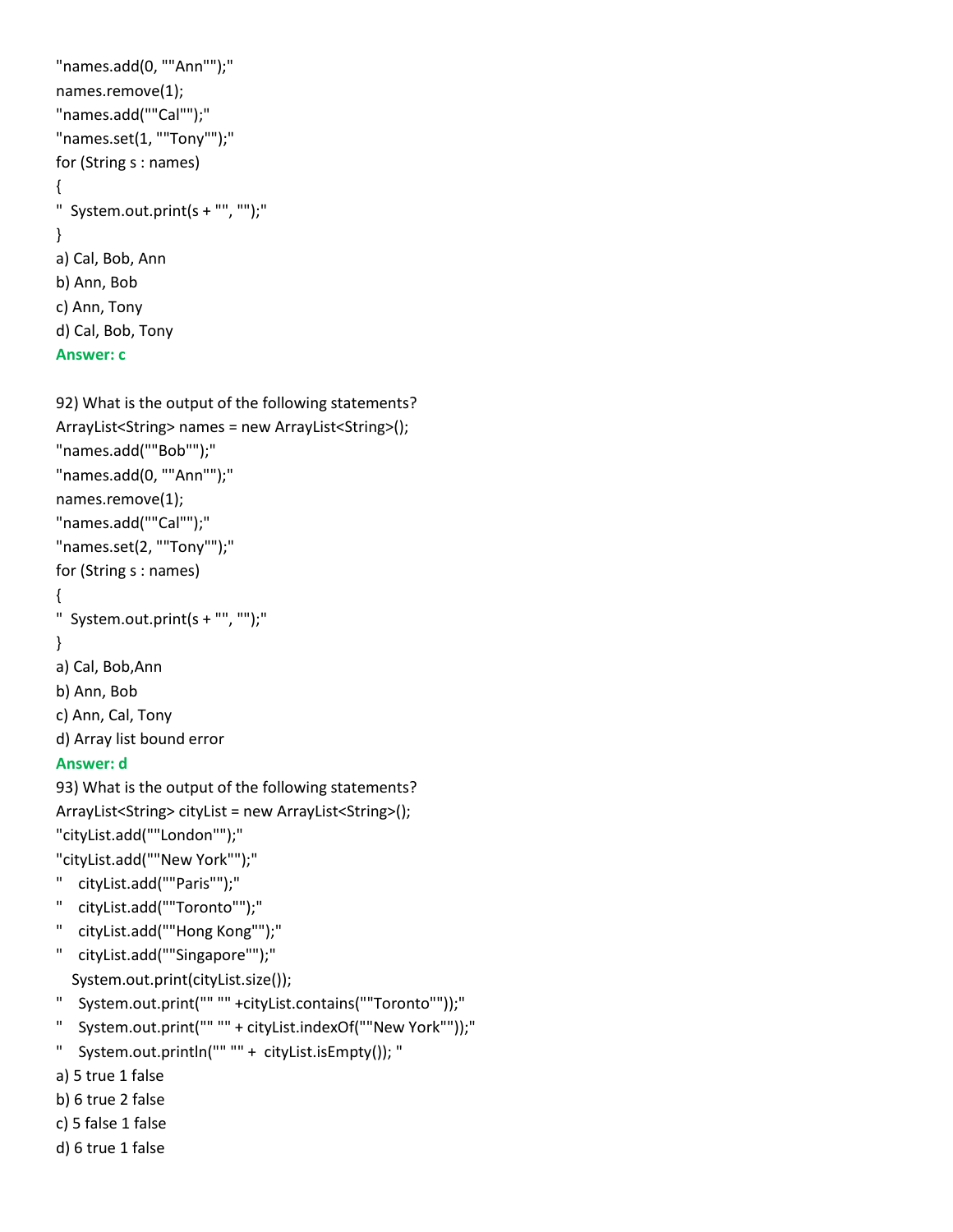"names.add(0, ""Ann"");"
names.remove(1);
"names.add(""Cal"");"
"names.set(1, ""Tony"");"
for (String s : names)
{
"  System.out.print(s + "", "");"
}

a) Cal, Bob, Ann
b) Ann, Bob
c) Ann, Tony
d) Cal, Bob, Tony

**Answer: c**

92) What is the output of the following statements?

ArrayList<String> names = new ArrayList<String>();
"names.add(""Bob"");"
"names.add(0, ""Ann"");"
names.remove(1);
"names.add(""Cal"");"
"names.set(2, ""Tony"");"
for (String s : names)
{
"  System.out.print(s + "", "");"
}

a) Cal, Bob,Ann
b) Ann, Bob
c) Ann, Cal, Tony
d) Array list bound error

**Answer: d**

93) What is the output of the following statements?

ArrayList<String> cityList = new ArrayList<String>();
"cityList.add(""London"");"
"cityList.add(""New York"");"
"   cityList.add(""Paris"");"
"   cityList.add(""Toronto"");"
"   cityList.add(""Hong Kong"");"
"   cityList.add(""Singapore"");"
   System.out.print(cityList.size());
"   System.out.print("" "" +cityList.contains(""Toronto""));"
"   System.out.print("" "" + cityList.indexOf(""New York""));"
"   System.out.println("" "" +  cityList.isEmpty()); "

a) 5 true 1 false
b) 6 true 2 false
c) 5 false 1 false
d) 6 true 1 false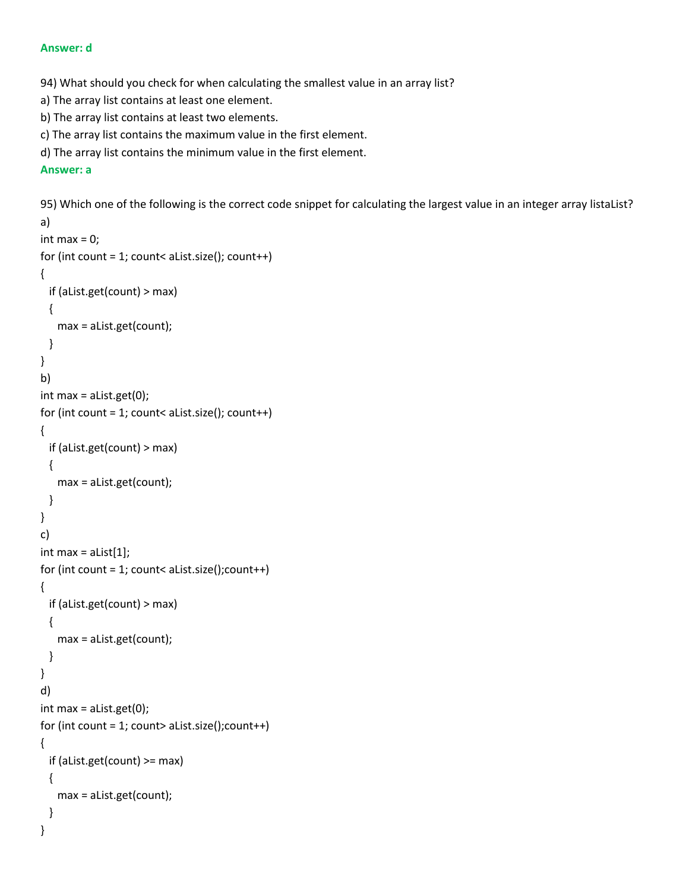**Answer: d**

94) What should you check for when calculating the smallest value in an array list?

a) The array list contains at least one element.

b) The array list contains at least two elements.

c) The array list contains the maximum value in the first element.

d) The array list contains the minimum value in the first element.

**Answer: a**

95) Which one of the following is the correct code snippet for calculating the largest value in an integer array listaList?

a)

```
int max = 0;
for (int count = 1; count< aList.size(); count++)
{
  if (aList.get(count) > max)
  {
    max = aList.get(count);
  }
}
```

b)

```
int max = aList.get(0);
for (int count = 1; count< aList.size(); count++)
{
  if (aList.get(count) > max)
  {
    max = aList.get(count);
  }
}
```

c)

```
int max = aList[1];
for (int count = 1; count< aList.size();count++)
{
  if (aList.get(count) > max)
  {
    max = aList.get(count);
  }
}
```

d)

```
int max = aList.get(0);
for (int count = 1; count> aList.size();count++)
{
  if (aList.get(count) >= max)
  {
    max = aList.get(count);
  }
}
```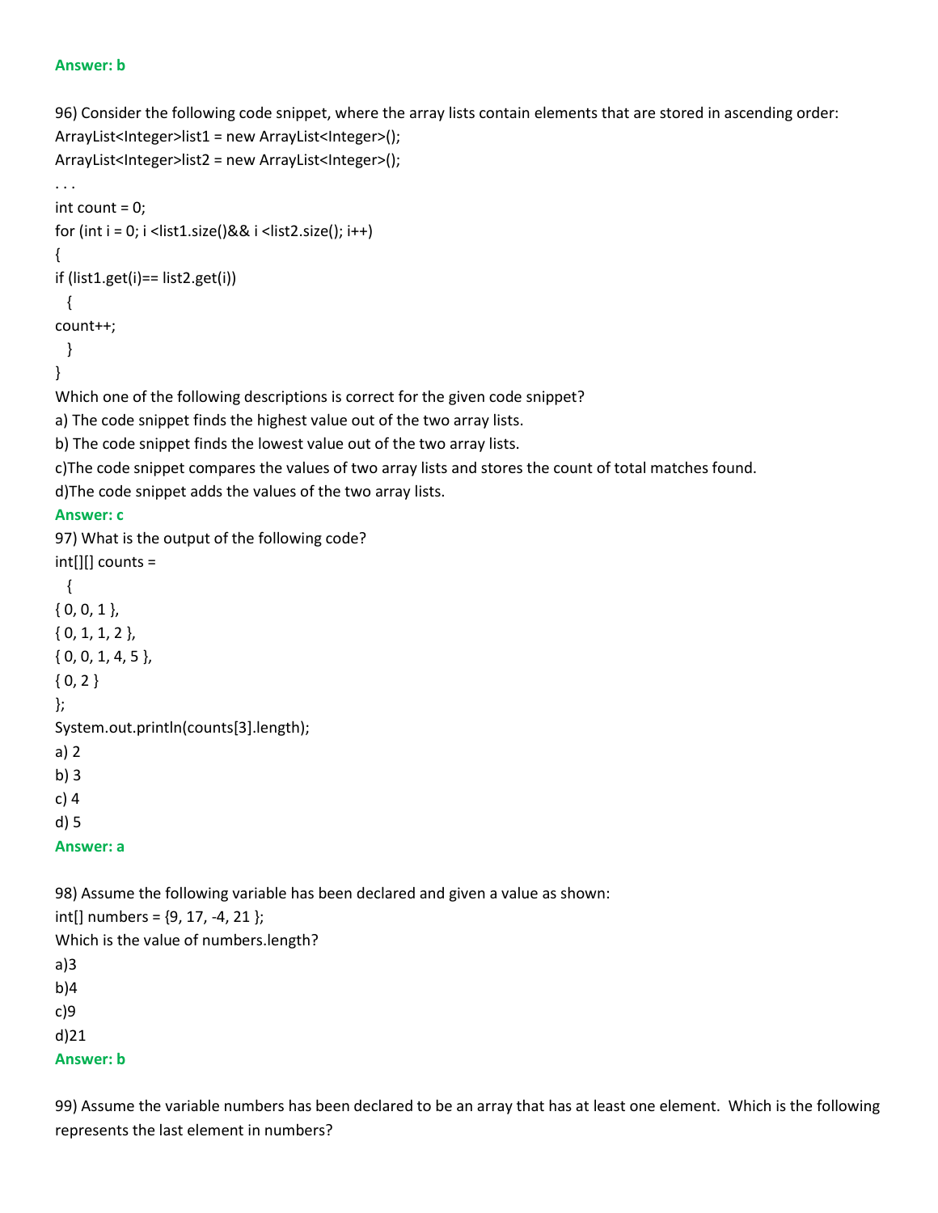**Answer: b**

96) Consider the following code snippet, where the array lists contain elements that are stored in ascending order:

```
ArrayList<Integer>list1 = new ArrayList<Integer>();
ArrayList<Integer>list2 = new ArrayList<Integer>();
. . .
int count = 0;
for (int i = 0; i <list1.size()&& i <list2.size(); i++)
{
if (list1.get(i)== list2.get(i))
  {
count++;
  }
}
```

Which one of the following descriptions is correct for the given code snippet?

a) The code snippet finds the highest value out of the two array lists.

b) The code snippet finds the lowest value out of the two array lists.

c)The code snippet compares the values of two array lists and stores the count of total matches found.

d)The code snippet adds the values of the two array lists.

**Answer: c**

97) What is the output of the following code?

```
int[][] counts =
  {
{ 0, 0, 1 },
{ 0, 1, 1, 2 },
{ 0, 0, 1, 4, 5 },
{ 0, 2 }
};
System.out.println(counts[3].length);
```

a) 2

b) 3

c) 4

d) 5

**Answer: a**

98) Assume the following variable has been declared and given a value as shown:

```
int[] numbers = {9, 17, -4, 21 };
```

Which is the value of numbers.length?

a)3

b)4

c)9

d)21

**Answer: b**

99) Assume the variable numbers has been declared to be an array that has at least one element. Which is the following represents the last element in numbers?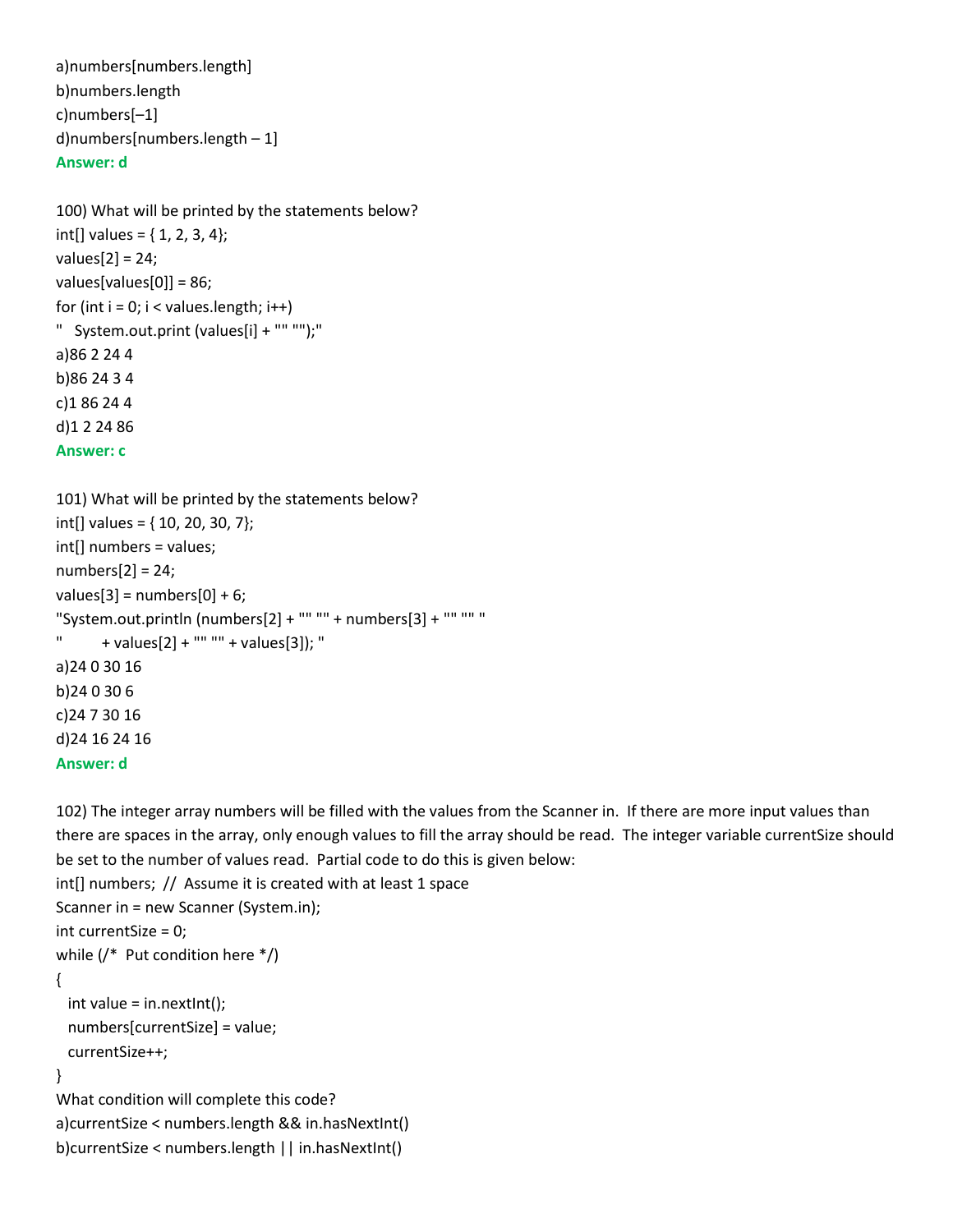a)numbers[numbers.length]
b)numbers.length
c)numbers[–1]
d)numbers[numbers.length – 1]
**Answer: d**

100) What will be printed by the statements below?
int[] values = { 1, 2, 3, 4};
values[2] = 24;
values[values[0]] = 86;
for (int i = 0; i < values.length; i++)
"   System.out.print (values[i] + "" "");"
a)86 2 24 4
b)86 24 3 4
c)1 86 24 4
d)1 2 24 86
**Answer: c**

101) What will be printed by the statements below?
int[] values = { 10, 20, 30, 7};
int[] numbers = values;
numbers[2] = 24;
values[3] = numbers[0] + 6;
"System.out.println (numbers[2] + "" "" + numbers[3] + "" "" "
"        + values[2] + "" "" + values[3]); "
a)24 0 30 16
b)24 0 30 6
c)24 7 30 16
d)24 16 24 16
**Answer: d**

102) The integer array numbers will be filled with the values from the Scanner in.  If there are more input values than there are spaces in the array, only enough values to fill the array should be read.  The integer variable currentSize should be set to the number of values read.  Partial code to do this is given below:
int[] numbers;  //  Assume it is created with at least 1 space
Scanner in = new Scanner (System.in);
int currentSize = 0;
while (/*  Put condition here */)
{
  int value = in.nextInt();
  numbers[currentSize] = value;
  currentSize++;
}
What condition will complete this code?
a)currentSize < numbers.length && in.hasNextInt()
b)currentSize < numbers.length || in.hasNextInt()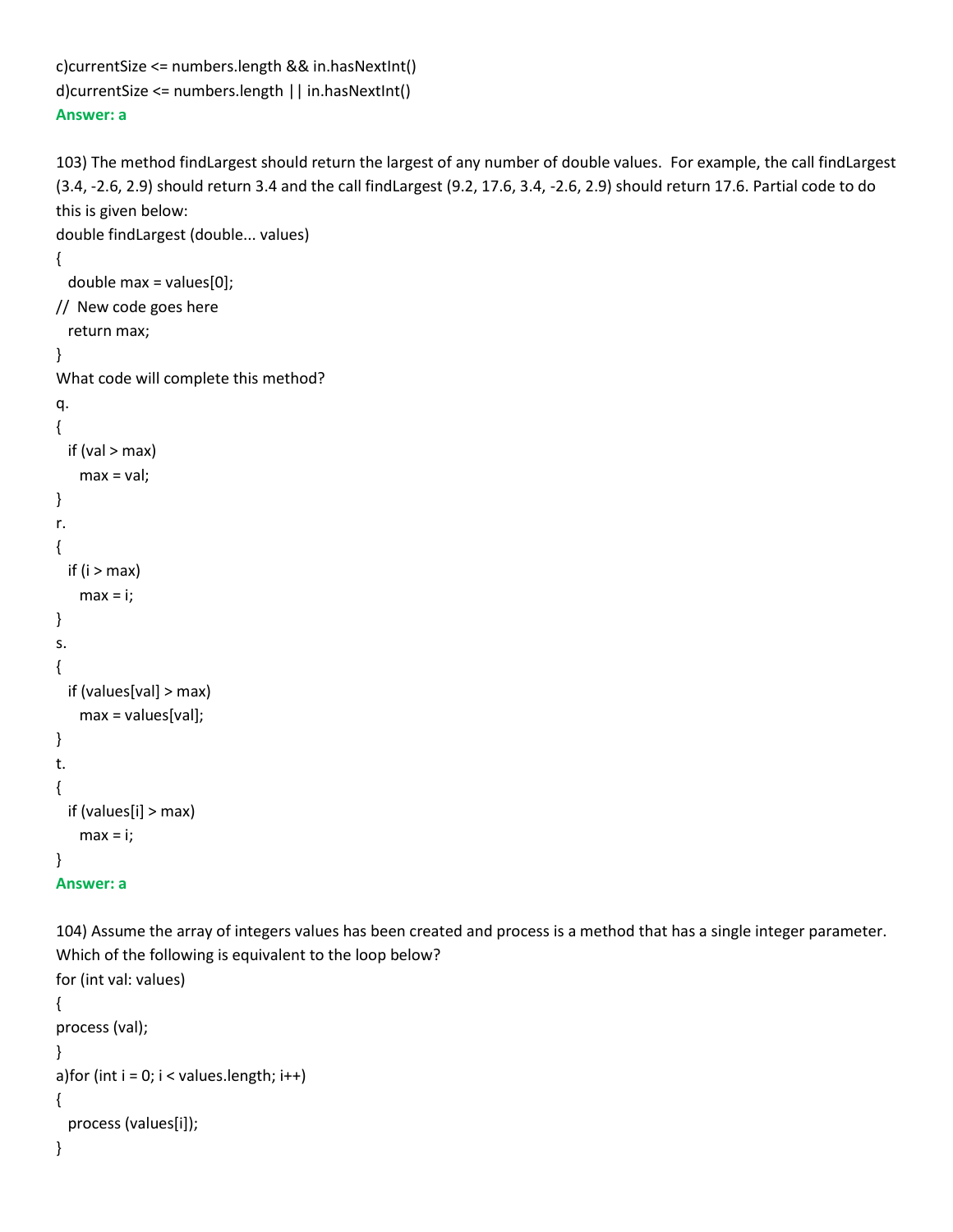c)currentSize <= numbers.length && in.hasNextInt()
d)currentSize <= numbers.length || in.hasNextInt()
**Answer: a**

103) The method findLargest should return the largest of any number of double values. For example, the call findLargest (3.4, -2.6, 2.9) should return 3.4 and the call findLargest (9.2, 17.6, 3.4, -2.6, 2.9) should return 17.6. Partial code to do this is given below:

```
double findLargest (double... values)
{
  double max = values[0];
//  New code goes here
  return max;
}
```

What code will complete this method?

q.

```
{
  if (val > max)
    max = val;
}
```

r.

```
{
  if (i > max)
    max = i;
}
```

s.

```
{
  if (values[val] > max)
    max = values[val];
}
```

t.

```
{
  if (values[i] > max)
    max = i;
}
```

**Answer: a**

104) Assume the array of integers values has been created and process is a method that has a single integer parameter. Which of the following is equivalent to the loop below?

```
for (int val: values)
{
process (val);
}
```

a)

```
for (int i = 0; i < values.length; i++)
{
  process (values[i]);
}
```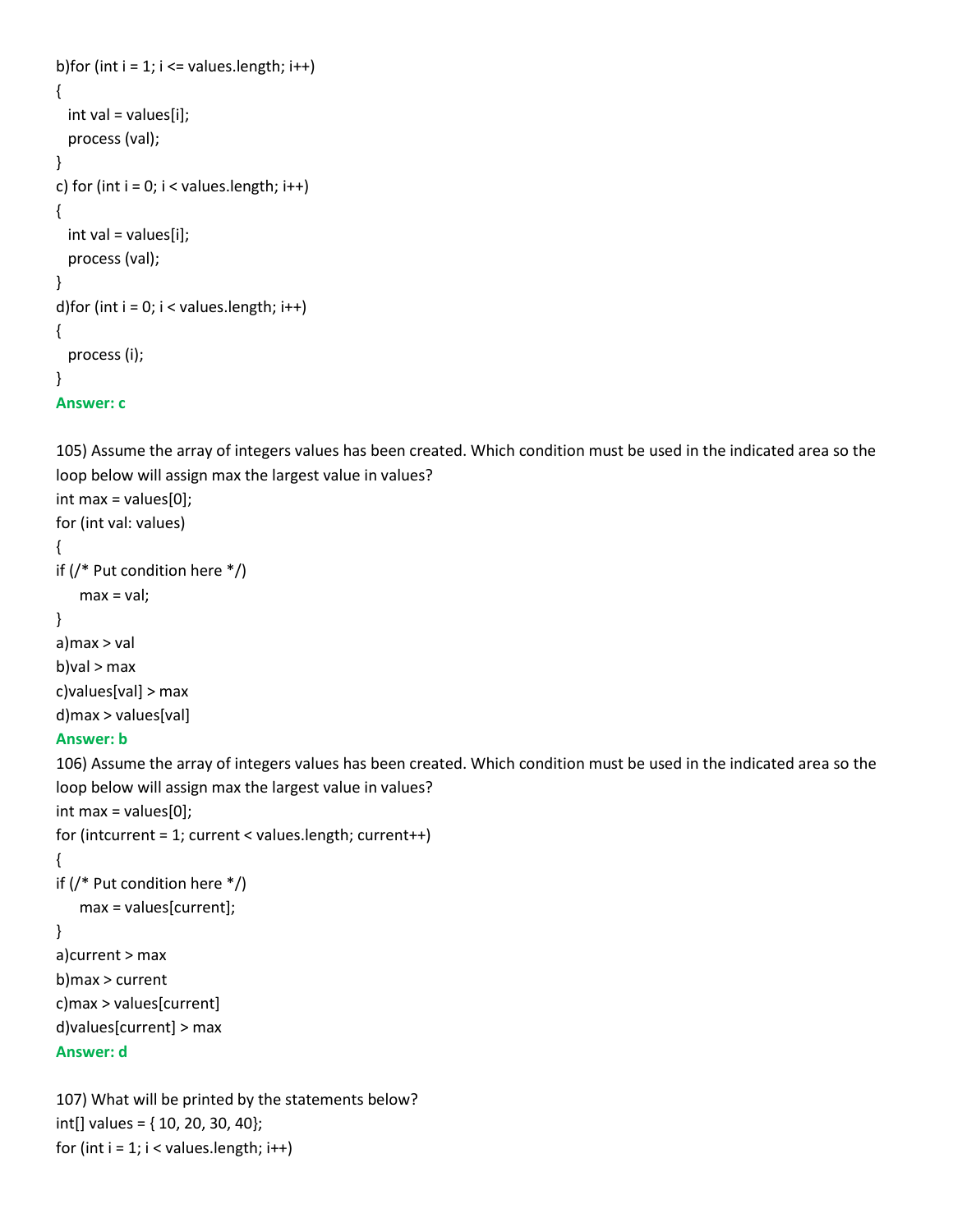b)for (int i = 1; i <= values.length; i++)

```
{
  int val = values[i];
  process (val);
}
```

c) for (int i = 0; i < values.length; i++)

```
{
  int val = values[i];
  process (val);
}
```

d)for (int i = 0; i < values.length; i++)

```
{
  process (i);
}
```

**Answer: c**

105) Assume the array of integers values has been created. Which condition must be used in the indicated area so the loop below will assign max the largest value in values?

```
int max = values[0];
for (int val: values)
{
if (/* Put condition here */)
    max = val;
}
```

a)max > val

b)val > max

c)values[val] > max

d)max > values[val]

**Answer: b**

106) Assume the array of integers values has been created. Which condition must be used in the indicated area so the loop below will assign max the largest value in values?

```
int max = values[0];
for (intcurrent = 1; current < values.length; current++)
{
if (/* Put condition here */)
    max = values[current];
}
```

a)current > max

b)max > current

c)max > values[current]

d)values[current] > max

**Answer: d**

107) What will be printed by the statements below?

```
int[] values = { 10, 20, 30, 40};
for (int i = 1; i < values.length; i++)
```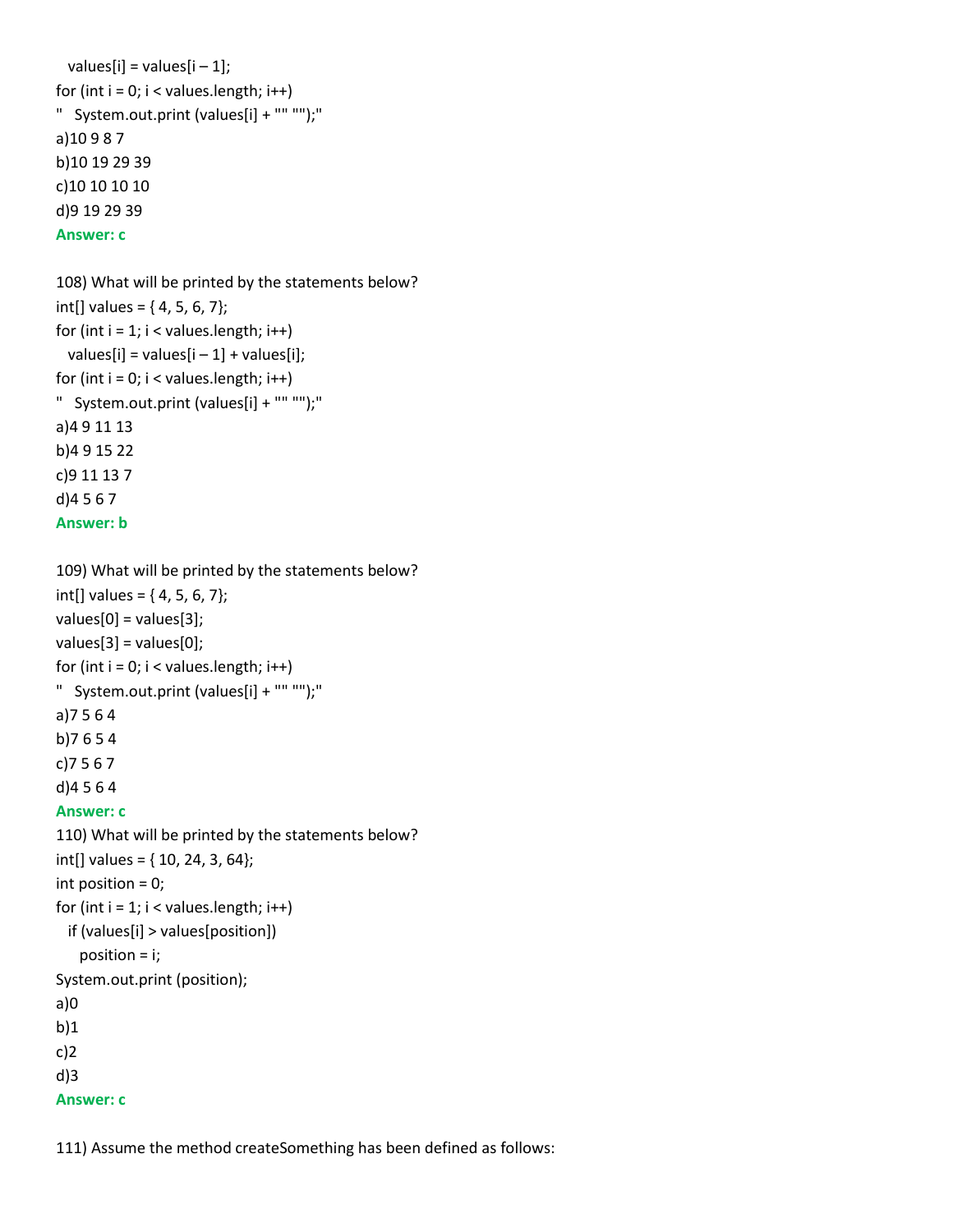```
   values[i] = values[i – 1];
for (int i = 0; i < values.length; i++)
"   System.out.print (values[i] + "" "");"
```

a)10 9 8 7

b)10 19 29 39

c)10 10 10 10

d)9 19 29 39

**Answer: c**

108) What will be printed by the statements below?

```
int[] values = { 4, 5, 6, 7};
for (int i = 1; i < values.length; i++)
   values[i] = values[i – 1] + values[i];
for (int i = 0; i < values.length; i++)
"   System.out.print (values[i] + "" "");"
```

a)4 9 11 13

b)4 9 15 22

c)9 11 13 7

d)4 5 6 7

**Answer: b**

109) What will be printed by the statements below?

```
int[] values = { 4, 5, 6, 7};
values[0] = values[3];
values[3] = values[0];
for (int i = 0; i < values.length; i++)
"   System.out.print (values[i] + "" "");"
```

a)7 5 6 4

b)7 6 5 4

c)7 5 6 7

d)4 5 6 4

**Answer: c**

110) What will be printed by the statements below?

```
int[] values = { 10, 24, 3, 64};
int position = 0;
for (int i = 1; i < values.length; i++)
   if (values[i] > values[position])
      position = i;
System.out.print (position);
```

a)0

b)1

c)2

d)3

**Answer: c**

111) Assume the method createSomething has been defined as follows: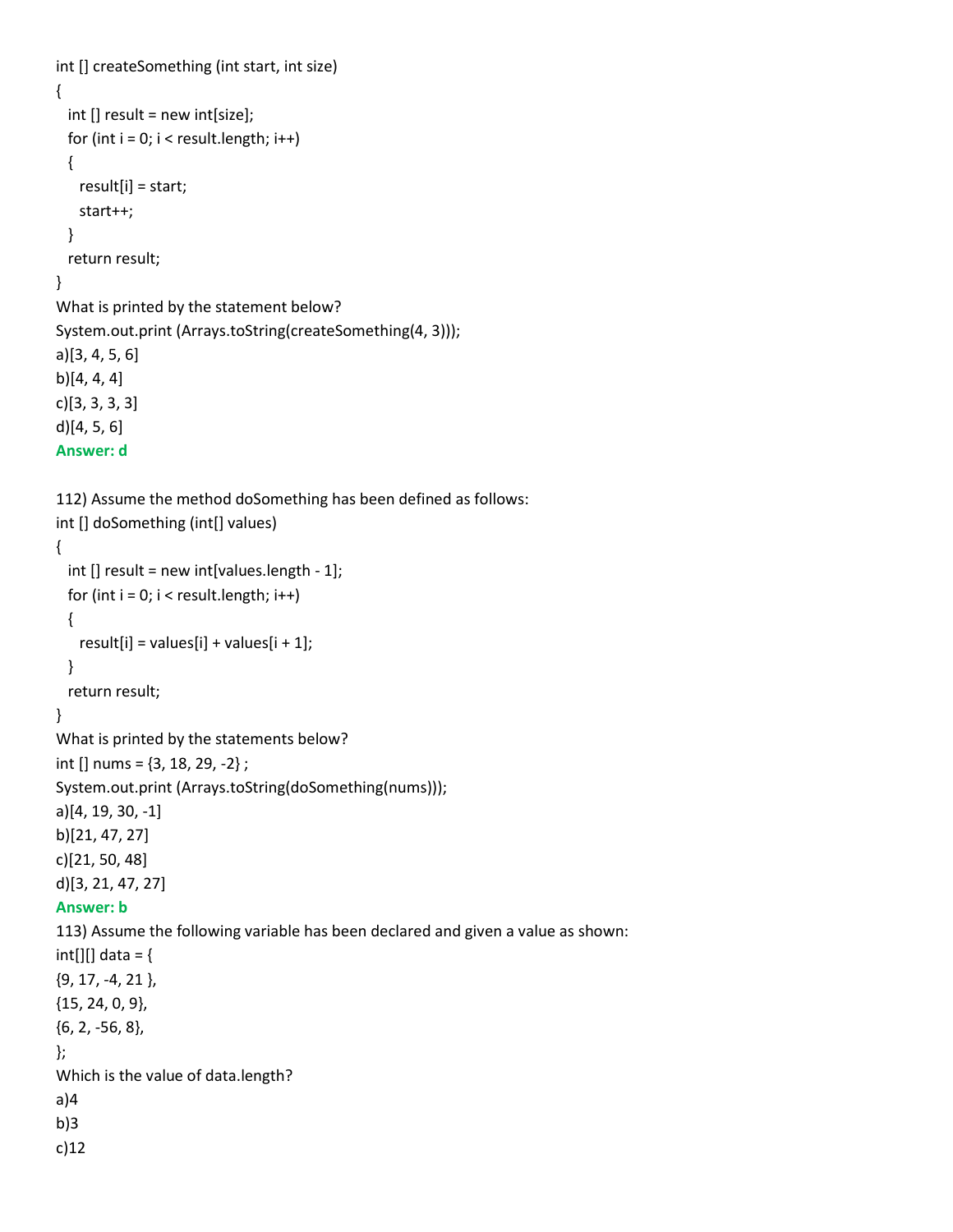```
int [] createSomething (int start, int size)
{
  int [] result = new int[size];
  for (int i = 0; i < result.length; i++)
  {
    result[i] = start;
    start++;
  }
  return result;
}
```

What is printed by the statement below?

```
System.out.print (Arrays.toString(createSomething(4, 3)));
```

a)[3, 4, 5, 6]

b)[4, 4, 4]

c)[3, 3, 3, 3]

d)[4, 5, 6]

**Answer: d**

112) Assume the method doSomething has been defined as follows:

```
int [] doSomething (int[] values)
{
  int [] result = new int[values.length - 1];
  for (int i = 0; i < result.length; i++)
  {
    result[i] = values[i] + values[i + 1];
  }
  return result;
}
```

What is printed by the statements below?

```
int [] nums = {3, 18, 29, -2} ;
System.out.print (Arrays.toString(doSomething(nums)));
```

a)[4, 19, 30, -1]

b)[21, 47, 27]

c)[21, 50, 48]

d)[3, 21, 47, 27]

**Answer: b**

113) Assume the following variable has been declared and given a value as shown:

```
int[][] data = {
{9, 17, -4, 21 },
{15, 24, 0, 9},
{6, 2, -56, 8},
};
```

Which is the value of data.length?

a)4

b)3

c)12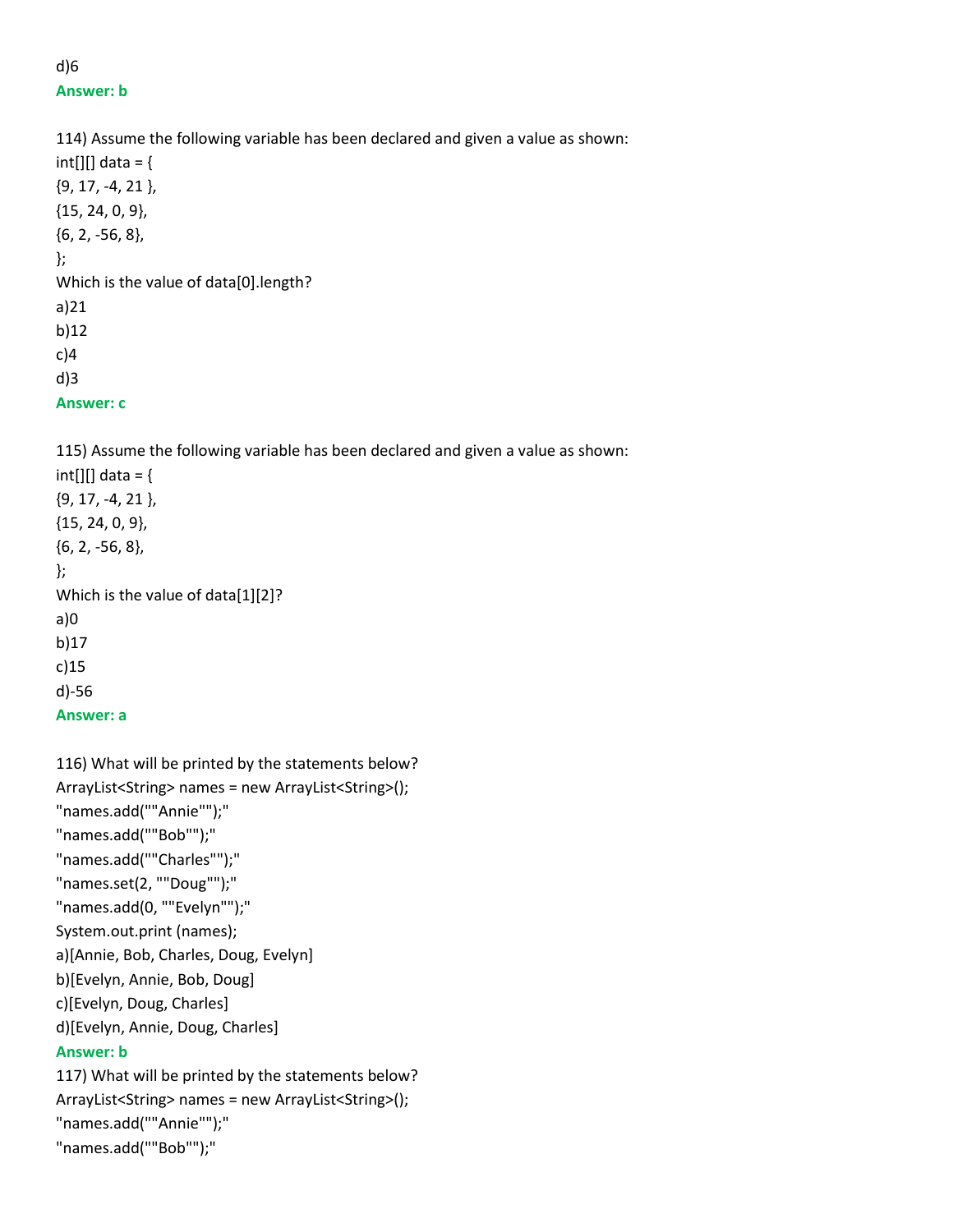d)6

**Answer: b**

114) Assume the following variable has been declared and given a value as shown:

int[][] data = {

{9, 17, -4, 21 },

{15, 24, 0, 9},

{6, 2, -56, 8},

};

Which is the value of data[0].length?

a)21

b)12

c)4

d)3

**Answer: c**

115) Assume the following variable has been declared and given a value as shown:

int[][] data = {

{9, 17, -4, 21 },

{15, 24, 0, 9},

{6, 2, -56, 8},

};

Which is the value of data[1][2]?

a)0

b)17

c)15

d)-56

**Answer: a**

116) What will be printed by the statements below?

ArrayList<String> names = new ArrayList<String>();

"names.add(""Annie"");"

"names.add(""Bob"");"

"names.add(""Charles"");"

"names.set(2, ""Doug"");"

"names.add(0, ""Evelyn"");"

System.out.print (names);

a)[Annie, Bob, Charles, Doug, Evelyn]

b)[Evelyn, Annie, Bob, Doug]

c)[Evelyn, Doug, Charles]

d)[Evelyn, Annie, Doug, Charles]

**Answer: b**

117) What will be printed by the statements below?

ArrayList<String> names = new ArrayList<String>();

"names.add(""Annie"");"

"names.add(""Bob"");"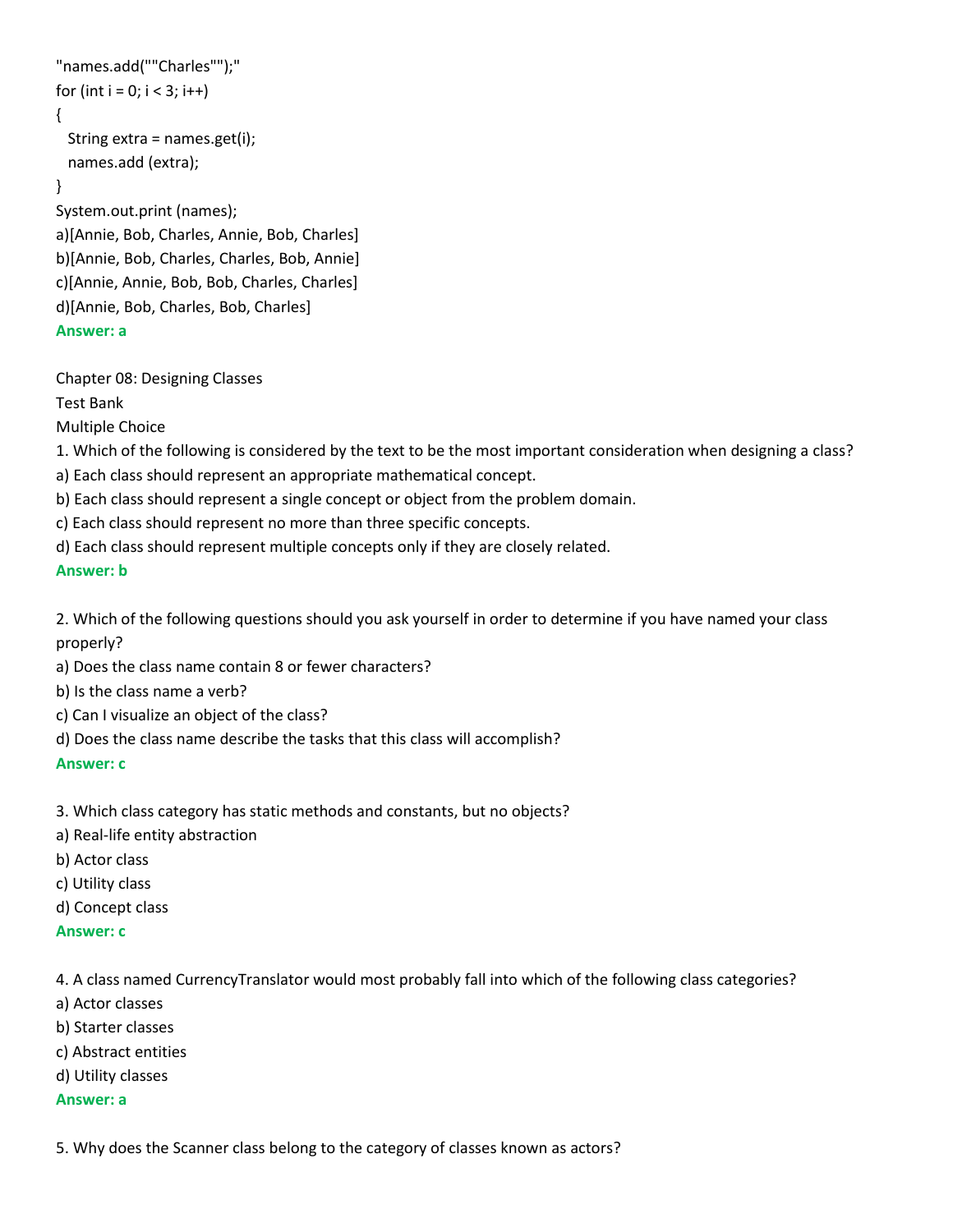```
"names.add(""Charles"");"
for (int i = 0; i < 3; i++)
{
  String extra = names.get(i);
  names.add (extra);
}
System.out.print (names);
```

a)[Annie, Bob, Charles, Annie, Bob, Charles]
b)[Annie, Bob, Charles, Charles, Bob, Annie]
c)[Annie, Annie, Bob, Bob, Charles, Charles]
d)[Annie, Bob, Charles, Bob, Charles]
**Answer: a**

Chapter 08: Designing Classes
Test Bank
Multiple Choice

1. Which of the following is considered by the text to be the most important consideration when designing a class?
a) Each class should represent an appropriate mathematical concept.
b) Each class should represent a single concept or object from the problem domain.
c) Each class should represent no more than three specific concepts.
d) Each class should represent multiple concepts only if they are closely related.
**Answer: b**

2. Which of the following questions should you ask yourself in order to determine if you have named your class properly?
a) Does the class name contain 8 or fewer characters?
b) Is the class name a verb?
c) Can I visualize an object of the class?
d) Does the class name describe the tasks that this class will accomplish?
**Answer: c**

3. Which class category has static methods and constants, but no objects?
a) Real-life entity abstraction
b) Actor class
c) Utility class
d) Concept class
**Answer: c**

4. A class named CurrencyTranslator would most probably fall into which of the following class categories?
a) Actor classes
b) Starter classes
c) Abstract entities
d) Utility classes
**Answer: a**

5. Why does the Scanner class belong to the category of classes known as actors?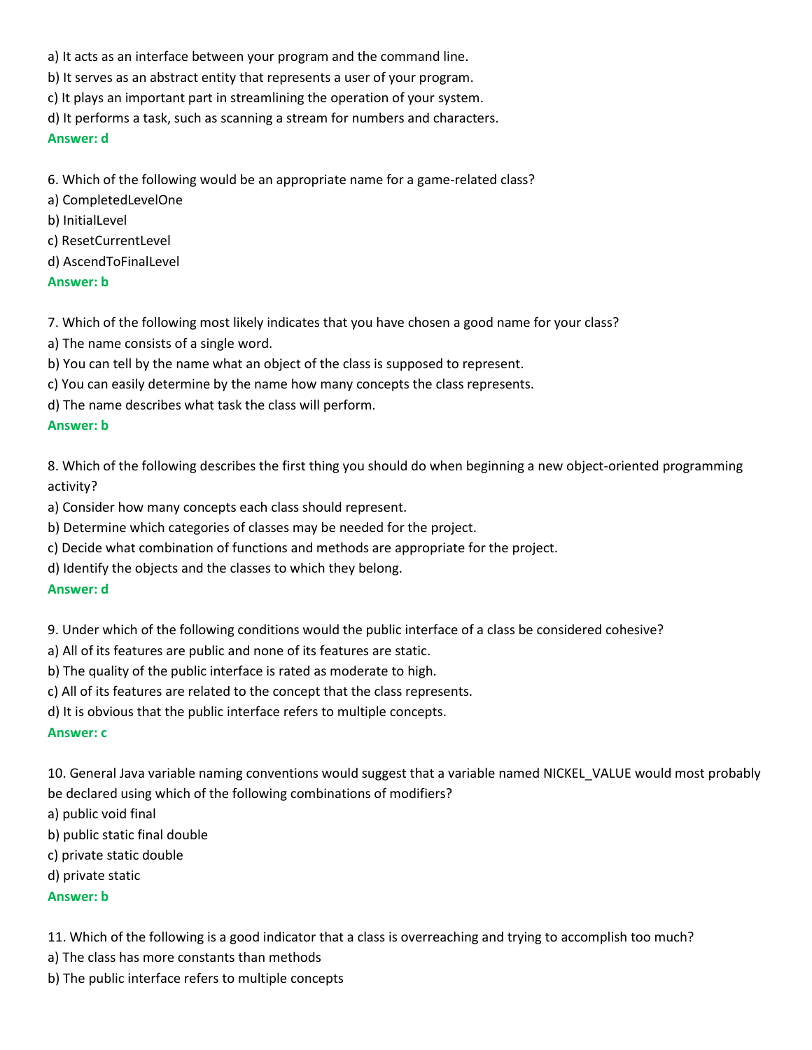a) It acts as an interface between your program and the command line.

b) It serves as an abstract entity that represents a user of your program.

c) It plays an important part in streamlining the operation of your system.

d) It performs a task, such as scanning a stream for numbers and characters.

**Answer: d**

6. Which of the following would be an appropriate name for a game-related class?

a) CompletedLevelOne

b) InitialLevel

c) ResetCurrentLevel

d) AscendToFinalLevel

**Answer: b**

7. Which of the following most likely indicates that you have chosen a good name for your class?

a) The name consists of a single word.

b) You can tell by the name what an object of the class is supposed to represent.

c) You can easily determine by the name how many concepts the class represents.

d) The name describes what task the class will perform.

**Answer: b**

8. Which of the following describes the first thing you should do when beginning a new object-oriented programming activity?

a) Consider how many concepts each class should represent.

b) Determine which categories of classes may be needed for the project.

c) Decide what combination of functions and methods are appropriate for the project.

d) Identify the objects and the classes to which they belong.

**Answer: d**

9. Under which of the following conditions would the public interface of a class be considered cohesive?

a) All of its features are public and none of its features are static.

b) The quality of the public interface is rated as moderate to high.

c) All of its features are related to the concept that the class represents.

d) It is obvious that the public interface refers to multiple concepts.

**Answer: c**

10. General Java variable naming conventions would suggest that a variable named NICKEL_VALUE would most probably be declared using which of the following combinations of modifiers?

a) public void final

b) public static final double

c) private static double

d) private static

**Answer: b**

11. Which of the following is a good indicator that a class is overreaching and trying to accomplish too much?

a) The class has more constants than methods

b) The public interface refers to multiple concepts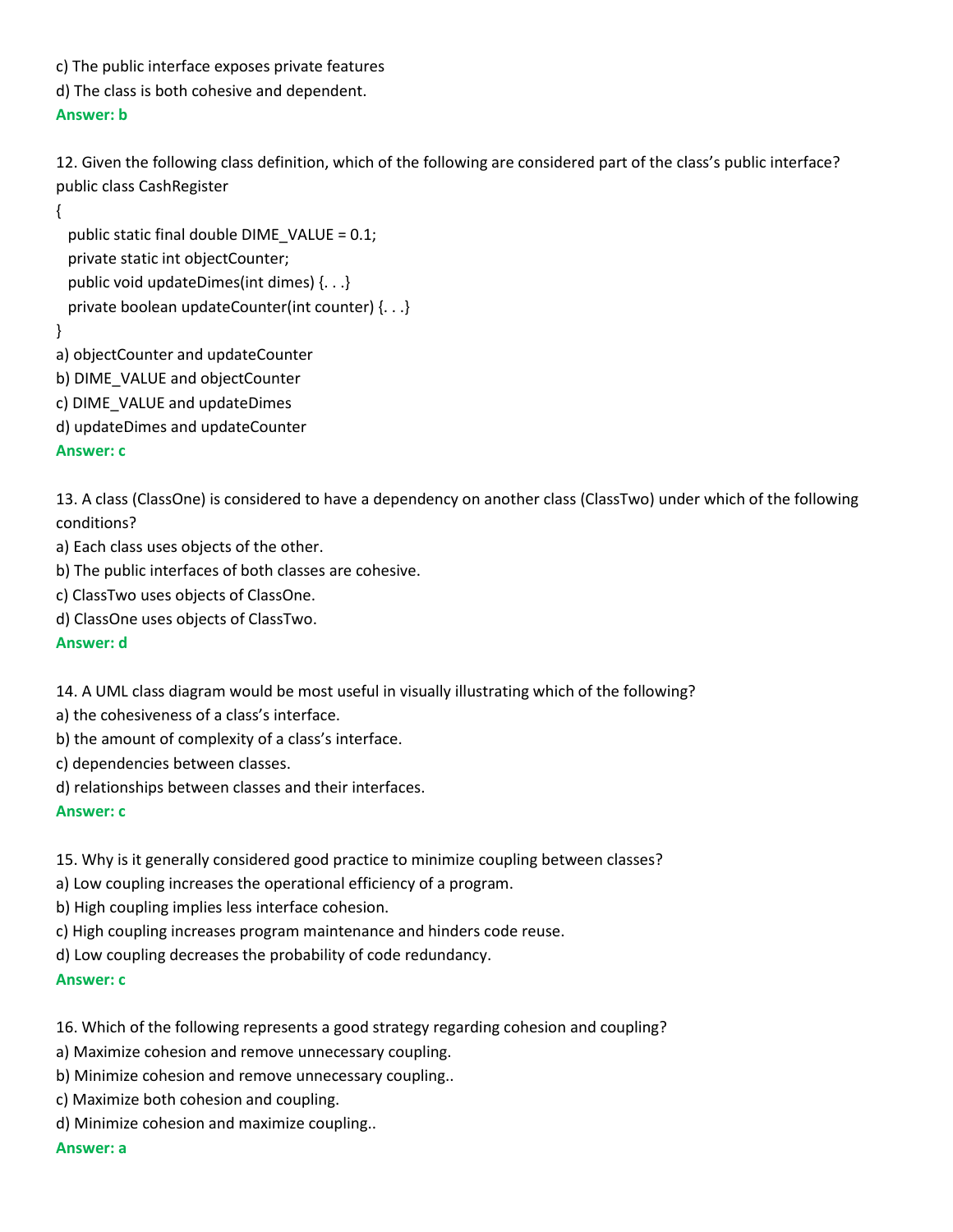c) The public interface exposes private features

d) The class is both cohesive and dependent.

**Answer: b**

12. Given the following class definition, which of the following are considered part of the class's public interface?

```
public class CashRegister
{
  public static final double DIME_VALUE = 0.1;
  private static int objectCounter;
  public void updateDimes(int dimes) {. . .}
  private boolean updateCounter(int counter) {. . .}
}
```

a) objectCounter and updateCounter

b) DIME_VALUE and objectCounter

c) DIME_VALUE and updateDimes

d) updateDimes and updateCounter

**Answer: c**

13. A class (ClassOne) is considered to have a dependency on another class (ClassTwo) under which of the following conditions?

a) Each class uses objects of the other.

b) The public interfaces of both classes are cohesive.

c) ClassTwo uses objects of ClassOne.

d) ClassOne uses objects of ClassTwo.

**Answer: d**

14. A UML class diagram would be most useful in visually illustrating which of the following?

a) the cohesiveness of a class's interface.

b) the amount of complexity of a class's interface.

c) dependencies between classes.

d) relationships between classes and their interfaces.

**Answer: c**

15. Why is it generally considered good practice to minimize coupling between classes?

a) Low coupling increases the operational efficiency of a program.

b) High coupling implies less interface cohesion.

c) High coupling increases program maintenance and hinders code reuse.

d) Low coupling decreases the probability of code redundancy.

**Answer: c**

16. Which of the following represents a good strategy regarding cohesion and coupling?

a) Maximize cohesion and remove unnecessary coupling.

b) Minimize cohesion and remove unnecessary coupling..

c) Maximize both cohesion and coupling.

d) Minimize cohesion and maximize coupling..

**Answer: a**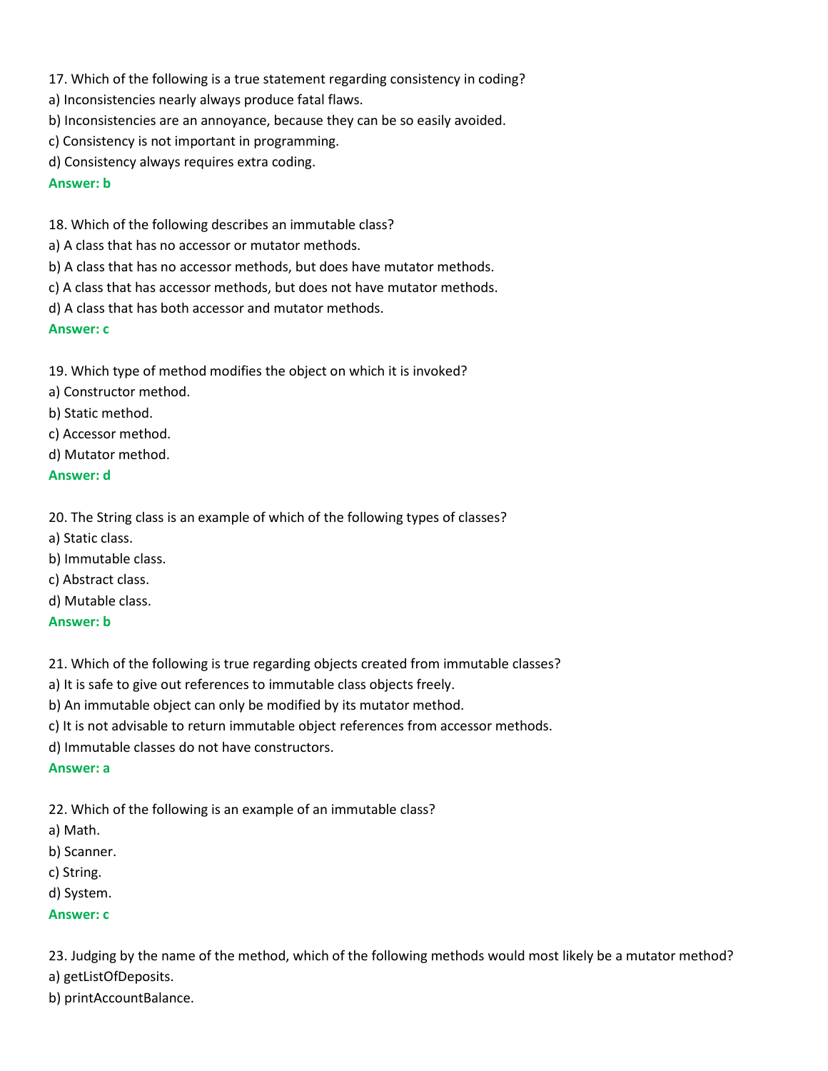17. Which of the following is a true statement regarding consistency in coding?
a) Inconsistencies nearly always produce fatal flaws.
b) Inconsistencies are an annoyance, because they can be so easily avoided.
c) Consistency is not important in programming.
d) Consistency always requires extra coding.
**Answer: b**

18. Which of the following describes an immutable class?
a) A class that has no accessor or mutator methods.
b) A class that has no accessor methods, but does have mutator methods.
c) A class that has accessor methods, but does not have mutator methods.
d) A class that has both accessor and mutator methods.
**Answer: c**

19. Which type of method modifies the object on which it is invoked?
a) Constructor method.
b) Static method.
c) Accessor method.
d) Mutator method.
**Answer: d**

20. The String class is an example of which of the following types of classes?
a) Static class.
b) Immutable class.
c) Abstract class.
d) Mutable class.
**Answer: b**

21. Which of the following is true regarding objects created from immutable classes?
a) It is safe to give out references to immutable class objects freely.
b) An immutable object can only be modified by its mutator method.
c) It is not advisable to return immutable object references from accessor methods.
d) Immutable classes do not have constructors.
**Answer: a**

22. Which of the following is an example of an immutable class?
a) Math.
b) Scanner.
c) String.
d) System.
**Answer: c**

23. Judging by the name of the method, which of the following methods would most likely be a mutator method?
a) getListOfDeposits.
b) printAccountBalance.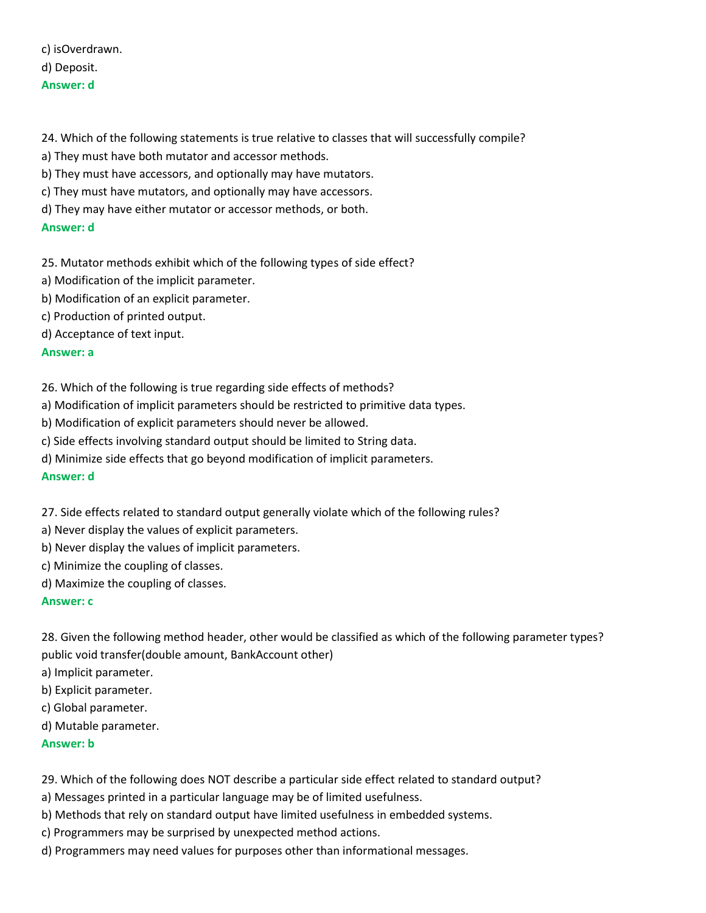c) isOverdrawn.

d) Deposit.

**Answer: d**

24. Which of the following statements is true relative to classes that will successfully compile?

a) They must have both mutator and accessor methods.

b) They must have accessors, and optionally may have mutators.

c) They must have mutators, and optionally may have accessors.

d) They may have either mutator or accessor methods, or both.

**Answer: d**

25. Mutator methods exhibit which of the following types of side effect?

a) Modification of the implicit parameter.

b) Modification of an explicit parameter.

c) Production of printed output.

d) Acceptance of text input.

**Answer: a**

26. Which of the following is true regarding side effects of methods?

a) Modification of implicit parameters should be restricted to primitive data types.

b) Modification of explicit parameters should never be allowed.

c) Side effects involving standard output should be limited to String data.

d) Minimize side effects that go beyond modification of implicit parameters.

**Answer: d**

27. Side effects related to standard output generally violate which of the following rules?

a) Never display the values of explicit parameters.

b) Never display the values of implicit parameters.

c) Minimize the coupling of classes.

d) Maximize the coupling of classes.

**Answer: c**

28. Given the following method header, other would be classified as which of the following parameter types?

public void transfer(double amount, BankAccount other)

a) Implicit parameter.

b) Explicit parameter.

c) Global parameter.

d) Mutable parameter.

**Answer: b**

29. Which of the following does NOT describe a particular side effect related to standard output?

a) Messages printed in a particular language may be of limited usefulness.

b) Methods that rely on standard output have limited usefulness in embedded systems.

c) Programmers may be surprised by unexpected method actions.

d) Programmers may need values for purposes other than informational messages.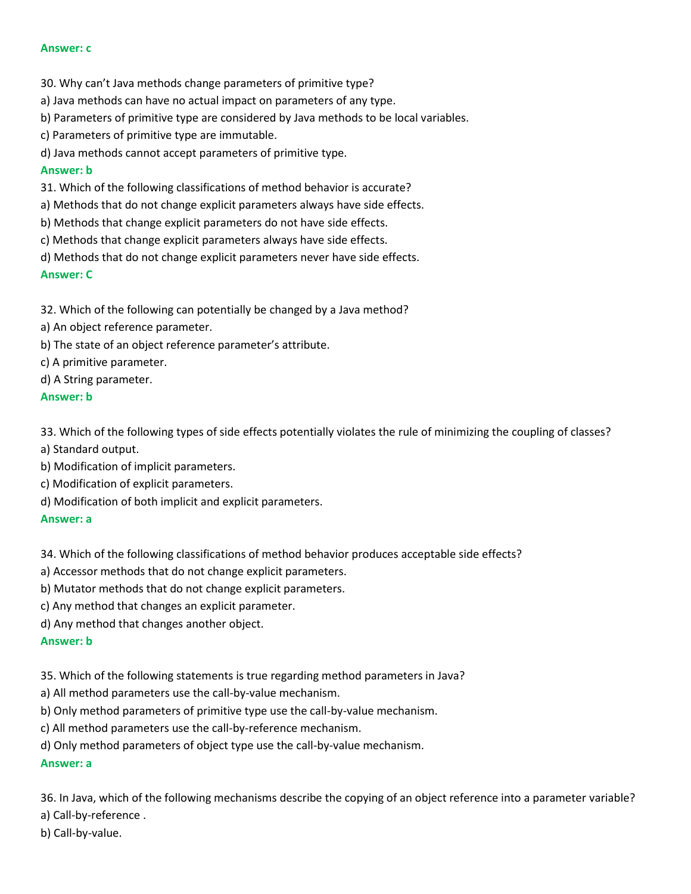**Answer: c**

30. Why can't Java methods change parameters of primitive type?

a) Java methods can have no actual impact on parameters of any type.

b) Parameters of primitive type are considered by Java methods to be local variables.

c) Parameters of primitive type are immutable.

d) Java methods cannot accept parameters of primitive type.

**Answer: b**

31. Which of the following classifications of method behavior is accurate?

a) Methods that do not change explicit parameters always have side effects.

b) Methods that change explicit parameters do not have side effects.

c) Methods that change explicit parameters always have side effects.

d) Methods that do not change explicit parameters never have side effects.

**Answer: C**

32. Which of the following can potentially be changed by a Java method?

a) An object reference parameter.

b) The state of an object reference parameter's attribute.

c) A primitive parameter.

d) A String parameter.

**Answer: b**

33. Which of the following types of side effects potentially violates the rule of minimizing the coupling of classes?

a) Standard output.

b) Modification of implicit parameters.

c) Modification of explicit parameters.

d) Modification of both implicit and explicit parameters.

**Answer: a**

34. Which of the following classifications of method behavior produces acceptable side effects?

a) Accessor methods that do not change explicit parameters.

b) Mutator methods that do not change explicit parameters.

c) Any method that changes an explicit parameter.

d) Any method that changes another object.

**Answer: b**

35. Which of the following statements is true regarding method parameters in Java?

a) All method parameters use the call-by-value mechanism.

b) Only method parameters of primitive type use the call-by-value mechanism.

c) All method parameters use the call-by-reference mechanism.

d) Only method parameters of object type use the call-by-value mechanism.

**Answer: a**

36. In Java, which of the following mechanisms describe the copying of an object reference into a parameter variable?

a) Call-by-reference .

b) Call-by-value.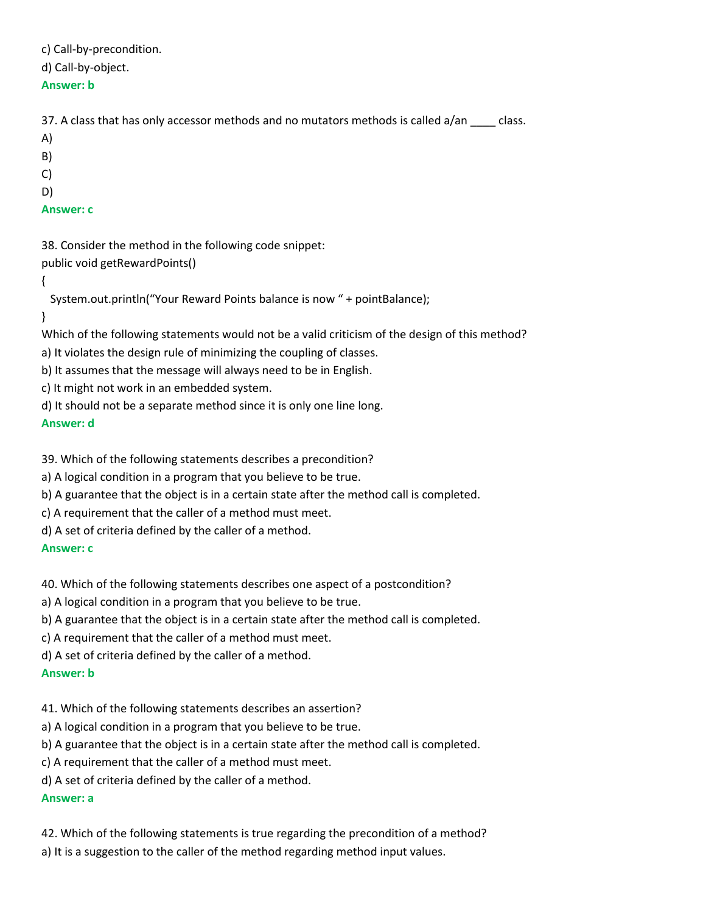c) Call-by-precondition.

d) Call-by-object.

**Answer: b**

37. A class that has only accessor methods and no mutators methods is called a/an ____ class.

A)

B)

C)

D)

**Answer: c**

38. Consider the method in the following code snippet:

```
public void getRewardPoints()
{
  System.out.println("Your Reward Points balance is now " + pointBalance);
}
```

Which of the following statements would not be a valid criticism of the design of this method?

a) It violates the design rule of minimizing the coupling of classes.

b) It assumes that the message will always need to be in English.

c) It might not work in an embedded system.

d) It should not be a separate method since it is only one line long.

**Answer: d**

39. Which of the following statements describes a precondition?

a) A logical condition in a program that you believe to be true.

b) A guarantee that the object is in a certain state after the method call is completed.

c) A requirement that the caller of a method must meet.

d) A set of criteria defined by the caller of a method.

**Answer: c**

40. Which of the following statements describes one aspect of a postcondition?

a) A logical condition in a program that you believe to be true.

b) A guarantee that the object is in a certain state after the method call is completed.

c) A requirement that the caller of a method must meet.

d) A set of criteria defined by the caller of a method.

**Answer: b**

41. Which of the following statements describes an assertion?

a) A logical condition in a program that you believe to be true.

b) A guarantee that the object is in a certain state after the method call is completed.

c) A requirement that the caller of a method must meet.

d) A set of criteria defined by the caller of a method.

**Answer: a**

42. Which of the following statements is true regarding the precondition of a method?

a) It is a suggestion to the caller of the method regarding method input values.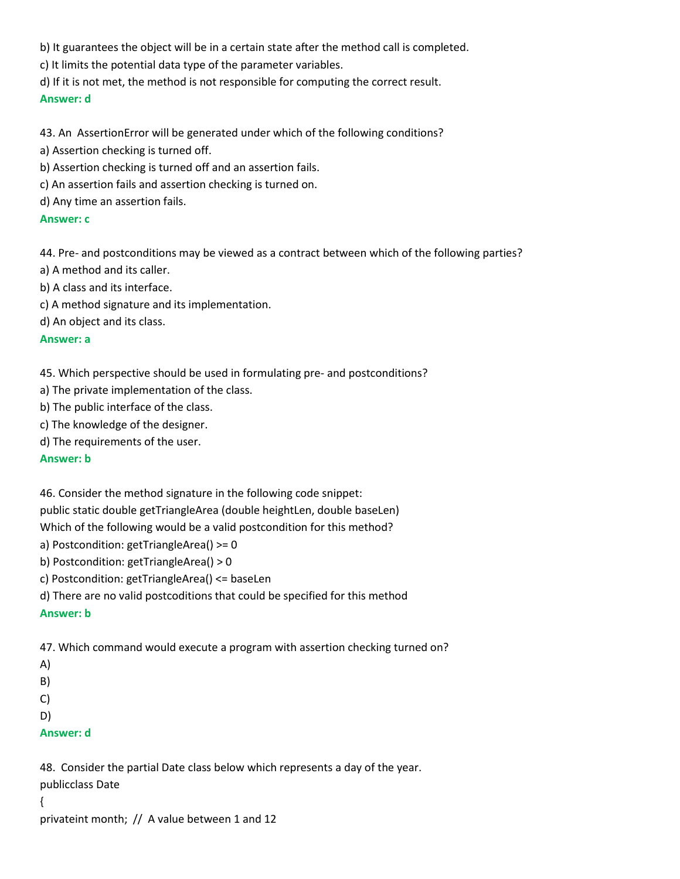b) It guarantees the object will be in a certain state after the method call is completed.

c) It limits the potential data type of the parameter variables.

d) If it is not met, the method is not responsible for computing the correct result.

**Answer: d**

43. An AssertionError will be generated under which of the following conditions?

a) Assertion checking is turned off.

b) Assertion checking is turned off and an assertion fails.

c) An assertion fails and assertion checking is turned on.

d) Any time an assertion fails.

**Answer: c**

44. Pre- and postconditions may be viewed as a contract between which of the following parties?

a) A method and its caller.

b) A class and its interface.

c) A method signature and its implementation.

d) An object and its class.

**Answer: a**

45. Which perspective should be used in formulating pre- and postconditions?

a) The private implementation of the class.

b) The public interface of the class.

c) The knowledge of the designer.

d) The requirements of the user.

**Answer: b**

46. Consider the method signature in the following code snippet:

public static double getTriangleArea (double heightLen, double baseLen)

Which of the following would be a valid postcondition for this method?

a) Postcondition: getTriangleArea() >= 0

b) Postcondition: getTriangleArea() > 0

c) Postcondition: getTriangleArea() <= baseLen

d) There are no valid postcoditions that could be specified for this method

**Answer: b**

47. Which command would execute a program with assertion checking turned on?

A)

B)

C)

D)

**Answer: d**

48. Consider the partial Date class below which represents a day of the year.

```
publicclass Date
{
privateint month; // A value between 1 and 12
```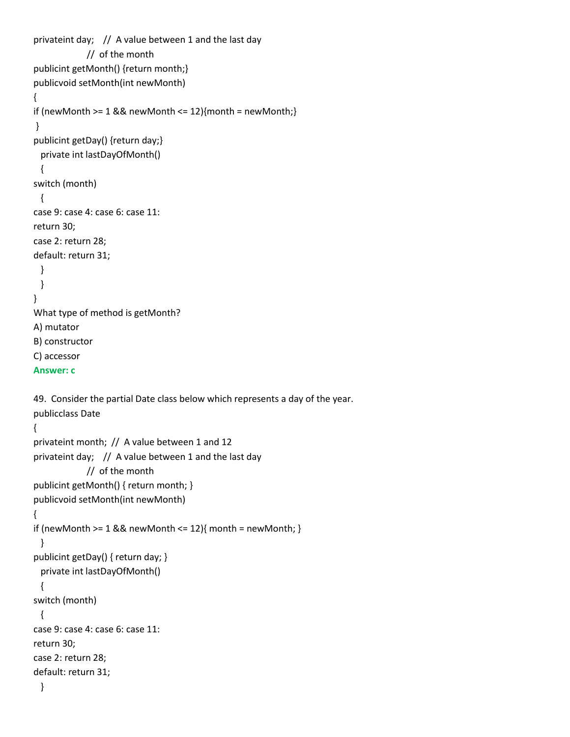```
privateint day;    //  A value between 1 and the last day
                  //  of the month
publicint getMonth() {return month;}
publicvoid setMonth(int newMonth)
{
if (newMonth >= 1 && newMonth <= 12){month = newMonth;}
 }
publicint getDay() {return day;}
  private int lastDayOfMonth()
  {
switch (month)
  {
case 9: case 4: case 6: case 11:
return 30;
case 2: return 28;
default: return 31;
  }
  }
}
```

What type of method is getMonth?

A) mutator

B) constructor

C) accessor

**Answer: c**

49. Consider the partial Date class below which represents a day of the year.

```
publicclass Date
{
privateint month;  //  A value between 1 and 12
privateint day;    //  A value between 1 and the last day
                  //  of the month
publicint getMonth() { return month; }
publicvoid setMonth(int newMonth)
{
if (newMonth >= 1 && newMonth <= 12){ month = newMonth; }
  }
publicint getDay() { return day; }
  private int lastDayOfMonth()
  {
switch (month)
  {
case 9: case 4: case 6: case 11:
return 30;
case 2: return 28;
default: return 31;
  }
```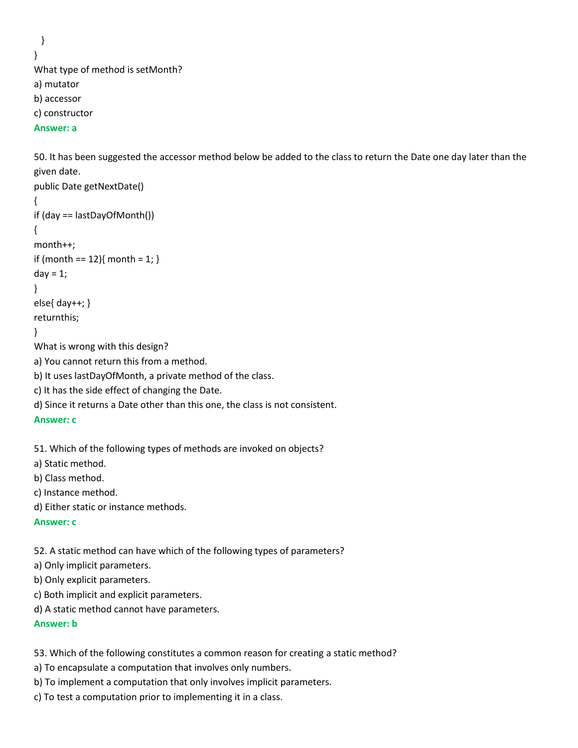```
  }
}
```

What type of method is setMonth?

a) mutator

b) accessor

c) constructor

**Answer: a**

50. It has been suggested the accessor method below be added to the class to return the Date one day later than the given date.

```
public Date getNextDate()
{
if (day == lastDayOfMonth())
{
month++;
if (month == 12){ month = 1; }
day = 1;
}
else{ day++; }
returnthis;
}
```

What is wrong with this design?

a) You cannot return this from a method.

b) It uses lastDayOfMonth, a private method of the class.

c) It has the side effect of changing the Date.

d) Since it returns a Date other than this one, the class is not consistent.

**Answer: c**

51. Which of the following types of methods are invoked on objects?

a) Static method.

b) Class method.

c) Instance method.

d) Either static or instance methods.

**Answer: c**

52. A static method can have which of the following types of parameters?

a) Only implicit parameters.

b) Only explicit parameters.

c) Both implicit and explicit parameters.

d) A static method cannot have parameters.

**Answer: b**

53. Which of the following constitutes a common reason for creating a static method?

a) To encapsulate a computation that involves only numbers.

b) To implement a computation that only involves implicit parameters.

c) To test a computation prior to implementing it in a class.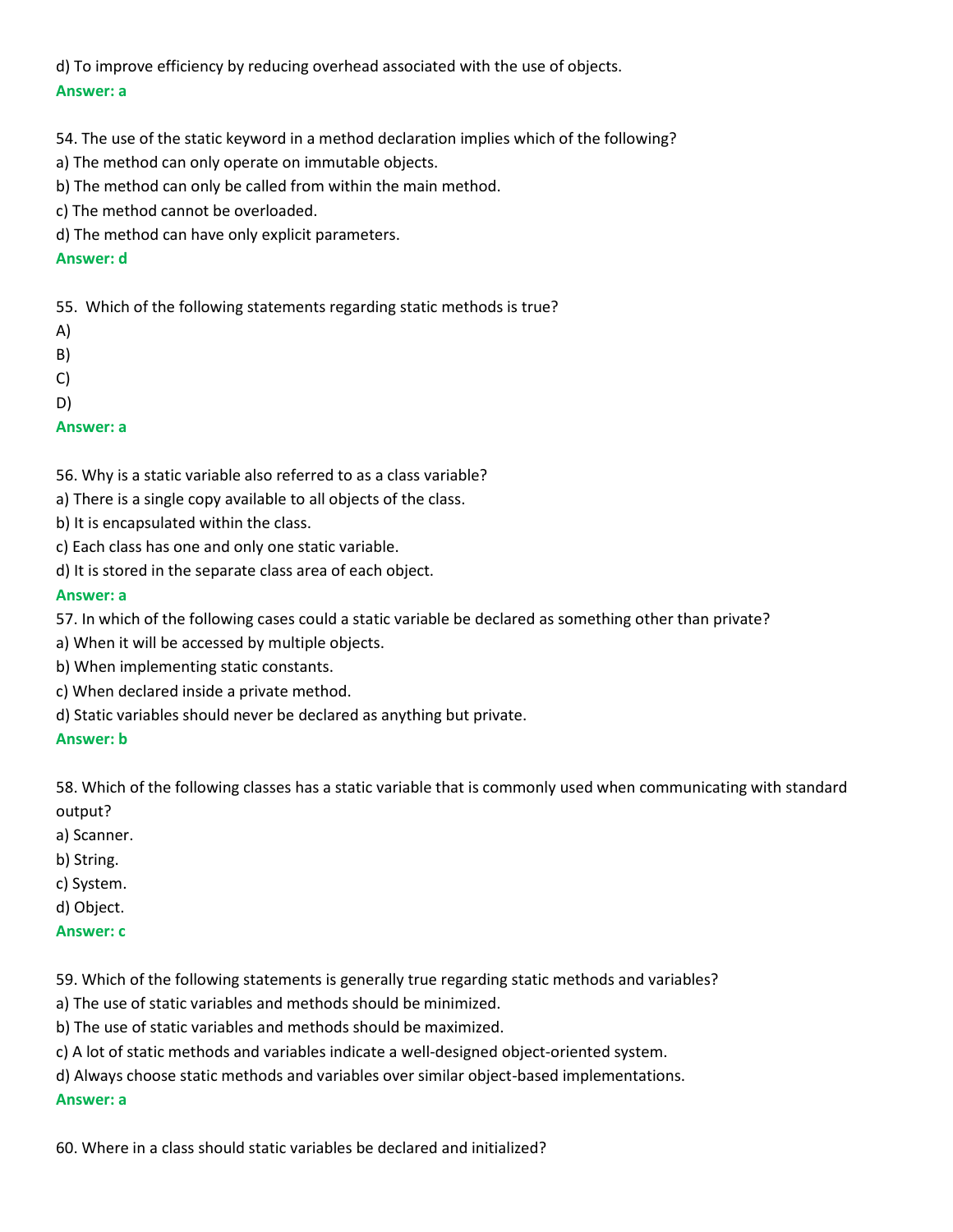d) To improve efficiency by reducing overhead associated with the use of objects.

**Answer: a**

54. The use of the static keyword in a method declaration implies which of the following?

a) The method can only operate on immutable objects.

b) The method can only be called from within the main method.

c) The method cannot be overloaded.

d) The method can have only explicit parameters.

**Answer: d**

55. Which of the following statements regarding static methods is true?

A)

B)

C)

D)

**Answer: a**

56. Why is a static variable also referred to as a class variable?

a) There is a single copy available to all objects of the class.

b) It is encapsulated within the class.

c) Each class has one and only one static variable.

d) It is stored in the separate class area of each object.

**Answer: a**

57. In which of the following cases could a static variable be declared as something other than private?

a) When it will be accessed by multiple objects.

b) When implementing static constants.

c) When declared inside a private method.

d) Static variables should never be declared as anything but private.

**Answer: b**

58. Which of the following classes has a static variable that is commonly used when communicating with standard output?

a) Scanner.

b) String.

c) System.

d) Object.

**Answer: c**

59. Which of the following statements is generally true regarding static methods and variables?

a) The use of static variables and methods should be minimized.

b) The use of static variables and methods should be maximized.

c) A lot of static methods and variables indicate a well-designed object-oriented system.

d) Always choose static methods and variables over similar object-based implementations.

**Answer: a**

60. Where in a class should static variables be declared and initialized?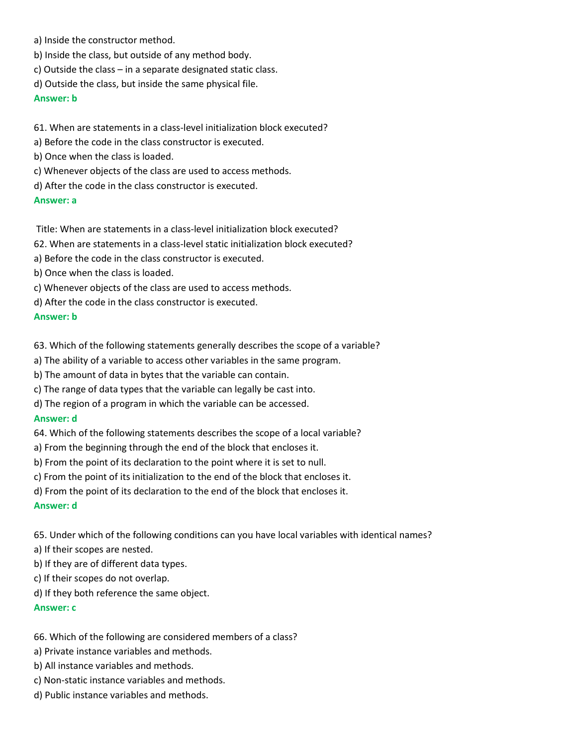a) Inside the constructor method.
b) Inside the class, but outside of any method body.
c) Outside the class – in a separate designated static class.
d) Outside the class, but inside the same physical file.
**Answer: b**

61. When are statements in a class-level initialization block executed?
a) Before the code in the class constructor is executed.
b) Once when the class is loaded.
c) Whenever objects of the class are used to access methods.
d) After the code in the class constructor is executed.
**Answer: a**

Title: When are statements in a class-level initialization block executed?
62. When are statements in a class-level static initialization block executed?
a) Before the code in the class constructor is executed.
b) Once when the class is loaded.
c) Whenever objects of the class are used to access methods.
d) After the code in the class constructor is executed.
**Answer: b**

63. Which of the following statements generally describes the scope of a variable?
a) The ability of a variable to access other variables in the same program.
b) The amount of data in bytes that the variable can contain.
c) The range of data types that the variable can legally be cast into.
d) The region of a program in which the variable can be accessed.
**Answer: d**
64. Which of the following statements describes the scope of a local variable?
a) From the beginning through the end of the block that encloses it.
b) From the point of its declaration to the point where it is set to null.
c) From the point of its initialization to the end of the block that encloses it.
d) From the point of its declaration to the end of the block that encloses it.
**Answer: d**

65. Under which of the following conditions can you have local variables with identical names?
a) If their scopes are nested.
b) If they are of different data types.
c) If their scopes do not overlap.
d) If they both reference the same object.
**Answer: c**

66. Which of the following are considered members of a class?
a) Private instance variables and methods.
b) All instance variables and methods.
c) Non-static instance variables and methods.
d) Public instance variables and methods.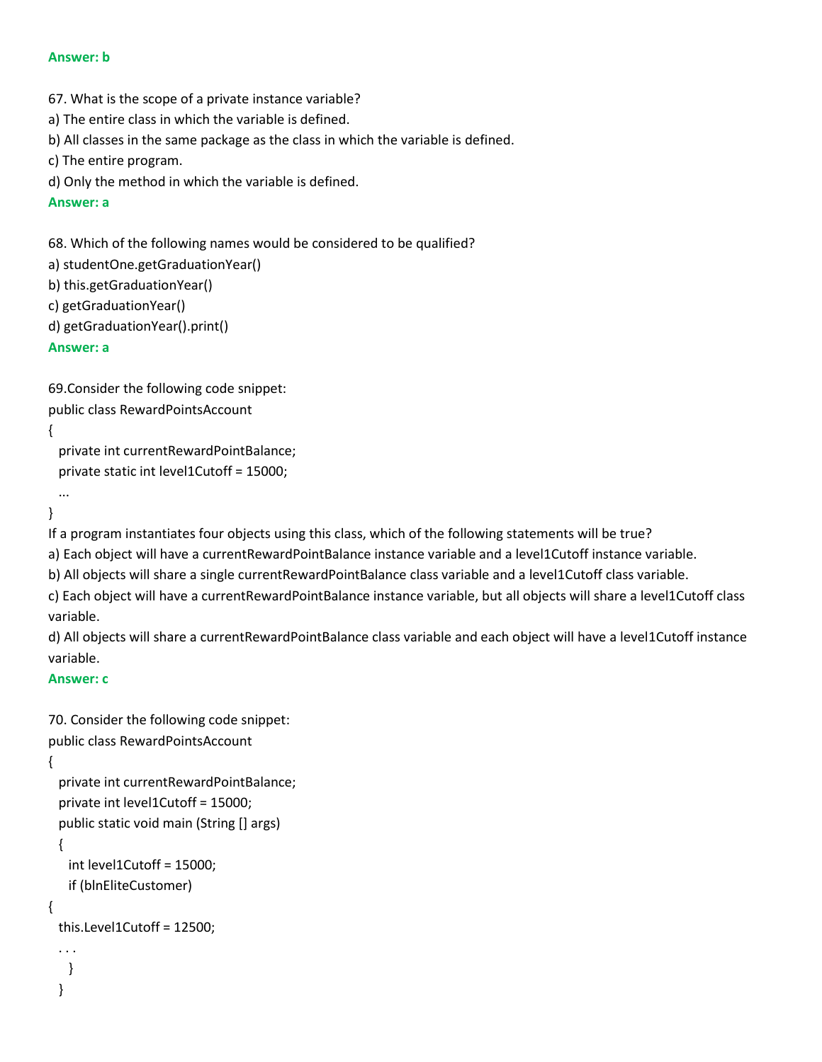**Answer: b**

67. What is the scope of a private instance variable?
a) The entire class in which the variable is defined.
b) All classes in the same package as the class in which the variable is defined.
c) The entire program.
d) Only the method in which the variable is defined.
**Answer: a**

68. Which of the following names would be considered to be qualified?
a) studentOne.getGraduationYear()
b) this.getGraduationYear()
c) getGraduationYear()
d) getGraduationYear().print()
**Answer: a**

69.Consider the following code snippet:

```
public class RewardPointsAccount
{
  private int currentRewardPointBalance;
  private static int level1Cutoff = 15000;
  ...
}
```

If a program instantiates four objects using this class, which of the following statements will be true?
a) Each object will have a currentRewardPointBalance instance variable and a level1Cutoff instance variable.
b) All objects will share a single currentRewardPointBalance class variable and a level1Cutoff class variable.
c) Each object will have a currentRewardPointBalance instance variable, but all objects will share a level1Cutoff class variable.
d) All objects will share a currentRewardPointBalance class variable and each object will have a level1Cutoff instance variable.
**Answer: c**

70. Consider the following code snippet:

```
public class RewardPointsAccount
{
  private int currentRewardPointBalance;
  private int level1Cutoff = 15000;
  public static void main (String [] args)
  {
    int level1Cutoff = 15000;
    if (blnEliteCustomer)
{
  this.Level1Cutoff = 12500;
  . . .
    }
  }
```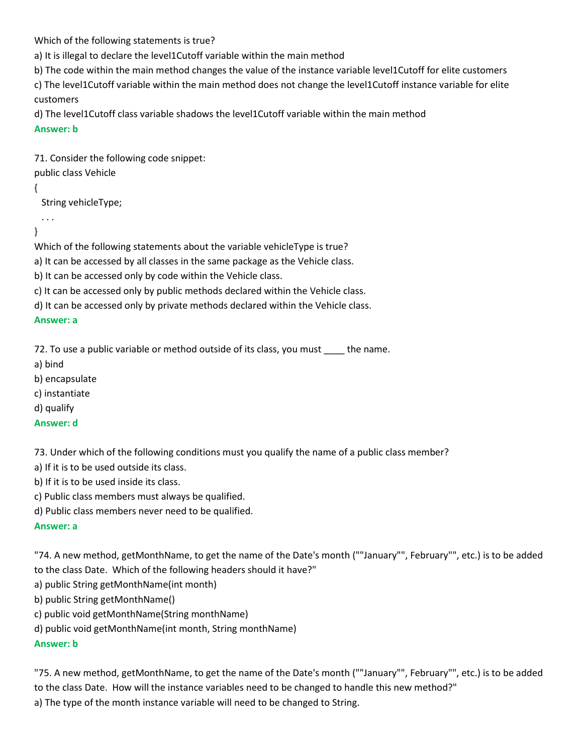Which of the following statements is true?

a) It is illegal to declare the level1Cutoff variable within the main method

b) The code within the main method changes the value of the instance variable level1Cutoff for elite customers

c) The level1Cutoff variable within the main method does not change the level1Cutoff instance variable for elite customers

d) The level1Cutoff class variable shadows the level1Cutoff variable within the main method

**Answer: b**

71. Consider the following code snippet:

```
public class Vehicle
{
  String vehicleType;
  . . .
}
```

Which of the following statements about the variable vehicleType is true?

a) It can be accessed by all classes in the same package as the Vehicle class.

b) It can be accessed only by code within the Vehicle class.

c) It can be accessed only by public methods declared within the Vehicle class.

d) It can be accessed only by private methods declared within the Vehicle class.

**Answer: a**

72. To use a public variable or method outside of its class, you must ____ the name.

a) bind

b) encapsulate

c) instantiate

d) qualify

**Answer: d**

73. Under which of the following conditions must you qualify the name of a public class member?

a) If it is to be used outside its class.

b) If it is to be used inside its class.

c) Public class members must always be qualified.

d) Public class members never need to be qualified.

**Answer: a**

"74. A new method, getMonthName, to get the name of the Date's month (""January"", February"", etc.) is to be added to the class Date. Which of the following headers should it have?"

a) public String getMonthName(int month)

b) public String getMonthName()

c) public void getMonthName(String monthName)

d) public void getMonthName(int month, String monthName)

**Answer: b**

"75. A new method, getMonthName, to get the name of the Date's month (""January"", February"", etc.) is to be added to the class Date. How will the instance variables need to be changed to handle this new method?"

a) The type of the month instance variable will need to be changed to String.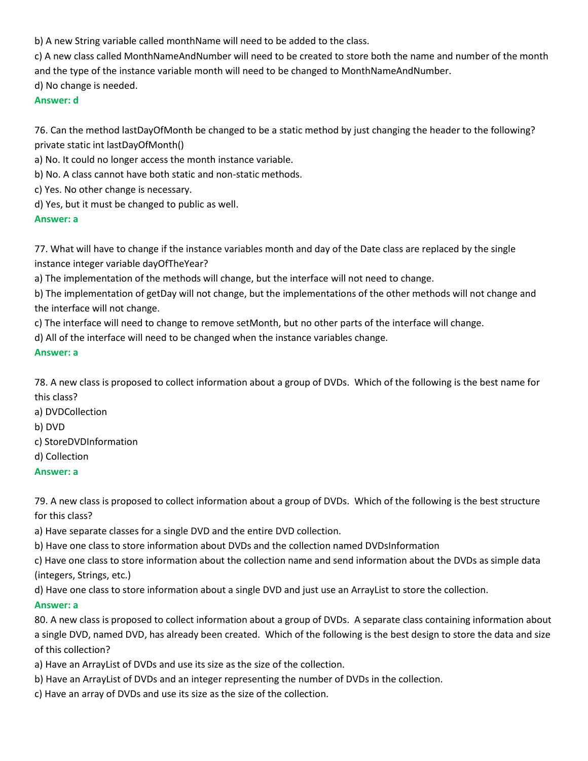b) A new String variable called monthName will need to be added to the class.

c) A new class called MonthNameAndNumber will need to be created to store both the name and number of the month and the type of the instance variable month will need to be changed to MonthNameAndNumber.

d) No change is needed.

**Answer: d**

76. Can the method lastDayOfMonth be changed to be a static method by just changing the header to the following?
private static int lastDayOfMonth()

a) No. It could no longer access the month instance variable.

b) No. A class cannot have both static and non-static methods.

c) Yes. No other change is necessary.

d) Yes, but it must be changed to public as well.

**Answer: a**

77. What will have to change if the instance variables month and day of the Date class are replaced by the single instance integer variable dayOfTheYear?

a) The implementation of the methods will change, but the interface will not need to change.

b) The implementation of getDay will not change, but the implementations of the other methods will not change and the interface will not change.

c) The interface will need to change to remove setMonth, but no other parts of the interface will change.

d) All of the interface will need to be changed when the instance variables change.

**Answer: a**

78. A new class is proposed to collect information about a group of DVDs. Which of the following is the best name for this class?

a) DVDCollection

b) DVD

c) StoreDVDInformation

d) Collection

**Answer: a**

79. A new class is proposed to collect information about a group of DVDs. Which of the following is the best structure for this class?

a) Have separate classes for a single DVD and the entire DVD collection.

b) Have one class to store information about DVDs and the collection named DVDsInformation

c) Have one class to store information about the collection name and send information about the DVDs as simple data (integers, Strings, etc.)

d) Have one class to store information about a single DVD and just use an ArrayList to store the collection.

**Answer: a**

80. A new class is proposed to collect information about a group of DVDs. A separate class containing information about a single DVD, named DVD, has already been created. Which of the following is the best design to store the data and size of this collection?

a) Have an ArrayList of DVDs and use its size as the size of the collection.

b) Have an ArrayList of DVDs and an integer representing the number of DVDs in the collection.

c) Have an array of DVDs and use its size as the size of the collection.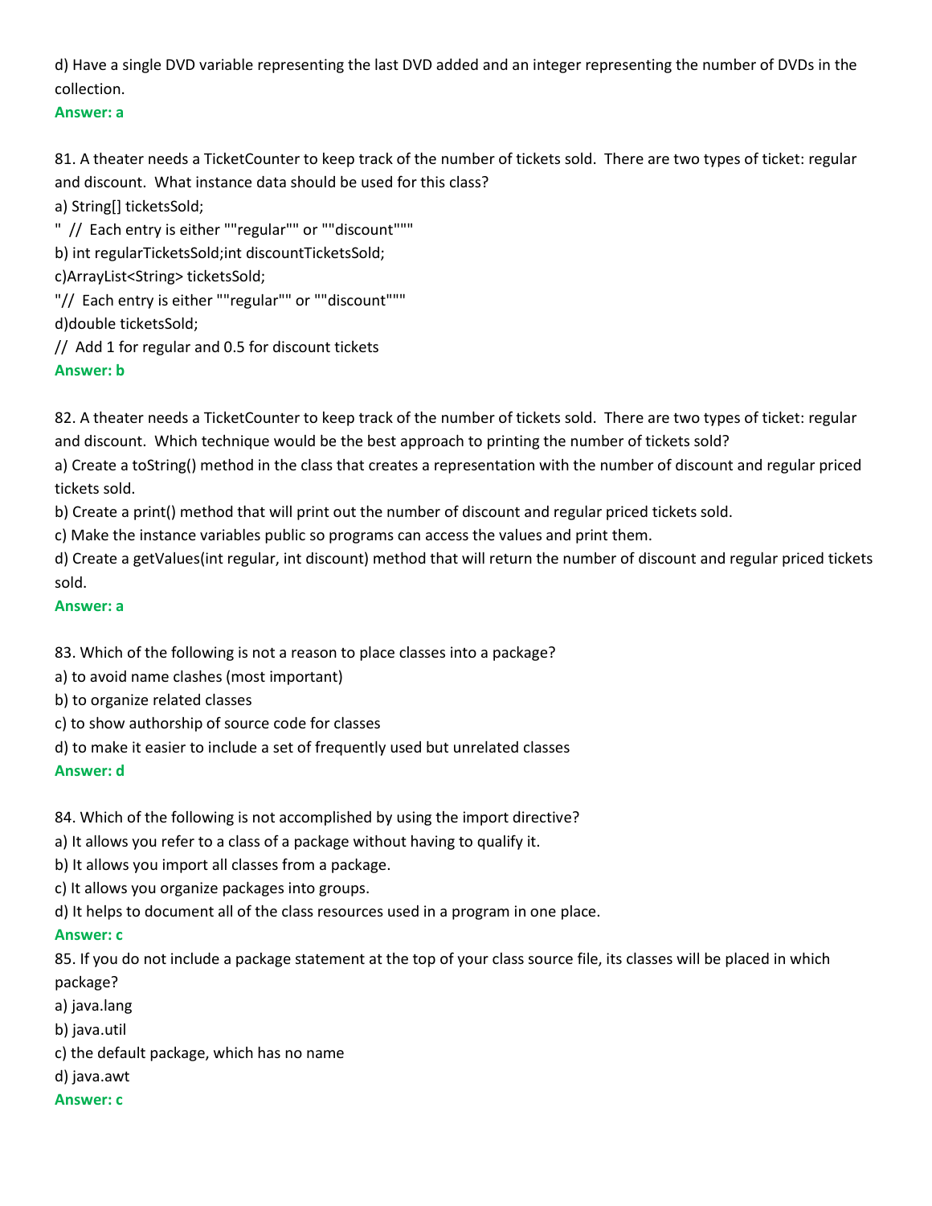d) Have a single DVD variable representing the last DVD added and an integer representing the number of DVDs in the collection.

**Answer: a**

81. A theater needs a TicketCounter to keep track of the number of tickets sold. There are two types of ticket: regular and discount. What instance data should be used for this class?

a) String[] ticketsSold;

" // Each entry is either ""regular"" or ""discount"""

b) int regularTicketsSold;int discountTicketsSold;

c)ArrayList<String> ticketsSold;

"// Each entry is either ""regular"" or ""discount"""

d)double ticketsSold;

// Add 1 for regular and 0.5 for discount tickets

**Answer: b**

82. A theater needs a TicketCounter to keep track of the number of tickets sold. There are two types of ticket: regular and discount. Which technique would be the best approach to printing the number of tickets sold?

a) Create a toString() method in the class that creates a representation with the number of discount and regular priced tickets sold.

b) Create a print() method that will print out the number of discount and regular priced tickets sold.

c) Make the instance variables public so programs can access the values and print them.

d) Create a getValues(int regular, int discount) method that will return the number of discount and regular priced tickets sold.

**Answer: a**

83. Which of the following is not a reason to place classes into a package?

a) to avoid name clashes (most important)

b) to organize related classes

c) to show authorship of source code for classes

d) to make it easier to include a set of frequently used but unrelated classes

**Answer: d**

84. Which of the following is not accomplished by using the import directive?

a) It allows you refer to a class of a package without having to qualify it.

b) It allows you import all classes from a package.

c) It allows you organize packages into groups.

d) It helps to document all of the class resources used in a program in one place.

**Answer: c**

85. If you do not include a package statement at the top of your class source file, its classes will be placed in which package?

a) java.lang

b) java.util

c) the default package, which has no name

d) java.awt

**Answer: c**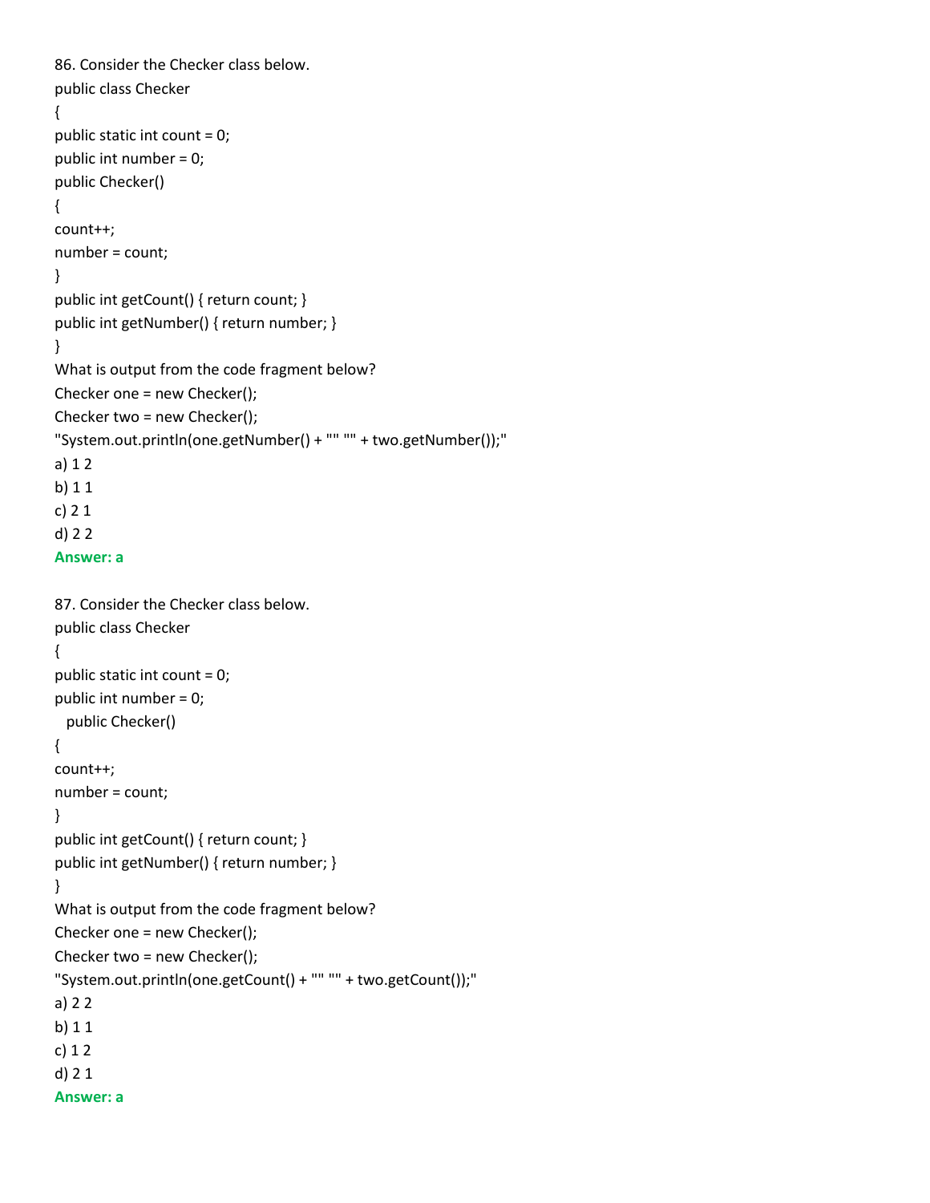86. Consider the Checker class below.

```
public class Checker
{
public static int count = 0;
public int number = 0;
public Checker()
{
count++;
number = count;
}
public int getCount() { return count; }
public int getNumber() { return number; }
}
```

What is output from the code fragment below?

```
Checker one = new Checker();
Checker two = new Checker();
"System.out.println(one.getNumber() + "" "" + two.getNumber());"
```

a) 1 2

b) 1 1

c) 2 1

d) 2 2

**Answer: a**

87. Consider the Checker class below.

```
public class Checker
{
public static int count = 0;
public int number = 0;
  public Checker()
{
count++;
number = count;
}
public int getCount() { return count; }
public int getNumber() { return number; }
}
```

What is output from the code fragment below?

```
Checker one = new Checker();
Checker two = new Checker();
"System.out.println(one.getCount() + "" "" + two.getCount());"
```

a) 2 2

b) 1 1

c) 1 2

d) 2 1

**Answer: a**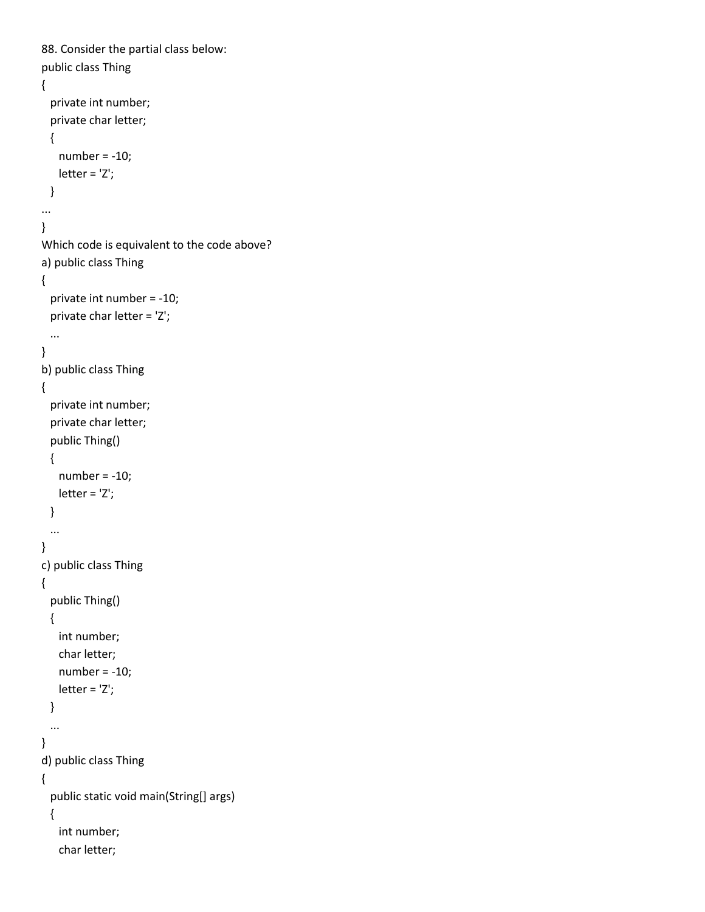88. Consider the partial class below:

```
public class Thing
{
  private int number;
  private char letter;
  {
    number = -10;
    letter = 'Z';
  }
...
}
```

Which code is equivalent to the code above?

a)
```
public class Thing
{
  private int number = -10;
  private char letter = 'Z';
  ...
}
```

b)
```
public class Thing
{
  private int number;
  private char letter;
  public Thing()
  {
    number = -10;
    letter = 'Z';
  }
  ...
}
```

c)
```
public class Thing
{
  public Thing()
  {
    int number;
    char letter;
    number = -10;
    letter = 'Z';
  }
  ...
}
```

d)
```
public class Thing
{
  public static void main(String[] args)
  {
    int number;
    char letter;
```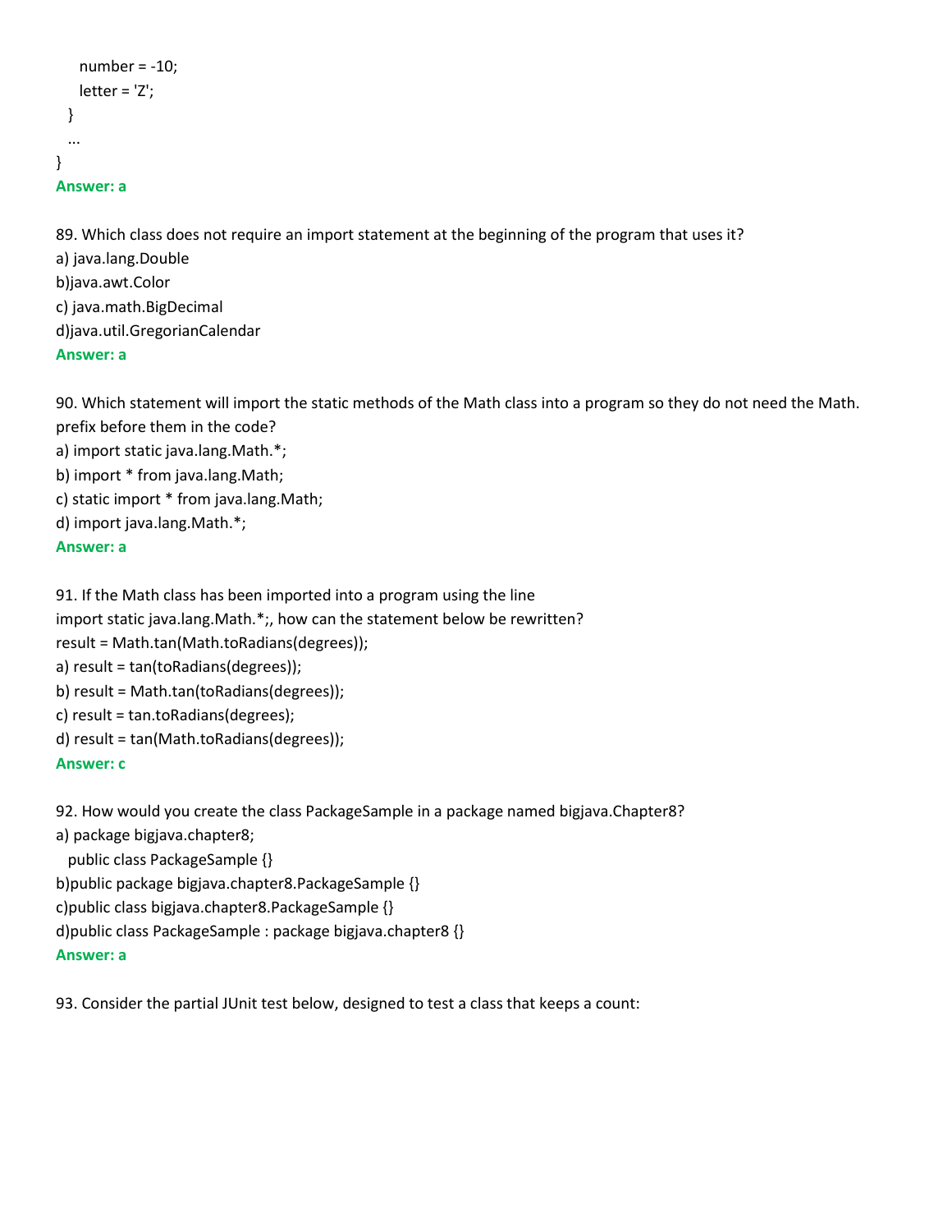```
    number = -10;
    letter = 'Z';
  }
  ...
}
```

**Answer: a**

89. Which class does not require an import statement at the beginning of the program that uses it?

a) java.lang.Double

b)java.awt.Color

c) java.math.BigDecimal

d)java.util.GregorianCalendar

**Answer: a**

90. Which statement will import the static methods of the Math class into a program so they do not need the Math. prefix before them in the code?

a) import static java.lang.Math.*;

b) import * from java.lang.Math;

c) static import * from java.lang.Math;

d) import java.lang.Math.*;

**Answer: a**

91. If the Math class has been imported into a program using the line

import static java.lang.Math.*;, how can the statement below be rewritten?

result = Math.tan(Math.toRadians(degrees));

a) result = tan(toRadians(degrees));

b) result = Math.tan(toRadians(degrees));

c) result = tan.toRadians(degrees);

d) result = tan(Math.toRadians(degrees));

**Answer: c**

92. How would you create the class PackageSample in a package named bigjava.Chapter8?

a) package bigjava.chapter8;
  public class PackageSample {}

b)public package bigjava.chapter8.PackageSample {}

c)public class bigjava.chapter8.PackageSample {}

d)public class PackageSample : package bigjava.chapter8 {}

**Answer: a**

93. Consider the partial JUnit test below, designed to test a class that keeps a count: